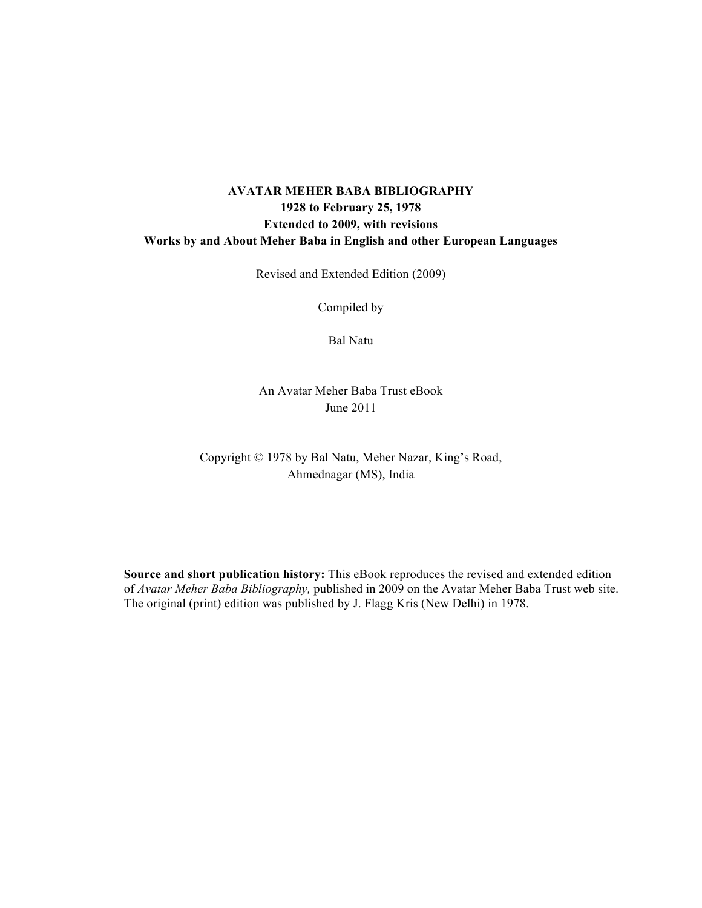# AVATAR MEHER BABA BIBLIOGRAPHY

**1928 to February 25, 1978**

**Extended to 2009, with revisions**

**Works by and About Meher Baba in English and other European Languages**

Revised and Extended Edition (2009)

Compiled by

Bal Natu

An Avatar Meher Baba Trust eBook

June 2011

Copyright © 1978 by Bal Natu, Meher Nazar, King's Road, Ahmednagar (MS), India

**Source and short publication history:** This eBook reproduces the revised and extended edition of *Avatar Meher Baba Bibliography,* published in 2009 on the Avatar Meher Baba Trust web site. The original (print) edition was published by J. Flagg Kris (New Delhi) in 1978.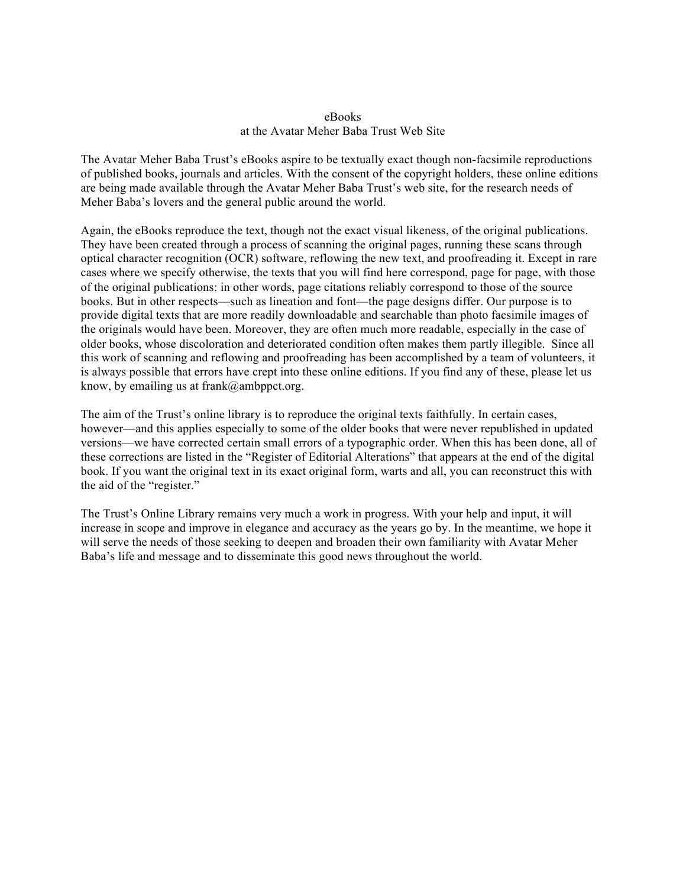# eBooks
## at the Avatar Meher Baba Trust Web Site

The Avatar Meher Baba Trust's eBooks aspire to be textually exact though non-facsimile reproductions of published books, journals and articles. With the consent of the copyright holders, these online editions are being made available through the Avatar Meher Baba Trust's web site, for the research needs of Meher Baba's lovers and the general public around the world.

Again, the eBooks reproduce the text, though not the exact visual likeness, of the original publications. They have been created through a process of scanning the original pages, running these scans through optical character recognition (OCR) software, reflowing the new text, and proofreading it. Except in rare cases where we specify otherwise, the texts that you will find here correspond, page for page, with those of the original publications: in other words, page citations reliably correspond to those of the source books. But in other respects—such as lineation and font—the page designs differ. Our purpose is to provide digital texts that are more readily downloadable and searchable than photo facsimile images of the originals would have been. Moreover, they are often much more readable, especially in the case of older books, whose discoloration and deteriorated condition often makes them partly illegible. Since all this work of scanning and reflowing and proofreading has been accomplished by a team of volunteers, it is always possible that errors have crept into these online editions. If you find any of these, please let us know, by emailing us at frank@ambppct.org.

The aim of the Trust's online library is to reproduce the original texts faithfully. In certain cases, however—and this applies especially to some of the older books that were never republished in updated versions—we have corrected certain small errors of a typographic order. When this has been done, all of these corrections are listed in the "Register of Editorial Alterations" that appears at the end of the digital book. If you want the original text in its exact original form, warts and all, you can reconstruct this with the aid of the "register."

The Trust's Online Library remains very much a work in progress. With your help and input, it will increase in scope and improve in elegance and accuracy as the years go by. In the meantime, we hope it will serve the needs of those seeking to deepen and broaden their own familiarity with Avatar Meher Baba's life and message and to disseminate this good news throughout the world.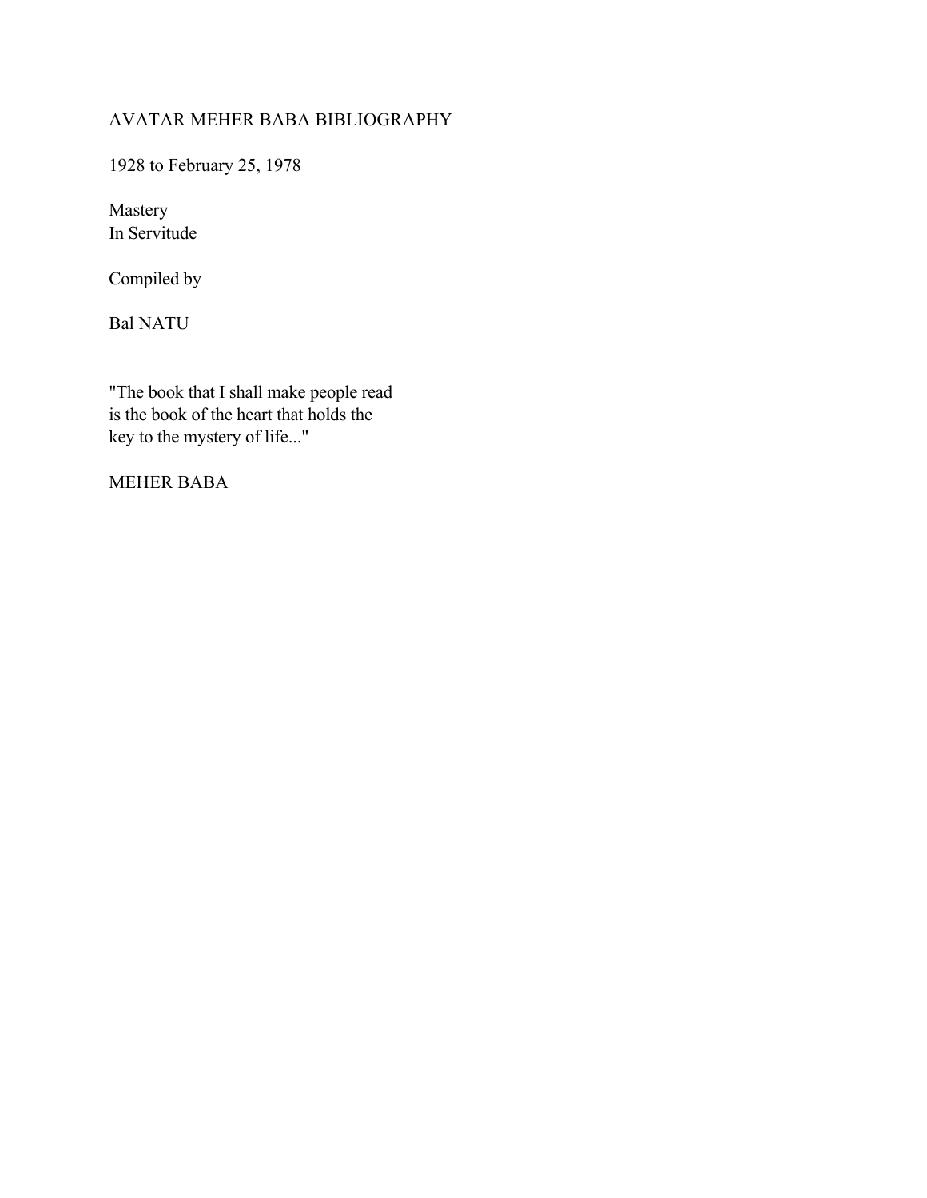# AVATAR MEHER BABA BIBLIOGRAPHY

1928 to February 25, 1978

Mastery
In Servitude

Compiled by

Bal NATU

"The book that I shall make people read
is the book of the heart that holds the
key to the mystery of life..."

MEHER BABA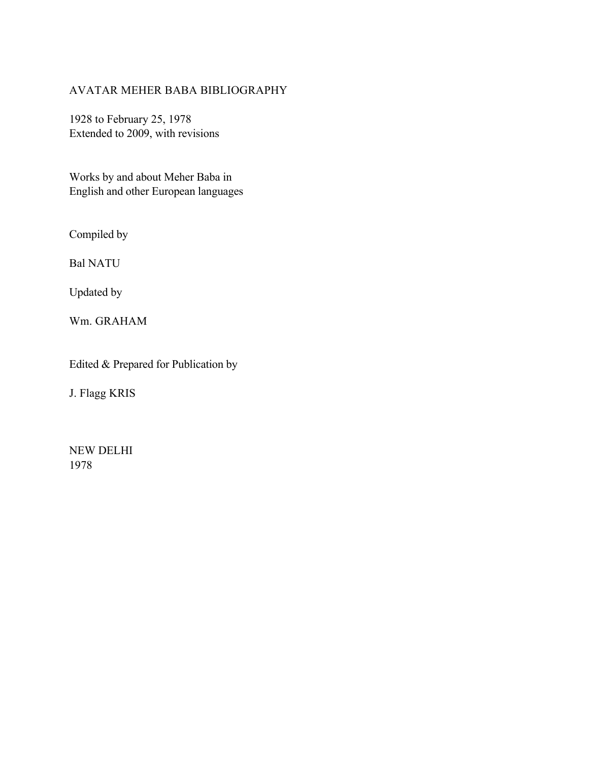# AVATAR MEHER BABA BIBLIOGRAPHY

1928 to February 25, 1978
Extended to 2009, with revisions

Works by and about Meher Baba in
English and other European languages

Compiled by

Bal NATU

Updated by

Wm. GRAHAM

Edited & Prepared for Publication by

J. Flagg KRIS

NEW DELHI
1978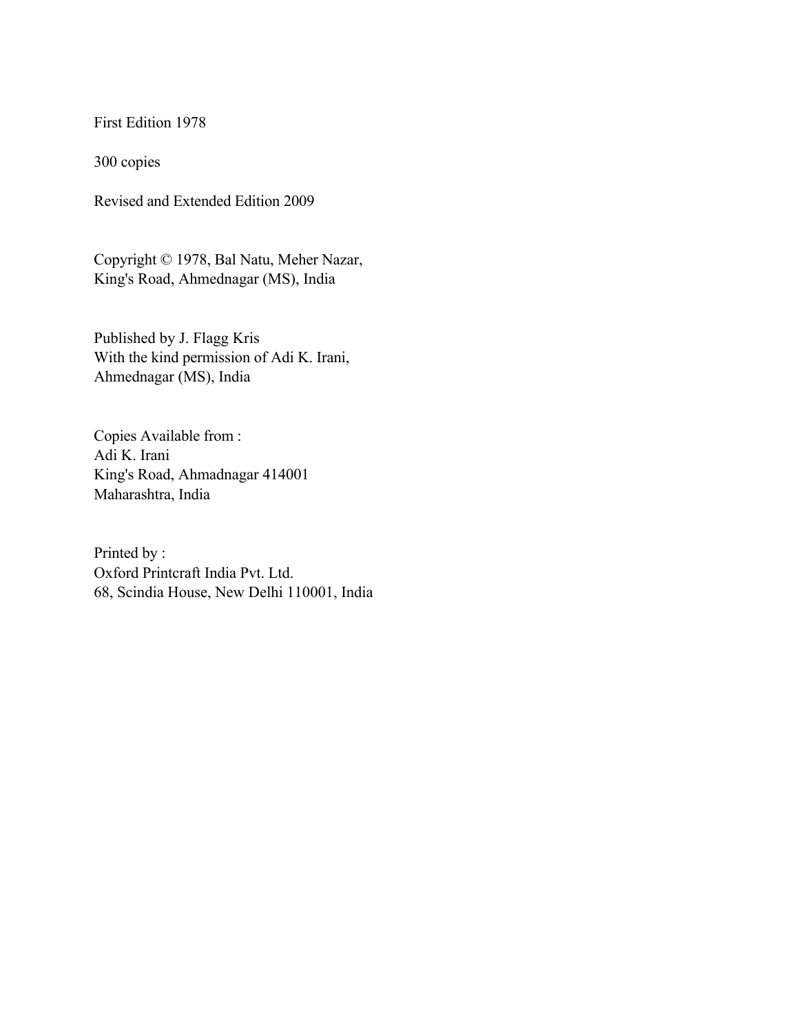First Edition 1978

300 copies

Revised and Extended Edition 2009

Copyright © 1978, Bal Natu, Meher Nazar,
King's Road, Ahmednagar (MS), India

Published by J. Flagg Kris
With the kind permission of Adi K. Irani,
Ahmednagar (MS), India

Copies Available from :
Adi K. Irani
King's Road, Ahmadnagar 414001
Maharashtra, India

Printed by :
Oxford Printcraft India Pvt. Ltd.
68, Scindia House, New Delhi 110001, India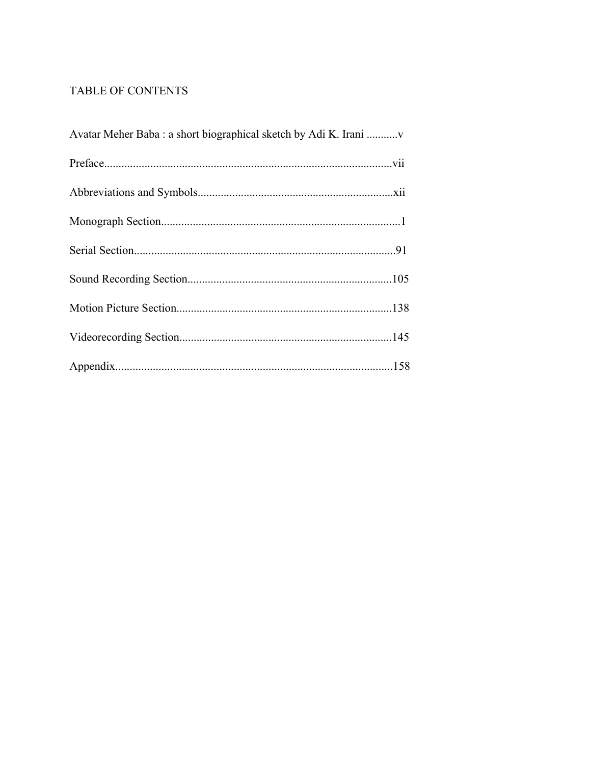# TABLE OF CONTENTS

Avatar Meher Baba : a short biographical sketch by Adi K. Irani ...........v

Preface....................................................................................................vii

Abbreviations and Symbols....................................................................xii

Monograph Section...................................................................................1

Serial Section...........................................................................................91

Sound Recording Section.......................................................................105

Motion Picture Section...........................................................................138

Videorecording Section..........................................................................145

Appendix................................................................................................158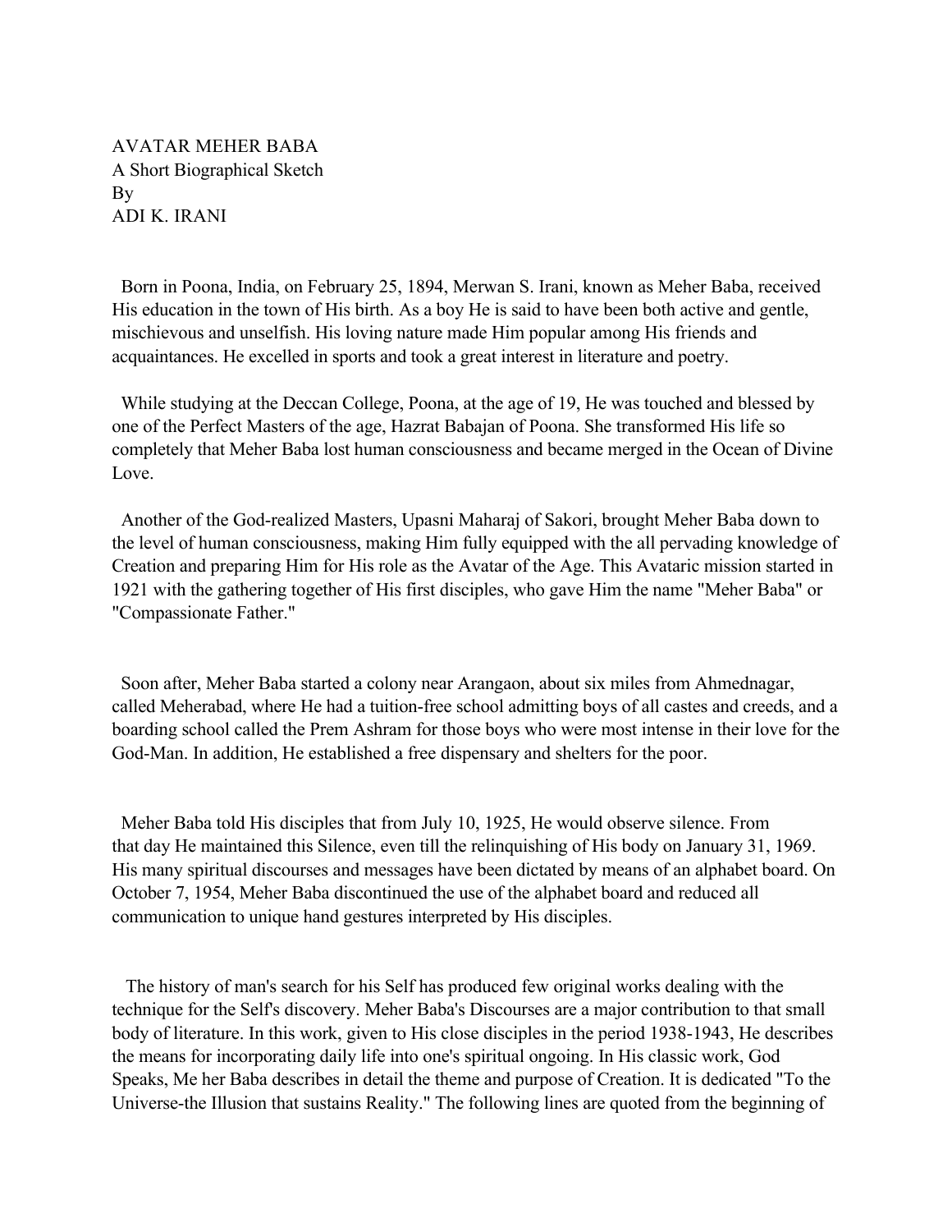AVATAR MEHER BABA
A Short Biographical Sketch
By
ADI K. IRANI

Born in Poona, India, on February 25, 1894, Merwan S. Irani, known as Meher Baba, received His education in the town of His birth. As a boy He is said to have been both active and gentle, mischievous and unselfish. His loving nature made Him popular among His friends and acquaintances. He excelled in sports and took a great interest in literature and poetry.

While studying at the Deccan College, Poona, at the age of 19, He was touched and blessed by one of the Perfect Masters of the age, Hazrat Babajan of Poona. She transformed His life so completely that Meher Baba lost human consciousness and became merged in the Ocean of Divine Love.

Another of the God-realized Masters, Upasni Maharaj of Sakori, brought Meher Baba down to the level of human consciousness, making Him fully equipped with the all pervading knowledge of Creation and preparing Him for His role as the Avatar of the Age. This Avataric mission started in 1921 with the gathering together of His first disciples, who gave Him the name "Meher Baba" or "Compassionate Father."

Soon after, Meher Baba started a colony near Arangaon, about six miles from Ahmednagar, called Meherabad, where He had a tuition-free school admitting boys of all castes and creeds, and a boarding school called the Prem Ashram for those boys who were most intense in their love for the God-Man. In addition, He established a free dispensary and shelters for the poor.

Meher Baba told His disciples that from July 10, 1925, He would observe silence. From that day He maintained this Silence, even till the relinquishing of His body on January 31, 1969. His many spiritual discourses and messages have been dictated by means of an alphabet board. On October 7, 1954, Meher Baba discontinued the use of the alphabet board and reduced all communication to unique hand gestures interpreted by His disciples.

The history of man's search for his Self has produced few original works dealing with the technique for the Self's discovery. Meher Baba's Discourses are a major contribution to that small body of literature. In this work, given to His close disciples in the period 1938-1943, He describes the means for incorporating daily life into one's spiritual ongoing. In His classic work, God Speaks, Me her Baba describes in detail the theme and purpose of Creation. It is dedicated "To the Universe-the Illusion that sustains Reality." The following lines are quoted from the beginning of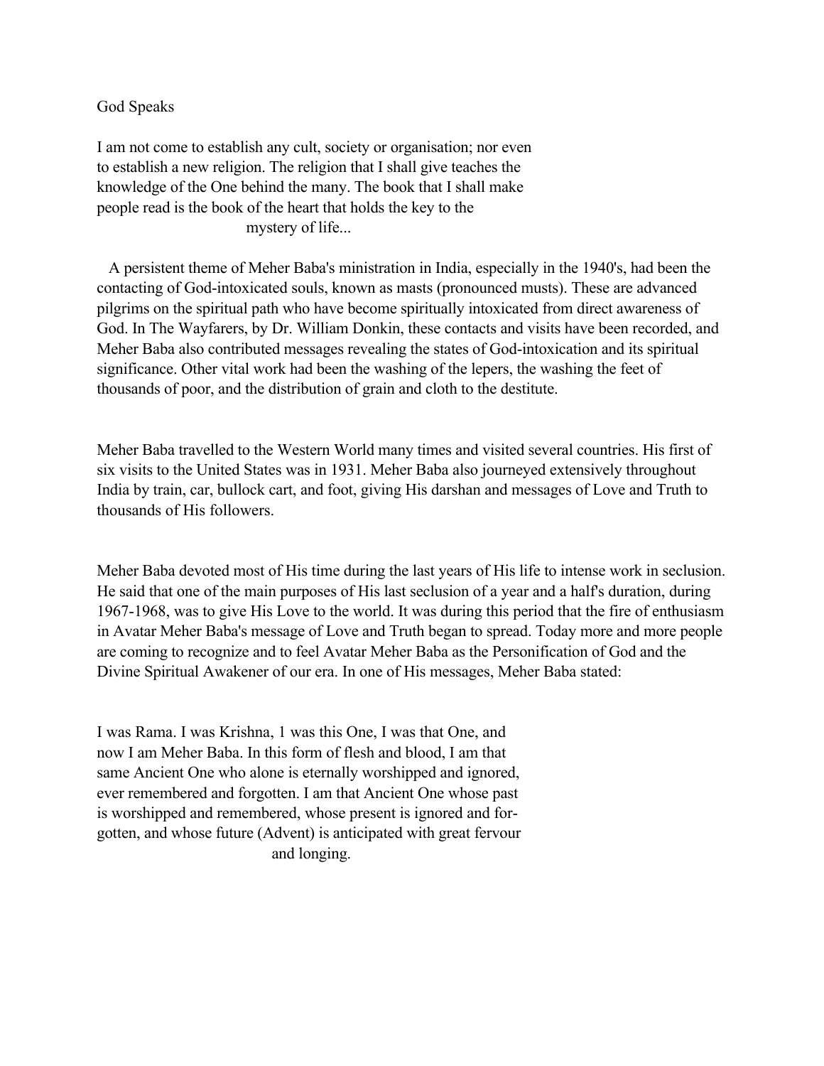God Speaks

> I am not come to establish any cult, society or organisation; nor even to establish a new religion. The religion that I shall give teaches the knowledge of the One behind the many. The book that I shall make people read is the book of the heart that holds the key to the mystery of life...

A persistent theme of Meher Baba's ministration in India, especially in the 1940's, had been the contacting of God-intoxicated souls, known as masts (pronounced musts). These are advanced pilgrims on the spiritual path who have become spiritually intoxicated from direct awareness of God. In The Wayfarers, by Dr. William Donkin, these contacts and visits have been recorded, and Meher Baba also contributed messages revealing the states of God-intoxication and its spiritual significance. Other vital work had been the washing of the lepers, the washing the feet of thousands of poor, and the distribution of grain and cloth to the destitute.

Meher Baba travelled to the Western World many times and visited several countries. His first of six visits to the United States was in 1931. Meher Baba also journeyed extensively throughout India by train, car, bullock cart, and foot, giving His darshan and messages of Love and Truth to thousands of His followers.

Meher Baba devoted most of His time during the last years of His life to intense work in seclusion. He said that one of the main purposes of His last seclusion of a year and a half's duration, during 1967-1968, was to give His Love to the world. It was during this period that the fire of enthusiasm in Avatar Meher Baba's message of Love and Truth began to spread. Today more and more people are coming to recognize and to feel Avatar Meher Baba as the Personification of God and the Divine Spiritual Awakener of our era. In one of His messages, Meher Baba stated:

> I was Rama. I was Krishna, 1 was this One, I was that One, and now I am Meher Baba. In this form of flesh and blood, I am that same Ancient One who alone is eternally worshipped and ignored, ever remembered and forgotten. I am that Ancient One whose past is worshipped and remembered, whose present is ignored and forgotten, and whose future (Advent) is anticipated with great fervour and longing.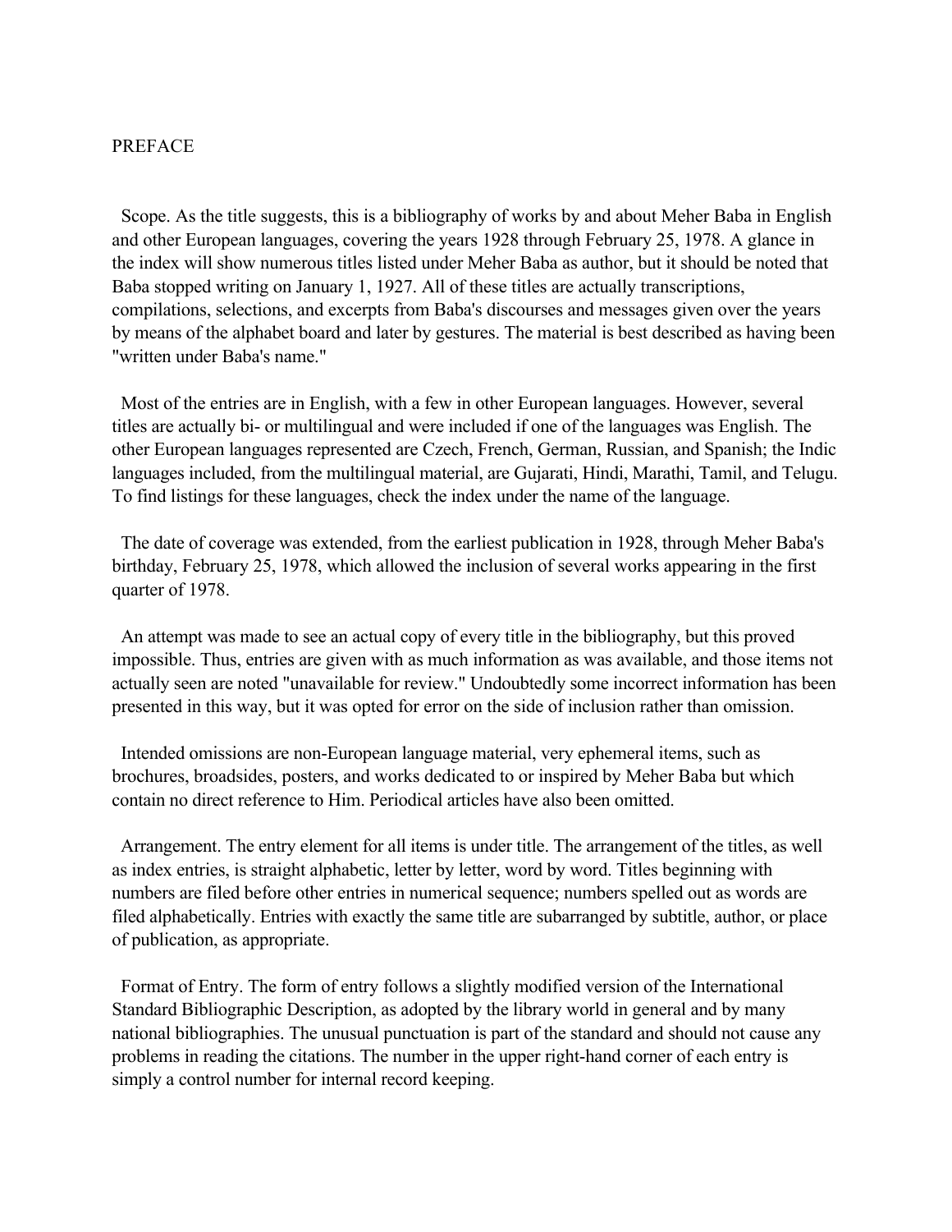# PREFACE

Scope. As the title suggests, this is a bibliography of works by and about Meher Baba in English and other European languages, covering the years 1928 through February 25, 1978. A glance in the index will show numerous titles listed under Meher Baba as author, but it should be noted that Baba stopped writing on January 1, 1927. All of these titles are actually transcriptions, compilations, selections, and excerpts from Baba's discourses and messages given over the years by means of the alphabet board and later by gestures. The material is best described as having been "written under Baba's name."

Most of the entries are in English, with a few in other European languages. However, several titles are actually bi- or multilingual and were included if one of the languages was English. The other European languages represented are Czech, French, German, Russian, and Spanish; the Indic languages included, from the multilingual material, are Gujarati, Hindi, Marathi, Tamil, and Telugu. To find listings for these languages, check the index under the name of the language.

The date of coverage was extended, from the earliest publication in 1928, through Meher Baba's birthday, February 25, 1978, which allowed the inclusion of several works appearing in the first quarter of 1978.

An attempt was made to see an actual copy of every title in the bibliography, but this proved impossible. Thus, entries are given with as much information as was available, and those items not actually seen are noted "unavailable for review." Undoubtedly some incorrect information has been presented in this way, but it was opted for error on the side of inclusion rather than omission.

Intended omissions are non-European language material, very ephemeral items, such as brochures, broadsides, posters, and works dedicated to or inspired by Meher Baba but which contain no direct reference to Him. Periodical articles have also been omitted.

Arrangement. The entry element for all items is under title. The arrangement of the titles, as well as index entries, is straight alphabetic, letter by letter, word by word. Titles beginning with numbers are filed before other entries in numerical sequence; numbers spelled out as words are filed alphabetically. Entries with exactly the same title are subarranged by subtitle, author, or place of publication, as appropriate.

Format of Entry. The form of entry follows a slightly modified version of the International Standard Bibliographic Description, as adopted by the library world in general and by many national bibliographies. The unusual punctuation is part of the standard and should not cause any problems in reading the citations. The number in the upper right-hand corner of each entry is simply a control number for internal record keeping.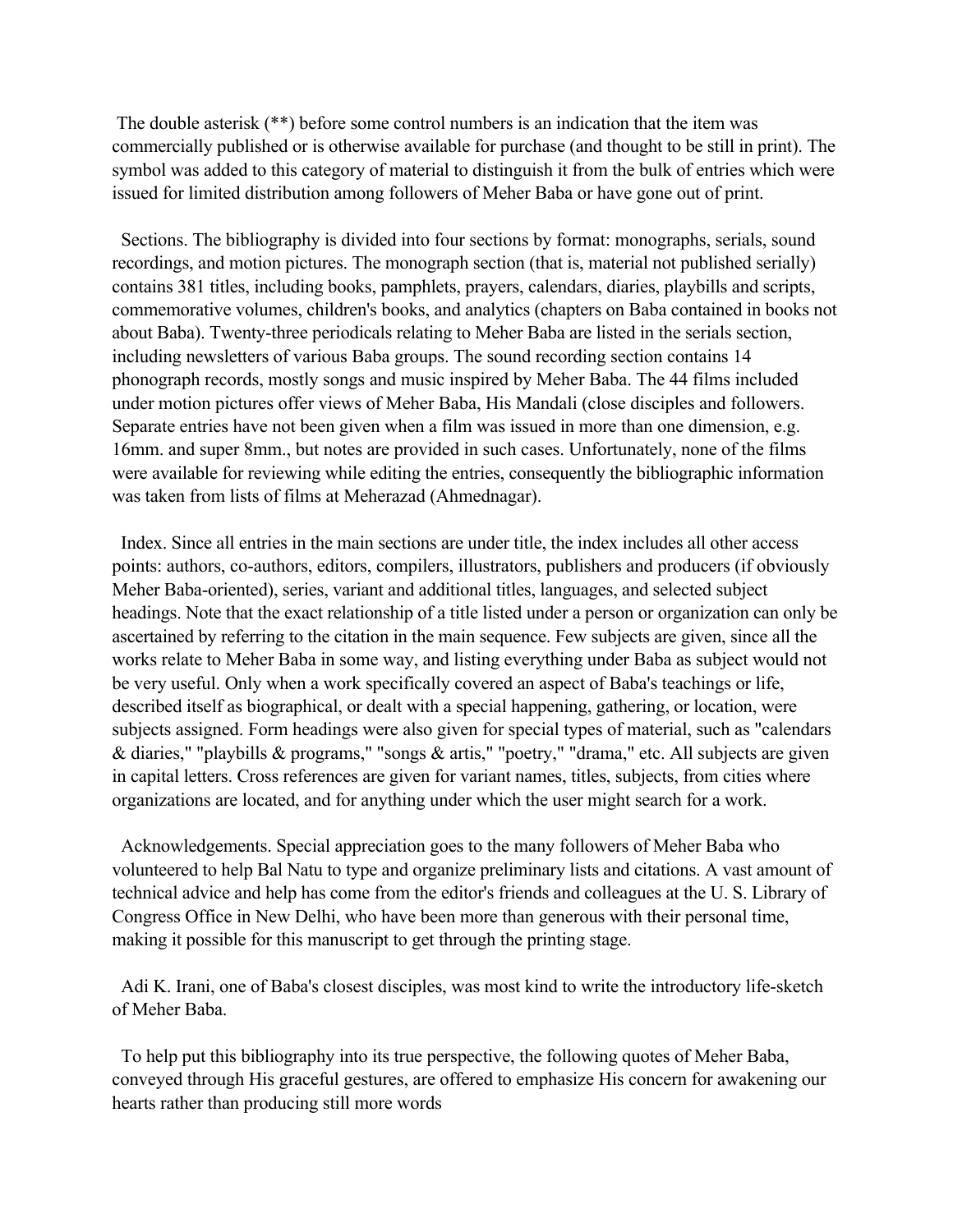The double asterisk (**) before some control numbers is an indication that the item was commercially published or is otherwise available for purchase (and thought to be still in print). The symbol was added to this category of material to distinguish it from the bulk of entries which were issued for limited distribution among followers of Meher Baba or have gone out of print.

Sections. The bibliography is divided into four sections by format: monographs, serials, sound recordings, and motion pictures. The monograph section (that is, material not published serially) contains 381 titles, including books, pamphlets, prayers, calendars, diaries, playbills and scripts, commemorative volumes, children's books, and analytics (chapters on Baba contained in books not about Baba). Twenty-three periodicals relating to Meher Baba are listed in the serials section, including newsletters of various Baba groups. The sound recording section contains 14 phonograph records, mostly songs and music inspired by Meher Baba. The 44 films included under motion pictures offer views of Meher Baba, His Mandali (close disciples and followers. Separate entries have not been given when a film was issued in more than one dimension, e.g. 16mm. and super 8mm., but notes are provided in such cases. Unfortunately, none of the films were available for reviewing while editing the entries, consequently the bibliographic information was taken from lists of films at Meherazad (Ahmednagar).

Index. Since all entries in the main sections are under title, the index includes all other access points: authors, co-authors, editors, compilers, illustrators, publishers and producers (if obviously Meher Baba-oriented), series, variant and additional titles, languages, and selected subject headings. Note that the exact relationship of a title listed under a person or organization can only be ascertained by referring to the citation in the main sequence. Few subjects are given, since all the works relate to Meher Baba in some way, and listing everything under Baba as subject would not be very useful. Only when a work specifically covered an aspect of Baba's teachings or life, described itself as biographical, or dealt with a special happening, gathering, or location, were subjects assigned. Form headings were also given for special types of material, such as "calendars & diaries," "playbills & programs," "songs & artis," "poetry," "drama," etc. All subjects are given in capital letters. Cross references are given for variant names, titles, subjects, from cities where organizations are located, and for anything under which the user might search for a work.

Acknowledgements. Special appreciation goes to the many followers of Meher Baba who volunteered to help Bal Natu to type and organize preliminary lists and citations. A vast amount of technical advice and help has come from the editor's friends and colleagues at the U. S. Library of Congress Office in New Delhi, who have been more than generous with their personal time, making it possible for this manuscript to get through the printing stage.

Adi K. Irani, one of Baba's closest disciples, was most kind to write the introductory life-sketch of Meher Baba.

To help put this bibliography into its true perspective, the following quotes of Meher Baba, conveyed through His graceful gestures, are offered to emphasize His concern for awakening our hearts rather than producing still more words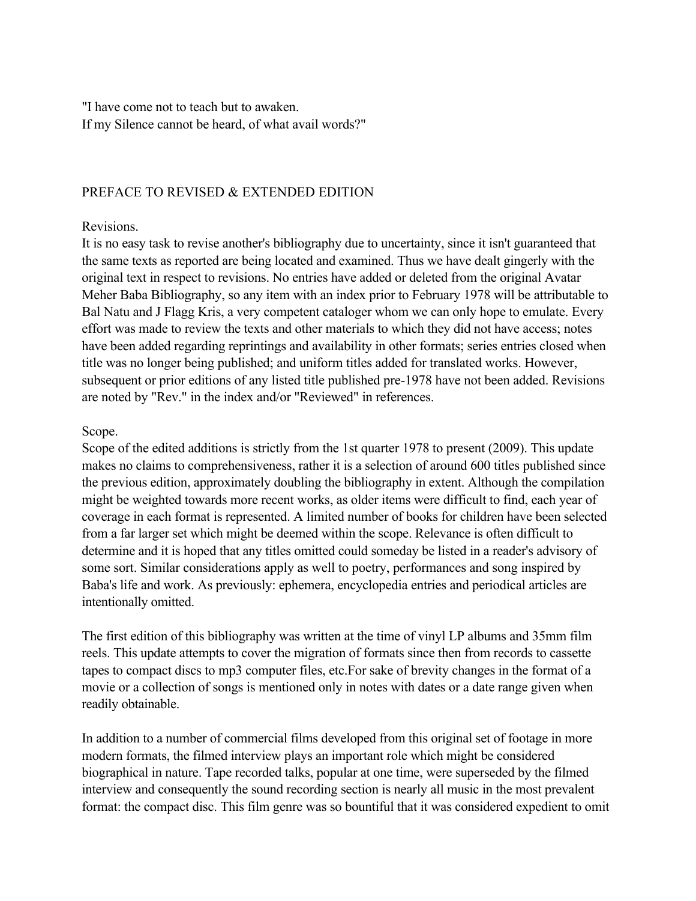"I have come not to teach but to awaken.
If my Silence cannot be heard, of what avail words?"

## PREFACE TO REVISED & EXTENDED EDITION

Revisions.
It is no easy task to revise another's bibliography due to uncertainty, since it isn't guaranteed that the same texts as reported are being located and examined. Thus we have dealt gingerly with the original text in respect to revisions. No entries have added or deleted from the original Avatar Meher Baba Bibliography, so any item with an index prior to February 1978 will be attributable to Bal Natu and J Flagg Kris, a very competent cataloger whom we can only hope to emulate. Every effort was made to review the texts and other materials to which they did not have access; notes have been added regarding reprintings and availability in other formats; series entries closed when title was no longer being published; and uniform titles added for translated works. However, subsequent or prior editions of any listed title published pre-1978 have not been added. Revisions are noted by "Rev." in the index and/or "Reviewed" in references.

Scope.
Scope of the edited additions is strictly from the 1st quarter 1978 to present (2009). This update makes no claims to comprehensiveness, rather it is a selection of around 600 titles published since the previous edition, approximately doubling the bibliography in extent. Although the compilation might be weighted towards more recent works, as older items were difficult to find, each year of coverage in each format is represented. A limited number of books for children have been selected from a far larger set which might be deemed within the scope. Relevance is often difficult to determine and it is hoped that any titles omitted could someday be listed in a reader's advisory of some sort. Similar considerations apply as well to poetry, performances and song inspired by Baba's life and work. As previously: ephemera, encyclopedia entries and periodical articles are intentionally omitted.

The first edition of this bibliography was written at the time of vinyl LP albums and 35mm film reels. This update attempts to cover the migration of formats since then from records to cassette tapes to compact discs to mp3 computer files, etc.For sake of brevity changes in the format of a movie or a collection of songs is mentioned only in notes with dates or a date range given when readily obtainable.

In addition to a number of commercial films developed from this original set of footage in more modern formats, the filmed interview plays an important role which might be considered biographical in nature. Tape recorded talks, popular at one time, were superseded by the filmed interview and consequently the sound recording section is nearly all music in the most prevalent format: the compact disc. This film genre was so bountiful that it was considered expedient to omit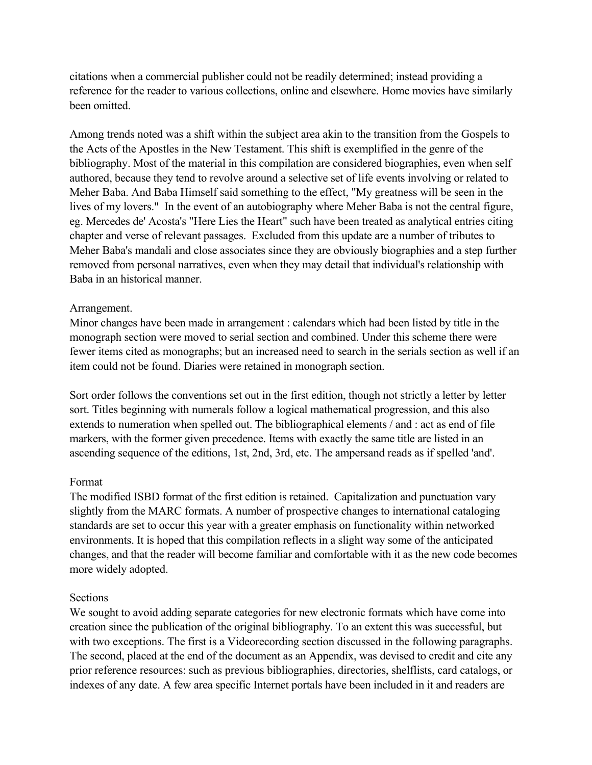citations when a commercial publisher could not be readily determined; instead providing a reference for the reader to various collections, online and elsewhere. Home movies have similarly been omitted.

Among trends noted was a shift within the subject area akin to the transition from the Gospels to the Acts of the Apostles in the New Testament. This shift is exemplified in the genre of the bibliography. Most of the material in this compilation are considered biographies, even when self authored, because they tend to revolve around a selective set of life events involving or related to Meher Baba. And Baba Himself said something to the effect, "My greatness will be seen in the lives of my lovers." In the event of an autobiography where Meher Baba is not the central figure, eg. Mercedes de' Acosta's "Here Lies the Heart" such have been treated as analytical entries citing chapter and verse of relevant passages. Excluded from this update are a number of tributes to Meher Baba's mandali and close associates since they are obviously biographies and a step further removed from personal narratives, even when they may detail that individual's relationship with Baba in an historical manner.

### Arrangement.

Minor changes have been made in arrangement : calendars which had been listed by title in the monograph section were moved to serial section and combined. Under this scheme there were fewer items cited as monographs; but an increased need to search in the serials section as well if an item could not be found. Diaries were retained in monograph section.

Sort order follows the conventions set out in the first edition, though not strictly a letter by letter sort. Titles beginning with numerals follow a logical mathematical progression, and this also extends to numeration when spelled out. The bibliographical elements / and : act as end of file markers, with the former given precedence. Items with exactly the same title are listed in an ascending sequence of the editions, 1st, 2nd, 3rd, etc. The ampersand reads as if spelled 'and'.

### Format

The modified ISBD format of the first edition is retained. Capitalization and punctuation vary slightly from the MARC formats. A number of prospective changes to international cataloging standards are set to occur this year with a greater emphasis on functionality within networked environments. It is hoped that this compilation reflects in a slight way some of the anticipated changes, and that the reader will become familiar and comfortable with it as the new code becomes more widely adopted.

### Sections

We sought to avoid adding separate categories for new electronic formats which have come into creation since the publication of the original bibliography. To an extent this was successful, but with two exceptions. The first is a Videorecording section discussed in the following paragraphs. The second, placed at the end of the document as an Appendix, was devised to credit and cite any prior reference resources: such as previous bibliographies, directories, shelflists, card catalogs, or indexes of any date. A few area specific Internet portals have been included in it and readers are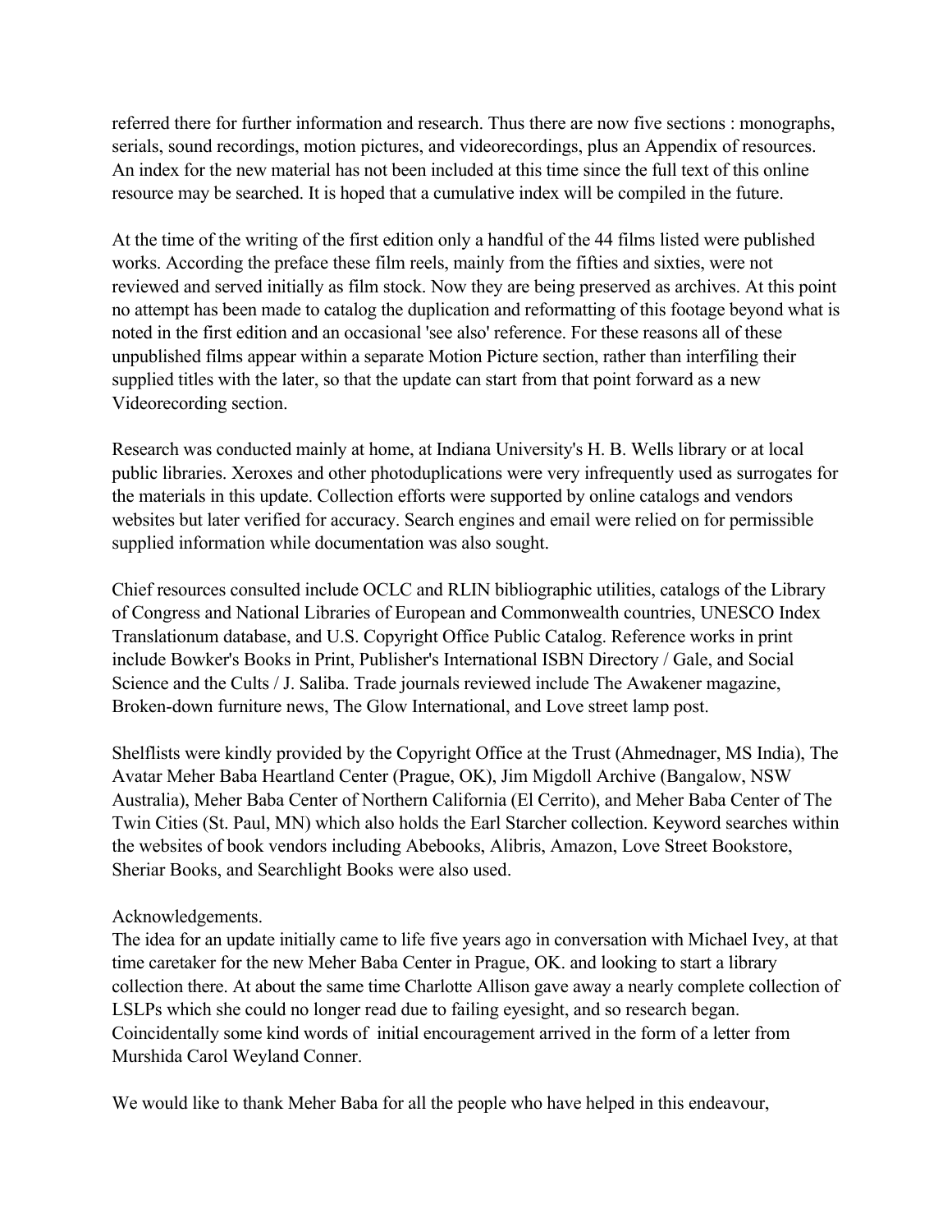referred there for further information and research. Thus there are now five sections : monographs, serials, sound recordings, motion pictures, and videorecordings, plus an Appendix of resources. An index for the new material has not been included at this time since the full text of this online resource may be searched. It is hoped that a cumulative index will be compiled in the future.

At the time of the writing of the first edition only a handful of the 44 films listed were published works. According the preface these film reels, mainly from the fifties and sixties, were not reviewed and served initially as film stock. Now they are being preserved as archives. At this point no attempt has been made to catalog the duplication and reformatting of this footage beyond what is noted in the first edition and an occasional 'see also' reference. For these reasons all of these unpublished films appear within a separate Motion Picture section, rather than interfiling their supplied titles with the later, so that the update can start from that point forward as a new Videorecording section.

Research was conducted mainly at home, at Indiana University's H. B. Wells library or at local public libraries. Xeroxes and other photoduplications were very infrequently used as surrogates for the materials in this update. Collection efforts were supported by online catalogs and vendors websites but later verified for accuracy. Search engines and email were relied on for permissible supplied information while documentation was also sought.

Chief resources consulted include OCLC and RLIN bibliographic utilities, catalogs of the Library of Congress and National Libraries of European and Commonwealth countries, UNESCO Index Translationum database, and U.S. Copyright Office Public Catalog. Reference works in print include Bowker's Books in Print, Publisher's International ISBN Directory / Gale, and Social Science and the Cults / J. Saliba. Trade journals reviewed include The Awakener magazine, Broken-down furniture news, The Glow International, and Love street lamp post.

Shelflists were kindly provided by the Copyright Office at the Trust (Ahmednager, MS India), The Avatar Meher Baba Heartland Center (Prague, OK), Jim Migdoll Archive (Bangalow, NSW Australia), Meher Baba Center of Northern California (El Cerrito), and Meher Baba Center of The Twin Cities (St. Paul, MN) which also holds the Earl Starcher collection. Keyword searches within the websites of book vendors including Abebooks, Alibris, Amazon, Love Street Bookstore, Sheriar Books, and Searchlight Books were also used.

Acknowledgements.
The idea for an update initially came to life five years ago in conversation with Michael Ivey, at that time caretaker for the new Meher Baba Center in Prague, OK. and looking to start a library collection there. At about the same time Charlotte Allison gave away a nearly complete collection of LSLPs which she could no longer read due to failing eyesight, and so research began. Coincidentally some kind words of initial encouragement arrived in the form of a letter from Murshida Carol Weyland Conner.

We would like to thank Meher Baba for all the people who have helped in this endeavour,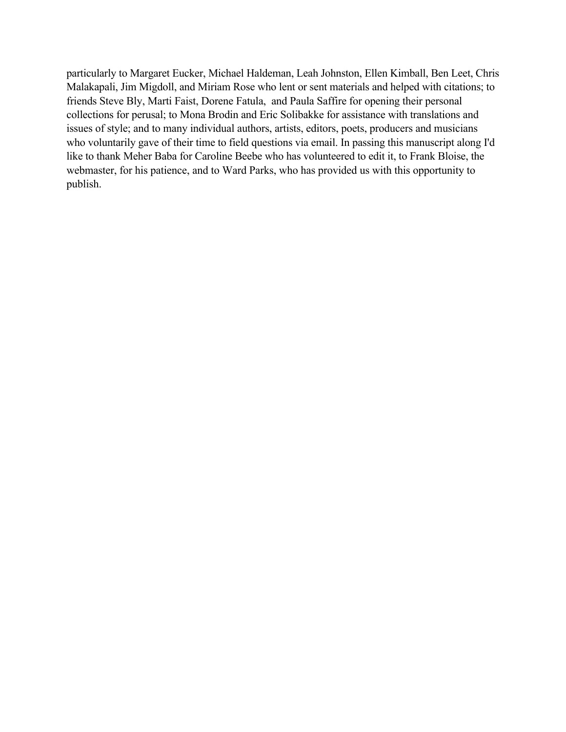particularly to Margaret Eucker, Michael Haldeman, Leah Johnston, Ellen Kimball, Ben Leet, Chris Malakapali, Jim Migdoll, and Miriam Rose who lent or sent materials and helped with citations; to friends Steve Bly, Marti Faist, Dorene Fatula, and Paula Saffire for opening their personal collections for perusal; to Mona Brodin and Eric Solibakke for assistance with translations and issues of style; and to many individual authors, artists, editors, poets, producers and musicians who voluntarily gave of their time to field questions via email. In passing this manuscript along I'd like to thank Meher Baba for Caroline Beebe who has volunteered to edit it, to Frank Bloise, the webmaster, for his patience, and to Ward Parks, who has provided us with this opportunity to publish.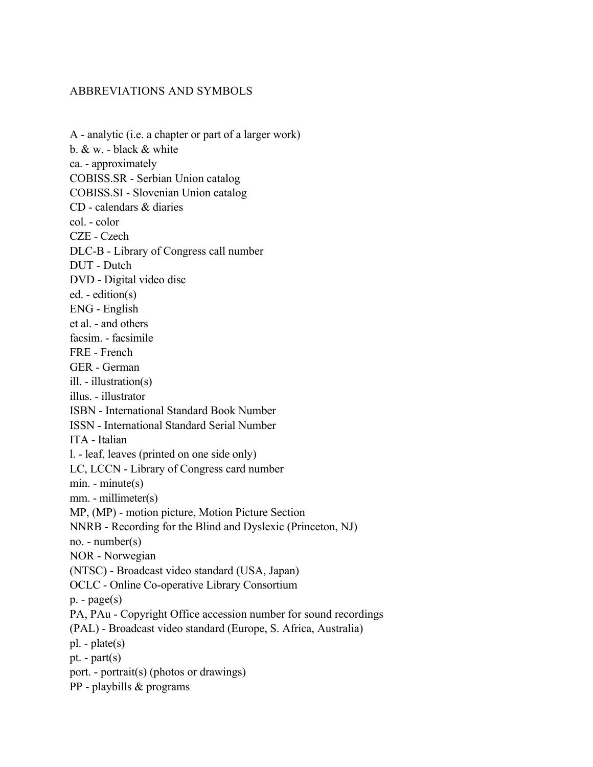# ABBREVIATIONS AND SYMBOLS

A - analytic (i.e. a chapter or part of a larger work)
b. & w. - black & white
ca. - approximately
COBISS.SR - Serbian Union catalog
COBISS.SI - Slovenian Union catalog
CD - calendars & diaries
col. - color
CZE - Czech
DLC-B - Library of Congress call number
DUT - Dutch
DVD - Digital video disc
ed. - edition(s)
ENG - English
et al. - and others
facsim. - facsimile
FRE - French
GER - German
ill. - illustration(s)
illus. - illustrator
ISBN - International Standard Book Number
ISSN - International Standard Serial Number
ITA - Italian
l. - leaf, leaves (printed on one side only)
LC, LCCN - Library of Congress card number
min. - minute(s)
mm. - millimeter(s)
MP, (MP) - motion picture, Motion Picture Section
NNRB - Recording for the Blind and Dyslexic (Princeton, NJ)
no. - number(s)
NOR - Norwegian
(NTSC) - Broadcast video standard (USA, Japan)
OCLC - Online Co-operative Library Consortium
p. - page(s)
PA, PAu - Copyright Office accession number for sound recordings
(PAL) - Broadcast video standard (Europe, S. Africa, Australia)
pl. - plate(s)
pt. - part(s)
port. - portrait(s) (photos or drawings)
PP - playbills & programs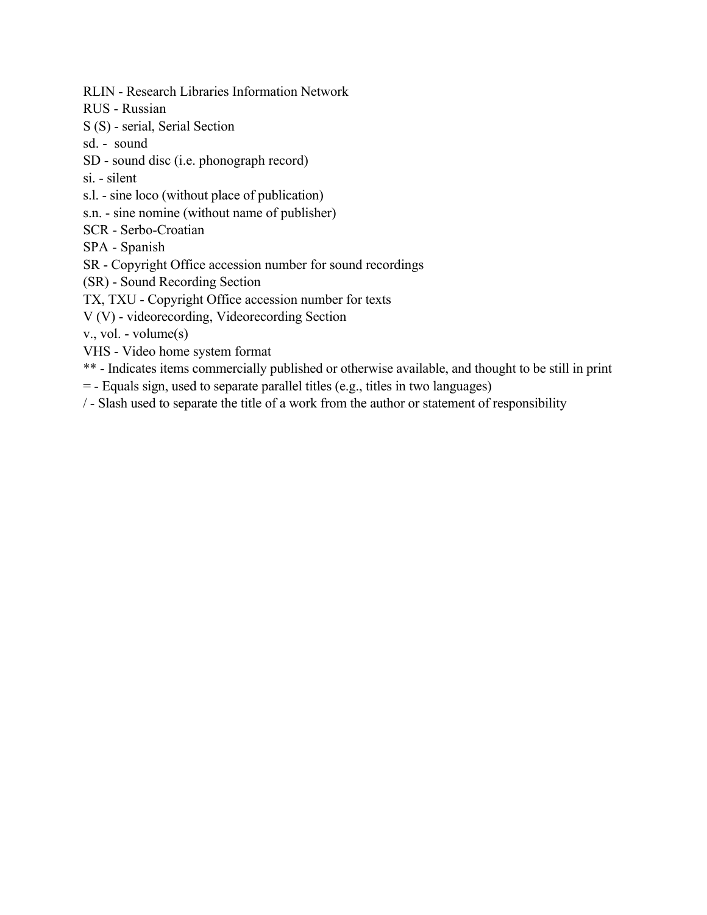RLIN - Research Libraries Information Network

RUS - Russian

S (S) - serial, Serial Section

sd. - sound

SD - sound disc (i.e. phonograph record)

si. - silent

s.l. - sine loco (without place of publication)

s.n. - sine nomine (without name of publisher)

SCR - Serbo-Croatian

SPA - Spanish

SR - Copyright Office accession number for sound recordings

(SR) - Sound Recording Section

TX, TXU - Copyright Office accession number for texts

V (V) - videorecording, Videorecording Section

v., vol. - volume(s)

VHS - Video home system format

** - Indicates items commercially published or otherwise available, and thought to be still in print

= - Equals sign, used to separate parallel titles (e.g., titles in two languages)

/ - Slash used to separate the title of a work from the author or statement of responsibility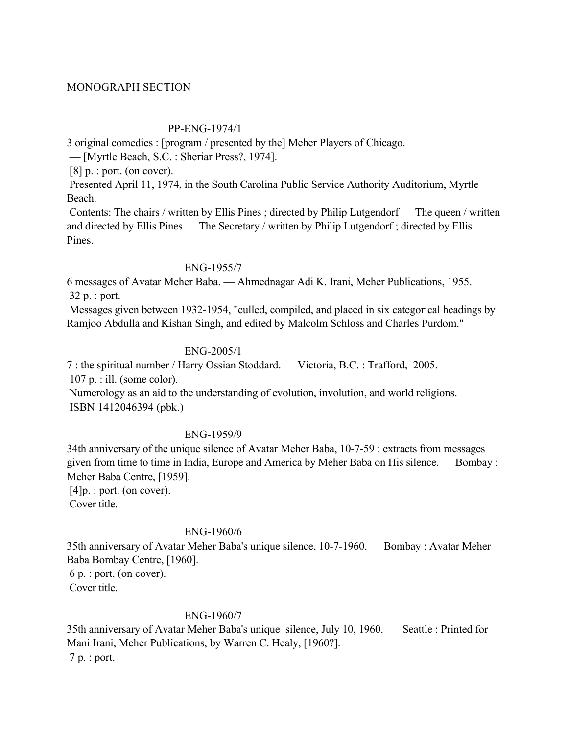MONOGRAPH SECTION

PP-ENG-1974/1

3 original comedies : [program / presented by the] Meher Players of Chicago.
— [Myrtle Beach, S.C. : Sheriar Press?, 1974].
[8] p. : port. (on cover).
Presented April 11, 1974, in the South Carolina Public Service Authority Auditorium, Myrtle Beach.
Contents: The chairs / written by Ellis Pines ; directed by Philip Lutgendorf — The queen / written and directed by Ellis Pines — The Secretary / written by Philip Lutgendorf ; directed by Ellis Pines.

ENG-1955/7

6 messages of Avatar Meher Baba. — Ahmednagar Adi K. Irani, Meher Publications, 1955.
32 p. : port.
Messages given between 1932-1954, "culled, compiled, and placed in six categorical headings by Ramjoo Abdulla and Kishan Singh, and edited by Malcolm Schloss and Charles Purdom."

ENG-2005/1

7 : the spiritual number / Harry Ossian Stoddard. — Victoria, B.C. : Trafford, 2005.
107 p. : ill. (some color).
Numerology as an aid to the understanding of evolution, involution, and world religions.
ISBN 1412046394 (pbk.)

ENG-1959/9

34th anniversary of the unique silence of Avatar Meher Baba, 10-7-59 : extracts from messages given from time to time in India, Europe and America by Meher Baba on His silence. — Bombay : Meher Baba Centre, [1959].
[4]p. : port. (on cover).
Cover title.

ENG-1960/6

35th anniversary of Avatar Meher Baba's unique silence, 10-7-1960. — Bombay : Avatar Meher Baba Bombay Centre, [1960].
6 p. : port. (on cover).
Cover title.

ENG-1960/7

35th anniversary of Avatar Meher Baba's unique silence, July 10, 1960. — Seattle : Printed for Mani Irani, Meher Publications, by Warren C. Healy, [1960?].
7 p. : port.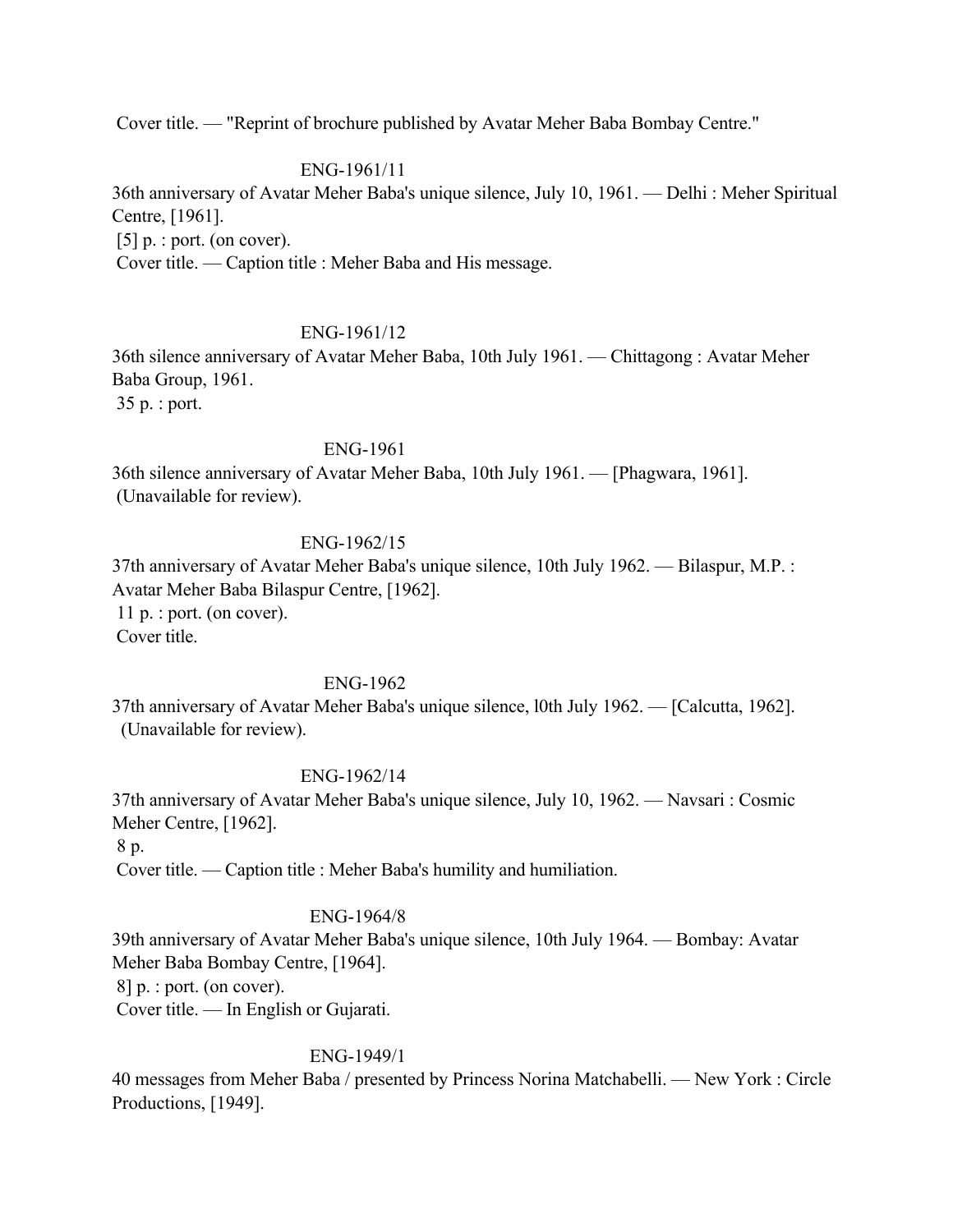Cover title. — "Reprint of brochure published by Avatar Meher Baba Bombay Centre."

ENG-1961/11

36th anniversary of Avatar Meher Baba's unique silence, July 10, 1961. — Delhi : Meher Spiritual Centre, [1961].

[5] p. : port. (on cover).

Cover title. — Caption title : Meher Baba and His message.

ENG-1961/12

36th silence anniversary of Avatar Meher Baba, 10th July 1961. — Chittagong : Avatar Meher Baba Group, 1961.

35 p. : port.

ENG-1961

36th silence anniversary of Avatar Meher Baba, 10th July 1961. — [Phagwara, 1961].

(Unavailable for review).

ENG-1962/15

37th anniversary of Avatar Meher Baba's unique silence, 10th July 1962. — Bilaspur, M.P. : Avatar Meher Baba Bilaspur Centre, [1962].

11 p. : port. (on cover).

Cover title.

ENG-1962

37th anniversary of Avatar Meher Baba's unique silence, l0th July 1962. — [Calcutta, 1962].

(Unavailable for review).

ENG-1962/14

37th anniversary of Avatar Meher Baba's unique silence, July 10, 1962. — Navsari : Cosmic Meher Centre, [1962].

8 p.

Cover title. — Caption title : Meher Baba's humility and humiliation.

ENG-1964/8

39th anniversary of Avatar Meher Baba's unique silence, 10th July 1964. — Bombay: Avatar Meher Baba Bombay Centre, [1964].

8] p. : port. (on cover).

Cover title. — In English or Gujarati.

ENG-1949/1

40 messages from Meher Baba / presented by Princess Norina Matchabelli. — New York : Circle Productions, [1949].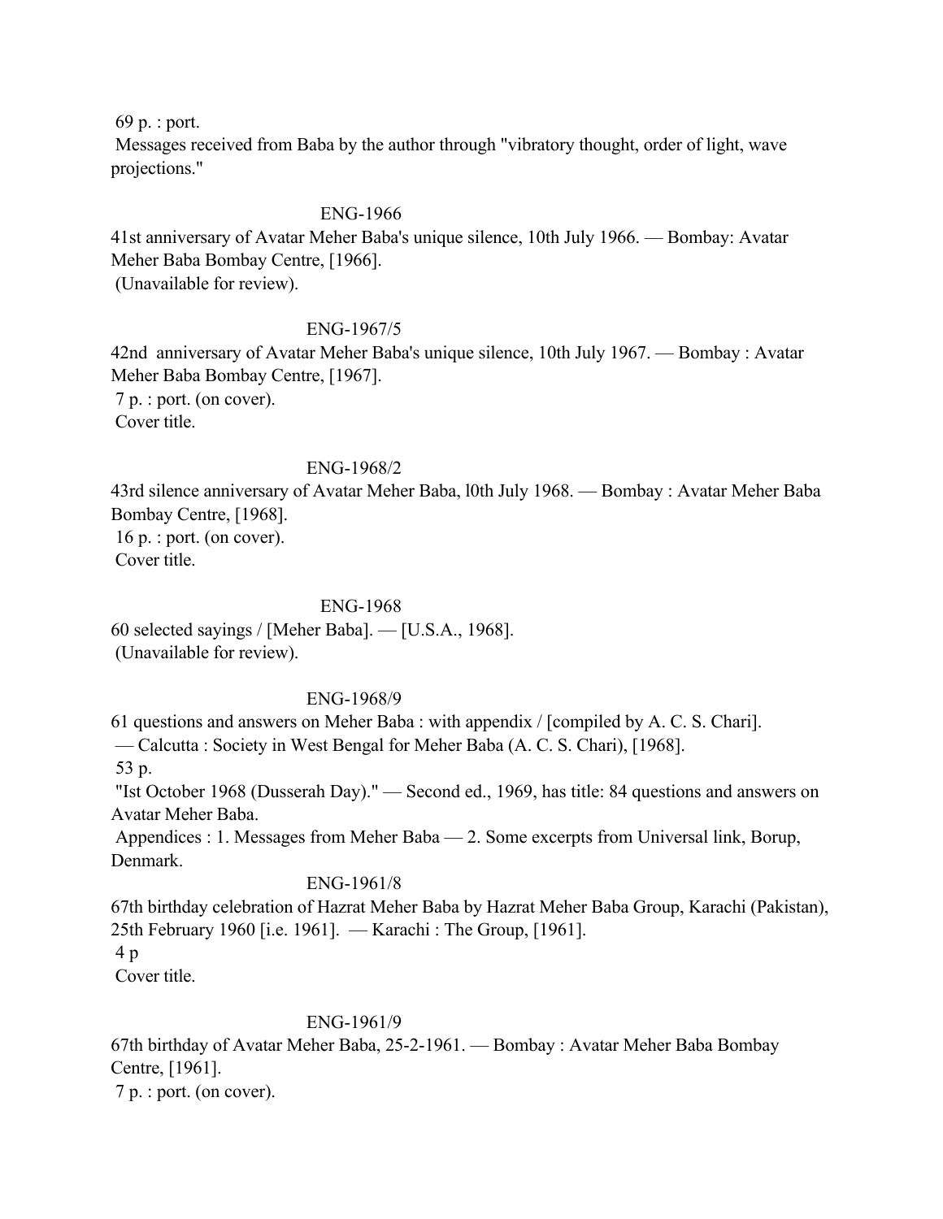69 p. : port.
Messages received from Baba by the author through "vibratory thought, order of light, wave projections."

ENG-1966

41st anniversary of Avatar Meher Baba's unique silence, 10th July 1966. — Bombay: Avatar Meher Baba Bombay Centre, [1966].
(Unavailable for review).

ENG-1967/5

42nd anniversary of Avatar Meher Baba's unique silence, 10th July 1967. — Bombay : Avatar Meher Baba Bombay Centre, [1967].
7 p. : port. (on cover).
Cover title.

ENG-1968/2

43rd silence anniversary of Avatar Meher Baba, l0th July 1968. — Bombay : Avatar Meher Baba Bombay Centre, [1968].
16 p. : port. (on cover).
Cover title.

ENG-1968

60 selected sayings / [Meher Baba]. — [U.S.A., 1968].
(Unavailable for review).

ENG-1968/9

61 questions and answers on Meher Baba : with appendix / [compiled by A. C. S. Chari].
— Calcutta : Society in West Bengal for Meher Baba (A. C. S. Chari), [1968].
53 p.
"Ist October 1968 (Dusserah Day)." — Second ed., 1969, has title: 84 questions and answers on Avatar Meher Baba.
Appendices : 1. Messages from Meher Baba — 2. Some excerpts from Universal link, Borup, Denmark.

ENG-1961/8

67th birthday celebration of Hazrat Meher Baba by Hazrat Meher Baba Group, Karachi (Pakistan), 25th February 1960 [i.e. 1961]. — Karachi : The Group, [1961].
4 p
Cover title.

ENG-1961/9

67th birthday of Avatar Meher Baba, 25-2-1961. — Bombay : Avatar Meher Baba Bombay Centre, [1961].
7 p. : port. (on cover).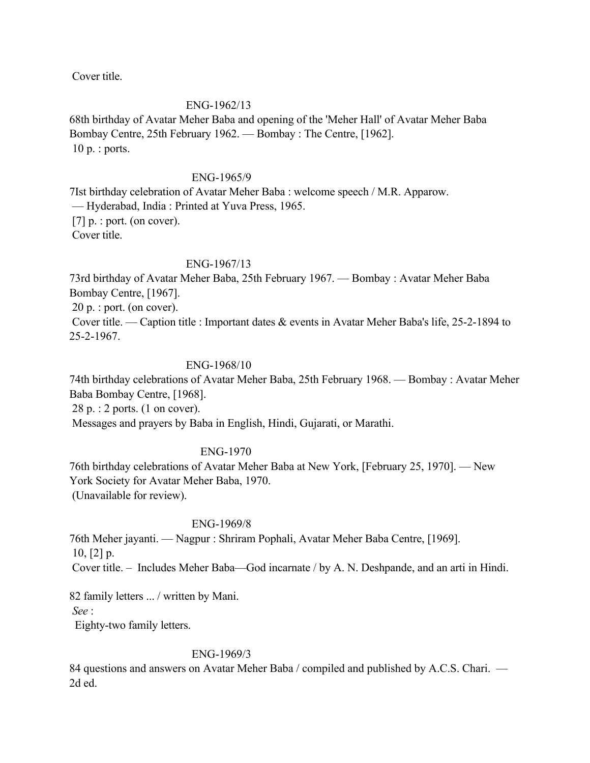Cover title.

ENG-1962/13

68th birthday of Avatar Meher Baba and opening of the 'Meher Hall' of Avatar Meher Baba Bombay Centre, 25th February 1962. — Bombay : The Centre, [1962].
10 p. : ports.

ENG-1965/9

7Ist birthday celebration of Avatar Meher Baba : welcome speech / M.R. Apparow.
— Hyderabad, India : Printed at Yuva Press, 1965.
[7] p. : port. (on cover).
Cover title.

ENG-1967/13

73rd birthday of Avatar Meher Baba, 25th February 1967. — Bombay : Avatar Meher Baba Bombay Centre, [1967].
20 p. : port. (on cover).
Cover title. — Caption title : Important dates & events in Avatar Meher Baba's life, 25-2-1894 to 25-2-1967.

ENG-1968/10

74th birthday celebrations of Avatar Meher Baba, 25th February 1968. — Bombay : Avatar Meher Baba Bombay Centre, [1968].
28 p. : 2 ports. (1 on cover).
Messages and prayers by Baba in English, Hindi, Gujarati, or Marathi.

ENG-1970

76th birthday celebrations of Avatar Meher Baba at New York, [February 25, 1970]. — New York Society for Avatar Meher Baba, 1970.
(Unavailable for review).

ENG-1969/8

76th Meher jayanti. — Nagpur : Shriram Pophali, Avatar Meher Baba Centre, [1969].
10, [2] p.
Cover title. – Includes Meher Baba—God incarnate / by A. N. Deshpande, and an arti in Hindi.

82 family letters ... / written by Mani.
*See* :
Eighty-two family letters.

ENG-1969/3

84 questions and answers on Avatar Meher Baba / compiled and published by A.C.S. Chari. — 2d ed.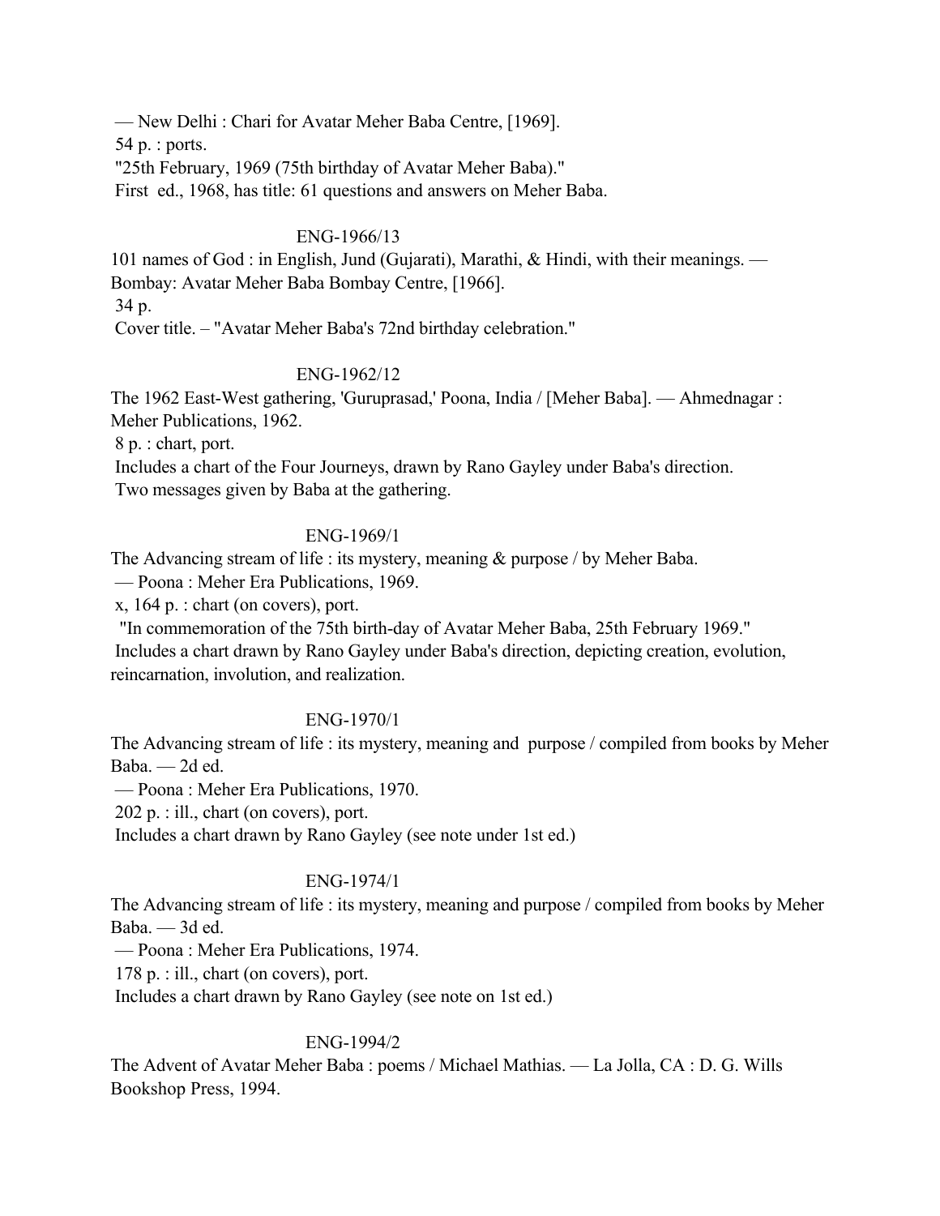— New Delhi : Chari for Avatar Meher Baba Centre, [1969].
54 p. : ports.
"25th February, 1969 (75th birthday of Avatar Meher Baba)."
First ed., 1968, has title: 61 questions and answers on Meher Baba.

ENG-1966/13

101 names of God : in English, Jund (Gujarati), Marathi, & Hindi, with their meanings. — Bombay: Avatar Meher Baba Bombay Centre, [1966].
34 p.
Cover title. – "Avatar Meher Baba's 72nd birthday celebration."

ENG-1962/12

The 1962 East-West gathering, 'Guruprasad,' Poona, India / [Meher Baba]. — Ahmednagar : Meher Publications, 1962.
8 p. : chart, port.
Includes a chart of the Four Journeys, drawn by Rano Gayley under Baba's direction.
Two messages given by Baba at the gathering.

ENG-1969/1

The Advancing stream of life : its mystery, meaning & purpose / by Meher Baba.
— Poona : Meher Era Publications, 1969.
x, 164 p. : chart (on covers), port.
"In commemoration of the 75th birth-day of Avatar Meher Baba, 25th February 1969."
Includes a chart drawn by Rano Gayley under Baba's direction, depicting creation, evolution, reincarnation, involution, and realization.

ENG-1970/1

The Advancing stream of life : its mystery, meaning and purpose / compiled from books by Meher Baba. — 2d ed.
— Poona : Meher Era Publications, 1970.
202 p. : ill., chart (on covers), port.
Includes a chart drawn by Rano Gayley (see note under 1st ed.)

ENG-1974/1

The Advancing stream of life : its mystery, meaning and purpose / compiled from books by Meher Baba. — 3d ed.
— Poona : Meher Era Publications, 1974.
178 p. : ill., chart (on covers), port.
Includes a chart drawn by Rano Gayley (see note on 1st ed.)

ENG-1994/2

The Advent of Avatar Meher Baba : poems / Michael Mathias. — La Jolla, CA : D. G. Wills Bookshop Press, 1994.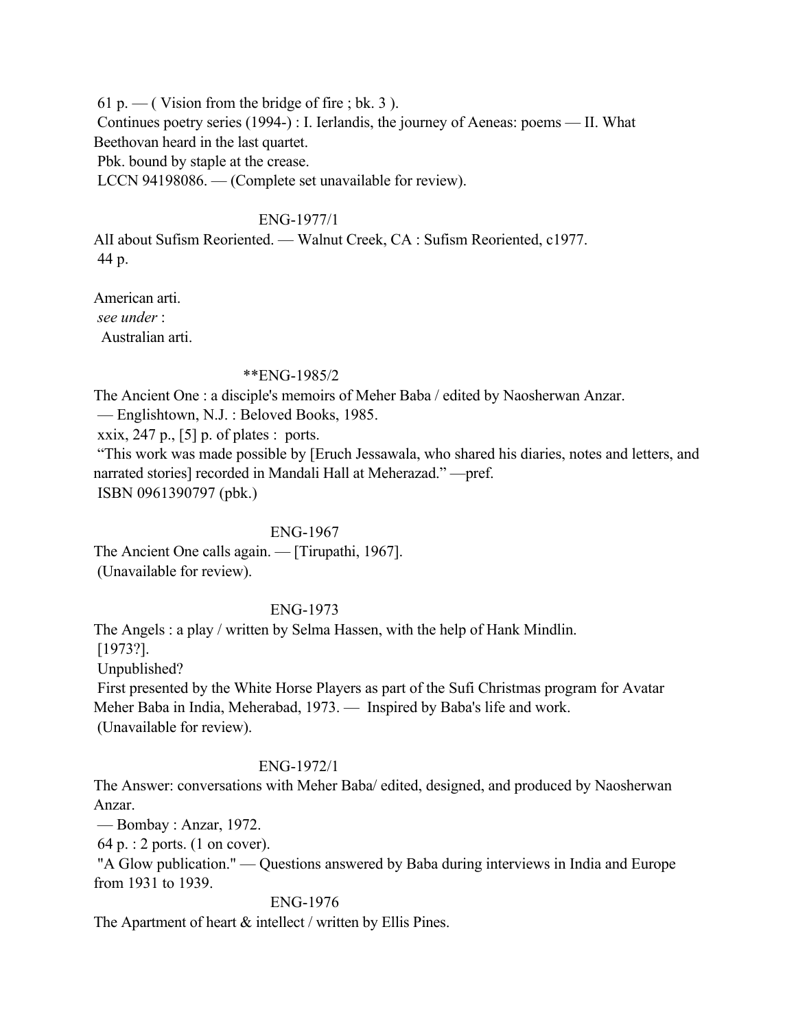61 p. — ( Vision from the bridge of fire ; bk. 3 ).
Continues poetry series (1994-) : I. Ierlandis, the journey of Aeneas: poems — II. What Beethovan heard in the last quartet.
Pbk. bound by staple at the crease.
LCCN 94198086. — (Complete set unavailable for review).

ENG-1977/1

AlI about Sufism Reoriented. — Walnut Creek, CA : Sufism Reoriented, c1977.
44 p.

American arti.
*see under* :
Australian arti.

**ENG-1985/2

The Ancient One : a disciple's memoirs of Meher Baba / edited by Naosherwan Anzar.
— Englishtown, N.J. : Beloved Books, 1985.
xxix, 247 p., [5] p. of plates : ports.
"This work was made possible by [Eruch Jessawala, who shared his diaries, notes and letters, and narrated stories] recorded in Mandali Hall at Meherazad." —pref.
ISBN 0961390797 (pbk.)

ENG-1967

The Ancient One calls again. — [Tirupathi, 1967].
(Unavailable for review).

ENG-1973

The Angels : a play / written by Selma Hassen, with the help of Hank Mindlin.
[1973?].
Unpublished?
First presented by the White Horse Players as part of the Sufi Christmas program for Avatar Meher Baba in India, Meherabad, 1973. — Inspired by Baba's life and work.
(Unavailable for review).

ENG-1972/1

The Answer: conversations with Meher Baba/ edited, designed, and produced by Naosherwan Anzar.
— Bombay : Anzar, 1972.
64 p. : 2 ports. (1 on cover).
"A Glow publication." — Questions answered by Baba during interviews in India and Europe from 1931 to 1939.

ENG-1976

The Apartment of heart & intellect / written by Ellis Pines.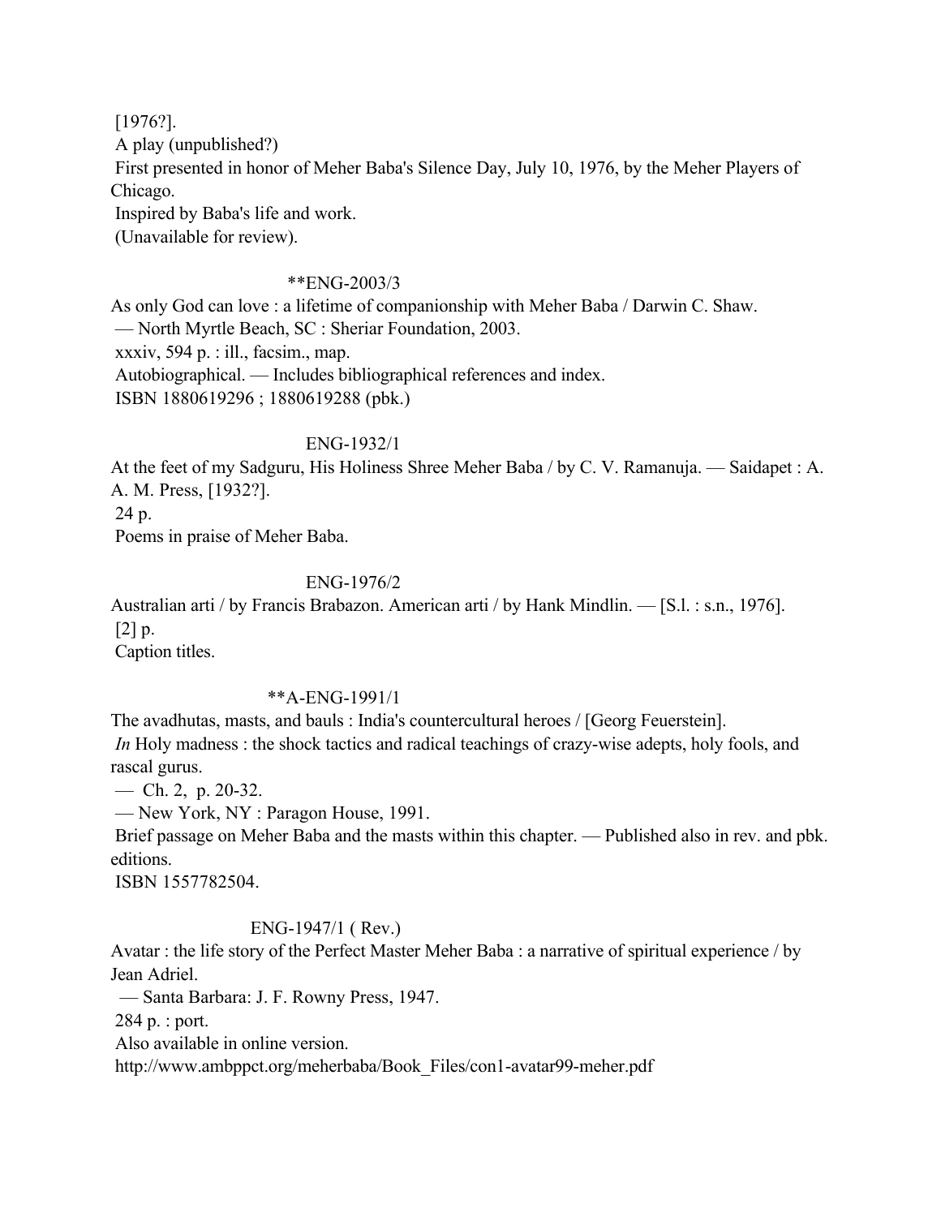[1976?].

A play (unpublished?)

First presented in honor of Meher Baba's Silence Day, July 10, 1976, by the Meher Players of Chicago.

Inspired by Baba's life and work.

(Unavailable for review).

**ENG-2003/3

As only God can love : a lifetime of companionship with Meher Baba / Darwin C. Shaw.
— North Myrtle Beach, SC : Sheriar Foundation, 2003.
xxxiv, 594 p. : ill., facsim., map.
Autobiographical. — Includes bibliographical references and index.
ISBN 1880619296 ; 1880619288 (pbk.)

ENG-1932/1

At the feet of my Sadguru, His Holiness Shree Meher Baba / by C. V. Ramanuja. — Saidapet : A. A. M. Press, [1932?].
24 p.
Poems in praise of Meher Baba.

ENG-1976/2

Australian arti / by Francis Brabazon. American arti / by Hank Mindlin. — [S.l. : s.n., 1976].
[2] p.
Caption titles.

**A-ENG-1991/1

The avadhutas, masts, and bauls : India's countercultural heroes / [Georg Feuerstein].
*In* Holy madness : the shock tactics and radical teachings of crazy-wise adepts, holy fools, and rascal gurus.
— Ch. 2, p. 20-32.
— New York, NY : Paragon House, 1991.
Brief passage on Meher Baba and the masts within this chapter. — Published also in rev. and pbk. editions.
ISBN 1557782504.

ENG-1947/1 ( Rev.)

Avatar : the life story of the Perfect Master Meher Baba : a narrative of spiritual experience / by Jean Adriel.
— Santa Barbara: J. F. Rowny Press, 1947.
284 p. : port.
Also available in online version.
http://www.ambppct.org/meherbaba/Book_Files/con1-avatar99-meher.pdf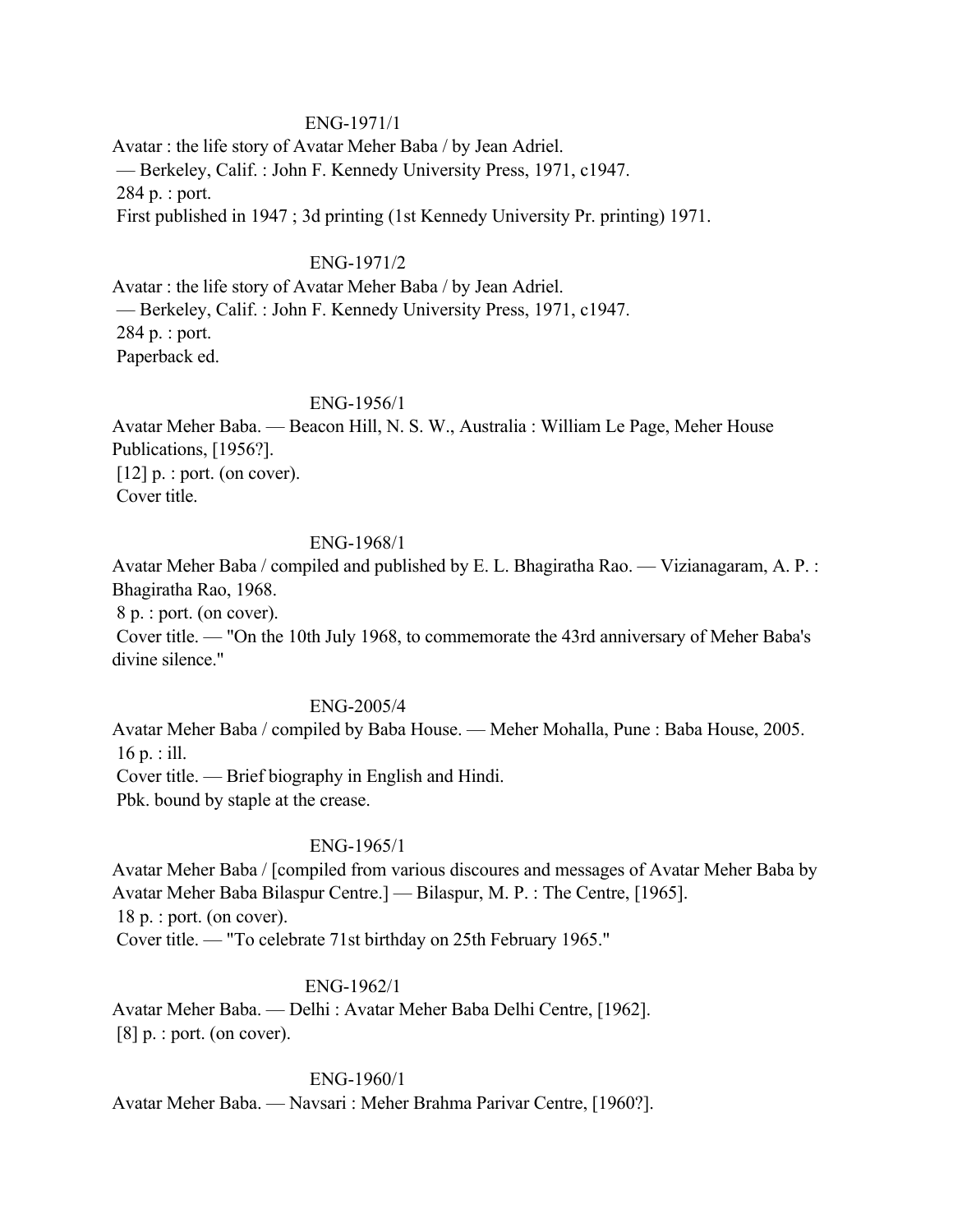ENG-1971/1

Avatar : the life story of Avatar Meher Baba / by Jean Adriel.
— Berkeley, Calif. : John F. Kennedy University Press, 1971, c1947.
284 p. : port.
First published in 1947 ; 3d printing (1st Kennedy University Pr. printing) 1971.

ENG-1971/2

Avatar : the life story of Avatar Meher Baba / by Jean Adriel.
— Berkeley, Calif. : John F. Kennedy University Press, 1971, c1947.
284 p. : port.
Paperback ed.

ENG-1956/1

Avatar Meher Baba. — Beacon Hill, N. S. W., Australia : William Le Page, Meher House Publications, [1956?].
[12] p. : port. (on cover).
Cover title.

ENG-1968/1

Avatar Meher Baba / compiled and published by E. L. Bhagiratha Rao. — Vizianagaram, A. P. : Bhagiratha Rao, 1968.
8 p. : port. (on cover).
Cover title. — "On the 10th July 1968, to commemorate the 43rd anniversary of Meher Baba's divine silence."

ENG-2005/4

Avatar Meher Baba / compiled by Baba House. — Meher Mohalla, Pune : Baba House, 2005.
16 p. : ill.
Cover title. — Brief biography in English and Hindi.
Pbk. bound by staple at the crease.

ENG-1965/1

Avatar Meher Baba / [compiled from various discoures and messages of Avatar Meher Baba by Avatar Meher Baba Bilaspur Centre.] — Bilaspur, M. P. : The Centre, [1965].
18 p. : port. (on cover).
Cover title. — "To celebrate 71st birthday on 25th February 1965."

ENG-1962/1

Avatar Meher Baba. — Delhi : Avatar Meher Baba Delhi Centre, [1962].
[8] p. : port. (on cover).

ENG-1960/1

Avatar Meher Baba. — Navsari : Meher Brahma Parivar Centre, [1960?].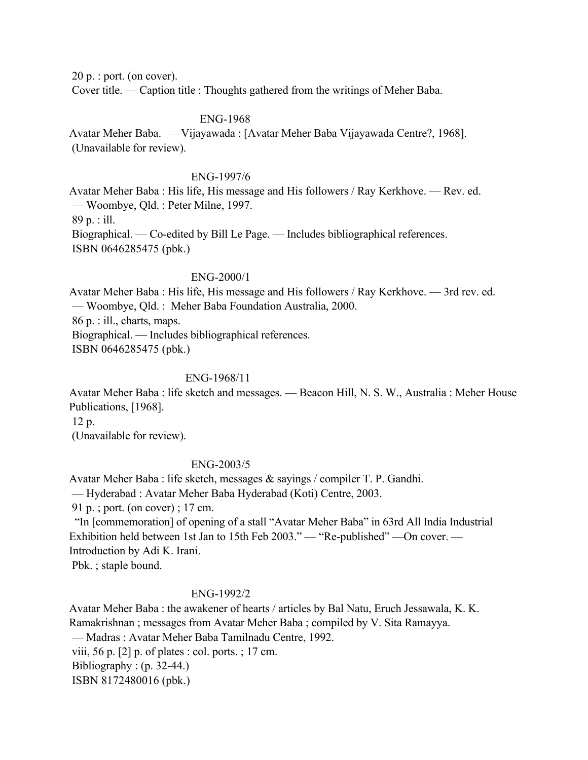20 p. : port. (on cover).
Cover title. — Caption title : Thoughts gathered from the writings of Meher Baba.

ENG-1968

Avatar Meher Baba. — Vijayawada : [Avatar Meher Baba Vijayawada Centre?, 1968].
(Unavailable for review).

ENG-1997/6

Avatar Meher Baba : His life, His message and His followers / Ray Kerkhove. — Rev. ed.
— Woombye, Qld. : Peter Milne, 1997.
89 p. : ill.
Biographical. — Co-edited by Bill Le Page. — Includes bibliographical references.
ISBN 0646285475 (pbk.)

ENG-2000/1

Avatar Meher Baba : His life, His message and His followers / Ray Kerkhove. — 3rd rev. ed.
— Woombye, Qld. : Meher Baba Foundation Australia, 2000.
86 p. : ill., charts, maps.
Biographical. — Includes bibliographical references.
ISBN 0646285475 (pbk.)

ENG-1968/11

Avatar Meher Baba : life sketch and messages. — Beacon Hill, N. S. W., Australia : Meher House Publications, [1968].
12 p.
(Unavailable for review).

ENG-2003/5

Avatar Meher Baba : life sketch, messages & sayings / compiler T. P. Gandhi.
— Hyderabad : Avatar Meher Baba Hyderabad (Koti) Centre, 2003.
91 p. ; port. (on cover) ; 17 cm.
"In [commemoration] of opening of a stall "Avatar Meher Baba" in 63rd All India Industrial Exhibition held between 1st Jan to 15th Feb 2003." — "Re-published" —On cover. — Introduction by Adi K. Irani.
Pbk. ; staple bound.

ENG-1992/2

Avatar Meher Baba : the awakener of hearts / articles by Bal Natu, Eruch Jessawala, K. K. Ramakrishnan ; messages from Avatar Meher Baba ; compiled by V. Sita Ramayya.
— Madras : Avatar Meher Baba Tamilnadu Centre, 1992.
viii, 56 p. [2] p. of plates : col. ports. ; 17 cm.
Bibliography : (p. 32-44.)
ISBN 8172480016 (pbk.)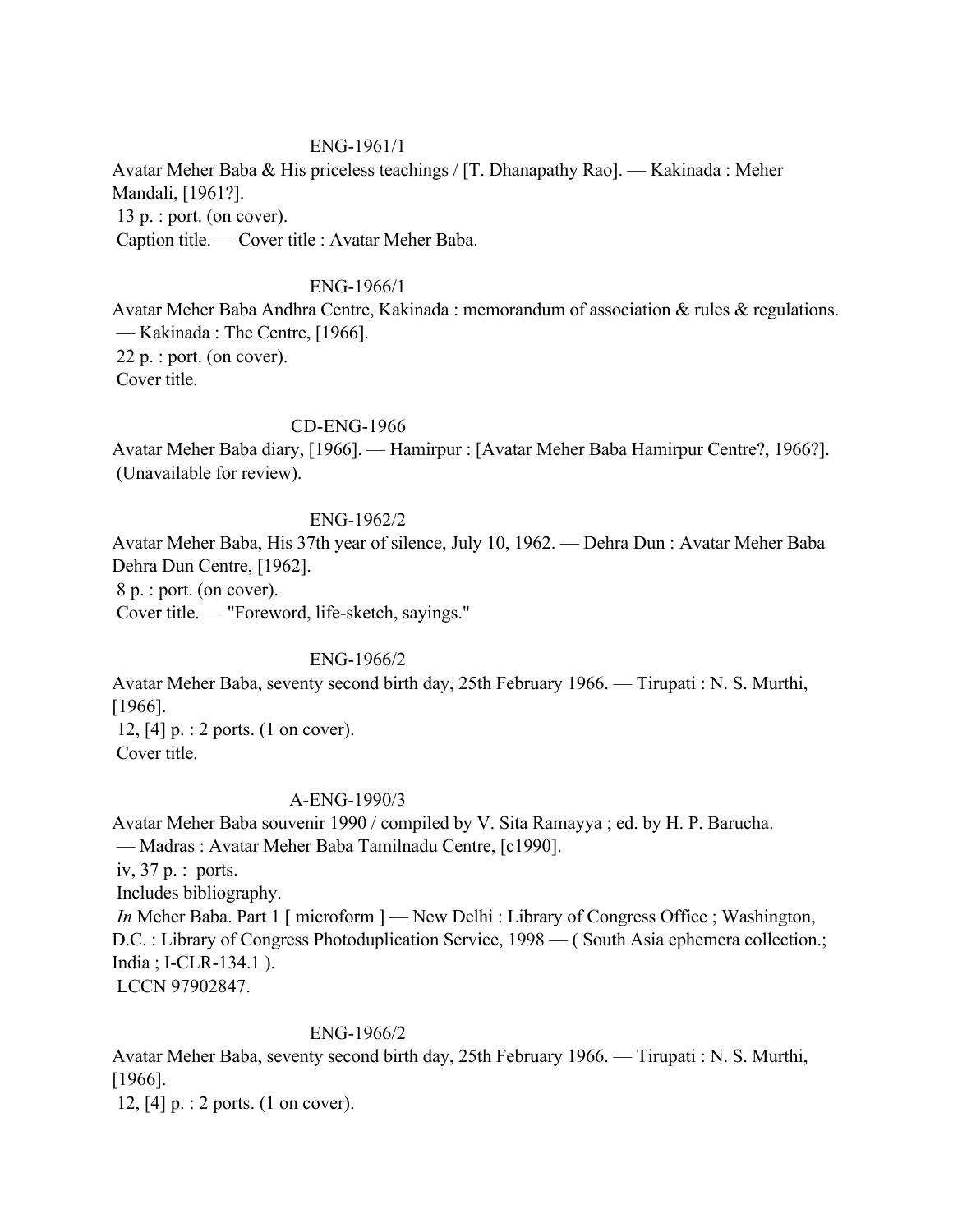ENG-1961/1

Avatar Meher Baba & His priceless teachings / [T. Dhanapathy Rao]. — Kakinada : Meher Mandali, [1961?].
13 p. : port. (on cover).
Caption title. — Cover title : Avatar Meher Baba.

ENG-1966/1

Avatar Meher Baba Andhra Centre, Kakinada : memorandum of association & rules & regulations. — Kakinada : The Centre, [1966].
22 p. : port. (on cover).
Cover title.

CD-ENG-1966

Avatar Meher Baba diary, [1966]. — Hamirpur : [Avatar Meher Baba Hamirpur Centre?, 1966?]. (Unavailable for review).

ENG-1962/2

Avatar Meher Baba, His 37th year of silence, July 10, 1962. — Dehra Dun : Avatar Meher Baba Dehra Dun Centre, [1962].
8 p. : port. (on cover).
Cover title. — "Foreword, life-sketch, sayings."

ENG-1966/2

Avatar Meher Baba, seventy second birth day, 25th February 1966. — Tirupati : N. S. Murthi, [1966].
12, [4] p. : 2 ports. (1 on cover).
Cover title.

A-ENG-1990/3

Avatar Meher Baba souvenir 1990 / compiled by V. Sita Ramayya ; ed. by H. P. Barucha. — Madras : Avatar Meher Baba Tamilnadu Centre, [c1990].
iv, 37 p. : ports.
Includes bibliography.
*In* Meher Baba. Part 1 [ microform ] — New Delhi : Library of Congress Office ; Washington, D.C. : Library of Congress Photoduplication Service, 1998 — ( South Asia ephemera collection.; India ; I-CLR-134.1 ).
LCCN 97902847.

ENG-1966/2

Avatar Meher Baba, seventy second birth day, 25th February 1966. — Tirupati : N. S. Murthi, [1966].
12, [4] p. : 2 ports. (1 on cover).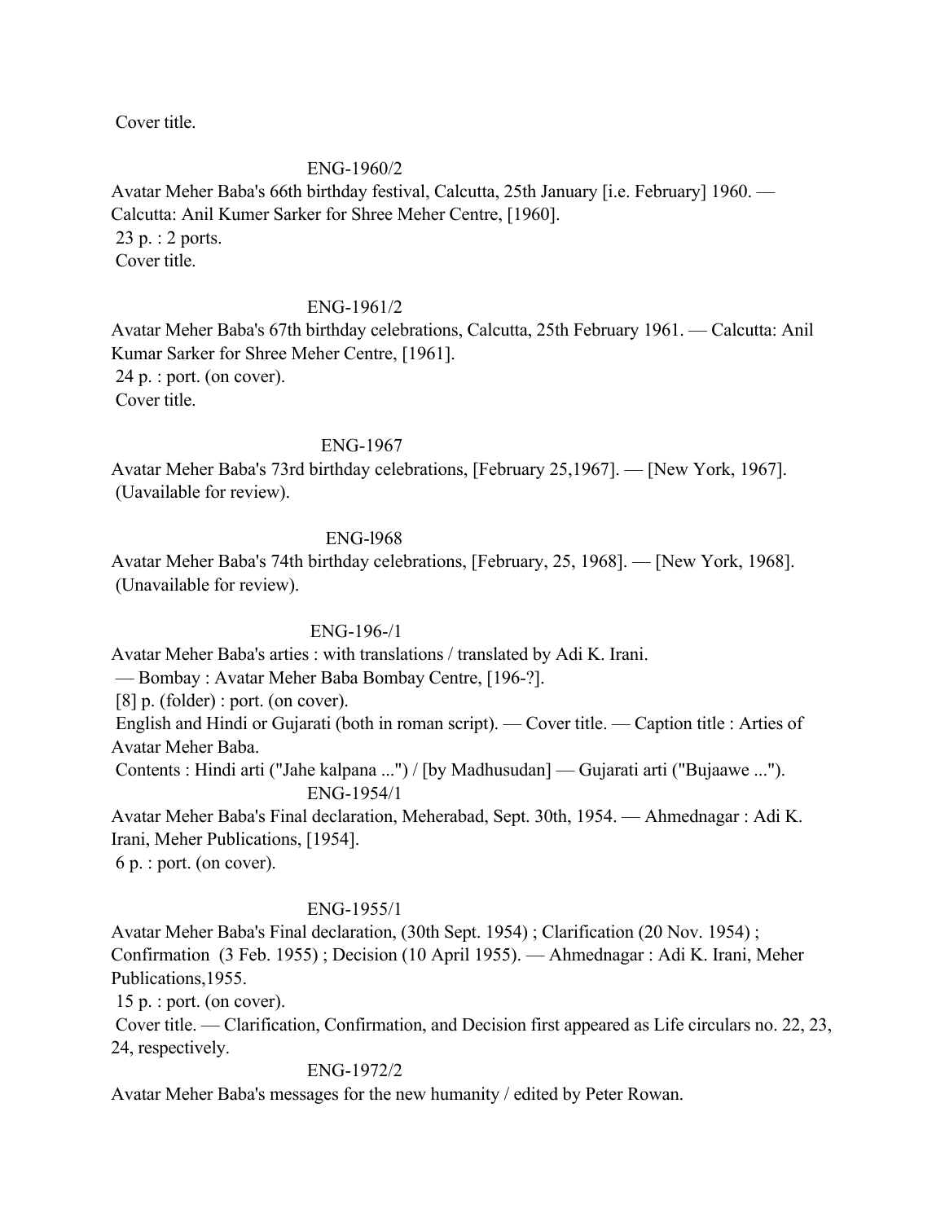Cover title.

ENG-1960/2

Avatar Meher Baba's 66th birthday festival, Calcutta, 25th January [i.e. February] 1960. — Calcutta: Anil Kumer Sarker for Shree Meher Centre, [1960].
23 p. : 2 ports.
Cover title.

ENG-1961/2

Avatar Meher Baba's 67th birthday celebrations, Calcutta, 25th February 1961. — Calcutta: Anil Kumar Sarker for Shree Meher Centre, [1961].
24 p. : port. (on cover).
Cover title.

ENG-1967

Avatar Meher Baba's 73rd birthday celebrations, [February 25,1967]. — [New York, 1967].
(Uavailable for review).

ENG-l968

Avatar Meher Baba's 74th birthday celebrations, [February, 25, 1968]. — [New York, 1968].
(Unavailable for review).

ENG-196-/1

Avatar Meher Baba's arties : with translations / translated by Adi K. Irani.
— Bombay : Avatar Meher Baba Bombay Centre, [196-?].
[8] p. (folder) : port. (on cover).
English and Hindi or Gujarati (both in roman script). — Cover title. — Caption title : Arties of Avatar Meher Baba.
Contents : Hindi arti ("Jahe kalpana ...") / [by Madhusudan] — Gujarati arti ("Bujaawe ...").

ENG-1954/1

Avatar Meher Baba's Final declaration, Meherabad, Sept. 30th, 1954. — Ahmednagar : Adi K. Irani, Meher Publications, [1954].
6 p. : port. (on cover).

ENG-1955/1

Avatar Meher Baba's Final declaration, (30th Sept. 1954) ; Clarification (20 Nov. 1954) ; Confirmation (3 Feb. 1955) ; Decision (10 April 1955). — Ahmednagar : Adi K. Irani, Meher Publications,1955.
15 p. : port. (on cover).
Cover title. — Clarification, Confirmation, and Decision first appeared as Life circulars no. 22, 23, 24, respectively.

ENG-1972/2

Avatar Meher Baba's messages for the new humanity / edited by Peter Rowan.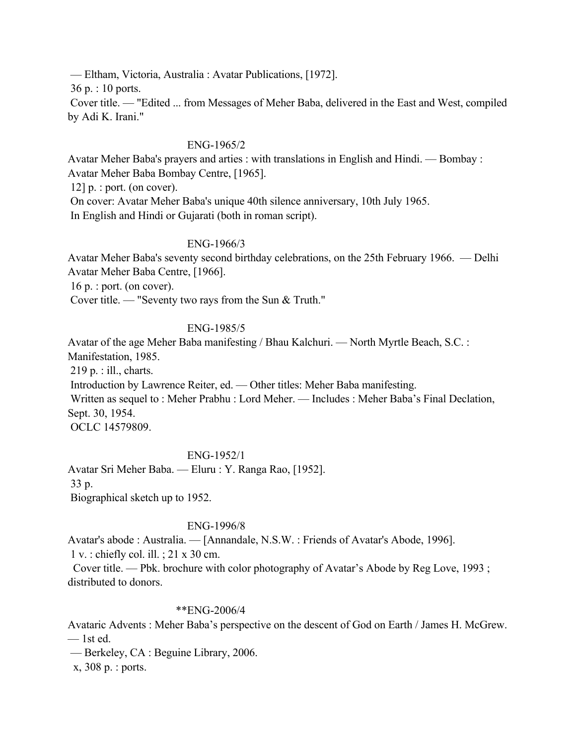— Eltham, Victoria, Australia : Avatar Publications, [1972].
36 p. : 10 ports.
Cover title. — "Edited ... from Messages of Meher Baba, delivered in the East and West, compiled by Adi K. Irani."

ENG-1965/2

Avatar Meher Baba's prayers and arties : with translations in English and Hindi. — Bombay : Avatar Meher Baba Bombay Centre, [1965].
12] p. : port. (on cover).
On cover: Avatar Meher Baba's unique 40th silence anniversary, 10th July 1965.
In English and Hindi or Gujarati (both in roman script).

ENG-1966/3

Avatar Meher Baba's seventy second birthday celebrations, on the 25th February 1966. — Delhi Avatar Meher Baba Centre, [1966].
16 p. : port. (on cover).
Cover title. — "Seventy two rays from the Sun & Truth."

ENG-1985/5

Avatar of the age Meher Baba manifesting / Bhau Kalchuri. — North Myrtle Beach, S.C. : Manifestation, 1985.
219 p. : ill., charts.
Introduction by Lawrence Reiter, ed. — Other titles: Meher Baba manifesting.
Written as sequel to : Meher Prabhu : Lord Meher. — Includes : Meher Baba's Final Declation, Sept. 30, 1954.
OCLC 14579809.

ENG-1952/1

Avatar Sri Meher Baba. — Eluru : Y. Ranga Rao, [1952].
33 p.
Biographical sketch up to 1952.

ENG-1996/8

Avatar's abode : Australia. — [Annandale, N.S.W. : Friends of Avatar's Abode, 1996].
1 v. : chiefly col. ill. ; 21 x 30 cm.
Cover title. — Pbk. brochure with color photography of Avatar's Abode by Reg Love, 1993 ; distributed to donors.

**ENG-2006/4

Avataric Advents : Meher Baba's perspective on the descent of God on Earth / James H. McGrew. — 1st ed.
— Berkeley, CA : Beguine Library, 2006.
x, 308 p. : ports.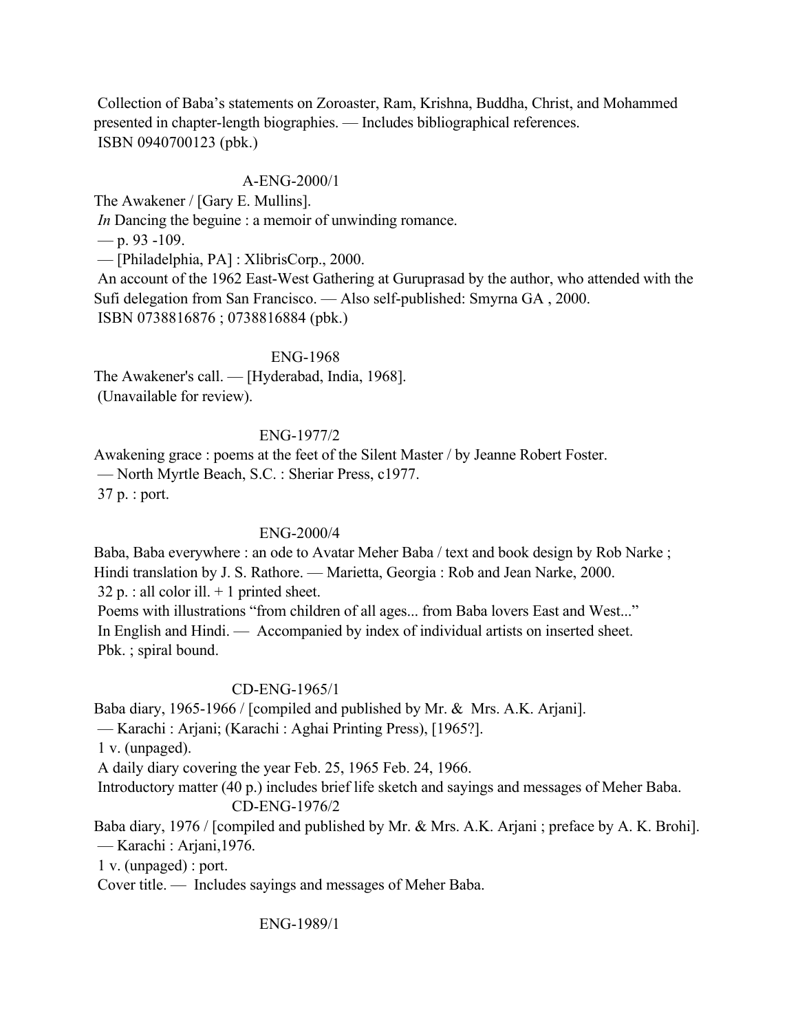Collection of Baba's statements on Zoroaster, Ram, Krishna, Buddha, Christ, and Mohammed presented in chapter-length biographies. — Includes bibliographical references.
ISBN 0940700123 (pbk.)

A-ENG-2000/1

The Awakener / [Gary E. Mullins].
*In* Dancing the beguine : a memoir of unwinding romance.
— p. 93 -109.
— [Philadelphia, PA] : XlibrisCorp., 2000.
An account of the 1962 East-West Gathering at Guruprasad by the author, who attended with the Sufi delegation from San Francisco. — Also self-published: Smyrna GA , 2000.
ISBN 0738816876 ; 0738816884 (pbk.)

ENG-1968

The Awakener's call. — [Hyderabad, India, 1968].
(Unavailable for review).

ENG-1977/2

Awakening grace : poems at the feet of the Silent Master / by Jeanne Robert Foster.
— North Myrtle Beach, S.C. : Sheriar Press, c1977.
37 p. : port.

ENG-2000/4

Baba, Baba everywhere : an ode to Avatar Meher Baba / text and book design by Rob Narke ; Hindi translation by J. S. Rathore. — Marietta, Georgia : Rob and Jean Narke, 2000.
32 p. : all color ill. + 1 printed sheet.
Poems with illustrations "from children of all ages... from Baba lovers East and West..."
In English and Hindi. — Accompanied by index of individual artists on inserted sheet.
Pbk. ; spiral bound.

CD-ENG-1965/1

Baba diary, 1965-1966 / [compiled and published by Mr. & Mrs. A.K. Arjani].
— Karachi : Arjani; (Karachi : Aghai Printing Press), [1965?].
1 v. (unpaged).
A daily diary covering the year Feb. 25, 1965 Feb. 24, 1966.
Introductory matter (40 p.) includes brief life sketch and sayings and messages of Meher Baba.

CD-ENG-1976/2

Baba diary, 1976 / [compiled and published by Mr. & Mrs. A.K. Arjani ; preface by A. K. Brohi].
— Karachi : Arjani,1976.
1 v. (unpaged) : port.
Cover title. — Includes sayings and messages of Meher Baba.

ENG-1989/1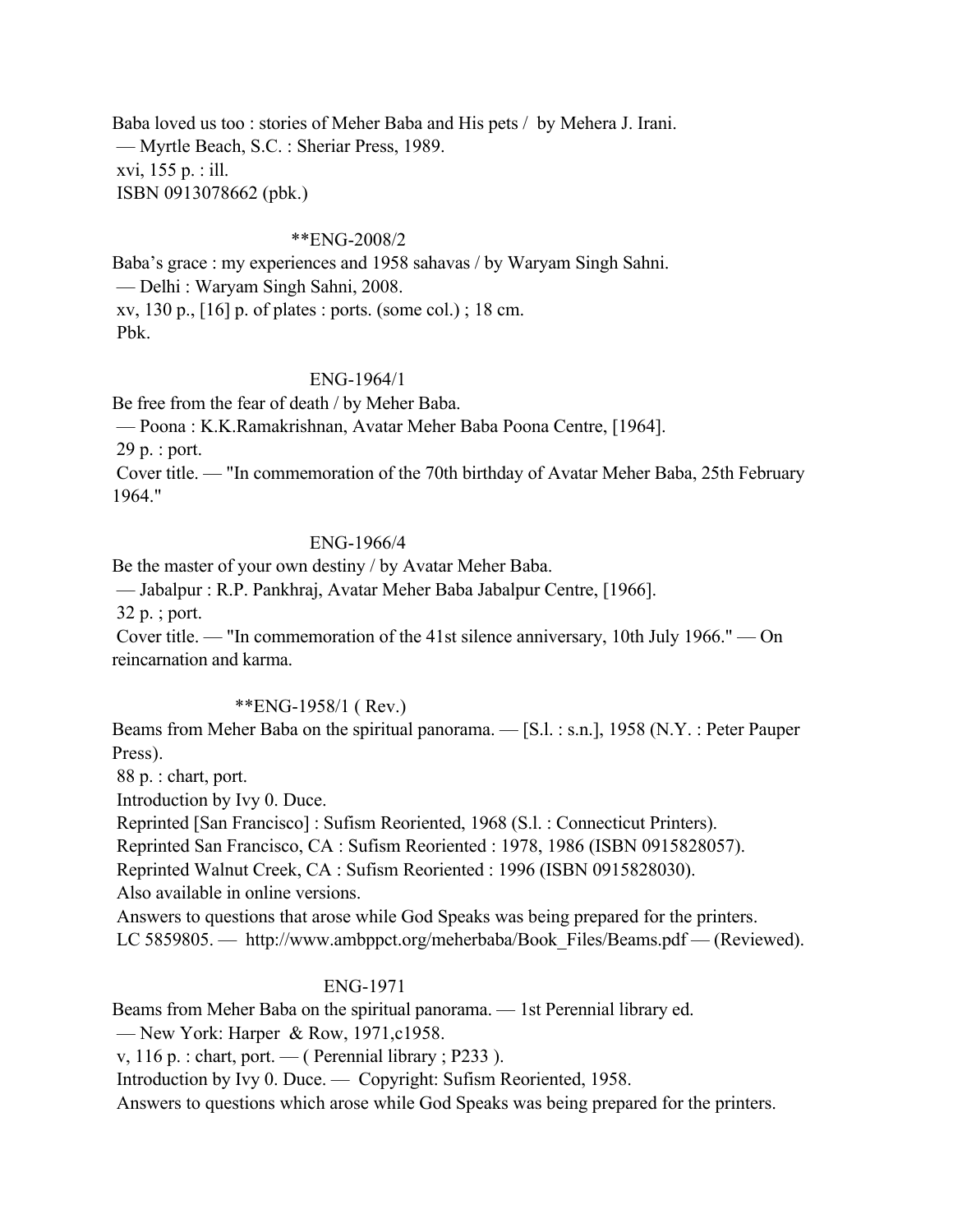Baba loved us too : stories of Meher Baba and His pets / by Mehera J. Irani.
— Myrtle Beach, S.C. : Sheriar Press, 1989.
xvi, 155 p. : ill.
ISBN 0913078662 (pbk.)

**ENG-2008/2

Baba's grace : my experiences and 1958 sahavas / by Waryam Singh Sahni.
— Delhi : Waryam Singh Sahni, 2008.
xv, 130 p., [16] p. of plates : ports. (some col.) ; 18 cm.
Pbk.

ENG-1964/1

Be free from the fear of death / by Meher Baba.
— Poona : K.K.Ramakrishnan, Avatar Meher Baba Poona Centre, [1964].
29 p. : port.
Cover title. — "In commemoration of the 70th birthday of Avatar Meher Baba, 25th February 1964."

ENG-1966/4

Be the master of your own destiny / by Avatar Meher Baba.
— Jabalpur : R.P. Pankhraj, Avatar Meher Baba Jabalpur Centre, [1966].
32 p. ; port.
Cover title. — "In commemoration of the 41st silence anniversary, 10th July 1966." — On reincarnation and karma.

**ENG-1958/1 ( Rev.)

Beams from Meher Baba on the spiritual panorama. — [S.l. : s.n.], 1958 (N.Y. : Peter Pauper Press).
88 p. : chart, port.
Introduction by Ivy 0. Duce.
Reprinted [San Francisco] : Sufism Reoriented, 1968 (S.l. : Connecticut Printers).
Reprinted San Francisco, CA : Sufism Reoriented : 1978, 1986 (ISBN 0915828057).
Reprinted Walnut Creek, CA : Sufism Reoriented : 1996 (ISBN 0915828030).
Also available in online versions.
Answers to questions that arose while God Speaks was being prepared for the printers.
LC 5859805. — http://www.ambppct.org/meherbaba/Book_Files/Beams.pdf — (Reviewed).

ENG-1971

Beams from Meher Baba on the spiritual panorama. — 1st Perennial library ed.
— New York: Harper & Row, 1971,c1958.
v, 116 p. : chart, port. — ( Perennial library ; P233 ).
Introduction by Ivy 0. Duce. — Copyright: Sufism Reoriented, 1958.
Answers to questions which arose while God Speaks was being prepared for the printers.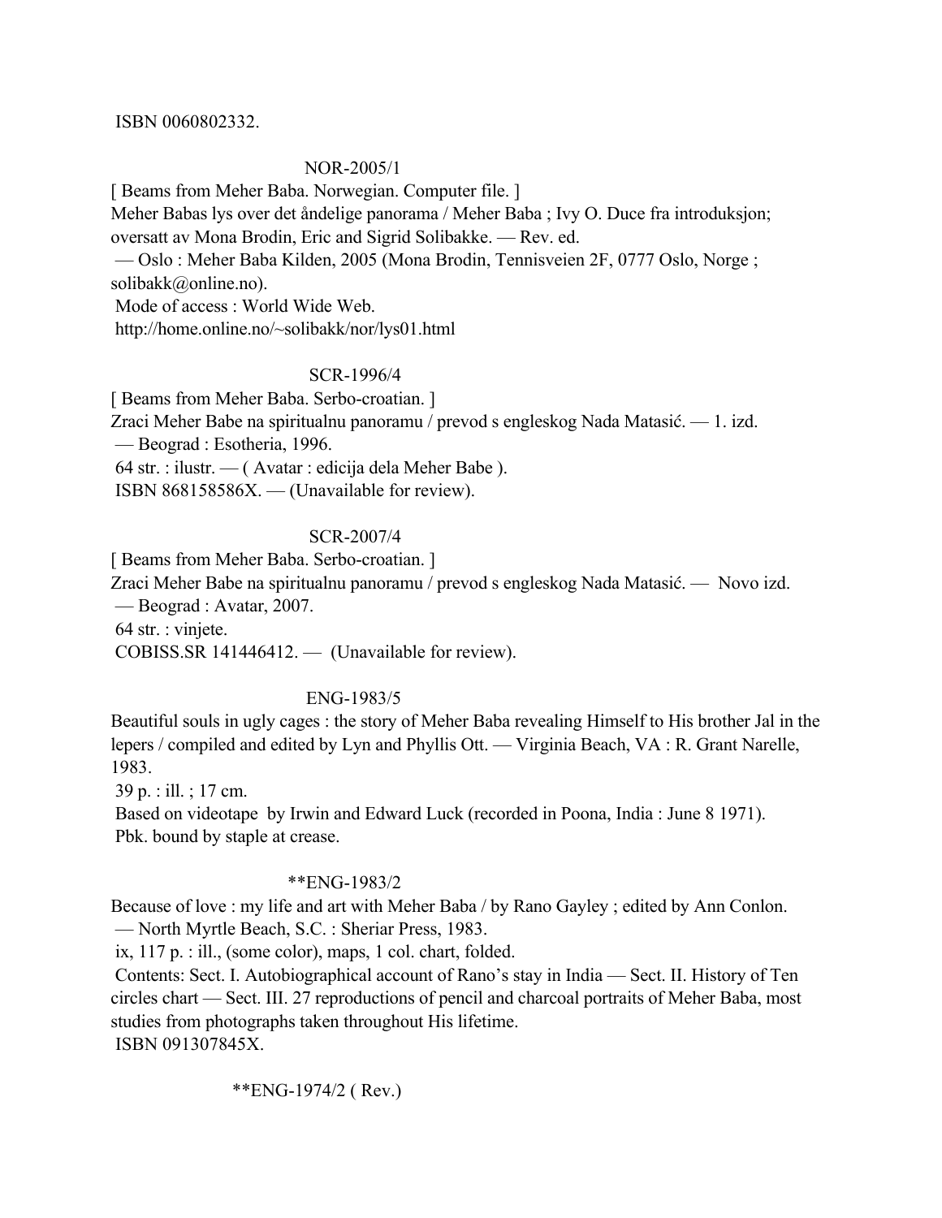ISBN 0060802332.

NOR-2005/1

[ Beams from Meher Baba. Norwegian. Computer file. ]
Meher Babas lys over det åndelige panorama / Meher Baba ; Ivy O. Duce fra introduksjon; oversatt av Mona Brodin, Eric and Sigrid Solibakke. — Rev. ed.
— Oslo : Meher Baba Kilden, 2005 (Mona Brodin, Tennisveien 2F, 0777 Oslo, Norge ; solibakk@online.no).
Mode of access : World Wide Web.
http://home.online.no/~solibakk/nor/lys01.html

SCR-1996/4

[ Beams from Meher Baba. Serbo-croatian. ]
Zraci Meher Babe na spiritualnu panoramu / prevod s engleskog Nada Matasić. — 1. izd.
— Beograd : Esotheria, 1996.
64 str. : ilustr. — ( Avatar : edicija dela Meher Babe ).
ISBN 868158586X. — (Unavailable for review).

SCR-2007/4

[ Beams from Meher Baba. Serbo-croatian. ]
Zraci Meher Babe na spiritualnu panoramu / prevod s engleskog Nada Matasić. — Novo izd.
— Beograd : Avatar, 2007.
64 str. : vinjete.
COBISS.SR 141446412. — (Unavailable for review).

ENG-1983/5

Beautiful souls in ugly cages : the story of Meher Baba revealing Himself to His brother Jal in the lepers / compiled and edited by Lyn and Phyllis Ott. — Virginia Beach, VA : R. Grant Narelle, 1983.
39 p. : ill. ; 17 cm.
Based on videotape by Irwin and Edward Luck (recorded in Poona, India : June 8 1971).
Pbk. bound by staple at crease.

**ENG-1983/2

Because of love : my life and art with Meher Baba / by Rano Gayley ; edited by Ann Conlon.
— North Myrtle Beach, S.C. : Sheriar Press, 1983.
ix, 117 p. : ill., (some color), maps, 1 col. chart, folded.
Contents: Sect. I. Autobiographical account of Rano's stay in India — Sect. II. History of Ten circles chart — Sect. III. 27 reproductions of pencil and charcoal portraits of Meher Baba, most studies from photographs taken throughout His lifetime.
ISBN 091307845X.

**ENG-1974/2 ( Rev.)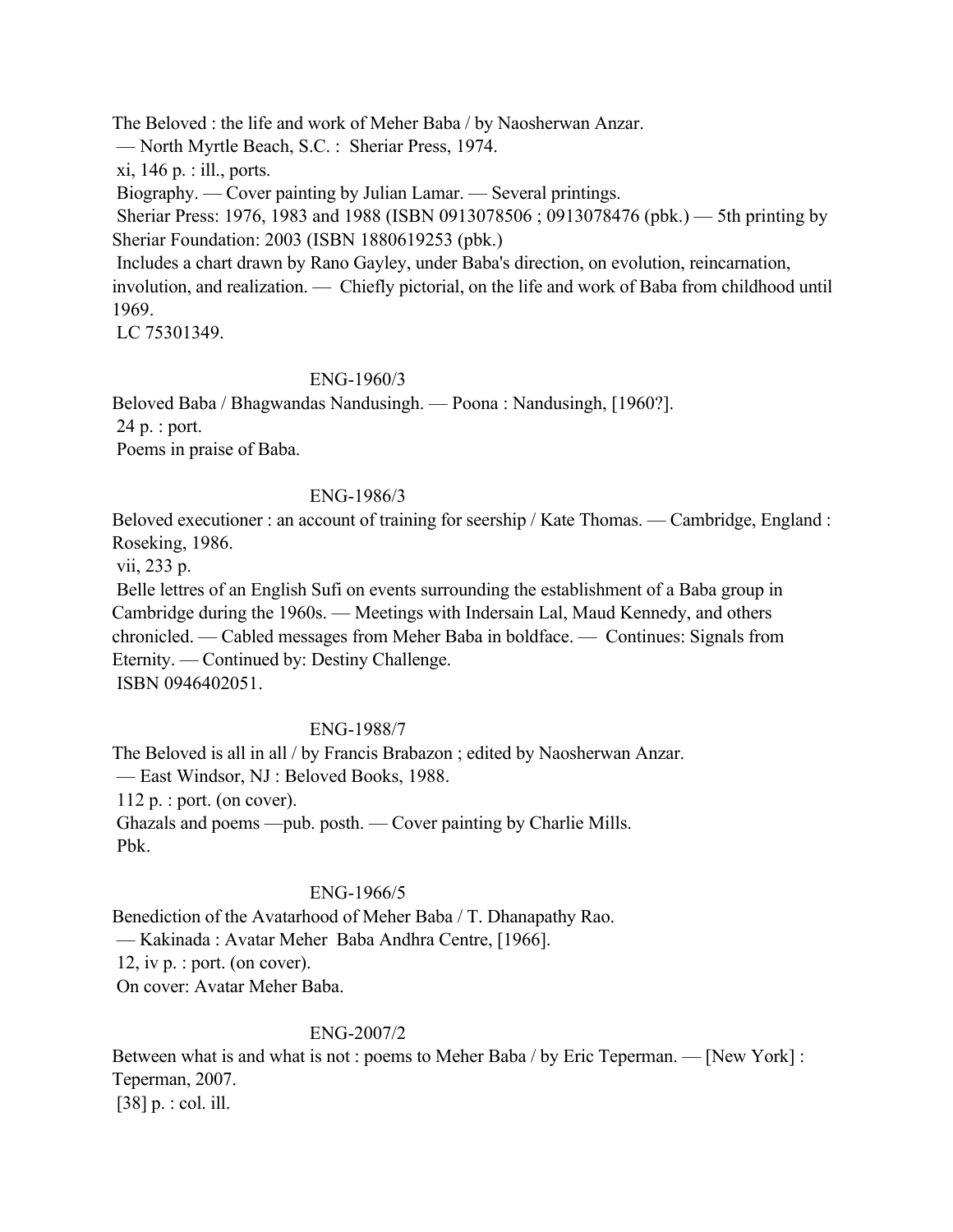The Beloved : the life and work of Meher Baba / by Naosherwan Anzar.
— North Myrtle Beach, S.C. : Sheriar Press, 1974.
xi, 146 p. : ill., ports.
Biography. — Cover painting by Julian Lamar. — Several printings.
Sheriar Press: 1976, 1983 and 1988 (ISBN 0913078506 ; 0913078476 (pbk.) — 5th printing by Sheriar Foundation: 2003 (ISBN 1880619253 (pbk.)
Includes a chart drawn by Rano Gayley, under Baba's direction, on evolution, reincarnation, involution, and realization. — Chiefly pictorial, on the life and work of Baba from childhood until 1969.
LC 75301349.

ENG-1960/3

Beloved Baba / Bhagwandas Nandusingh. — Poona : Nandusingh, [1960?].
24 p. : port.
Poems in praise of Baba.

ENG-1986/3

Beloved executioner : an account of training for seership / Kate Thomas. — Cambridge, England : Roseking, 1986.
vii, 233 p.
Belle lettres of an English Sufi on events surrounding the establishment of a Baba group in Cambridge during the 1960s. — Meetings with Indersain Lal, Maud Kennedy, and others chronicled. — Cabled messages from Meher Baba in boldface. — Continues: Signals from Eternity. — Continued by: Destiny Challenge.
ISBN 0946402051.

ENG-1988/7

The Beloved is all in all / by Francis Brabazon ; edited by Naosherwan Anzar.
— East Windsor, NJ : Beloved Books, 1988.
112 p. : port. (on cover).
Ghazals and poems —pub. posth. — Cover painting by Charlie Mills.
Pbk.

ENG-1966/5

Benediction of the Avatarhood of Meher Baba / T. Dhanapathy Rao.
— Kakinada : Avatar Meher Baba Andhra Centre, [1966].
12, iv p. : port. (on cover).
On cover: Avatar Meher Baba.

ENG-2007/2

Between what is and what is not : poems to Meher Baba / by Eric Teperman. — [New York] : Teperman, 2007.
[38] p. : col. ill.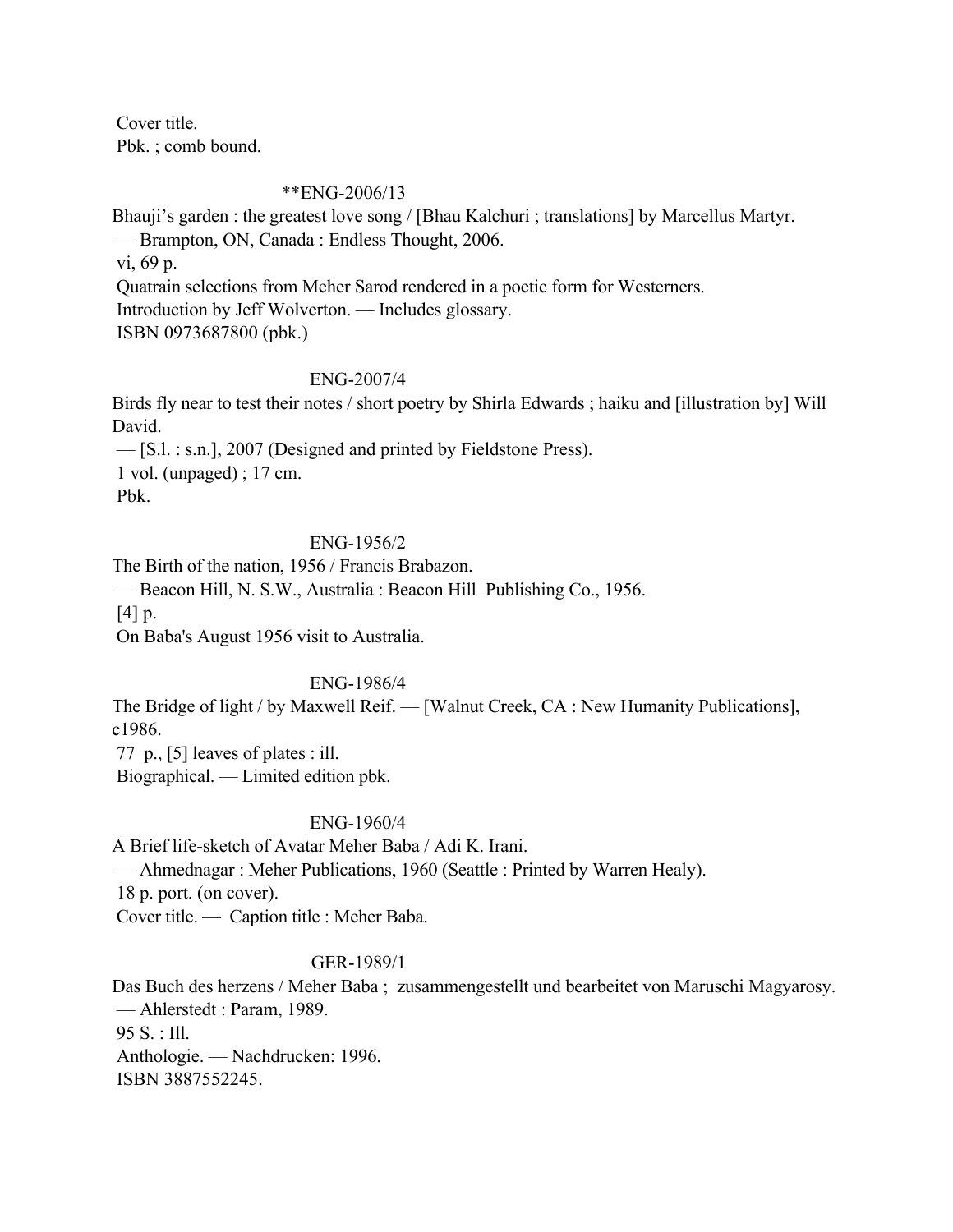Cover title.
Pbk. ; comb bound.

**ENG-2006/13

Bhauji's garden : the greatest love song / [Bhau Kalchuri ; translations] by Marcellus Martyr.
— Brampton, ON, Canada : Endless Thought, 2006.
vi, 69 p.
Quatrain selections from Meher Sarod rendered in a poetic form for Westerners.
Introduction by Jeff Wolverton. — Includes glossary.
ISBN 0973687800 (pbk.)

ENG-2007/4

Birds fly near to test their notes / short poetry by Shirla Edwards ; haiku and [illustration by] Will David.
— [S.l. : s.n.], 2007 (Designed and printed by Fieldstone Press).
1 vol. (unpaged) ; 17 cm.
Pbk.

ENG-1956/2

The Birth of the nation, 1956 / Francis Brabazon.
— Beacon Hill, N. S.W., Australia : Beacon Hill Publishing Co., 1956.
[4] p.
On Baba's August 1956 visit to Australia.

ENG-1986/4

The Bridge of light / by Maxwell Reif. — [Walnut Creek, CA : New Humanity Publications], c1986.
77 p., [5] leaves of plates : ill.
Biographical. — Limited edition pbk.

ENG-1960/4

A Brief life-sketch of Avatar Meher Baba / Adi K. Irani.
— Ahmednagar : Meher Publications, 1960 (Seattle : Printed by Warren Healy).
18 p. port. (on cover).
Cover title. — Caption title : Meher Baba.

GER-1989/1

Das Buch des herzens / Meher Baba ; zusammengestellt und bearbeitet von Maruschi Magyarosy.
— Ahlerstedt : Param, 1989.
95 S. : Ill.
Anthologie. — Nachdrucken: 1996.
ISBN 3887552245.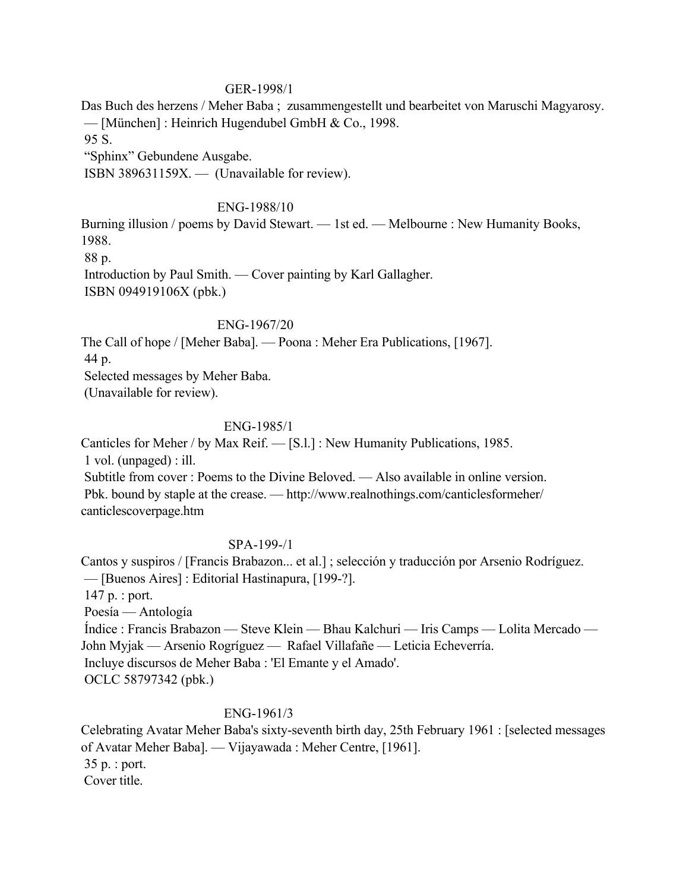GER-1998/1

Das Buch des herzens / Meher Baba ; zusammengestellt und bearbeitet von Maruschi Magyarosy. — [München] : Heinrich Hugendubel GmbH & Co., 1998.
95 S.
"Sphinx" Gebundene Ausgabe.
ISBN 389631159X. — (Unavailable for review).

ENG-1988/10

Burning illusion / poems by David Stewart. — 1st ed. — Melbourne : New Humanity Books, 1988.
88 p.
Introduction by Paul Smith. — Cover painting by Karl Gallagher.
ISBN 094919106X (pbk.)

ENG-1967/20

The Call of hope / [Meher Baba]. — Poona : Meher Era Publications, [1967].
44 p.
Selected messages by Meher Baba.
(Unavailable for review).

ENG-1985/1

Canticles for Meher / by Max Reif. — [S.l.] : New Humanity Publications, 1985.
1 vol. (unpaged) : ill.
Subtitle from cover : Poems to the Divine Beloved. — Also available in online version.
Pbk. bound by staple at the crease. — http://www.realnothings.com/canticlesformeher/canticlescoverpage.htm

SPA-199-/1

Cantos y suspiros / [Francis Brabazon... et al.] ; selección y traducción por Arsenio Rodríguez. — [Buenos Aires] : Editorial Hastinapura, [199-?].
147 p. : port.
Poesía — Antología
Índice : Francis Brabazon — Steve Klein — Bhau Kalchuri — Iris Camps — Lolita Mercado — John Myjak — Arsenio Rogríguez — Rafael Villafañe — Leticia Echeverría.
Incluye discursos de Meher Baba : 'El Emante y el Amado'.
OCLC 58797342 (pbk.)

ENG-1961/3

Celebrating Avatar Meher Baba's sixty-seventh birth day, 25th February 1961 : [selected messages of Avatar Meher Baba]. — Vijayawada : Meher Centre, [1961].
35 p. : port.
Cover title.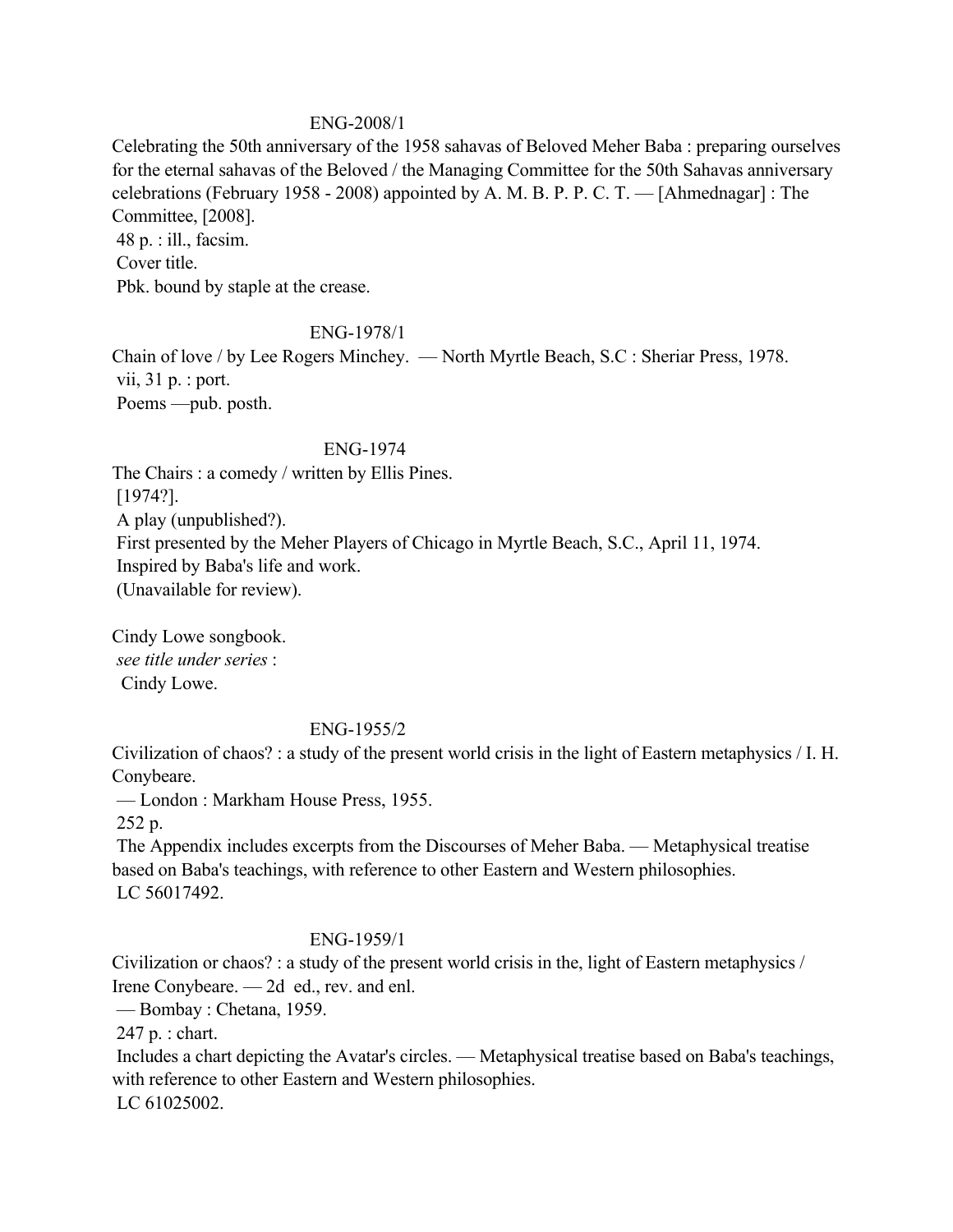ENG-2008/1

Celebrating the 50th anniversary of the 1958 sahavas of Beloved Meher Baba : preparing ourselves for the eternal sahavas of the Beloved / the Managing Committee for the 50th Sahavas anniversary celebrations (February 1958 - 2008) appointed by A. M. B. P. P. C. T. — [Ahmednagar] : The Committee, [2008].
48 p. : ill., facsim.
Cover title.
Pbk. bound by staple at the crease.

ENG-1978/1

Chain of love / by Lee Rogers Minchey. — North Myrtle Beach, S.C : Sheriar Press, 1978.
vii, 31 p. : port.
Poems —pub. posth.

ENG-1974

The Chairs : a comedy / written by Ellis Pines.
[1974?].
A play (unpublished?).
First presented by the Meher Players of Chicago in Myrtle Beach, S.C., April 11, 1974.
Inspired by Baba's life and work.
(Unavailable for review).

Cindy Lowe songbook.
*see title under series* :
Cindy Lowe.

ENG-1955/2

Civilization of chaos? : a study of the present world crisis in the light of Eastern metaphysics / I. H. Conybeare.
— London : Markham House Press, 1955.
252 p.
The Appendix includes excerpts from the Discourses of Meher Baba. — Metaphysical treatise based on Baba's teachings, with reference to other Eastern and Western philosophies.
LC 56017492.

ENG-1959/1

Civilization or chaos? : a study of the present world crisis in the, light of Eastern metaphysics / Irene Conybeare. — 2d ed., rev. and enl.
— Bombay : Chetana, 1959.
247 p. : chart.
Includes a chart depicting the Avatar's circles. — Metaphysical treatise based on Baba's teachings, with reference to other Eastern and Western philosophies.
LC 61025002.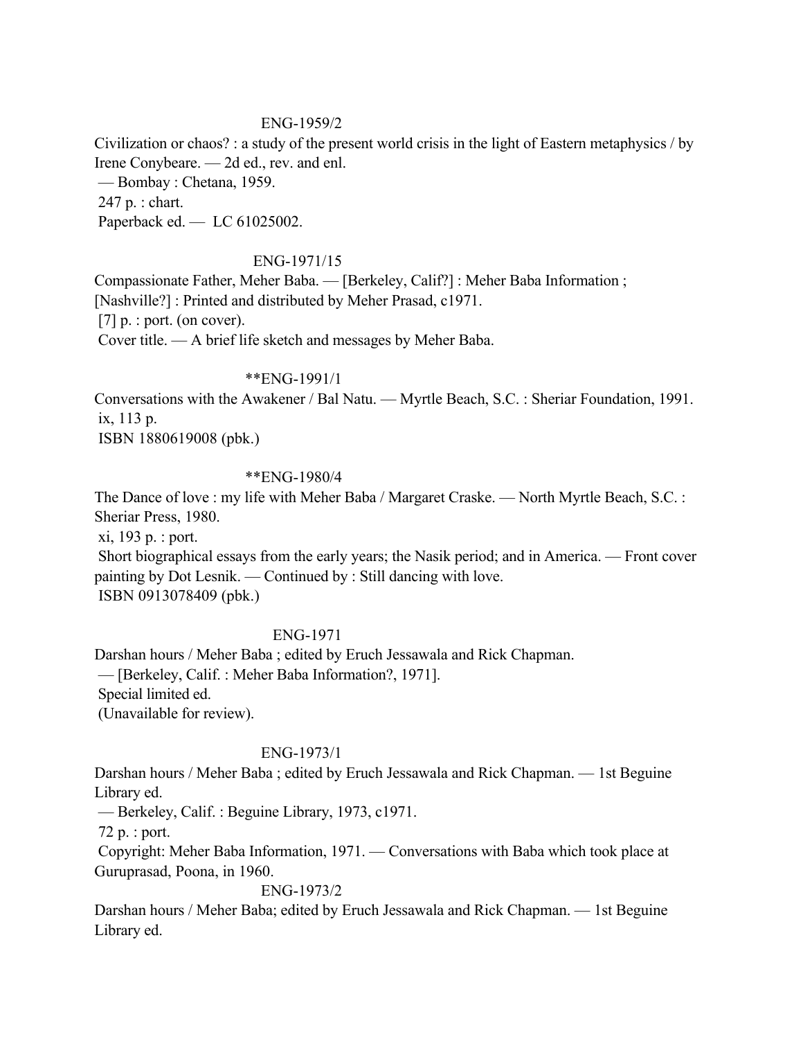ENG-1959/2

Civilization or chaos? : a study of the present world crisis in the light of Eastern metaphysics / by Irene Conybeare. — 2d ed., rev. and enl.
— Bombay : Chetana, 1959.
247 p. : chart.
Paperback ed. — LC 61025002.

ENG-1971/15

Compassionate Father, Meher Baba. — [Berkeley, Calif?] : Meher Baba Information ; [Nashville?] : Printed and distributed by Meher Prasad, c1971.
[7] p. : port. (on cover).
Cover title. — A brief life sketch and messages by Meher Baba.

**ENG-1991/1

Conversations with the Awakener / Bal Natu. — Myrtle Beach, S.C. : Sheriar Foundation, 1991.
ix, 113 p.
ISBN 1880619008 (pbk.)

**ENG-1980/4

The Dance of love : my life with Meher Baba / Margaret Craske. — North Myrtle Beach, S.C. : Sheriar Press, 1980.
xi, 193 p. : port.
Short biographical essays from the early years; the Nasik period; and in America. — Front cover painting by Dot Lesnik. — Continued by : Still dancing with love.
ISBN 0913078409 (pbk.)

ENG-1971

Darshan hours / Meher Baba ; edited by Eruch Jessawala and Rick Chapman.
— [Berkeley, Calif. : Meher Baba Information?, 1971].
Special limited ed.
(Unavailable for review).

ENG-1973/1

Darshan hours / Meher Baba ; edited by Eruch Jessawala and Rick Chapman. — 1st Beguine Library ed.
— Berkeley, Calif. : Beguine Library, 1973, c1971.
72 p. : port.
Copyright: Meher Baba Information, 1971. — Conversations with Baba which took place at Guruprasad, Poona, in 1960.

ENG-1973/2

Darshan hours / Meher Baba; edited by Eruch Jessawala and Rick Chapman. — 1st Beguine Library ed.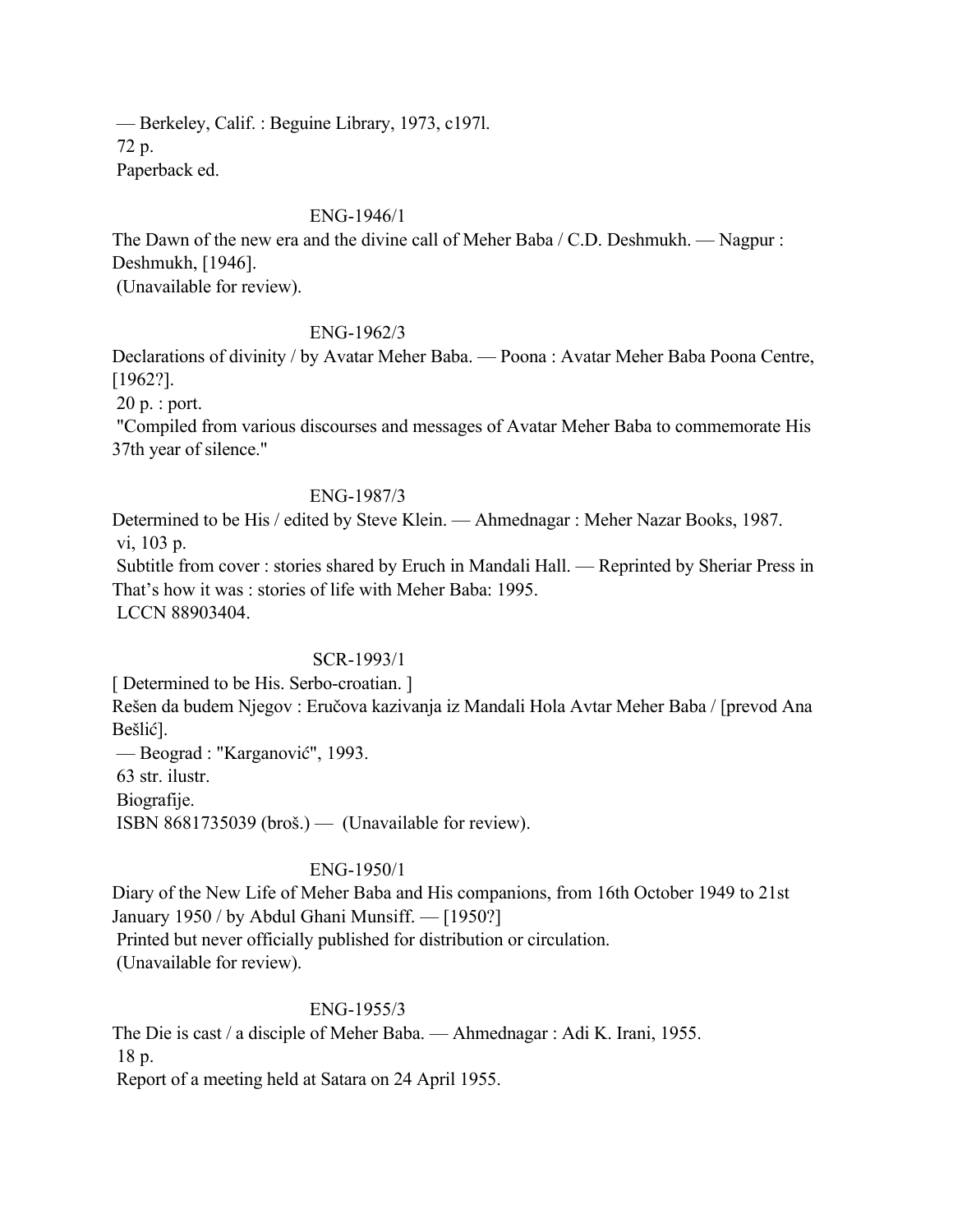— Berkeley, Calif. : Beguine Library, 1973, c197l.
72 p.
Paperback ed.

ENG-1946/1

The Dawn of the new era and the divine call of Meher Baba / C.D. Deshmukh. — Nagpur : Deshmukh, [1946].
(Unavailable for review).

ENG-1962/3

Declarations of divinity / by Avatar Meher Baba. — Poona : Avatar Meher Baba Poona Centre, [1962?].
20 p. : port.
"Compiled from various discourses and messages of Avatar Meher Baba to commemorate His 37th year of silence."

ENG-1987/3

Determined to be His / edited by Steve Klein. — Ahmednagar : Meher Nazar Books, 1987.
vi, 103 p.
Subtitle from cover : stories shared by Eruch in Mandali Hall. — Reprinted by Sheriar Press in That's how it was : stories of life with Meher Baba: 1995.
LCCN 88903404.

SCR-1993/1

[ Determined to be His. Serbo-croatian. ]
Rešen da budem Njegov : Eručova kazivanja iz Mandali Hola Avtar Meher Baba / [prevod Ana Bešlić].
— Beograd : "Karganović", 1993.
63 str. ilustr.
Biografije.
ISBN 8681735039 (broš.) — (Unavailable for review).

ENG-1950/1

Diary of the New Life of Meher Baba and His companions, from 16th October 1949 to 21st January 1950 / by Abdul Ghani Munsiff. — [1950?]
Printed but never officially published for distribution or circulation.
(Unavailable for review).

ENG-1955/3

The Die is cast / a disciple of Meher Baba. — Ahmednagar : Adi K. Irani, 1955.
18 p.
Report of a meeting held at Satara on 24 April 1955.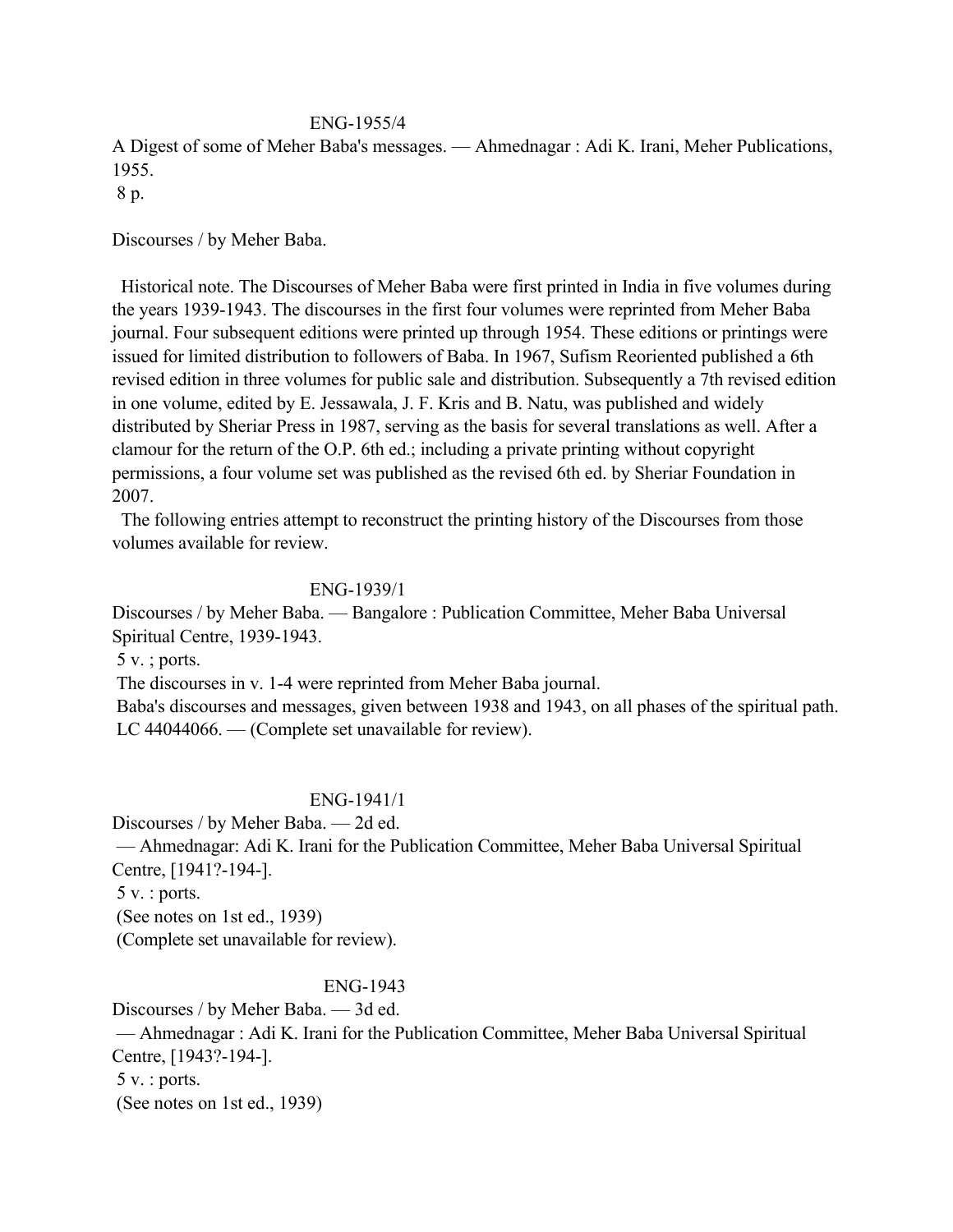ENG-1955/4

A Digest of some of Meher Baba's messages. — Ahmednagar : Adi K. Irani, Meher Publications, 1955.
8 p.

Discourses / by Meher Baba.

Historical note. The Discourses of Meher Baba were first printed in India in five volumes during the years 1939-1943. The discourses in the first four volumes were reprinted from Meher Baba journal. Four subsequent editions were printed up through 1954. These editions or printings were issued for limited distribution to followers of Baba. In 1967, Sufism Reoriented published a 6th revised edition in three volumes for public sale and distribution. Subsequently a 7th revised edition in one volume, edited by E. Jessawala, J. F. Kris and B. Natu, was published and widely distributed by Sheriar Press in 1987, serving as the basis for several translations as well. After a clamour for the return of the O.P. 6th ed.; including a private printing without copyright permissions, a four volume set was published as the revised 6th ed. by Sheriar Foundation in 2007.

The following entries attempt to reconstruct the printing history of the Discourses from those volumes available for review.

ENG-1939/1

Discourses / by Meher Baba. — Bangalore : Publication Committee, Meher Baba Universal Spiritual Centre, 1939-1943.
5 v. ; ports.
The discourses in v. 1-4 were reprinted from Meher Baba journal.
Baba's discourses and messages, given between 1938 and 1943, on all phases of the spiritual path.
LC 44044066. — (Complete set unavailable for review).

ENG-1941/1

Discourses / by Meher Baba. — 2d ed.
— Ahmednagar: Adi K. Irani for the Publication Committee, Meher Baba Universal Spiritual Centre, [1941?-194-].
5 v. : ports.
(See notes on 1st ed., 1939)
(Complete set unavailable for review).

ENG-1943

Discourses / by Meher Baba. — 3d ed.
— Ahmednagar : Adi K. Irani for the Publication Committee, Meher Baba Universal Spiritual Centre, [1943?-194-].
5 v. : ports.
(See notes on 1st ed., 1939)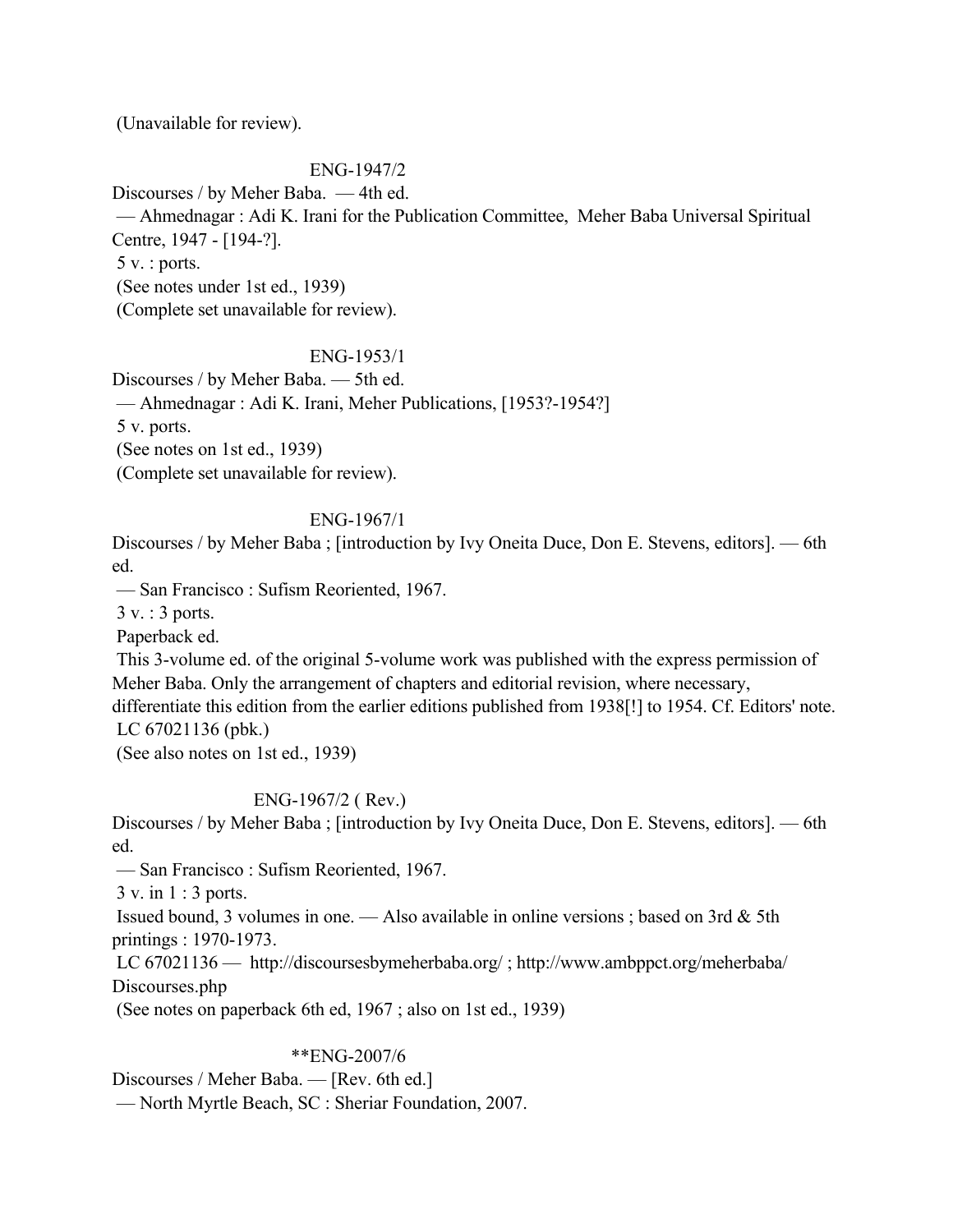(Unavailable for review).

ENG-1947/2

Discourses / by Meher Baba. — 4th ed.
— Ahmednagar : Adi K. Irani for the Publication Committee, Meher Baba Universal Spiritual Centre, 1947 - [194-?].
5 v. : ports.
(See notes under 1st ed., 1939)
(Complete set unavailable for review).

ENG-1953/1

Discourses / by Meher Baba. — 5th ed.
— Ahmednagar : Adi K. Irani, Meher Publications, [1953?-1954?]
5 v. ports.
(See notes on 1st ed., 1939)
(Complete set unavailable for review).

ENG-1967/1

Discourses / by Meher Baba ; [introduction by Ivy Oneita Duce, Don E. Stevens, editors]. — 6th ed.
— San Francisco : Sufism Reoriented, 1967.
3 v. : 3 ports.
Paperback ed.
This 3-volume ed. of the original 5-volume work was published with the express permission of Meher Baba. Only the arrangement of chapters and editorial revision, where necessary, differentiate this edition from the earlier editions published from 1938[!] to 1954. Cf. Editors' note.
LC 67021136 (pbk.)
(See also notes on 1st ed., 1939)

ENG-1967/2 ( Rev.)

Discourses / by Meher Baba ; [introduction by Ivy Oneita Duce, Don E. Stevens, editors]. — 6th ed.
— San Francisco : Sufism Reoriented, 1967.
3 v. in 1 : 3 ports.
Issued bound, 3 volumes in one. — Also available in online versions ; based on 3rd & 5th printings : 1970-1973.
LC 67021136 — http://discoursesbymeherbaba.org/ ; http://www.ambppct.org/meherbaba/Discourses.php
(See notes on paperback 6th ed, 1967 ; also on 1st ed., 1939)

**ENG-2007/6

Discourses / Meher Baba. — [Rev. 6th ed.]
— North Myrtle Beach, SC : Sheriar Foundation, 2007.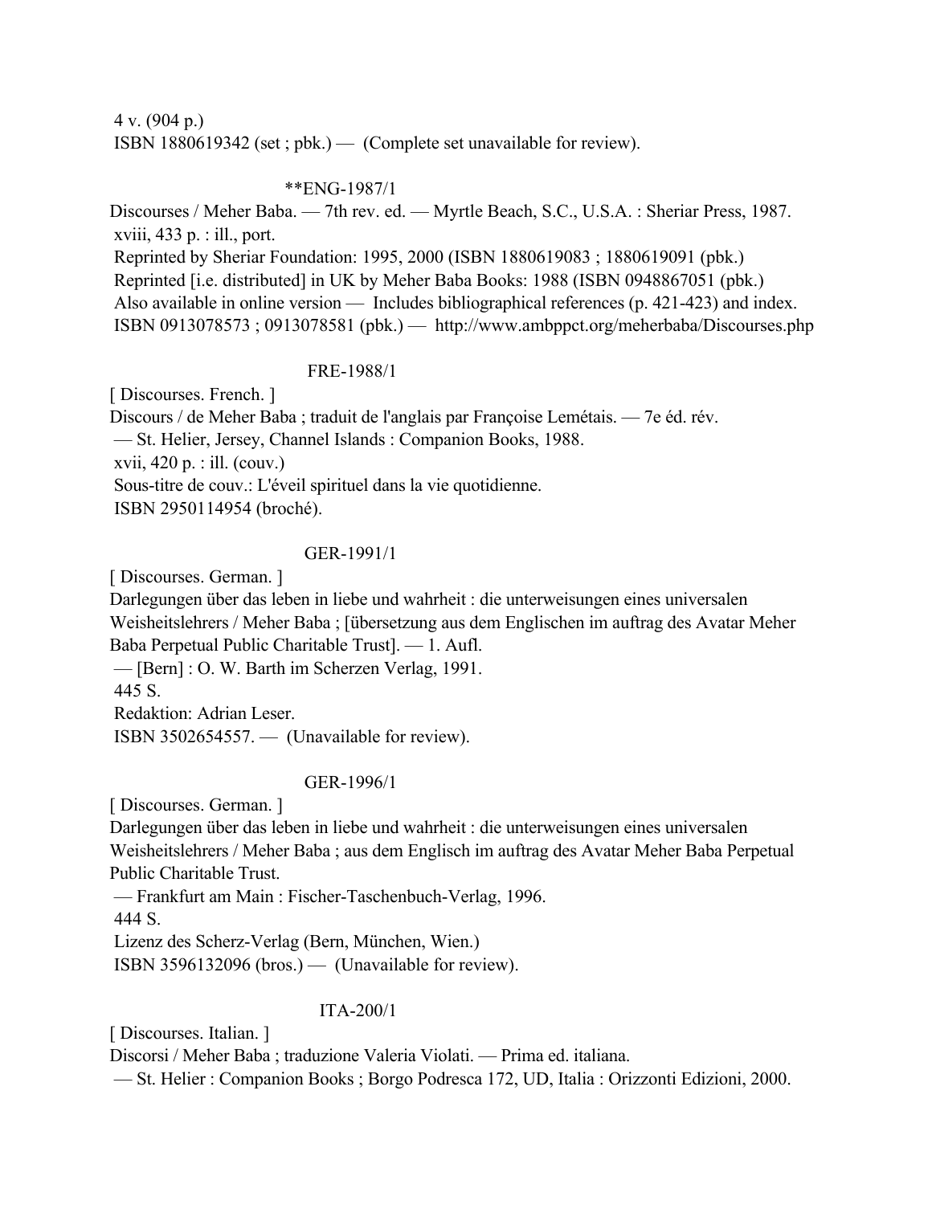4 v. (904 p.)
ISBN 1880619342 (set ; pbk.) — (Complete set unavailable for review).

**ENG-1987/1

Discourses / Meher Baba. — 7th rev. ed. — Myrtle Beach, S.C., U.S.A. : Sheriar Press, 1987.
xviii, 433 p. : ill., port.
Reprinted by Sheriar Foundation: 1995, 2000 (ISBN 1880619083 ; 1880619091 (pbk.)
Reprinted [i.e. distributed] in UK by Meher Baba Books: 1988 (ISBN 0948867051 (pbk.)
Also available in online version — Includes bibliographical references (p. 421-423) and index.
ISBN 0913078573 ; 0913078581 (pbk.) — http://www.ambppct.org/meherbaba/Discourses.php

FRE-1988/1

[ Discourses. French. ]
Discours / de Meher Baba ; traduit de l'anglais par Françoise Lemétais. — 7e éd. rév.
— St. Helier, Jersey, Channel Islands : Companion Books, 1988.
xvii, 420 p. : ill. (couv.)
Sous-titre de couv.: L'éveil spirituel dans la vie quotidienne.
ISBN 2950114954 (broché).

GER-1991/1

[ Discourses. German. ]
Darlegungen über das leben in liebe und wahrheit : die unterweisungen eines universalen Weisheitslehrers / Meher Baba ; [übersetzung aus dem Englischen im auftrag des Avatar Meher Baba Perpetual Public Charitable Trust]. — 1. Aufl.
— [Bern] : O. W. Barth im Scherzen Verlag, 1991.
445 S.
Redaktion: Adrian Leser.
ISBN 3502654557. — (Unavailable for review).

GER-1996/1

[ Discourses. German. ]
Darlegungen über das leben in liebe und wahrheit : die unterweisungen eines universalen Weisheitslehrers / Meher Baba ; aus dem Englisch im auftrag des Avatar Meher Baba Perpetual Public Charitable Trust.
— Frankfurt am Main : Fischer-Taschenbuch-Verlag, 1996.
444 S.
Lizenz des Scherz-Verlag (Bern, München, Wien.)
ISBN 3596132096 (bros.) — (Unavailable for review).

ITA-200/1

[ Discourses. Italian. ]
Discorsi / Meher Baba ; traduzione Valeria Violati. — Prima ed. italiana.
— St. Helier : Companion Books ; Borgo Podresca 172, UD, Italia : Orizzonti Edizioni, 2000.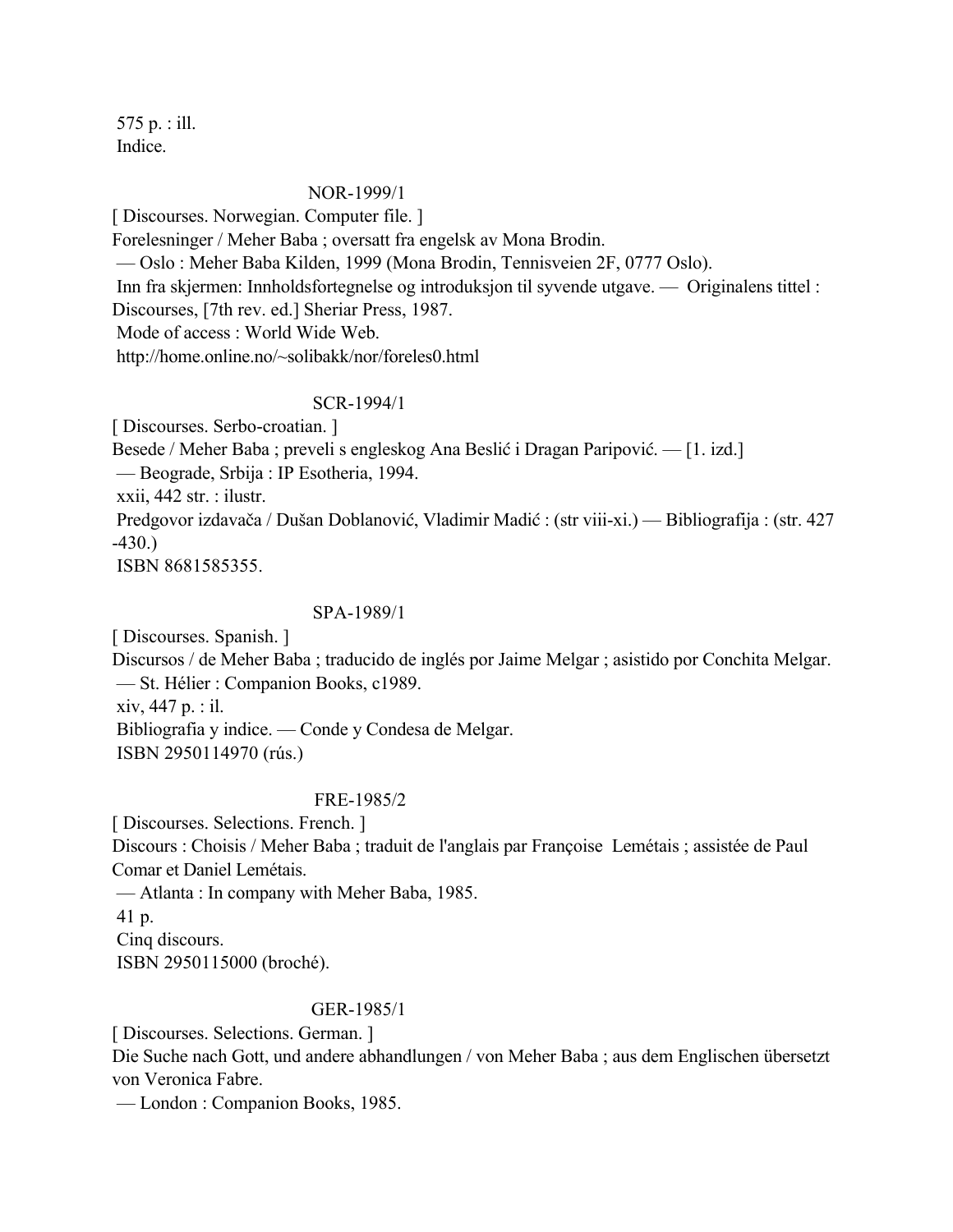575 p. : ill.
Indice.

NOR-1999/1

[ Discourses. Norwegian. Computer file. ]
Forelesninger / Meher Baba ; oversatt fra engelsk av Mona Brodin.
— Oslo : Meher Baba Kilden, 1999 (Mona Brodin, Tennisveien 2F, 0777 Oslo).
Inn fra skjermen: Innholdsfortegnelse og introduksjon til syvende utgave. — Originalens tittel : Discourses, [7th rev. ed.] Sheriar Press, 1987.
Mode of access : World Wide Web.
http://home.online.no/~solibakk/nor/foreles0.html

SCR-1994/1

[ Discourses. Serbo-croatian. ]
Besede / Meher Baba ; preveli s engleskog Ana Beslić i Dragan Paripović. — [1. izd.]
— Beograde, Srbija : IP Esotheria, 1994.
xxii, 442 str. : ilustr.
Predgovor izdavača / Dušan Doblanović, Vladimir Madić : (str viii-xi.) — Bibliografija : (str. 427 -430.)
ISBN 8681585355.

SPA-1989/1

[ Discourses. Spanish. ]
Discursos / de Meher Baba ; traducido de inglés por Jaime Melgar ; asistido por Conchita Melgar.
— St. Hélier : Companion Books, c1989.
xiv, 447 p. : il.
Bibliografia y indice. — Conde y Condesa de Melgar.
ISBN 2950114970 (rús.)

FRE-1985/2

[ Discourses. Selections. French. ]
Discours : Choisis / Meher Baba ; traduit de l'anglais par Françoise Lemétais ; assistée de Paul Comar et Daniel Lemétais.
— Atlanta : In company with Meher Baba, 1985.
41 p.
Cinq discours.
ISBN 2950115000 (broché).

GER-1985/1

[ Discourses. Selections. German. ]
Die Suche nach Gott, und andere abhandlungen / von Meher Baba ; aus dem Englischen übersetzt von Veronica Fabre.
— London : Companion Books, 1985.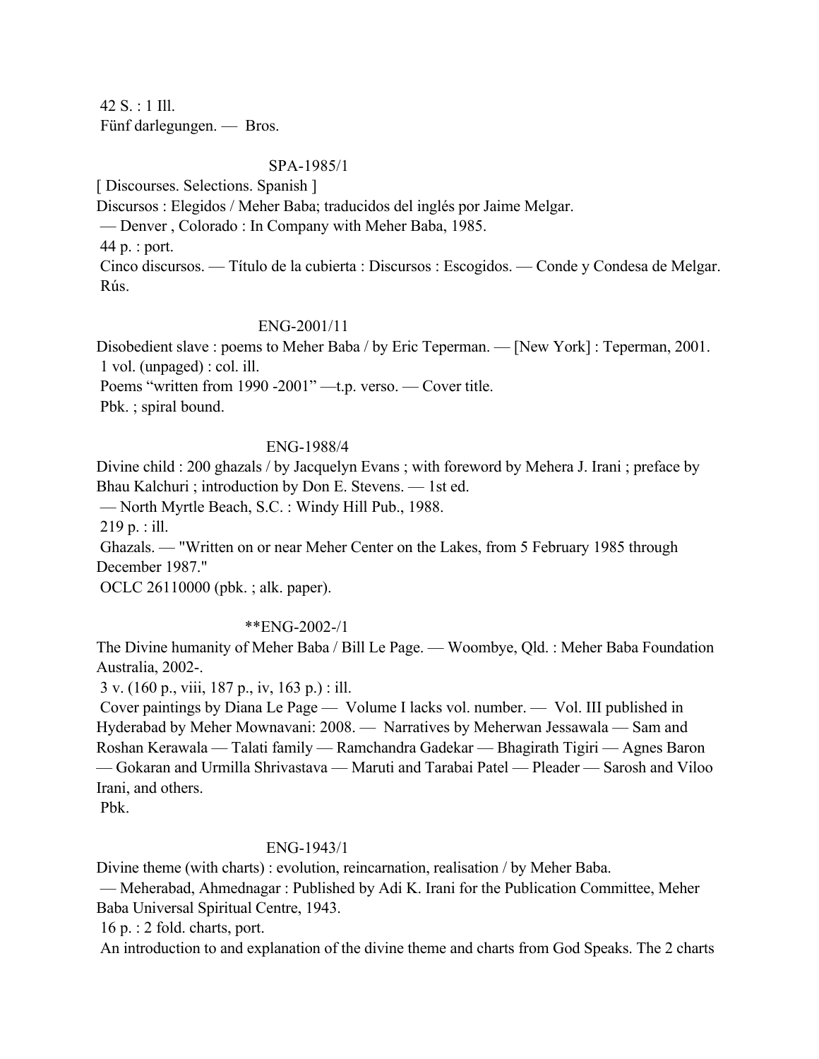42 S. : 1 Ill.
Fünf darlegungen. — Bros.

SPA-1985/1

[ Discourses. Selections. Spanish ]
Discursos : Elegidos / Meher Baba; traducidos del inglés por Jaime Melgar.
— Denver , Colorado : In Company with Meher Baba, 1985.
44 p. : port.
Cinco discursos. — Título de la cubierta : Discursos : Escogidos. — Conde y Condesa de Melgar.
Rús.

ENG-2001/11

Disobedient slave : poems to Meher Baba / by Eric Teperman. — [New York] : Teperman, 2001.
1 vol. (unpaged) : col. ill.
Poems "written from 1990 -2001" —t.p. verso. — Cover title.
Pbk. ; spiral bound.

ENG-1988/4

Divine child : 200 ghazals / by Jacquelyn Evans ; with foreword by Mehera J. Irani ; preface by Bhau Kalchuri ; introduction by Don E. Stevens. — 1st ed.
— North Myrtle Beach, S.C. : Windy Hill Pub., 1988.
219 p. : ill.
Ghazals. — "Written on or near Meher Center on the Lakes, from 5 February 1985 through December 1987."
OCLC 26110000 (pbk. ; alk. paper).

**ENG-2002-/1

The Divine humanity of Meher Baba / Bill Le Page. — Woombye, Qld. : Meher Baba Foundation Australia, 2002-.
3 v. (160 p., viii, 187 p., iv, 163 p.) : ill.
Cover paintings by Diana Le Page — Volume I lacks vol. number. — Vol. III published in Hyderabad by Meher Mownavani: 2008. — Narratives by Meherwan Jessawala — Sam and Roshan Kerawala — Talati family — Ramchandra Gadekar — Bhagirath Tigiri — Agnes Baron — Gokaran and Urmilla Shrivastava — Maruti and Tarabai Patel — Pleader — Sarosh and Viloo Irani, and others.
Pbk.

ENG-1943/1

Divine theme (with charts) : evolution, reincarnation, realisation / by Meher Baba.
— Meherabad, Ahmednagar : Published by Adi K. Irani for the Publication Committee, Meher Baba Universal Spiritual Centre, 1943.
16 p. : 2 fold. charts, port.
An introduction to and explanation of the divine theme and charts from God Speaks. The 2 charts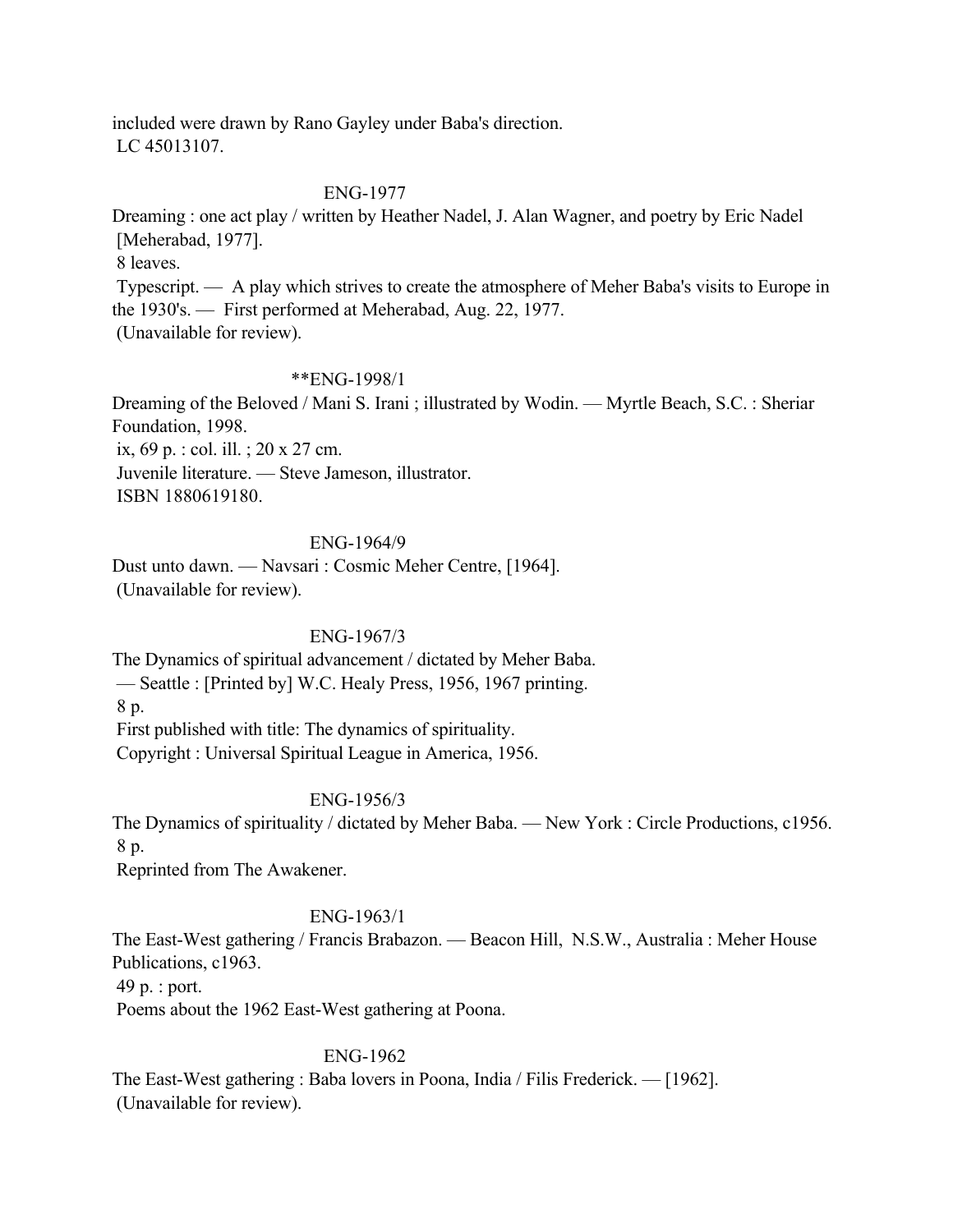included were drawn by Rano Gayley under Baba's direction.
LC 45013107.

ENG-1977

Dreaming : one act play / written by Heather Nadel, J. Alan Wagner, and poetry by Eric Nadel [Meherabad, 1977].
8 leaves.
Typescript. — A play which strives to create the atmosphere of Meher Baba's visits to Europe in the 1930's. — First performed at Meherabad, Aug. 22, 1977.
(Unavailable for review).

**ENG-1998/1

Dreaming of the Beloved / Mani S. Irani ; illustrated by Wodin. — Myrtle Beach, S.C. : Sheriar Foundation, 1998.
ix, 69 p. : col. ill. ; 20 x 27 cm.
Juvenile literature. — Steve Jameson, illustrator.
ISBN 1880619180.

ENG-1964/9

Dust unto dawn. — Navsari : Cosmic Meher Centre, [1964].
(Unavailable for review).

ENG-1967/3

The Dynamics of spiritual advancement / dictated by Meher Baba.
— Seattle : [Printed by] W.C. Healy Press, 1956, 1967 printing.
8 p.
First published with title: The dynamics of spirituality.
Copyright : Universal Spiritual League in America, 1956.

ENG-1956/3

The Dynamics of spirituality / dictated by Meher Baba. — New York : Circle Productions, c1956.
8 p.
Reprinted from The Awakener.

ENG-1963/1

The East-West gathering / Francis Brabazon. — Beacon Hill, N.S.W., Australia : Meher House Publications, c1963.
49 p. : port.
Poems about the 1962 East-West gathering at Poona.

ENG-1962

The East-West gathering : Baba lovers in Poona, India / Filis Frederick. — [1962].
(Unavailable for review).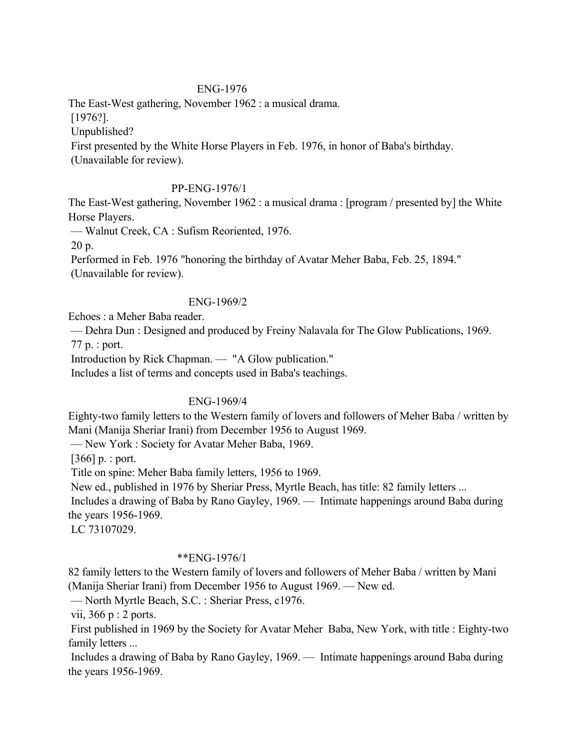ENG-1976

The East-West gathering, November 1962 : a musical drama.
[1976?].
Unpublished?
First presented by the White Horse Players in Feb. 1976, in honor of Baba's birthday.
(Unavailable for review).

PP-ENG-1976/1

The East-West gathering, November 1962 : a musical drama : [program / presented by] the White Horse Players.
— Walnut Creek, CA : Sufism Reoriented, 1976.
20 p.
Performed in Feb. 1976 "honoring the birthday of Avatar Meher Baba, Feb. 25, 1894."
(Unavailable for review).

ENG-1969/2

Echoes : a Meher Baba reader.
— Dehra Dun : Designed and produced by Freiny Nalavala for The Glow Publications, 1969.
77 p. : port.
Introduction by Rick Chapman. — "A Glow publication."
Includes a list of terms and concepts used in Baba's teachings.

ENG-1969/4

Eighty-two family letters to the Western family of lovers and followers of Meher Baba / written by Mani (Manija Sheriar Irani) from December 1956 to August 1969.
— New York : Society for Avatar Meher Baba, 1969.
[366] p. : port.
Title on spine: Meher Baba family letters, 1956 to 1969.
New ed., published in 1976 by Sheriar Press, Myrtle Beach, has title: 82 family letters ...
Includes a drawing of Baba by Rano Gayley, 1969. — Intimate happenings around Baba during the years 1956-1969.
LC 73107029.

**ENG-1976/1

82 family letters to the Western family of lovers and followers of Meher Baba / written by Mani (Manija Sheriar Irani) from December 1956 to August 1969. — New ed.
— North Myrtle Beach, S.C. : Sheriar Press, c1976.
vii, 366 p : 2 ports.
First published in 1969 by the Society for Avatar Meher Baba, New York, with title : Eighty-two family letters ...
Includes a drawing of Baba by Rano Gayley, 1969. — Intimate happenings around Baba during the years 1956-1969.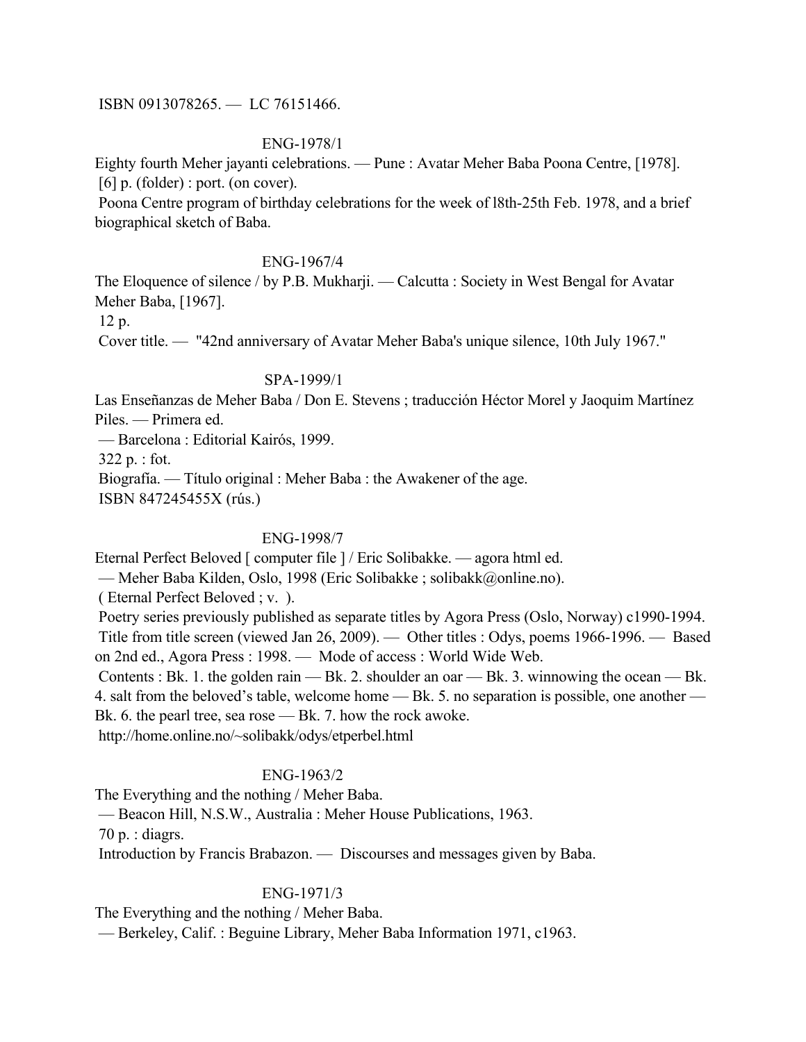ISBN 0913078265. — LC 76151466.

ENG-1978/1

Eighty fourth Meher jayanti celebrations. — Pune : Avatar Meher Baba Poona Centre, [1978].
[6] p. (folder) : port. (on cover).
Poona Centre program of birthday celebrations for the week of l8th-25th Feb. 1978, and a brief biographical sketch of Baba.

ENG-1967/4

The Eloquence of silence / by P.B. Mukharji. — Calcutta : Society in West Bengal for Avatar Meher Baba, [1967].
12 p.
Cover title. — "42nd anniversary of Avatar Meher Baba's unique silence, 10th July 1967."

SPA-1999/1

Las Enseñanzas de Meher Baba / Don E. Stevens ; traducción Héctor Morel y Jaoquim Martínez Piles. — Primera ed.
— Barcelona : Editorial Kairós, 1999.
322 p. : fot.
Biografía. — Título original : Meher Baba : the Awakener of the age.
ISBN 847245455X (rús.)

ENG-1998/7

Eternal Perfect Beloved [ computer file ] / Eric Solibakke. — agora html ed.
— Meher Baba Kilden, Oslo, 1998 (Eric Solibakke ; solibakk@online.no).
( Eternal Perfect Beloved ; v. ).
Poetry series previously published as separate titles by Agora Press (Oslo, Norway) c1990-1994.
Title from title screen (viewed Jan 26, 2009). — Other titles : Odys, poems 1966-1996. — Based on 2nd ed., Agora Press : 1998. — Mode of access : World Wide Web.
Contents : Bk. 1. the golden rain — Bk. 2. shoulder an oar — Bk. 3. winnowing the ocean — Bk. 4. salt from the beloved's table, welcome home — Bk. 5. no separation is possible, one another — Bk. 6. the pearl tree, sea rose — Bk. 7. how the rock awoke.
http://home.online.no/~solibakk/odys/etperbel.html

ENG-1963/2

The Everything and the nothing / Meher Baba.
— Beacon Hill, N.S.W., Australia : Meher House Publications, 1963.
70 p. : diagrs.
Introduction by Francis Brabazon. — Discourses and messages given by Baba.

ENG-1971/3

The Everything and the nothing / Meher Baba.
— Berkeley, Calif. : Beguine Library, Meher Baba Information 1971, c1963.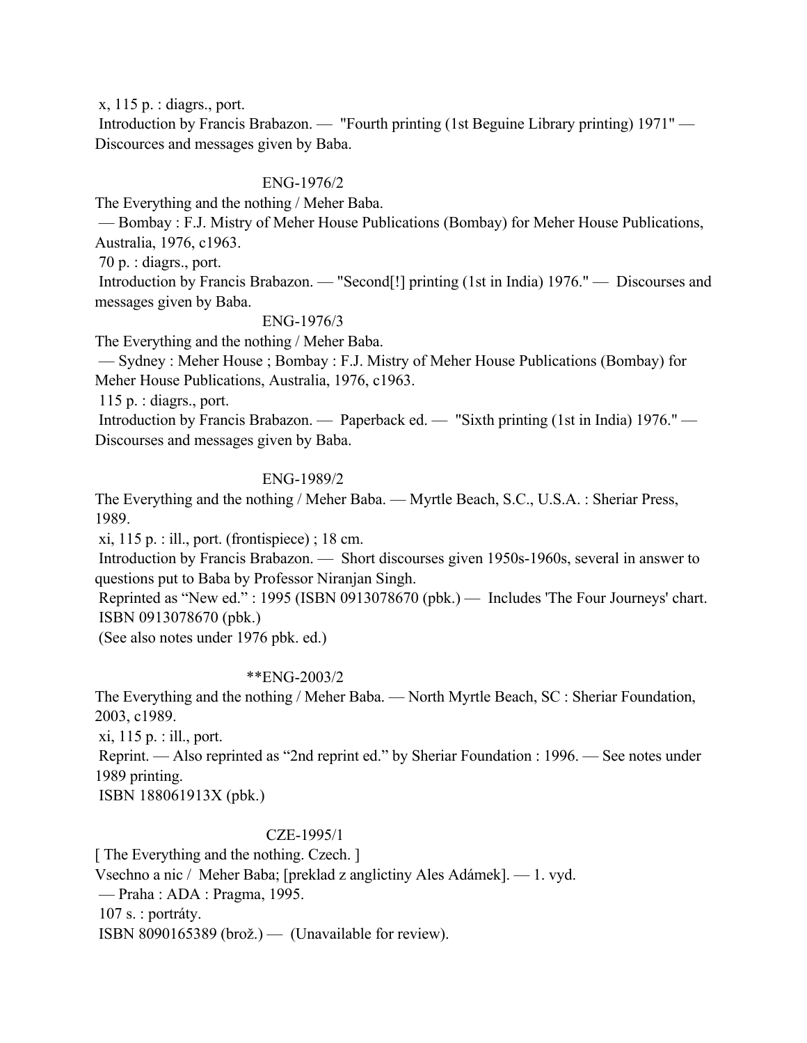x, 115 p. : diagrs., port.

Introduction by Francis Brabazon. — "Fourth printing (1st Beguine Library printing) 1971" — Discources and messages given by Baba.

ENG-1976/2

The Everything and the nothing / Meher Baba.

— Bombay : F.J. Mistry of Meher House Publications (Bombay) for Meher House Publications, Australia, 1976, c1963.

70 p. : diagrs., port.

Introduction by Francis Brabazon. — "Second[!] printing (1st in India) 1976." — Discourses and messages given by Baba.

ENG-1976/3

The Everything and the nothing / Meher Baba.

— Sydney : Meher House ; Bombay : F.J. Mistry of Meher House Publications (Bombay) for Meher House Publications, Australia, 1976, c1963.

115 p. : diagrs., port.

Introduction by Francis Brabazon. — Paperback ed. — "Sixth printing (1st in India) 1976." — Discourses and messages given by Baba.

ENG-1989/2

The Everything and the nothing / Meher Baba. — Myrtle Beach, S.C., U.S.A. : Sheriar Press, 1989.

xi, 115 p. : ill., port. (frontispiece) ; 18 cm.

Introduction by Francis Brabazon. — Short discourses given 1950s-1960s, several in answer to questions put to Baba by Professor Niranjan Singh.

Reprinted as "New ed." : 1995 (ISBN 0913078670 (pbk.) — Includes 'The Four Journeys' chart.

ISBN 0913078670 (pbk.)

(See also notes under 1976 pbk. ed.)

**ENG-2003/2

The Everything and the nothing / Meher Baba. — North Myrtle Beach, SC : Sheriar Foundation, 2003, c1989.

xi, 115 p. : ill., port.

Reprint. — Also reprinted as "2nd reprint ed." by Sheriar Foundation : 1996. — See notes under 1989 printing.

ISBN 188061913X (pbk.)

CZE-1995/1

[ The Everything and the nothing. Czech. ]

Vsechno a nic / Meher Baba; [preklad z anglictiny Ales Adámek]. — 1. vyd.

— Praha : ADA : Pragma, 1995.

107 s. : portráty.

ISBN 8090165389 (brož.) — (Unavailable for review).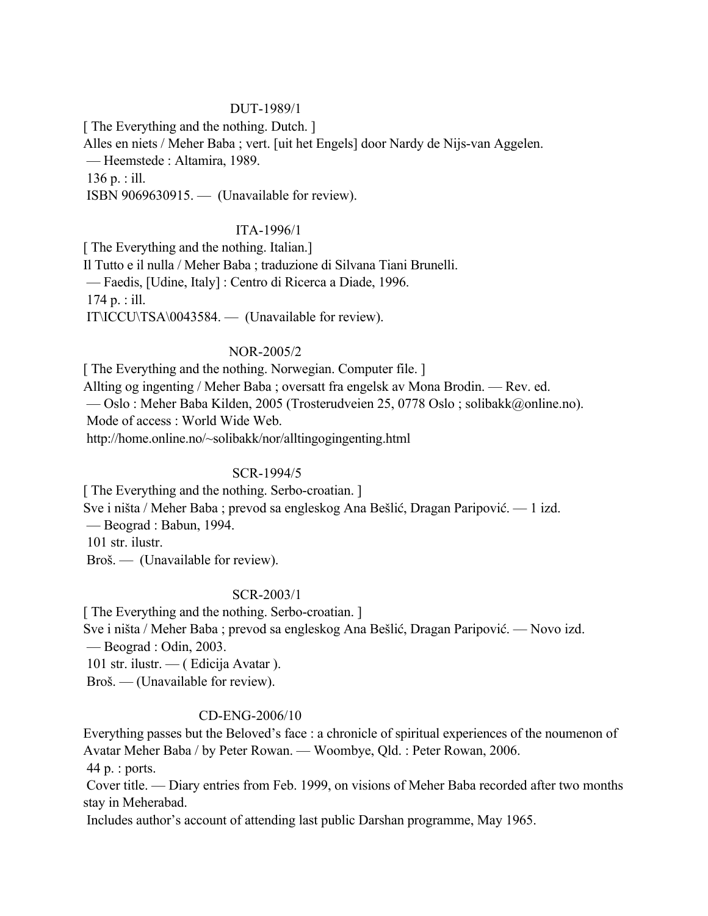DUT-1989/1

[ The Everything and the nothing. Dutch. ]
Alles en niets / Meher Baba ; vert. [uit het Engels] door Nardy de Nijs-van Aggelen.
— Heemstede : Altamira, 1989.
136 p. : ill.
ISBN 9069630915. — (Unavailable for review).

ITA-1996/1

[ The Everything and the nothing. Italian.]
Il Tutto e il nulla / Meher Baba ; traduzione di Silvana Tiani Brunelli.
— Faedis, [Udine, Italy] : Centro di Ricerca a Diade, 1996.
174 p. : ill.
IT\ICCU\TSA\0043584. — (Unavailable for review).

NOR-2005/2

[ The Everything and the nothing. Norwegian. Computer file. ]
Allting og ingenting / Meher Baba ; oversatt fra engelsk av Mona Brodin. — Rev. ed.
— Oslo : Meher Baba Kilden, 2005 (Trosterudveien 25, 0778 Oslo ; solibakk@online.no).
Mode of access : World Wide Web.
http://home.online.no/~solibakk/nor/alltingogingenting.html

SCR-1994/5

[ The Everything and the nothing. Serbo-croatian. ]
Sve i ništa / Meher Baba ; prevod sa engleskog Ana Bešlić, Dragan Paripović. — 1 izd.
— Beograd : Babun, 1994.
101 str. ilustr.
Broš. — (Unavailable for review).

SCR-2003/1

[ The Everything and the nothing. Serbo-croatian. ]
Sve i ništa / Meher Baba ; prevod sa engleskog Ana Bešlić, Dragan Paripović. — Novo izd.
— Beograd : Odin, 2003.
101 str. ilustr. — ( Edicija Avatar ).
Broš. — (Unavailable for review).

CD-ENG-2006/10

Everything passes but the Beloved's face : a chronicle of spiritual experiences of the noumenon of Avatar Meher Baba / by Peter Rowan. — Woombye, Qld. : Peter Rowan, 2006.
44 p. : ports.
Cover title. — Diary entries from Feb. 1999, on visions of Meher Baba recorded after two months stay in Meherabad.
Includes author's account of attending last public Darshan programme, May 1965.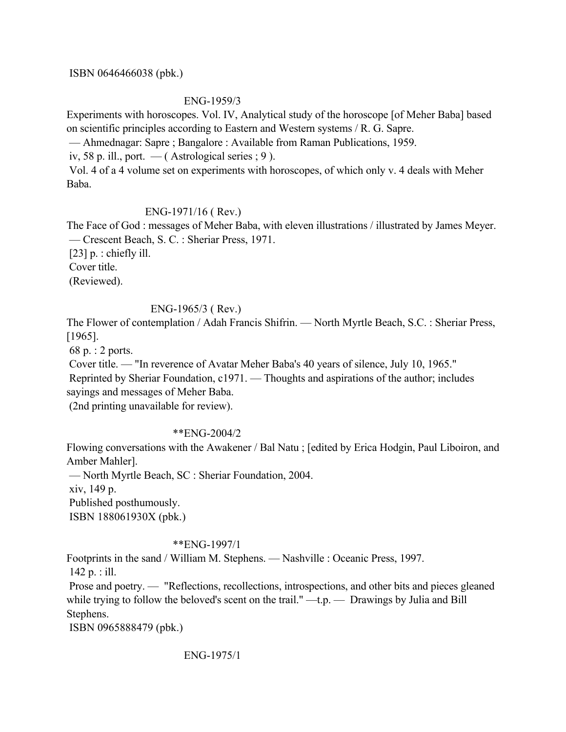ISBN 0646466038 (pbk.)

ENG-1959/3

Experiments with horoscopes. Vol. IV, Analytical study of the horoscope [of Meher Baba] based on scientific principles according to Eastern and Western systems / R. G. Sapre.
— Ahmednagar: Sapre ; Bangalore : Available from Raman Publications, 1959.
iv, 58 p. ill., port. — ( Astrological series ; 9 ).
Vol. 4 of a 4 volume set on experiments with horoscopes, of which only v. 4 deals with Meher Baba.

ENG-1971/16 ( Rev.)

The Face of God : messages of Meher Baba, with eleven illustrations / illustrated by James Meyer.
— Crescent Beach, S. C. : Sheriar Press, 1971.
[23] p. : chiefly ill.
Cover title.
(Reviewed).

ENG-1965/3 ( Rev.)

The Flower of contemplation / Adah Francis Shifrin. — North Myrtle Beach, S.C. : Sheriar Press, [1965].
68 p. : 2 ports.
Cover title. — "In reverence of Avatar Meher Baba's 40 years of silence, July 10, 1965."
Reprinted by Sheriar Foundation, c1971. — Thoughts and aspirations of the author; includes sayings and messages of Meher Baba.
(2nd printing unavailable for review).

**ENG-2004/2

Flowing conversations with the Awakener / Bal Natu ; [edited by Erica Hodgin, Paul Liboiron, and Amber Mahler].
— North Myrtle Beach, SC : Sheriar Foundation, 2004.
xiv, 149 p.
Published posthumously.
ISBN 188061930X (pbk.)

**ENG-1997/1

Footprints in the sand / William M. Stephens. — Nashville : Oceanic Press, 1997.
142 p. : ill.
Prose and poetry. — "Reflections, recollections, introspections, and other bits and pieces gleaned while trying to follow the beloved's scent on the trail." —t.p. — Drawings by Julia and Bill Stephens.
ISBN 0965888479 (pbk.)

ENG-1975/1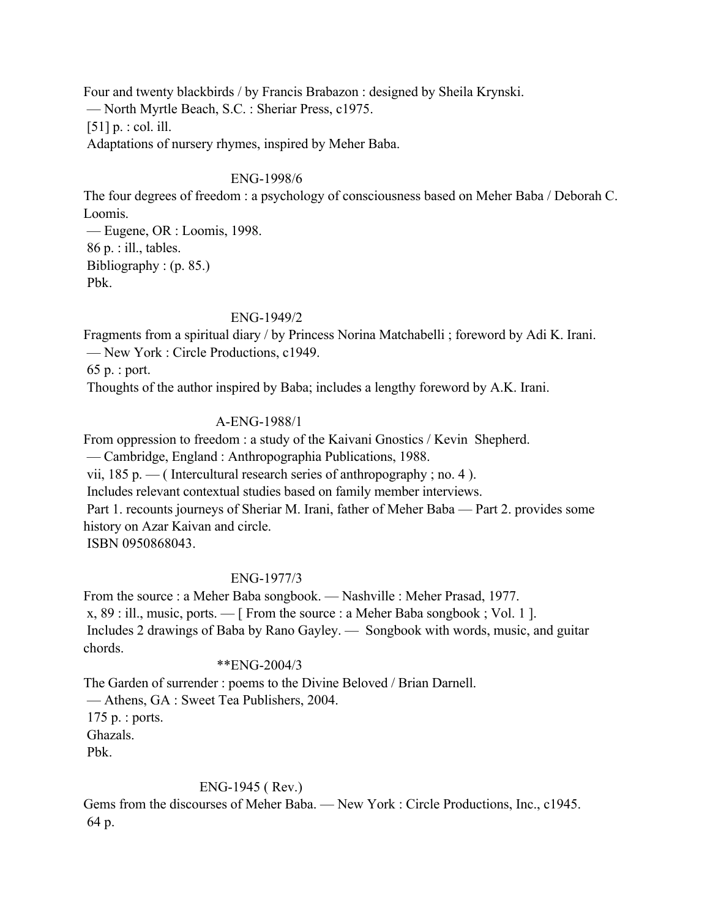Four and twenty blackbirds / by Francis Brabazon : designed by Sheila Krynski.
— North Myrtle Beach, S.C. : Sheriar Press, c1975.
[51] p. : col. ill.
Adaptations of nursery rhymes, inspired by Meher Baba.

ENG-1998/6

The four degrees of freedom : a psychology of consciousness based on Meher Baba / Deborah C. Loomis.
— Eugene, OR : Loomis, 1998.
86 p. : ill., tables.
Bibliography : (p. 85.)
Pbk.

ENG-1949/2

Fragments from a spiritual diary / by Princess Norina Matchabelli ; foreword by Adi K. Irani.
— New York : Circle Productions, c1949.
65 p. : port.
Thoughts of the author inspired by Baba; includes a lengthy foreword by A.K. Irani.

A-ENG-1988/1

From oppression to freedom : a study of the Kaivani Gnostics / Kevin Shepherd.
— Cambridge, England : Anthropographia Publications, 1988.
vii, 185 p. — ( Intercultural research series of anthropography ; no. 4 ).
Includes relevant contextual studies based on family member interviews.
Part 1. recounts journeys of Sheriar M. Irani, father of Meher Baba — Part 2. provides some history on Azar Kaivan and circle.
ISBN 0950868043.

ENG-1977/3

From the source : a Meher Baba songbook. — Nashville : Meher Prasad, 1977.
x, 89 : ill., music, ports. — [ From the source : a Meher Baba songbook ; Vol. 1 ].
Includes 2 drawings of Baba by Rano Gayley. — Songbook with words, music, and guitar chords.

**ENG-2004/3

The Garden of surrender : poems to the Divine Beloved / Brian Darnell.
— Athens, GA : Sweet Tea Publishers, 2004.
175 p. : ports.
Ghazals.
Pbk.

ENG-1945 ( Rev.)

Gems from the discourses of Meher Baba. — New York : Circle Productions, Inc., c1945.
64 p.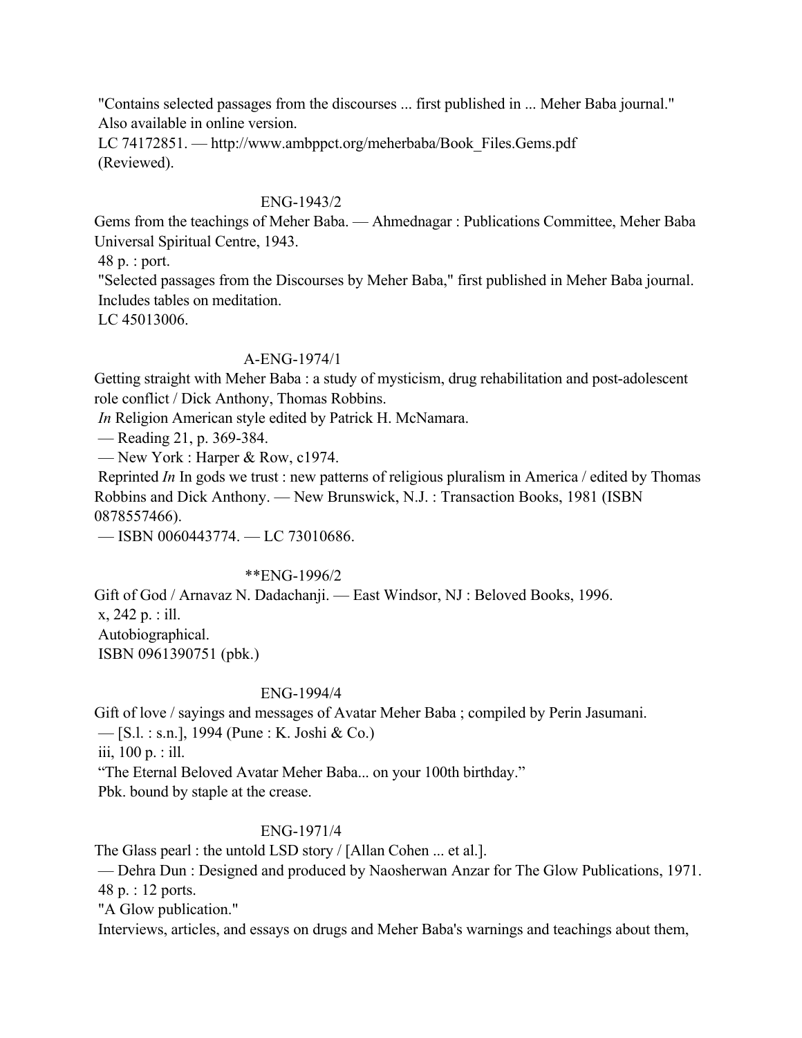"Contains selected passages from the discourses ... first published in ... Meher Baba journal."
Also available in online version.
LC 74172851. — http://www.ambppct.org/meherbaba/Book_Files.Gems.pdf
(Reviewed).

ENG-1943/2

Gems from the teachings of Meher Baba. — Ahmednagar : Publications Committee, Meher Baba Universal Spiritual Centre, 1943.
48 p. : port.
"Selected passages from the Discourses by Meher Baba," first published in Meher Baba journal.
Includes tables on meditation.
LC 45013006.

A-ENG-1974/1

Getting straight with Meher Baba : a study of mysticism, drug rehabilitation and post-adolescent role conflict / Dick Anthony, Thomas Robbins.
*In* Religion American style edited by Patrick H. McNamara.
— Reading 21, p. 369-384.
— New York : Harper & Row, c1974.
Reprinted *In* In gods we trust : new patterns of religious pluralism in America / edited by Thomas Robbins and Dick Anthony. — New Brunswick, N.J. : Transaction Books, 1981 (ISBN 0878557466).
— ISBN 0060443774. — LC 73010686.

**ENG-1996/2

Gift of God / Arnavaz N. Dadachanji. — East Windsor, NJ : Beloved Books, 1996.
x, 242 p. : ill.
Autobiographical.
ISBN 0961390751 (pbk.)

ENG-1994/4

Gift of love / sayings and messages of Avatar Meher Baba ; compiled by Perin Jasumani.
— [S.l. : s.n.], 1994 (Pune : K. Joshi & Co.)
iii, 100 p. : ill.
"The Eternal Beloved Avatar Meher Baba... on your 100th birthday."
Pbk. bound by staple at the crease.

ENG-1971/4

The Glass pearl : the untold LSD story / [Allan Cohen ... et al.].
— Dehra Dun : Designed and produced by Naosherwan Anzar for The Glow Publications, 1971.
48 p. : 12 ports.
"A Glow publication."
Interviews, articles, and essays on drugs and Meher Baba's warnings and teachings about them,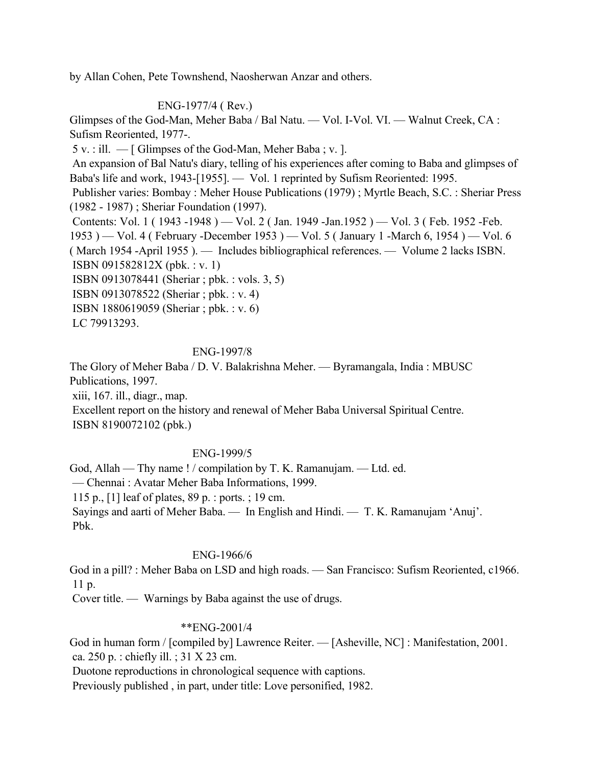by Allan Cohen, Pete Townshend, Naosherwan Anzar and others.

ENG-1977/4 ( Rev.)

Glimpses of the God-Man, Meher Baba / Bal Natu. — Vol. I-Vol. VI. — Walnut Creek, CA : Sufism Reoriented, 1977-.

5 v. : ill. — [ Glimpses of the God-Man, Meher Baba ; v. ].

An expansion of Bal Natu's diary, telling of his experiences after coming to Baba and glimpses of Baba's life and work, 1943-[1955]. — Vol. 1 reprinted by Sufism Reoriented: 1995.

Publisher varies: Bombay : Meher House Publications (1979) ; Myrtle Beach, S.C. : Sheriar Press (1982 - 1987) ; Sheriar Foundation (1997).

Contents: Vol. 1 ( 1943 -1948 ) — Vol. 2 ( Jan. 1949 -Jan.1952 ) — Vol. 3 ( Feb. 1952 -Feb. 1953 ) — Vol. 4 ( February -December 1953 ) — Vol. 5 ( January 1 -March 6, 1954 ) — Vol. 6 ( March 1954 -April 1955 ). — Includes bibliographical references. — Volume 2 lacks ISBN.

ISBN 091582812X (pbk. : v. 1)

ISBN 0913078441 (Sheriar ; pbk. : vols. 3, 5)

ISBN 0913078522 (Sheriar ; pbk. : v. 4)

ISBN 1880619059 (Sheriar ; pbk. : v. 6)

LC 79913293.

ENG-1997/8

The Glory of Meher Baba / D. V. Balakrishna Meher. — Byramangala, India : MBUSC Publications, 1997.

xiii, 167. ill., diagr., map.

Excellent report on the history and renewal of Meher Baba Universal Spiritual Centre.

ISBN 8190072102 (pbk.)

ENG-1999/5

God, Allah — Thy name ! / compilation by T. K. Ramanujam. — Ltd. ed. — Chennai : Avatar Meher Baba Informations, 1999.

115 p., [1] leaf of plates, 89 p. : ports. ; 19 cm.

Sayings and aarti of Meher Baba. — In English and Hindi. — T. K. Ramanujam 'Anuj'.

Pbk.

ENG-1966/6

God in a pill? : Meher Baba on LSD and high roads. — San Francisco: Sufism Reoriented, c1966.

11 p.

Cover title. — Warnings by Baba against the use of drugs.

**ENG-2001/4

God in human form / [compiled by] Lawrence Reiter. — [Asheville, NC] : Manifestation, 2001.

ca. 250 p. : chiefly ill. ; 31 X 23 cm.

Duotone reproductions in chronological sequence with captions.

Previously published , in part, under title: Love personified, 1982.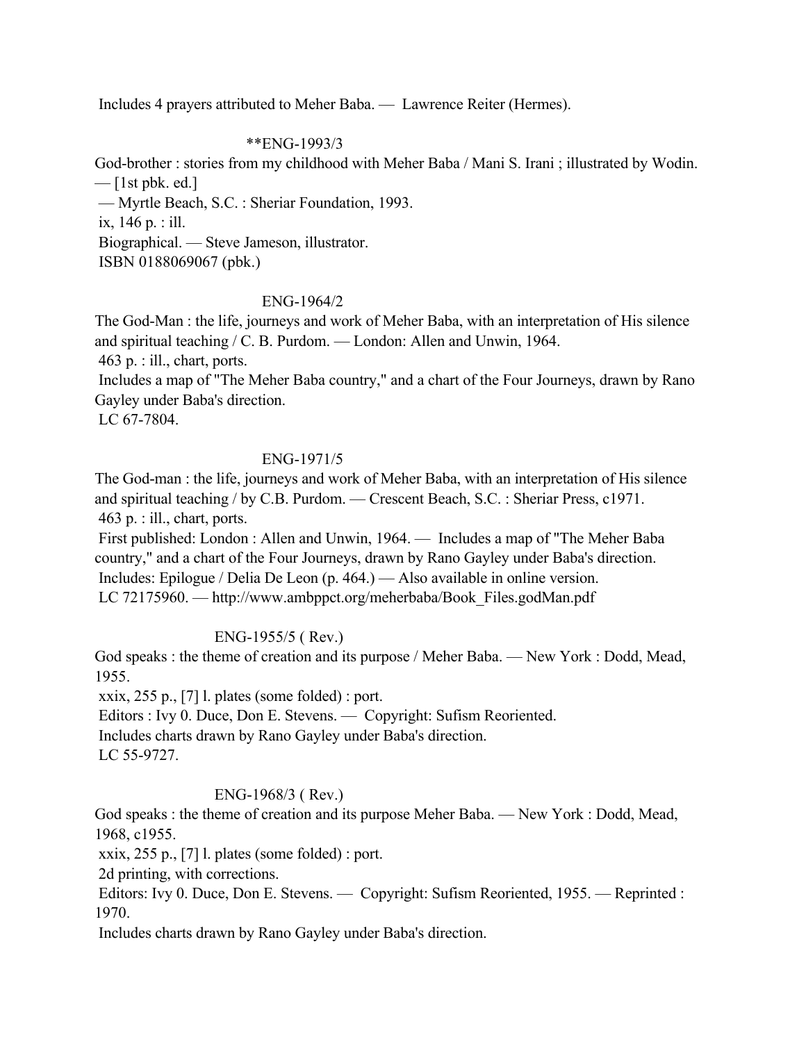Includes 4 prayers attributed to Meher Baba. — Lawrence Reiter (Hermes).

**ENG-1993/3

God-brother : stories from my childhood with Meher Baba / Mani S. Irani ; illustrated by Wodin. — [1st pbk. ed.]
— Myrtle Beach, S.C. : Sheriar Foundation, 1993.
ix, 146 p. : ill.
Biographical. — Steve Jameson, illustrator.
ISBN 0188069067 (pbk.)

ENG-1964/2

The God-Man : the life, journeys and work of Meher Baba, with an interpretation of His silence and spiritual teaching / C. B. Purdom. — London: Allen and Unwin, 1964.
463 p. : ill., chart, ports.
Includes a map of "The Meher Baba country," and a chart of the Four Journeys, drawn by Rano Gayley under Baba's direction.
LC 67-7804.

ENG-1971/5

The God-man : the life, journeys and work of Meher Baba, with an interpretation of His silence and spiritual teaching / by C.B. Purdom. — Crescent Beach, S.C. : Sheriar Press, c1971.
463 p. : ill., chart, ports.
First published: London : Allen and Unwin, 1964. — Includes a map of "The Meher Baba country," and a chart of the Four Journeys, drawn by Rano Gayley under Baba's direction.
Includes: Epilogue / Delia De Leon (p. 464.) — Also available in online version.
LC 72175960. — http://www.ambppct.org/meherbaba/Book_Files.godMan.pdf

ENG-1955/5 ( Rev.)

God speaks : the theme of creation and its purpose / Meher Baba. — New York : Dodd, Mead, 1955.
xxix, 255 p., [7] l. plates (some folded) : port.
Editors : Ivy 0. Duce, Don E. Stevens. — Copyright: Sufism Reoriented.
Includes charts drawn by Rano Gayley under Baba's direction.
LC 55-9727.

ENG-1968/3 ( Rev.)

God speaks : the theme of creation and its purpose Meher Baba. — New York : Dodd, Mead, 1968, c1955.
xxix, 255 p., [7] l. plates (some folded) : port.
2d printing, with corrections.
Editors: Ivy 0. Duce, Don E. Stevens. — Copyright: Sufism Reoriented, 1955. — Reprinted : 1970.
Includes charts drawn by Rano Gayley under Baba's direction.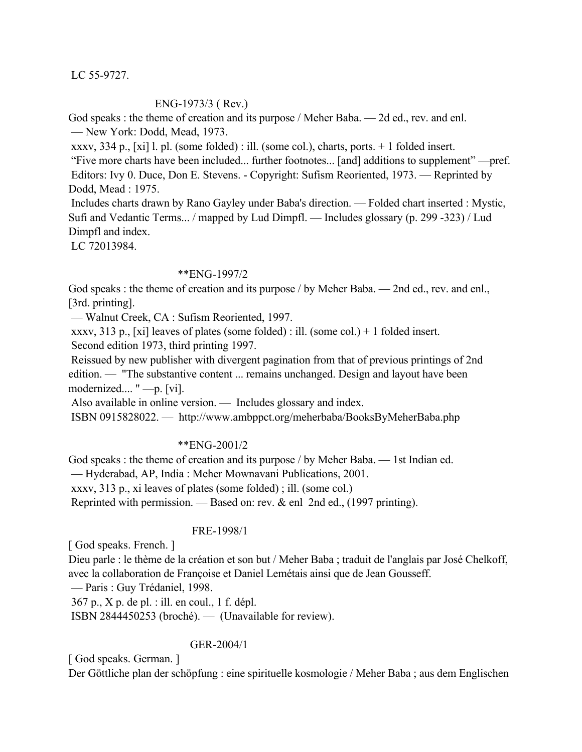LC 55-9727.

ENG-1973/3 ( Rev.)

God speaks : the theme of creation and its purpose / Meher Baba. — 2d ed., rev. and enl.
— New York: Dodd, Mead, 1973.
xxxv, 334 p., [xi] l. pl. (some folded) : ill. (some col.), charts, ports. + 1 folded insert.
"Five more charts have been included... further footnotes... [and] additions to supplement" —pref.
Editors: Ivy 0. Duce, Don E. Stevens. - Copyright: Sufism Reoriented, 1973. — Reprinted by Dodd, Mead : 1975.
Includes charts drawn by Rano Gayley under Baba's direction. — Folded chart inserted : Mystic, Sufi and Vedantic Terms... / mapped by Lud Dimpfl. — Includes glossary (p. 299 -323) / Lud Dimpfl and index.
LC 72013984.

**ENG-1997/2

God speaks : the theme of creation and its purpose / by Meher Baba. — 2nd ed., rev. and enl., [3rd. printing].
— Walnut Creek, CA : Sufism Reoriented, 1997.
xxxv, 313 p., [xi] leaves of plates (some folded) : ill. (some col.) + 1 folded insert.
Second edition 1973, third printing 1997.
Reissued by new publisher with divergent pagination from that of previous printings of 2nd edition. — "The substantive content ... remains unchanged. Design and layout have been modernized.... " —p. [vi].
Also available in online version. — Includes glossary and index.
ISBN 0915828022. — http://www.ambppct.org/meherbaba/BooksByMeherBaba.php

**ENG-2001/2

God speaks : the theme of creation and its purpose / by Meher Baba. — 1st Indian ed.
— Hyderabad, AP, India : Meher Mownavani Publications, 2001.
xxxv, 313 p., xi leaves of plates (some folded) ; ill. (some col.)
Reprinted with permission. — Based on: rev. & enl 2nd ed., (1997 printing).

FRE-1998/1

[ God speaks. French. ]
Dieu parle : le thème de la création et son but / Meher Baba ; traduit de l'anglais par José Chelkoff, avec la collaboration de Françoise et Daniel Lemétais ainsi que de Jean Gousseff.
— Paris : Guy Trédaniel, 1998.
367 p., X p. de pl. : ill. en coul., 1 f. dépl.
ISBN 2844450253 (broché). — (Unavailable for review).

GER-2004/1

[ God speaks. German. ]
Der Göttliche plan der schöpfung : eine spirituelle kosmologie / Meher Baba ; aus dem Englischen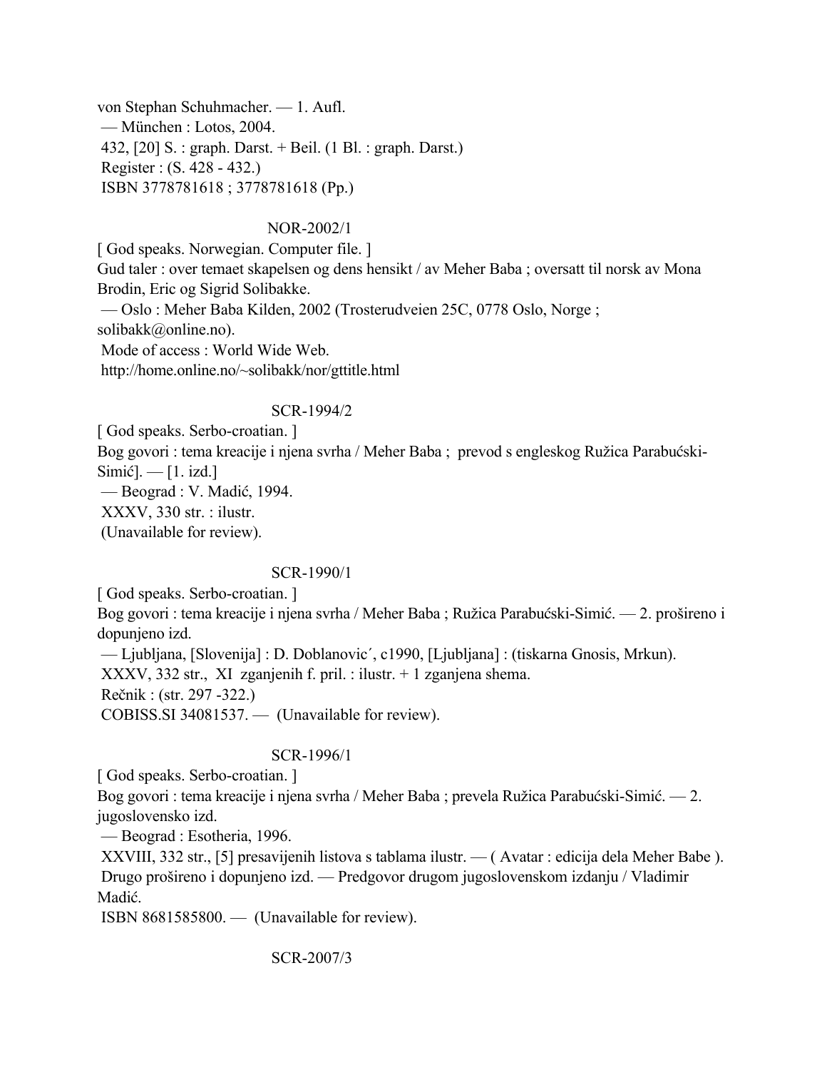von Stephan Schuhmacher. — 1. Aufl.
— München : Lotos, 2004.
432, [20] S. : graph. Darst. + Beil. (1 Bl. : graph. Darst.)
Register : (S. 428 - 432.)
ISBN 3778781618 ; 3778781618 (Pp.)

NOR-2002/1

[ God speaks. Norwegian. Computer file. ]
Gud taler : over temaet skapelsen og dens hensikt / av Meher Baba ; oversatt til norsk av Mona Brodin, Eric og Sigrid Solibakke.
— Oslo : Meher Baba Kilden, 2002 (Trosterudveien 25C, 0778 Oslo, Norge ; solibakk@online.no).
Mode of access : World Wide Web.
http://home.online.no/~solibakk/nor/gttitle.html

SCR-1994/2

[ God speaks. Serbo-croatian. ]
Bog govori : tema kreacije i njena svrha / Meher Baba ; prevod s engleskog Ružica Parabućski-Simić]. — [1. izd.]
— Beograd : V. Madić, 1994.
XXXV, 330 str. : ilustr.
(Unavailable for review).

SCR-1990/1

[ God speaks. Serbo-croatian. ]
Bog govori : tema kreacije i njena svrha / Meher Baba ; Ružica Parabućski-Simić. — 2. prošireno i dopunjeno izd.
— Ljubljana, [Slovenija] : D. Doblanovic´, c1990, [Ljubljana] : (tiskarna Gnosis, Mrkun).
XXXV, 332 str., XI zganjenih f. pril. : ilustr. + 1 zganjena shema.
Rečnik : (str. 297 -322.)
COBISS.SI 34081537. — (Unavailable for review).

SCR-1996/1

[ God speaks. Serbo-croatian. ]
Bog govori : tema kreacije i njena svrha / Meher Baba ; prevela Ružica Parabućski-Simić. — 2. jugoslovensko izd.
— Beograd : Esotheria, 1996.
XXVIII, 332 str., [5] presavijenih listova s tablama ilustr. — ( Avatar : edicija dela Meher Babe ).
Drugo prošireno i dopunjeno izd. — Predgovor drugom jugoslovenskom izdanju / Vladimir Madić.
ISBN 8681585800. — (Unavailable for review).

SCR-2007/3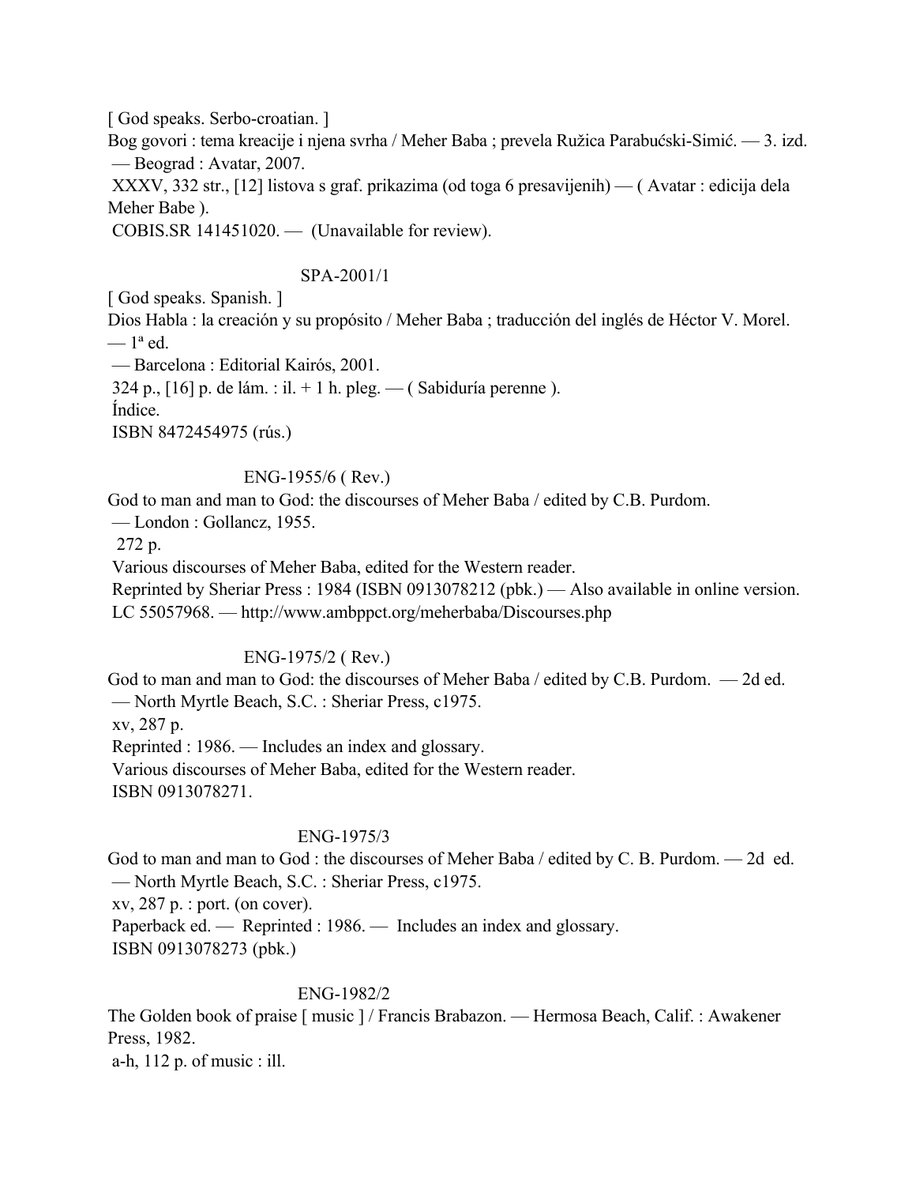[ God speaks. Serbo-croatian. ]
Bog govori : tema kreacije i njena svrha / Meher Baba ; prevela Ružica Parabućski-Simić. — 3. izd.
— Beograd : Avatar, 2007.
XXXV, 332 str., [12] listova s graf. prikazima (od toga 6 presavijenih) — ( Avatar : edicija dela Meher Babe ).
COBIS.SR 141451020. — (Unavailable for review).

SPA-2001/1

[ God speaks. Spanish. ]
Dios Habla : la creación y su propósito / Meher Baba ; traducción del inglés de Héctor V. Morel.
— 1ª ed.
— Barcelona : Editorial Kairós, 2001.
324 p., [16] p. de lám. : il. + 1 h. pleg. — ( Sabiduría perenne ).
Índice.
ISBN 8472454975 (rús.)

ENG-1955/6 ( Rev.)

God to man and man to God: the discourses of Meher Baba / edited by C.B. Purdom.
— London : Gollancz, 1955.
272 p.
Various discourses of Meher Baba, edited for the Western reader.
Reprinted by Sheriar Press : 1984 (ISBN 0913078212 (pbk.) — Also available in online version.
LC 55057968. — http://www.ambppct.org/meherbaba/Discourses.php

ENG-1975/2 ( Rev.)

God to man and man to God: the discourses of Meher Baba / edited by C.B. Purdom. — 2d ed.
— North Myrtle Beach, S.C. : Sheriar Press, c1975.
xv, 287 p.
Reprinted : 1986. — Includes an index and glossary.
Various discourses of Meher Baba, edited for the Western reader.
ISBN 0913078271.

ENG-1975/3

God to man and man to God : the discourses of Meher Baba / edited by C. B. Purdom. — 2d ed.
— North Myrtle Beach, S.C. : Sheriar Press, c1975.
xv, 287 p. : port. (on cover).
Paperback ed. — Reprinted : 1986. — Includes an index and glossary.
ISBN 0913078273 (pbk.)

ENG-1982/2

The Golden book of praise [ music ] / Francis Brabazon. — Hermosa Beach, Calif. : Awakener Press, 1982.
a-h, 112 p. of music : ill.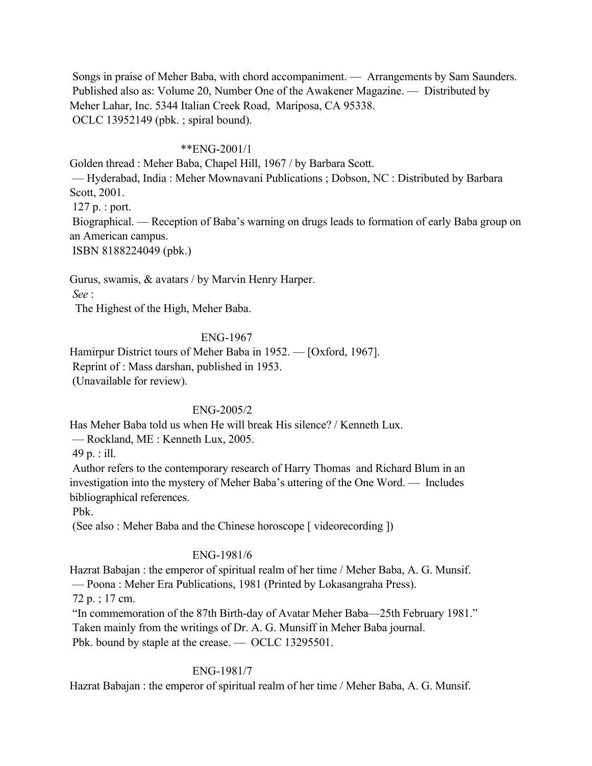Songs in praise of Meher Baba, with chord accompaniment. — Arrangements by Sam Saunders. Published also as: Volume 20, Number One of the Awakener Magazine. — Distributed by Meher Lahar, Inc. 5344 Italian Creek Road, Mariposa, CA 95338.
OCLC 13952149 (pbk. ; spiral bound).

**ENG-2001/1

Golden thread : Meher Baba, Chapel Hill, 1967 / by Barbara Scott.
— Hyderabad, India : Meher Mownavani Publications ; Dobson, NC : Distributed by Barbara Scott, 2001.
127 p. : port.
Biographical. — Reception of Baba's warning on drugs leads to formation of early Baba group on an American campus.
ISBN 8188224049 (pbk.)

Gurus, swamis, & avatars / by Marvin Henry Harper.
*See* :
The Highest of the High, Meher Baba.

ENG-1967

Hamirpur District tours of Meher Baba in 1952. — [Oxford, 1967].
Reprint of : Mass darshan, published in 1953.
(Unavailable for review).

ENG-2005/2

Has Meher Baba told us when He will break His silence? / Kenneth Lux.
— Rockland, ME : Kenneth Lux, 2005.
49 p. : ill.
Author refers to the contemporary research of Harry Thomas and Richard Blum in an investigation into the mystery of Meher Baba's uttering of the One Word. — Includes bibliographical references.
Pbk.
(See also : Meher Baba and the Chinese horoscope [ videorecording ])

ENG-1981/6

Hazrat Babajan : the emperor of spiritual realm of her time / Meher Baba, A. G. Munsif.
— Poona : Meher Era Publications, 1981 (Printed by Lokasangraha Press).
72 p. ; 17 cm.
"In commemoration of the 87th Birth-day of Avatar Meher Baba—25th February 1981."
Taken mainly from the writings of Dr. A. G. Munsiff in Meher Baba journal.
Pbk. bound by staple at the crease. — OCLC 13295501.

ENG-1981/7

Hazrat Babajan : the emperor of spiritual realm of her time / Meher Baba, A. G. Munsif.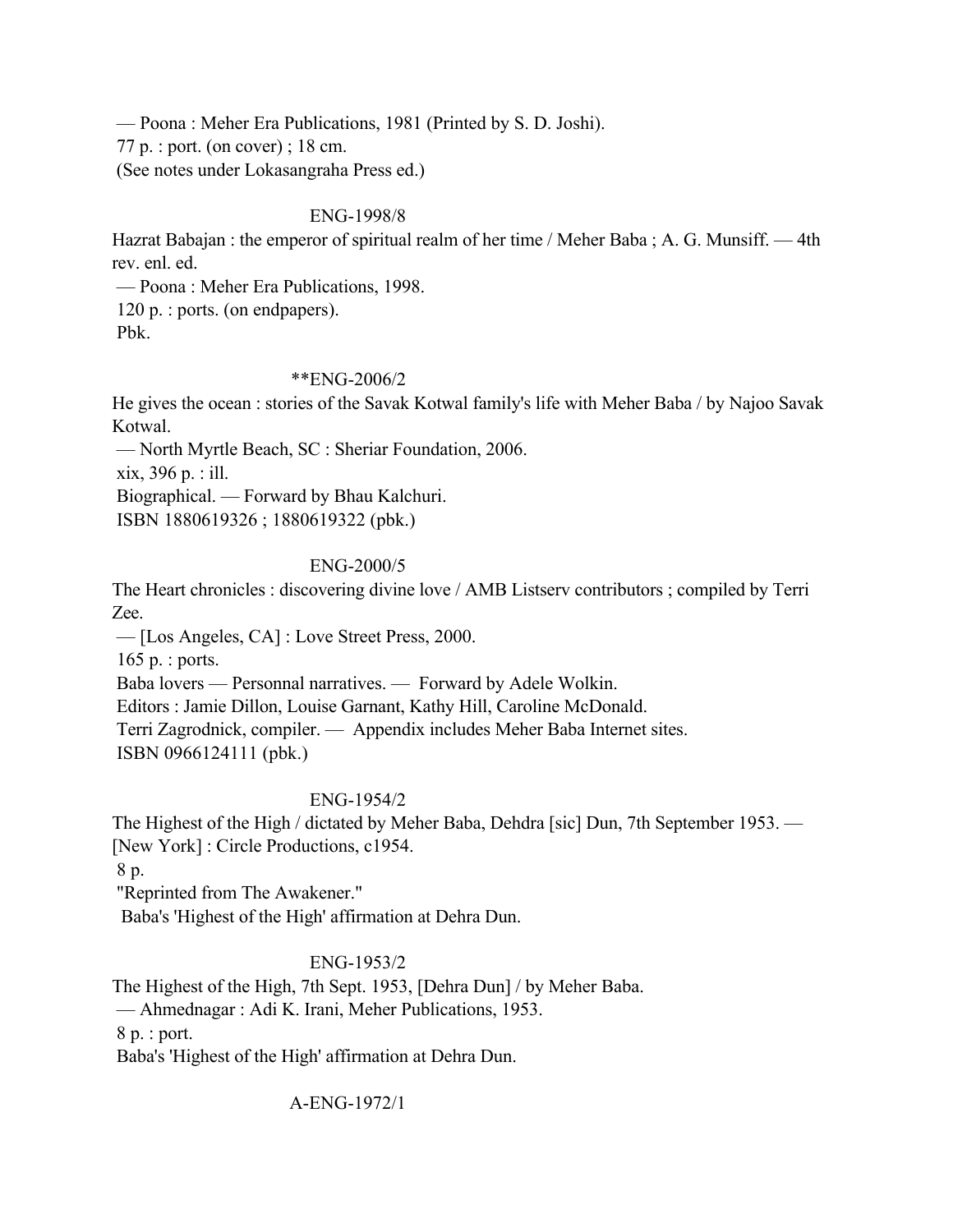— Poona : Meher Era Publications, 1981 (Printed by S. D. Joshi).
77 p. : port. (on cover) ; 18 cm.
(See notes under Lokasangraha Press ed.)

ENG-1998/8

Hazrat Babajan : the emperor of spiritual realm of her time / Meher Baba ; A. G. Munsiff. — 4th rev. enl. ed.
— Poona : Meher Era Publications, 1998.
120 p. : ports. (on endpapers).
Pbk.

**ENG-2006/2

He gives the ocean : stories of the Savak Kotwal family's life with Meher Baba / by Najoo Savak Kotwal.
— North Myrtle Beach, SC : Sheriar Foundation, 2006.
xix, 396 p. : ill.
Biographical. — Forward by Bhau Kalchuri.
ISBN 1880619326 ; 1880619322 (pbk.)

ENG-2000/5

The Heart chronicles : discovering divine love / AMB Listserv contributors ; compiled by Terri Zee.
— [Los Angeles, CA] : Love Street Press, 2000.
165 p. : ports.
Baba lovers — Personnal narratives. — Forward by Adele Wolkin.
Editors : Jamie Dillon, Louise Garnant, Kathy Hill, Caroline McDonald.
Terri Zagrodnick, compiler. — Appendix includes Meher Baba Internet sites.
ISBN 0966124111 (pbk.)

ENG-1954/2

The Highest of the High / dictated by Meher Baba, Dehdra [sic] Dun, 7th September 1953. — [New York] : Circle Productions, c1954.
8 p.
"Reprinted from The Awakener."
Baba's 'Highest of the High' affirmation at Dehra Dun.

ENG-1953/2

The Highest of the High, 7th Sept. 1953, [Dehra Dun] / by Meher Baba.
— Ahmednagar : Adi K. Irani, Meher Publications, 1953.
8 p. : port.
Baba's 'Highest of the High' affirmation at Dehra Dun.

A-ENG-1972/1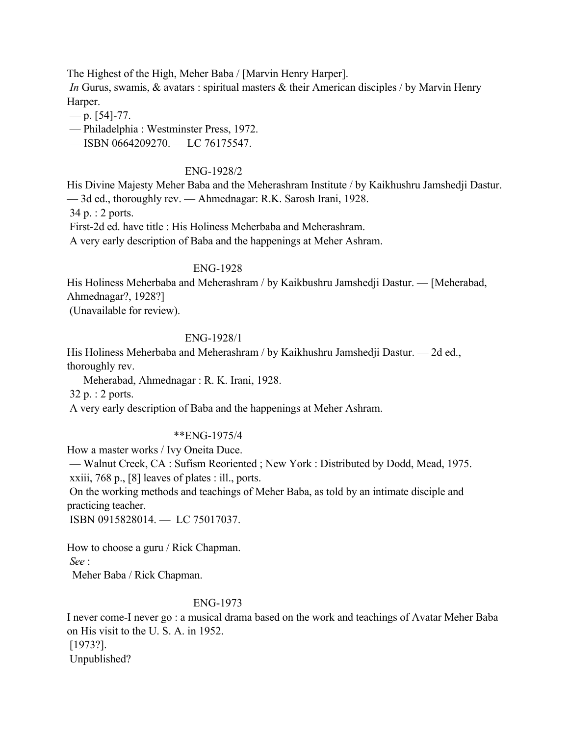The Highest of the High, Meher Baba / [Marvin Henry Harper].
*In* Gurus, swamis, & avatars : spiritual masters & their American disciples / by Marvin Henry Harper.
— p. [54]-77.
— Philadelphia : Westminster Press, 1972.
— ISBN 0664209270. — LC 76175547.

ENG-1928/2

His Divine Majesty Meher Baba and the Meherashram Institute / by Kaikhushru Jamshedji Dastur. — 3d ed., thoroughly rev. — Ahmednagar: R.K. Sarosh Irani, 1928.
34 p. : 2 ports.
First-2d ed. have title : His Holiness Meherbaba and Meherashram.
A very early description of Baba and the happenings at Meher Ashram.

ENG-1928

His Holiness Meherbaba and Meherashram / by Kaikbushru Jamshedji Dastur. — [Meherabad, Ahmednagar?, 1928?]
(Unavailable for review).

ENG-1928/1

His Holiness Meherbaba and Meherashram / by Kaikhushru Jamshedji Dastur. — 2d ed., thoroughly rev.
— Meherabad, Ahmednagar : R. K. Irani, 1928.
32 p. : 2 ports.
A very early description of Baba and the happenings at Meher Ashram.

**ENG-1975/4

How a master works / Ivy Oneita Duce.
— Walnut Creek, CA : Sufism Reoriented ; New York : Distributed by Dodd, Mead, 1975.
xxiii, 768 p., [8] leaves of plates : ill., ports.
On the working methods and teachings of Meher Baba, as told by an intimate disciple and practicing teacher.
ISBN 0915828014. — LC 75017037.

How to choose a guru / Rick Chapman.
*See* :
Meher Baba / Rick Chapman.

ENG-1973

I never come-I never go : a musical drama based on the work and teachings of Avatar Meher Baba on His visit to the U. S. A. in 1952.
[1973?].
Unpublished?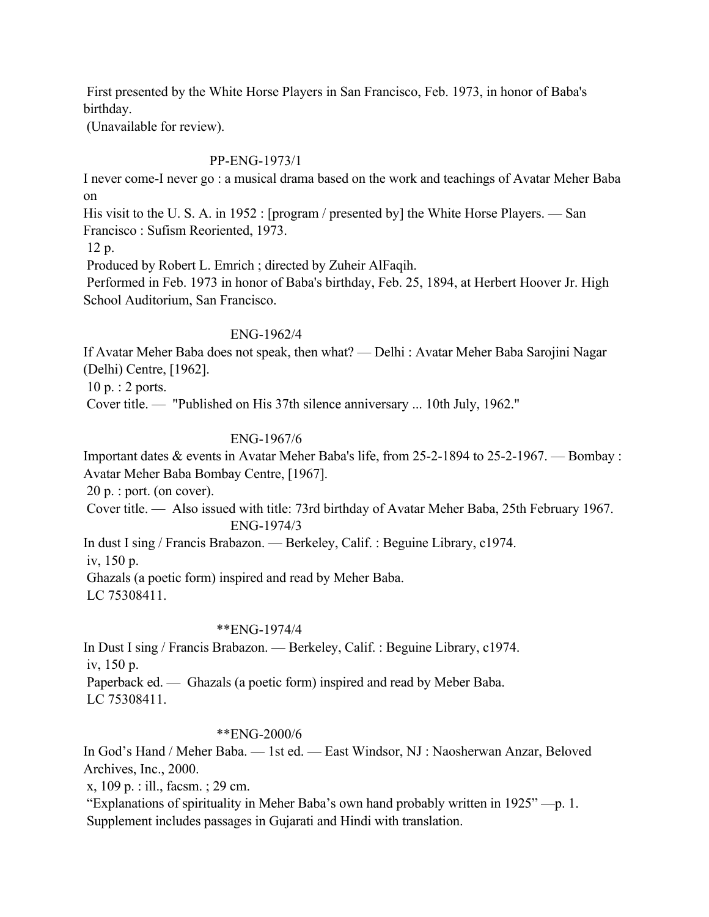First presented by the White Horse Players in San Francisco, Feb. 1973, in honor of Baba's birthday.
(Unavailable for review).

PP-ENG-1973/1

I never come-I never go : a musical drama based on the work and teachings of Avatar Meher Baba on
His visit to the U. S. A. in 1952 : [program / presented by] the White Horse Players. — San Francisco : Sufism Reoriented, 1973.
12 p.
Produced by Robert L. Emrich ; directed by Zuheir AlFaqih.
Performed in Feb. 1973 in honor of Baba's birthday, Feb. 25, 1894, at Herbert Hoover Jr. High School Auditorium, San Francisco.

ENG-1962/4

If Avatar Meher Baba does not speak, then what? — Delhi : Avatar Meher Baba Sarojini Nagar (Delhi) Centre, [1962].
10 p. : 2 ports.
Cover title. — "Published on His 37th silence anniversary ... 10th July, 1962."

ENG-1967/6

Important dates & events in Avatar Meher Baba's life, from 25-2-1894 to 25-2-1967. — Bombay : Avatar Meher Baba Bombay Centre, [1967].
20 p. : port. (on cover).
Cover title. — Also issued with title: 73rd birthday of Avatar Meher Baba, 25th February 1967.

ENG-1974/3

In dust I sing / Francis Brabazon. — Berkeley, Calif. : Beguine Library, c1974.
iv, 150 p.
Ghazals (a poetic form) inspired and read by Meher Baba.
LC 75308411.

**ENG-1974/4

In Dust I sing / Francis Brabazon. — Berkeley, Calif. : Beguine Library, c1974.
iv, 150 p.
Paperback ed. — Ghazals (a poetic form) inspired and read by Meber Baba.
LC 75308411.

**ENG-2000/6

In God's Hand / Meher Baba. — 1st ed. — East Windsor, NJ : Naosherwan Anzar, Beloved Archives, Inc., 2000.
x, 109 p. : ill., facsm. ; 29 cm.
"Explanations of spirituality in Meher Baba's own hand probably written in 1925" —p. 1.
Supplement includes passages in Gujarati and Hindi with translation.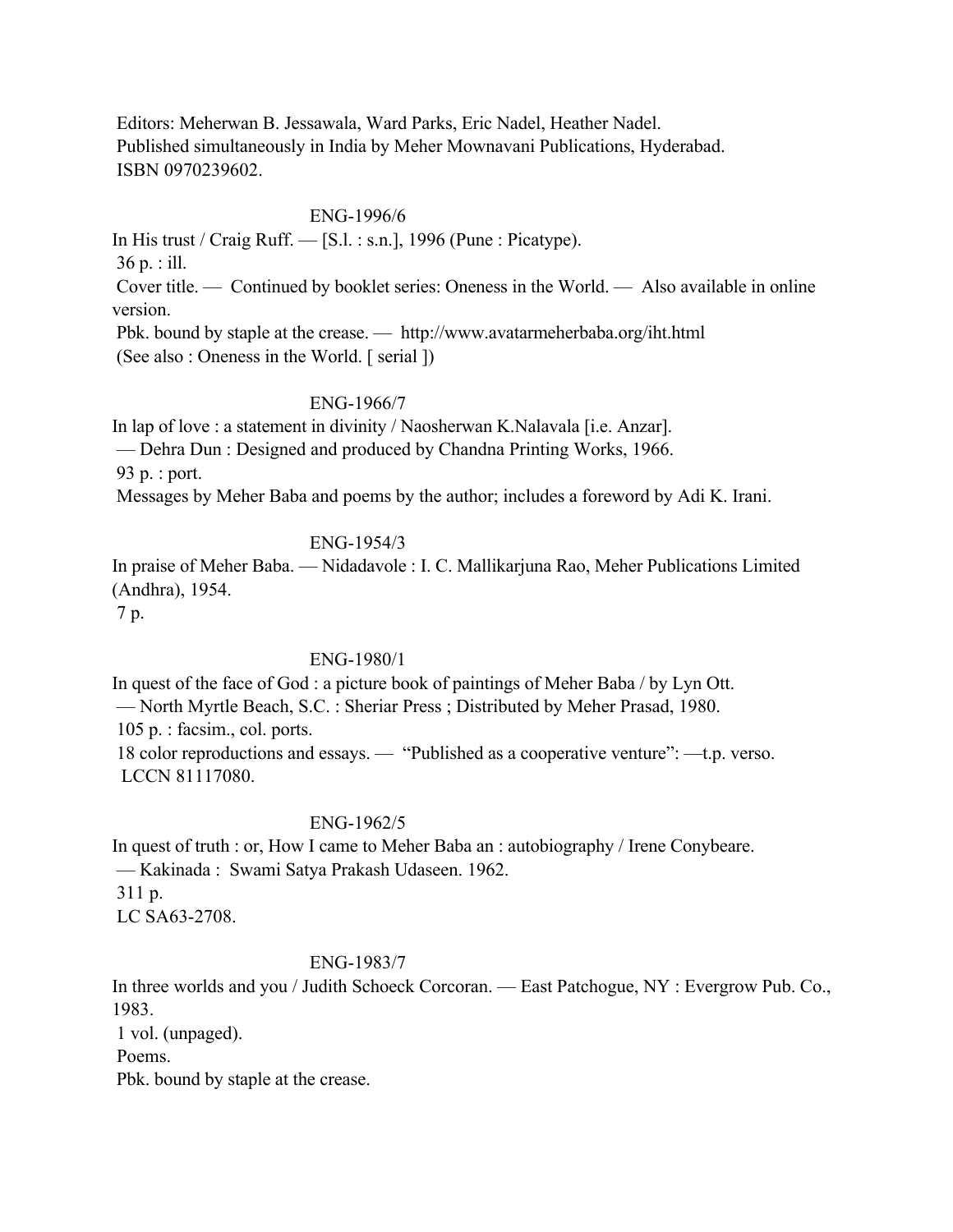Editors: Meherwan B. Jessawala, Ward Parks, Eric Nadel, Heather Nadel.
Published simultaneously in India by Meher Mownavani Publications, Hyderabad.
ISBN 0970239602.

ENG-1996/6

In His trust / Craig Ruff. — [S.l. : s.n.], 1996 (Pune : Picatype).
36 p. : ill.
Cover title. — Continued by booklet series: Oneness in the World. — Also available in online version.
Pbk. bound by staple at the crease. — http://www.avatarmeherbaba.org/iht.html
(See also : Oneness in the World. [ serial ])

ENG-1966/7

In lap of love : a statement in divinity / Naosherwan K.Nalavala [i.e. Anzar].
— Dehra Dun : Designed and produced by Chandna Printing Works, 1966.
93 p. : port.
Messages by Meher Baba and poems by the author; includes a foreword by Adi K. Irani.

ENG-1954/3

In praise of Meher Baba. — Nidadavole : I. C. Mallikarjuna Rao, Meher Publications Limited (Andhra), 1954.
7 p.

ENG-1980/1

In quest of the face of God : a picture book of paintings of Meher Baba / by Lyn Ott.
— North Myrtle Beach, S.C. : Sheriar Press ; Distributed by Meher Prasad, 1980.
105 p. : facsim., col. ports.
18 color reproductions and essays. — "Published as a cooperative venture": —t.p. verso.
LCCN 81117080.

ENG-1962/5

In quest of truth : or, How I came to Meher Baba an : autobiography / Irene Conybeare.
— Kakinada : Swami Satya Prakash Udaseen. 1962.
311 p.
LC SA63-2708.

ENG-1983/7

In three worlds and you / Judith Schoeck Corcoran. — East Patchogue, NY : Evergrow Pub. Co., 1983.
1 vol. (unpaged).
Poems.
Pbk. bound by staple at the crease.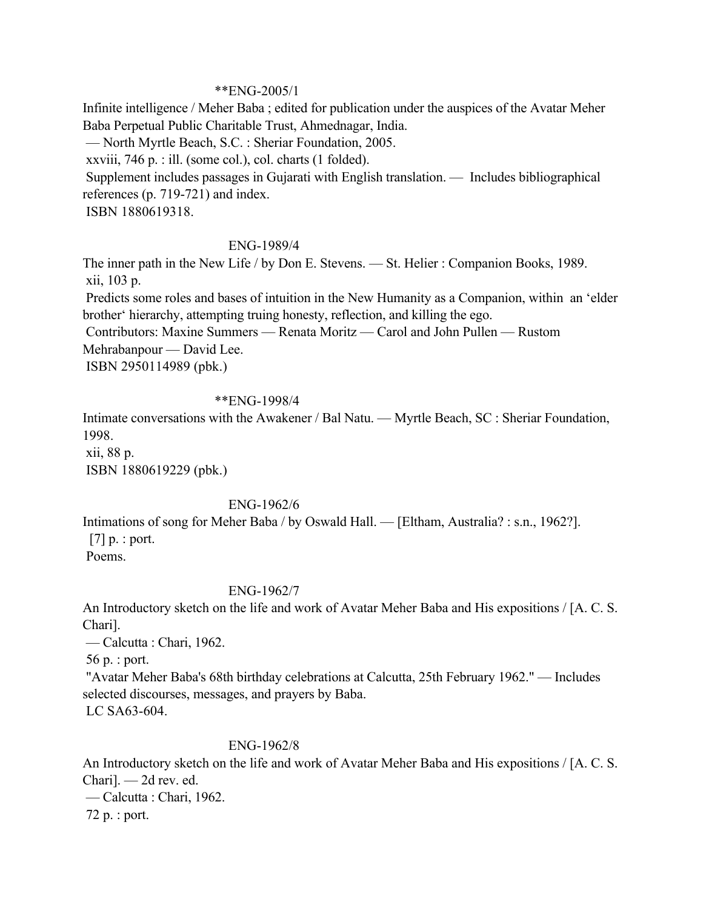**ENG-2005/1

Infinite intelligence / Meher Baba ; edited for publication under the auspices of the Avatar Meher Baba Perpetual Public Charitable Trust, Ahmednagar, India.
— North Myrtle Beach, S.C. : Sheriar Foundation, 2005.
xxviii, 746 p. : ill. (some col.), col. charts (1 folded).
Supplement includes passages in Gujarati with English translation. — Includes bibliographical references (p. 719-721) and index.
ISBN 1880619318.

ENG-1989/4

The inner path in the New Life / by Don E. Stevens. — St. Helier : Companion Books, 1989.
xii, 103 p.
Predicts some roles and bases of intuition in the New Humanity as a Companion, within an 'elder brother' hierarchy, attempting truing honesty, reflection, and killing the ego.
Contributors: Maxine Summers — Renata Moritz — Carol and John Pullen — Rustom Mehrabanpour — David Lee.
ISBN 2950114989 (pbk.)

**ENG-1998/4

Intimate conversations with the Awakener / Bal Natu. — Myrtle Beach, SC : Sheriar Foundation, 1998.
xii, 88 p.
ISBN 1880619229 (pbk.)

ENG-1962/6

Intimations of song for Meher Baba / by Oswald Hall. — [Eltham, Australia? : s.n., 1962?].
[7] p. : port.
Poems.

ENG-1962/7

An Introductory sketch on the life and work of Avatar Meher Baba and His expositions / [A. C. S. Chari].
— Calcutta : Chari, 1962.
56 p. : port.
"Avatar Meher Baba's 68th birthday celebrations at Calcutta, 25th February 1962." — Includes selected discourses, messages, and prayers by Baba.
LC SA63-604.

ENG-1962/8

An Introductory sketch on the life and work of Avatar Meher Baba and His expositions / [A. C. S. Chari]. — 2d rev. ed.
— Calcutta : Chari, 1962.
72 p. : port.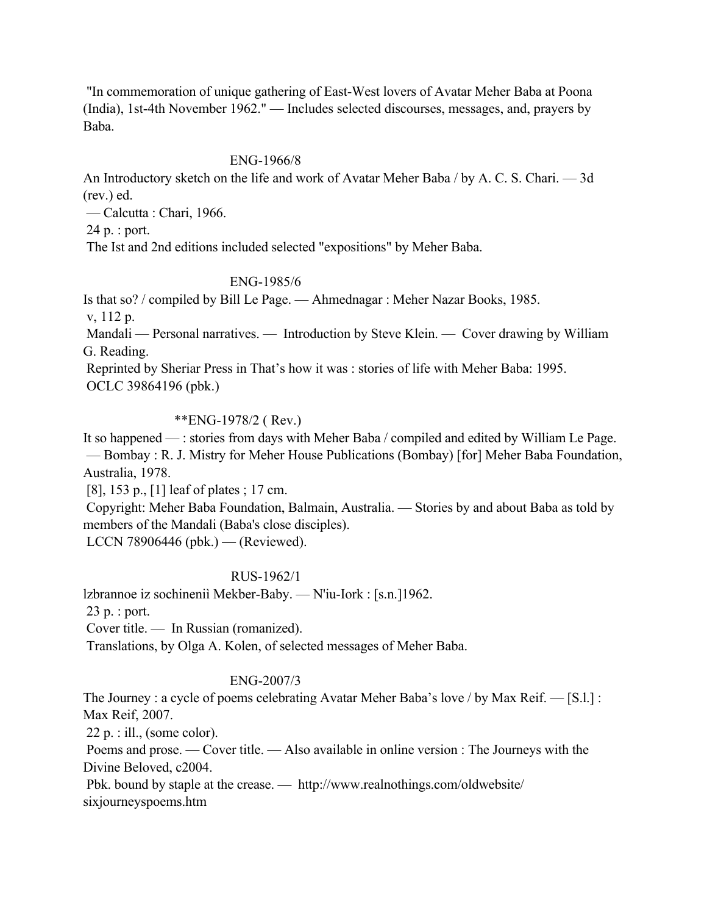"In commemoration of unique gathering of East-West lovers of Avatar Meher Baba at Poona (India), 1st-4th November 1962." — Includes selected discourses, messages, and, prayers by Baba.

ENG-1966/8

An Introductory sketch on the life and work of Avatar Meher Baba / by A. C. S. Chari. — 3d (rev.) ed.
— Calcutta : Chari, 1966.
24 p. : port.
The Ist and 2nd editions included selected "expositions" by Meher Baba.

ENG-1985/6

Is that so? / compiled by Bill Le Page. — Ahmednagar : Meher Nazar Books, 1985.
v, 112 p.
Mandali — Personal narratives. — Introduction by Steve Klein. — Cover drawing by William G. Reading.
Reprinted by Sheriar Press in That's how it was : stories of life with Meher Baba: 1995.
OCLC 39864196 (pbk.)

**ENG-1978/2 ( Rev.)

It so happened — : stories from days with Meher Baba / compiled and edited by William Le Page. — Bombay : R. J. Mistry for Meher House Publications (Bombay) [for] Meher Baba Foundation, Australia, 1978.
[8], 153 p., [1] leaf of plates ; 17 cm.
Copyright: Meher Baba Foundation, Balmain, Australia. — Stories by and about Baba as told by members of the Mandali (Baba's close disciples).
LCCN 78906446 (pbk.) — (Reviewed).

RUS-1962/1

lzbrannoe iz sochineniì Mekber-Baby. — N'iu-Iork : [s.n.]1962.
23 p. : port.
Cover title. — In Russian (romanized).
Translations, by Olga A. Kolen, of selected messages of Meher Baba.

ENG-2007/3

The Journey : a cycle of poems celebrating Avatar Meher Baba's love / by Max Reif. — [S.l.] : Max Reif, 2007.
22 p. : ill., (some color).
Poems and prose. — Cover title. — Also available in online version : The Journeys with the Divine Beloved, c2004.
Pbk. bound by staple at the crease. — http://www.realnothings.com/oldwebsite/sixjourneyspoems.htm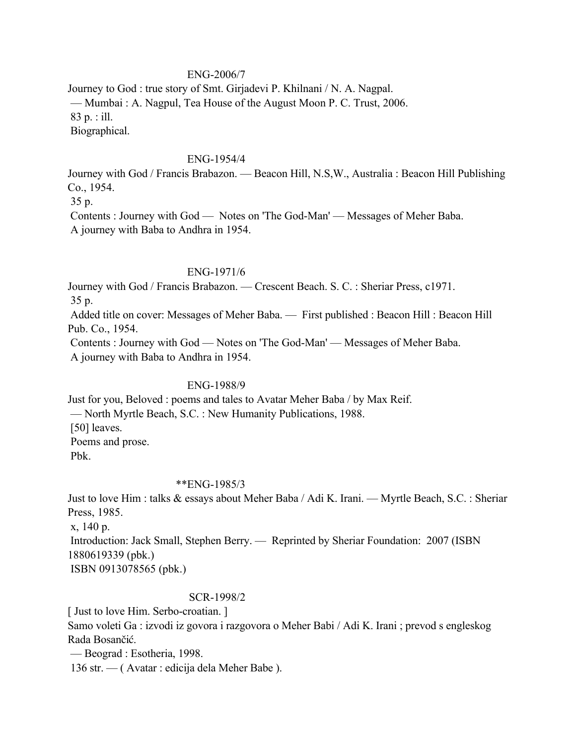ENG-2006/7

Journey to God : true story of Smt. Girjadevi P. Khilnani / N. A. Nagpal.
— Mumbai : A. Nagpul, Tea House of the August Moon P. C. Trust, 2006.
83 p. : ill.
Biographical.

ENG-1954/4

Journey with God / Francis Brabazon. — Beacon Hill, N.S,W., Australia : Beacon Hill Publishing Co., 1954.
35 p.
Contents : Journey with God — Notes on 'The God-Man' — Messages of Meher Baba.
A journey with Baba to Andhra in 1954.

ENG-1971/6

Journey with God / Francis Brabazon. — Crescent Beach. S. C. : Sheriar Press, c1971.
35 p.
Added title on cover: Messages of Meher Baba. — First published : Beacon Hill : Beacon Hill Pub. Co., 1954.
Contents : Journey with God — Notes on 'The God-Man' — Messages of Meher Baba.
A journey with Baba to Andhra in 1954.

ENG-1988/9

Just for you, Beloved : poems and tales to Avatar Meher Baba / by Max Reif.
— North Myrtle Beach, S.C. : New Humanity Publications, 1988.
[50] leaves.
Poems and prose.
Pbk.

**ENG-1985/3

Just to love Him : talks & essays about Meher Baba / Adi K. Irani. — Myrtle Beach, S.C. : Sheriar Press, 1985.
x, 140 p.
Introduction: Jack Small, Stephen Berry. — Reprinted by Sheriar Foundation: 2007 (ISBN 1880619339 (pbk.)
ISBN 0913078565 (pbk.)

SCR-1998/2

[ Just to love Him. Serbo-croatian. ]
Samo voleti Ga : izvodi iz govora i razgovora o Meher Babi / Adi K. Irani ; prevod s engleskog Rada Bosančić.
— Beograd : Esotheria, 1998.
136 str. — ( Avatar : edicija dela Meher Babe ).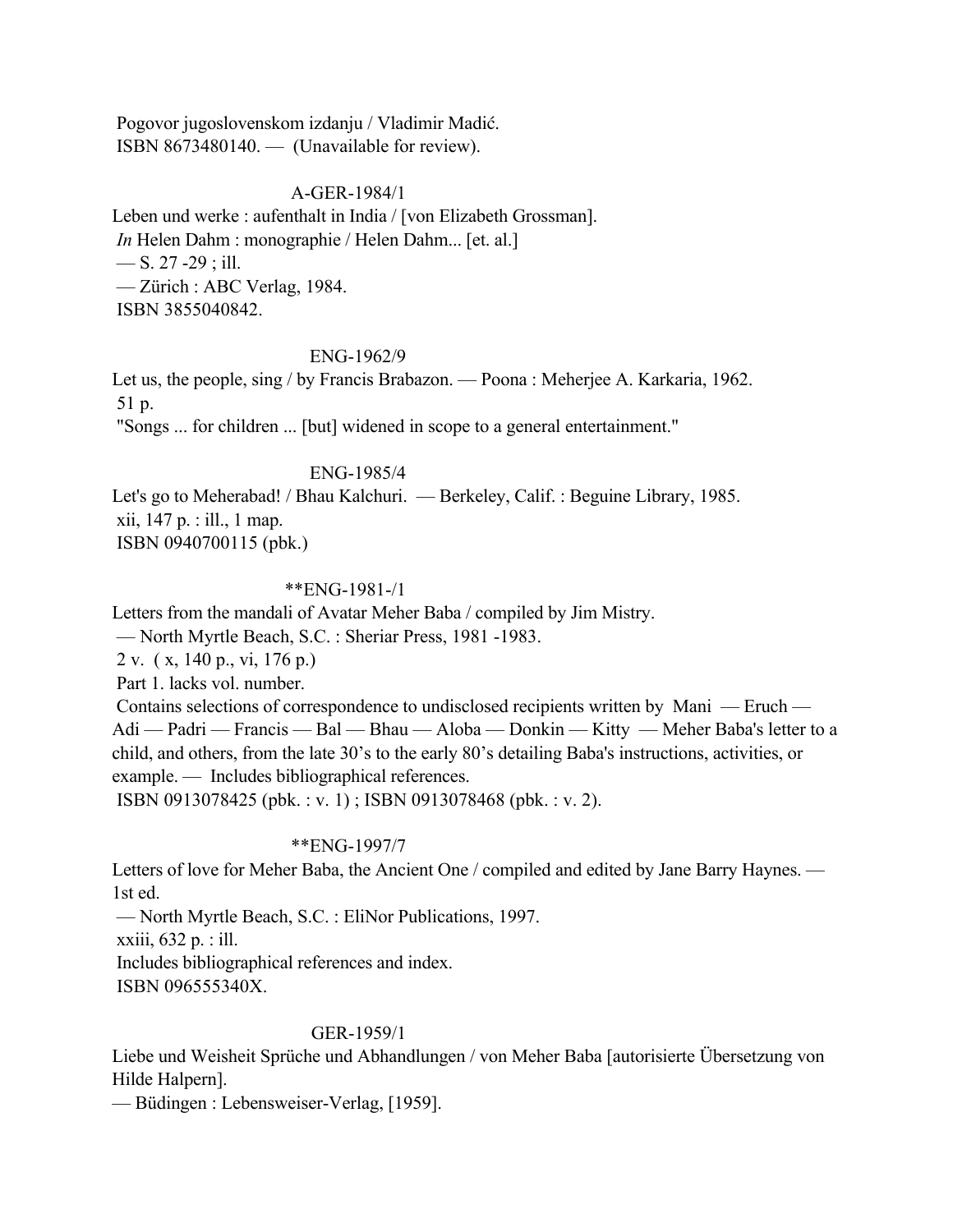Pogovor jugoslovenskom izdanju / Vladimir Madić.
ISBN 8673480140. — (Unavailable for review).

A-GER-1984/1

Leben und werke : aufenthalt in India / [von Elizabeth Grossman].
*In* Helen Dahm : monographie / Helen Dahm... [et. al.]
— S. 27 -29 ; ill.
— Zürich : ABC Verlag, 1984.
ISBN 3855040842.

ENG-1962/9

Let us, the people, sing / by Francis Brabazon. — Poona : Meherjee A. Karkaria, 1962.
51 p.
"Songs ... for children ... [but] widened in scope to a general entertainment."

ENG-1985/4

Let's go to Meherabad! / Bhau Kalchuri. — Berkeley, Calif. : Beguine Library, 1985.
xii, 147 p. : ill., 1 map.
ISBN 0940700115 (pbk.)

**ENG-1981-/1

Letters from the mandali of Avatar Meher Baba / compiled by Jim Mistry.
— North Myrtle Beach, S.C. : Sheriar Press, 1981 -1983.
2 v. ( x, 140 p., vi, 176 p.)
Part 1. lacks vol. number.
Contains selections of correspondence to undisclosed recipients written by Mani — Eruch — Adi — Padri — Francis — Bal — Bhau — Aloba — Donkin — Kitty — Meher Baba's letter to a child, and others, from the late 30's to the early 80's detailing Baba's instructions, activities, or example. — Includes bibliographical references.
ISBN 0913078425 (pbk. : v. 1) ; ISBN 0913078468 (pbk. : v. 2).

**ENG-1997/7

Letters of love for Meher Baba, the Ancient One / compiled and edited by Jane Barry Haynes. — 1st ed.
— North Myrtle Beach, S.C. : EliNor Publications, 1997.
xxiii, 632 p. : ill.
Includes bibliographical references and index.
ISBN 096555340X.

GER-1959/1

Liebe und Weisheit Sprüche und Abhandlungen / von Meher Baba [autorisierte Übersetzung von Hilde Halpern].
— Büdingen : Lebensweiser-Verlag, [1959].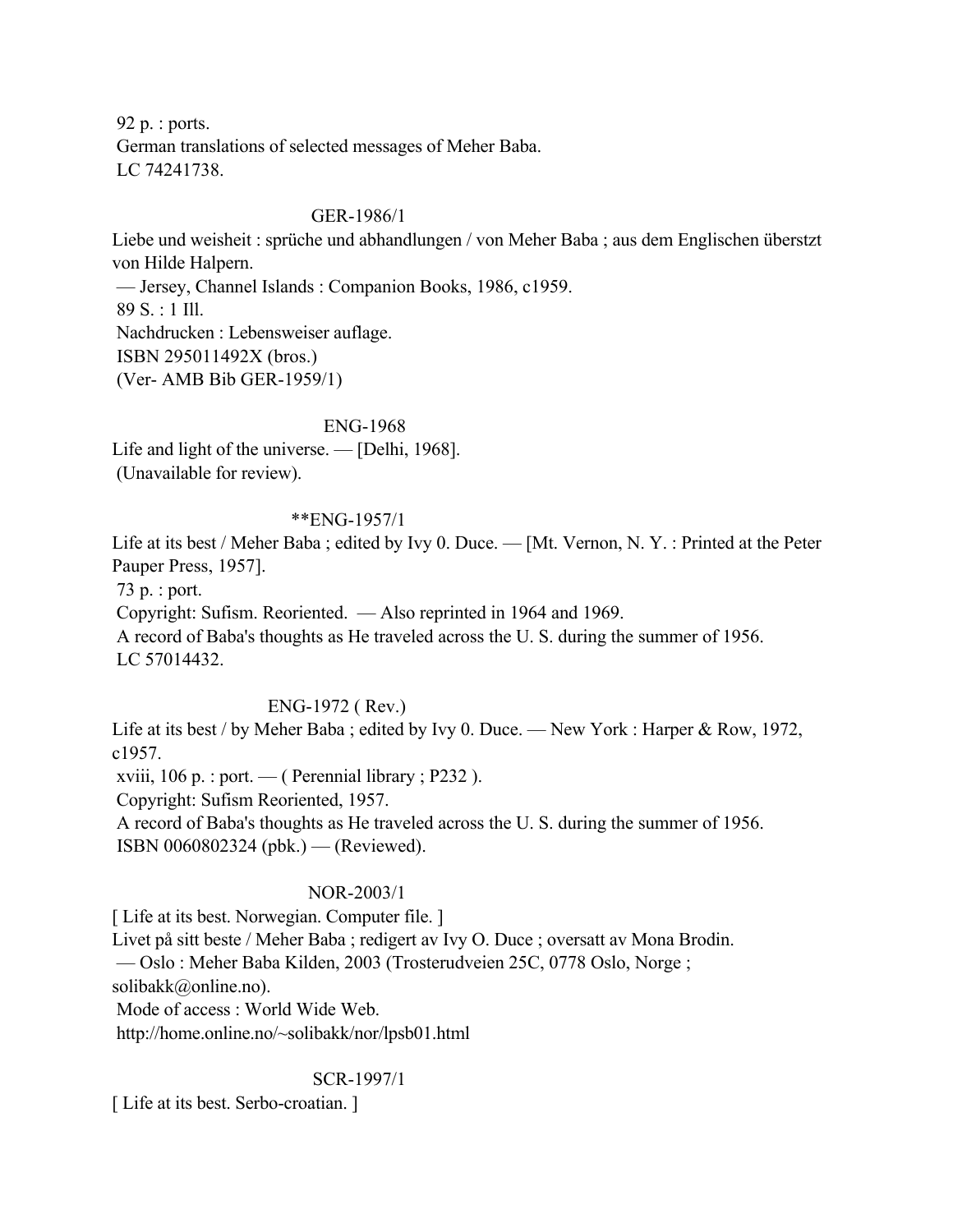92 p. : ports.
German translations of selected messages of Meher Baba.
LC 74241738.

GER-1986/1

Liebe und weisheit : sprüche und abhandlungen / von Meher Baba ; aus dem Englischen überstzt von Hilde Halpern.
— Jersey, Channel Islands : Companion Books, 1986, c1959.
89 S. : 1 Ill.
Nachdrucken : Lebensweiser auflage.
ISBN 295011492X (bros.)
(Ver- AMB Bib GER-1959/1)

ENG-1968

Life and light of the universe. — [Delhi, 1968].
(Unavailable for review).

**ENG-1957/1

Life at its best / Meher Baba ; edited by Ivy 0. Duce. — [Mt. Vernon, N. Y. : Printed at the Peter Pauper Press, 1957].
73 p. : port.
Copyright: Sufism. Reoriented. — Also reprinted in 1964 and 1969.
A record of Baba's thoughts as He traveled across the U. S. during the summer of 1956.
LC 57014432.

ENG-1972 ( Rev.)

Life at its best / by Meher Baba ; edited by Ivy 0. Duce. — New York : Harper & Row, 1972, c1957.
xviii, 106 p. : port. — ( Perennial library ; P232 ).
Copyright: Sufism Reoriented, 1957.
A record of Baba's thoughts as He traveled across the U. S. during the summer of 1956.
ISBN 0060802324 (pbk.) — (Reviewed).

NOR-2003/1

[ Life at its best. Norwegian. Computer file. ]
Livet på sitt beste / Meher Baba ; redigert av Ivy O. Duce ; oversatt av Mona Brodin.
— Oslo : Meher Baba Kilden, 2003 (Trosterudveien 25C, 0778 Oslo, Norge ; solibakk@online.no).
Mode of access : World Wide Web.
http://home.online.no/~solibakk/nor/lpsb01.html

SCR-1997/1

[ Life at its best. Serbo-croatian. ]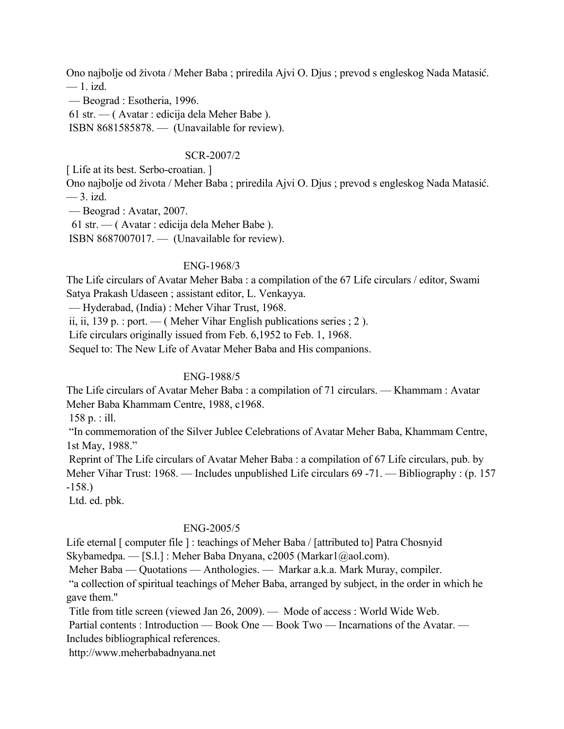Ono najbolje od života / Meher Baba ; priredila Ajvi O. Djus ; prevod s engleskog Nada Matasić. — 1. izd.

— Beograd : Esotheria, 1996.

61 str. — ( Avatar : edicija dela Meher Babe ).

ISBN 8681585878. — (Unavailable for review).

SCR-2007/2

[ Life at its best. Serbo-croatian. ]

Ono najbolje od života / Meher Baba ; priredila Ajvi O. Djus ; prevod s engleskog Nada Matasić. — 3. izd.

— Beograd : Avatar, 2007.

61 str. — ( Avatar : edicija dela Meher Babe ).

ISBN 8687007017. — (Unavailable for review).

ENG-1968/3

The Life circulars of Avatar Meher Baba : a compilation of the 67 Life circulars / editor, Swami Satya Prakash Udaseen ; assistant editor, L. Venkayya.

— Hyderabad, (India) : Meher Vihar Trust, 1968.

ii, ii, 139 p. : port. — ( Meher Vihar English publications series ; 2 ).

Life circulars originally issued from Feb. 6,1952 to Feb. 1, 1968.

Sequel to: The New Life of Avatar Meher Baba and His companions.

ENG-1988/5

The Life circulars of Avatar Meher Baba : a compilation of 71 circulars. — Khammam : Avatar Meher Baba Khammam Centre, 1988, c1968.

158 p. : ill.

"In commemoration of the Silver Jublee Celebrations of Avatar Meher Baba, Khammam Centre, 1st May, 1988."

Reprint of The Life circulars of Avatar Meher Baba : a compilation of 67 Life circulars, pub. by Meher Vihar Trust: 1968. — Includes unpublished Life circulars 69 -71. — Bibliography : (p. 157 -158.)

Ltd. ed. pbk.

ENG-2005/5

Life eternal [ computer file ] : teachings of Meher Baba / [attributed to] Patra Chosnyid Skybamedpa. — [S.l.] : Meher Baba Dnyana, c2005 (Markar1@aol.com).

Meher Baba — Quotations — Anthologies. — Markar a.k.a. Mark Muray, compiler.

"a collection of spiritual teachings of Meher Baba, arranged by subject, in the order in which he gave them."

Title from title screen (viewed Jan 26, 2009). — Mode of access : World Wide Web.

Partial contents : Introduction — Book One — Book Two — Incarnations of the Avatar. — Includes bibliographical references.

http://www.meherbabadnyana.net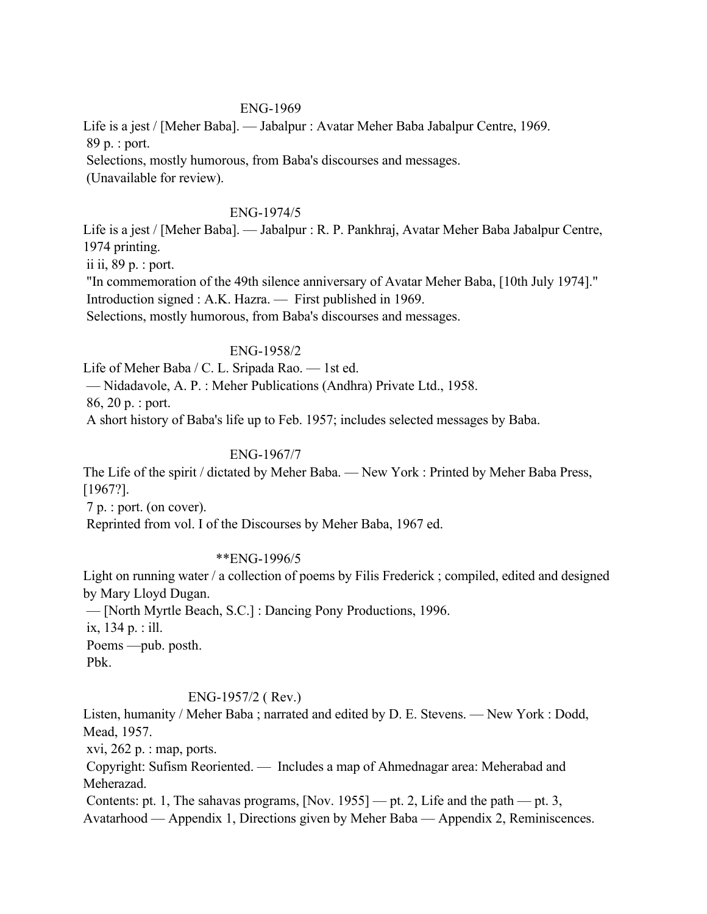ENG-1969

Life is a jest / [Meher Baba]. — Jabalpur : Avatar Meher Baba Jabalpur Centre, 1969.
89 p. : port.
Selections, mostly humorous, from Baba's discourses and messages.
(Unavailable for review).

ENG-1974/5

Life is a jest / [Meher Baba]. — Jabalpur : R. P. Pankhraj, Avatar Meher Baba Jabalpur Centre, 1974 printing.
ii ii, 89 p. : port.
"In commemoration of the 49th silence anniversary of Avatar Meher Baba, [10th July 1974]."
Introduction signed : A.K. Hazra. — First published in 1969.
Selections, mostly humorous, from Baba's discourses and messages.

ENG-1958/2

Life of Meher Baba / C. L. Sripada Rao. — 1st ed.
— Nidadavole, A. P. : Meher Publications (Andhra) Private Ltd., 1958.
86, 20 p. : port.
A short history of Baba's life up to Feb. 1957; includes selected messages by Baba.

ENG-1967/7

The Life of the spirit / dictated by Meher Baba. — New York : Printed by Meher Baba Press, [1967?].
7 p. : port. (on cover).
Reprinted from vol. I of the Discourses by Meher Baba, 1967 ed.

**ENG-1996/5

Light on running water / a collection of poems by Filis Frederick ; compiled, edited and designed by Mary Lloyd Dugan.
— [North Myrtle Beach, S.C.] : Dancing Pony Productions, 1996.
ix, 134 p. : ill.
Poems —pub. posth.
Pbk.

ENG-1957/2 ( Rev.)

Listen, humanity / Meher Baba ; narrated and edited by D. E. Stevens. — New York : Dodd, Mead, 1957.
xvi, 262 p. : map, ports.
Copyright: Sufism Reoriented. — Includes a map of Ahmednagar area: Meherabad and Meherazad.
Contents: pt. 1, The sahavas programs, [Nov. 1955] — pt. 2, Life and the path — pt. 3, Avatarhood — Appendix 1, Directions given by Meher Baba — Appendix 2, Reminiscences.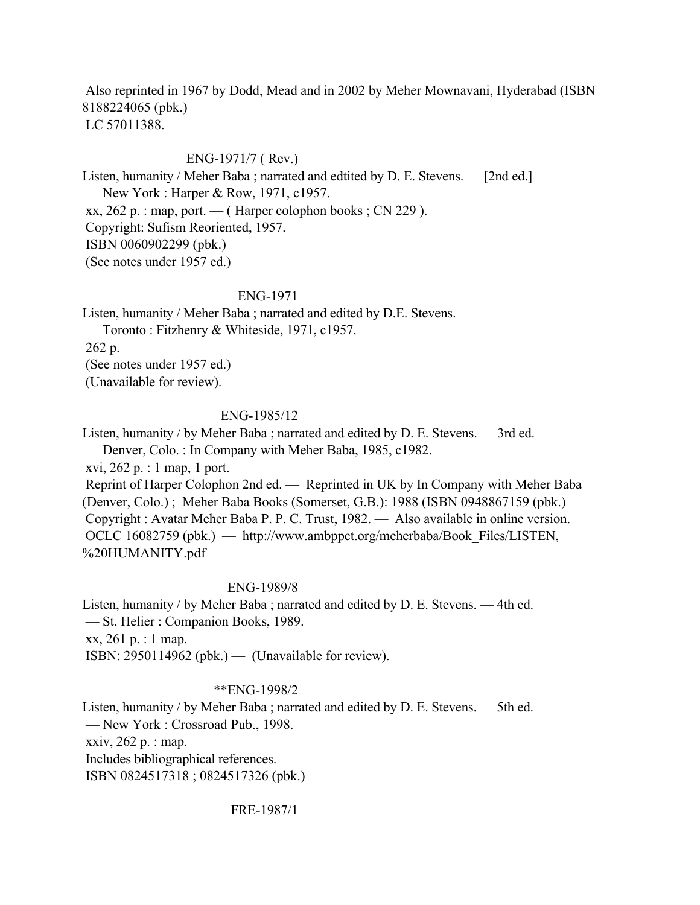Also reprinted in 1967 by Dodd, Mead and in 2002 by Meher Mownavani, Hyderabad (ISBN 8188224065 (pbk.)
LC 57011388.

ENG-1971/7 ( Rev.)

Listen, humanity / Meher Baba ; narrated and edtited by D. E. Stevens. — [2nd ed.]
— New York : Harper & Row, 1971, c1957.
xx, 262 p. : map, port. — ( Harper colophon books ; CN 229 ).
Copyright: Sufism Reoriented, 1957.
ISBN 0060902299 (pbk.)
(See notes under 1957 ed.)

ENG-1971

Listen, humanity / Meher Baba ; narrated and edited by D.E. Stevens.
— Toronto : Fitzhenry & Whiteside, 1971, c1957.
262 p.
(See notes under 1957 ed.)
(Unavailable for review).

ENG-1985/12

Listen, humanity / by Meher Baba ; narrated and edited by D. E. Stevens. — 3rd ed.
— Denver, Colo. : In Company with Meher Baba, 1985, c1982.
xvi, 262 p. : 1 map, 1 port.
Reprint of Harper Colophon 2nd ed. — Reprinted in UK by In Company with Meher Baba (Denver, Colo.) ; Meher Baba Books (Somerset, G.B.): 1988 (ISBN 0948867159 (pbk.)
Copyright : Avatar Meher Baba P. P. C. Trust, 1982. — Also available in online version.
OCLC 16082759 (pbk.) — http://www.ambppct.org/meherbaba/Book_Files/LISTEN,%20HUMANITY.pdf

ENG-1989/8

Listen, humanity / by Meher Baba ; narrated and edited by D. E. Stevens. — 4th ed.
— St. Helier : Companion Books, 1989.
xx, 261 p. : 1 map.
ISBN: 2950114962 (pbk.) — (Unavailable for review).

**ENG-1998/2

Listen, humanity / by Meher Baba ; narrated and edited by D. E. Stevens. — 5th ed.
— New York : Crossroad Pub., 1998.
xxiv, 262 p. : map.
Includes bibliographical references.
ISBN 0824517318 ; 0824517326 (pbk.)

FRE-1987/1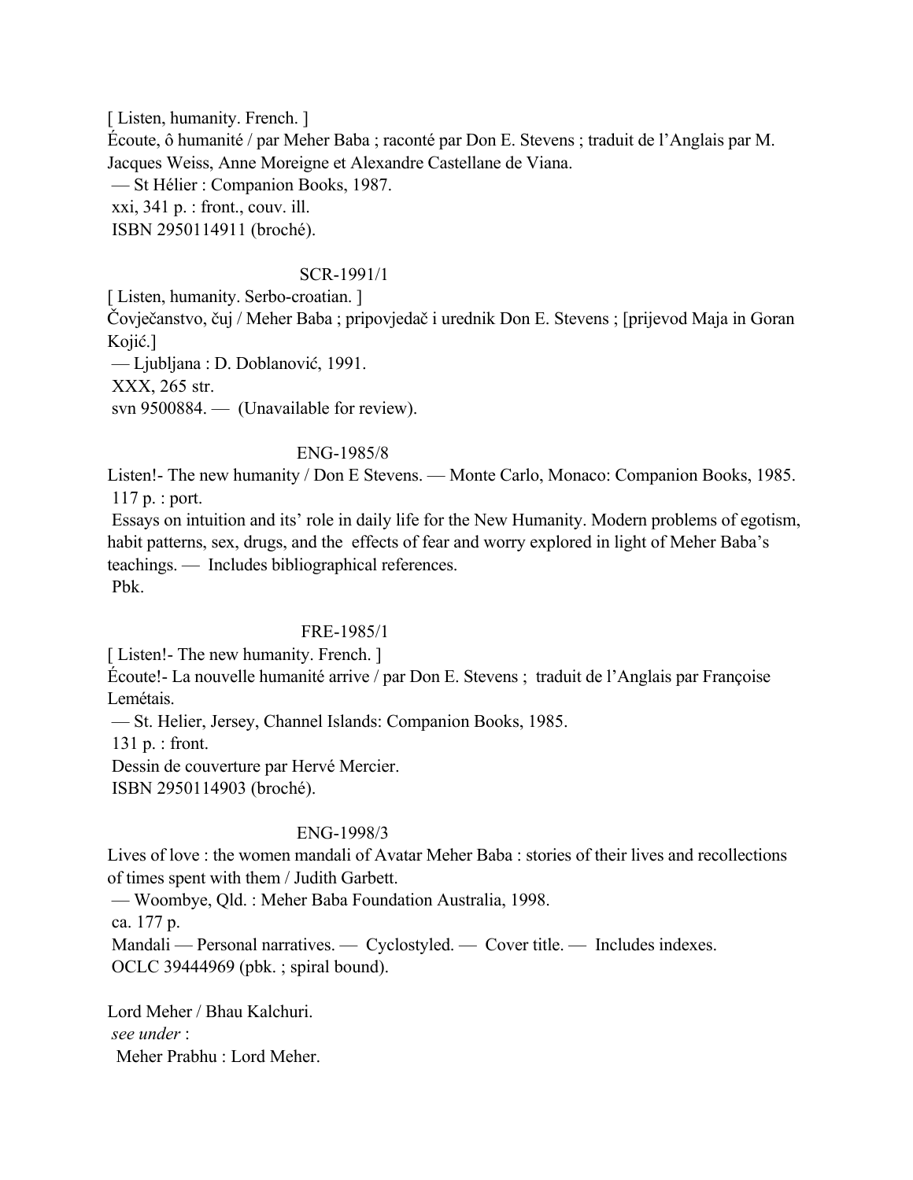[ Listen, humanity. French. ]
Écoute, ô humanité / par Meher Baba ; raconté par Don E. Stevens ; traduit de l'Anglais par M. Jacques Weiss, Anne Moreigne et Alexandre Castellane de Viana.
— St Hélier : Companion Books, 1987.
xxi, 341 p. : front., couv. ill.
ISBN 2950114911 (broché).

SCR-1991/1

[ Listen, humanity. Serbo-croatian. ]
Čovječanstvo, čuj / Meher Baba ; pripovjedač i urednik Don E. Stevens ; [prijevod Maja in Goran Kojić.]
— Ljubljana : D. Doblanović, 1991.
XXX, 265 str.
svn 9500884. — (Unavailable for review).

ENG-1985/8

Listen!- The new humanity / Don E Stevens. — Monte Carlo, Monaco: Companion Books, 1985.
117 p. : port.
Essays on intuition and its' role in daily life for the New Humanity. Modern problems of egotism, habit patterns, sex, drugs, and the effects of fear and worry explored in light of Meher Baba's teachings. — Includes bibliographical references.
Pbk.

FRE-1985/1

[ Listen!- The new humanity. French. ]
Écoute!- La nouvelle humanité arrive / par Don E. Stevens ; traduit de l'Anglais par Françoise Lemétais.
— St. Helier, Jersey, Channel Islands: Companion Books, 1985.
131 p. : front.
Dessin de couverture par Hervé Mercier.
ISBN 2950114903 (broché).

ENG-1998/3

Lives of love : the women mandali of Avatar Meher Baba : stories of their lives and recollections of times spent with them / Judith Garbett.
— Woombye, Qld. : Meher Baba Foundation Australia, 1998.
ca. 177 p.
Mandali — Personal narratives. — Cyclostyled. — Cover title. — Includes indexes.
OCLC 39444969 (pbk. ; spiral bound).

Lord Meher / Bhau Kalchuri.
*see under* :
Meher Prabhu : Lord Meher.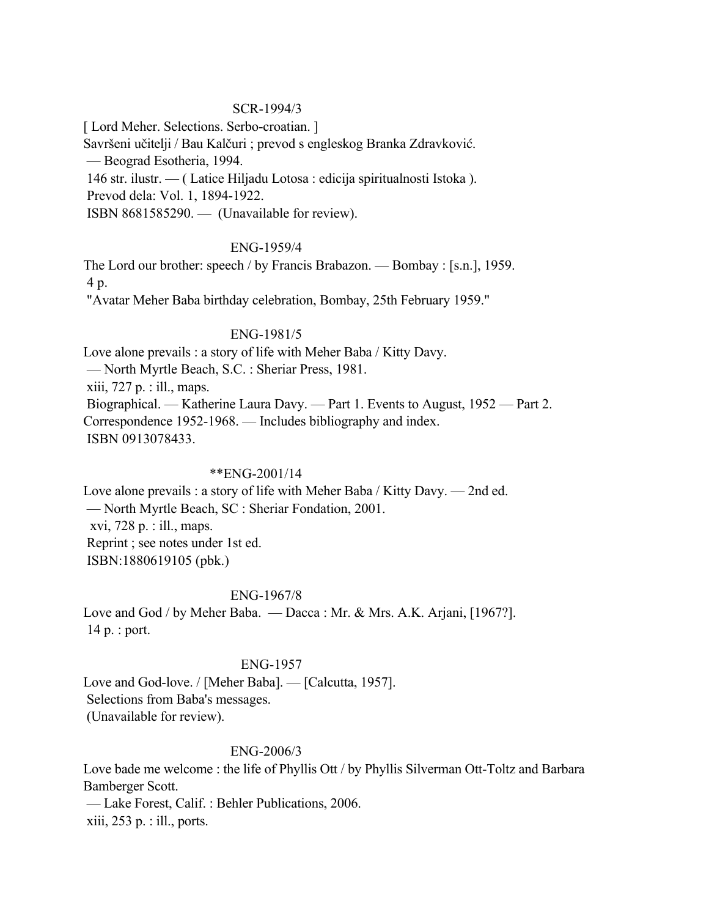SCR-1994/3

[ Lord Meher. Selections. Serbo-croatian. ]
Savršeni učitelji / Bau Kalčuri ; prevod s engleskog Branka Zdravković.
— Beograd Esotheria, 1994.
146 str. ilustr. — ( Latice Hiljadu Lotosa : edicija spiritualnosti Istoka ).
Prevod dela: Vol. 1, 1894-1922.
ISBN 8681585290. — (Unavailable for review).

ENG-1959/4

The Lord our brother: speech / by Francis Brabazon. — Bombay : [s.n.], 1959.
4 p.
"Avatar Meher Baba birthday celebration, Bombay, 25th February 1959."

ENG-1981/5

Love alone prevails : a story of life with Meher Baba / Kitty Davy.
— North Myrtle Beach, S.C. : Sheriar Press, 1981.
xiii, 727 p. : ill., maps.
Biographical. — Katherine Laura Davy. — Part 1. Events to August, 1952 — Part 2. Correspondence 1952-1968. — Includes bibliography and index.
ISBN 0913078433.

**ENG-2001/14

Love alone prevails : a story of life with Meher Baba / Kitty Davy. — 2nd ed.
— North Myrtle Beach, SC : Sheriar Fondation, 2001.
xvi, 728 p. : ill., maps.
Reprint ; see notes under 1st ed.
ISBN:1880619105 (pbk.)

ENG-1967/8

Love and God / by Meher Baba. — Dacca : Mr. & Mrs. A.K. Arjani, [1967?].
14 p. : port.

ENG-1957

Love and God-love. / [Meher Baba]. — [Calcutta, 1957].
Selections from Baba's messages.
(Unavailable for review).

ENG-2006/3

Love bade me welcome : the life of Phyllis Ott / by Phyllis Silverman Ott-Toltz and Barbara Bamberger Scott.
— Lake Forest, Calif. : Behler Publications, 2006.
xiii, 253 p. : ill., ports.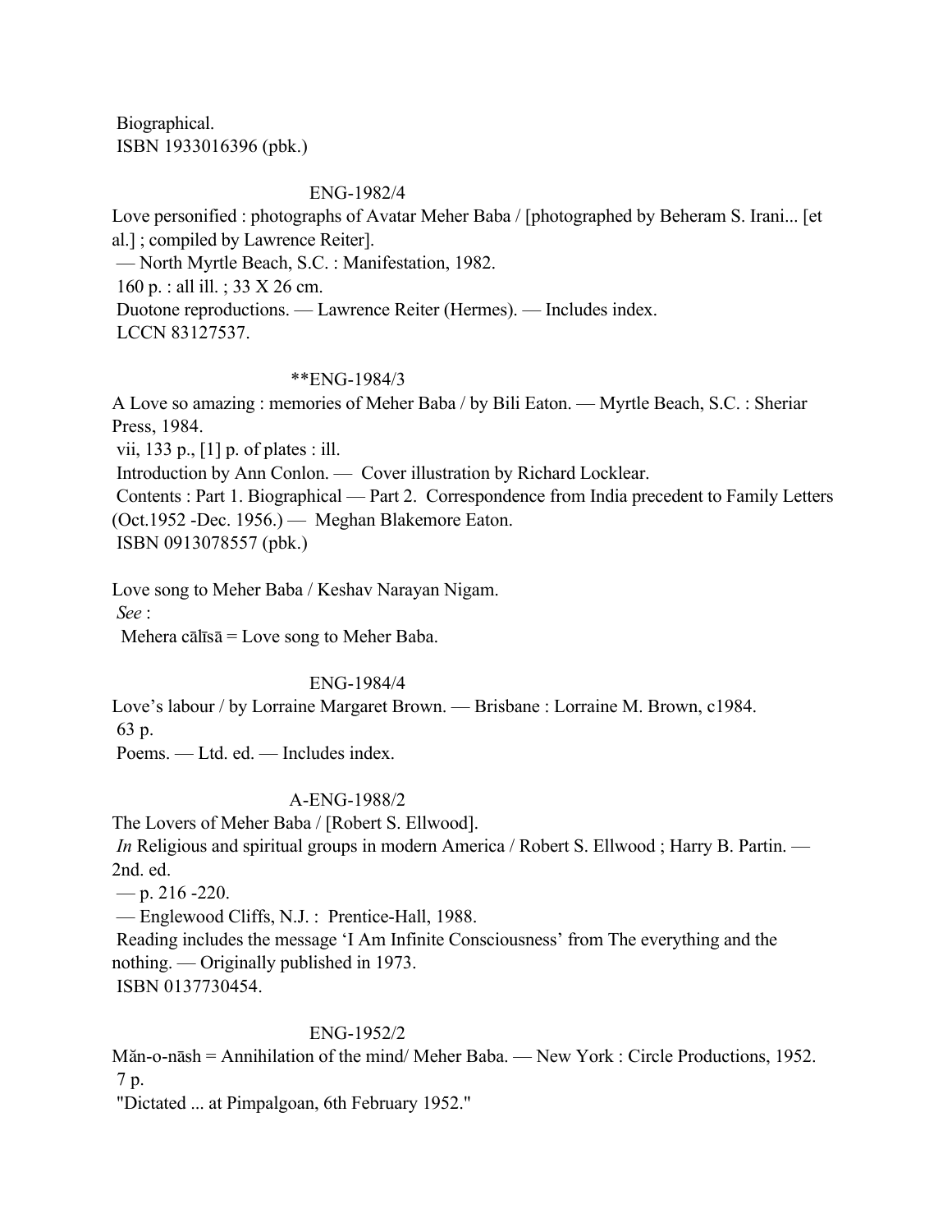Biographical.
ISBN 1933016396 (pbk.)

ENG-1982/4

Love personified : photographs of Avatar Meher Baba / [photographed by Beheram S. Irani... [et al.] ; compiled by Lawrence Reiter].
— North Myrtle Beach, S.C. : Manifestation, 1982.
160 p. : all ill. ; 33 X 26 cm.
Duotone reproductions. — Lawrence Reiter (Hermes). — Includes index.
LCCN 83127537.

**ENG-1984/3

A Love so amazing : memories of Meher Baba / by Bili Eaton. — Myrtle Beach, S.C. : Sheriar Press, 1984.
vii, 133 p., [1] p. of plates : ill.
Introduction by Ann Conlon. — Cover illustration by Richard Locklear.
Contents : Part 1. Biographical — Part 2. Correspondence from India precedent to Family Letters (Oct.1952 -Dec. 1956.) — Meghan Blakemore Eaton.
ISBN 0913078557 (pbk.)

Love song to Meher Baba / Keshav Narayan Nigam.
*See* :
Mehera cālīsā = Love song to Meher Baba.

ENG-1984/4

Love's labour / by Lorraine Margaret Brown. — Brisbane : Lorraine M. Brown, c1984.
63 p.
Poems. — Ltd. ed. — Includes index.

A-ENG-1988/2

The Lovers of Meher Baba / [Robert S. Ellwood].
*In* Religious and spiritual groups in modern America / Robert S. Ellwood ; Harry B. Partin. — 2nd. ed.
— p. 216 -220.
— Englewood Cliffs, N.J. : Prentice-Hall, 1988.
Reading includes the message 'I Am Infinite Consciousness' from The everything and the nothing. — Originally published in 1973.
ISBN 0137730454.

ENG-1952/2

Măn-o-nāsh = Annihilation of the mind/ Meher Baba. — New York : Circle Productions, 1952.
7 p.
"Dictated ... at Pimpalgoan, 6th February 1952."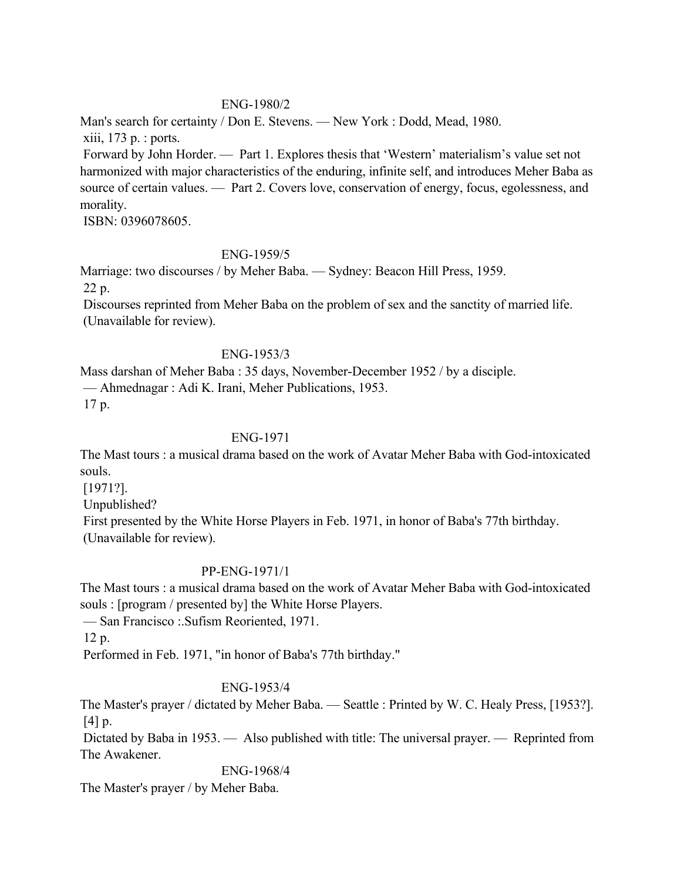ENG-1980/2

Man's search for certainty / Don E. Stevens. — New York : Dodd, Mead, 1980.
xiii, 173 p. : ports.
Forward by John Horder. — Part 1. Explores thesis that 'Western' materialism's value set not harmonized with major characteristics of the enduring, infinite self, and introduces Meher Baba as source of certain values. — Part 2. Covers love, conservation of energy, focus, egolessness, and morality.
ISBN: 0396078605.

ENG-1959/5

Marriage: two discourses / by Meher Baba. — Sydney: Beacon Hill Press, 1959.
22 p.
Discourses reprinted from Meher Baba on the problem of sex and the sanctity of married life.
(Unavailable for review).

ENG-1953/3

Mass darshan of Meher Baba : 35 days, November-December 1952 / by a disciple.
— Ahmednagar : Adi K. Irani, Meher Publications, 1953.
17 p.

ENG-1971

The Mast tours : a musical drama based on the work of Avatar Meher Baba with God-intoxicated souls.
[1971?].
Unpublished?
First presented by the White Horse Players in Feb. 1971, in honor of Baba's 77th birthday.
(Unavailable for review).

PP-ENG-1971/1

The Mast tours : a musical drama based on the work of Avatar Meher Baba with God-intoxicated souls : [program / presented by] the White Horse Players.
— San Francisco :.Sufism Reoriented, 1971.
12 p.
Performed in Feb. 1971, "in honor of Baba's 77th birthday."

ENG-1953/4

The Master's prayer / dictated by Meher Baba. — Seattle : Printed by W. C. Healy Press, [1953?].
[4] p.
Dictated by Baba in 1953. — Also published with title: The universal prayer. — Reprinted from The Awakener.

ENG-1968/4

The Master's prayer / by Meher Baba.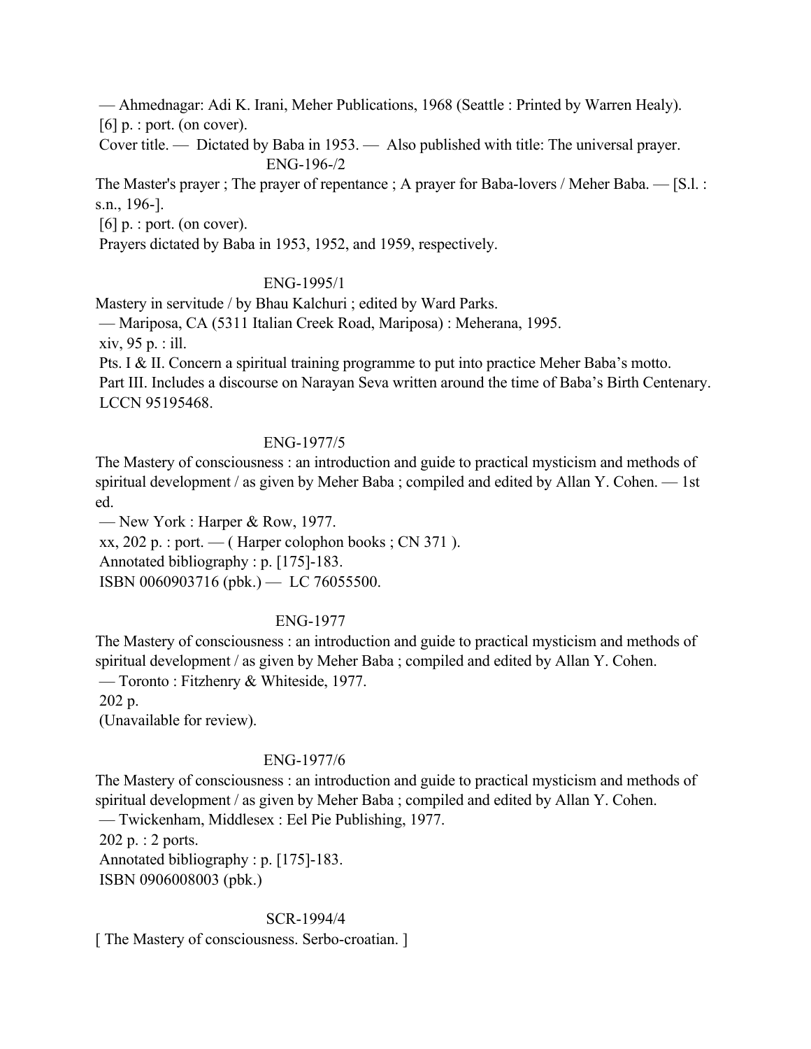— Ahmednagar: Adi K. Irani, Meher Publications, 1968 (Seattle : Printed by Warren Healy).
[6] p. : port. (on cover).
Cover title. — Dictated by Baba in 1953. — Also published with title: The universal prayer.

ENG-196-/2

The Master's prayer ; The prayer of repentance ; A prayer for Baba-lovers / Meher Baba. — [S.l. : s.n., 196-].
[6] p. : port. (on cover).
Prayers dictated by Baba in 1953, 1952, and 1959, respectively.

ENG-1995/1

Mastery in servitude / by Bhau Kalchuri ; edited by Ward Parks.
— Mariposa, CA (5311 Italian Creek Road, Mariposa) : Meherana, 1995.
xiv, 95 p. : ill.
Pts. I & II. Concern a spiritual training programme to put into practice Meher Baba's motto.
Part III. Includes a discourse on Narayan Seva written around the time of Baba's Birth Centenary.
LCCN 95195468.

ENG-1977/5

The Mastery of consciousness : an introduction and guide to practical mysticism and methods of spiritual development / as given by Meher Baba ; compiled and edited by Allan Y. Cohen. — 1st ed.
— New York : Harper & Row, 1977.
xx, 202 p. : port. — ( Harper colophon books ; CN 371 ).
Annotated bibliography : p. [175]-183.
ISBN 0060903716 (pbk.) — LC 76055500.

ENG-1977

The Mastery of consciousness : an introduction and guide to practical mysticism and methods of spiritual development / as given by Meher Baba ; compiled and edited by Allan Y. Cohen.
— Toronto : Fitzhenry & Whiteside, 1977.
202 p.
(Unavailable for review).

ENG-1977/6

The Mastery of consciousness : an introduction and guide to practical mysticism and methods of spiritual development / as given by Meher Baba ; compiled and edited by Allan Y. Cohen.
— Twickenham, Middlesex : Eel Pie Publishing, 1977.
202 p. : 2 ports.
Annotated bibliography : p. [175]-183.
ISBN 0906008003 (pbk.)

SCR-1994/4

[ The Mastery of consciousness. Serbo-croatian. ]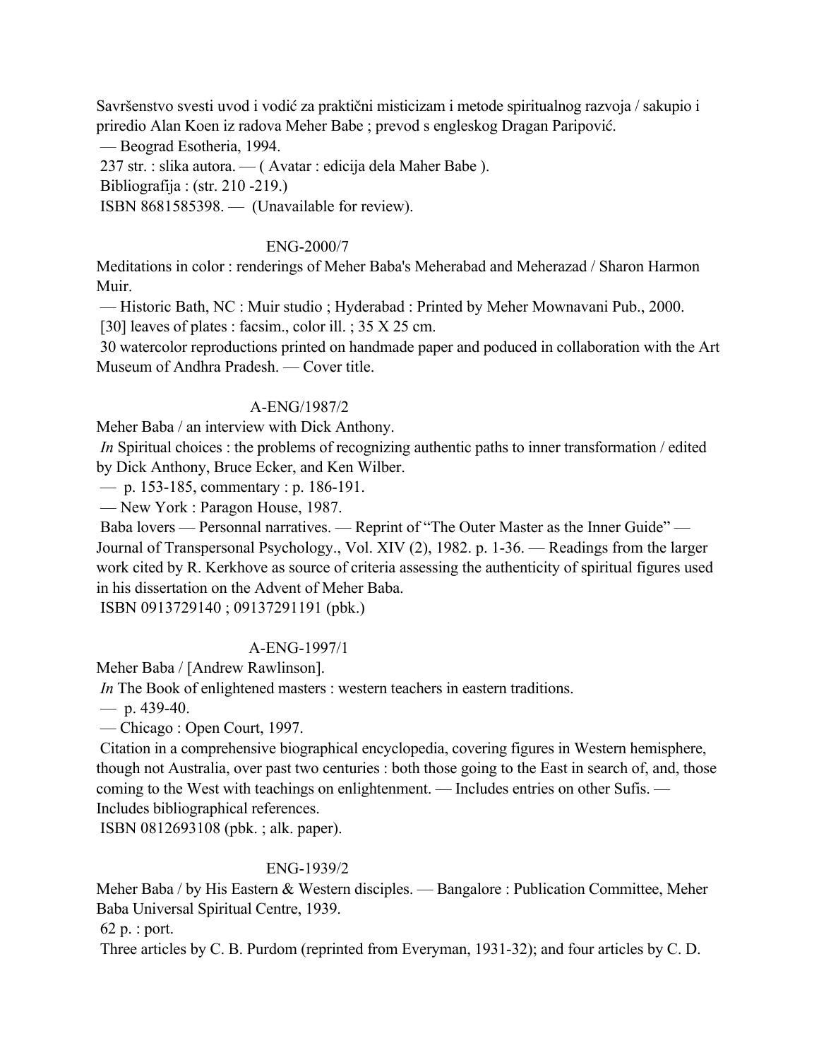Savršenstvo svesti uvod i vodić za praktični misticizam i metode spiritualnog razvoja / sakupio i priredio Alan Koen iz radova Meher Babe ; prevod s engleskog Dragan Paripović.
— Beograd Esotheria, 1994.
237 str. : slika autora. — ( Avatar : edicija dela Maher Babe ).
Bibliografija : (str. 210 -219.)
ISBN 8681585398. — (Unavailable for review).

ENG-2000/7

Meditations in color : renderings of Meher Baba's Meherabad and Meherazad / Sharon Harmon Muir.
— Historic Bath, NC : Muir studio ; Hyderabad : Printed by Meher Mownavani Pub., 2000.
[30] leaves of plates : facsim., color ill. ; 35 X 25 cm.
30 watercolor reproductions printed on handmade paper and poduced in collaboration with the Art Museum of Andhra Pradesh. — Cover title.

A-ENG/1987/2

Meher Baba / an interview with Dick Anthony.
*In* Spiritual choices : the problems of recognizing authentic paths to inner transformation / edited by Dick Anthony, Bruce Ecker, and Ken Wilber.
— p. 153-185, commentary : p. 186-191.
— New York : Paragon House, 1987.
Baba lovers — Personnal narratives. — Reprint of "The Outer Master as the Inner Guide" — Journal of Transpersonal Psychology., Vol. XIV (2), 1982. p. 1-36. — Readings from the larger work cited by R. Kerkhove as source of criteria assessing the authenticity of spiritual figures used in his dissertation on the Advent of Meher Baba.
ISBN 0913729140 ; 09137291191 (pbk.)

A-ENG-1997/1

Meher Baba / [Andrew Rawlinson].
*In* The Book of enlightened masters : western teachers in eastern traditions.
— p. 439-40.
— Chicago : Open Court, 1997.
Citation in a comprehensive biographical encyclopedia, covering figures in Western hemisphere, though not Australia, over past two centuries : both those going to the East in search of, and, those coming to the West with teachings on enlightenment. — Includes entries on other Sufis. — Includes bibliographical references.
ISBN 0812693108 (pbk. ; alk. paper).

ENG-1939/2

Meher Baba / by His Eastern & Western disciples. — Bangalore : Publication Committee, Meher Baba Universal Spiritual Centre, 1939.
62 p. : port.
Three articles by C. B. Purdom (reprinted from Everyman, 1931-32); and four articles by C. D.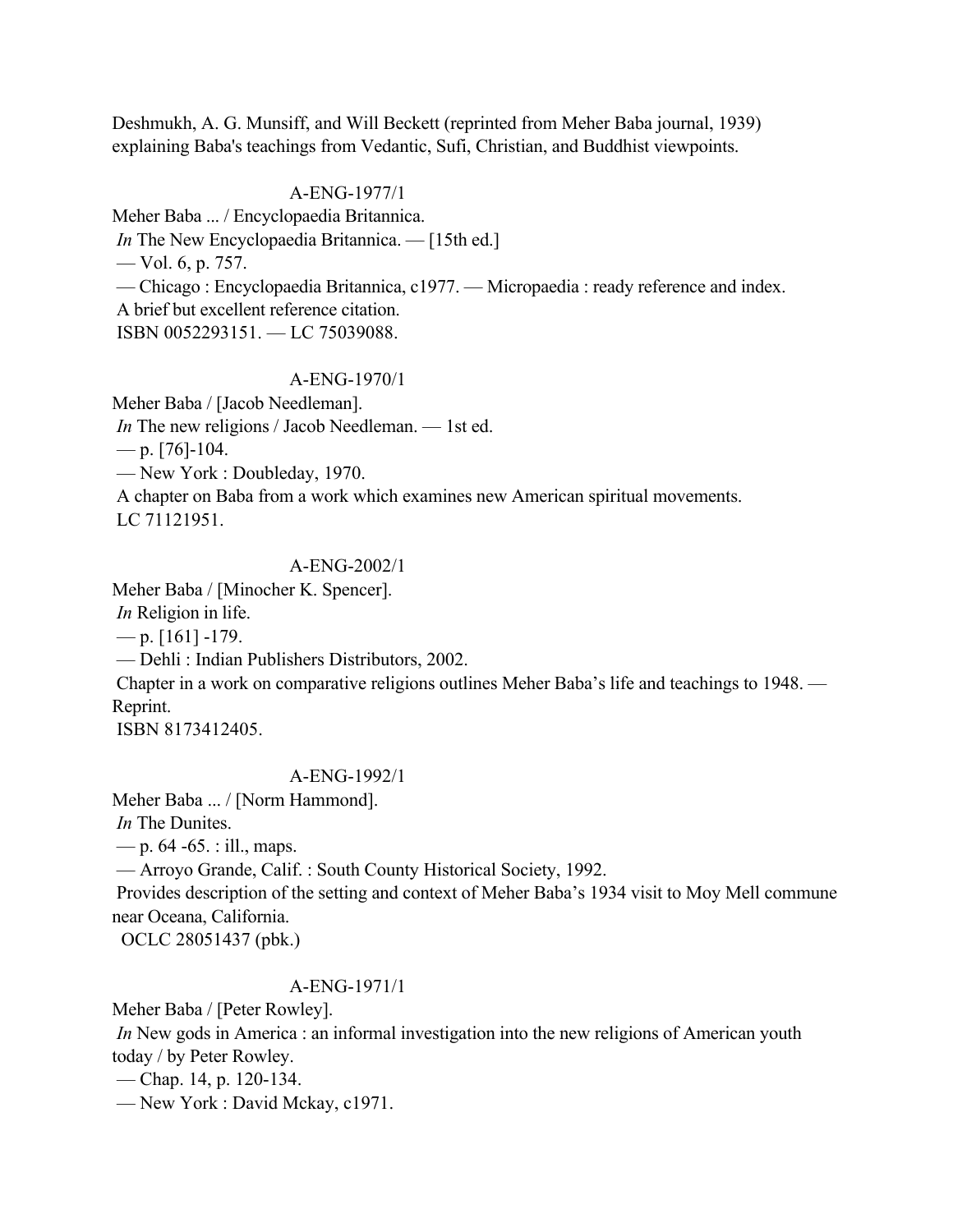Deshmukh, A. G. Munsiff, and Will Beckett (reprinted from Meher Baba journal, 1939) explaining Baba's teachings from Vedantic, Sufi, Christian, and Buddhist viewpoints.

A-ENG-1977/1

Meher Baba ... / Encyclopaedia Britannica.
*In* The New Encyclopaedia Britannica. — [15th ed.]
— Vol. 6, p. 757.
— Chicago : Encyclopaedia Britannica, c1977. — Micropaedia : ready reference and index.
A brief but excellent reference citation.
ISBN 0052293151. — LC 75039088.

A-ENG-1970/1

Meher Baba / [Jacob Needleman].
*In* The new religions / Jacob Needleman. — 1st ed.
— p. [76]-104.
— New York : Doubleday, 1970.
A chapter on Baba from a work which examines new American spiritual movements.
LC 71121951.

A-ENG-2002/1

Meher Baba / [Minocher K. Spencer].
*In* Religion in life.
— p. [161] -179.
— Dehli : Indian Publishers Distributors, 2002.
Chapter in a work on comparative religions outlines Meher Baba's life and teachings to 1948. — Reprint.
ISBN 8173412405.

A-ENG-1992/1

Meher Baba ... / [Norm Hammond].
*In* The Dunites.
— p. 64 -65. : ill., maps.
— Arroyo Grande, Calif. : South County Historical Society, 1992.
Provides description of the setting and context of Meher Baba's 1934 visit to Moy Mell commune near Oceana, California.
OCLC 28051437 (pbk.)

A-ENG-1971/1

Meher Baba / [Peter Rowley].
*In* New gods in America : an informal investigation into the new religions of American youth today / by Peter Rowley.
— Chap. 14, p. 120-134.
— New York : David Mckay, c1971.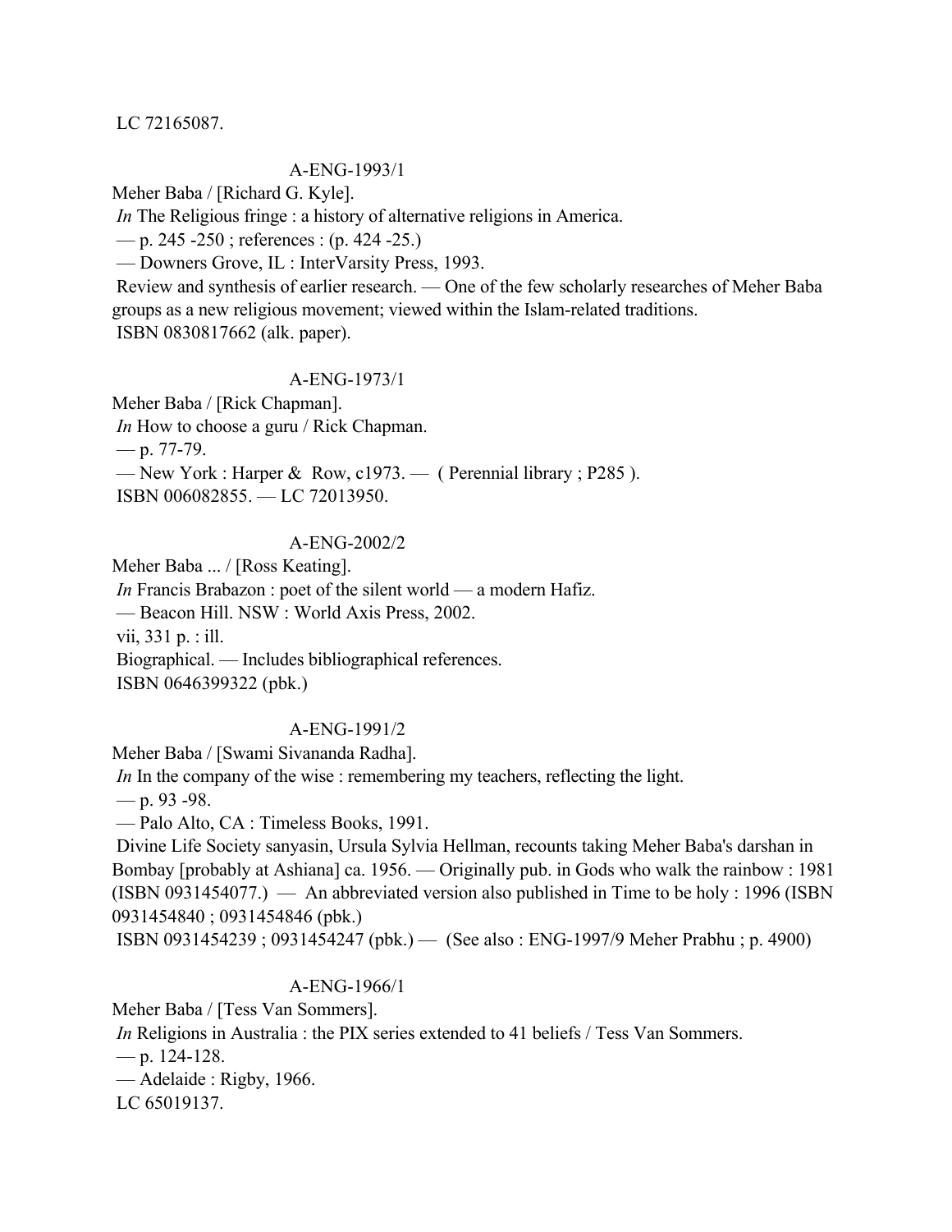LC 72165087.

A-ENG-1993/1

Meher Baba / [Richard G. Kyle].
*In* The Religious fringe : a history of alternative religions in America.
— p. 245 -250 ; references : (p. 424 -25.)
— Downers Grove, IL : InterVarsity Press, 1993.
Review and synthesis of earlier research. — One of the few scholarly researches of Meher Baba groups as a new religious movement; viewed within the Islam-related traditions.
ISBN 0830817662 (alk. paper).

A-ENG-1973/1

Meher Baba / [Rick Chapman].
*In* How to choose a guru / Rick Chapman.
— p. 77-79.
— New York : Harper & Row, c1973. — ( Perennial library ; P285 ).
ISBN 006082855. — LC 72013950.

A-ENG-2002/2

Meher Baba ... / [Ross Keating].
*In* Francis Brabazon : poet of the silent world — a modern Hafiz.
— Beacon Hill. NSW : World Axis Press, 2002.
vii, 331 p. : ill.
Biographical. — Includes bibliographical references.
ISBN 0646399322 (pbk.)

A-ENG-1991/2

Meher Baba / [Swami Sivananda Radha].
*In* In the company of the wise : remembering my teachers, reflecting the light.
— p. 93 -98.
— Palo Alto, CA : Timeless Books, 1991.
Divine Life Society sanyasin, Ursula Sylvia Hellman, recounts taking Meher Baba's darshan in Bombay [probably at Ashiana] ca. 1956. — Originally pub. in Gods who walk the rainbow : 1981 (ISBN 0931454077.) — An abbreviated version also published in Time to be holy : 1996 (ISBN 0931454840 ; 0931454846 (pbk.)
ISBN 0931454239 ; 0931454247 (pbk.) — (See also : ENG-1997/9 Meher Prabhu ; p. 4900)

A-ENG-1966/1

Meher Baba / [Tess Van Sommers].
*In* Religions in Australia : the PIX series extended to 41 beliefs / Tess Van Sommers.
— p. 124-128.
— Adelaide : Rigby, 1966.
LC 65019137.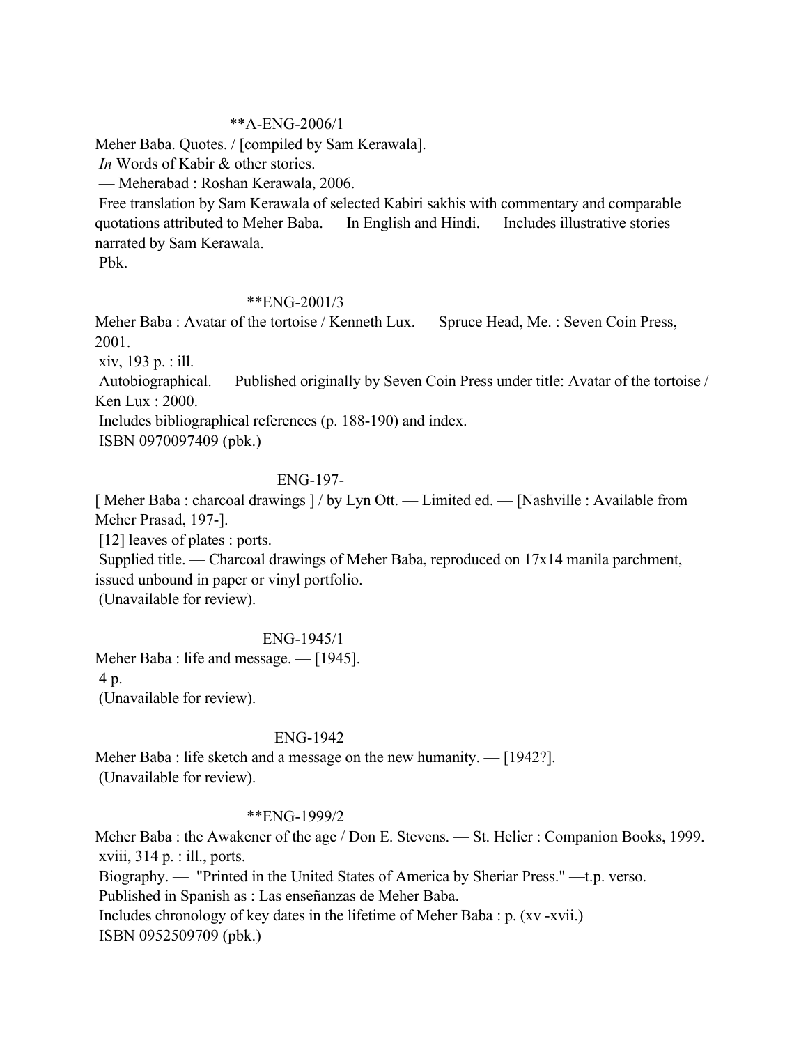**A-ENG-2006/1

Meher Baba. Quotes. / [compiled by Sam Kerawala].
*In* Words of Kabir & other stories.
— Meherabad : Roshan Kerawala, 2006.
Free translation by Sam Kerawala of selected Kabiri sakhis with commentary and comparable quotations attributed to Meher Baba. — In English and Hindi. — Includes illustrative stories narrated by Sam Kerawala.
Pbk.

**ENG-2001/3

Meher Baba : Avatar of the tortoise / Kenneth Lux. — Spruce Head, Me. : Seven Coin Press, 2001.
xiv, 193 p. : ill.
Autobiographical. — Published originally by Seven Coin Press under title: Avatar of the tortoise / Ken Lux : 2000.
Includes bibliographical references (p. 188-190) and index.
ISBN 0970097409 (pbk.)

ENG-197-

[ Meher Baba : charcoal drawings ] / by Lyn Ott. — Limited ed. — [Nashville : Available from Meher Prasad, 197-].
[12] leaves of plates : ports.
Supplied title. — Charcoal drawings of Meher Baba, reproduced on 17x14 manila parchment, issued unbound in paper or vinyl portfolio.
(Unavailable for review).

ENG-1945/1

Meher Baba : life and message. — [1945].
4 p.
(Unavailable for review).

ENG-1942

Meher Baba : life sketch and a message on the new humanity. — [1942?].
(Unavailable for review).

**ENG-1999/2

Meher Baba : the Awakener of the age / Don E. Stevens. — St. Helier : Companion Books, 1999.
xviii, 314 p. : ill., ports.
Biography. — "Printed in the United States of America by Sheriar Press." —t.p. verso.
Published in Spanish as : Las enseñanzas de Meher Baba.
Includes chronology of key dates in the lifetime of Meher Baba : p. (xv -xvii.)
ISBN 0952509709 (pbk.)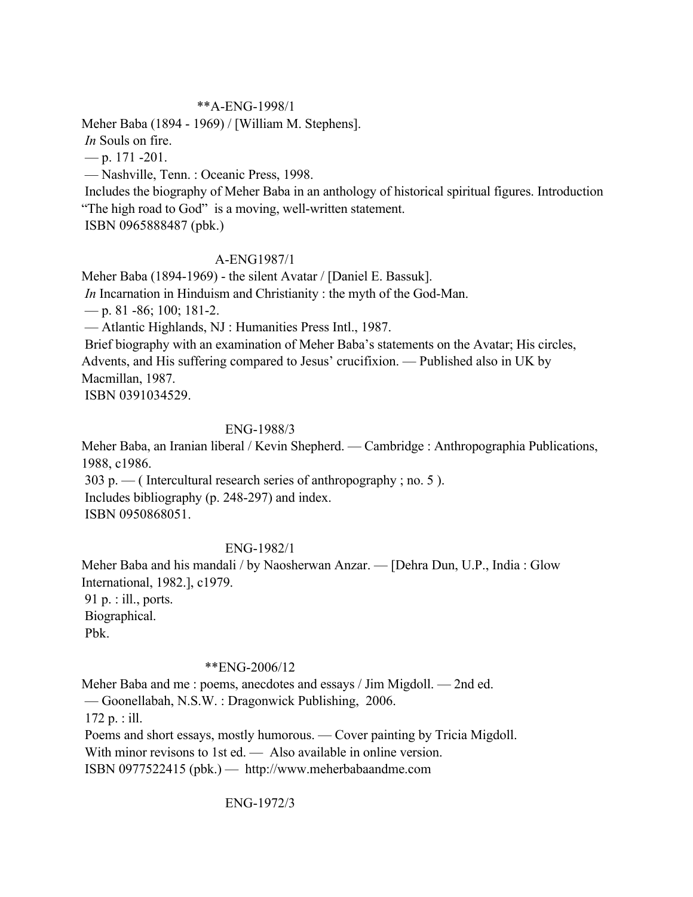**A-ENG-1998/1

Meher Baba (1894 - 1969) / [William M. Stephens].
*In* Souls on fire.
— p. 171 -201.
— Nashville, Tenn. : Oceanic Press, 1998.
Includes the biography of Meher Baba in an anthology of historical spiritual figures. Introduction "The high road to God" is a moving, well-written statement.
ISBN 0965888487 (pbk.)

A-ENG1987/1

Meher Baba (1894-1969) - the silent Avatar / [Daniel E. Bassuk].
*In* Incarnation in Hinduism and Christianity : the myth of the God-Man.
— p. 81 -86; 100; 181-2.
— Atlantic Highlands, NJ : Humanities Press Intl., 1987.
Brief biography with an examination of Meher Baba's statements on the Avatar; His circles, Advents, and His suffering compared to Jesus' crucifixion. — Published also in UK by Macmillan, 1987.
ISBN 0391034529.

ENG-1988/3

Meher Baba, an Iranian liberal / Kevin Shepherd. — Cambridge : Anthropographia Publications, 1988, c1986.
303 p. — ( Intercultural research series of anthropography ; no. 5 ).
Includes bibliography (p. 248-297) and index.
ISBN 0950868051.

ENG-1982/1

Meher Baba and his mandali / by Naosherwan Anzar. — [Dehra Dun, U.P., India : Glow International, 1982.], c1979.
91 p. : ill., ports.
Biographical.
Pbk.

**ENG-2006/12

Meher Baba and me : poems, anecdotes and essays / Jim Migdoll. — 2nd ed.
— Goonellabah, N.S.W. : Dragonwick Publishing, 2006.
172 p. : ill.
Poems and short essays, mostly humorous. — Cover painting by Tricia Migdoll.
With minor revisons to 1st ed. — Also available in online version.
ISBN 0977522415 (pbk.) — http://www.meherbabaandme.com

ENG-1972/3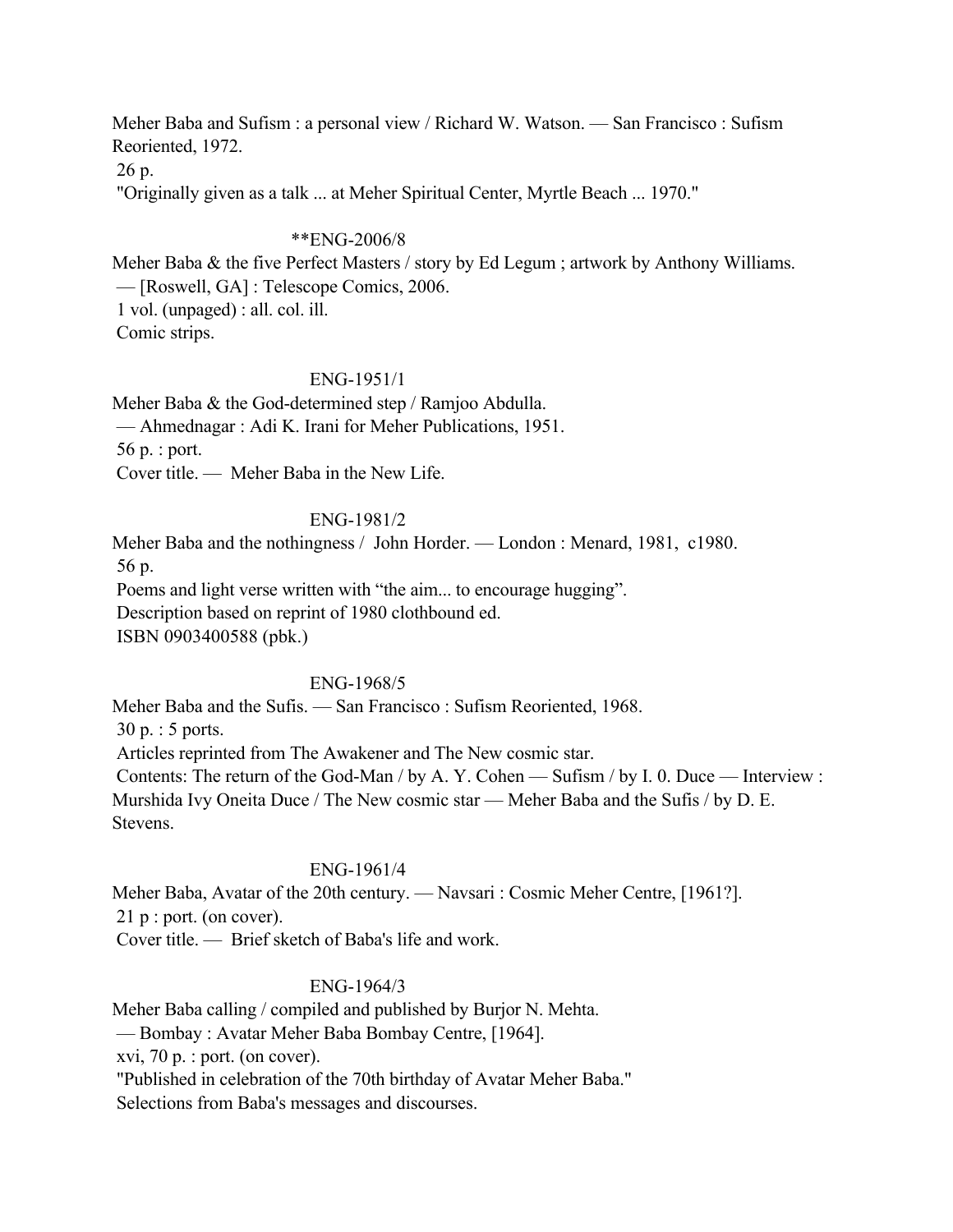Meher Baba and Sufism : a personal view / Richard W. Watson. — San Francisco : Sufism Reoriented, 1972.
26 p.
"Originally given as a talk ... at Meher Spiritual Center, Myrtle Beach ... 1970."

**ENG-2006/8

Meher Baba & the five Perfect Masters / story by Ed Legum ; artwork by Anthony Williams. — [Roswell, GA] : Telescope Comics, 2006.
1 vol. (unpaged) : all. col. ill.
Comic strips.

ENG-1951/1

Meher Baba & the God-determined step / Ramjoo Abdulla. — Ahmednagar : Adi K. Irani for Meher Publications, 1951.
56 p. : port.
Cover title. — Meher Baba in the New Life.

ENG-1981/2

Meher Baba and the nothingness / John Horder. — London : Menard, 1981, c1980.
56 p.
Poems and light verse written with "the aim... to encourage hugging".
Description based on reprint of 1980 clothbound ed.
ISBN 0903400588 (pbk.)

ENG-1968/5

Meher Baba and the Sufis. — San Francisco : Sufism Reoriented, 1968.
30 p. : 5 ports.
Articles reprinted from The Awakener and The New cosmic star.
Contents: The return of the God-Man / by A. Y. Cohen — Sufism / by I. 0. Duce — Interview : Murshida Ivy Oneita Duce / The New cosmic star — Meher Baba and the Sufis / by D. E. Stevens.

ENG-1961/4

Meher Baba, Avatar of the 20th century. — Navsari : Cosmic Meher Centre, [1961?].
21 p : port. (on cover).
Cover title. — Brief sketch of Baba's life and work.

ENG-1964/3

Meher Baba calling / compiled and published by Burjor N. Mehta. — Bombay : Avatar Meher Baba Bombay Centre, [1964].
xvi, 70 p. : port. (on cover).
"Published in celebration of the 70th birthday of Avatar Meher Baba."
Selections from Baba's messages and discourses.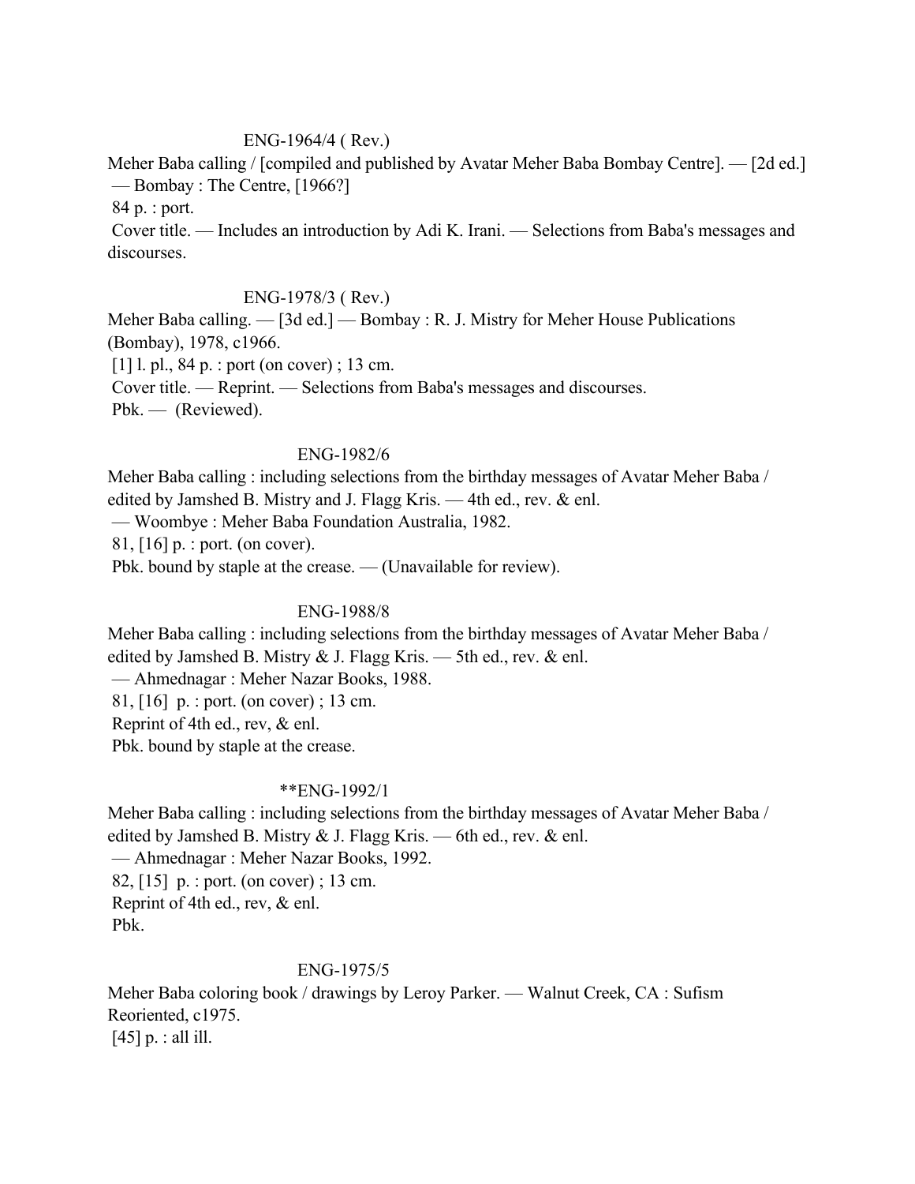ENG-1964/4 ( Rev.)

Meher Baba calling / [compiled and published by Avatar Meher Baba Bombay Centre]. — [2d ed.] — Bombay : The Centre, [1966?]

84 p. : port.

Cover title. — Includes an introduction by Adi K. Irani. — Selections from Baba's messages and discourses.

ENG-1978/3 ( Rev.)

Meher Baba calling. — [3d ed.] — Bombay : R. J. Mistry for Meher House Publications (Bombay), 1978, c1966.

[1] l. pl., 84 p. : port (on cover) ; 13 cm.

Cover title. — Reprint. — Selections from Baba's messages and discourses.

Pbk. — (Reviewed).

ENG-1982/6

Meher Baba calling : including selections from the birthday messages of Avatar Meher Baba / edited by Jamshed B. Mistry and J. Flagg Kris. — 4th ed., rev. & enl.

— Woombye : Meher Baba Foundation Australia, 1982.

81, [16] p. : port. (on cover).

Pbk. bound by staple at the crease. — (Unavailable for review).

ENG-1988/8

Meher Baba calling : including selections from the birthday messages of Avatar Meher Baba / edited by Jamshed B. Mistry & J. Flagg Kris. — 5th ed., rev. & enl.

— Ahmednagar : Meher Nazar Books, 1988.

81, [16] p. : port. (on cover) ; 13 cm.

Reprint of 4th ed., rev, & enl.

Pbk. bound by staple at the crease.

**ENG-1992/1

Meher Baba calling : including selections from the birthday messages of Avatar Meher Baba / edited by Jamshed B. Mistry & J. Flagg Kris. — 6th ed., rev. & enl.

— Ahmednagar : Meher Nazar Books, 1992.

82, [15] p. : port. (on cover) ; 13 cm.

Reprint of 4th ed., rev, & enl.

Pbk.

ENG-1975/5

Meher Baba coloring book / drawings by Leroy Parker. — Walnut Creek, CA : Sufism Reoriented, c1975.

[45] p. : all ill.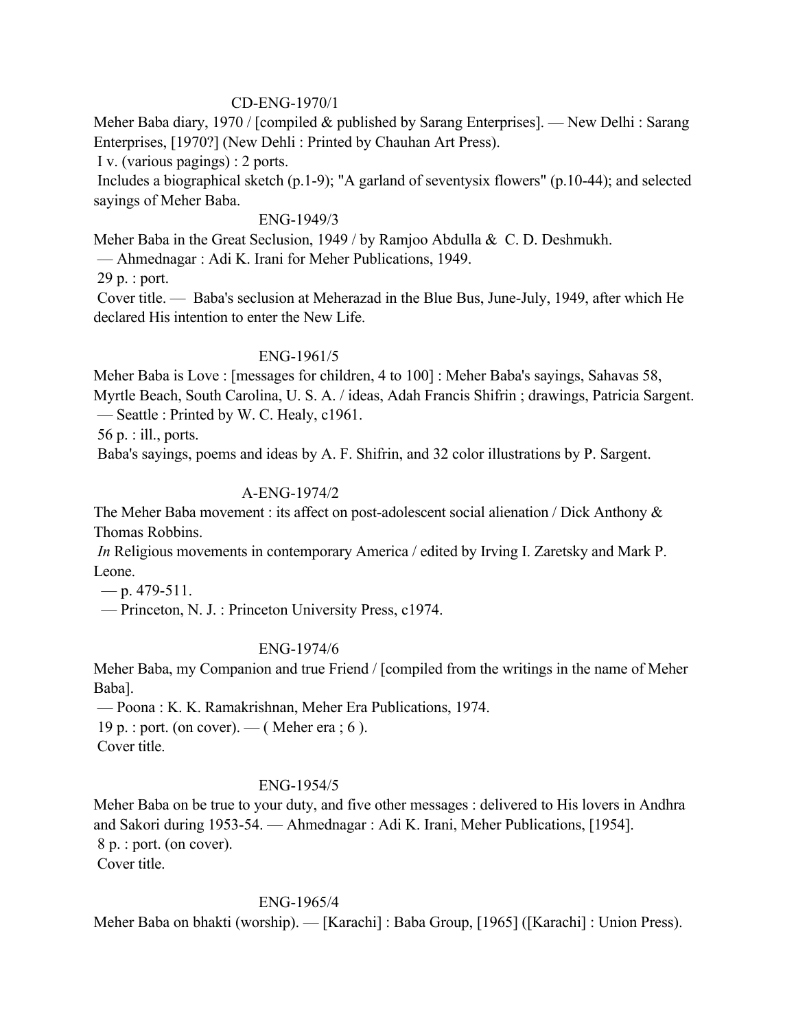CD-ENG-1970/1

Meher Baba diary, 1970 / [compiled & published by Sarang Enterprises]. — New Delhi : Sarang Enterprises, [1970?] (New Dehli : Printed by Chauhan Art Press).

I v. (various pagings) : 2 ports.

Includes a biographical sketch (p.1-9); "A garland of seventysix flowers" (p.10-44); and selected sayings of Meher Baba.

ENG-1949/3

Meher Baba in the Great Seclusion, 1949 / by Ramjoo Abdulla & C. D. Deshmukh.

— Ahmednagar : Adi K. Irani for Meher Publications, 1949.

29 p. : port.

Cover title. — Baba's seclusion at Meherazad in the Blue Bus, June-July, 1949, after which He declared His intention to enter the New Life.

ENG-1961/5

Meher Baba is Love : [messages for children, 4 to 100] : Meher Baba's sayings, Sahavas 58, Myrtle Beach, South Carolina, U. S. A. / ideas, Adah Francis Shifrin ; drawings, Patricia Sargent.

— Seattle : Printed by W. C. Healy, c1961.

56 p. : ill., ports.

Baba's sayings, poems and ideas by A. F. Shifrin, and 32 color illustrations by P. Sargent.

A-ENG-1974/2

The Meher Baba movement : its affect on post-adolescent social alienation / Dick Anthony & Thomas Robbins.

*In* Religious movements in contemporary America / edited by Irving I. Zaretsky and Mark P. Leone.

— p. 479-511.

— Princeton, N. J. : Princeton University Press, c1974.

ENG-1974/6

Meher Baba, my Companion and true Friend / [compiled from the writings in the name of Meher Baba].

— Poona : K. K. Ramakrishnan, Meher Era Publications, 1974.

19 p. : port. (on cover). — ( Meher era ; 6 ).

Cover title.

ENG-1954/5

Meher Baba on be true to your duty, and five other messages : delivered to His lovers in Andhra and Sakori during 1953-54. — Ahmednagar : Adi K. Irani, Meher Publications, [1954].

8 p. : port. (on cover).

Cover title.

ENG-1965/4

Meher Baba on bhakti (worship). — [Karachi] : Baba Group, [1965] ([Karachi] : Union Press).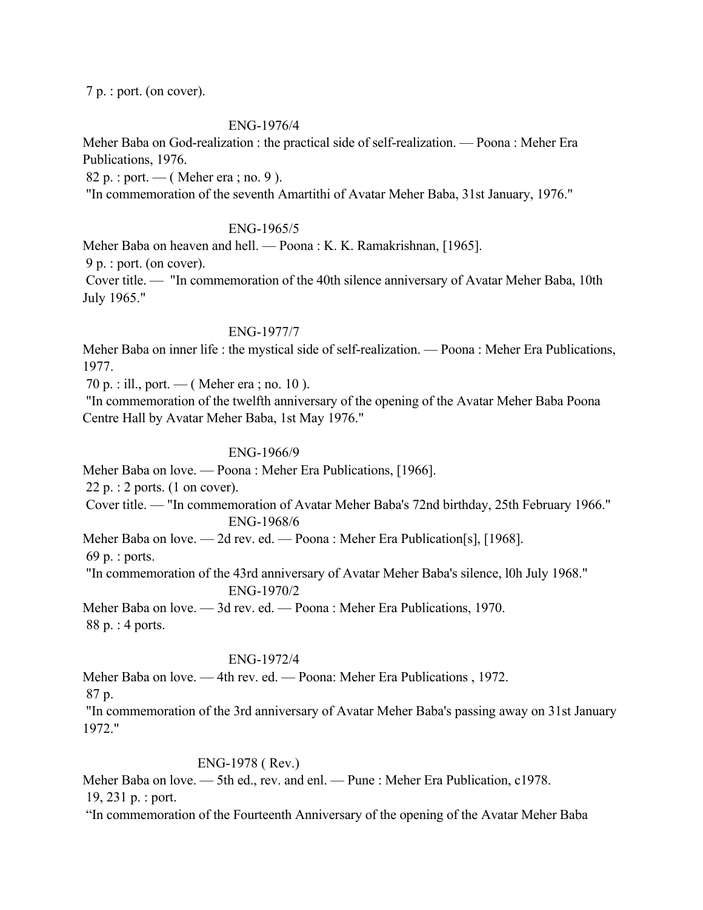7 p. : port. (on cover).

ENG-1976/4

Meher Baba on God-realization : the practical side of self-realization. — Poona : Meher Era Publications, 1976.

82 p. : port. — ( Meher era ; no. 9 ).

"In commemoration of the seventh Amartithi of Avatar Meher Baba, 31st January, 1976."

ENG-1965/5

Meher Baba on heaven and hell. — Poona : K. K. Ramakrishnan, [1965].

9 p. : port. (on cover).

Cover title. — "In commemoration of the 40th silence anniversary of Avatar Meher Baba, 10th July 1965."

ENG-1977/7

Meher Baba on inner life : the mystical side of self-realization. — Poona : Meher Era Publications, 1977.

70 p. : ill., port. — ( Meher era ; no. 10 ).

"In commemoration of the twelfth anniversary of the opening of the Avatar Meher Baba Poona Centre Hall by Avatar Meher Baba, 1st May 1976."

ENG-1966/9

Meher Baba on love. — Poona : Meher Era Publications, [1966].

22 p. : 2 ports. (1 on cover).

Cover title. — "In commemoration of Avatar Meher Baba's 72nd birthday, 25th February 1966."

ENG-1968/6

Meher Baba on love. — 2d rev. ed. — Poona : Meher Era Publication[s], [1968].

69 p. : ports.

"In commemoration of the 43rd anniversary of Avatar Meher Baba's silence, l0h July 1968."

ENG-1970/2

Meher Baba on love. — 3d rev. ed. — Poona : Meher Era Publications, 1970.

88 p. : 4 ports.

ENG-1972/4

Meher Baba on love. — 4th rev. ed. — Poona: Meher Era Publications , 1972.

87 p.

"In commemoration of the 3rd anniversary of Avatar Meher Baba's passing away on 31st January 1972."

ENG-1978 ( Rev.)

Meher Baba on love. — 5th ed., rev. and enl. — Pune : Meher Era Publication, c1978.

19, 231 p. : port.

"In commemoration of the Fourteenth Anniversary of the opening of the Avatar Meher Baba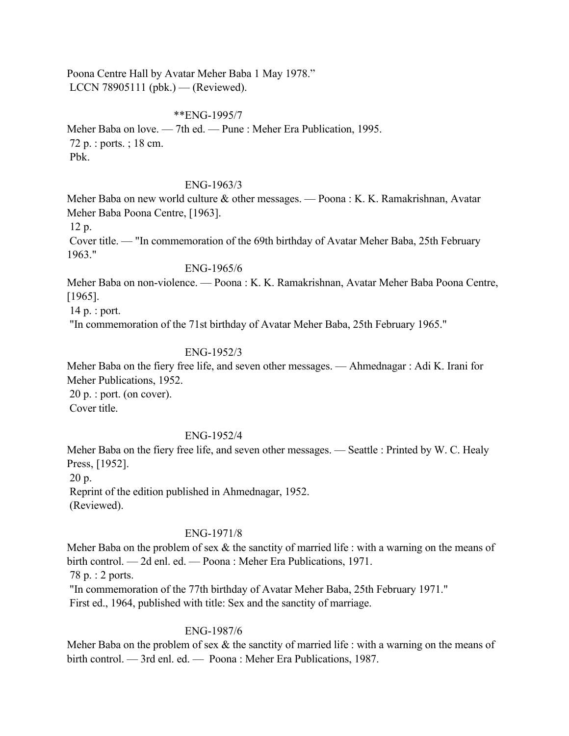Poona Centre Hall by Avatar Meher Baba 1 May 1978."
LCCN 78905111 (pbk.) — (Reviewed).

**ENG-1995/7

Meher Baba on love. — 7th ed. — Pune : Meher Era Publication, 1995.
72 p. : ports. ; 18 cm.
Pbk.

ENG-1963/3

Meher Baba on new world culture & other messages. — Poona : K. K. Ramakrishnan, Avatar Meher Baba Poona Centre, [1963].
12 p.
Cover title. — "In commemoration of the 69th birthday of Avatar Meher Baba, 25th February 1963."

ENG-1965/6

Meher Baba on non-violence. — Poona : K. K. Ramakrishnan, Avatar Meher Baba Poona Centre, [1965].
14 p. : port.
"In commemoration of the 71st birthday of Avatar Meher Baba, 25th February 1965."

ENG-1952/3

Meher Baba on the fiery free life, and seven other messages. — Ahmednagar : Adi K. Irani for Meher Publications, 1952.
20 p. : port. (on cover).
Cover title.

ENG-1952/4

Meher Baba on the fiery free life, and seven other messages. — Seattle : Printed by W. C. Healy Press, [1952].
20 p.
Reprint of the edition published in Ahmednagar, 1952.
(Reviewed).

ENG-1971/8

Meher Baba on the problem of sex & the sanctity of married life : with a warning on the means of birth control. — 2d enl. ed. — Poona : Meher Era Publications, 1971.
78 p. : 2 ports.
"In commemoration of the 77th birthday of Avatar Meher Baba, 25th February 1971."
First ed., 1964, published with title: Sex and the sanctity of marriage.

ENG-1987/6

Meher Baba on the problem of sex & the sanctity of married life : with a warning on the means of birth control. — 3rd enl. ed. — Poona : Meher Era Publications, 1987.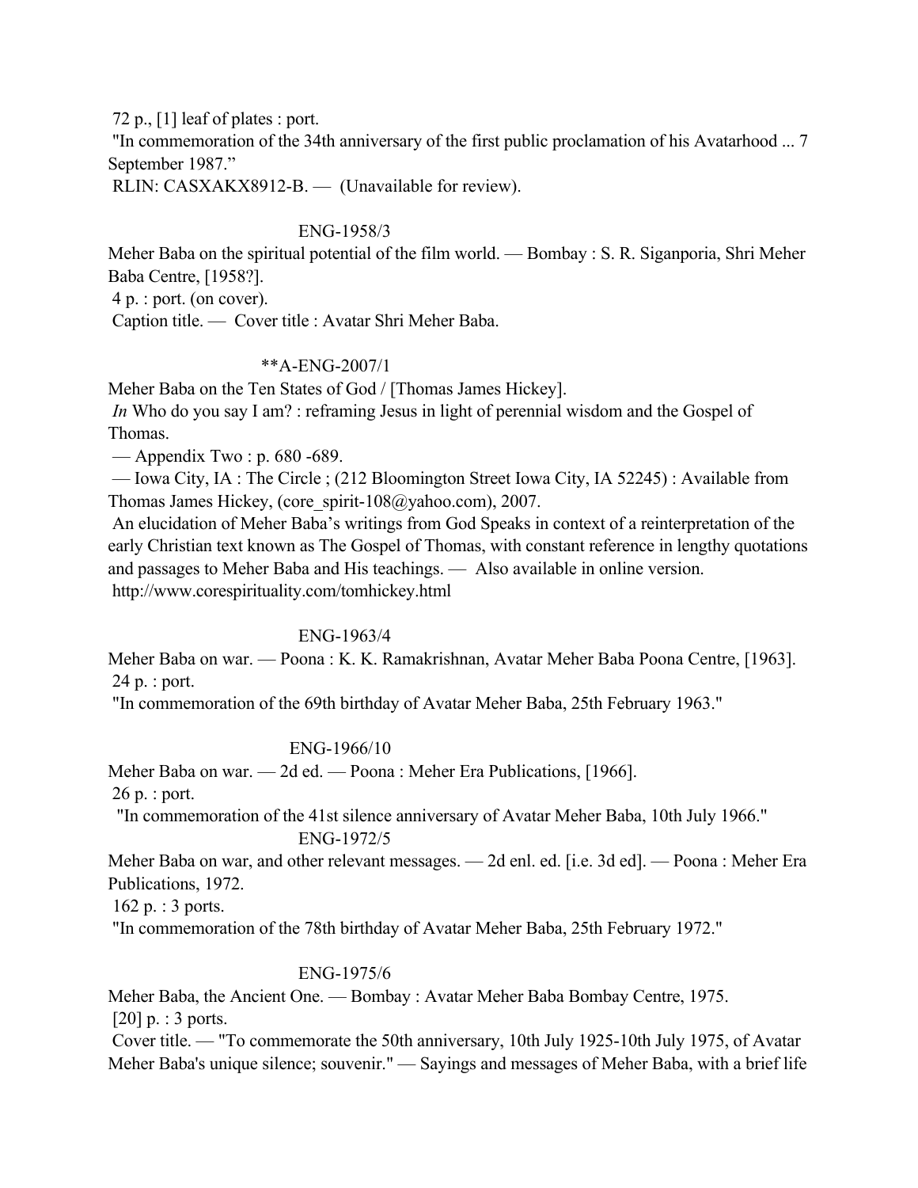72 p., [1] leaf of plates : port.

"In commemoration of the 34th anniversary of the first public proclamation of his Avatarhood ... 7 September 1987."

RLIN: CASXAKX8912-B. — (Unavailable for review).

ENG-1958/3

Meher Baba on the spiritual potential of the film world. — Bombay : S. R. Siganporia, Shri Meher Baba Centre, [1958?].

4 p. : port. (on cover).

Caption title. — Cover title : Avatar Shri Meher Baba.

**A-ENG-2007/1

Meher Baba on the Ten States of God / [Thomas James Hickey].

*In* Who do you say I am? : reframing Jesus in light of perennial wisdom and the Gospel of Thomas.

— Appendix Two : p. 680 -689.

— Iowa City, IA : The Circle ; (212 Bloomington Street Iowa City, IA 52245) : Available from Thomas James Hickey, (core_spirit-108@yahoo.com), 2007.

An elucidation of Meher Baba's writings from God Speaks in context of a reinterpretation of the early Christian text known as The Gospel of Thomas, with constant reference in lengthy quotations and passages to Meher Baba and His teachings. — Also available in online version. http://www.corespirituality.com/tomhickey.html

ENG-1963/4

Meher Baba on war. — Poona : K. K. Ramakrishnan, Avatar Meher Baba Poona Centre, [1963].

24 p. : port.

"In commemoration of the 69th birthday of Avatar Meher Baba, 25th February 1963."

ENG-1966/10

Meher Baba on war. — 2d ed. — Poona : Meher Era Publications, [1966].

26 p. : port.

"In commemoration of the 41st silence anniversary of Avatar Meher Baba, 10th July 1966."

ENG-1972/5

Meher Baba on war, and other relevant messages. — 2d enl. ed. [i.e. 3d ed]. — Poona : Meher Era Publications, 1972.

162 p. : 3 ports.

"In commemoration of the 78th birthday of Avatar Meher Baba, 25th February 1972."

ENG-1975/6

Meher Baba, the Ancient One. — Bombay : Avatar Meher Baba Bombay Centre, 1975.

[20] p. : 3 ports.

Cover title. — "To commemorate the 50th anniversary, 10th July 1925-10th July 1975, of Avatar Meher Baba's unique silence; souvenir." — Sayings and messages of Meher Baba, with a brief life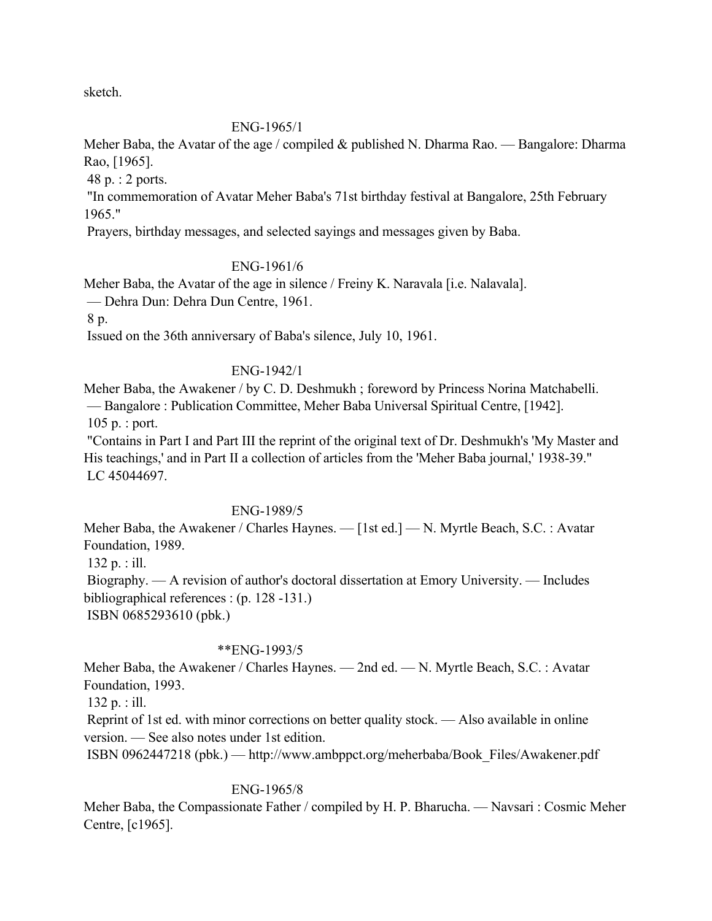sketch.

ENG-1965/1

Meher Baba, the Avatar of the age / compiled & published N. Dharma Rao. — Bangalore: Dharma Rao, [1965].

48 p. : 2 ports.

"In commemoration of Avatar Meher Baba's 71st birthday festival at Bangalore, 25th February 1965."

Prayers, birthday messages, and selected sayings and messages given by Baba.

ENG-1961/6

Meher Baba, the Avatar of the age in silence / Freiny K. Naravala [i.e. Nalavala].
— Dehra Dun: Dehra Dun Centre, 1961.

8 p.

Issued on the 36th anniversary of Baba's silence, July 10, 1961.

ENG-1942/1

Meher Baba, the Awakener / by C. D. Deshmukh ; foreword by Princess Norina Matchabelli.
— Bangalore : Publication Committee, Meher Baba Universal Spiritual Centre, [1942].

105 p. : port.

"Contains in Part I and Part III the reprint of the original text of Dr. Deshmukh's 'My Master and His teachings,' and in Part II a collection of articles from the 'Meher Baba journal,' 1938-39."

LC 45044697.

ENG-1989/5

Meher Baba, the Awakener / Charles Haynes. — [1st ed.] — N. Myrtle Beach, S.C. : Avatar Foundation, 1989.

132 p. : ill.

Biography. — A revision of author's doctoral dissertation at Emory University. — Includes bibliographical references : (p. 128 -131.)

ISBN 0685293610 (pbk.)

**ENG-1993/5

Meher Baba, the Awakener / Charles Haynes. — 2nd ed. — N. Myrtle Beach, S.C. : Avatar Foundation, 1993.

132 p. : ill.

Reprint of 1st ed. with minor corrections on better quality stock. — Also available in online version. — See also notes under 1st edition.

ISBN 0962447218 (pbk.) — http://www.ambppct.org/meherbaba/Book_Files/Awakener.pdf

ENG-1965/8

Meher Baba, the Compassionate Father / compiled by H. P. Bharucha. — Navsari : Cosmic Meher Centre, [c1965].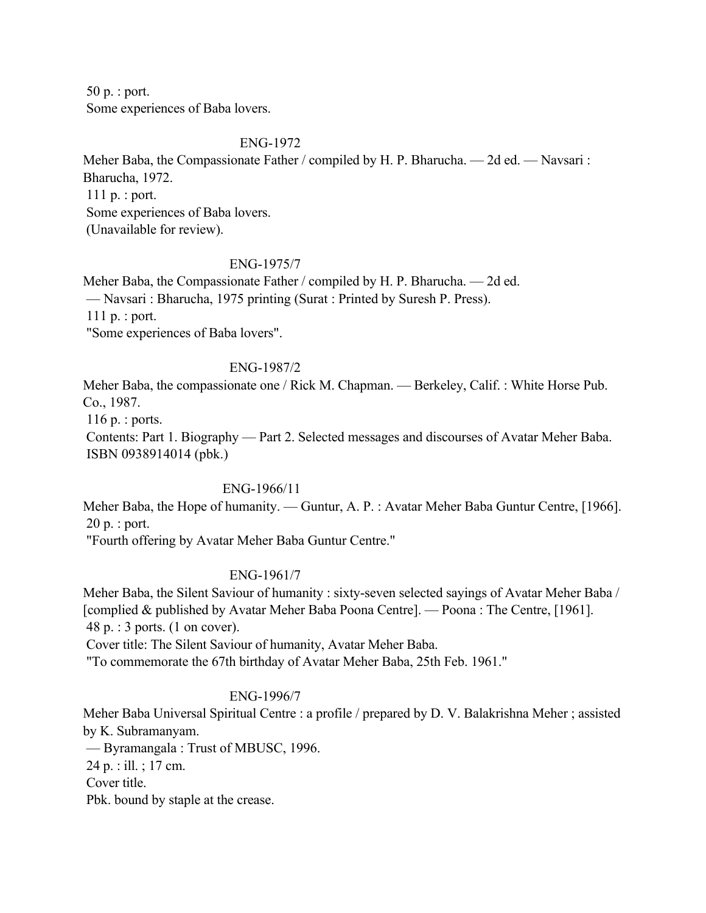50 p. : port.
Some experiences of Baba lovers.

ENG-1972

Meher Baba, the Compassionate Father / compiled by H. P. Bharucha. — 2d ed. — Navsari : Bharucha, 1972.
111 p. : port.
Some experiences of Baba lovers.
(Unavailable for review).

ENG-1975/7

Meher Baba, the Compassionate Father / compiled by H. P. Bharucha. — 2d ed.
— Navsari : Bharucha, 1975 printing (Surat : Printed by Suresh P. Press).
111 p. : port.
"Some experiences of Baba lovers".

ENG-1987/2

Meher Baba, the compassionate one / Rick M. Chapman. — Berkeley, Calif. : White Horse Pub. Co., 1987.
116 p. : ports.
Contents: Part 1. Biography — Part 2. Selected messages and discourses of Avatar Meher Baba.
ISBN 0938914014 (pbk.)

ENG-1966/11

Meher Baba, the Hope of humanity. — Guntur, A. P. : Avatar Meher Baba Guntur Centre, [1966].
20 p. : port.
"Fourth offering by Avatar Meher Baba Guntur Centre."

ENG-1961/7

Meher Baba, the Silent Saviour of humanity : sixty-seven selected sayings of Avatar Meher Baba / [complied & published by Avatar Meher Baba Poona Centre]. — Poona : The Centre, [1961].
48 p. : 3 ports. (1 on cover).
Cover title: The Silent Saviour of humanity, Avatar Meher Baba.
"To commemorate the 67th birthday of Avatar Meher Baba, 25th Feb. 1961."

ENG-1996/7

Meher Baba Universal Spiritual Centre : a profile / prepared by D. V. Balakrishna Meher ; assisted by K. Subramanyam.
— Byramangala : Trust of MBUSC, 1996.
24 p. : ill. ; 17 cm.
Cover title.
Pbk. bound by staple at the crease.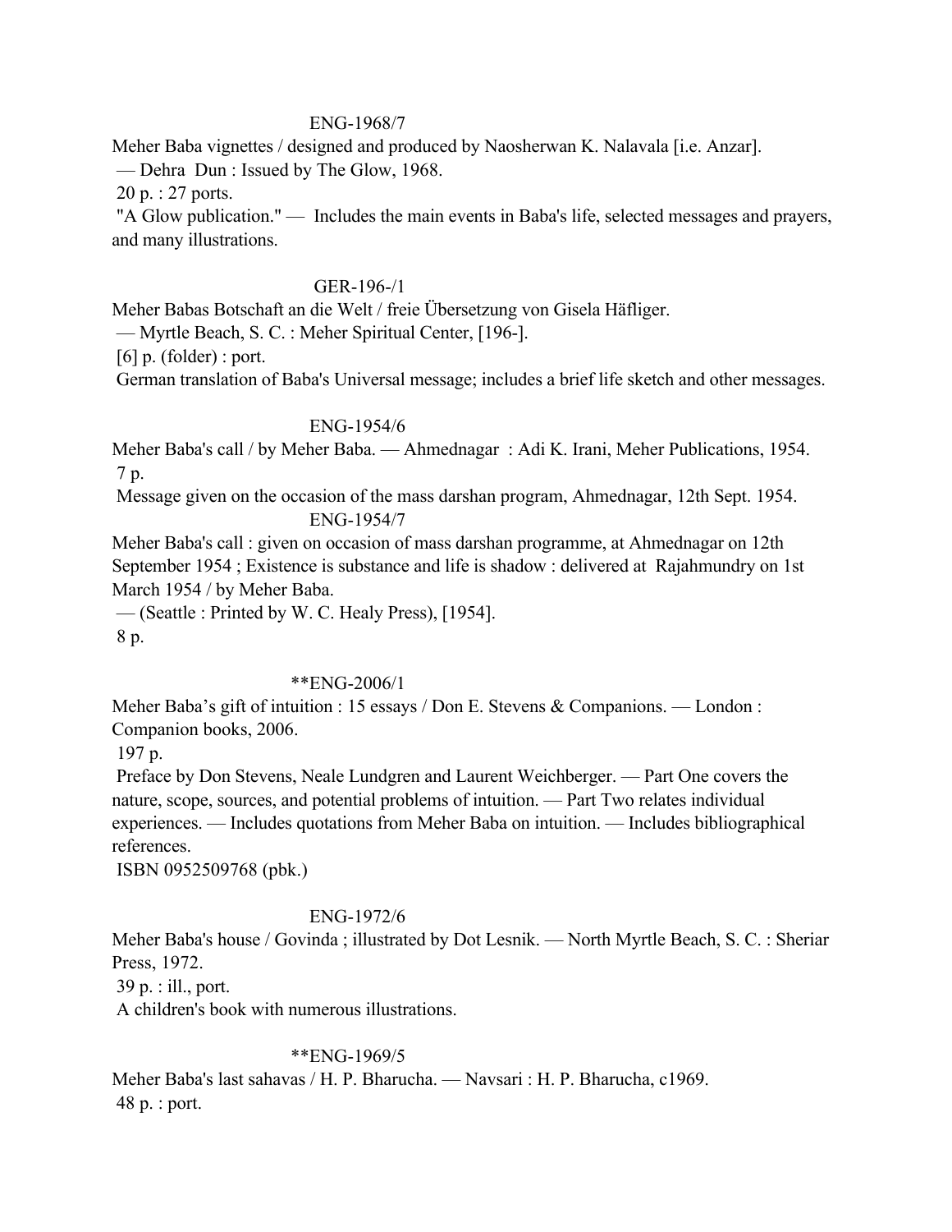ENG-1968/7

Meher Baba vignettes / designed and produced by Naosherwan K. Nalavala [i.e. Anzar].
— Dehra Dun : Issued by The Glow, 1968.
20 p. : 27 ports.
"A Glow publication." — Includes the main events in Baba's life, selected messages and prayers, and many illustrations.

GER-196-/1

Meher Babas Botschaft an die Welt / freie Übersetzung von Gisela Häfliger.
— Myrtle Beach, S. C. : Meher Spiritual Center, [196-].
[6] p. (folder) : port.
German translation of Baba's Universal message; includes a brief life sketch and other messages.

ENG-1954/6

Meher Baba's call / by Meher Baba. — Ahmednagar : Adi K. Irani, Meher Publications, 1954.
7 p.
Message given on the occasion of the mass darshan program, Ahmednagar, 12th Sept. 1954.

ENG-1954/7

Meher Baba's call : given on occasion of mass darshan programme, at Ahmednagar on 12th September 1954 ; Existence is substance and life is shadow : delivered at Rajahmundry on 1st March 1954 / by Meher Baba.
— (Seattle : Printed by W. C. Healy Press), [1954].
8 p.

**ENG-2006/1

Meher Baba's gift of intuition : 15 essays / Don E. Stevens & Companions. — London : Companion books, 2006.
197 p.
Preface by Don Stevens, Neale Lundgren and Laurent Weichberger. — Part One covers the nature, scope, sources, and potential problems of intuition. — Part Two relates individual experiences. — Includes quotations from Meher Baba on intuition. — Includes bibliographical references.
ISBN 0952509768 (pbk.)

ENG-1972/6

Meher Baba's house / Govinda ; illustrated by Dot Lesnik. — North Myrtle Beach, S. C. : Sheriar Press, 1972.
39 p. : ill., port.
A children's book with numerous illustrations.

**ENG-1969/5

Meher Baba's last sahavas / H. P. Bharucha. — Navsari : H. P. Bharucha, c1969.
48 p. : port.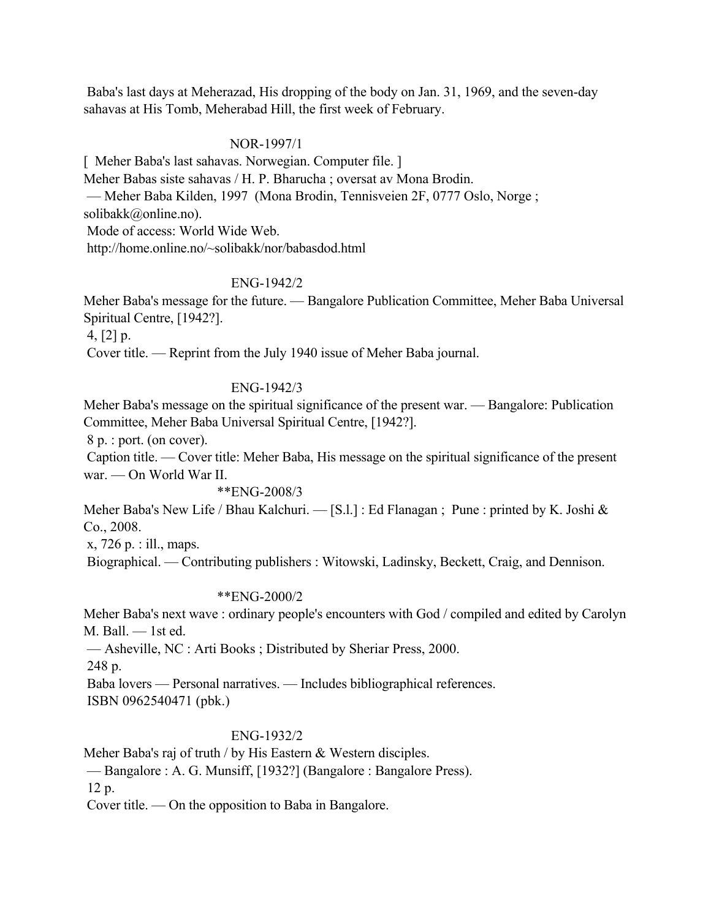Baba's last days at Meherazad, His dropping of the body on Jan. 31, 1969, and the seven-day sahavas at His Tomb, Meherabad Hill, the first week of February.

NOR-1997/1

[ Meher Baba's last sahavas. Norwegian. Computer file. ]
Meher Babas siste sahavas / H. P. Bharucha ; oversat av Mona Brodin.
— Meher Baba Kilden, 1997 (Mona Brodin, Tennisveien 2F, 0777 Oslo, Norge ; solibakk@online.no).
Mode of access: World Wide Web.
http://home.online.no/~solibakk/nor/babasdod.html

ENG-1942/2

Meher Baba's message for the future. — Bangalore Publication Committee, Meher Baba Universal Spiritual Centre, [1942?].
4, [2] p.
Cover title. — Reprint from the July 1940 issue of Meher Baba journal.

ENG-1942/3

Meher Baba's message on the spiritual significance of the present war. — Bangalore: Publication Committee, Meher Baba Universal Spiritual Centre, [1942?].
8 p. : port. (on cover).
Caption title. — Cover title: Meher Baba, His message on the spiritual significance of the present war. — On World War II.

**ENG-2008/3

Meher Baba's New Life / Bhau Kalchuri. — [S.l.] : Ed Flanagan ; Pune : printed by K. Joshi & Co., 2008.
x, 726 p. : ill., maps.
Biographical. — Contributing publishers : Witowski, Ladinsky, Beckett, Craig, and Dennison.

**ENG-2000/2

Meher Baba's next wave : ordinary people's encounters with God / compiled and edited by Carolyn M. Ball. — 1st ed.
— Asheville, NC : Arti Books ; Distributed by Sheriar Press, 2000.
248 p.
Baba lovers — Personal narratives. — Includes bibliographical references.
ISBN 0962540471 (pbk.)

ENG-1932/2

Meher Baba's raj of truth / by His Eastern & Western disciples.
— Bangalore : A. G. Munsiff, [1932?] (Bangalore : Bangalore Press).
12 p.
Cover title. — On the opposition to Baba in Bangalore.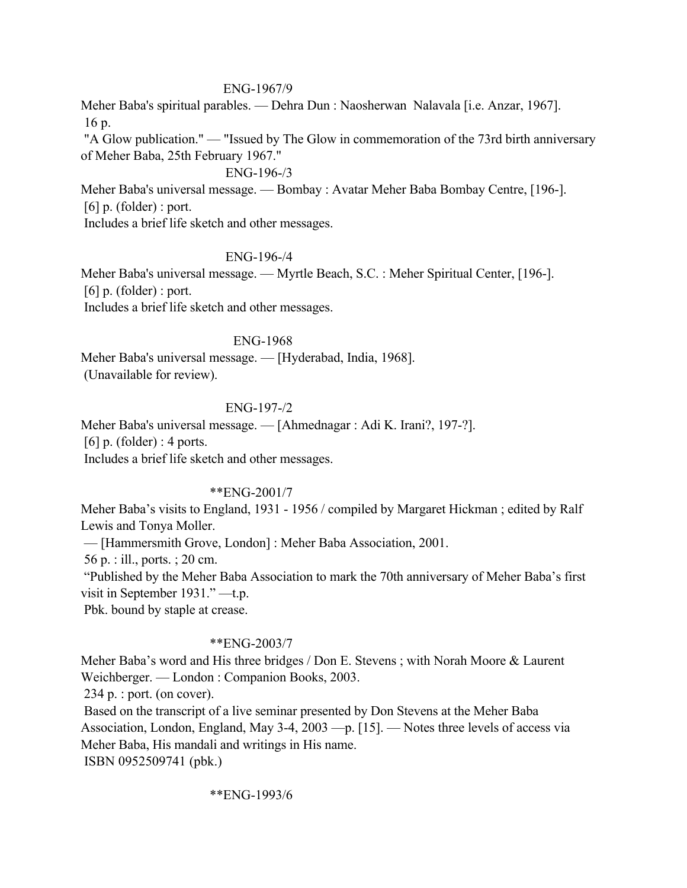ENG-1967/9

Meher Baba's spiritual parables. — Dehra Dun : Naosherwan Nalavala [i.e. Anzar, 1967].
16 p.
"A Glow publication." — "Issued by The Glow in commemoration of the 73rd birth anniversary of Meher Baba, 25th February 1967."

ENG-196-/3

Meher Baba's universal message. — Bombay : Avatar Meher Baba Bombay Centre, [196-].
[6] p. (folder) : port.
Includes a brief life sketch and other messages.

ENG-196-/4

Meher Baba's universal message. — Myrtle Beach, S.C. : Meher Spiritual Center, [196-].
[6] p. (folder) : port.
Includes a brief life sketch and other messages.

ENG-1968

Meher Baba's universal message. — [Hyderabad, India, 1968].
(Unavailable for review).

ENG-197-/2

Meher Baba's universal message. — [Ahmednagar : Adi K. Irani?, 197-?].
[6] p. (folder) : 4 ports.
Includes a brief life sketch and other messages.

**ENG-2001/7

Meher Baba's visits to England, 1931 - 1956 / compiled by Margaret Hickman ; edited by Ralf Lewis and Tonya Moller.
— [Hammersmith Grove, London] : Meher Baba Association, 2001.
56 p. : ill., ports. ; 20 cm.
"Published by the Meher Baba Association to mark the 70th anniversary of Meher Baba's first visit in September 1931." —t.p.
Pbk. bound by staple at crease.

**ENG-2003/7

Meher Baba's word and His three bridges / Don E. Stevens ; with Norah Moore & Laurent Weichberger. — London : Companion Books, 2003.
234 p. : port. (on cover).
Based on the transcript of a live seminar presented by Don Stevens at the Meher Baba Association, London, England, May 3-4, 2003 —p. [15]. — Notes three levels of access via Meher Baba, His mandali and writings in His name.
ISBN 0952509741 (pbk.)

**ENG-1993/6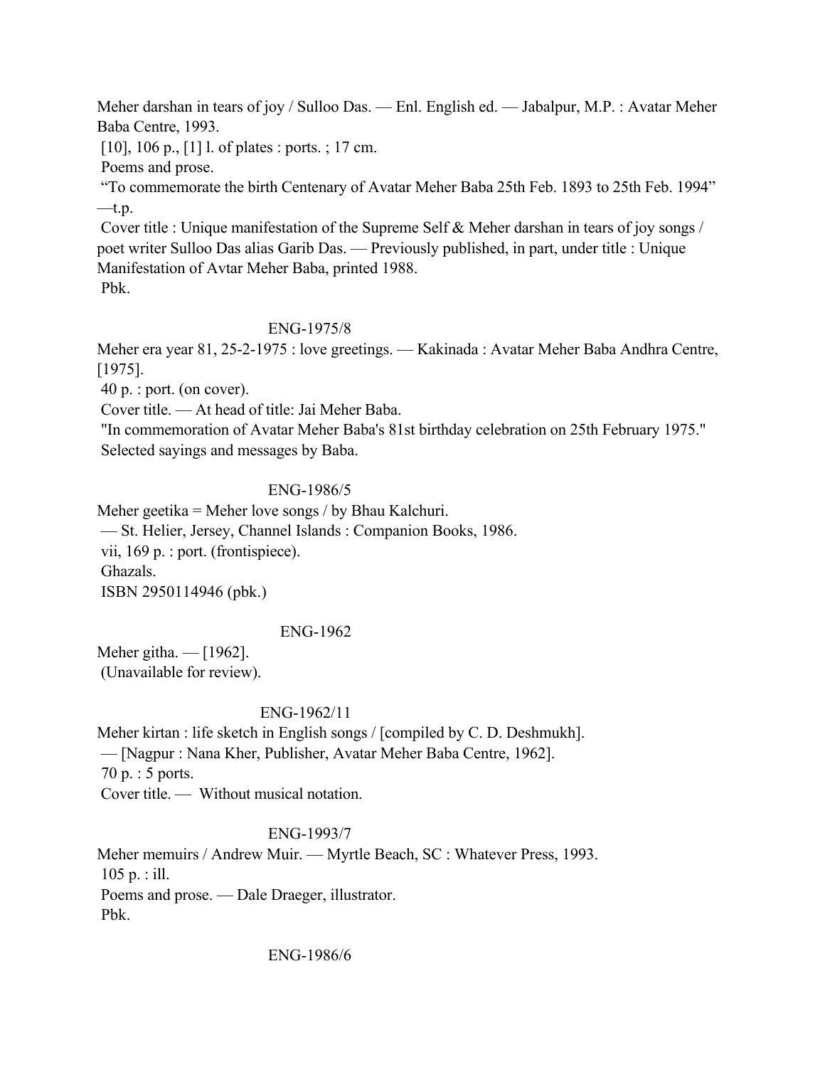Meher darshan in tears of joy / Sulloo Das. — Enl. English ed. — Jabalpur, M.P. : Avatar Meher Baba Centre, 1993.

[10], 106 p., [1] l. of plates : ports. ; 17 cm.

Poems and prose.

"To commemorate the birth Centenary of Avatar Meher Baba 25th Feb. 1893 to 25th Feb. 1994" —t.p.

Cover title : Unique manifestation of the Supreme Self & Meher darshan in tears of joy songs / poet writer Sulloo Das alias Garib Das. — Previously published, in part, under title : Unique Manifestation of Avtar Meher Baba, printed 1988.

Pbk.

ENG-1975/8

Meher era year 81, 25-2-1975 : love greetings. — Kakinada : Avatar Meher Baba Andhra Centre, [1975].

40 p. : port. (on cover).

Cover title. — At head of title: Jai Meher Baba.

"In commemoration of Avatar Meher Baba's 81st birthday celebration on 25th February 1975."

Selected sayings and messages by Baba.

ENG-1986/5

Meher geetika = Meher love songs / by Bhau Kalchuri.

— St. Helier, Jersey, Channel Islands : Companion Books, 1986.

vii, 169 p. : port. (frontispiece).

Ghazals.

ISBN 2950114946 (pbk.)

ENG-1962

Meher githa. — [1962].

(Unavailable for review).

ENG-1962/11

Meher kirtan : life sketch in English songs / [compiled by C. D. Deshmukh].

— [Nagpur : Nana Kher, Publisher, Avatar Meher Baba Centre, 1962].

70 p. : 5 ports.

Cover title. — Without musical notation.

ENG-1993/7

Meher memuirs / Andrew Muir. — Myrtle Beach, SC : Whatever Press, 1993.

105 p. : ill.

Poems and prose. — Dale Draeger, illustrator.

Pbk.

ENG-1986/6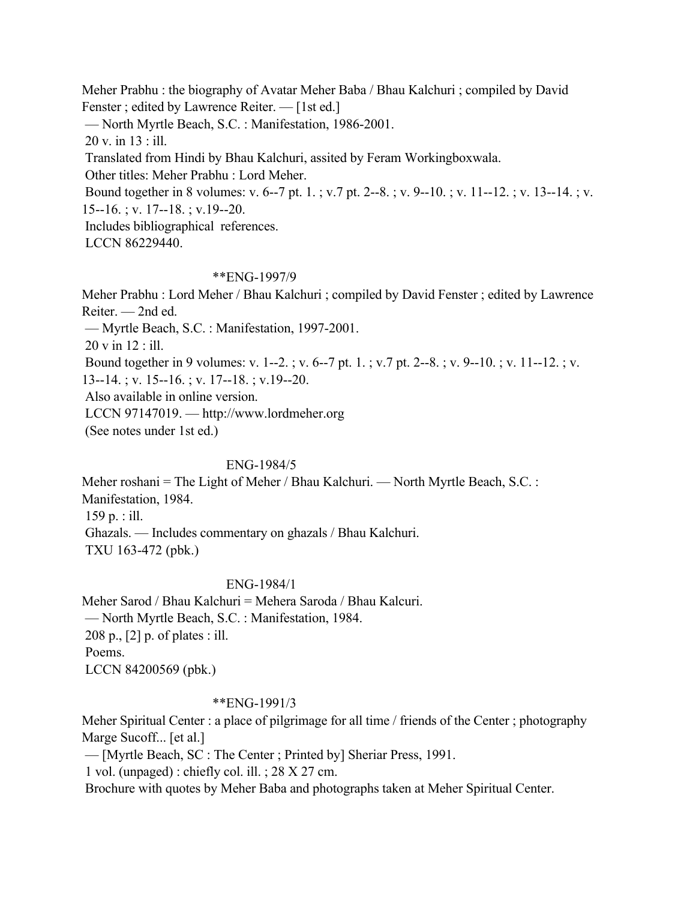Meher Prabhu : the biography of Avatar Meher Baba / Bhau Kalchuri ; compiled by David Fenster ; edited by Lawrence Reiter. — [1st ed.]
— North Myrtle Beach, S.C. : Manifestation, 1986-2001.
20 v. in 13 : ill.
Translated from Hindi by Bhau Kalchuri, assited by Feram Workingboxwala.
Other titles: Meher Prabhu : Lord Meher.
Bound together in 8 volumes: v. 6--7 pt. 1. ; v.7 pt. 2--8. ; v. 9--10. ; v. 11--12. ; v. 13--14. ; v. 15--16. ; v. 17--18. ; v.19--20.
Includes bibliographical references.
LCCN 86229440.

**ENG-1997/9

Meher Prabhu : Lord Meher / Bhau Kalchuri ; compiled by David Fenster ; edited by Lawrence Reiter. — 2nd ed.
— Myrtle Beach, S.C. : Manifestation, 1997-2001.
20 v in 12 : ill.
Bound together in 9 volumes: v. 1--2. ; v. 6--7 pt. 1. ; v.7 pt. 2--8. ; v. 9--10. ; v. 11--12. ; v. 13--14. ; v. 15--16. ; v. 17--18. ; v.19--20.
Also available in online version.
LCCN 97147019. — http://www.lordmeher.org
(See notes under 1st ed.)

ENG-1984/5

Meher roshani = The Light of Meher / Bhau Kalchuri. — North Myrtle Beach, S.C. : Manifestation, 1984.
159 p. : ill.
Ghazals. — Includes commentary on ghazals / Bhau Kalchuri.
TXU 163-472 (pbk.)

ENG-1984/1

Meher Sarod / Bhau Kalchuri = Mehera Saroda / Bhau Kalcuri.
— North Myrtle Beach, S.C. : Manifestation, 1984.
208 p., [2] p. of plates : ill.
Poems.
LCCN 84200569 (pbk.)

**ENG-1991/3

Meher Spiritual Center : a place of pilgrimage for all time / friends of the Center ; photography Marge Sucoff... [et al.]
— [Myrtle Beach, SC : The Center ; Printed by] Sheriar Press, 1991.
1 vol. (unpaged) : chiefly col. ill. ; 28 X 27 cm.
Brochure with quotes by Meher Baba and photographs taken at Meher Spiritual Center.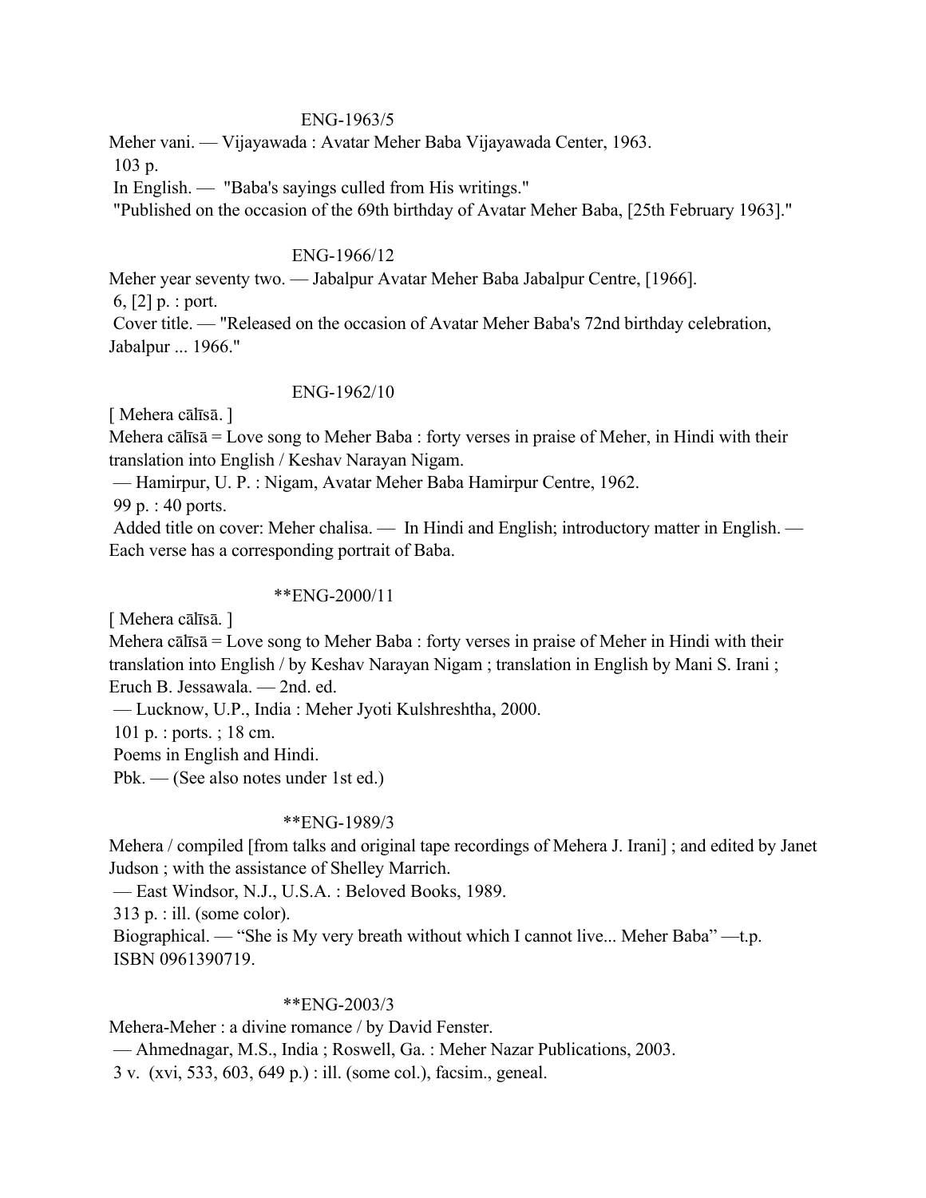ENG-1963/5

Meher vani. — Vijayawada : Avatar Meher Baba Vijayawada Center, 1963.
103 p.
In English. — "Baba's sayings culled from His writings."
"Published on the occasion of the 69th birthday of Avatar Meher Baba, [25th February 1963]."

ENG-1966/12

Meher year seventy two. — Jabalpur Avatar Meher Baba Jabalpur Centre, [1966].
6, [2] p. : port.
Cover title. — "Released on the occasion of Avatar Meher Baba's 72nd birthday celebration, Jabalpur ... 1966."

ENG-1962/10

[ Mehera cālīsā. ]
Mehera cālīsā = Love song to Meher Baba : forty verses in praise of Meher, in Hindi with their translation into English / Keshav Narayan Nigam.
— Hamirpur, U. P. : Nigam, Avatar Meher Baba Hamirpur Centre, 1962.
99 p. : 40 ports.
Added title on cover: Meher chalisa. — In Hindi and English; introductory matter in English. — Each verse has a corresponding portrait of Baba.

**ENG-2000/11

[ Mehera cālīsā. ]
Mehera cālīsā = Love song to Meher Baba : forty verses in praise of Meher in Hindi with their translation into English / by Keshav Narayan Nigam ; translation in English by Mani S. Irani ; Eruch B. Jessawala. — 2nd. ed.
— Lucknow, U.P., India : Meher Jyoti Kulshreshtha, 2000.
101 p. : ports. ; 18 cm.
Poems in English and Hindi.
Pbk. — (See also notes under 1st ed.)

**ENG-1989/3

Mehera / compiled [from talks and original tape recordings of Mehera J. Irani] ; and edited by Janet Judson ; with the assistance of Shelley Marrich.
— East Windsor, N.J., U.S.A. : Beloved Books, 1989.
313 p. : ill. (some color).
Biographical. — "She is My very breath without which I cannot live... Meher Baba" —t.p.
ISBN 0961390719.

**ENG-2003/3

Mehera-Meher : a divine romance / by David Fenster.
— Ahmednagar, M.S., India ; Roswell, Ga. : Meher Nazar Publications, 2003.
3 v. (xvi, 533, 603, 649 p.) : ill. (some col.), facsim., geneal.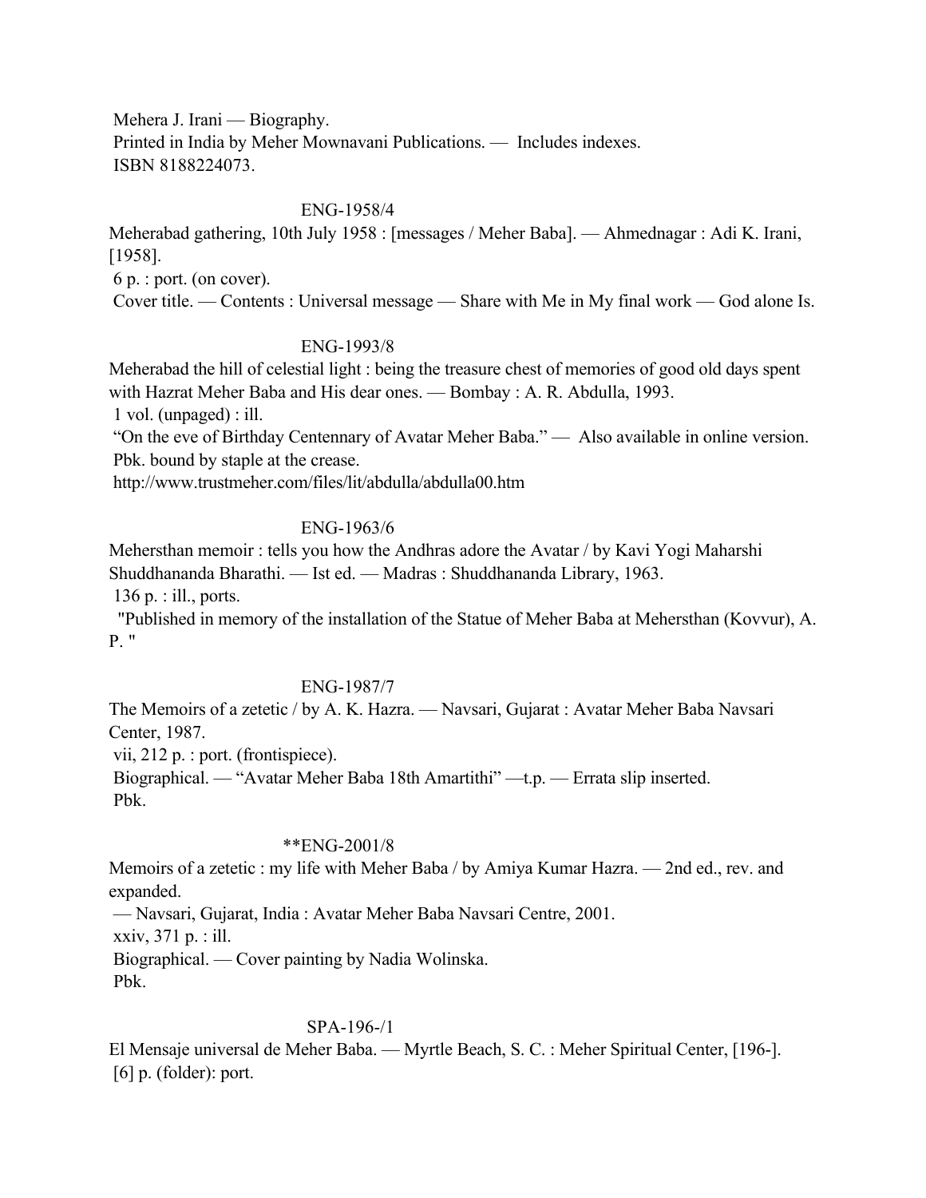Mehera J. Irani — Biography.
Printed in India by Meher Mownavani Publications. — Includes indexes.
ISBN 8188224073.

ENG-1958/4

Meherabad gathering, 10th July 1958 : [messages / Meher Baba]. — Ahmednagar : Adi K. Irani, [1958].
6 p. : port. (on cover).
Cover title. — Contents : Universal message — Share with Me in My final work — God alone Is.

ENG-1993/8

Meherabad the hill of celestial light : being the treasure chest of memories of good old days spent with Hazrat Meher Baba and His dear ones. — Bombay : A. R. Abdulla, 1993.
1 vol. (unpaged) : ill.
"On the eve of Birthday Centennary of Avatar Meher Baba." — Also available in online version.
Pbk. bound by staple at the crease.
http://www.trustmeher.com/files/lit/abdulla/abdulla00.htm

ENG-1963/6

Mehersthan memoir : tells you how the Andhras adore the Avatar / by Kavi Yogi Maharshi Shuddhananda Bharathi. — Ist ed. — Madras : Shuddhananda Library, 1963.
136 p. : ill., ports.
"Published in memory of the installation of the Statue of Meher Baba at Mehersthan (Kovvur), A. P. "

ENG-1987/7

The Memoirs of a zetetic / by A. K. Hazra. — Navsari, Gujarat : Avatar Meher Baba Navsari Center, 1987.
vii, 212 p. : port. (frontispiece).
Biographical. — "Avatar Meher Baba 18th Amartithi" —t.p. — Errata slip inserted.
Pbk.

**ENG-2001/8

Memoirs of a zetetic : my life with Meher Baba / by Amiya Kumar Hazra. — 2nd ed., rev. and expanded.
— Navsari, Gujarat, India : Avatar Meher Baba Navsari Centre, 2001.
xxiv, 371 p. : ill.
Biographical. — Cover painting by Nadia Wolinska.
Pbk.

SPA-196-/1

El Mensaje universal de Meher Baba. — Myrtle Beach, S. C. : Meher Spiritual Center, [196-].
[6] p. (folder): port.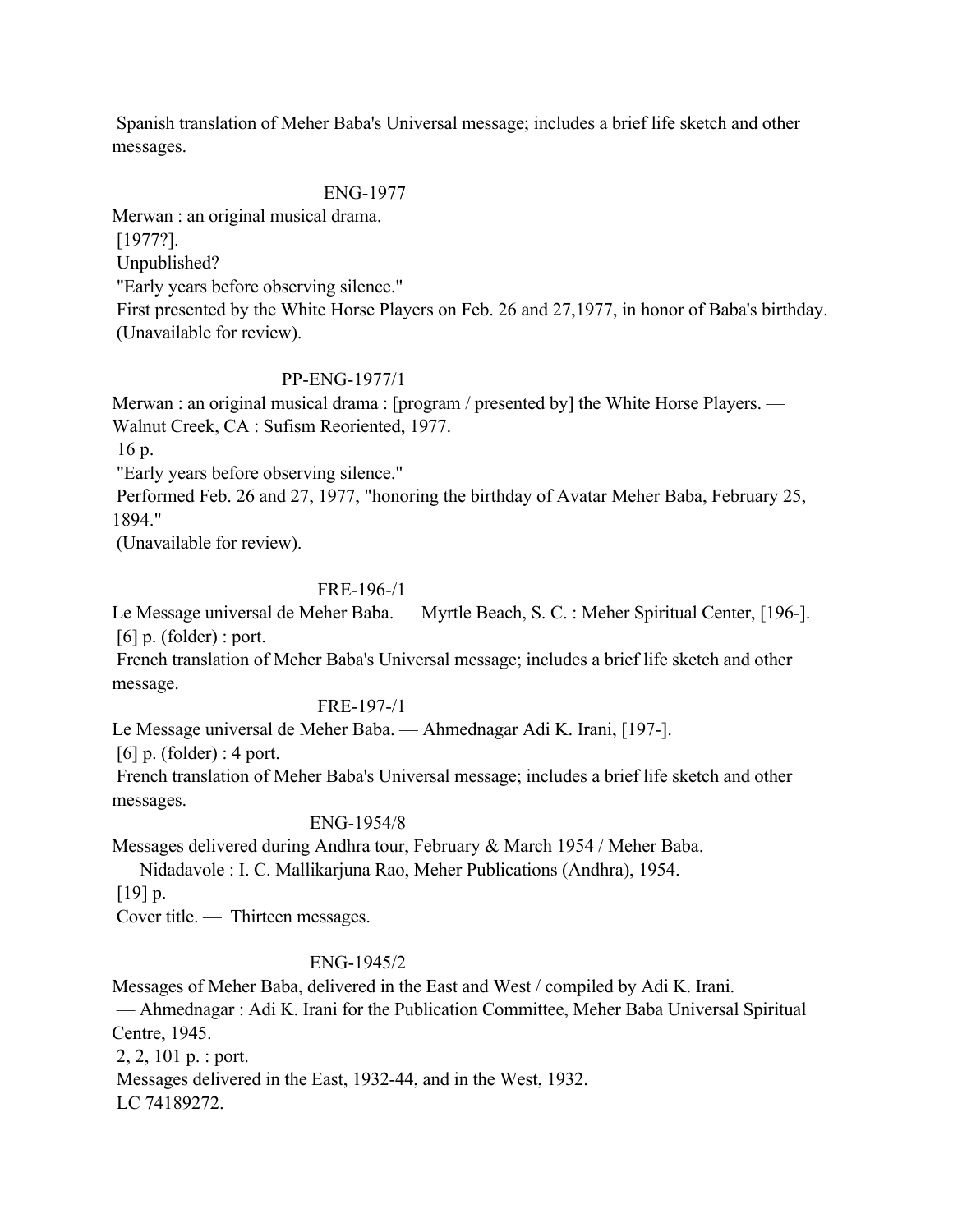Spanish translation of Meher Baba's Universal message; includes a brief life sketch and other messages.

ENG-1977

Merwan : an original musical drama.
[1977?].
Unpublished?
"Early years before observing silence."
First presented by the White Horse Players on Feb. 26 and 27,1977, in honor of Baba's birthday.
(Unavailable for review).

PP-ENG-1977/1

Merwan : an original musical drama : [program / presented by] the White Horse Players. — Walnut Creek, CA : Sufism Reoriented, 1977.
16 p.
"Early years before observing silence."
Performed Feb. 26 and 27, 1977, "honoring the birthday of Avatar Meher Baba, February 25, 1894."
(Unavailable for review).

FRE-196-/1

Le Message universal de Meher Baba. — Myrtle Beach, S. C. : Meher Spiritual Center, [196-].
[6] p. (folder) : port.
French translation of Meher Baba's Universal message; includes a brief life sketch and other message.

FRE-197-/1

Le Message universal de Meher Baba. — Ahmednagar Adi K. Irani, [197-].
[6] p. (folder) : 4 port.
French translation of Meher Baba's Universal message; includes a brief life sketch and other messages.

ENG-1954/8

Messages delivered during Andhra tour, February & March 1954 / Meher Baba.
— Nidadavole : I. C. Mallikarjuna Rao, Meher Publications (Andhra), 1954.
[19] p.
Cover title. — Thirteen messages.

ENG-1945/2

Messages of Meher Baba, delivered in the East and West / compiled by Adi K. Irani.
— Ahmednagar : Adi K. Irani for the Publication Committee, Meher Baba Universal Spiritual Centre, 1945.
2, 2, 101 p. : port.
Messages delivered in the East, 1932-44, and in the West, 1932.
LC 74189272.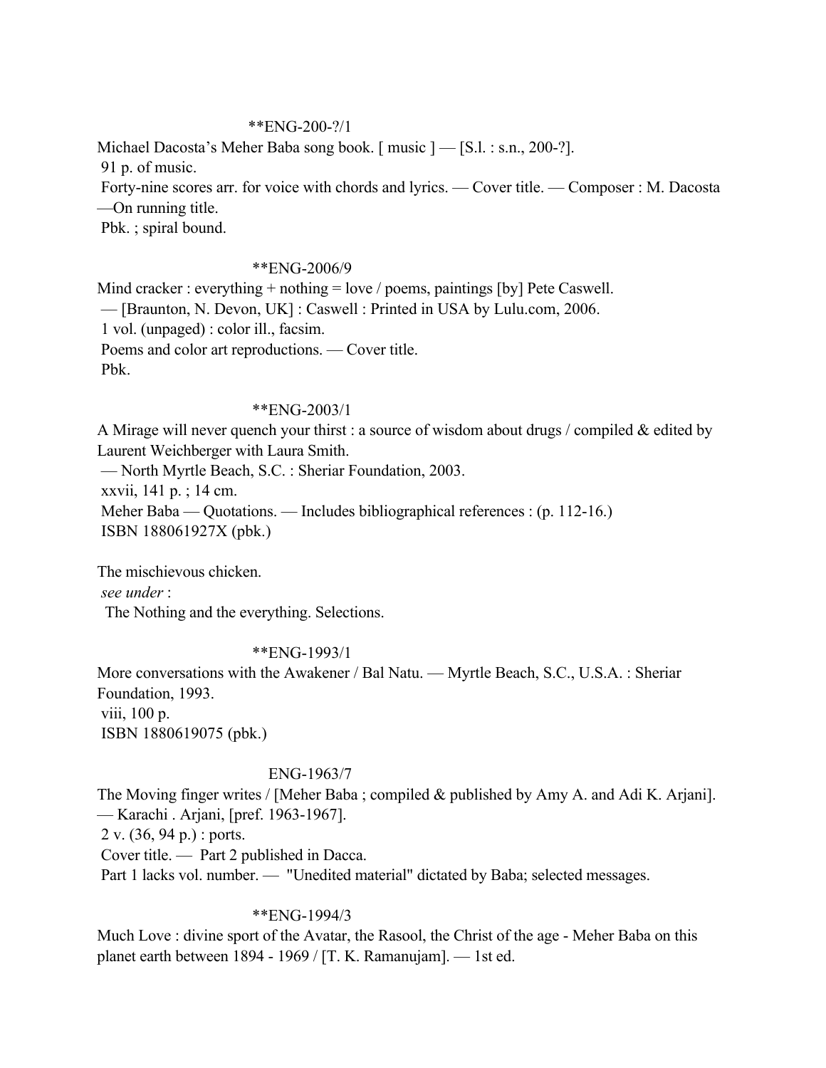**ENG-200-?/1

Michael Dacosta's Meher Baba song book. [ music ] — [S.l. : s.n., 200-?].
91 p. of music.
Forty-nine scores arr. for voice with chords and lyrics. — Cover title. — Composer : M. Dacosta —On running title.
Pbk. ; spiral bound.

**ENG-2006/9

Mind cracker : everything + nothing = love / poems, paintings [by] Pete Caswell.
— [Braunton, N. Devon, UK] : Caswell : Printed in USA by Lulu.com, 2006.
1 vol. (unpaged) : color ill., facsim.
Poems and color art reproductions. — Cover title.
Pbk.

**ENG-2003/1

A Mirage will never quench your thirst : a source of wisdom about drugs / compiled & edited by Laurent Weichberger with Laura Smith.
— North Myrtle Beach, S.C. : Sheriar Foundation, 2003.
xxvii, 141 p. ; 14 cm.
Meher Baba — Quotations. — Includes bibliographical references : (p. 112-16.)
ISBN 188061927X (pbk.)

The mischievous chicken.
*see under* :
The Nothing and the everything. Selections.

**ENG-1993/1

More conversations with the Awakener / Bal Natu. — Myrtle Beach, S.C., U.S.A. : Sheriar Foundation, 1993.
viii, 100 p.
ISBN 1880619075 (pbk.)

ENG-1963/7

The Moving finger writes / [Meher Baba ; compiled & published by Amy A. and Adi K. Arjani].
— Karachi . Arjani, [pref. 1963-1967].
2 v. (36, 94 p.) : ports.
Cover title. — Part 2 published in Dacca.
Part 1 lacks vol. number. — "Unedited material" dictated by Baba; selected messages.

**ENG-1994/3

Much Love : divine sport of the Avatar, the Rasool, the Christ of the age - Meher Baba on this planet earth between 1894 - 1969 / [T. K. Ramanujam]. — 1st ed.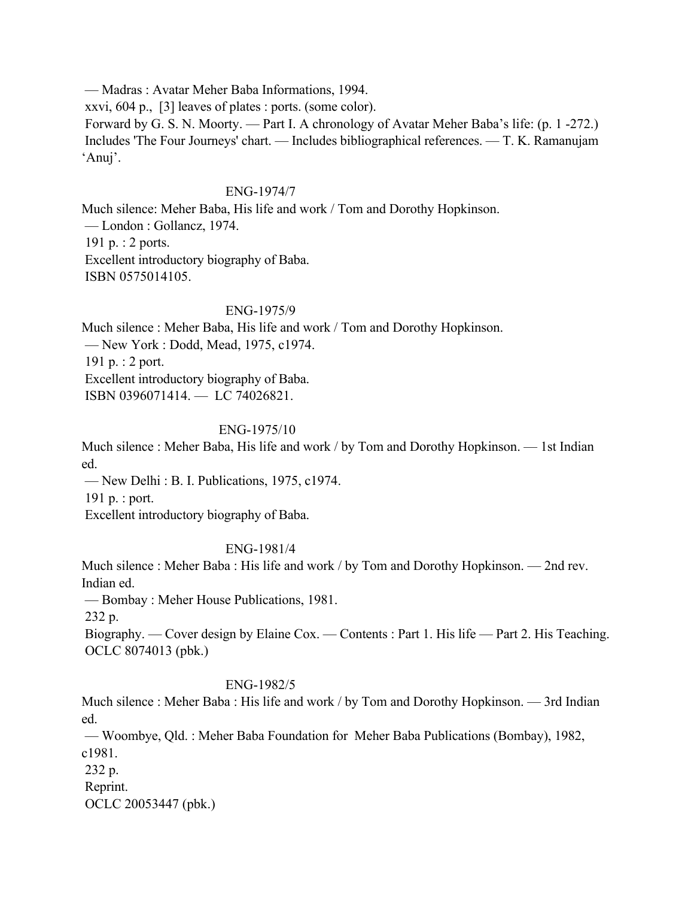— Madras : Avatar Meher Baba Informations, 1994.
xxvi, 604 p., [3] leaves of plates : ports. (some color).
Forward by G. S. N. Moorty. — Part I. A chronology of Avatar Meher Baba's life: (p. 1 -272.) Includes 'The Four Journeys' chart. — Includes bibliographical references. — T. K. Ramanujam 'Anuj'.

ENG-1974/7

Much silence: Meher Baba, His life and work / Tom and Dorothy Hopkinson.
— London : Gollancz, 1974.
191 p. : 2 ports.
Excellent introductory biography of Baba.
ISBN 0575014105.

ENG-1975/9

Much silence : Meher Baba, His life and work / Tom and Dorothy Hopkinson.
— New York : Dodd, Mead, 1975, c1974.
191 p. : 2 port.
Excellent introductory biography of Baba.
ISBN 0396071414. — LC 74026821.

ENG-1975/10

Much silence : Meher Baba, His life and work / by Tom and Dorothy Hopkinson. — 1st Indian ed.
— New Delhi : B. I. Publications, 1975, c1974.
191 p. : port.
Excellent introductory biography of Baba.

ENG-1981/4

Much silence : Meher Baba : His life and work / by Tom and Dorothy Hopkinson. — 2nd rev. Indian ed.
— Bombay : Meher House Publications, 1981.
232 p.
Biography. — Cover design by Elaine Cox. — Contents : Part 1. His life — Part 2. His Teaching.
OCLC 8074013 (pbk.)

ENG-1982/5

Much silence : Meher Baba : His life and work / by Tom and Dorothy Hopkinson. — 3rd Indian ed.
— Woombye, Qld. : Meher Baba Foundation for Meher Baba Publications (Bombay), 1982, c1981.
232 p.
Reprint.
OCLC 20053447 (pbk.)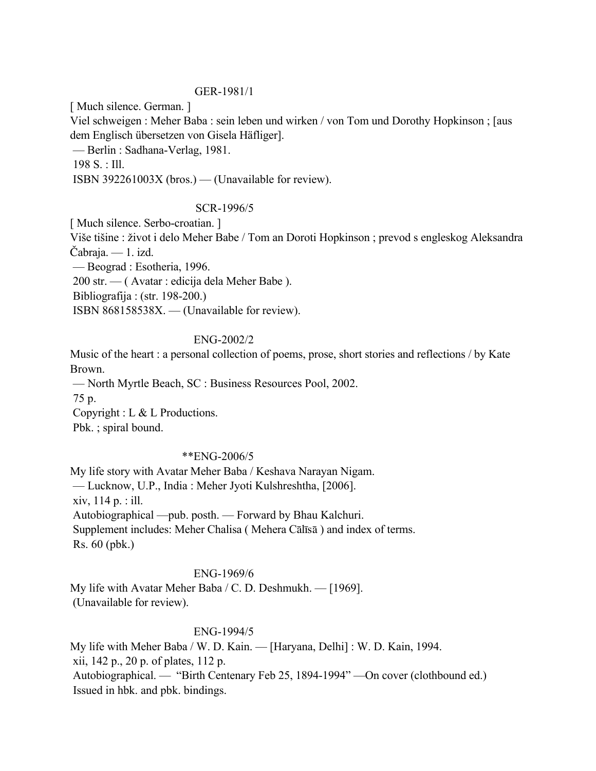GER-1981/1

[ Much silence. German. ]
Viel schweigen : Meher Baba : sein leben und wirken / von Tom und Dorothy Hopkinson ; [aus dem Englisch übersetzen von Gisela Häfliger].
— Berlin : Sadhana-Verlag, 1981.
198 S. : Ill.
ISBN 392261003X (bros.) — (Unavailable for review).

SCR-1996/5

[ Much silence. Serbo-croatian. ]
Više tišine : život i delo Meher Babe / Tom an Doroti Hopkinson ; prevod s engleskog Aleksandra Čabraja. — 1. izd.
— Beograd : Esotheria, 1996.
200 str. — ( Avatar : edicija dela Meher Babe ).
Bibliografija : (str. 198-200.)
ISBN 868158538X. — (Unavailable for review).

ENG-2002/2

Music of the heart : a personal collection of poems, prose, short stories and reflections / by Kate Brown.
— North Myrtle Beach, SC : Business Resources Pool, 2002.
75 p.
Copyright : L & L Productions.
Pbk. ; spiral bound.

**ENG-2006/5

My life story with Avatar Meher Baba / Keshava Narayan Nigam.
— Lucknow, U.P., India : Meher Jyoti Kulshreshtha, [2006].
xiv, 114 p. : ill.
Autobiographical —pub. posth. — Forward by Bhau Kalchuri.
Supplement includes: Meher Chalisa ( Mehera Cālīsā ) and index of terms.
Rs. 60 (pbk.)

ENG-1969/6

My life with Avatar Meher Baba / C. D. Deshmukh. — [1969].
(Unavailable for review).

ENG-1994/5

My life with Meher Baba / W. D. Kain. — [Haryana, Delhi] : W. D. Kain, 1994.
xii, 142 p., 20 p. of plates, 112 p.
Autobiographical. — "Birth Centenary Feb 25, 1894-1994" —On cover (clothbound ed.)
Issued in hbk. and pbk. bindings.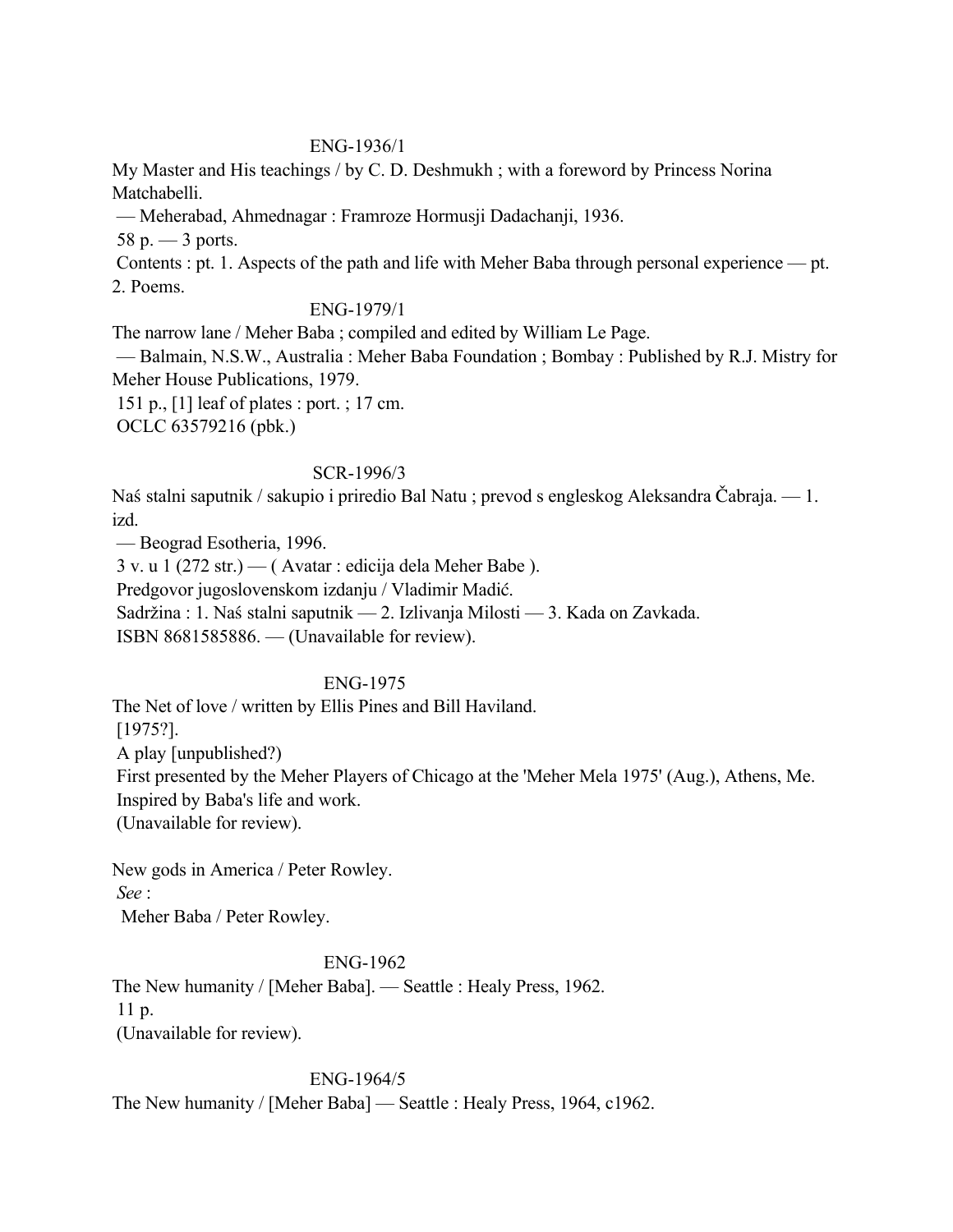ENG-1936/1

My Master and His teachings / by C. D. Deshmukh ; with a foreword by Princess Norina Matchabelli.

— Meherabad, Ahmednagar : Framroze Hormusji Dadachanji, 1936.

58 p. — 3 ports.

Contents : pt. 1. Aspects of the path and life with Meher Baba through personal experience — pt. 2. Poems.

ENG-1979/1

The narrow lane / Meher Baba ; compiled and edited by William Le Page.

— Balmain, N.S.W., Australia : Meher Baba Foundation ; Bombay : Published by R.J. Mistry for Meher House Publications, 1979.

151 p., [1] leaf of plates : port. ; 17 cm.

OCLC 63579216 (pbk.)

SCR-1996/3

Naś stalni saputnik / sakupio i priredio Bal Natu ; prevod s engleskog Aleksandra Čabraja. — 1. izd.

— Beograd Esotheria, 1996.

3 v. u 1 (272 str.) — ( Avatar : edicija dela Meher Babe ).

Predgovor jugoslovenskom izdanju / Vladimir Madić.

Sadržina : 1. Naś stalni saputnik — 2. Izlivanja Milosti — 3. Kada on Zavkada.

ISBN 8681585886. — (Unavailable for review).

ENG-1975

The Net of love / written by Ellis Pines and Bill Haviland.

[1975?].

A play [unpublished?)

First presented by the Meher Players of Chicago at the 'Meher Mela 1975' (Aug.), Athens, Me.

Inspired by Baba's life and work.

(Unavailable for review).

New gods in America / Peter Rowley.

*See* :

Meher Baba / Peter Rowley.

ENG-1962

The New humanity / [Meher Baba]. — Seattle : Healy Press, 1962.

11 p.

(Unavailable for review).

ENG-1964/5

The New humanity / [Meher Baba] — Seattle : Healy Press, 1964, c1962.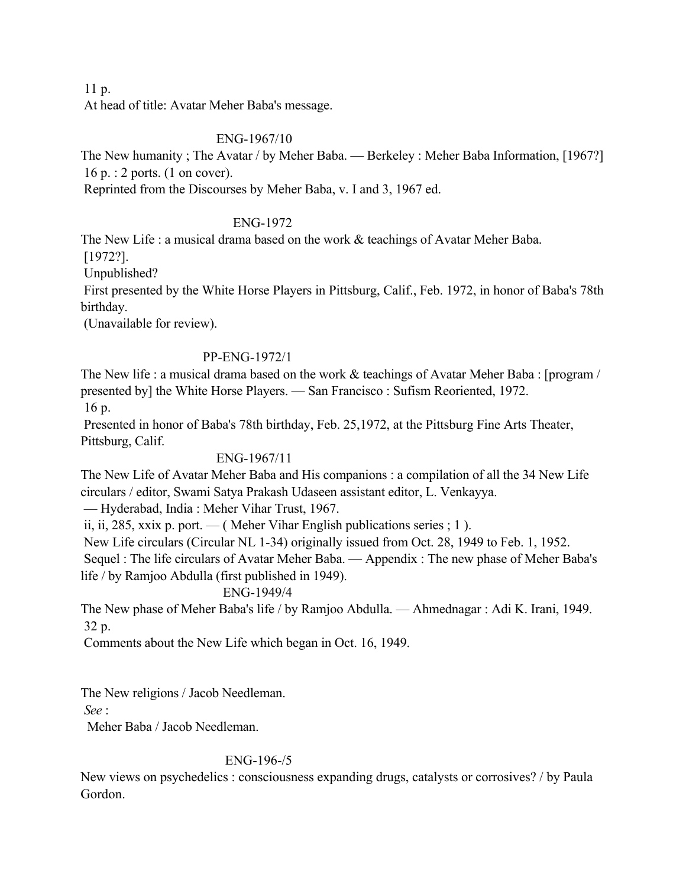11 p.

At head of title: Avatar Meher Baba's message.

ENG-1967/10

The New humanity ; The Avatar / by Meher Baba. — Berkeley : Meher Baba Information, [1967?]

16 p. : 2 ports. (1 on cover).

Reprinted from the Discourses by Meher Baba, v. I and 3, 1967 ed.

ENG-1972

The New Life : a musical drama based on the work & teachings of Avatar Meher Baba.

[1972?].

Unpublished?

First presented by the White Horse Players in Pittsburg, Calif., Feb. 1972, in honor of Baba's 78th birthday.

(Unavailable for review).

PP-ENG-1972/1

The New life : a musical drama based on the work & teachings of Avatar Meher Baba : [program / presented by] the White Horse Players. — San Francisco : Sufism Reoriented, 1972.

16 p.

Presented in honor of Baba's 78th birthday, Feb. 25,1972, at the Pittsburg Fine Arts Theater, Pittsburg, Calif.

ENG-1967/11

The New Life of Avatar Meher Baba and His companions : a compilation of all the 34 New Life circulars / editor, Swami Satya Prakash Udaseen assistant editor, L. Venkayya.

— Hyderabad, India : Meher Vihar Trust, 1967.

ii, ii, 285, xxix p. port. — ( Meher Vihar English publications series ; 1 ).

New Life circulars (Circular NL 1-34) originally issued from Oct. 28, 1949 to Feb. 1, 1952.

Sequel : The life circulars of Avatar Meher Baba. — Appendix : The new phase of Meher Baba's life / by Ramjoo Abdulla (first published in 1949).

ENG-1949/4

The New phase of Meher Baba's life / by Ramjoo Abdulla. — Ahmednagar : Adi K. Irani, 1949.

32 p.

Comments about the New Life which began in Oct. 16, 1949.

The New religions / Jacob Needleman.

*See* :

Meher Baba / Jacob Needleman.

ENG-196-/5

New views on psychedelics : consciousness expanding drugs, catalysts or corrosives? / by Paula Gordon.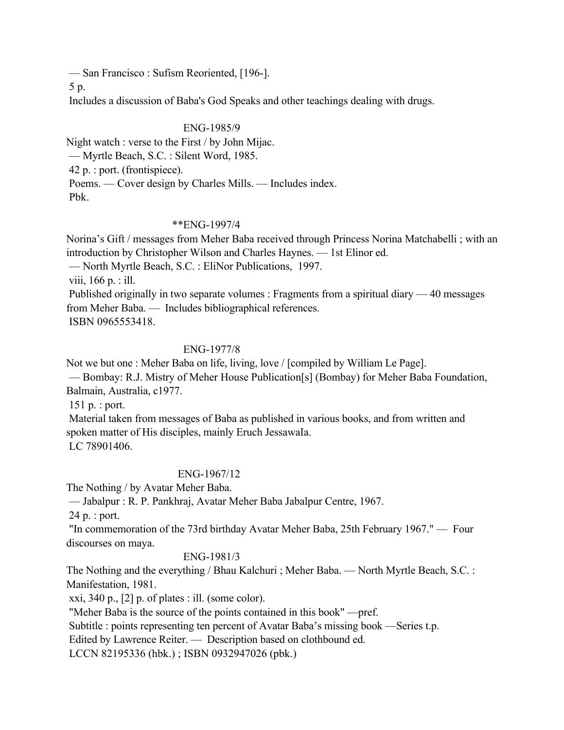— San Francisco : Sufism Reoriented, [196-].

5 p.

Includes a discussion of Baba's God Speaks and other teachings dealing with drugs.

ENG-1985/9

Night watch : verse to the First / by John Mijac.

— Myrtle Beach, S.C. : Silent Word, 1985.

42 p. : port. (frontispiece).

Poems. — Cover design by Charles Mills. — Includes index.

Pbk.

**ENG-1997/4

Norina's Gift / messages from Meher Baba received through Princess Norina Matchabelli ; with an introduction by Christopher Wilson and Charles Haynes. — 1st Elinor ed.

— North Myrtle Beach, S.C. : EliNor Publications, 1997.

viii, 166 p. : ill.

Published originally in two separate volumes : Fragments from a spiritual diary — 40 messages from Meher Baba. — Includes bibliographical references.

ISBN 0965553418.

ENG-1977/8

Not we but one : Meher Baba on life, living, love / [compiled by William Le Page].

— Bombay: R.J. Mistry of Meher House Publication[s] (Bombay) for Meher Baba Foundation, Balmain, Australia, c1977.

151 p. : port.

Material taken from messages of Baba as published in various books, and from written and spoken matter of His disciples, mainly Eruch JessawaIa.

LC 78901406.

ENG-1967/12

The Nothing / by Avatar Meher Baba.

— Jabalpur : R. P. Pankhraj, Avatar Meher Baba Jabalpur Centre, 1967.

24 p. : port.

"In commemoration of the 73rd birthday Avatar Meher Baba, 25th February 1967." — Four discourses on maya.

ENG-1981/3

The Nothing and the everything / Bhau Kalchuri ; Meher Baba. — North Myrtle Beach, S.C. : Manifestation, 1981.

xxi, 340 p., [2] p. of plates : ill. (some color).

"Meher Baba is the source of the points contained in this book" —pref.

Subtitle : points representing ten percent of Avatar Baba's missing book —Series t.p.

Edited by Lawrence Reiter. — Description based on clothbound ed.

LCCN 82195336 (hbk.) ; ISBN 0932947026 (pbk.)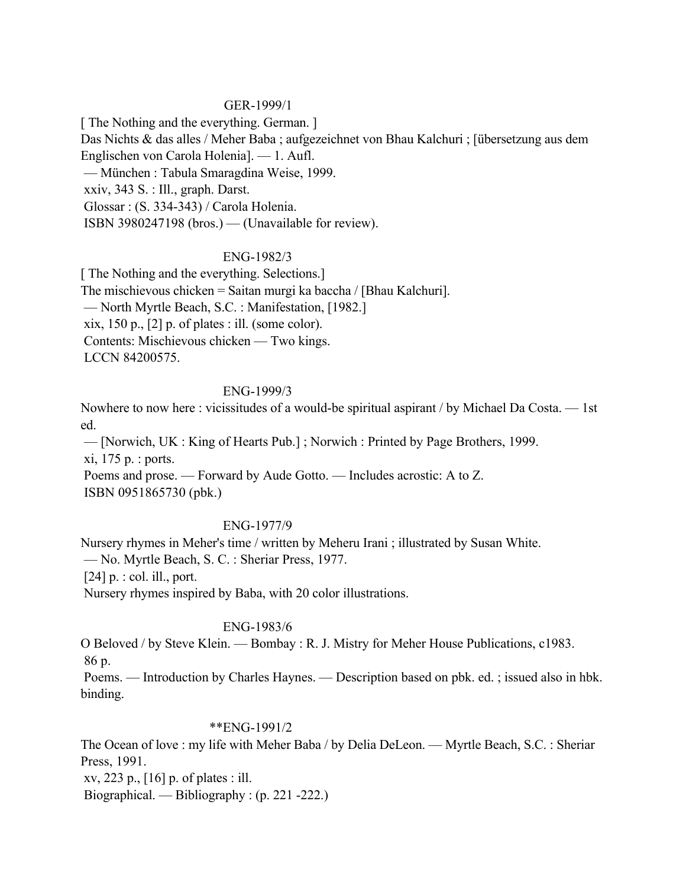GER-1999/1

[ The Nothing and the everything. German. ]
Das Nichts & das alles / Meher Baba ; aufgezeichnet von Bhau Kalchuri ; [übersetzung aus dem Englischen von Carola Holenia]. — 1. Aufl.
— München : Tabula Smaragdina Weise, 1999.
xxiv, 343 S. : Ill., graph. Darst.
Glossar : (S. 334-343) / Carola Holenia.
ISBN 3980247198 (bros.) — (Unavailable for review).

ENG-1982/3

[ The Nothing and the everything. Selections.]
The mischievous chicken = Saitan murgi ka baccha / [Bhau Kalchuri].
— North Myrtle Beach, S.C. : Manifestation, [1982.]
xix, 150 p., [2] p. of plates : ill. (some color).
Contents: Mischievous chicken — Two kings.
LCCN 84200575.

ENG-1999/3

Nowhere to now here : vicissitudes of a would-be spiritual aspirant / by Michael Da Costa. — 1st ed.
— [Norwich, UK : King of Hearts Pub.] ; Norwich : Printed by Page Brothers, 1999.
xi, 175 p. : ports.
Poems and prose. — Forward by Aude Gotto. — Includes acrostic: A to Z.
ISBN 0951865730 (pbk.)

ENG-1977/9

Nursery rhymes in Meher's time / written by Meheru Irani ; illustrated by Susan White.
— No. Myrtle Beach, S. C. : Sheriar Press, 1977.
[24] p. : col. ill., port.
Nursery rhymes inspired by Baba, with 20 color illustrations.

ENG-1983/6

O Beloved / by Steve Klein. — Bombay : R. J. Mistry for Meher House Publications, c1983.
86 p.
Poems. — Introduction by Charles Haynes. — Description based on pbk. ed. ; issued also in hbk. binding.

**ENG-1991/2

The Ocean of love : my life with Meher Baba / by Delia DeLeon. — Myrtle Beach, S.C. : Sheriar Press, 1991.
xv, 223 p., [16] p. of plates : ill.
Biographical. — Bibliography : (p. 221 -222.)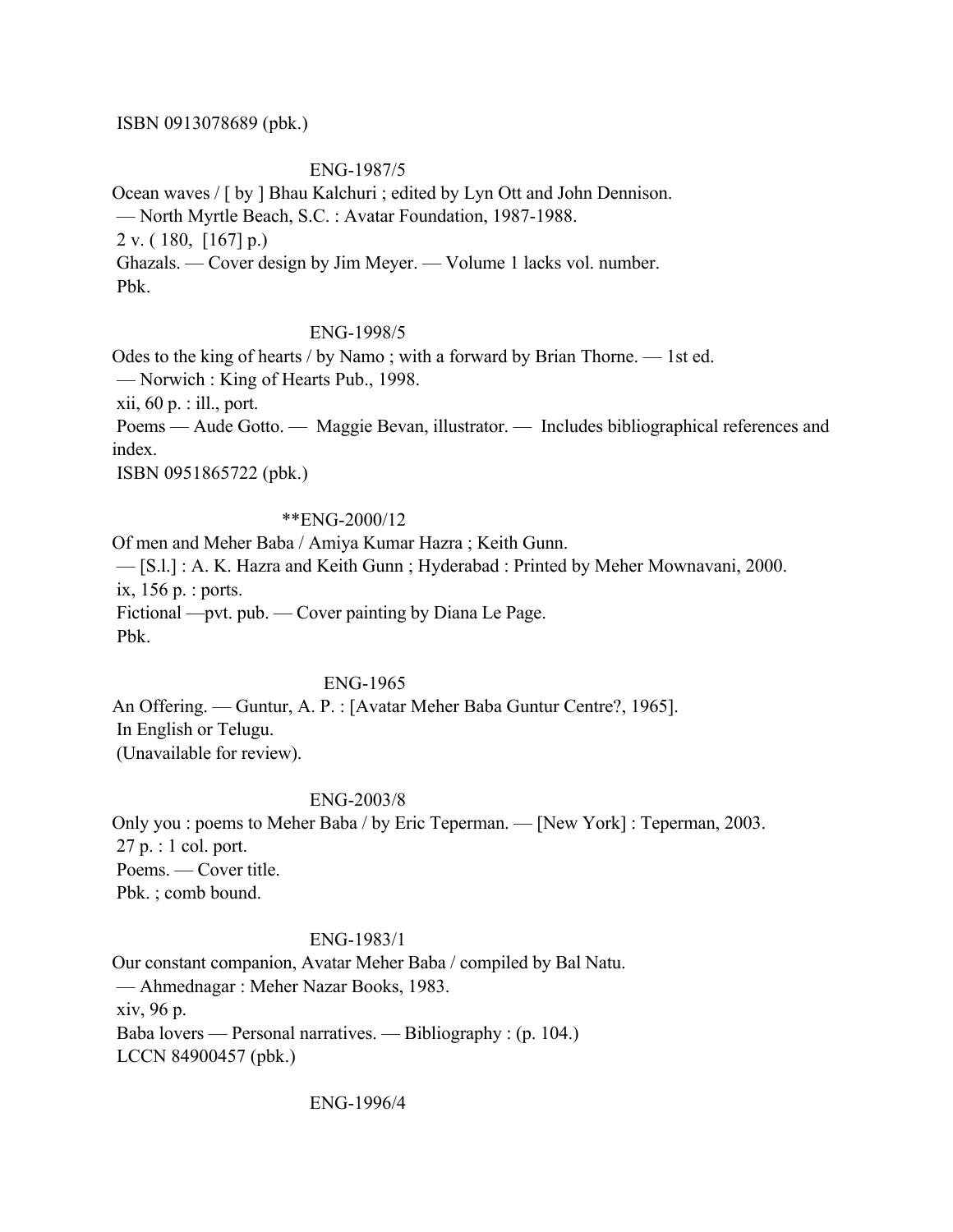ISBN 0913078689 (pbk.)

ENG-1987/5

Ocean waves / [ by ] Bhau Kalchuri ; edited by Lyn Ott and John Dennison.
— North Myrtle Beach, S.C. : Avatar Foundation, 1987-1988.
2 v. ( 180, [167] p.)
Ghazals. — Cover design by Jim Meyer. — Volume 1 lacks vol. number.
Pbk.

ENG-1998/5

Odes to the king of hearts / by Namo ; with a forward by Brian Thorne. — 1st ed.
— Norwich : King of Hearts Pub., 1998.
xii, 60 p. : ill., port.
Poems — Aude Gotto. — Maggie Bevan, illustrator. — Includes bibliographical references and index.
ISBN 0951865722 (pbk.)

**ENG-2000/12

Of men and Meher Baba / Amiya Kumar Hazra ; Keith Gunn.
— [S.l.] : A. K. Hazra and Keith Gunn ; Hyderabad : Printed by Meher Mownavani, 2000.
ix, 156 p. : ports.
Fictional —pvt. pub. — Cover painting by Diana Le Page.
Pbk.

ENG-1965

An Offering. — Guntur, A. P. : [Avatar Meher Baba Guntur Centre?, 1965].
In English or Telugu.
(Unavailable for review).

ENG-2003/8

Only you : poems to Meher Baba / by Eric Teperman. — [New York] : Teperman, 2003.
27 p. : 1 col. port.
Poems. — Cover title.
Pbk. ; comb bound.

ENG-1983/1

Our constant companion, Avatar Meher Baba / compiled by Bal Natu.
— Ahmednagar : Meher Nazar Books, 1983.
xiv, 96 p.
Baba lovers — Personal narratives. — Bibliography : (p. 104.)
LCCN 84900457 (pbk.)

ENG-1996/4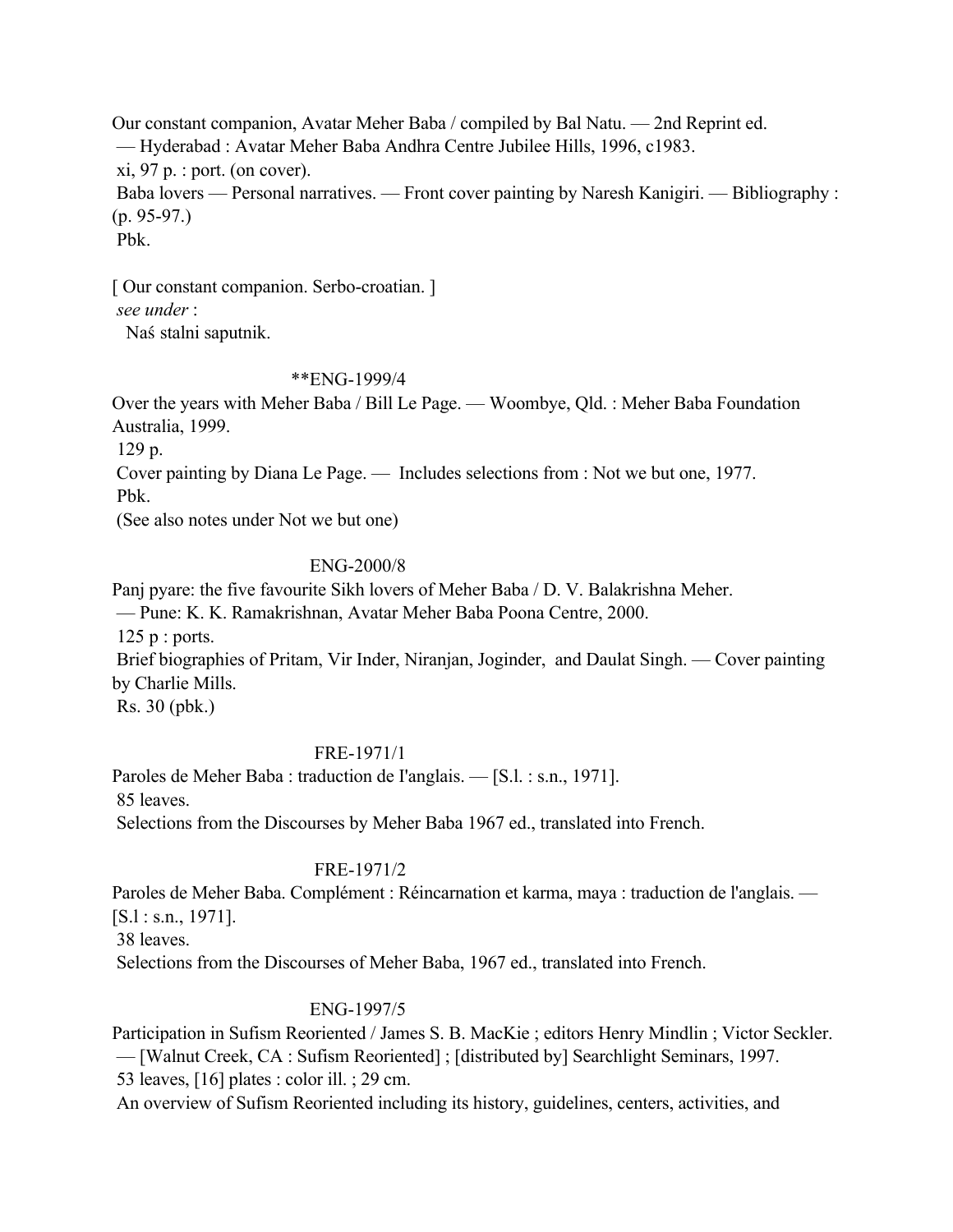Our constant companion, Avatar Meher Baba / compiled by Bal Natu. — 2nd Reprint ed.
— Hyderabad : Avatar Meher Baba Andhra Centre Jubilee Hills, 1996, c1983.
xi, 97 p. : port. (on cover).
Baba lovers — Personal narratives. — Front cover painting by Naresh Kanigiri. — Bibliography : (p. 95-97.)
Pbk.

[ Our constant companion. Serbo-croatian. ]
*see under* :
Naś stalni saputnik.

**ENG-1999/4

Over the years with Meher Baba / Bill Le Page. — Woombye, Qld. : Meher Baba Foundation Australia, 1999.
129 p.
Cover painting by Diana Le Page. — Includes selections from : Not we but one, 1977.
Pbk.
(See also notes under Not we but one)

ENG-2000/8

Panj pyare: the five favourite Sikh lovers of Meher Baba / D. V. Balakrishna Meher.
— Pune: K. K. Ramakrishnan, Avatar Meher Baba Poona Centre, 2000.
125 p : ports.
Brief biographies of Pritam, Vir Inder, Niranjan, Joginder, and Daulat Singh. — Cover painting by Charlie Mills.
Rs. 30 (pbk.)

FRE-1971/1

Paroles de Meher Baba : traduction de I'anglais. — [S.l. : s.n., 1971].
85 leaves.
Selections from the Discourses by Meher Baba 1967 ed., translated into French.

FRE-1971/2

Paroles de Meher Baba. Complément : Réincarnation et karma, maya : traduction de l'anglais. — [S.l : s.n., 1971].
38 leaves.
Selections from the Discourses of Meher Baba, 1967 ed., translated into French.

ENG-1997/5

Participation in Sufism Reoriented / James S. B. MacKie ; editors Henry Mindlin ; Victor Seckler.
— [Walnut Creek, CA : Sufism Reoriented] ; [distributed by] Searchlight Seminars, 1997.
53 leaves, [16] plates : color ill. ; 29 cm.
An overview of Sufism Reoriented including its history, guidelines, centers, activities, and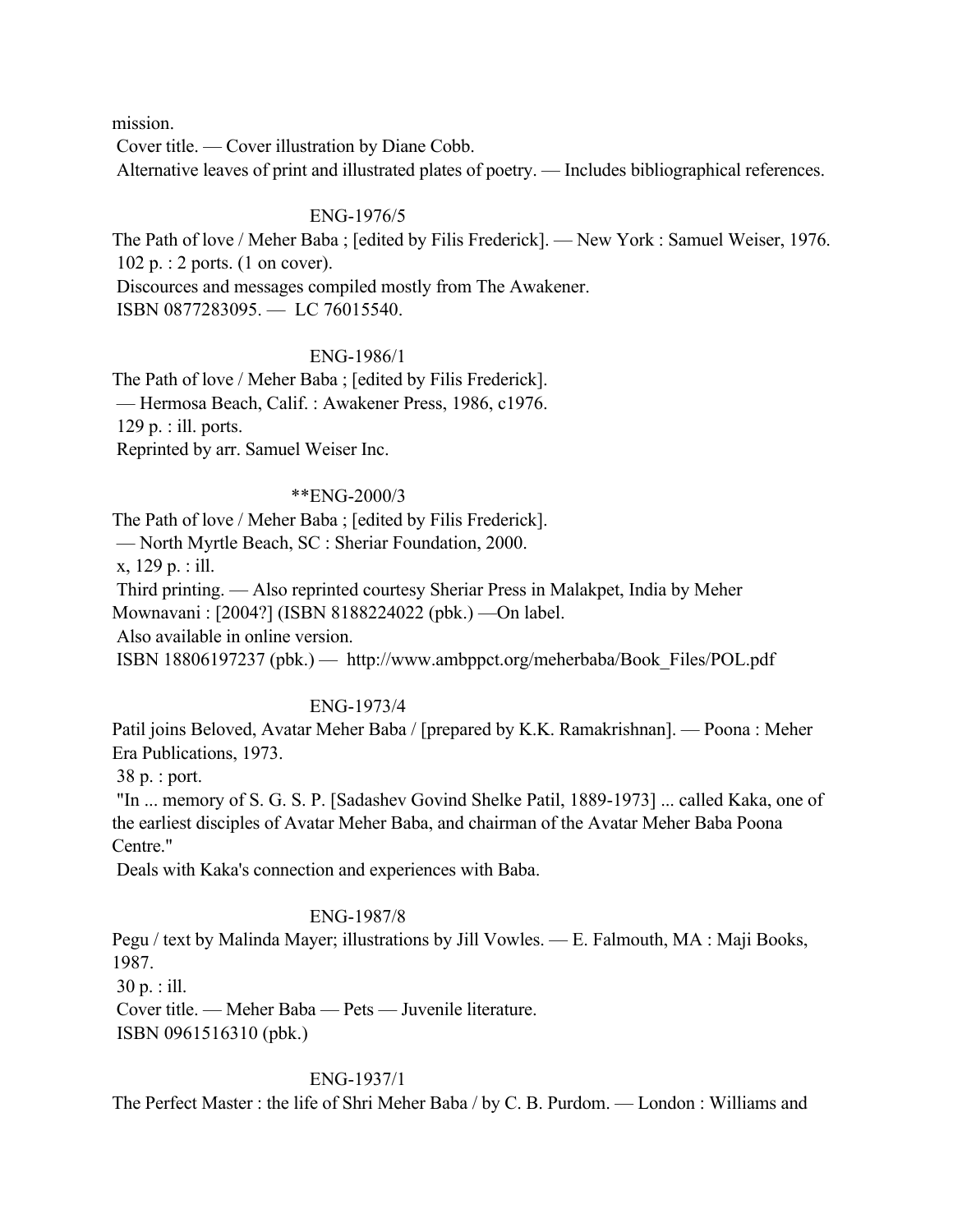mission.

Cover title. — Cover illustration by Diane Cobb.

Alternative leaves of print and illustrated plates of poetry. — Includes bibliographical references.

ENG-1976/5

The Path of love / Meher Baba ; [edited by Filis Frederick]. — New York : Samuel Weiser, 1976.

102 p. : 2 ports. (1 on cover).

Discources and messages compiled mostly from The Awakener.

ISBN 0877283095. — LC 76015540.

ENG-1986/1

The Path of love / Meher Baba ; [edited by Filis Frederick].

— Hermosa Beach, Calif. : Awakener Press, 1986, c1976.

129 p. : ill. ports.

Reprinted by arr. Samuel Weiser Inc.

**ENG-2000/3

The Path of love / Meher Baba ; [edited by Filis Frederick].

— North Myrtle Beach, SC : Sheriar Foundation, 2000.

x, 129 p. : ill.

Third printing. — Also reprinted courtesy Sheriar Press in Malakpet, India by Meher Mownavani : [2004?] (ISBN 8188224022 (pbk.) —On label.

Also available in online version.

ISBN 18806197237 (pbk.) — http://www.ambppct.org/meherbaba/Book_Files/POL.pdf

ENG-1973/4

Patil joins Beloved, Avatar Meher Baba / [prepared by K.K. Ramakrishnan]. — Poona : Meher Era Publications, 1973.

38 p. : port.

"In ... memory of S. G. S. P. [Sadashev Govind Shelke Patil, 1889-1973] ... called Kaka, one of the earliest disciples of Avatar Meher Baba, and chairman of the Avatar Meher Baba Poona Centre."

Deals with Kaka's connection and experiences with Baba.

ENG-1987/8

Pegu / text by Malinda Mayer; illustrations by Jill Vowles. — E. Falmouth, MA : Maji Books, 1987.

30 p. : ill.

Cover title. — Meher Baba — Pets — Juvenile literature.

ISBN 0961516310 (pbk.)

ENG-1937/1

The Perfect Master : the life of Shri Meher Baba / by C. B. Purdom. — London : Williams and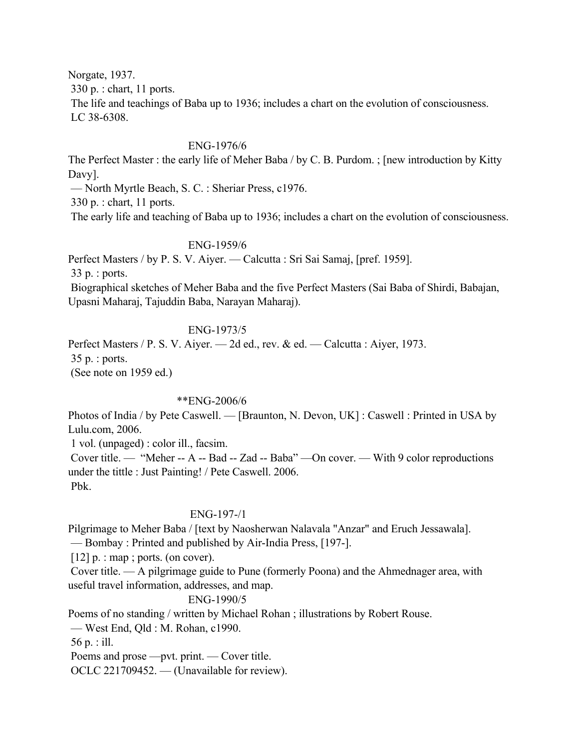Norgate, 1937.
330 p. : chart, 11 ports.
The life and teachings of Baba up to 1936; includes a chart on the evolution of consciousness.
LC 38-6308.

ENG-1976/6

The Perfect Master : the early life of Meher Baba / by C. B. Purdom. ; [new introduction by Kitty Davy].
— North Myrtle Beach, S. C. : Sheriar Press, c1976.
330 p. : chart, 11 ports.
The early life and teaching of Baba up to 1936; includes a chart on the evolution of consciousness.

ENG-1959/6

Perfect Masters / by P. S. V. Aiyer. — Calcutta : Sri Sai Samaj, [pref. 1959].
33 p. : ports.
Biographical sketches of Meher Baba and the five Perfect Masters (Sai Baba of Shirdi, Babajan, Upasni Maharaj, Tajuddin Baba, Narayan Maharaj).

ENG-1973/5

Perfect Masters / P. S. V. Aiyer. — 2d ed., rev. & ed. — Calcutta : Aiyer, 1973.
35 p. : ports.
(See note on 1959 ed.)

**ENG-2006/6

Photos of India / by Pete Caswell. — [Braunton, N. Devon, UK] : Caswell : Printed in USA by Lulu.com, 2006.
1 vol. (unpaged) : color ill., facsim.
Cover title. — "Meher -- A -- Bad -- Zad -- Baba" —On cover. — With 9 color reproductions under the tittle : Just Painting! / Pete Caswell. 2006.
Pbk.

ENG-197-/1

Pilgrimage to Meher Baba / [text by Naosherwan Nalavala "Anzar" and Eruch Jessawala].
— Bombay : Printed and published by Air-India Press, [197-].
[12] p. : map ; ports. (on cover).
Cover title. — A pilgrimage guide to Pune (formerly Poona) and the Ahmednager area, with useful travel information, addresses, and map.

ENG-1990/5

Poems of no standing / written by Michael Rohan ; illustrations by Robert Rouse.
— West End, Qld : M. Rohan, c1990.
56 p. : ill.
Poems and prose —pvt. print. — Cover title.
OCLC 221709452. — (Unavailable for review).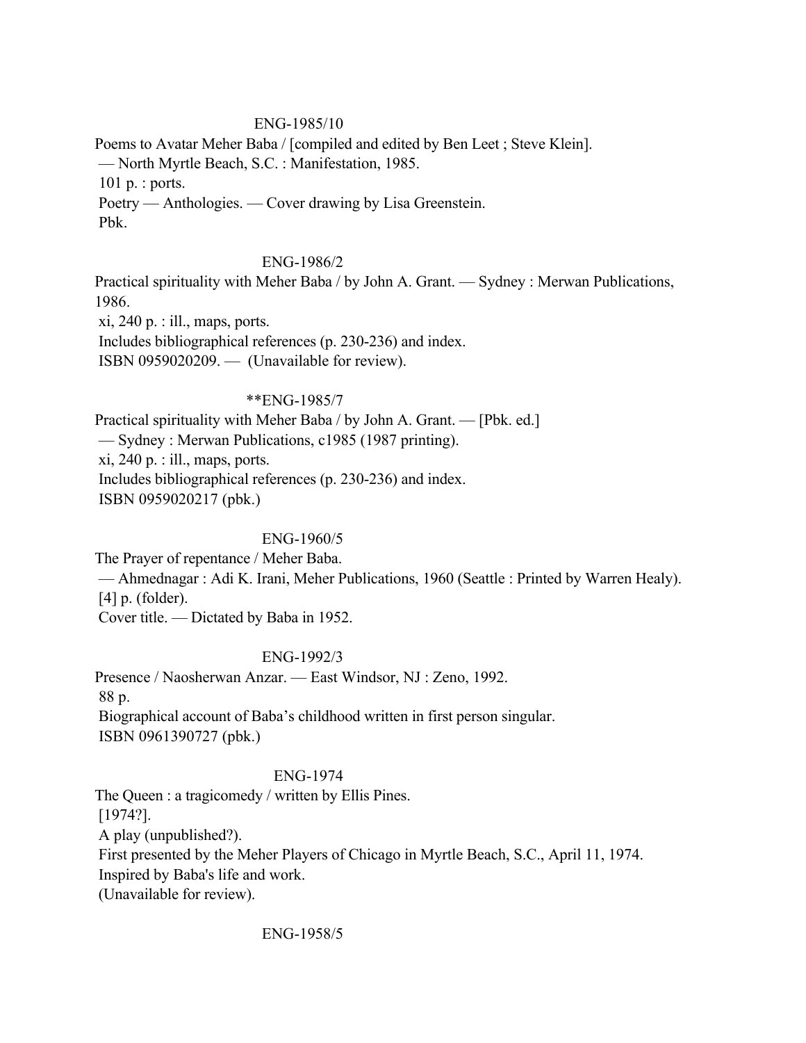ENG-1985/10

Poems to Avatar Meher Baba / [compiled and edited by Ben Leet ; Steve Klein].
 — North Myrtle Beach, S.C. : Manifestation, 1985.
 101 p. : ports.
 Poetry — Anthologies. — Cover drawing by Lisa Greenstein.
 Pbk.

ENG-1986/2

Practical spirituality with Meher Baba / by John A. Grant. — Sydney : Merwan Publications, 1986.
 xi, 240 p. : ill., maps, ports.
 Includes bibliographical references (p. 230-236) and index.
 ISBN 0959020209. — (Unavailable for review).

**ENG-1985/7

Practical spirituality with Meher Baba / by John A. Grant. — [Pbk. ed.]
 — Sydney : Merwan Publications, c1985 (1987 printing).
 xi, 240 p. : ill., maps, ports.
 Includes bibliographical references (p. 230-236) and index.
 ISBN 0959020217 (pbk.)

ENG-1960/5

The Prayer of repentance / Meher Baba.
 — Ahmednagar : Adi K. Irani, Meher Publications, 1960 (Seattle : Printed by Warren Healy).
 [4] p. (folder).
 Cover title. — Dictated by Baba in 1952.

ENG-1992/3

Presence / Naosherwan Anzar. — East Windsor, NJ : Zeno, 1992.
 88 p.
 Biographical account of Baba's childhood written in first person singular.
 ISBN 0961390727 (pbk.)

ENG-1974

The Queen : a tragicomedy / written by Ellis Pines.
 [1974?].
 A play (unpublished?).
 First presented by the Meher Players of Chicago in Myrtle Beach, S.C., April 11, 1974.
 Inspired by Baba's life and work.
 (Unavailable for review).

ENG-1958/5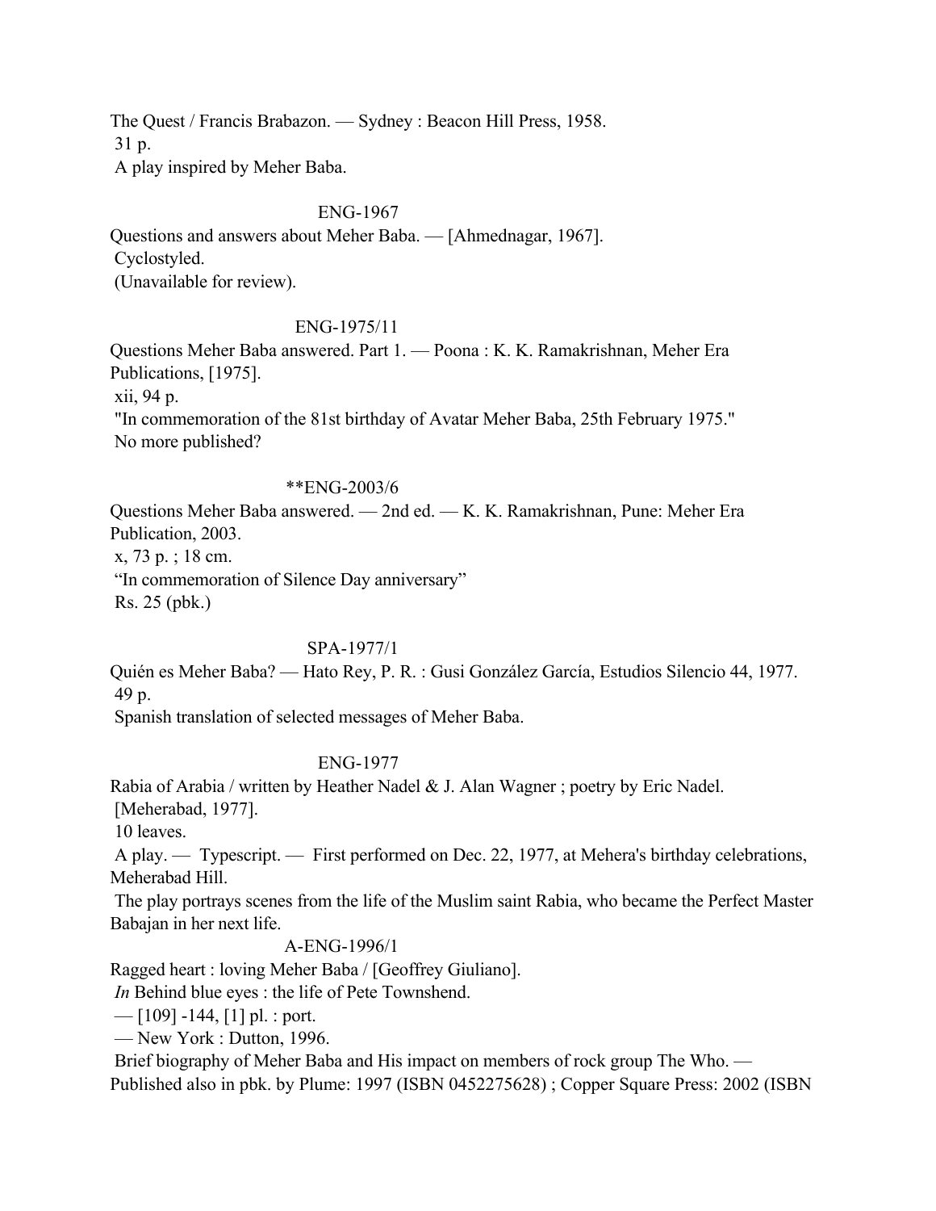The Quest / Francis Brabazon. — Sydney : Beacon Hill Press, 1958.
31 p.
A play inspired by Meher Baba.

ENG-1967

Questions and answers about Meher Baba. — [Ahmednagar, 1967].
Cyclostyled.
(Unavailable for review).

ENG-1975/11

Questions Meher Baba answered. Part 1. — Poona : K. K. Ramakrishnan, Meher Era Publications, [1975].
xii, 94 p.
"In commemoration of the 81st birthday of Avatar Meher Baba, 25th February 1975."
No more published?

**ENG-2003/6

Questions Meher Baba answered. — 2nd ed. — K. K. Ramakrishnan, Pune: Meher Era Publication, 2003.
x, 73 p. ; 18 cm.
"In commemoration of Silence Day anniversary"
Rs. 25 (pbk.)

SPA-1977/1

Quién es Meher Baba? — Hato Rey, P. R. : Gusi González García, Estudios Silencio 44, 1977.
49 p.
Spanish translation of selected messages of Meher Baba.

ENG-1977

Rabia of Arabia / written by Heather Nadel & J. Alan Wagner ; poetry by Eric Nadel.
[Meherabad, 1977].
10 leaves.
A play. — Typescript. — First performed on Dec. 22, 1977, at Mehera's birthday celebrations, Meherabad Hill.
The play portrays scenes from the life of the Muslim saint Rabia, who became the Perfect Master Babajan in her next life.

A-ENG-1996/1

Ragged heart : loving Meher Baba / [Geoffrey Giuliano].
*In* Behind blue eyes : the life of Pete Townshend.
— [109] -144, [1] pl. : port.
— New York : Dutton, 1996.
Brief biography of Meher Baba and His impact on members of rock group The Who. — Published also in pbk. by Plume: 1997 (ISBN 0452275628) ; Copper Square Press: 2002 (ISBN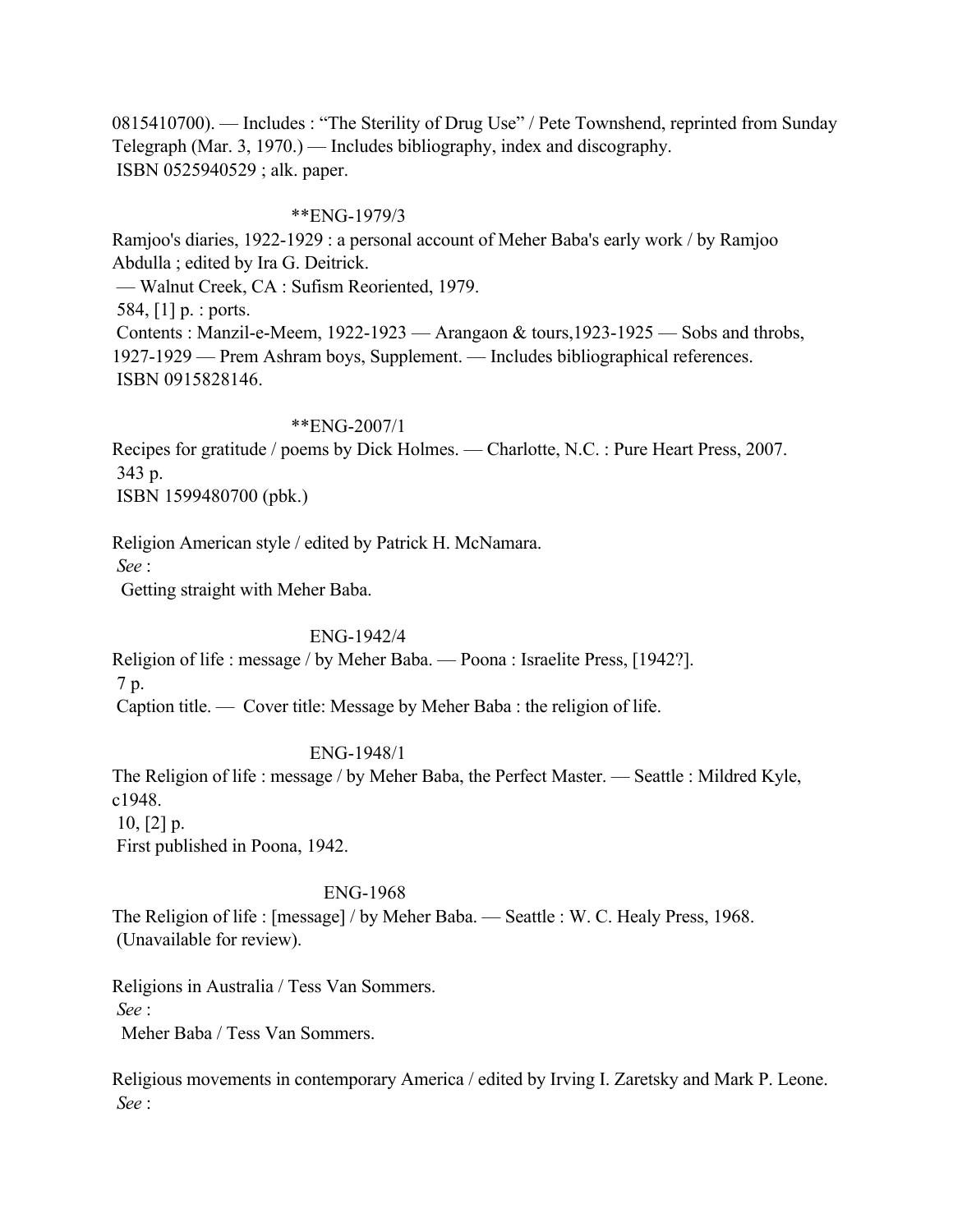0815410700). — Includes : “The Sterility of Drug Use” / Pete Townshend, reprinted from Sunday Telegraph (Mar. 3, 1970.) — Includes bibliography, index and discography.
ISBN 0525940529 ; alk. paper.

**ENG-1979/3

Ramjoo's diaries, 1922-1929 : a personal account of Meher Baba's early work / by Ramjoo Abdulla ; edited by Ira G. Deitrick.
— Walnut Creek, CA : Sufism Reoriented, 1979.
584, [1] p. : ports.
Contents : Manzil-e-Meem, 1922-1923 — Arangaon & tours,1923-1925 — Sobs and throbs, 1927-1929 — Prem Ashram boys, Supplement. — Includes bibliographical references.
ISBN 0915828146.

**ENG-2007/1

Recipes for gratitude / poems by Dick Holmes. — Charlotte, N.C. : Pure Heart Press, 2007.
343 p.
ISBN 1599480700 (pbk.)

Religion American style / edited by Patrick H. McNamara.
*See* :
Getting straight with Meher Baba.

ENG-1942/4

Religion of life : message / by Meher Baba. — Poona : Israelite Press, [1942?].
7 p.
Caption title. — Cover title: Message by Meher Baba : the religion of life.

ENG-1948/1

The Religion of life : message / by Meher Baba, the Perfect Master. — Seattle : Mildred Kyle, c1948.
10, [2] p.
First published in Poona, 1942.

ENG-1968

The Religion of life : [message] / by Meher Baba. — Seattle : W. C. Healy Press, 1968.
(Unavailable for review).

Religions in Australia / Tess Van Sommers.
*See* :
Meher Baba / Tess Van Sommers.

Religious movements in contemporary America / edited by Irving I. Zaretsky and Mark P. Leone.
*See* :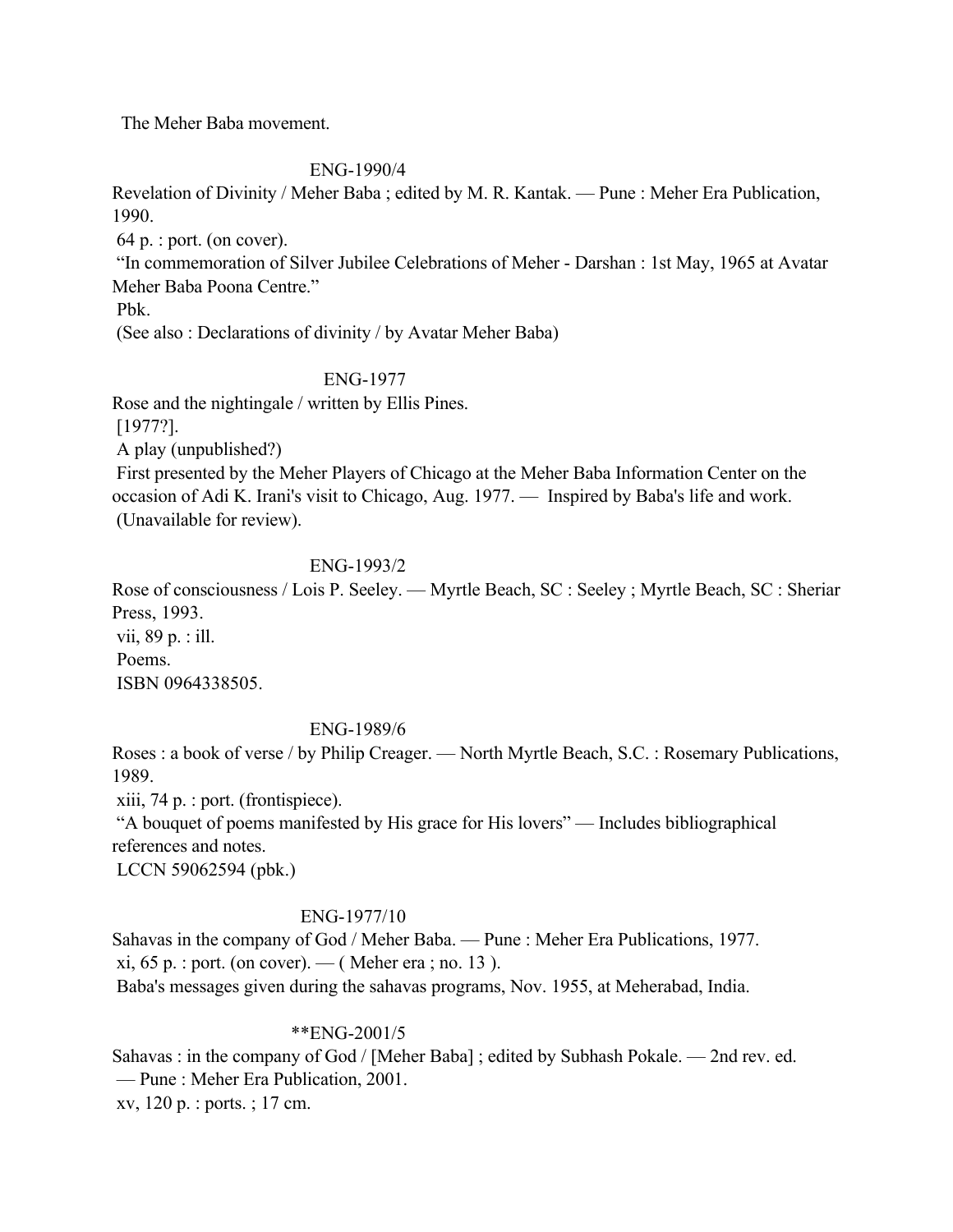The Meher Baba movement.

ENG-1990/4

Revelation of Divinity / Meher Baba ; edited by M. R. Kantak. — Pune : Meher Era Publication, 1990.

64 p. : port. (on cover).

"In commemoration of Silver Jubilee Celebrations of Meher - Darshan : 1st May, 1965 at Avatar Meher Baba Poona Centre."

Pbk.

(See also : Declarations of divinity / by Avatar Meher Baba)

ENG-1977

Rose and the nightingale / written by Ellis Pines.

[1977?].

A play (unpublished?)

First presented by the Meher Players of Chicago at the Meher Baba Information Center on the occasion of Adi K. Irani's visit to Chicago, Aug. 1977. — Inspired by Baba's life and work.

(Unavailable for review).

ENG-1993/2

Rose of consciousness / Lois P. Seeley. — Myrtle Beach, SC : Seeley ; Myrtle Beach, SC : Sheriar Press, 1993.

vii, 89 p. : ill.

Poems.

ISBN 0964338505.

ENG-1989/6

Roses : a book of verse / by Philip Creager. — North Myrtle Beach, S.C. : Rosemary Publications, 1989.

xiii, 74 p. : port. (frontispiece).

"A bouquet of poems manifested by His grace for His lovers" — Includes bibliographical references and notes.

LCCN 59062594 (pbk.)

ENG-1977/10

Sahavas in the company of God / Meher Baba. — Pune : Meher Era Publications, 1977.

xi, 65 p. : port. (on cover). — ( Meher era ; no. 13 ).

Baba's messages given during the sahavas programs, Nov. 1955, at Meherabad, India.

**ENG-2001/5

Sahavas : in the company of God / [Meher Baba] ; edited by Subhash Pokale. — 2nd rev. ed. — Pune : Meher Era Publication, 2001.

xv, 120 p. : ports. ; 17 cm.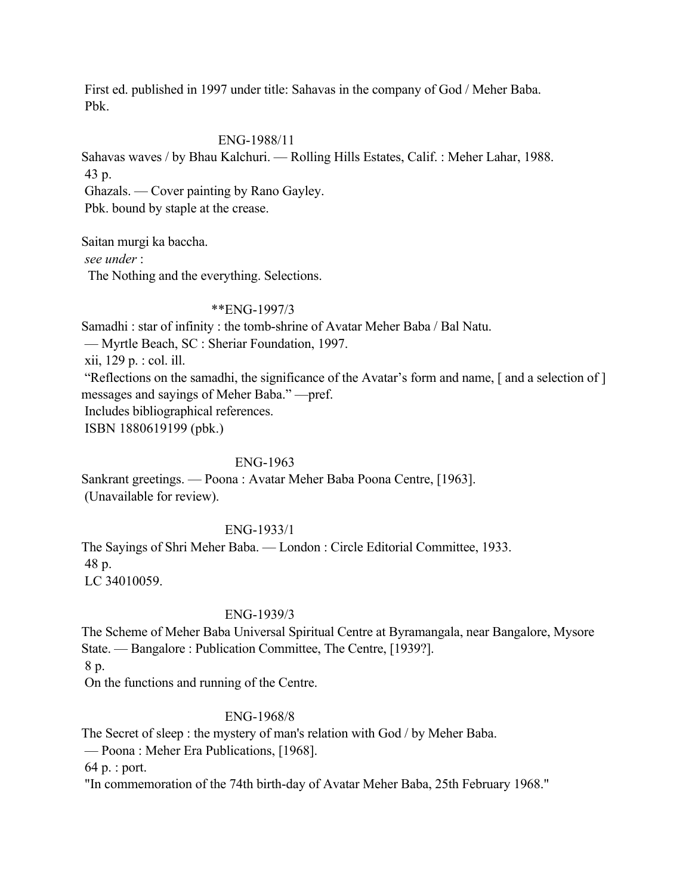First ed. published in 1997 under title: Sahavas in the company of God / Meher Baba.
Pbk.

ENG-1988/11

Sahavas waves / by Bhau Kalchuri. — Rolling Hills Estates, Calif. : Meher Lahar, 1988.
43 p.
Ghazals. — Cover painting by Rano Gayley.
Pbk. bound by staple at the crease.

Saitan murgi ka baccha.
*see under* :
The Nothing and the everything. Selections.

**ENG-1997/3

Samadhi : star of infinity : the tomb-shrine of Avatar Meher Baba / Bal Natu.
— Myrtle Beach, SC : Sheriar Foundation, 1997.
xii, 129 p. : col. ill.
"Reflections on the samadhi, the significance of the Avatar's form and name, [ and a selection of ] messages and sayings of Meher Baba." —pref.
Includes bibliographical references.
ISBN 1880619199 (pbk.)

ENG-1963

Sankrant greetings. — Poona : Avatar Meher Baba Poona Centre, [1963].
(Unavailable for review).

ENG-1933/1

The Sayings of Shri Meher Baba. — London : Circle Editorial Committee, 1933.
48 p.
LC 34010059.

ENG-1939/3

The Scheme of Meher Baba Universal Spiritual Centre at Byramangala, near Bangalore, Mysore State. — Bangalore : Publication Committee, The Centre, [1939?].
8 p.
On the functions and running of the Centre.

ENG-1968/8

The Secret of sleep : the mystery of man's relation with God / by Meher Baba.
— Poona : Meher Era Publications, [1968].
64 p. : port.
"In commemoration of the 74th birth-day of Avatar Meher Baba, 25th February 1968."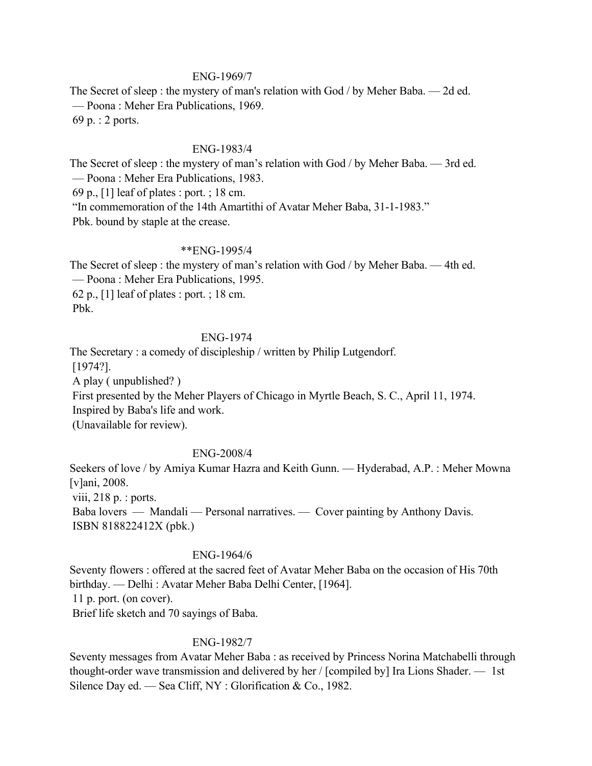ENG-1969/7

The Secret of sleep : the mystery of man's relation with God / by Meher Baba. — 2d ed.
— Poona : Meher Era Publications, 1969.
69 p. : 2 ports.

ENG-1983/4

The Secret of sleep : the mystery of man's relation with God / by Meher Baba. — 3rd ed.
— Poona : Meher Era Publications, 1983.
69 p., [1] leaf of plates : port. ; 18 cm.
"In commemoration of the 14th Amartithi of Avatar Meher Baba, 31-1-1983."
Pbk. bound by staple at the crease.

**ENG-1995/4

The Secret of sleep : the mystery of man's relation with God / by Meher Baba. — 4th ed.
— Poona : Meher Era Publications, 1995.
62 p., [1] leaf of plates : port. ; 18 cm.
Pbk.

ENG-1974

The Secretary : a comedy of discipleship / written by Philip Lutgendorf.
[1974?].
A play ( unpublished? )
First presented by the Meher Players of Chicago in Myrtle Beach, S. C., April 11, 1974.
Inspired by Baba's life and work.
(Unavailable for review).

ENG-2008/4

Seekers of love / by Amiya Kumar Hazra and Keith Gunn. — Hyderabad, A.P. : Meher Mowna [v]ani, 2008.
viii, 218 p. : ports.
Baba lovers — Mandali — Personal narratives. — Cover painting by Anthony Davis.
ISBN 818822412X (pbk.)

ENG-1964/6

Seventy flowers : offered at the sacred feet of Avatar Meher Baba on the occasion of His 70th birthday. — Delhi : Avatar Meher Baba Delhi Center, [1964].
11 p. port. (on cover).
Brief life sketch and 70 sayings of Baba.

ENG-1982/7

Seventy messages from Avatar Meher Baba : as received by Princess Norina Matchabelli through thought-order wave transmission and delivered by her / [compiled by] Ira Lions Shader. — 1st Silence Day ed. — Sea Cliff, NY : Glorification & Co., 1982.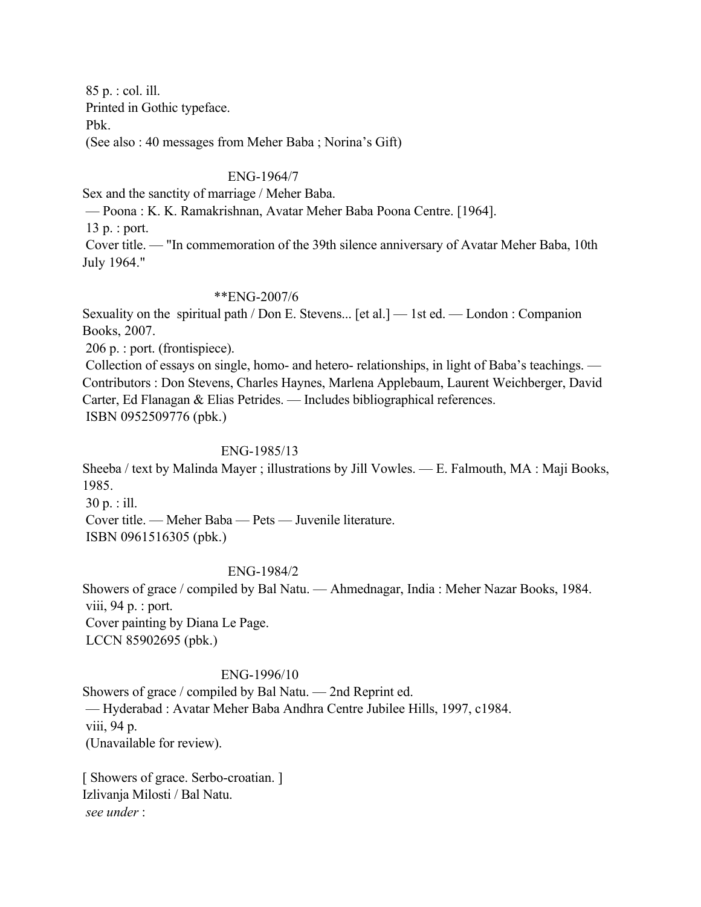85 p. : col. ill.
Printed in Gothic typeface.
Pbk.
(See also : 40 messages from Meher Baba ; Norina's Gift)

ENG-1964/7

Sex and the sanctity of marriage / Meher Baba.
— Poona : K. K. Ramakrishnan, Avatar Meher Baba Poona Centre. [1964].
13 p. : port.
Cover title. — "In commemoration of the 39th silence anniversary of Avatar Meher Baba, 10th July 1964."

**ENG-2007/6

Sexuality on the spiritual path / Don E. Stevens... [et al.] — 1st ed. — London : Companion Books, 2007.
206 p. : port. (frontispiece).
Collection of essays on single, homo- and hetero- relationships, in light of Baba's teachings. — Contributors : Don Stevens, Charles Haynes, Marlena Applebaum, Laurent Weichberger, David Carter, Ed Flanagan & Elias Petrides. — Includes bibliographical references.
ISBN 0952509776 (pbk.)

ENG-1985/13

Sheeba / text by Malinda Mayer ; illustrations by Jill Vowles. — E. Falmouth, MA : Maji Books, 1985.
30 p. : ill.
Cover title. — Meher Baba — Pets — Juvenile literature.
ISBN 0961516305 (pbk.)

ENG-1984/2

Showers of grace / compiled by Bal Natu. — Ahmednagar, India : Meher Nazar Books, 1984.
viii, 94 p. : port.
Cover painting by Diana Le Page.
LCCN 85902695 (pbk.)

ENG-1996/10

Showers of grace / compiled by Bal Natu. — 2nd Reprint ed.
— Hyderabad : Avatar Meher Baba Andhra Centre Jubilee Hills, 1997, c1984.
viii, 94 p.
(Unavailable for review).

[ Showers of grace. Serbo-croatian. ]
Izlivanja Milosti / Bal Natu.
*see under* :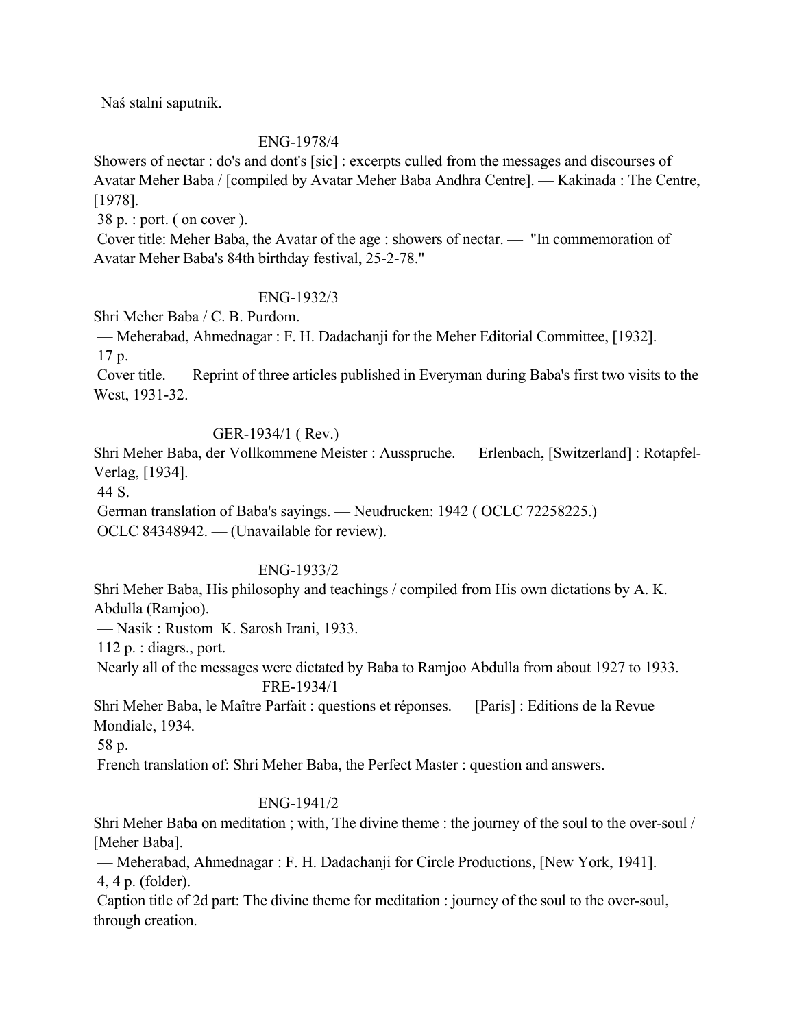Naś stalni saputnik.

ENG-1978/4

Showers of nectar : do's and dont's [sic] : excerpts culled from the messages and discourses of Avatar Meher Baba / [compiled by Avatar Meher Baba Andhra Centre]. — Kakinada : The Centre, [1978].

38 p. : port. ( on cover ).

Cover title: Meher Baba, the Avatar of the age : showers of nectar. — "In commemoration of Avatar Meher Baba's 84th birthday festival, 25-2-78."

ENG-1932/3

Shri Meher Baba / C. B. Purdom.

— Meherabad, Ahmednagar : F. H. Dadachanji for the Meher Editorial Committee, [1932].

17 p.

Cover title. — Reprint of three articles published in Everyman during Baba's first two visits to the West, 1931-32.

GER-1934/1 ( Rev.)

Shri Meher Baba, der Vollkommene Meister : Ausspruche. — Erlenbach, [Switzerland] : Rotapfel-Verlag, [1934].

44 S.

German translation of Baba's sayings. — Neudrucken: 1942 ( OCLC 72258225.)

OCLC 84348942. — (Unavailable for review).

ENG-1933/2

Shri Meher Baba, His philosophy and teachings / compiled from His own dictations by A. K. Abdulla (Ramjoo).

— Nasik : Rustom K. Sarosh Irani, 1933.

112 p. : diagrs., port.

Nearly all of the messages were dictated by Baba to Ramjoo Abdulla from about 1927 to 1933.

FRE-1934/1

Shri Meher Baba, le Maître Parfait : questions et réponses. — [Paris] : Editions de la Revue Mondiale, 1934.

58 p.

French translation of: Shri Meher Baba, the Perfect Master : question and answers.

ENG-1941/2

Shri Meher Baba on meditation ; with, The divine theme : the journey of the soul to the over-soul / [Meher Baba].

— Meherabad, Ahmednagar : F. H. Dadachanji for Circle Productions, [New York, 1941].

4, 4 p. (folder).

Caption title of 2d part: The divine theme for meditation : journey of the soul to the over-soul, through creation.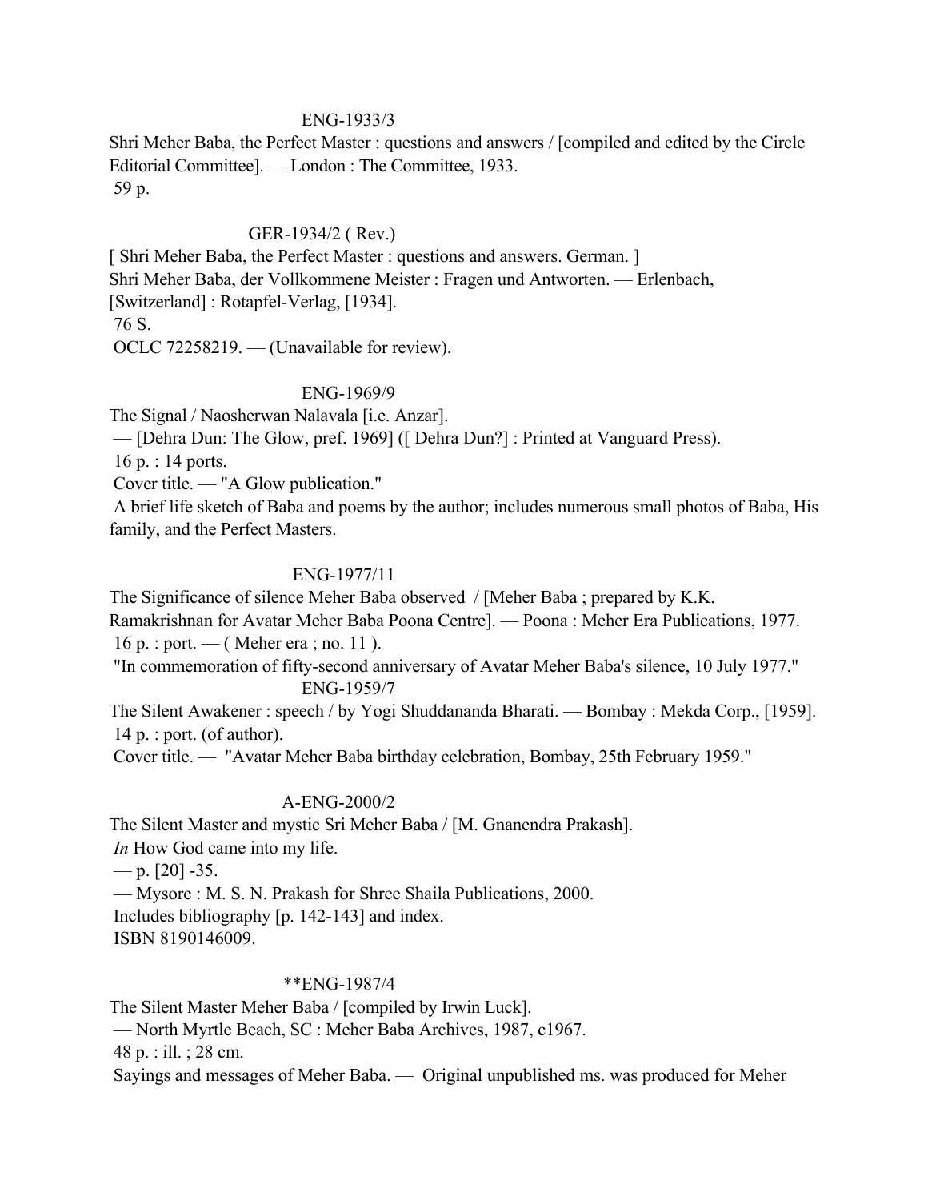ENG-1933/3

Shri Meher Baba, the Perfect Master : questions and answers / [compiled and edited by the Circle Editorial Committee]. — London : The Committee, 1933.
 59 p.

GER-1934/2 ( Rev.)

[ Shri Meher Baba, the Perfect Master : questions and answers. German. ]
Shri Meher Baba, der Vollkommene Meister : Fragen und Antworten. — Erlenbach, [Switzerland] : Rotapfel-Verlag, [1934].
 76 S.
 OCLC 72258219. — (Unavailable for review).

ENG-1969/9

The Signal / Naosherwan Nalavala [i.e. Anzar].
 — [Dehra Dun: The Glow, pref. 1969] ([ Dehra Dun?] : Printed at Vanguard Press).
 16 p. : 14 ports.
 Cover title. — "A Glow publication."
 A brief life sketch of Baba and poems by the author; includes numerous small photos of Baba, His family, and the Perfect Masters.

ENG-1977/11

The Significance of silence Meher Baba observed / [Meher Baba ; prepared by K.K. Ramakrishnan for Avatar Meher Baba Poona Centre]. — Poona : Meher Era Publications, 1977.
 16 p. : port. — ( Meher era ; no. 11 ).
 "In commemoration of fifty-second anniversary of Avatar Meher Baba's silence, 10 July 1977."

ENG-1959/7

The Silent Awakener : speech / by Yogi Shuddananda Bharati. — Bombay : Mekda Corp., [1959].
 14 p. : port. (of author).
 Cover title. — "Avatar Meher Baba birthday celebration, Bombay, 25th February 1959."

A-ENG-2000/2

The Silent Master and mystic Sri Meher Baba / [M. Gnanendra Prakash].
 *In* How God came into my life.
 — p. [20] -35.
 — Mysore : M. S. N. Prakash for Shree Shaila Publications, 2000.
 Includes bibliography [p. 142-143] and index.
 ISBN 8190146009.

**ENG-1987/4

The Silent Master Meher Baba / [compiled by Irwin Luck].
 — North Myrtle Beach, SC : Meher Baba Archives, 1987, c1967.
 48 p. : ill. ; 28 cm.
 Sayings and messages of Meher Baba. — Original unpublished ms. was produced for Meher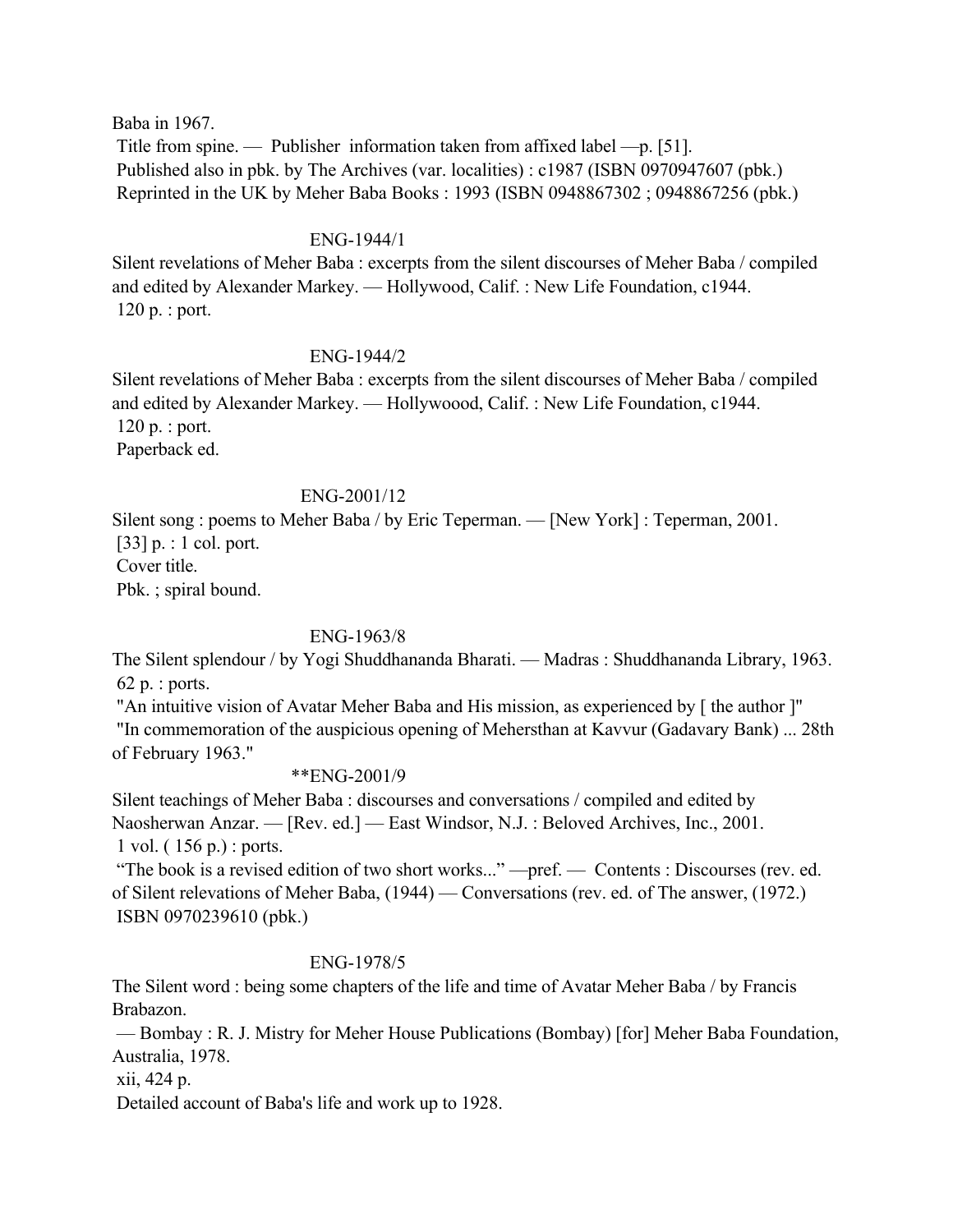Baba in 1967.
Title from spine. — Publisher information taken from affixed label —p. [51].
Published also in pbk. by The Archives (var. localities) : c1987 (ISBN 0970947607 (pbk.)
Reprinted in the UK by Meher Baba Books : 1993 (ISBN 0948867302 ; 0948867256 (pbk.)

ENG-1944/1

Silent revelations of Meher Baba : excerpts from the silent discourses of Meher Baba / compiled and edited by Alexander Markey. — Hollywood, Calif. : New Life Foundation, c1944.
120 p. : port.

ENG-1944/2

Silent revelations of Meher Baba : excerpts from the silent discourses of Meher Baba / compiled and edited by Alexander Markey. — Hollywoood, Calif. : New Life Foundation, c1944.
120 p. : port.
Paperback ed.

ENG-2001/12

Silent song : poems to Meher Baba / by Eric Teperman. — [New York] : Teperman, 2001.
[33] p. : 1 col. port.
Cover title.
Pbk. ; spiral bound.

ENG-1963/8

The Silent splendour / by Yogi Shuddhananda Bharati. — Madras : Shuddhananda Library, 1963.
62 p. : ports.
"An intuitive vision of Avatar Meher Baba and His mission, as experienced by [ the author ]"
"In commemoration of the auspicious opening of Mehersthan at Kavvur (Gadavary Bank) ... 28th of February 1963."

**ENG-2001/9

Silent teachings of Meher Baba : discourses and conversations / compiled and edited by Naosherwan Anzar. — [Rev. ed.] — East Windsor, N.J. : Beloved Archives, Inc., 2001.
1 vol. ( 156 p.) : ports.
"The book is a revised edition of two short works..." —pref. — Contents : Discourses (rev. ed. of Silent relevations of Meher Baba, (1944) — Conversations (rev. ed. of The answer, (1972.)
ISBN 0970239610 (pbk.)

ENG-1978/5

The Silent word : being some chapters of the life and time of Avatar Meher Baba / by Francis Brabazon.
— Bombay : R. J. Mistry for Meher House Publications (Bombay) [for] Meher Baba Foundation, Australia, 1978.
xii, 424 p.
Detailed account of Baba's life and work up to 1928.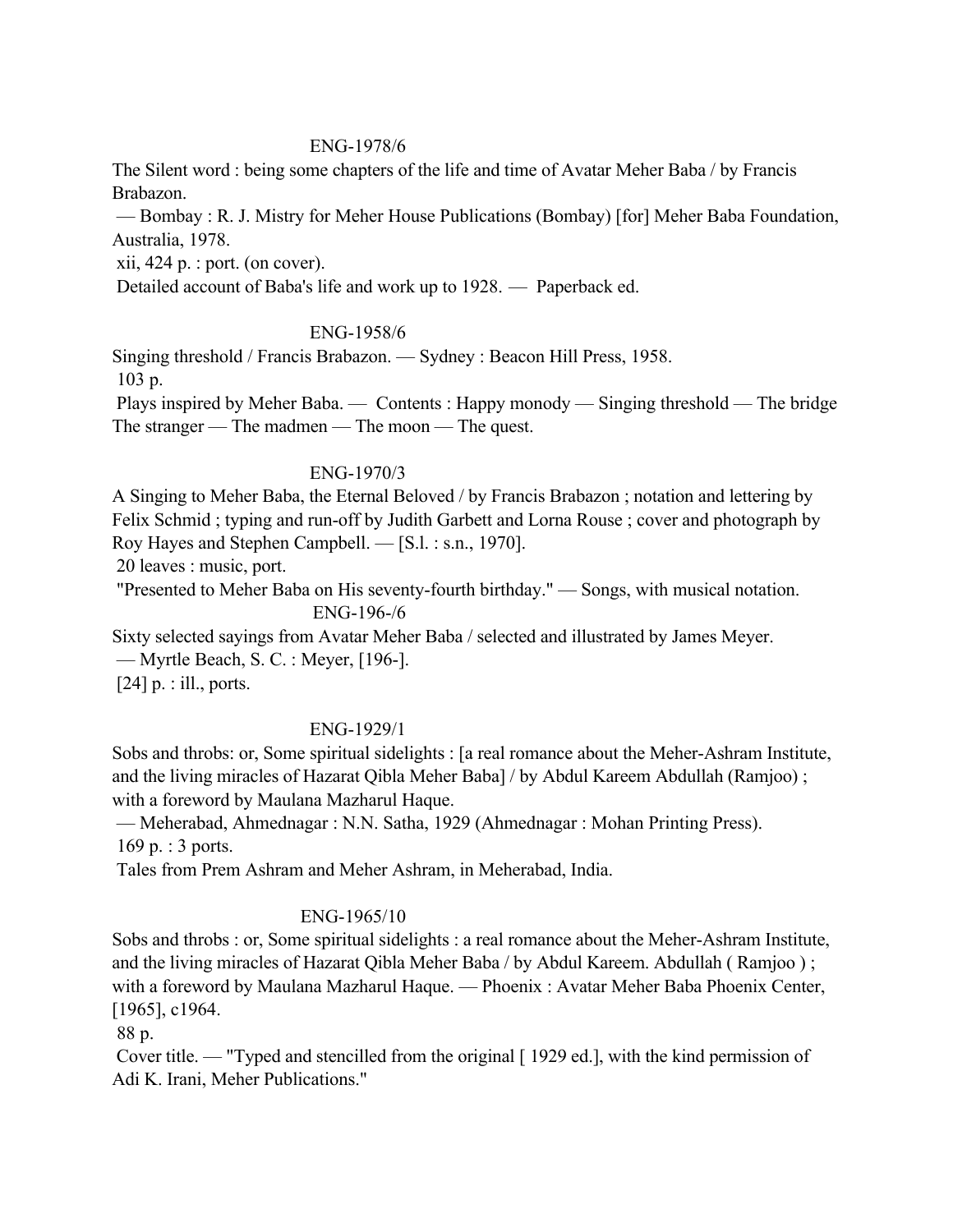ENG-1978/6

The Silent word : being some chapters of the life and time of Avatar Meher Baba / by Francis Brabazon.

— Bombay : R. J. Mistry for Meher House Publications (Bombay) [for] Meher Baba Foundation, Australia, 1978.

xii, 424 p. : port. (on cover).

Detailed account of Baba's life and work up to 1928. — Paperback ed.

ENG-1958/6

Singing threshold / Francis Brabazon. — Sydney : Beacon Hill Press, 1958.

103 p.

Plays inspired by Meher Baba. — Contents : Happy monody — Singing threshold — The bridge The stranger — The madmen — The moon — The quest.

ENG-1970/3

A Singing to Meher Baba, the Eternal Beloved / by Francis Brabazon ; notation and lettering by Felix Schmid ; typing and run-off by Judith Garbett and Lorna Rouse ; cover and photograph by Roy Hayes and Stephen Campbell. — [S.l. : s.n., 1970].

20 leaves : music, port.

"Presented to Meher Baba on His seventy-fourth birthday." — Songs, with musical notation.

ENG-196-/6

Sixty selected sayings from Avatar Meher Baba / selected and illustrated by James Meyer.

— Myrtle Beach, S. C. : Meyer, [196-].

[24] p. : ill., ports.

ENG-1929/1

Sobs and throbs: or, Some spiritual sidelights : [a real romance about the Meher-Ashram Institute, and the living miracles of Hazarat Qibla Meher Baba] / by Abdul Kareem Abdullah (Ramjoo) ; with a foreword by Maulana Mazharul Haque.

— Meherabad, Ahmednagar : N.N. Satha, 1929 (Ahmednagar : Mohan Printing Press).

169 p. : 3 ports.

Tales from Prem Ashram and Meher Ashram, in Meherabad, India.

ENG-1965/10

Sobs and throbs : or, Some spiritual sidelights : a real romance about the Meher-Ashram Institute, and the living miracles of Hazarat Qibla Meher Baba / by Abdul Kareem. Abdullah ( Ramjoo ) ; with a foreword by Maulana Mazharul Haque. — Phoenix : Avatar Meher Baba Phoenix Center, [1965], c1964.

88 p.

Cover title. — "Typed and stencilled from the original [ 1929 ed.], with the kind permission of Adi K. Irani, Meher Publications."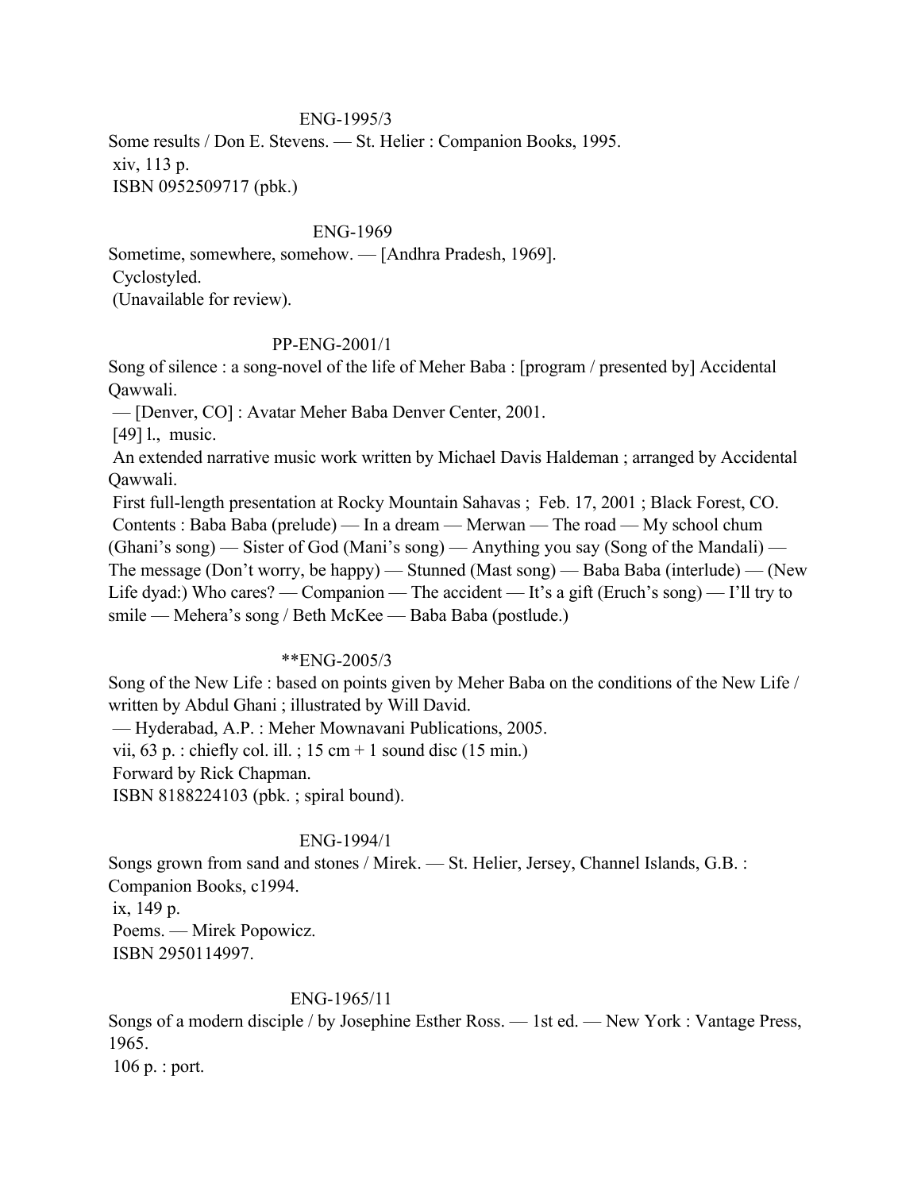ENG-1995/3

Some results / Don E. Stevens. — St. Helier : Companion Books, 1995.
xiv, 113 p.
ISBN 0952509717 (pbk.)

ENG-1969

Sometime, somewhere, somehow. — [Andhra Pradesh, 1969].
Cyclostyled.
(Unavailable for review).

PP-ENG-2001/1

Song of silence : a song-novel of the life of Meher Baba : [program / presented by] Accidental Qawwali.
— [Denver, CO] : Avatar Meher Baba Denver Center, 2001.
[49] l., music.
An extended narrative music work written by Michael Davis Haldeman ; arranged by Accidental Qawwali.
First full-length presentation at Rocky Mountain Sahavas ; Feb. 17, 2001 ; Black Forest, CO.
Contents : Baba Baba (prelude) — In a dream — Merwan — The road — My school chum (Ghani's song) — Sister of God (Mani's song) — Anything you say (Song of the Mandali) — The message (Don't worry, be happy) — Stunned (Mast song) — Baba Baba (interlude) — (New Life dyad:) Who cares? — Companion — The accident — It's a gift (Eruch's song) — I'll try to smile — Mehera's song / Beth McKee — Baba Baba (postlude.)

**ENG-2005/3

Song of the New Life : based on points given by Meher Baba on the conditions of the New Life / written by Abdul Ghani ; illustrated by Will David.
— Hyderabad, A.P. : Meher Mownavani Publications, 2005.
vii, 63 p. : chiefly col. ill. ; 15 cm + 1 sound disc (15 min.)
Forward by Rick Chapman.
ISBN 8188224103 (pbk. ; spiral bound).

ENG-1994/1

Songs grown from sand and stones / Mirek. — St. Helier, Jersey, Channel Islands, G.B. : Companion Books, c1994.
ix, 149 p.
Poems. — Mirek Popowicz.
ISBN 2950114997.

ENG-1965/11

Songs of a modern disciple / by Josephine Esther Ross. — 1st ed. — New York : Vantage Press, 1965.
106 p. : port.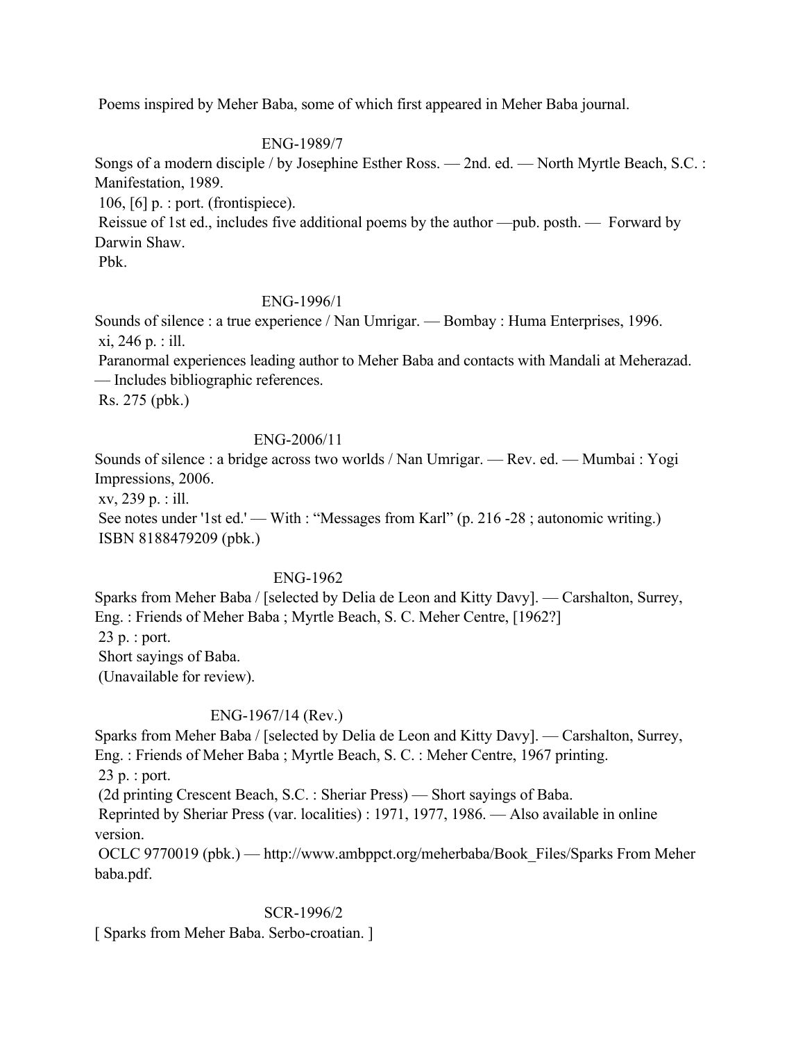Poems inspired by Meher Baba, some of which first appeared in Meher Baba journal.

ENG-1989/7

Songs of a modern disciple / by Josephine Esther Ross. — 2nd. ed. — North Myrtle Beach, S.C. : Manifestation, 1989.

106, [6] p. : port. (frontispiece).

Reissue of 1st ed., includes five additional poems by the author —pub. posth. — Forward by Darwin Shaw.

Pbk.

ENG-1996/1

Sounds of silence : a true experience / Nan Umrigar. — Bombay : Huma Enterprises, 1996.

xi, 246 p. : ill.

Paranormal experiences leading author to Meher Baba and contacts with Mandali at Meherazad. — Includes bibliographic references.

Rs. 275 (pbk.)

ENG-2006/11

Sounds of silence : a bridge across two worlds / Nan Umrigar. — Rev. ed. — Mumbai : Yogi Impressions, 2006.

xv, 239 p. : ill.

See notes under '1st ed.' — With : “Messages from Karl” (p. 216 -28 ; autonomic writing.)

ISBN 8188479209 (pbk.)

ENG-1962

Sparks from Meher Baba / [selected by Delia de Leon and Kitty Davy]. — Carshalton, Surrey, Eng. : Friends of Meher Baba ; Myrtle Beach, S. C. Meher Centre, [1962?]

23 p. : port.

Short sayings of Baba.

(Unavailable for review).

ENG-1967/14 (Rev.)

Sparks from Meher Baba / [selected by Delia de Leon and Kitty Davy]. — Carshalton, Surrey, Eng. : Friends of Meher Baba ; Myrtle Beach, S. C. : Meher Centre, 1967 printing.

23 p. : port.

(2d printing Crescent Beach, S.C. : Sheriar Press) — Short sayings of Baba.

Reprinted by Sheriar Press (var. localities) : 1971, 1977, 1986. — Also available in online version.

OCLC 9770019 (pbk.) — http://www.ambppct.org/meherbaba/Book_Files/Sparks From Meher baba.pdf.

SCR-1996/2

[ Sparks from Meher Baba. Serbo-croatian. ]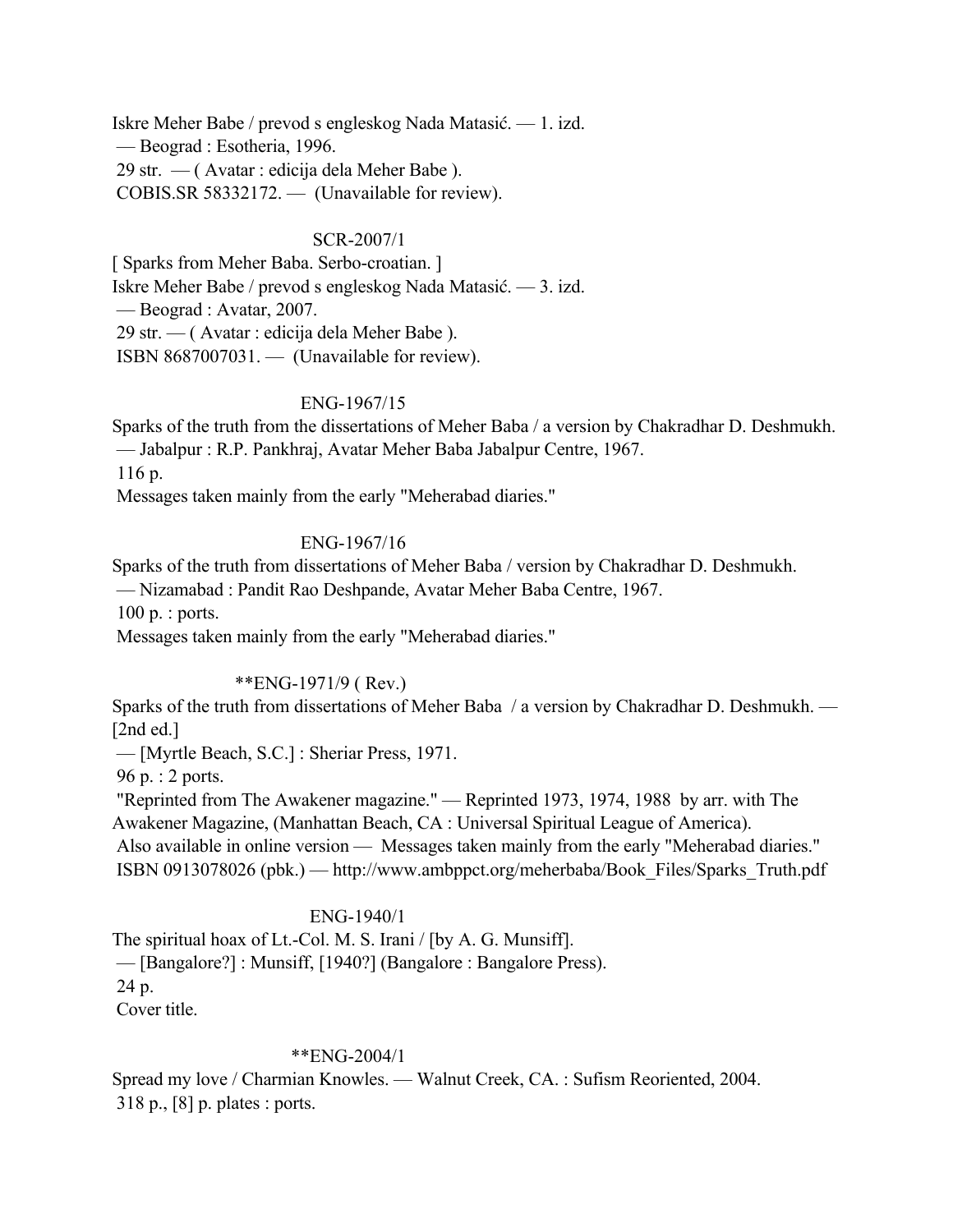Iskre Meher Babe / prevod s engleskog Nada Matasić. — 1. izd.
— Beograd : Esotheria, 1996.
29 str. — ( Avatar : edicija dela Meher Babe ).
COBIS.SR 58332172. — (Unavailable for review).

SCR-2007/1

[ Sparks from Meher Baba. Serbo-croatian. ]
Iskre Meher Babe / prevod s engleskog Nada Matasić. — 3. izd.
— Beograd : Avatar, 2007.
29 str. — ( Avatar : edicija dela Meher Babe ).
ISBN 8687007031. — (Unavailable for review).

ENG-1967/15

Sparks of the truth from the dissertations of Meher Baba / a version by Chakradhar D. Deshmukh.
— Jabalpur : R.P. Pankhraj, Avatar Meher Baba Jabalpur Centre, 1967.
116 p.
Messages taken mainly from the early "Meherabad diaries."

ENG-1967/16

Sparks of the truth from dissertations of Meher Baba / version by Chakradhar D. Deshmukh.
— Nizamabad : Pandit Rao Deshpande, Avatar Meher Baba Centre, 1967.
100 p. : ports.
Messages taken mainly from the early "Meherabad diaries."

**ENG-1971/9 ( Rev.)

Sparks of the truth from dissertations of Meher Baba / a version by Chakradhar D. Deshmukh. — [2nd ed.]
— [Myrtle Beach, S.C.] : Sheriar Press, 1971.
96 p. : 2 ports.
"Reprinted from The Awakener magazine." — Reprinted 1973, 1974, 1988 by arr. with The Awakener Magazine, (Manhattan Beach, CA : Universal Spiritual League of America).
Also available in online version — Messages taken mainly from the early "Meherabad diaries."
ISBN 0913078026 (pbk.) — http://www.ambppct.org/meherbaba/Book_Files/Sparks_Truth.pdf

ENG-1940/1

The spiritual hoax of Lt.-Col. M. S. Irani / [by A. G. Munsiff].
— [Bangalore?] : Munsiff, [1940?] (Bangalore : Bangalore Press).
24 p.
Cover title.

**ENG-2004/1

Spread my love / Charmian Knowles. — Walnut Creek, CA. : Sufism Reoriented, 2004.
318 p., [8] p. plates : ports.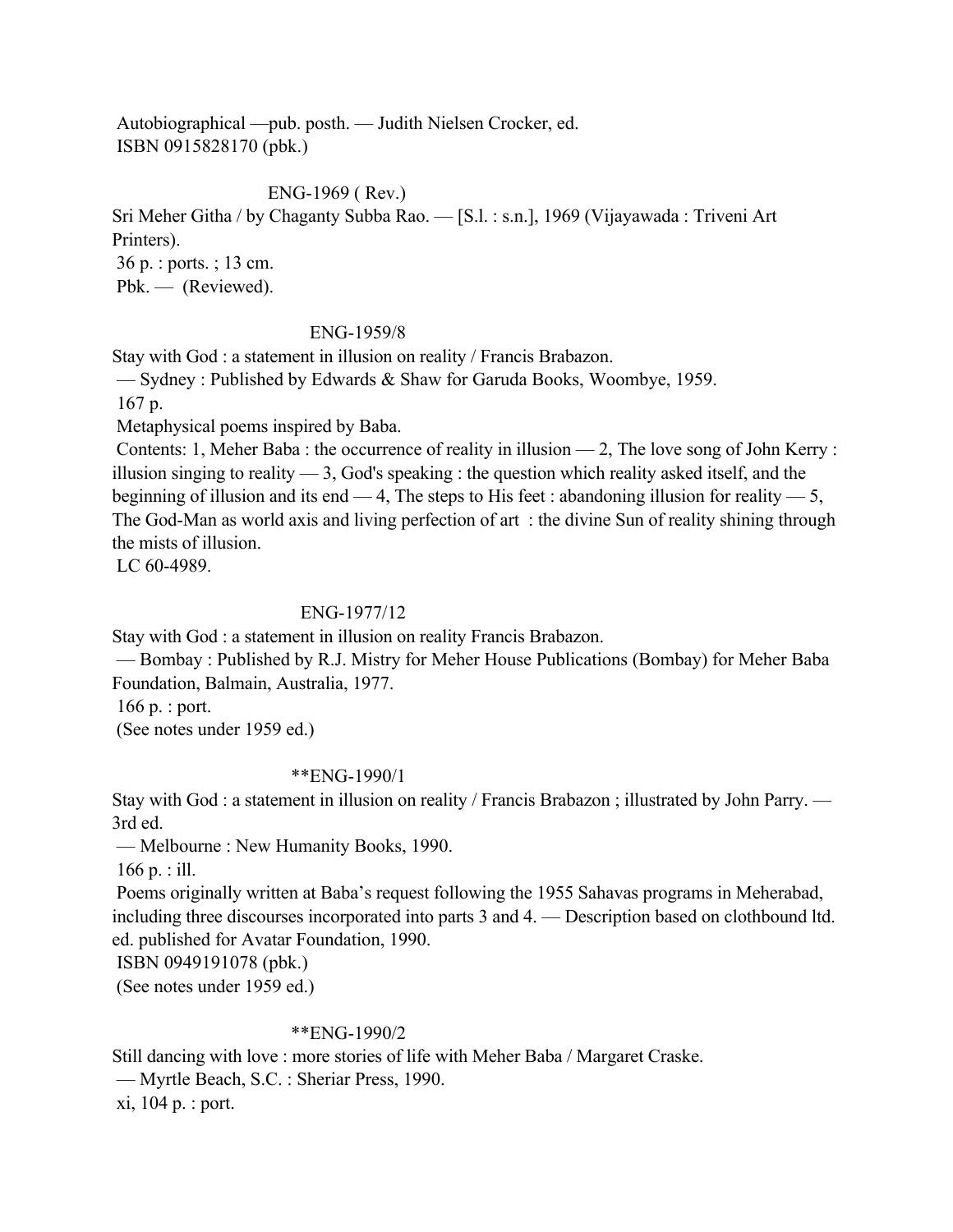Autobiographical —pub. posth. — Judith Nielsen Crocker, ed.
ISBN 0915828170 (pbk.)

ENG-1969 ( Rev.)

Sri Meher Githa / by Chaganty Subba Rao. — [S.l. : s.n.], 1969 (Vijayawada : Triveni Art Printers).
36 p. : ports. ; 13 cm.
Pbk. — (Reviewed).

ENG-1959/8

Stay with God : a statement in illusion on reality / Francis Brabazon.
— Sydney : Published by Edwards & Shaw for Garuda Books, Woombye, 1959.
167 p.
Metaphysical poems inspired by Baba.
Contents: 1, Meher Baba : the occurrence of reality in illusion — 2, The love song of John Kerry : illusion singing to reality — 3, God's speaking : the question which reality asked itself, and the beginning of illusion and its end — 4, The steps to His feet : abandoning illusion for reality — 5, The God-Man as world axis and living perfection of art : the divine Sun of reality shining through the mists of illusion.
LC 60-4989.

ENG-1977/12

Stay with God : a statement in illusion on reality Francis Brabazon.
— Bombay : Published by R.J. Mistry for Meher House Publications (Bombay) for Meher Baba Foundation, Balmain, Australia, 1977.
166 p. : port.
(See notes under 1959 ed.)

**ENG-1990/1

Stay with God : a statement in illusion on reality / Francis Brabazon ; illustrated by John Parry. — 3rd ed.
— Melbourne : New Humanity Books, 1990.
166 p. : ill.
Poems originally written at Baba's request following the 1955 Sahavas programs in Meherabad, including three discourses incorporated into parts 3 and 4. — Description based on clothbound ltd. ed. published for Avatar Foundation, 1990.
ISBN 0949191078 (pbk.)
(See notes under 1959 ed.)

**ENG-1990/2

Still dancing with love : more stories of life with Meher Baba / Margaret Craske.
— Myrtle Beach, S.C. : Sheriar Press, 1990.
xi, 104 p. : port.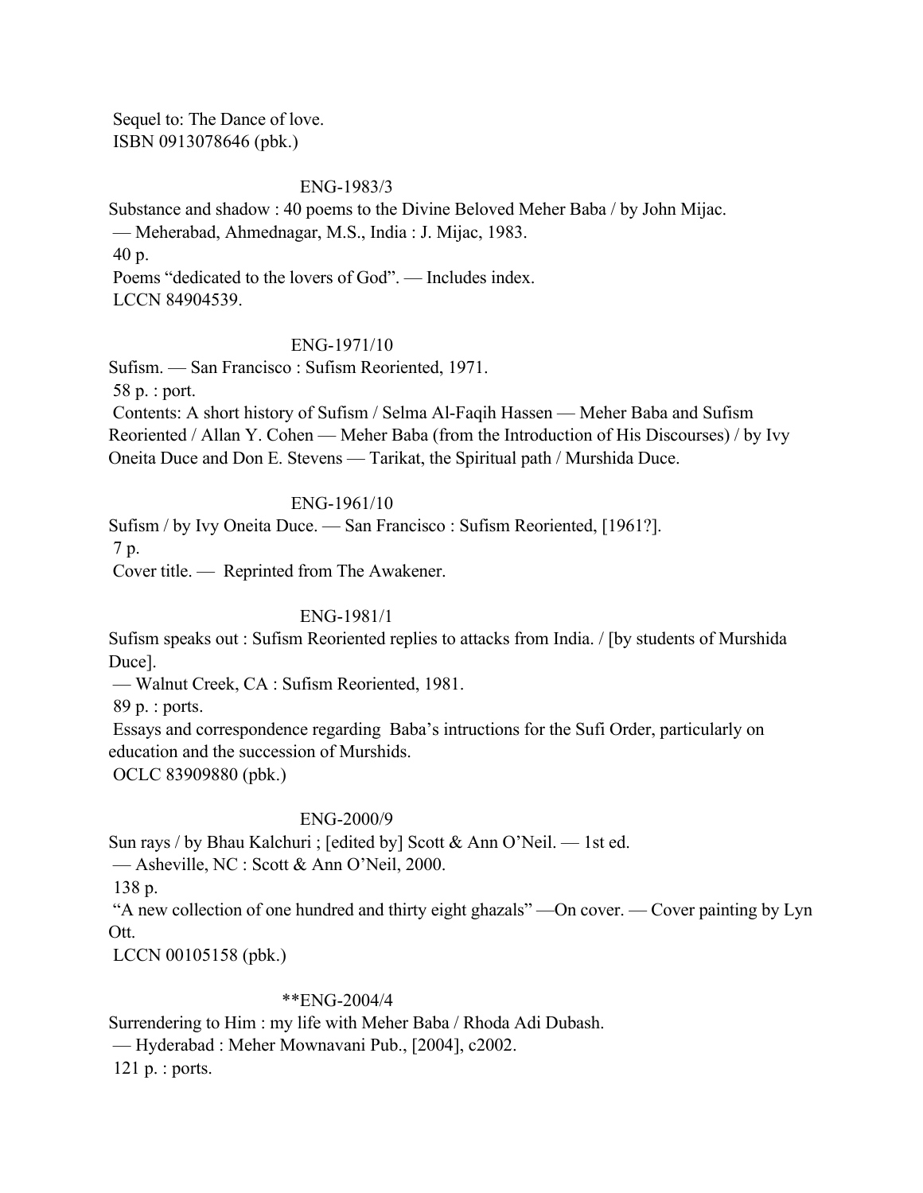Sequel to: The Dance of love.
ISBN 0913078646 (pbk.)

ENG-1983/3

Substance and shadow : 40 poems to the Divine Beloved Meher Baba / by John Mijac.
— Meherabad, Ahmednagar, M.S., India : J. Mijac, 1983.
40 p.
Poems "dedicated to the lovers of God". — Includes index.
LCCN 84904539.

ENG-1971/10

Sufism. — San Francisco : Sufism Reoriented, 1971.
58 p. : port.
Contents: A short history of Sufism / Selma Al-Faqih Hassen — Meher Baba and Sufism Reoriented / Allan Y. Cohen — Meher Baba (from the Introduction of His Discourses) / by Ivy Oneita Duce and Don E. Stevens — Tarikat, the Spiritual path / Murshida Duce.

ENG-1961/10

Sufism / by Ivy Oneita Duce. — San Francisco : Sufism Reoriented, [1961?].
7 p.
Cover title. — Reprinted from The Awakener.

ENG-1981/1

Sufism speaks out : Sufism Reoriented replies to attacks from India. / [by students of Murshida Duce].
— Walnut Creek, CA : Sufism Reoriented, 1981.
89 p. : ports.
Essays and correspondence regarding Baba's intructions for the Sufi Order, particularly on education and the succession of Murshids.
OCLC 83909880 (pbk.)

ENG-2000/9

Sun rays / by Bhau Kalchuri ; [edited by] Scott & Ann O'Neil. — 1st ed.
— Asheville, NC : Scott & Ann O'Neil, 2000.
138 p.
"A new collection of one hundred and thirty eight ghazals" —On cover. — Cover painting by Lyn Ott.
LCCN 00105158 (pbk.)

**ENG-2004/4

Surrendering to Him : my life with Meher Baba / Rhoda Adi Dubash.
— Hyderabad : Meher Mownavani Pub., [2004], c2002.
121 p. : ports.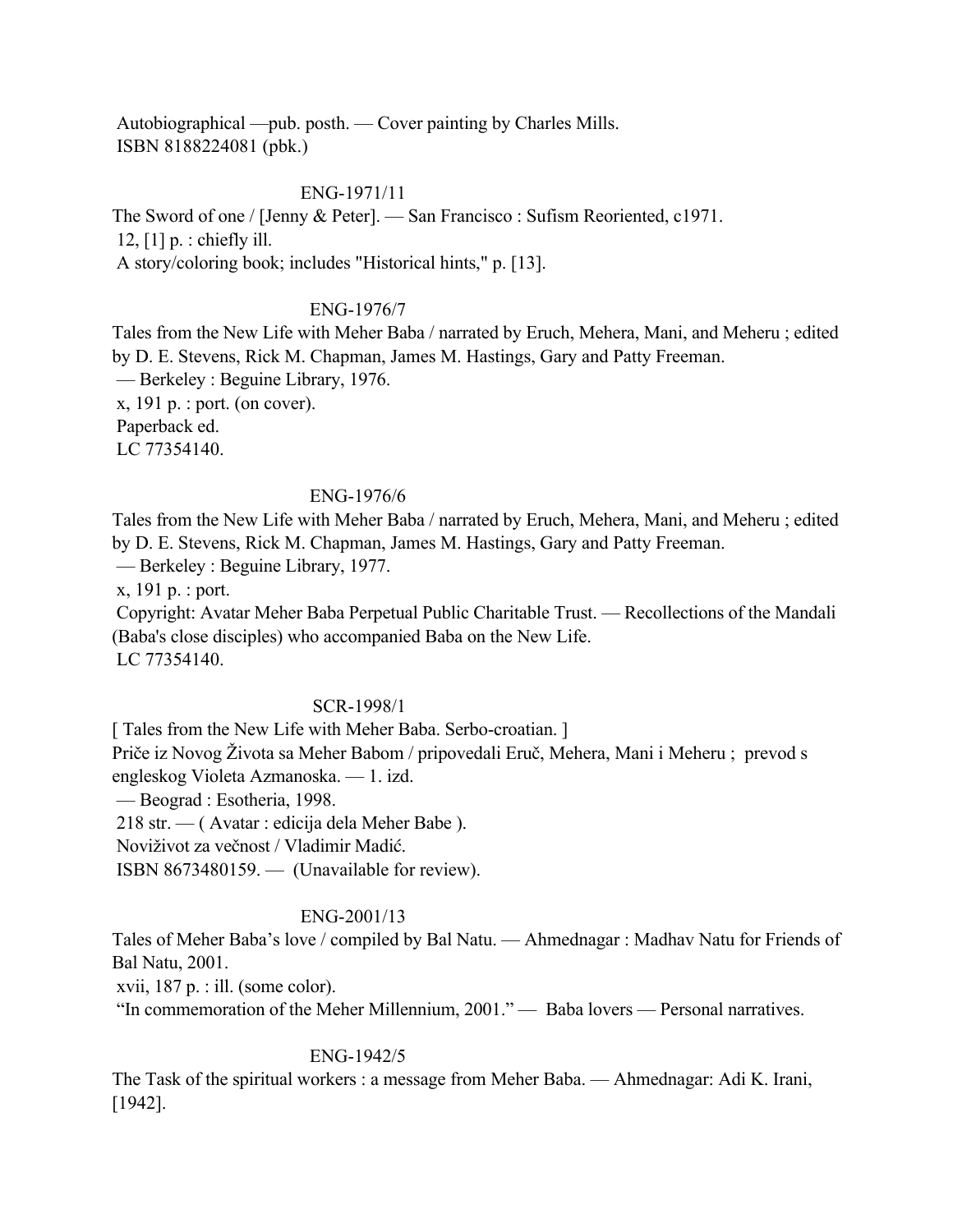Autobiographical —pub. posth. — Cover painting by Charles Mills.
ISBN 8188224081 (pbk.)

ENG-1971/11

The Sword of one / [Jenny & Peter]. — San Francisco : Sufism Reoriented, c1971.
12, [1] p. : chiefly ill.
A story/coloring book; includes "Historical hints," p. [13].

ENG-1976/7

Tales from the New Life with Meher Baba / narrated by Eruch, Mehera, Mani, and Meheru ; edited by D. E. Stevens, Rick M. Chapman, James M. Hastings, Gary and Patty Freeman.
— Berkeley : Beguine Library, 1976.
x, 191 p. : port. (on cover).
Paperback ed.
LC 77354140.

ENG-1976/6

Tales from the New Life with Meher Baba / narrated by Eruch, Mehera, Mani, and Meheru ; edited by D. E. Stevens, Rick M. Chapman, James M. Hastings, Gary and Patty Freeman.
— Berkeley : Beguine Library, 1977.
x, 191 p. : port.
Copyright: Avatar Meher Baba Perpetual Public Charitable Trust. — Recollections of the Mandali (Baba's close disciples) who accompanied Baba on the New Life.
LC 77354140.

SCR-1998/1

[ Tales from the New Life with Meher Baba. Serbo-croatian. ]
Priče iz Novog Života sa Meher Babom / pripovedali Eruč, Mehera, Mani i Meheru ; prevod s engleskog Violeta Azmanoska. — 1. izd.
— Beograd : Esotheria, 1998.
218 str. — ( Avatar : edicija dela Meher Babe ).
Noviživot za večnost / Vladimir Madić.
ISBN 8673480159. — (Unavailable for review).

ENG-2001/13

Tales of Meher Baba's love / compiled by Bal Natu. — Ahmednagar : Madhav Natu for Friends of Bal Natu, 2001.
xvii, 187 p. : ill. (some color).
"In commemoration of the Meher Millennium, 2001." — Baba lovers — Personal narratives.

ENG-1942/5

The Task of the spiritual workers : a message from Meher Baba. — Ahmednagar: Adi K. Irani, [1942].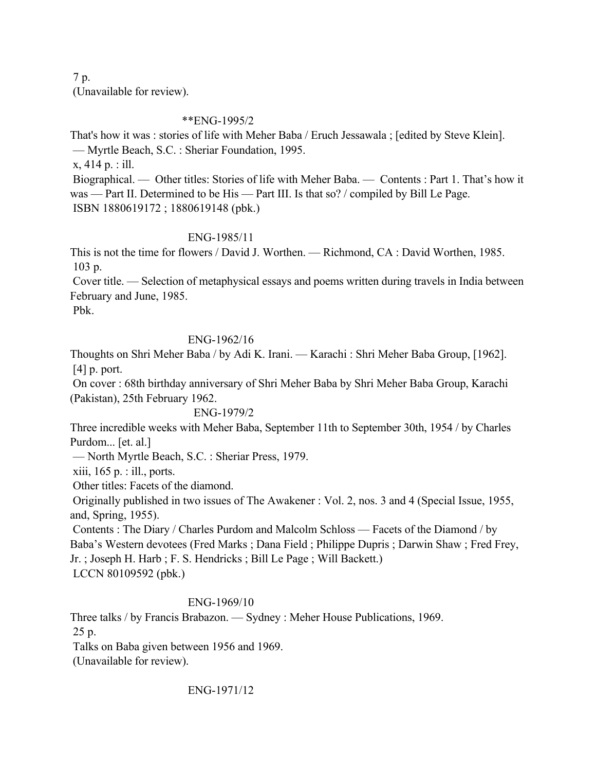7 p.
(Unavailable for review).

**ENG-1995/2

That's how it was : stories of life with Meher Baba / Eruch Jessawala ; [edited by Steve Klein].
— Myrtle Beach, S.C. : Sheriar Foundation, 1995.
x, 414 p. : ill.
Biographical. — Other titles: Stories of life with Meher Baba. — Contents : Part 1. That's how it was — Part II. Determined to be His — Part III. Is that so? / compiled by Bill Le Page.
ISBN 1880619172 ; 1880619148 (pbk.)

ENG-1985/11

This is not the time for flowers / David J. Worthen. — Richmond, CA : David Worthen, 1985.
103 p.
Cover title. — Selection of metaphysical essays and poems written during travels in India between February and June, 1985.
Pbk.

ENG-1962/16

Thoughts on Shri Meher Baba / by Adi K. Irani. — Karachi : Shri Meher Baba Group, [1962].
[4] p. port.
On cover : 68th birthday anniversary of Shri Meher Baba by Shri Meher Baba Group, Karachi (Pakistan), 25th February 1962.

ENG-1979/2

Three incredible weeks with Meher Baba, September 11th to September 30th, 1954 / by Charles Purdom... [et. al.]
— North Myrtle Beach, S.C. : Sheriar Press, 1979.
xiii, 165 p. : ill., ports.
Other titles: Facets of the diamond.
Originally published in two issues of The Awakener : Vol. 2, nos. 3 and 4 (Special Issue, 1955, and, Spring, 1955).
Contents : The Diary / Charles Purdom and Malcolm Schloss — Facets of the Diamond / by Baba's Western devotees (Fred Marks ; Dana Field ; Philippe Dupris ; Darwin Shaw ; Fred Frey, Jr. ; Joseph H. Harb ; F. S. Hendricks ; Bill Le Page ; Will Backett.)
LCCN 80109592 (pbk.)

ENG-1969/10

Three talks / by Francis Brabazon. — Sydney : Meher House Publications, 1969.
25 p.
Talks on Baba given between 1956 and 1969.
(Unavailable for review).

ENG-1971/12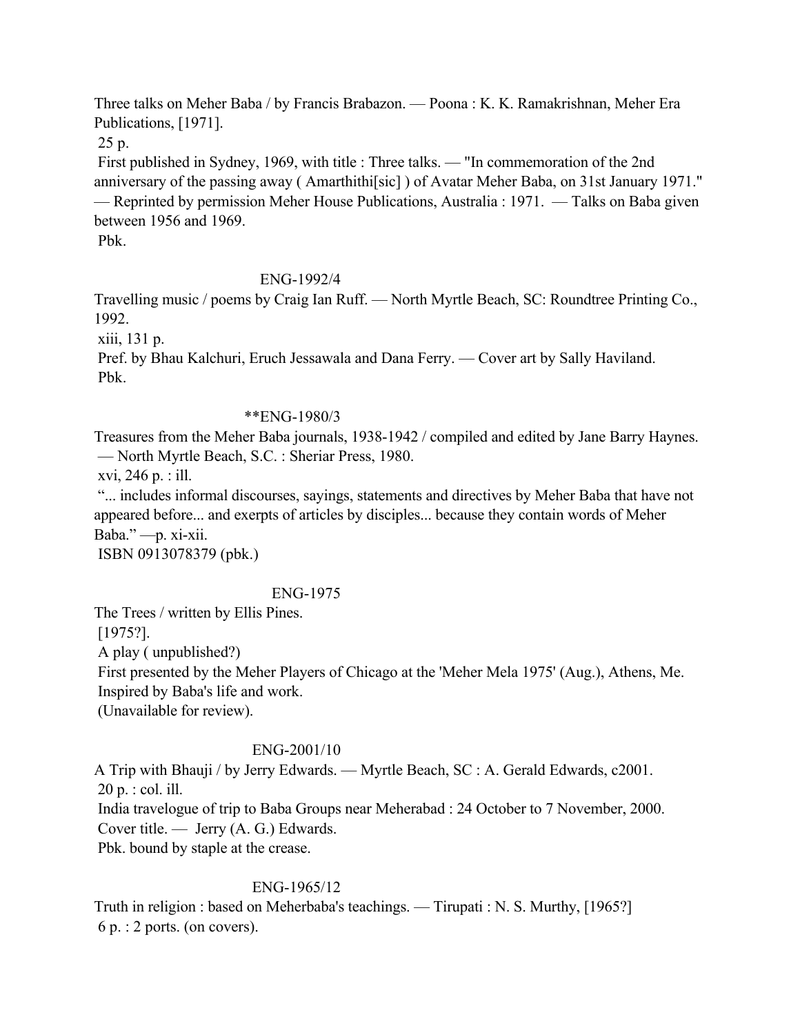Three talks on Meher Baba / by Francis Brabazon. — Poona : K. K. Ramakrishnan, Meher Era Publications, [1971].

25 p.

First published in Sydney, 1969, with title : Three talks. — "In commemoration of the 2nd anniversary of the passing away ( Amarthithi[sic] ) of Avatar Meher Baba, on 31st January 1971." — Reprinted by permission Meher House Publications, Australia : 1971. — Talks on Baba given between 1956 and 1969.

Pbk.

ENG-1992/4

Travelling music / poems by Craig Ian Ruff. — North Myrtle Beach, SC: Roundtree Printing Co., 1992.

xiii, 131 p.

Pref. by Bhau Kalchuri, Eruch Jessawala and Dana Ferry. — Cover art by Sally Haviland.

Pbk.

**ENG-1980/3

Treasures from the Meher Baba journals, 1938-1942 / compiled and edited by Jane Barry Haynes. — North Myrtle Beach, S.C. : Sheriar Press, 1980.

xvi, 246 p. : ill.

"... includes informal discourses, sayings, statements and directives by Meher Baba that have not appeared before... and exerpts of articles by disciples... because they contain words of Meher Baba." —p. xi-xii.

ISBN 0913078379 (pbk.)

ENG-1975

The Trees / written by Ellis Pines.

[1975?].

A play ( unpublished?)

First presented by the Meher Players of Chicago at the 'Meher Mela 1975' (Aug.), Athens, Me.

Inspired by Baba's life and work.

(Unavailable for review).

ENG-2001/10

A Trip with Bhauji / by Jerry Edwards. — Myrtle Beach, SC : A. Gerald Edwards, c2001.

20 p. : col. ill.

India travelogue of trip to Baba Groups near Meherabad : 24 October to 7 November, 2000.

Cover title. — Jerry (A. G.) Edwards.

Pbk. bound by staple at the crease.

ENG-1965/12

Truth in religion : based on Meherbaba's teachings. — Tirupati : N. S. Murthy, [1965?]

6 p. : 2 ports. (on covers).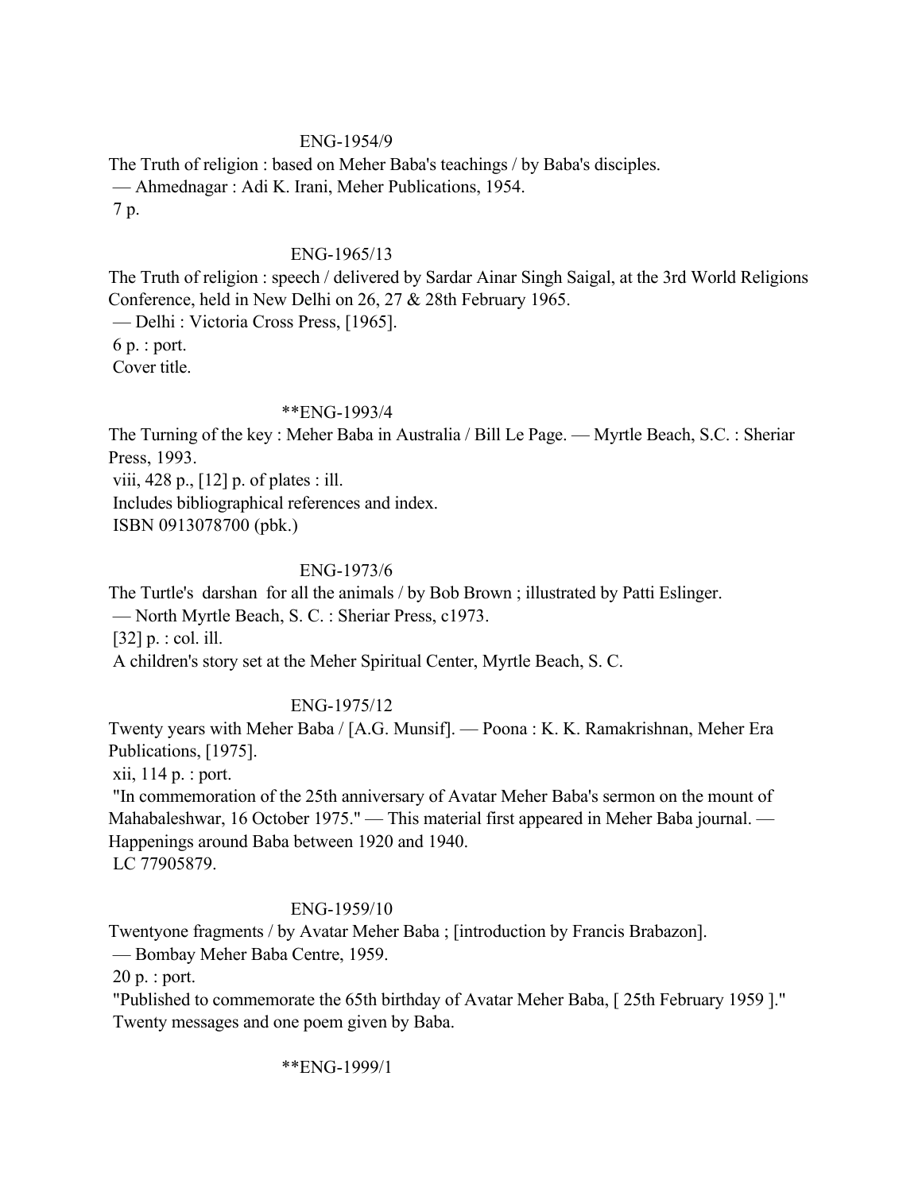ENG-1954/9

The Truth of religion : based on Meher Baba's teachings / by Baba's disciples.
— Ahmednagar : Adi K. Irani, Meher Publications, 1954.
7 p.

ENG-1965/13

The Truth of religion : speech / delivered by Sardar Ainar Singh Saigal, at the 3rd World Religions Conference, held in New Delhi on 26, 27 & 28th February 1965.
— Delhi : Victoria Cross Press, [1965].
6 p. : port.
Cover title.

**ENG-1993/4

The Turning of the key : Meher Baba in Australia / Bill Le Page. — Myrtle Beach, S.C. : Sheriar Press, 1993.
viii, 428 p., [12] p. of plates : ill.
Includes bibliographical references and index.
ISBN 0913078700 (pbk.)

ENG-1973/6

The Turtle's darshan for all the animals / by Bob Brown ; illustrated by Patti Eslinger.
— North Myrtle Beach, S. C. : Sheriar Press, c1973.
[32] p. : col. ill.
A children's story set at the Meher Spiritual Center, Myrtle Beach, S. C.

ENG-1975/12

Twenty years with Meher Baba / [A.G. Munsif]. — Poona : K. K. Ramakrishnan, Meher Era Publications, [1975].
xii, 114 p. : port.
"In commemoration of the 25th anniversary of Avatar Meher Baba's sermon on the mount of Mahabaleshwar, 16 October 1975." — This material first appeared in Meher Baba journal. — Happenings around Baba between 1920 and 1940.
LC 77905879.

ENG-1959/10

Twentyone fragments / by Avatar Meher Baba ; [introduction by Francis Brabazon].
— Bombay Meher Baba Centre, 1959.
20 p. : port.
"Published to commemorate the 65th birthday of Avatar Meher Baba, [ 25th February 1959 ]."
Twenty messages and one poem given by Baba.

**ENG-1999/1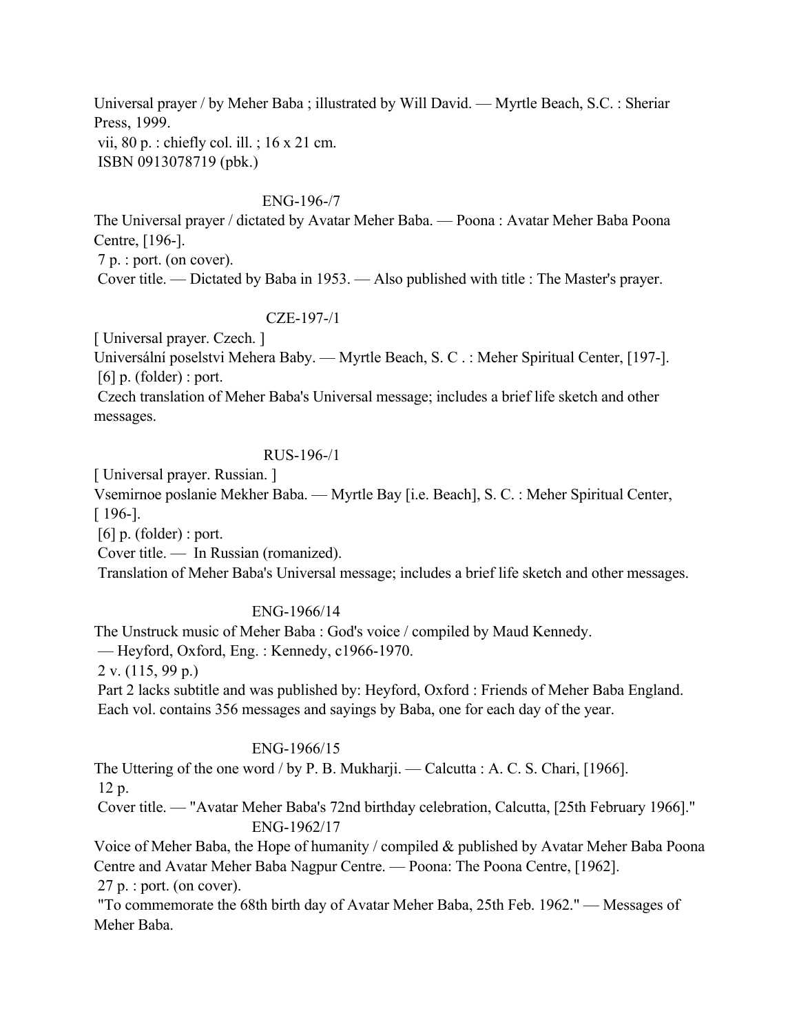Universal prayer / by Meher Baba ; illustrated by Will David. — Myrtle Beach, S.C. : Sheriar Press, 1999.
vii, 80 p. : chiefly col. ill. ; 16 x 21 cm.
ISBN 0913078719 (pbk.)

ENG-196-/7

The Universal prayer / dictated by Avatar Meher Baba. — Poona : Avatar Meher Baba Poona Centre, [196-].
7 p. : port. (on cover).
Cover title. — Dictated by Baba in 1953. — Also published with title : The Master's prayer.

CZE-197-/1

[ Universal prayer. Czech. ]
Universální poselstvi Mehera Baby. — Myrtle Beach, S. C . : Meher Spiritual Center, [197-].
[6] p. (folder) : port.
Czech translation of Meher Baba's Universal message; includes a brief life sketch and other messages.

RUS-196-/1

[ Universal prayer. Russian. ]
Vsemirnoe poslanie Mekher Baba. — Myrtle Bay [i.e. Beach], S. C. : Meher Spiritual Center, [ 196-].
[6] p. (folder) : port.
Cover title. — In Russian (romanized).
Translation of Meher Baba's Universal message; includes a brief life sketch and other messages.

ENG-1966/14

The Unstruck music of Meher Baba : God's voice / compiled by Maud Kennedy.
— Heyford, Oxford, Eng. : Kennedy, c1966-1970.
2 v. (115, 99 p.)
Part 2 lacks subtitle and was published by: Heyford, Oxford : Friends of Meher Baba England.
Each vol. contains 356 messages and sayings by Baba, one for each day of the year.

ENG-1966/15

The Uttering of the one word / by P. B. Mukharji. — Calcutta : A. C. S. Chari, [1966].
12 p.
Cover title. — "Avatar Meher Baba's 72nd birthday celebration, Calcutta, [25th February 1966]."

ENG-1962/17

Voice of Meher Baba, the Hope of humanity / compiled & published by Avatar Meher Baba Poona Centre and Avatar Meher Baba Nagpur Centre. — Poona: The Poona Centre, [1962].
27 p. : port. (on cover).
"To commemorate the 68th birth day of Avatar Meher Baba, 25th Feb. 1962." — Messages of Meher Baba.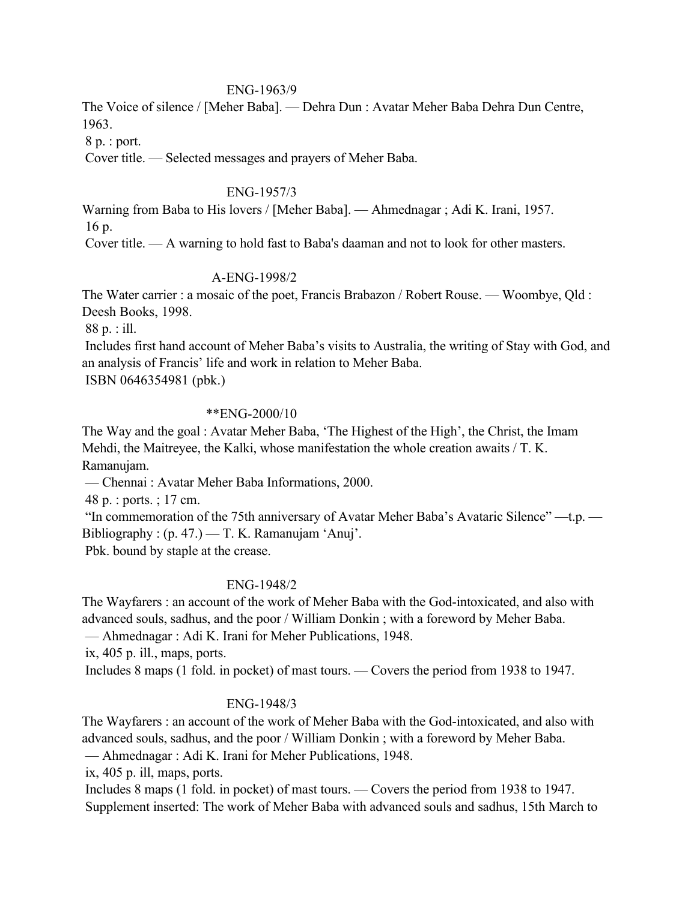ENG-1963/9

The Voice of silence / [Meher Baba]. — Dehra Dun : Avatar Meher Baba Dehra Dun Centre, 1963.

8 p. : port.

Cover title. — Selected messages and prayers of Meher Baba.

ENG-1957/3

Warning from Baba to His lovers / [Meher Baba]. — Ahmednagar ; Adi K. Irani, 1957.

16 p.

Cover title. — A warning to hold fast to Baba's daaman and not to look for other masters.

A-ENG-1998/2

The Water carrier : a mosaic of the poet, Francis Brabazon / Robert Rouse. — Woombye, Qld : Deesh Books, 1998.

88 p. : ill.

Includes first hand account of Meher Baba’s visits to Australia, the writing of Stay with God, and an analysis of Francis’ life and work in relation to Meher Baba.

ISBN 0646354981 (pbk.)

**ENG-2000/10

The Way and the goal : Avatar Meher Baba, ‘The Highest of the High’, the Christ, the Imam Mehdi, the Maitreyee, the Kalki, whose manifestation the whole creation awaits / T. K. Ramanujam.

— Chennai : Avatar Meher Baba Informations, 2000.

48 p. : ports. ; 17 cm.

“In commemoration of the 75th anniversary of Avatar Meher Baba’s Avataric Silence” —t.p. — Bibliography : (p. 47.) — T. K. Ramanujam ‘Anuj’.

Pbk. bound by staple at the crease.

ENG-1948/2

The Wayfarers : an account of the work of Meher Baba with the God-intoxicated, and also with advanced souls, sadhus, and the poor / William Donkin ; with a foreword by Meher Baba.

— Ahmednagar : Adi K. Irani for Meher Publications, 1948.

ix, 405 p. ill., maps, ports.

Includes 8 maps (1 fold. in pocket) of mast tours. — Covers the period from 1938 to 1947.

ENG-1948/3

The Wayfarers : an account of the work of Meher Baba with the God-intoxicated, and also with advanced souls, sadhus, and the poor / William Donkin ; with a foreword by Meher Baba.

— Ahmednagar : Adi K. Irani for Meher Publications, 1948.

ix, 405 p. ill, maps, ports.

Includes 8 maps (1 fold. in pocket) of mast tours. — Covers the period from 1938 to 1947.

Supplement inserted: The work of Meher Baba with advanced souls and sadhus, 15th March to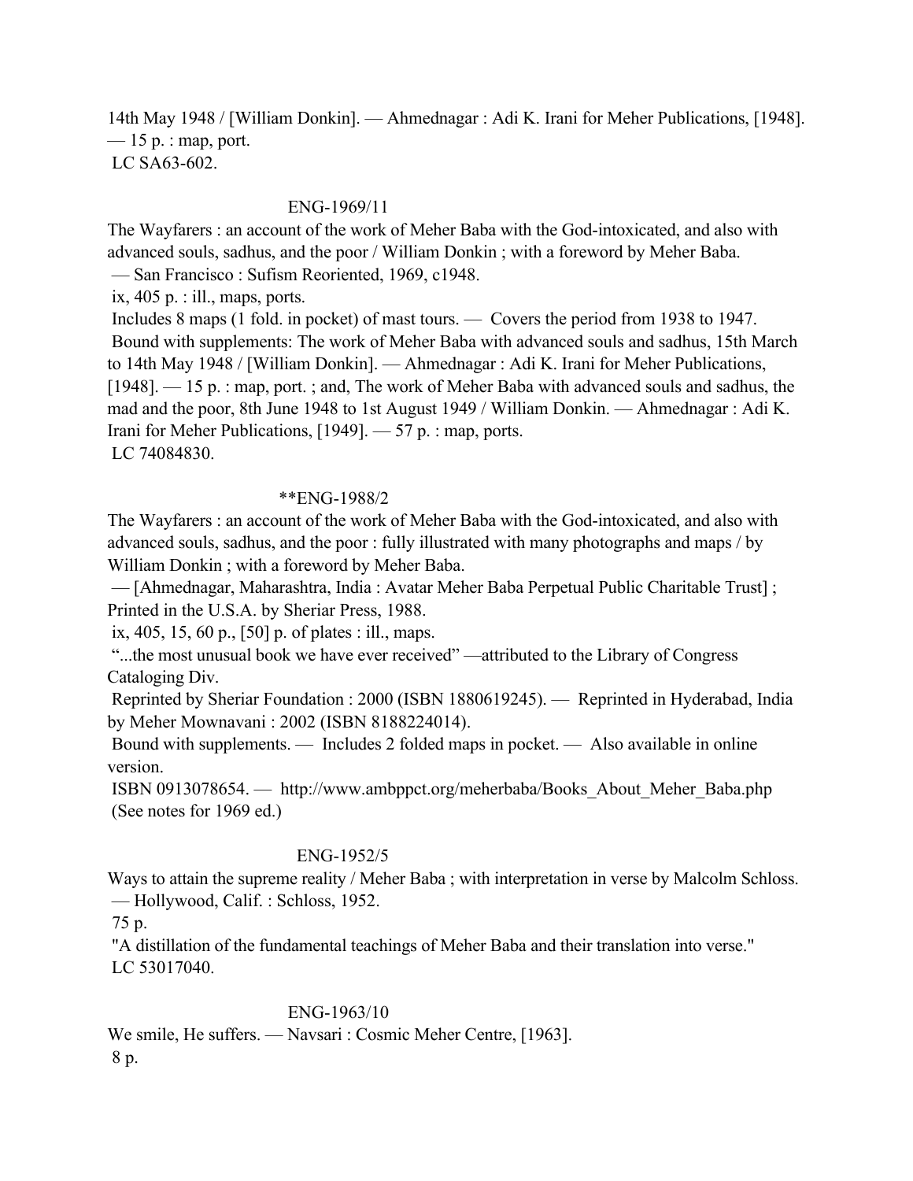14th May 1948 / [William Donkin]. — Ahmednagar : Adi K. Irani for Meher Publications, [1948]. — 15 p. : map, port.
LC SA63-602.

ENG-1969/11

The Wayfarers : an account of the work of Meher Baba with the God-intoxicated, and also with advanced souls, sadhus, and the poor / William Donkin ; with a foreword by Meher Baba.
— San Francisco : Sufism Reoriented, 1969, c1948.
ix, 405 p. : ill., maps, ports.
Includes 8 maps (1 fold. in pocket) of mast tours. — Covers the period from 1938 to 1947.
Bound with supplements: The work of Meher Baba with advanced souls and sadhus, 15th March to 14th May 1948 / [William Donkin]. — Ahmednagar : Adi K. Irani for Meher Publications, [1948]. — 15 p. : map, port. ; and, The work of Meher Baba with advanced souls and sadhus, the mad and the poor, 8th June 1948 to 1st August 1949 / William Donkin. — Ahmednagar : Adi K. Irani for Meher Publications, [1949]. — 57 p. : map, ports.
LC 74084830.

**ENG-1988/2

The Wayfarers : an account of the work of Meher Baba with the God-intoxicated, and also with advanced souls, sadhus, and the poor : fully illustrated with many photographs and maps / by William Donkin ; with a foreword by Meher Baba.
— [Ahmednagar, Maharashtra, India : Avatar Meher Baba Perpetual Public Charitable Trust] ; Printed in the U.S.A. by Sheriar Press, 1988.
ix, 405, 15, 60 p., [50] p. of plates : ill., maps.
"...the most unusual book we have ever received" —attributed to the Library of Congress Cataloging Div.
Reprinted by Sheriar Foundation : 2000 (ISBN 1880619245). — Reprinted in Hyderabad, India by Meher Mownavani : 2002 (ISBN 8188224014).
Bound with supplements. — Includes 2 folded maps in pocket. — Also available in online version.
ISBN 0913078654. — http://www.ambppct.org/meherbaba/Books_About_Meher_Baba.php
(See notes for 1969 ed.)

ENG-1952/5

Ways to attain the supreme reality / Meher Baba ; with interpretation in verse by Malcolm Schloss.
— Hollywood, Calif. : Schloss, 1952.
75 p.
"A distillation of the fundamental teachings of Meher Baba and their translation into verse."
LC 53017040.

ENG-1963/10

We smile, He suffers. — Navsari : Cosmic Meher Centre, [1963].
8 p.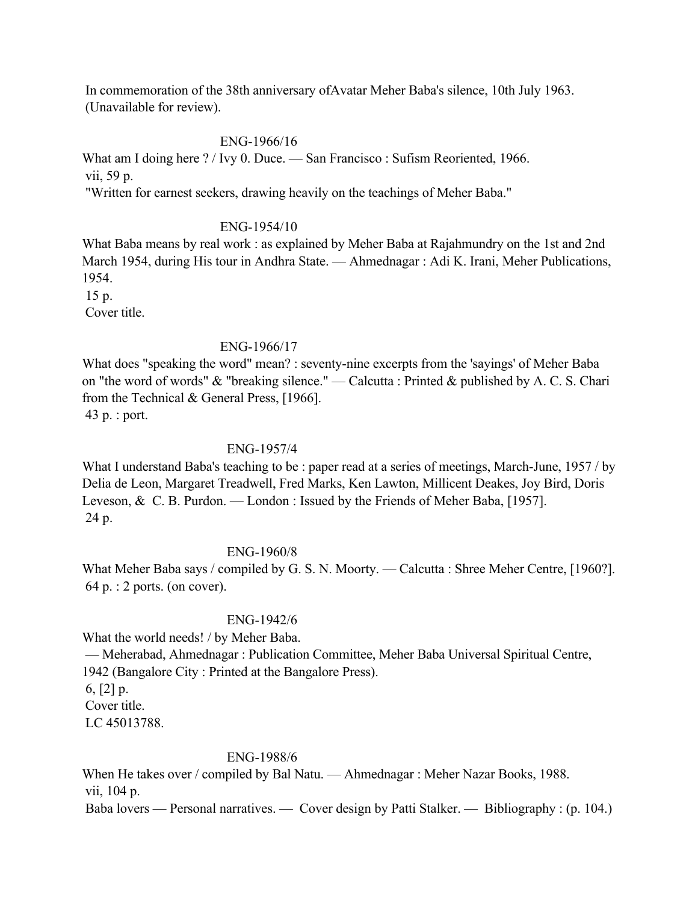In commemoration of the 38th anniversary ofAvatar Meher Baba's silence, 10th July 1963. (Unavailable for review).

ENG-1966/16

What am I doing here ? / Ivy 0. Duce. — San Francisco : Sufism Reoriented, 1966.
vii, 59 p.
"Written for earnest seekers, drawing heavily on the teachings of Meher Baba."

ENG-1954/10

What Baba means by real work : as explained by Meher Baba at Rajahmundry on the 1st and 2nd March 1954, during His tour in Andhra State. — Ahmednagar : Adi K. Irani, Meher Publications, 1954.
15 p.
Cover title.

ENG-1966/17

What does "speaking the word" mean? : seventy-nine excerpts from the 'sayings' of Meher Baba on "the word of words" & "breaking silence." — Calcutta : Printed & published by A. C. S. Chari from the Technical & General Press, [1966].
43 p. : port.

ENG-1957/4

What I understand Baba's teaching to be : paper read at a series of meetings, March-June, 1957 / by Delia de Leon, Margaret Treadwell, Fred Marks, Ken Lawton, Millicent Deakes, Joy Bird, Doris Leveson, & C. B. Purdon. — London : Issued by the Friends of Meher Baba, [1957].
24 p.

ENG-1960/8

What Meher Baba says / compiled by G. S. N. Moorty. — Calcutta : Shree Meher Centre, [1960?].
64 p. : 2 ports. (on cover).

ENG-1942/6

What the world needs! / by Meher Baba.
— Meherabad, Ahmednagar : Publication Committee, Meher Baba Universal Spiritual Centre, 1942 (Bangalore City : Printed at the Bangalore Press).
6, [2] p.
Cover title.
LC 45013788.

ENG-1988/6

When He takes over / compiled by Bal Natu. — Ahmednagar : Meher Nazar Books, 1988.
vii, 104 p.
Baba lovers — Personal narratives. — Cover design by Patti Stalker. — Bibliography : (p. 104.)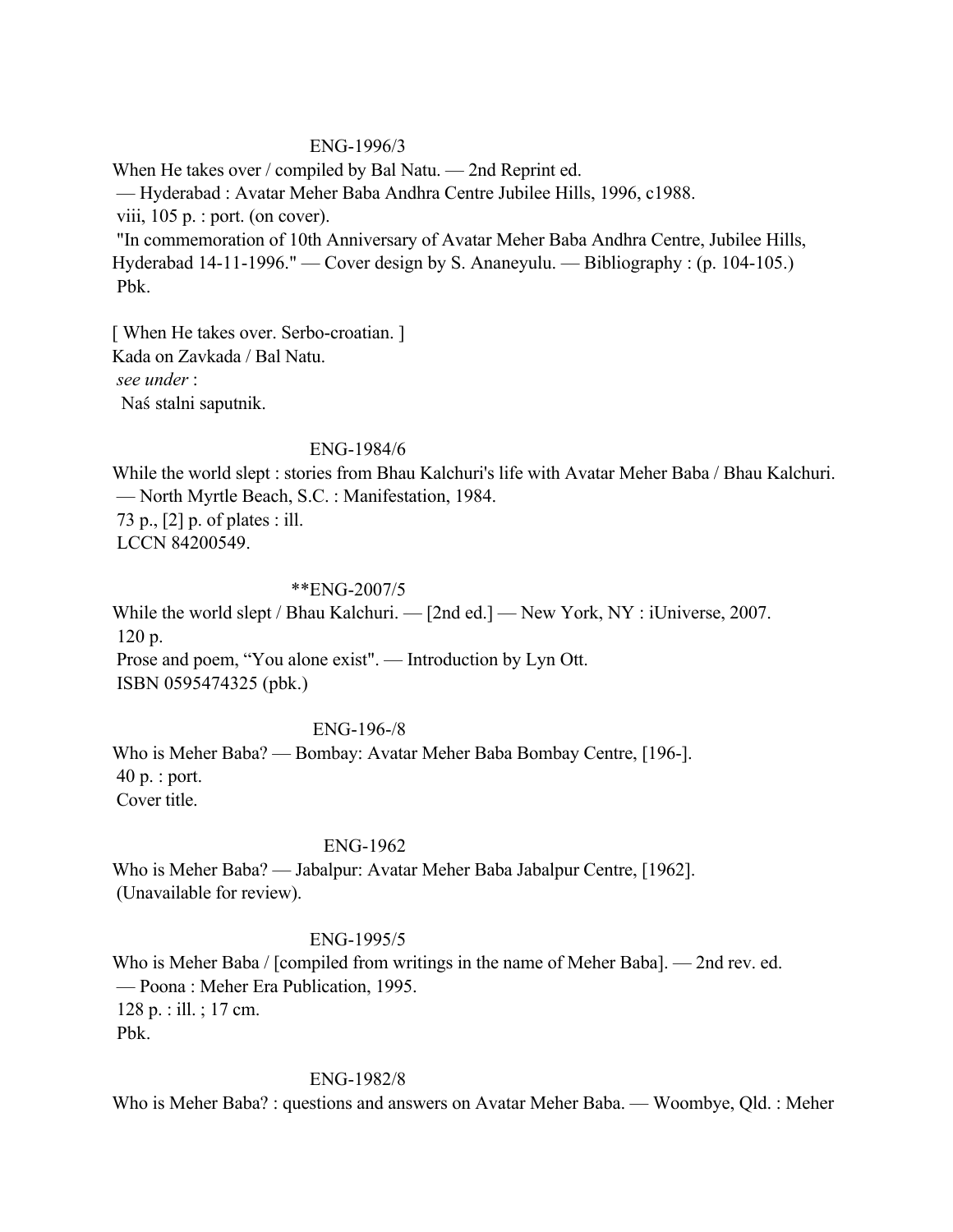ENG-1996/3

When He takes over / compiled by Bal Natu. — 2nd Reprint ed.
— Hyderabad : Avatar Meher Baba Andhra Centre Jubilee Hills, 1996, c1988.
viii, 105 p. : port. (on cover).
"In commemoration of 10th Anniversary of Avatar Meher Baba Andhra Centre, Jubilee Hills, Hyderabad 14-11-1996." — Cover design by S. Ananeyulu. — Bibliography : (p. 104-105.)
Pbk.

[ When He takes over. Serbo-croatian. ]
Kada on Zavkada / Bal Natu.
*see under* :
Naś stalni saputnik.

ENG-1984/6

While the world slept : stories from Bhau Kalchuri's life with Avatar Meher Baba / Bhau Kalchuri.
— North Myrtle Beach, S.C. : Manifestation, 1984.
73 p., [2] p. of plates : ill.
LCCN 84200549.

**ENG-2007/5

While the world slept / Bhau Kalchuri. — [2nd ed.] — New York, NY : iUniverse, 2007.
120 p.
Prose and poem, "You alone exist". — Introduction by Lyn Ott.
ISBN 0595474325 (pbk.)

ENG-196-/8

Who is Meher Baba? — Bombay: Avatar Meher Baba Bombay Centre, [196-].
40 p. : port.
Cover title.

ENG-1962

Who is Meher Baba? — Jabalpur: Avatar Meher Baba Jabalpur Centre, [1962].
(Unavailable for review).

ENG-1995/5

Who is Meher Baba / [compiled from writings in the name of Meher Baba]. — 2nd rev. ed.
— Poona : Meher Era Publication, 1995.
128 p. : ill. ; 17 cm.
Pbk.

ENG-1982/8

Who is Meher Baba? : questions and answers on Avatar Meher Baba. — Woombye, Qld. : Meher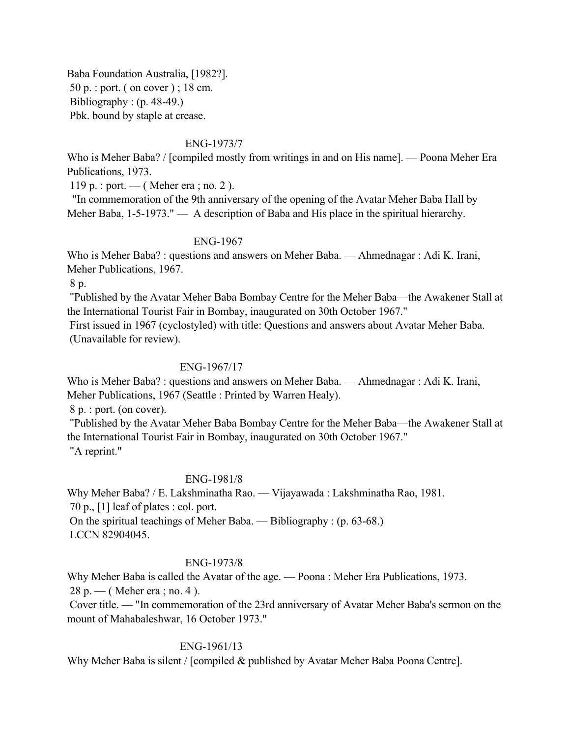Baba Foundation Australia, [1982?].
50 p. : port. ( on cover ) ; 18 cm.
Bibliography : (p. 48-49.)
Pbk. bound by staple at crease.

ENG-1973/7

Who is Meher Baba? / [compiled mostly from writings in and on His name]. — Poona Meher Era Publications, 1973.
119 p. : port. — ( Meher era ; no. 2 ).
"In commemoration of the 9th anniversary of the opening of the Avatar Meher Baba Hall by Meher Baba, 1-5-1973." — A description of Baba and His place in the spiritual hierarchy.

ENG-1967

Who is Meher Baba? : questions and answers on Meher Baba. — Ahmednagar : Adi K. Irani, Meher Publications, 1967.
8 p.
"Published by the Avatar Meher Baba Bombay Centre for the Meher Baba—the Awakener Stall at the International Tourist Fair in Bombay, inaugurated on 30th October 1967."
First issued in 1967 (cyclostyled) with title: Questions and answers about Avatar Meher Baba. (Unavailable for review).

ENG-1967/17

Who is Meher Baba? : questions and answers on Meher Baba. — Ahmednagar : Adi K. Irani, Meher Publications, 1967 (Seattle : Printed by Warren Healy).
8 p. : port. (on cover).
"Published by the Avatar Meher Baba Bombay Centre for the Meher Baba—the Awakener Stall at the International Tourist Fair in Bombay, inaugurated on 30th October 1967."
"A reprint."

ENG-1981/8

Why Meher Baba? / E. Lakshminatha Rao. — Vijayawada : Lakshminatha Rao, 1981.
70 p., [1] leaf of plates : col. port.
On the spiritual teachings of Meher Baba. — Bibliography : (p. 63-68.)
LCCN 82904045.

ENG-1973/8

Why Meher Baba is called the Avatar of the age. — Poona : Meher Era Publications, 1973.
28 p. — ( Meher era ; no. 4 ).
Cover title. — "In commemoration of the 23rd anniversary of Avatar Meher Baba's sermon on the mount of Mahabaleshwar, 16 October 1973."

ENG-1961/13

Why Meher Baba is silent / [compiled & published by Avatar Meher Baba Poona Centre].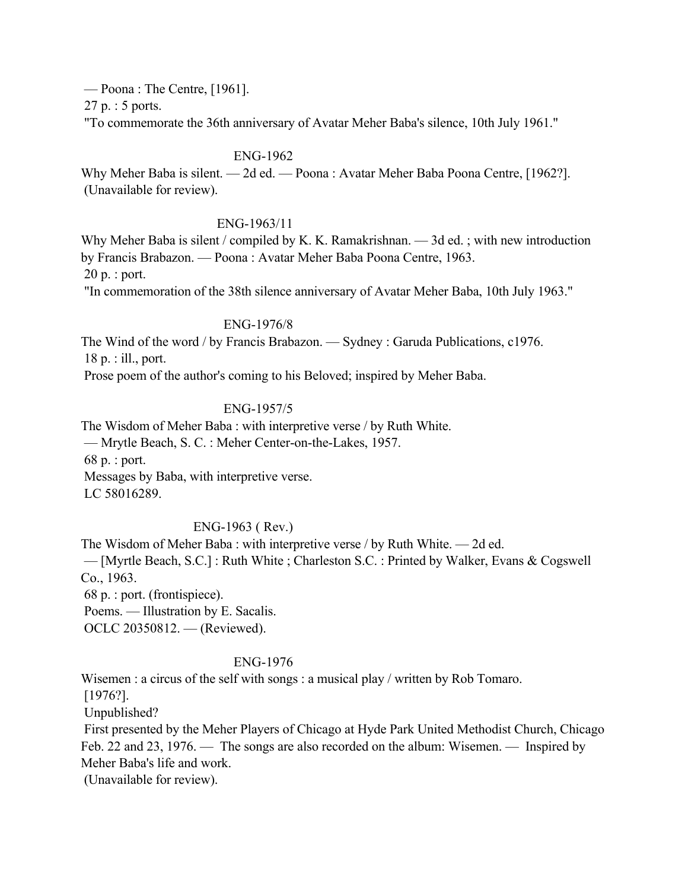— Poona : The Centre, [1961].
27 p. : 5 ports.
"To commemorate the 36th anniversary of Avatar Meher Baba's silence, 10th July 1961."

ENG-1962

Why Meher Baba is silent. — 2d ed. — Poona : Avatar Meher Baba Poona Centre, [1962?].
(Unavailable for review).

ENG-1963/11

Why Meher Baba is silent / compiled by K. K. Ramakrishnan. — 3d ed. ; with new introduction by Francis Brabazon. — Poona : Avatar Meher Baba Poona Centre, 1963.
20 p. : port.
"In commemoration of the 38th silence anniversary of Avatar Meher Baba, 10th July 1963."

ENG-1976/8

The Wind of the word / by Francis Brabazon. — Sydney : Garuda Publications, c1976.
18 p. : ill., port.
Prose poem of the author's coming to his Beloved; inspired by Meher Baba.

ENG-1957/5

The Wisdom of Meher Baba : with interpretive verse / by Ruth White.
— Mrytle Beach, S. C. : Meher Center-on-the-Lakes, 1957.
68 p. : port.
Messages by Baba, with interpretive verse.
LC 58016289.

ENG-1963 ( Rev.)

The Wisdom of Meher Baba : with interpretive verse / by Ruth White. — 2d ed.
— [Myrtle Beach, S.C.] : Ruth White ; Charleston S.C. : Printed by Walker, Evans & Cogswell Co., 1963.
68 p. : port. (frontispiece).
Poems. — Illustration by E. Sacalis.
OCLC 20350812. — (Reviewed).

ENG-1976

Wisemen : a circus of the self with songs : a musical play / written by Rob Tomaro.
[1976?].
Unpublished?
First presented by the Meher Players of Chicago at Hyde Park United Methodist Church, Chicago Feb. 22 and 23, 1976. — The songs are also recorded on the album: Wisemen. — Inspired by Meher Baba's life and work.
(Unavailable for review).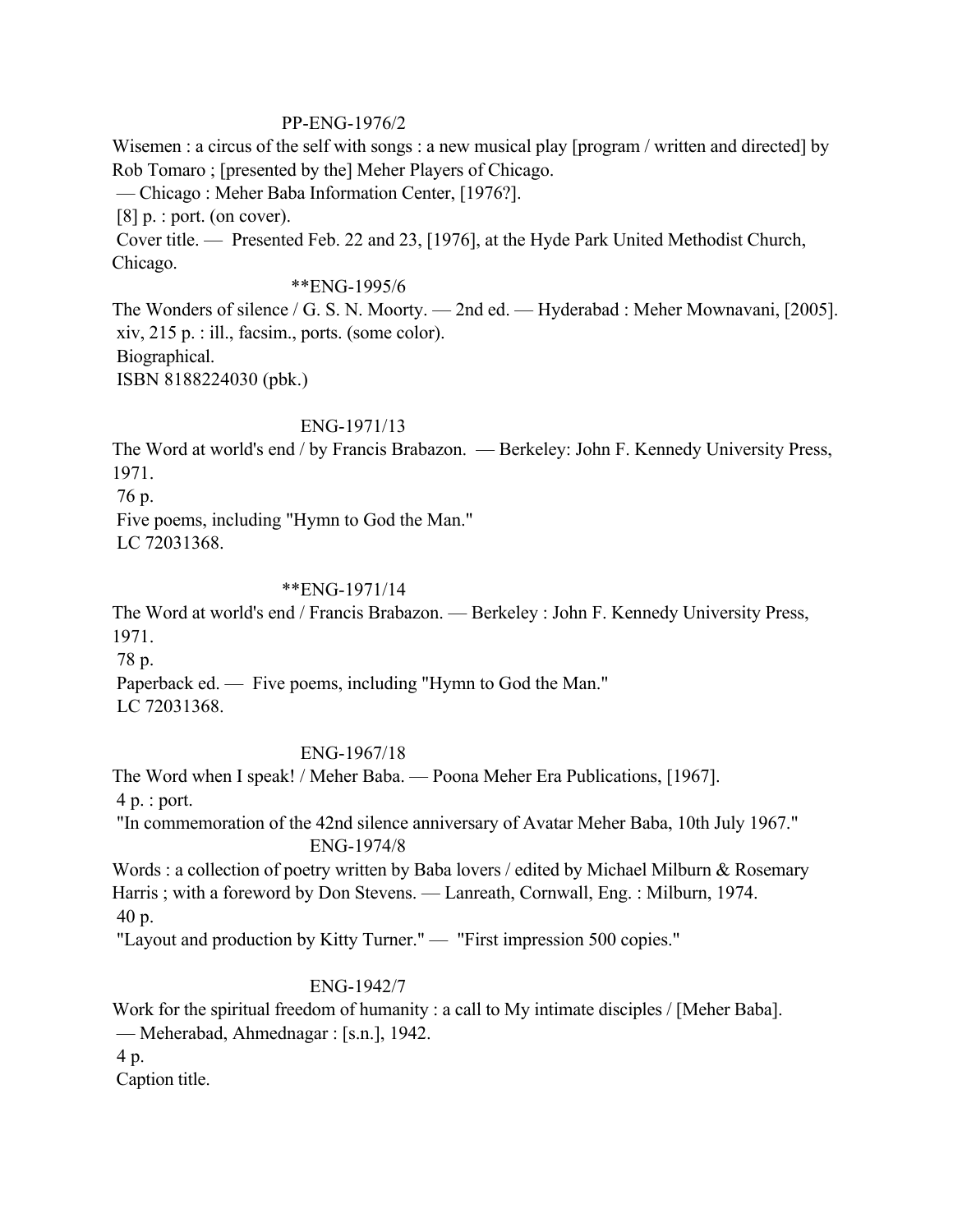PP-ENG-1976/2

Wisemen : a circus of the self with songs : a new musical play [program / written and directed] by Rob Tomaro ; [presented by the] Meher Players of Chicago.
— Chicago : Meher Baba Information Center, [1976?].
[8] p. : port. (on cover).
Cover title. — Presented Feb. 22 and 23, [1976], at the Hyde Park United Methodist Church, Chicago.

**ENG-1995/6

The Wonders of silence / G. S. N. Moorty. — 2nd ed. — Hyderabad : Meher Mownavani, [2005].
xiv, 215 p. : ill., facsim., ports. (some color).
Biographical.
ISBN 8188224030 (pbk.)

ENG-1971/13

The Word at world's end / by Francis Brabazon. — Berkeley: John F. Kennedy University Press, 1971.
76 p.
Five poems, including "Hymn to God the Man."
LC 72031368.

**ENG-1971/14

The Word at world's end / Francis Brabazon. — Berkeley : John F. Kennedy University Press, 1971.
78 p.
Paperback ed. — Five poems, including "Hymn to God the Man."
LC 72031368.

ENG-1967/18

The Word when I speak! / Meher Baba. — Poona Meher Era Publications, [1967].
4 p. : port.
"In commemoration of the 42nd silence anniversary of Avatar Meher Baba, 10th July 1967."

ENG-1974/8

Words : a collection of poetry written by Baba lovers / edited by Michael Milburn & Rosemary Harris ; with a foreword by Don Stevens. — Lanreath, Cornwall, Eng. : Milburn, 1974.
40 p.
"Layout and production by Kitty Turner." — "First impression 500 copies."

ENG-1942/7

Work for the spiritual freedom of humanity : a call to My intimate disciples / [Meher Baba].
— Meherabad, Ahmednagar : [s.n.], 1942.
4 p.
Caption title.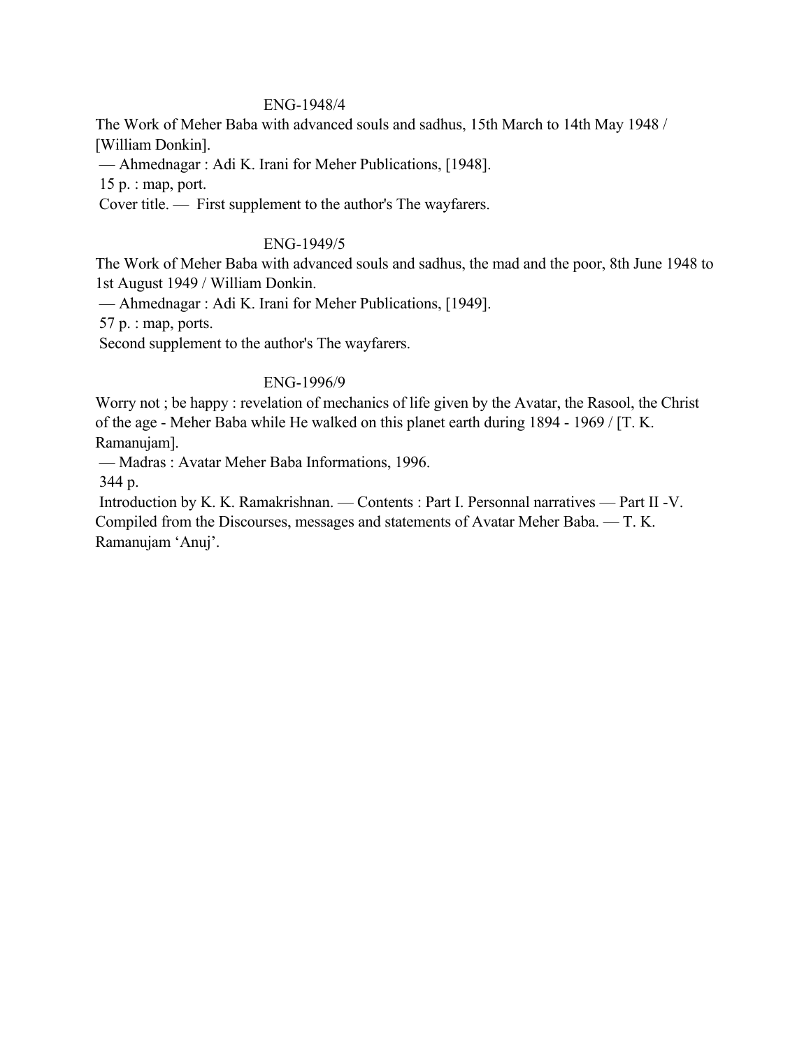ENG-1948/4

The Work of Meher Baba with advanced souls and sadhus, 15th March to 14th May 1948 / [William Donkin].

— Ahmednagar : Adi K. Irani for Meher Publications, [1948].

15 p. : map, port.

Cover title. — First supplement to the author's The wayfarers.

ENG-1949/5

The Work of Meher Baba with advanced souls and sadhus, the mad and the poor, 8th June 1948 to 1st August 1949 / William Donkin.

— Ahmednagar : Adi K. Irani for Meher Publications, [1949].

57 p. : map, ports.

Second supplement to the author's The wayfarers.

ENG-1996/9

Worry not ; be happy : revelation of mechanics of life given by the Avatar, the Rasool, the Christ of the age - Meher Baba while He walked on this planet earth during 1894 - 1969 / [T. K. Ramanujam].

— Madras : Avatar Meher Baba Informations, 1996.

344 p.

Introduction by K. K. Ramakrishnan. — Contents : Part I. Personnal narratives — Part II -V. Compiled from the Discourses, messages and statements of Avatar Meher Baba. — T. K. Ramanujam 'Anuj'.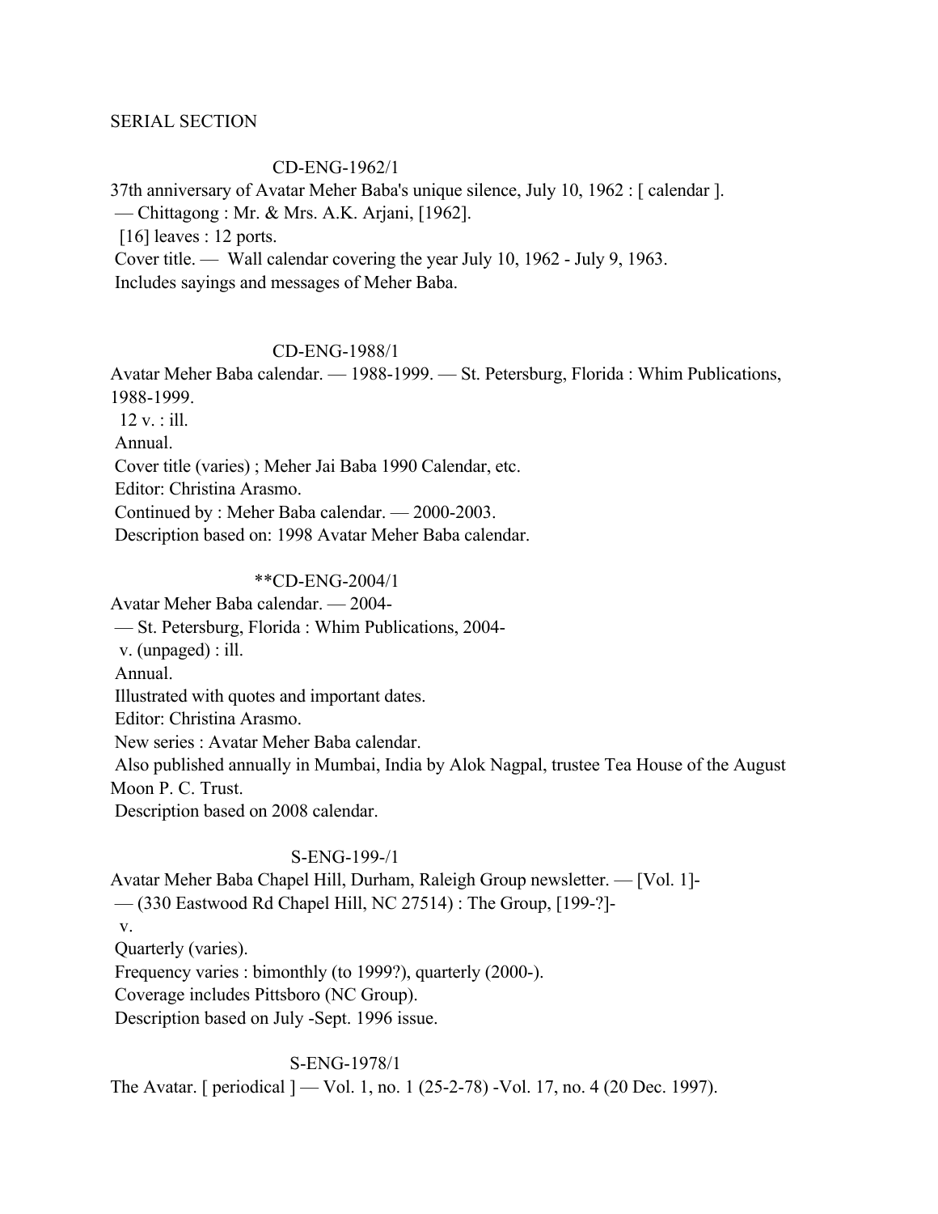SERIAL SECTION

CD-ENG-1962/1

37th anniversary of Avatar Meher Baba's unique silence, July 10, 1962 : [ calendar ].
— Chittagong : Mr. & Mrs. A.K. Arjani, [1962].
[16] leaves : 12 ports.
Cover title. — Wall calendar covering the year July 10, 1962 - July 9, 1963.
Includes sayings and messages of Meher Baba.

CD-ENG-1988/1

Avatar Meher Baba calendar. — 1988-1999. — St. Petersburg, Florida : Whim Publications, 1988-1999.
12 v. : ill.
Annual.
Cover title (varies) ; Meher Jai Baba 1990 Calendar, etc.
Editor: Christina Arasmo.
Continued by : Meher Baba calendar. — 2000-2003.
Description based on: 1998 Avatar Meher Baba calendar.

**CD-ENG-2004/1

Avatar Meher Baba calendar. — 2004-
— St. Petersburg, Florida : Whim Publications, 2004-
v. (unpaged) : ill.
Annual.
Illustrated with quotes and important dates.
Editor: Christina Arasmo.
New series : Avatar Meher Baba calendar.
Also published annually in Mumbai, India by Alok Nagpal, trustee Tea House of the August Moon P. C. Trust.
Description based on 2008 calendar.

S-ENG-199-/1

Avatar Meher Baba Chapel Hill, Durham, Raleigh Group newsletter. — [Vol. 1]-
— (330 Eastwood Rd Chapel Hill, NC 27514) : The Group, [199-?]-
v.
Quarterly (varies).
Frequency varies : bimonthly (to 1999?), quarterly (2000-).
Coverage includes Pittsboro (NC Group).
Description based on July -Sept. 1996 issue.

S-ENG-1978/1

The Avatar. [ periodical ] — Vol. 1, no. 1 (25-2-78) -Vol. 17, no. 4 (20 Dec. 1997).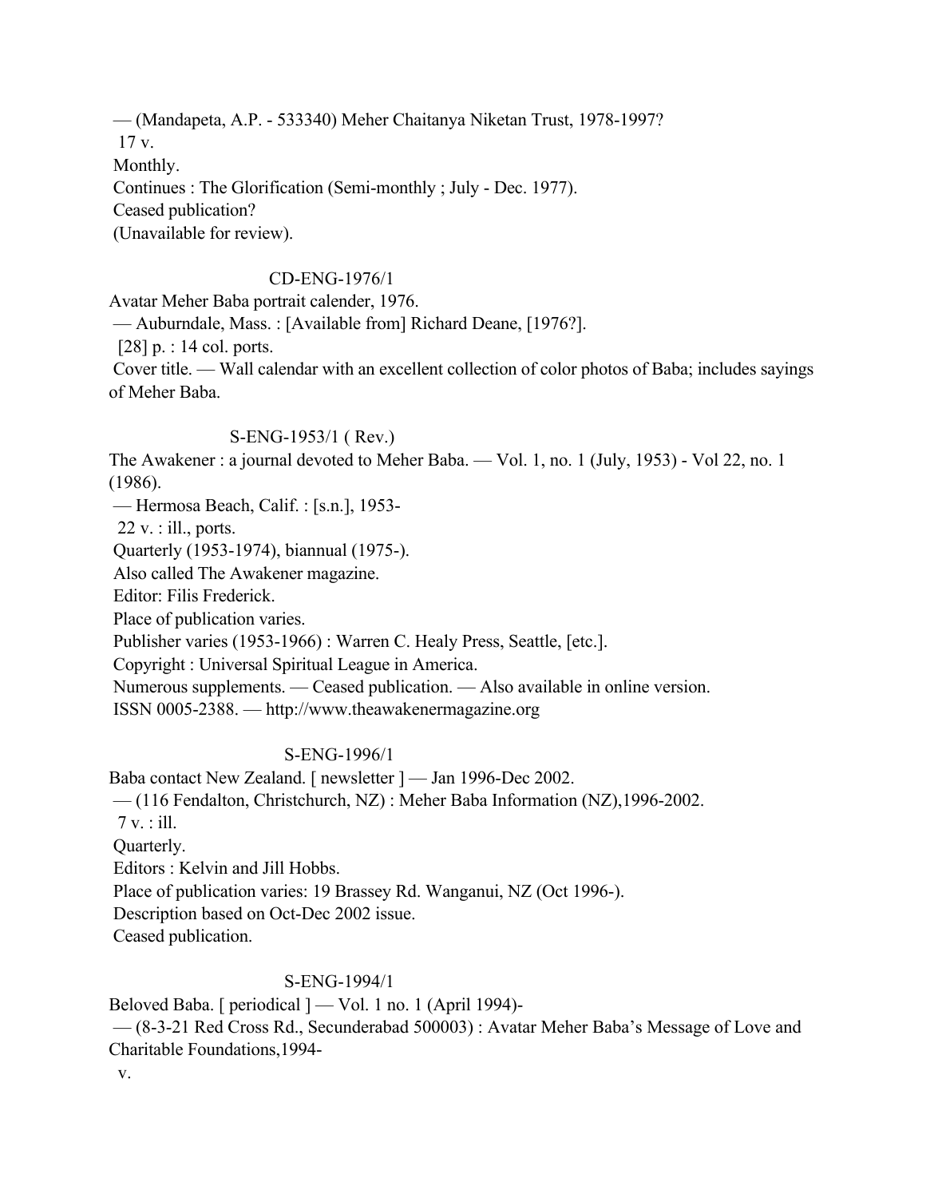— (Mandapeta, A.P. - 533340) Meher Chaitanya Niketan Trust, 1978-1997?
17 v.
Monthly.
Continues : The Glorification (Semi-monthly ; July - Dec. 1977).
Ceased publication?
(Unavailable for review).

CD-ENG-1976/1

Avatar Meher Baba portrait calender, 1976.
— Auburndale, Mass. : [Available from] Richard Deane, [1976?].
[28] p. : 14 col. ports.
Cover title. — Wall calendar with an excellent collection of color photos of Baba; includes sayings of Meher Baba.

S-ENG-1953/1 ( Rev.)

The Awakener : a journal devoted to Meher Baba. — Vol. 1, no. 1 (July, 1953) - Vol 22, no. 1 (1986).
— Hermosa Beach, Calif. : [s.n.], 1953-
22 v. : ill., ports.
Quarterly (1953-1974), biannual (1975-).
Also called The Awakener magazine.
Editor: Filis Frederick.
Place of publication varies.
Publisher varies (1953-1966) : Warren C. Healy Press, Seattle, [etc.].
Copyright : Universal Spiritual League in America.
Numerous supplements. — Ceased publication. — Also available in online version.
ISSN 0005-2388. — http://www.theawakenermagazine.org

S-ENG-1996/1

Baba contact New Zealand. [ newsletter ] — Jan 1996-Dec 2002.
— (116 Fendalton, Christchurch, NZ) : Meher Baba Information (NZ),1996-2002.
7 v. : ill.
Quarterly.
Editors : Kelvin and Jill Hobbs.
Place of publication varies: 19 Brassey Rd. Wanganui, NZ (Oct 1996-).
Description based on Oct-Dec 2002 issue.
Ceased publication.

S-ENG-1994/1

Beloved Baba. [ periodical ] — Vol. 1 no. 1 (April 1994)-
— (8-3-21 Red Cross Rd., Secunderabad 500003) : Avatar Meher Baba's Message of Love and Charitable Foundations,1994-
v.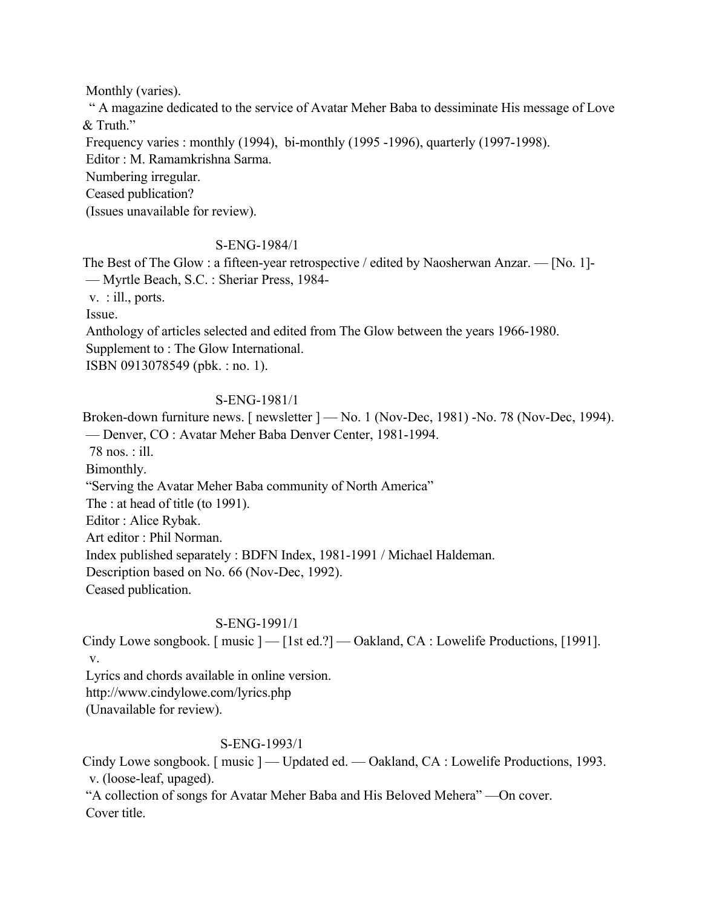Monthly (varies).

" A magazine dedicated to the service of Avatar Meher Baba to dessiminate His message of Love & Truth."

Frequency varies : monthly (1994), bi-monthly (1995 -1996), quarterly (1997-1998).

Editor : M. Ramamkrishna Sarma.

Numbering irregular.

Ceased publication?

(Issues unavailable for review).

S-ENG-1984/1

The Best of The Glow : a fifteen-year retrospective / edited by Naosherwan Anzar. — [No. 1]- — Myrtle Beach, S.C. : Sheriar Press, 1984-

v. : ill., ports.

Issue.

Anthology of articles selected and edited from The Glow between the years 1966-1980.

Supplement to : The Glow International.

ISBN 0913078549 (pbk. : no. 1).

S-ENG-1981/1

Broken-down furniture news. [ newsletter ] — No. 1 (Nov-Dec, 1981) -No. 78 (Nov-Dec, 1994). — Denver, CO : Avatar Meher Baba Denver Center, 1981-1994.

78 nos. : ill.

Bimonthly.

"Serving the Avatar Meher Baba community of North America"

The : at head of title (to 1991).

Editor : Alice Rybak.

Art editor : Phil Norman.

Index published separately : BDFN Index, 1981-1991 / Michael Haldeman.

Description based on No. 66 (Nov-Dec, 1992).

Ceased publication.

S-ENG-1991/1

Cindy Lowe songbook. [ music ] — [1st ed.?] — Oakland, CA : Lowelife Productions, [1991].

v.

Lyrics and chords available in online version.

http://www.cindylowe.com/lyrics.php

(Unavailable for review).

S-ENG-1993/1

Cindy Lowe songbook. [ music ] — Updated ed. — Oakland, CA : Lowelife Productions, 1993.

v. (loose-leaf, upaged).

"A collection of songs for Avatar Meher Baba and His Beloved Mehera" —On cover.

Cover title.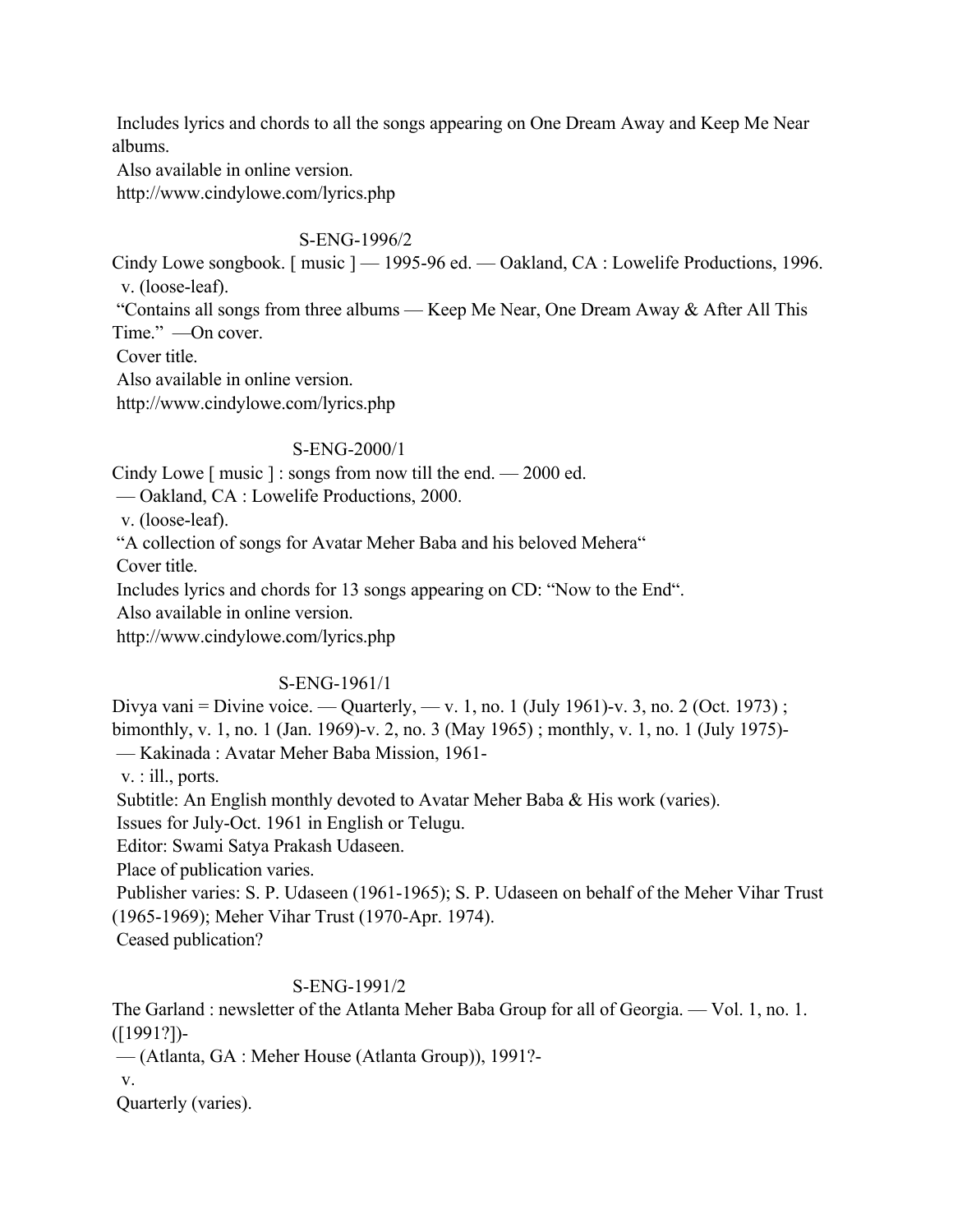Includes lyrics and chords to all the songs appearing on One Dream Away and Keep Me Near albums.
Also available in online version.
http://www.cindylowe.com/lyrics.php

S-ENG-1996/2

Cindy Lowe songbook. [ music ] — 1995-96 ed. — Oakland, CA : Lowelife Productions, 1996.
v. (loose-leaf).
"Contains all songs from three albums — Keep Me Near, One Dream Away & After All This Time." —On cover.
Cover title.
Also available in online version.
http://www.cindylowe.com/lyrics.php

S-ENG-2000/1

Cindy Lowe [ music ] : songs from now till the end. — 2000 ed.
— Oakland, CA : Lowelife Productions, 2000.
v. (loose-leaf).
"A collection of songs for Avatar Meher Baba and his beloved Mehera"
Cover title.
Includes lyrics and chords for 13 songs appearing on CD: "Now to the End".
Also available in online version.
http://www.cindylowe.com/lyrics.php

S-ENG-1961/1

Divya vani = Divine voice. — Quarterly, — v. 1, no. 1 (July 1961)-v. 3, no. 2 (Oct. 1973) ; bimonthly, v. 1, no. 1 (Jan. 1969)-v. 2, no. 3 (May 1965) ; monthly, v. 1, no. 1 (July 1975)-
— Kakinada : Avatar Meher Baba Mission, 1961-
v. : ill., ports.
Subtitle: An English monthly devoted to Avatar Meher Baba & His work (varies).
Issues for July-Oct. 1961 in English or Telugu.
Editor: Swami Satya Prakash Udaseen.
Place of publication varies.
Publisher varies: S. P. Udaseen (1961-1965); S. P. Udaseen on behalf of the Meher Vihar Trust (1965-1969); Meher Vihar Trust (1970-Apr. 1974).
Ceased publication?

S-ENG-1991/2

The Garland : newsletter of the Atlanta Meher Baba Group for all of Georgia. — Vol. 1, no. 1. ([1991?])-
— (Atlanta, GA : Meher House (Atlanta Group)), 1991?-
v.
Quarterly (varies).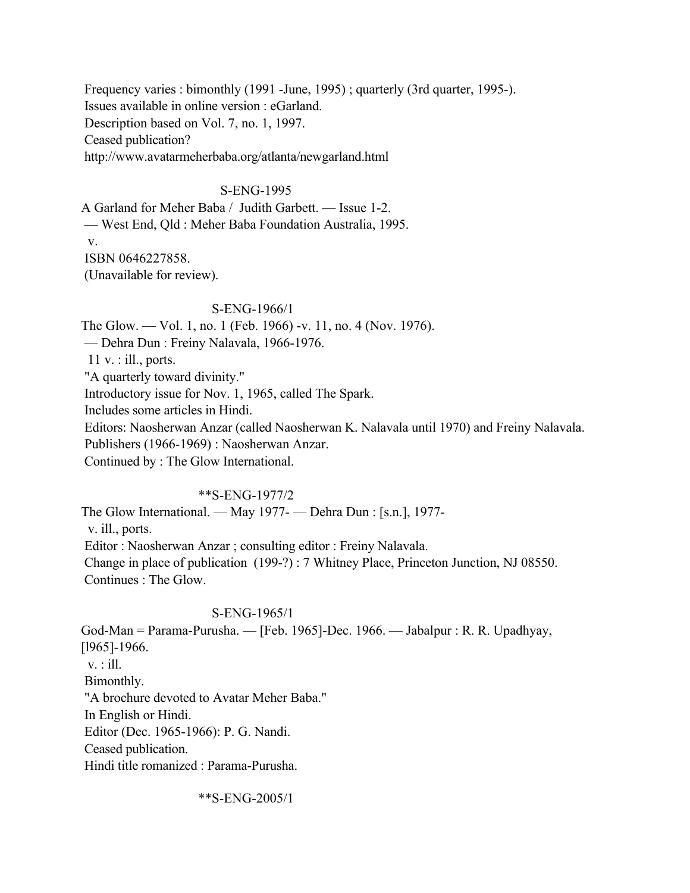Frequency varies : bimonthly (1991 -June, 1995) ; quarterly (3rd quarter, 1995-).
Issues available in online version : eGarland.
Description based on Vol. 7, no. 1, 1997.
Ceased publication?
http://www.avatarmeherbaba.org/atlanta/newgarland.html

S-ENG-1995

A Garland for Meher Baba / Judith Garbett. — Issue 1-2.
— West End, Qld : Meher Baba Foundation Australia, 1995.
v.
ISBN 0646227858.
(Unavailable for review).

S-ENG-1966/1

The Glow. — Vol. 1, no. 1 (Feb. 1966) -v. 11, no. 4 (Nov. 1976).
— Dehra Dun : Freiny Nalavala, 1966-1976.
11 v. : ill., ports.
"A quarterly toward divinity."
Introductory issue for Nov. 1, 1965, called The Spark.
Includes some articles in Hindi.
Editors: Naosherwan Anzar (called Naosherwan K. Nalavala until 1970) and Freiny Nalavala.
Publishers (1966-1969) : Naosherwan Anzar.
Continued by : The Glow International.

**S-ENG-1977/2

The Glow International. — May 1977- — Dehra Dun : [s.n.], 1977-
v. ill., ports.
Editor : Naosherwan Anzar ; consulting editor : Freiny Nalavala.
Change in place of publication (199-?) : 7 Whitney Place, Princeton Junction, NJ 08550.
Continues : The Glow.

S-ENG-1965/1

God-Man = Parama-Purusha. — [Feb. 1965]-Dec. 1966. — Jabalpur : R. R. Upadhyay, [l965]-1966.
v. : ill.
Bimonthly.
"A brochure devoted to Avatar Meher Baba."
In English or Hindi.
Editor (Dec. 1965-1966): P. G. Nandi.
Ceased publication.
Hindi title romanized : Parama-Purusha.

**S-ENG-2005/1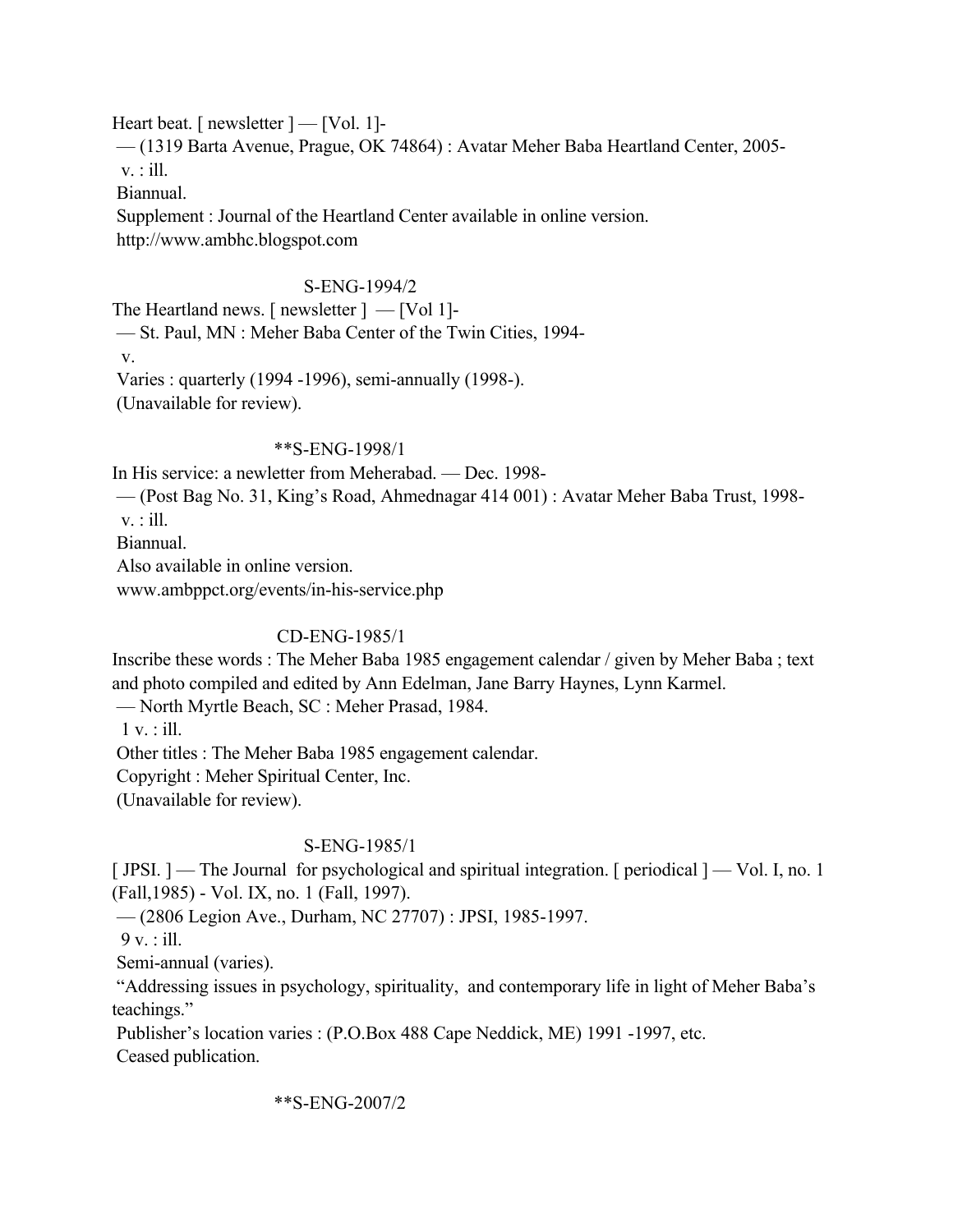Heart beat. [ newsletter ] — [Vol. 1]-
— (1319 Barta Avenue, Prague, OK 74864) : Avatar Meher Baba Heartland Center, 2005-
v. : ill.
Biannual.
Supplement : Journal of the Heartland Center available in online version.
http://www.ambhc.blogspot.com

S-ENG-1994/2

The Heartland news. [ newsletter ] — [Vol 1]-
— St. Paul, MN : Meher Baba Center of the Twin Cities, 1994-
v.
Varies : quarterly (1994 -1996), semi-annually (1998-).
(Unavailable for review).

**S-ENG-1998/1

In His service: a newletter from Meherabad. — Dec. 1998-
— (Post Bag No. 31, King's Road, Ahmednagar 414 001) : Avatar Meher Baba Trust, 1998-
v. : ill.
Biannual.
Also available in online version.
www.ambppct.org/events/in-his-service.php

CD-ENG-1985/1

Inscribe these words : The Meher Baba 1985 engagement calendar / given by Meher Baba ; text and photo compiled and edited by Ann Edelman, Jane Barry Haynes, Lynn Karmel.
— North Myrtle Beach, SC : Meher Prasad, 1984.
1 v. : ill.
Other titles : The Meher Baba 1985 engagement calendar.
Copyright : Meher Spiritual Center, Inc.
(Unavailable for review).

S-ENG-1985/1

[ JPSI. ] — The Journal for psychological and spiritual integration. [ periodical ] — Vol. I, no. 1 (Fall,1985) - Vol. IX, no. 1 (Fall, 1997).
— (2806 Legion Ave., Durham, NC 27707) : JPSI, 1985-1997.
9 v. : ill.
Semi-annual (varies).
"Addressing issues in psychology, spirituality, and contemporary life in light of Meher Baba's teachings."
Publisher's location varies : (P.O.Box 488 Cape Neddick, ME) 1991 -1997, etc.
Ceased publication.

**S-ENG-2007/2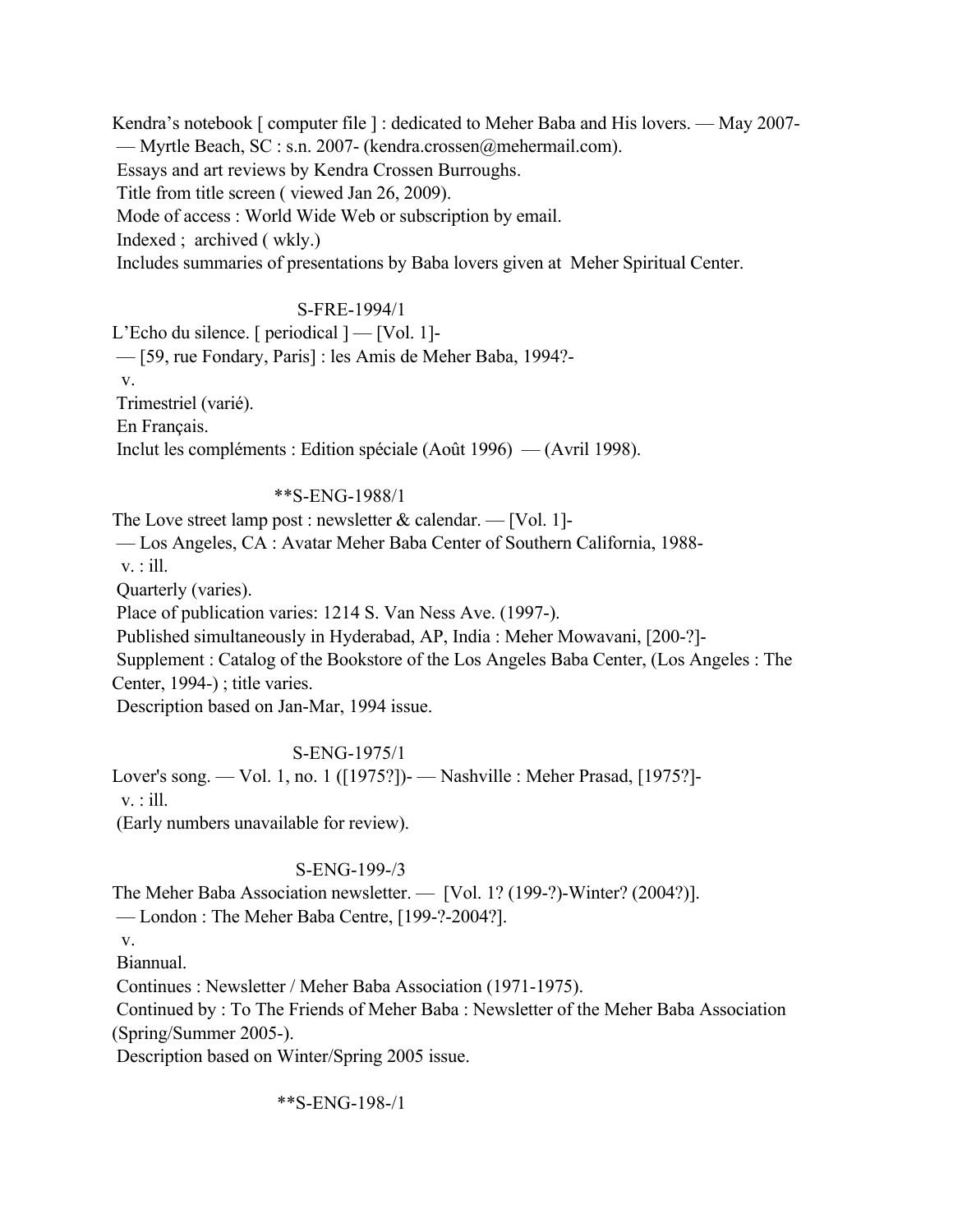Kendra's notebook [ computer file ] : dedicated to Meher Baba and His lovers. — May 2007-
— Myrtle Beach, SC : s.n. 2007- (kendra.crossen@mehermail.com).
Essays and art reviews by Kendra Crossen Burroughs.
Title from title screen ( viewed Jan 26, 2009).
Mode of access : World Wide Web or subscription by email.
Indexed ; archived ( wkly.)
Includes summaries of presentations by Baba lovers given at Meher Spiritual Center.

S-FRE-1994/1

L'Echo du silence. [ periodical ] — [Vol. 1]-
— [59, rue Fondary, Paris] : les Amis de Meher Baba, 1994?-
v.
Trimestriel (varié).
En Français.
Inclut les compléments : Edition spéciale (Août 1996) — (Avril 1998).

**S-ENG-1988/1

The Love street lamp post : newsletter & calendar. — [Vol. 1]-
— Los Angeles, CA : Avatar Meher Baba Center of Southern California, 1988-
v. : ill.
Quarterly (varies).
Place of publication varies: 1214 S. Van Ness Ave. (1997-).
Published simultaneously in Hyderabad, AP, India : Meher Mowavani, [200-?]-
Supplement : Catalog of the Bookstore of the Los Angeles Baba Center, (Los Angeles : The Center, 1994-) ; title varies.
Description based on Jan-Mar, 1994 issue.

S-ENG-1975/1

Lover's song. — Vol. 1, no. 1 ([1975?])- — Nashville : Meher Prasad, [1975?]-
v. : ill.
(Early numbers unavailable for review).

S-ENG-199-/3

The Meher Baba Association newsletter. — [Vol. 1? (199-?)-Winter? (2004?)].
— London : The Meher Baba Centre, [199-?-2004?].
v.
Biannual.
Continues : Newsletter / Meher Baba Association (1971-1975).
Continued by : To The Friends of Meher Baba : Newsletter of the Meher Baba Association (Spring/Summer 2005-).
Description based on Winter/Spring 2005 issue.

**S-ENG-198-/1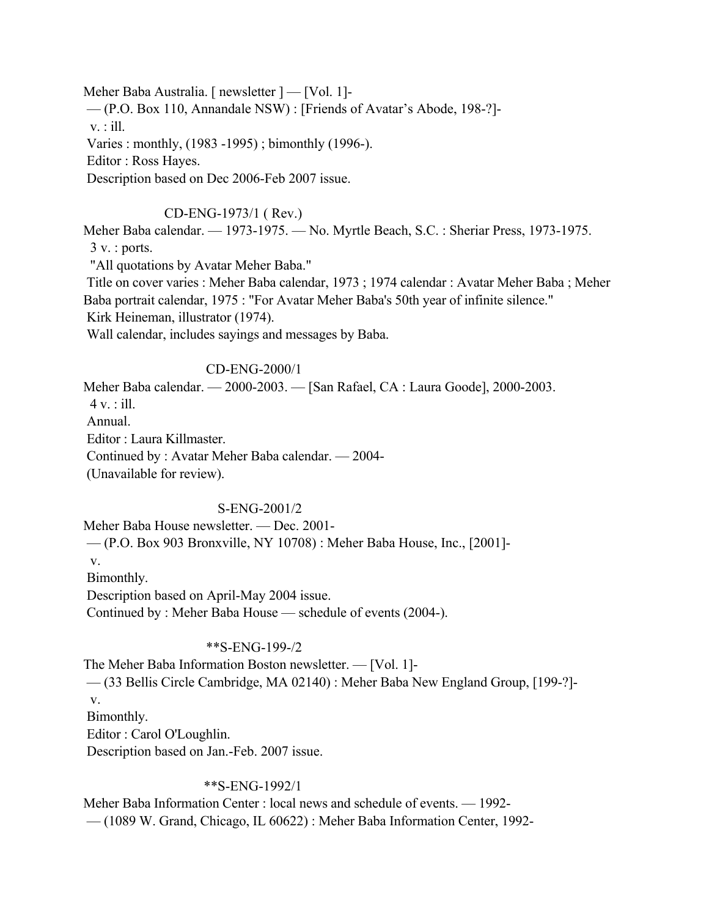Meher Baba Australia. [ newsletter ] — [Vol. 1]-
— (P.O. Box 110, Annandale NSW) : [Friends of Avatar's Abode, 198-?]-
v. : ill.
Varies : monthly, (1983 -1995) ; bimonthly (1996-).
Editor : Ross Hayes.
Description based on Dec 2006-Feb 2007 issue.

CD-ENG-1973/1 ( Rev.)
Meher Baba calendar. — 1973-1975. — No. Myrtle Beach, S.C. : Sheriar Press, 1973-1975.
3 v. : ports.
"All quotations by Avatar Meher Baba."
Title on cover varies : Meher Baba calendar, 1973 ; 1974 calendar : Avatar Meher Baba ; Meher Baba portrait calendar, 1975 : "For Avatar Meher Baba's 50th year of infinite silence."
Kirk Heineman, illustrator (1974).
Wall calendar, includes sayings and messages by Baba.

CD-ENG-2000/1
Meher Baba calendar. — 2000-2003. — [San Rafael, CA : Laura Goode], 2000-2003.
4 v. : ill.
Annual.
Editor : Laura Killmaster.
Continued by : Avatar Meher Baba calendar. — 2004-
(Unavailable for review).

S-ENG-2001/2
Meher Baba House newsletter. — Dec. 2001-
— (P.O. Box 903 Bronxville, NY 10708) : Meher Baba House, Inc., [2001]-
v.
Bimonthly.
Description based on April-May 2004 issue.
Continued by : Meher Baba House — schedule of events (2004-).

**S-ENG-199-/2
The Meher Baba Information Boston newsletter. — [Vol. 1]-
— (33 Bellis Circle Cambridge, MA 02140) : Meher Baba New England Group, [199-?]-
v.
Bimonthly.
Editor : Carol O'Loughlin.
Description based on Jan.-Feb. 2007 issue.

**S-ENG-1992/1
Meher Baba Information Center : local news and schedule of events. — 1992-
— (1089 W. Grand, Chicago, IL 60622) : Meher Baba Information Center, 1992-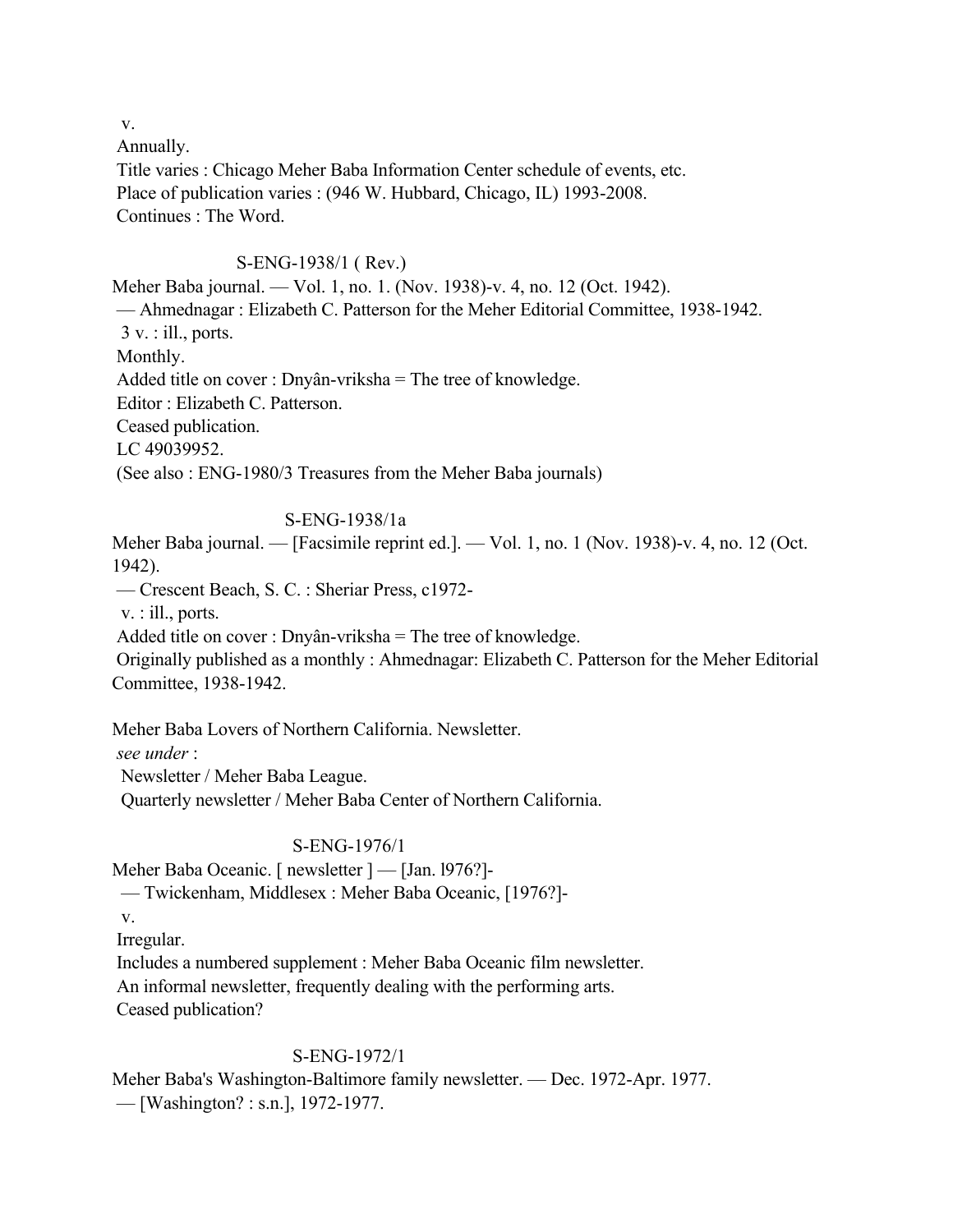v.

Annually.

Title varies : Chicago Meher Baba Information Center schedule of events, etc.

Place of publication varies : (946 W. Hubbard, Chicago, IL) 1993-2008.

Continues : The Word.

S-ENG-1938/1 ( Rev.)

Meher Baba journal. — Vol. 1, no. 1. (Nov. 1938)-v. 4, no. 12 (Oct. 1942).

— Ahmednagar : Elizabeth C. Patterson for the Meher Editorial Committee, 1938-1942.

3 v. : ill., ports.

Monthly.

Added title on cover : Dnyân-vriksha = The tree of knowledge.

Editor : Elizabeth C. Patterson.

Ceased publication.

LC 49039952.

(See also : ENG-1980/3 Treasures from the Meher Baba journals)

S-ENG-1938/1a

Meher Baba journal. — [Facsimile reprint ed.]. — Vol. 1, no. 1 (Nov. 1938)-v. 4, no. 12 (Oct. 1942).

— Crescent Beach, S. C. : Sheriar Press, c1972-

v. : ill., ports.

Added title on cover : Dnyân-vriksha = The tree of knowledge.

Originally published as a monthly : Ahmednagar: Elizabeth C. Patterson for the Meher Editorial Committee, 1938-1942.

Meher Baba Lovers of Northern California. Newsletter.

*see under* :

Newsletter / Meher Baba League.

Quarterly newsletter / Meher Baba Center of Northern California.

S-ENG-1976/1

Meher Baba Oceanic. [ newsletter ] — [Jan. l976?]-

— Twickenham, Middlesex : Meher Baba Oceanic, [1976?]-

v.

Irregular.

Includes a numbered supplement : Meher Baba Oceanic film newsletter.

An informal newsletter, frequently dealing with the performing arts.

Ceased publication?

S-ENG-1972/1

Meher Baba's Washington-Baltimore family newsletter. — Dec. 1972-Apr. 1977.

— [Washington? : s.n.], 1972-1977.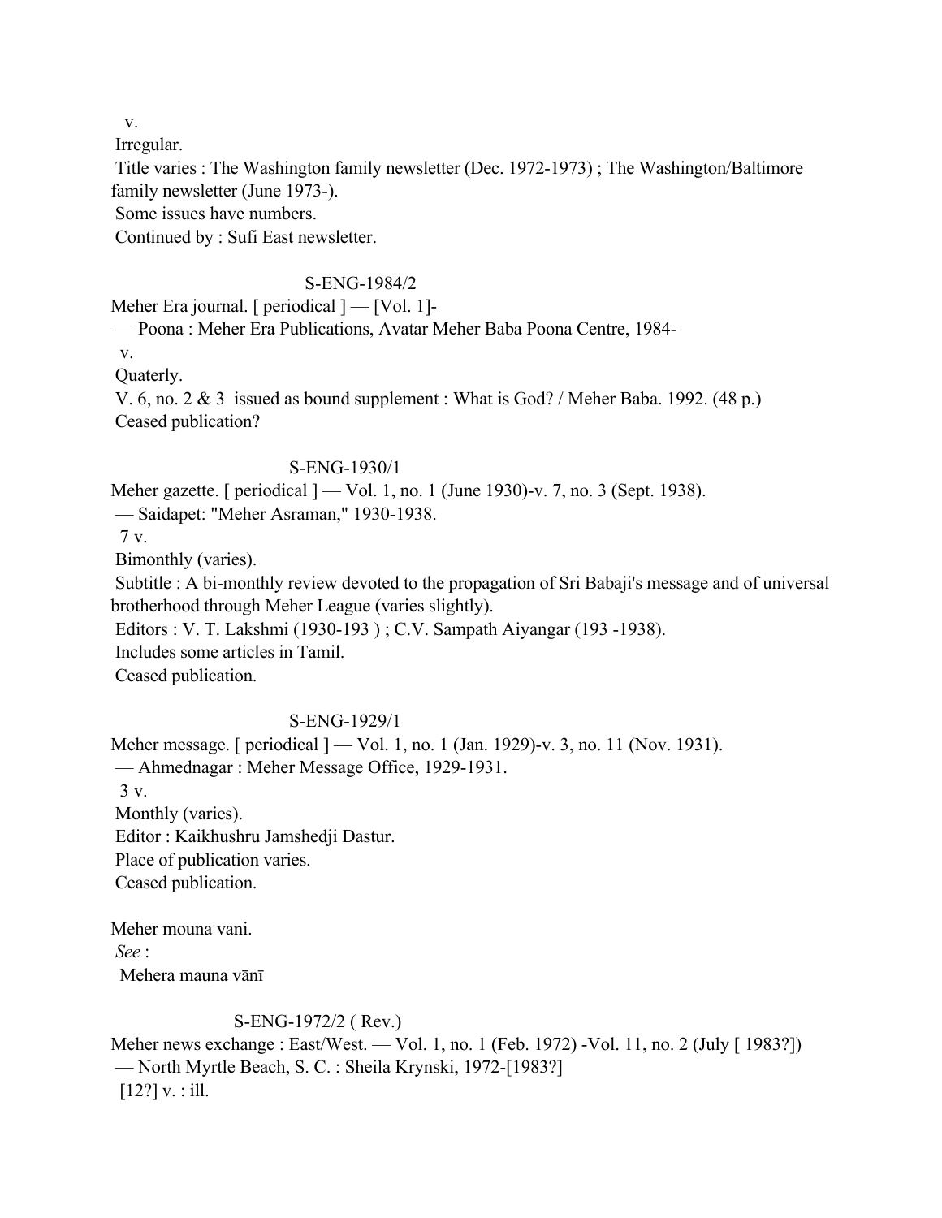v.

Irregular.

Title varies : The Washington family newsletter (Dec. 1972-1973) ; The Washington/Baltimore family newsletter (June 1973-).

Some issues have numbers.

Continued by : Sufi East newsletter.

S-ENG-1984/2

Meher Era journal. [ periodical ] — [Vol. 1]-

— Poona : Meher Era Publications, Avatar Meher Baba Poona Centre, 1984-

v.

Quaterly.

V. 6, no. 2 & 3 issued as bound supplement : What is God? / Meher Baba. 1992. (48 p.)

Ceased publication?

S-ENG-1930/1

Meher gazette. [ periodical ] — Vol. 1, no. 1 (June 1930)-v. 7, no. 3 (Sept. 1938).

— Saidapet: "Meher Asraman," 1930-1938.

7 v.

Bimonthly (varies).

Subtitle : A bi-monthly review devoted to the propagation of Sri Babaji's message and of universal brotherhood through Meher League (varies slightly).

Editors : V. T. Lakshmi (1930-193 ) ; C.V. Sampath Aiyangar (193 -1938).

Includes some articles in Tamil.

Ceased publication.

S-ENG-1929/1

Meher message. [ periodical ] — Vol. 1, no. 1 (Jan. 1929)-v. 3, no. 11 (Nov. 1931).

— Ahmednagar : Meher Message Office, 1929-1931.

3 v.

Monthly (varies).

Editor : Kaikhushru Jamshedji Dastur.

Place of publication varies.

Ceased publication.

Meher mouna vani.

*See* :

Mehera mauna vānī

S-ENG-1972/2 ( Rev.)

Meher news exchange : East/West. — Vol. 1, no. 1 (Feb. 1972) -Vol. 11, no. 2 (July [ 1983?])

— North Myrtle Beach, S. C. : Sheila Krynski, 1972-[1983?]

[12?] v. : ill.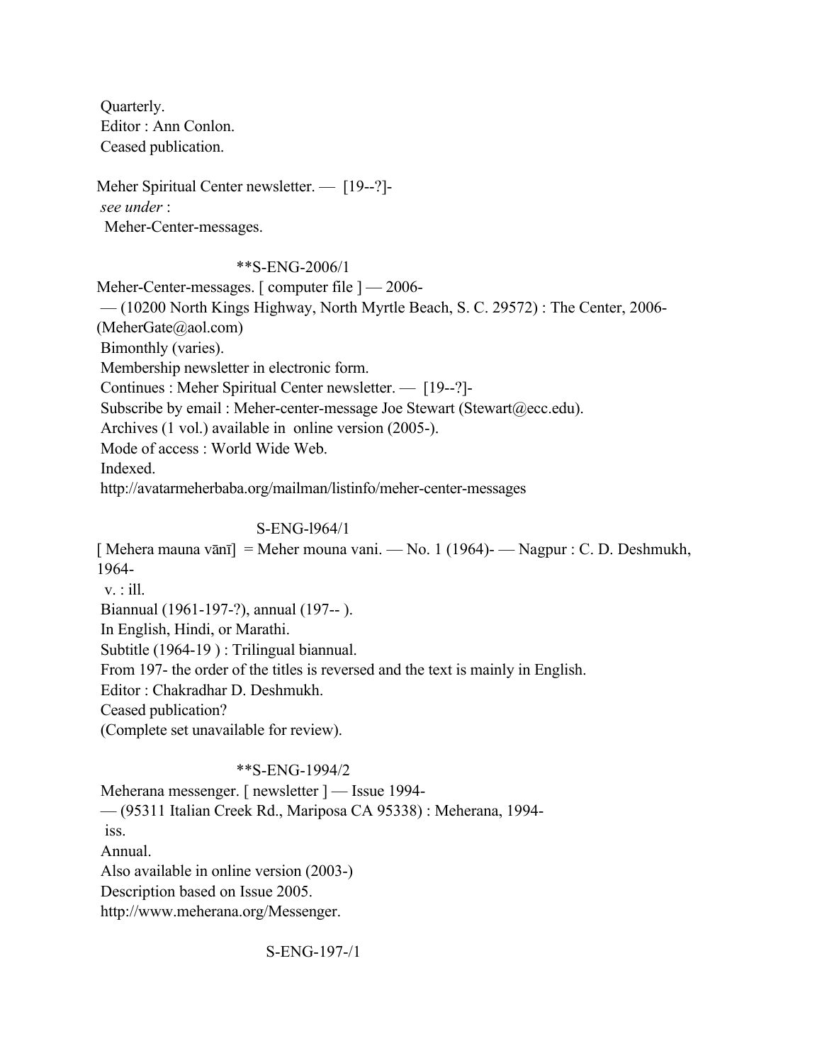Quarterly.
Editor : Ann Conlon.
Ceased publication.

Meher Spiritual Center newsletter. — [19--?]-
*see under* :
Meher-Center-messages.

**S-ENG-2006/1

Meher-Center-messages. [ computer file ] — 2006-
— (10200 North Kings Highway, North Myrtle Beach, S. C. 29572) : The Center, 2006-
(MeherGate@aol.com)
Bimonthly (varies).
Membership newsletter in electronic form.
Continues : Meher Spiritual Center newsletter. — [19--?]-
Subscribe by email : Meher-center-message Joe Stewart (Stewart@ecc.edu).
Archives (1 vol.) available in online version (2005-).
Mode of access : World Wide Web.
Indexed.
http://avatarmeherbaba.org/mailman/listinfo/meher-center-messages

S-ENG-l964/1

[ Mehera mauna vānī] = Meher mouna vani. — No. 1 (1964)- — Nagpur : C. D. Deshmukh, 1964-
v. : ill.
Biannual (1961-197-?), annual (197-- ).
In English, Hindi, or Marathi.
Subtitle (1964-19 ) : Trilingual biannual.
From 197- the order of the titles is reversed and the text is mainly in English.
Editor : Chakradhar D. Deshmukh.
Ceased publication?
(Complete set unavailable for review).

**S-ENG-1994/2

Meherana messenger. [ newsletter ] — Issue 1994-
— (95311 Italian Creek Rd., Mariposa CA 95338) : Meherana, 1994-
iss.
Annual.
Also available in online version (2003-)
Description based on Issue 2005.
http://www.meherana.org/Messenger.

S-ENG-197-/1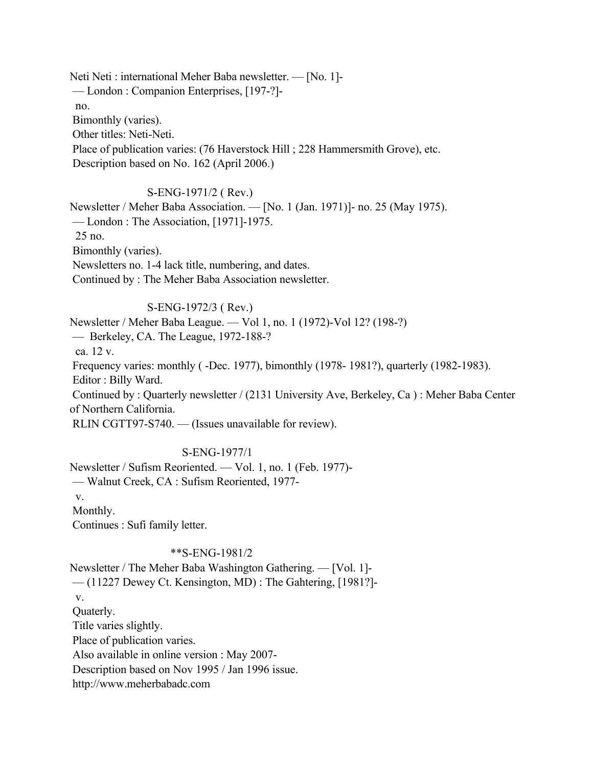Neti Neti : international Meher Baba newsletter. — [No. 1]-
— London : Companion Enterprises, [197-?]-
no.
Bimonthly (varies).
Other titles: Neti-Neti.
Place of publication varies: (76 Haverstock Hill ; 228 Hammersmith Grove), etc.
Description based on No. 162 (April 2006.)

S-ENG-1971/2 ( Rev.)

Newsletter / Meher Baba Association. — [No. 1 (Jan. 1971)]- no. 25 (May 1975).
— London : The Association, [1971]-1975.
25 no.
Bimonthly (varies).
Newsletters no. 1-4 lack title, numbering, and dates.
Continued by : The Meher Baba Association newsletter.

S-ENG-1972/3 ( Rev.)

Newsletter / Meher Baba League. — Vol 1, no. 1 (1972)-Vol 12? (198-?)
— Berkeley, CA. The League, 1972-188-?
ca. 12 v.
Frequency varies: monthly ( -Dec. 1977), bimonthly (1978- 1981?), quarterly (1982-1983).
Editor : Billy Ward.
Continued by : Quarterly newsletter / (2131 University Ave, Berkeley, Ca ) : Meher Baba Center of Northern California.
RLIN CGTT97-S740. — (Issues unavailable for review).

S-ENG-1977/1

Newsletter / Sufism Reoriented. — Vol. 1, no. 1 (Feb. 1977)-
— Walnut Creek, CA : Sufism Reoriented, 1977-
v.
Monthly.
Continues : Sufi family letter.

**S-ENG-1981/2

Newsletter / The Meher Baba Washington Gathering. — [Vol. 1]-
— (11227 Dewey Ct. Kensington, MD) : The Gahtering, [1981?]-
v.
Quaterly.
Title varies slightly.
Place of publication varies.
Also available in online version : May 2007-
Description based on Nov 1995 / Jan 1996 issue.
http://www.meherbabadc.com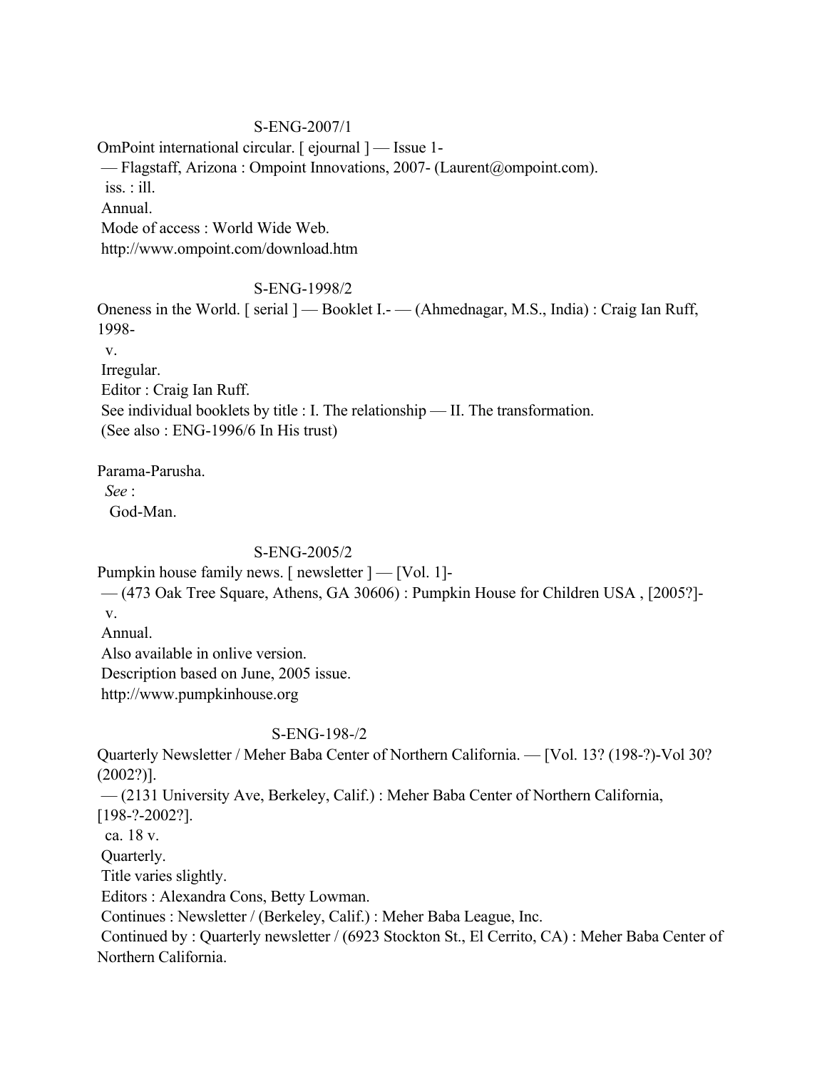S-ENG-2007/1

OmPoint international circular. [ ejournal ] — Issue 1-
— Flagstaff, Arizona : Ompoint Innovations, 2007- (Laurent@ompoint.com).
iss. : ill.
Annual.
Mode of access : World Wide Web.
http://www.ompoint.com/download.htm

S-ENG-1998/2

Oneness in the World. [ serial ] — Booklet I.- — (Ahmednagar, M.S., India) : Craig Ian Ruff, 1998-
v.
Irregular.
Editor : Craig Ian Ruff.
See individual booklets by title : I. The relationship — II. The transformation.
(See also : ENG-1996/6 In His trust)

Parama-Parusha.
*See* :
God-Man.

S-ENG-2005/2

Pumpkin house family news. [ newsletter ] — [Vol. 1]-
— (473 Oak Tree Square, Athens, GA 30606) : Pumpkin House for Children USA , [2005?]-
v.
Annual.
Also available in onlive version.
Description based on June, 2005 issue.
http://www.pumpkinhouse.org

S-ENG-198-/2

Quarterly Newsletter / Meher Baba Center of Northern California. — [Vol. 13? (198-?)-Vol 30? (2002?)].
— (2131 University Ave, Berkeley, Calif.) : Meher Baba Center of Northern California, [198-?-2002?].
ca. 18 v.
Quarterly.
Title varies slightly.
Editors : Alexandra Cons, Betty Lowman.
Continues : Newsletter / (Berkeley, Calif.) : Meher Baba League, Inc.
Continued by : Quarterly newsletter / (6923 Stockton St., El Cerrito, CA) : Meher Baba Center of Northern California.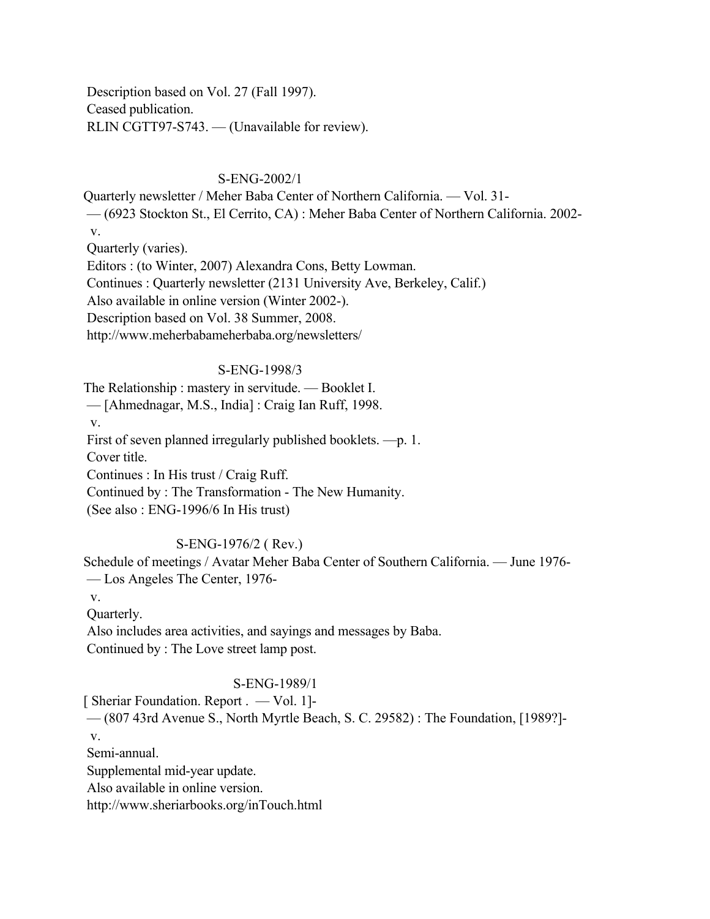Description based on Vol. 27 (Fall 1997).
Ceased publication.
RLIN CGTT97-S743. — (Unavailable for review).

S-ENG-2002/1

Quarterly newsletter / Meher Baba Center of Northern California. — Vol. 31-
— (6923 Stockton St., El Cerrito, CA) : Meher Baba Center of Northern California. 2002-
v.
Quarterly (varies).
Editors : (to Winter, 2007) Alexandra Cons, Betty Lowman.
Continues : Quarterly newsletter (2131 University Ave, Berkeley, Calif.)
Also available in online version (Winter 2002-).
Description based on Vol. 38 Summer, 2008.
http://www.meherbabameherbaba.org/newsletters/

S-ENG-1998/3

The Relationship : mastery in servitude. — Booklet I.
— [Ahmednagar, M.S., India] : Craig Ian Ruff, 1998.
v.
First of seven planned irregularly published booklets. —p. 1.
Cover title.
Continues : In His trust / Craig Ruff.
Continued by : The Transformation - The New Humanity.
(See also : ENG-1996/6 In His trust)

S-ENG-1976/2 ( Rev.)

Schedule of meetings / Avatar Meher Baba Center of Southern California. — June 1976-
— Los Angeles The Center, 1976-
v.
Quarterly.
Also includes area activities, and sayings and messages by Baba.
Continued by : The Love street lamp post.

S-ENG-1989/1

[ Sheriar Foundation. Report . — Vol. 1]-
— (807 43rd Avenue S., North Myrtle Beach, S. C. 29582) : The Foundation, [1989?]-
v.
Semi-annual.
Supplemental mid-year update.
Also available in online version.
http://www.sheriarbooks.org/inTouch.html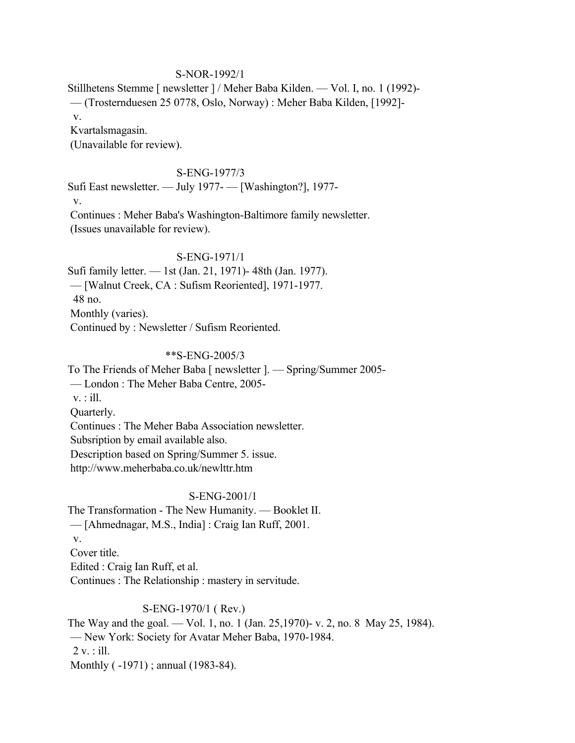S-NOR-1992/1

Stillhetens Stemme [ newsletter ] / Meher Baba Kilden. — Vol. I, no. 1 (1992)-
— (Trosternduesen 25 0778, Oslo, Norway) : Meher Baba Kilden, [1992]-
v.
Kvartalsmagasin.
(Unavailable for review).

S-ENG-1977/3

Sufi East newsletter. — July 1977- — [Washington?], 1977-
v.
Continues : Meher Baba's Washington-Baltimore family newsletter.
(Issues unavailable for review).

S-ENG-1971/1

Sufi family letter. — 1st (Jan. 21, 1971)- 48th (Jan. 1977).
— [Walnut Creek, CA : Sufism Reoriented], 1971-1977.
48 no.
Monthly (varies).
Continued by : Newsletter / Sufism Reoriented.

**S-ENG-2005/3

To The Friends of Meher Baba [ newsletter ]. — Spring/Summer 2005-
— London : The Meher Baba Centre, 2005-
v. : ill.
Quarterly.
Continues : The Meher Baba Association newsletter.
Subsription by email available also.
Description based on Spring/Summer 5. issue.
http://www.meherbaba.co.uk/newlttr.htm

S-ENG-2001/1

The Transformation - The New Humanity. — Booklet II.
— [Ahmednagar, M.S., India] : Craig Ian Ruff, 2001.
v.
Cover title.
Edited : Craig Ian Ruff, et al.
Continues : The Relationship : mastery in servitude.

S-ENG-1970/1 ( Rev.)

The Way and the goal. — Vol. 1, no. 1 (Jan. 25,1970)- v. 2, no. 8 May 25, 1984).
— New York: Society for Avatar Meher Baba, 1970-1984.
2 v. : ill.
Monthly ( -1971) ; annual (1983-84).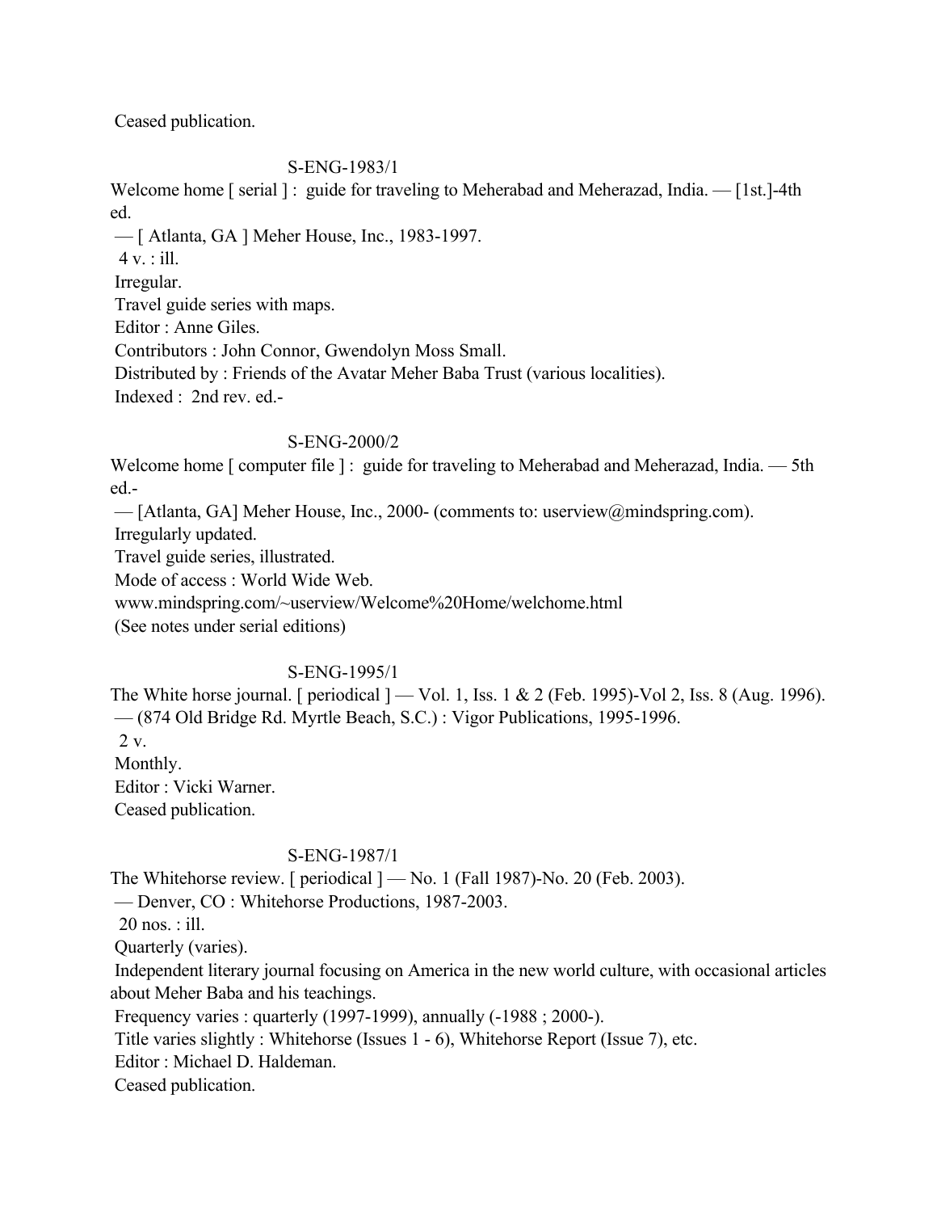Ceased publication.

S-ENG-1983/1

Welcome home [ serial ] : guide for traveling to Meherabad and Meherazad, India. — [1st.]-4th ed.

— [ Atlanta, GA ] Meher House, Inc., 1983-1997.

4 v. : ill.

Irregular.

Travel guide series with maps.

Editor : Anne Giles.

Contributors : John Connor, Gwendolyn Moss Small.

Distributed by : Friends of the Avatar Meher Baba Trust (various localities).

Indexed : 2nd rev. ed.-

S-ENG-2000/2

Welcome home [ computer file ] : guide for traveling to Meherabad and Meherazad, India. — 5th ed.-

— [Atlanta, GA] Meher House, Inc., 2000- (comments to: userview@mindspring.com).

Irregularly updated.

Travel guide series, illustrated.

Mode of access : World Wide Web.

www.mindspring.com/~userview/Welcome%20Home/welchome.html

(See notes under serial editions)

S-ENG-1995/1

The White horse journal. [ periodical ] — Vol. 1, Iss. 1 & 2 (Feb. 1995)-Vol 2, Iss. 8 (Aug. 1996).

— (874 Old Bridge Rd. Myrtle Beach, S.C.) : Vigor Publications, 1995-1996.

2 v.

Monthly.

Editor : Vicki Warner.

Ceased publication.

S-ENG-1987/1

The Whitehorse review. [ periodical ] — No. 1 (Fall 1987)-No. 20 (Feb. 2003).

— Denver, CO : Whitehorse Productions, 1987-2003.

20 nos. : ill.

Quarterly (varies).

Independent literary journal focusing on America in the new world culture, with occasional articles about Meher Baba and his teachings.

Frequency varies : quarterly (1997-1999), annually (-1988 ; 2000-).

Title varies slightly : Whitehorse (Issues 1 - 6), Whitehorse Report (Issue 7), etc.

Editor : Michael D. Haldeman.

Ceased publication.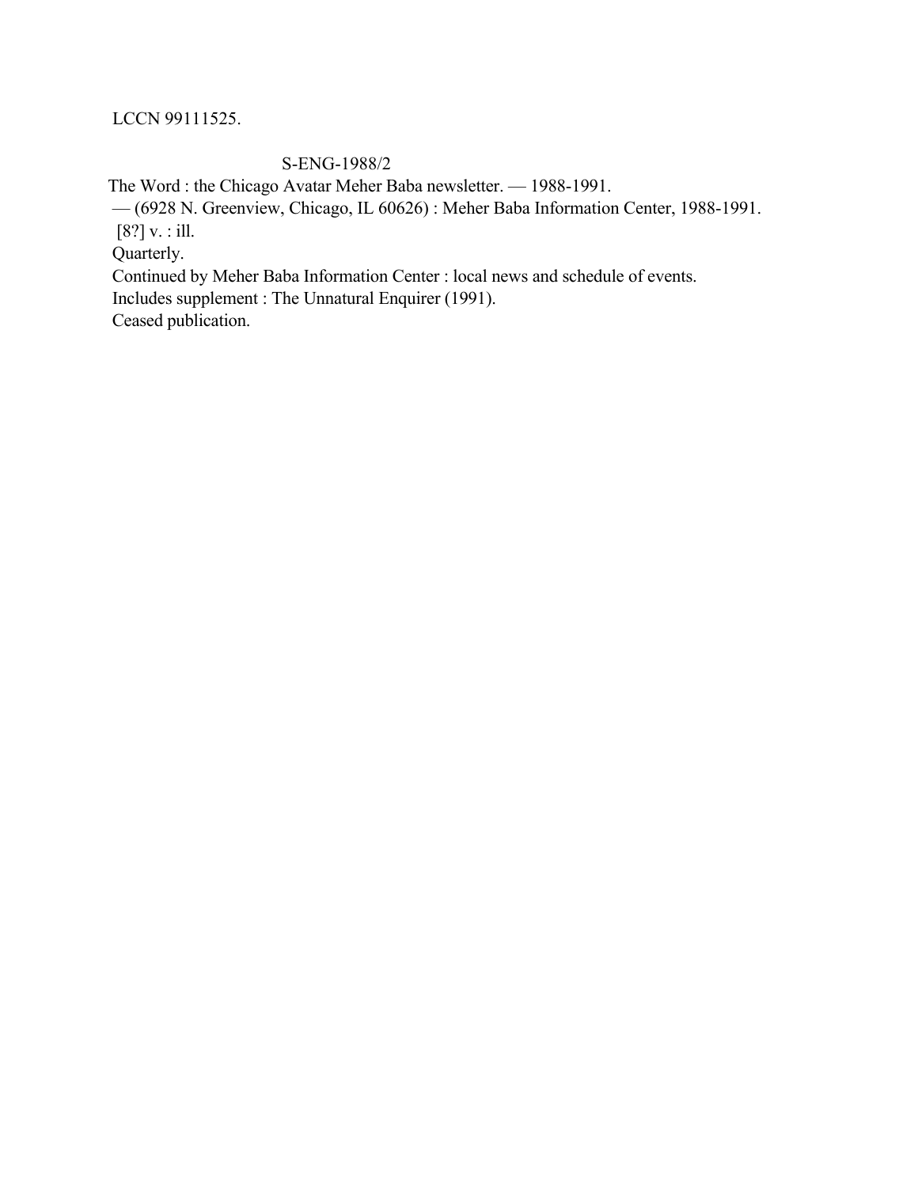LCCN 99111525.

S-ENG-1988/2

The Word : the Chicago Avatar Meher Baba newsletter. — 1988-1991.
— (6928 N. Greenview, Chicago, IL 60626) : Meher Baba Information Center, 1988-1991.
[8?] v. : ill.
Quarterly.
Continued by Meher Baba Information Center : local news and schedule of events.
Includes supplement : The Unnatural Enquirer (1991).
Ceased publication.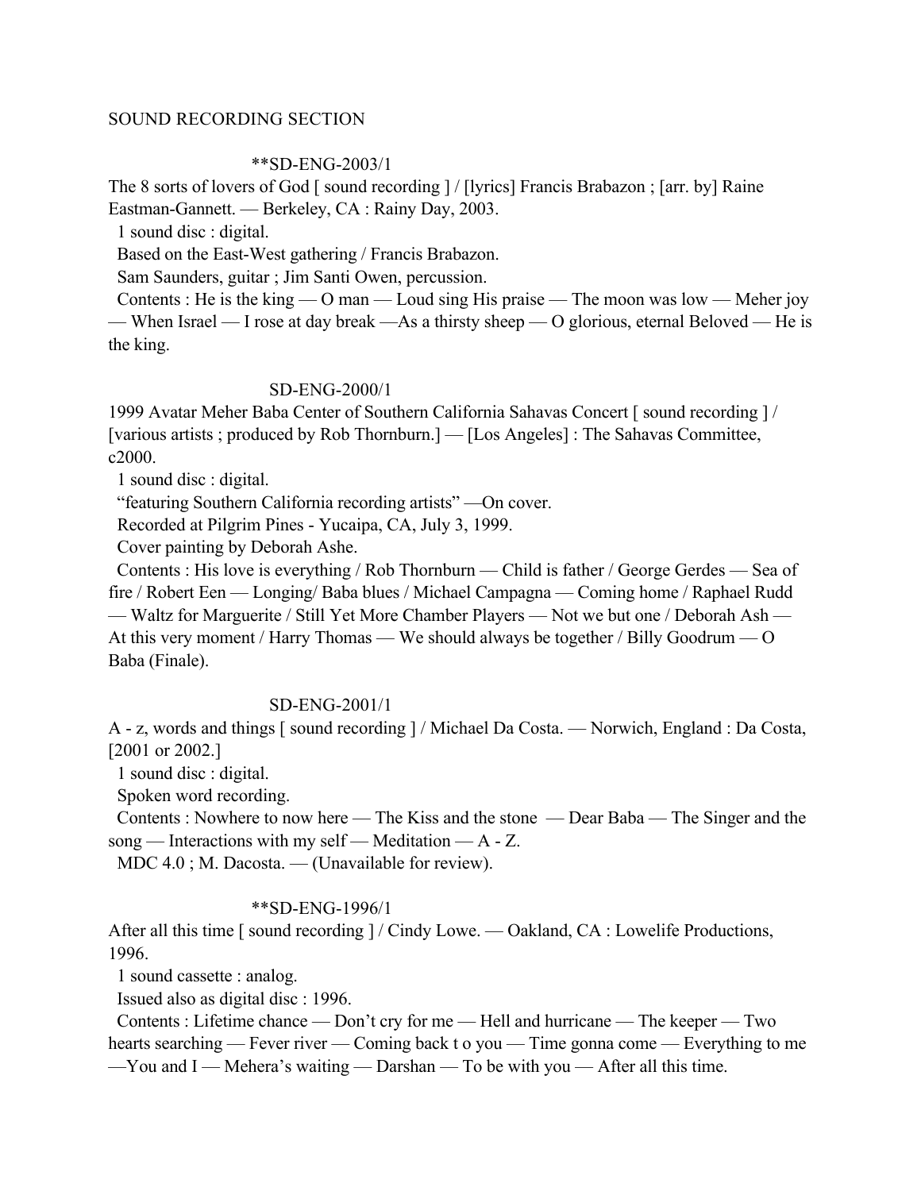SOUND RECORDING SECTION

**SD-ENG-2003/1

The 8 sorts of lovers of God [ sound recording ] / [lyrics] Francis Brabazon ; [arr. by] Raine Eastman-Gannett. — Berkeley, CA : Rainy Day, 2003.

1 sound disc : digital.

Based on the East-West gathering / Francis Brabazon.

Sam Saunders, guitar ; Jim Santi Owen, percussion.

Contents : He is the king — O man — Loud sing His praise — The moon was low — Meher joy — When Israel — I rose at day break —As a thirsty sheep — O glorious, eternal Beloved — He is the king.

SD-ENG-2000/1

1999 Avatar Meher Baba Center of Southern California Sahavas Concert [ sound recording ] / [various artists ; produced by Rob Thornburn.] — [Los Angeles] : The Sahavas Committee, c2000.

1 sound disc : digital.

"featuring Southern California recording artists" —On cover.

Recorded at Pilgrim Pines - Yucaipa, CA, July 3, 1999.

Cover painting by Deborah Ashe.

Contents : His love is everything / Rob Thornburn — Child is father / George Gerdes — Sea of fire / Robert Een — Longing/ Baba blues / Michael Campagna — Coming home / Raphael Rudd — Waltz for Marguerite / Still Yet More Chamber Players — Not we but one / Deborah Ash — At this very moment / Harry Thomas — We should always be together / Billy Goodrum — O Baba (Finale).

SD-ENG-2001/1

A - z, words and things [ sound recording ] / Michael Da Costa. — Norwich, England : Da Costa, [2001 or 2002.]

1 sound disc : digital.

Spoken word recording.

Contents : Nowhere to now here — The Kiss and the stone — Dear Baba — The Singer and the song — Interactions with my self — Meditation — A - Z.

MDC 4.0 ; M. Dacosta. — (Unavailable for review).

**SD-ENG-1996/1

After all this time [ sound recording ] / Cindy Lowe. — Oakland, CA : Lowelife Productions, 1996.

1 sound cassette : analog.

Issued also as digital disc : 1996.

Contents : Lifetime chance — Don't cry for me — Hell and hurricane — The keeper — Two hearts searching — Fever river — Coming back t o you — Time gonna come — Everything to me —You and I — Mehera's waiting — Darshan — To be with you — After all this time.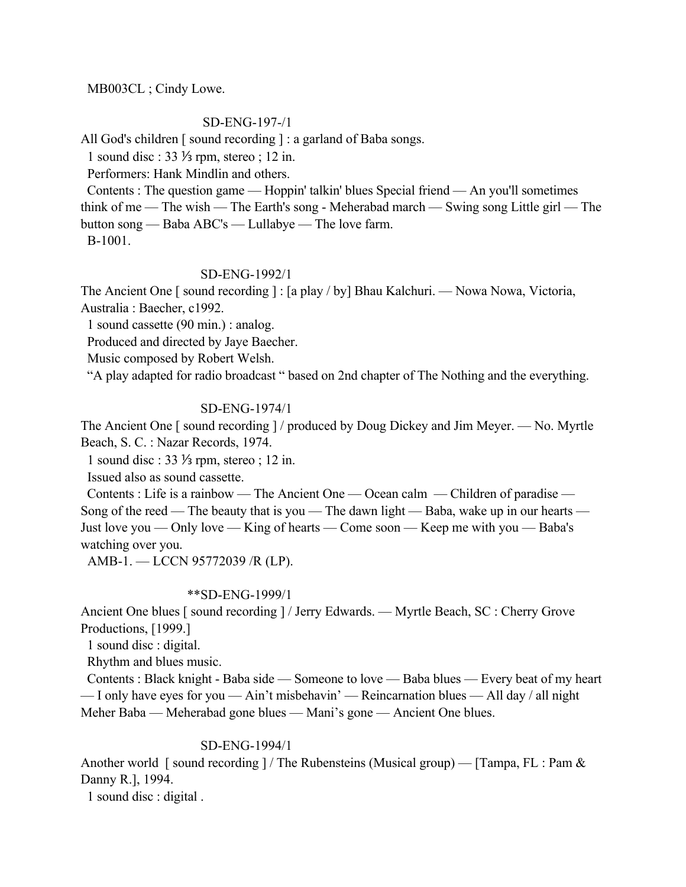MB003CL ; Cindy Lowe.

SD-ENG-197-/1

All God's children [ sound recording ] : a garland of Baba songs.

1 sound disc : 33 ⅓ rpm, stereo ; 12 in.

Performers: Hank Mindlin and others.

Contents : The question game — Hoppin' talkin' blues Special friend — An you'll sometimes think of me — The wish — The Earth's song - Meherabad march — Swing song Little girl — The button song — Baba ABC's — Lullabye — The love farm.

B-1001.

SD-ENG-1992/1

The Ancient One [ sound recording ] : [a play / by] Bhau Kalchuri. — Nowa Nowa, Victoria, Australia : Baecher, c1992.

1 sound cassette (90 min.) : analog.

Produced and directed by Jaye Baecher.

Music composed by Robert Welsh.

"A play adapted for radio broadcast " based on 2nd chapter of The Nothing and the everything.

SD-ENG-1974/1

The Ancient One [ sound recording ] / produced by Doug Dickey and Jim Meyer. — No. Myrtle Beach, S. C. : Nazar Records, 1974.

1 sound disc : 33 ⅓ rpm, stereo ; 12 in.

Issued also as sound cassette.

Contents : Life is a rainbow — The Ancient One — Ocean calm — Children of paradise — Song of the reed — The beauty that is you — The dawn light — Baba, wake up in our hearts — Just love you — Only love — King of hearts — Come soon — Keep me with you — Baba's watching over you.

AMB-1. — LCCN 95772039 /R (LP).

**SD-ENG-1999/1

Ancient One blues [ sound recording ] / Jerry Edwards. — Myrtle Beach, SC : Cherry Grove Productions, [1999.]

1 sound disc : digital.

Rhythm and blues music.

Contents : Black knight - Baba side — Someone to love — Baba blues — Every beat of my heart — I only have eyes for you — Ain't misbehavin' — Reincarnation blues — All day / all night Meher Baba — Meherabad gone blues — Mani's gone — Ancient One blues.

SD-ENG-1994/1

Another world [ sound recording ] / The Rubensteins (Musical group) — [Tampa, FL : Pam & Danny R.], 1994.

1 sound disc : digital .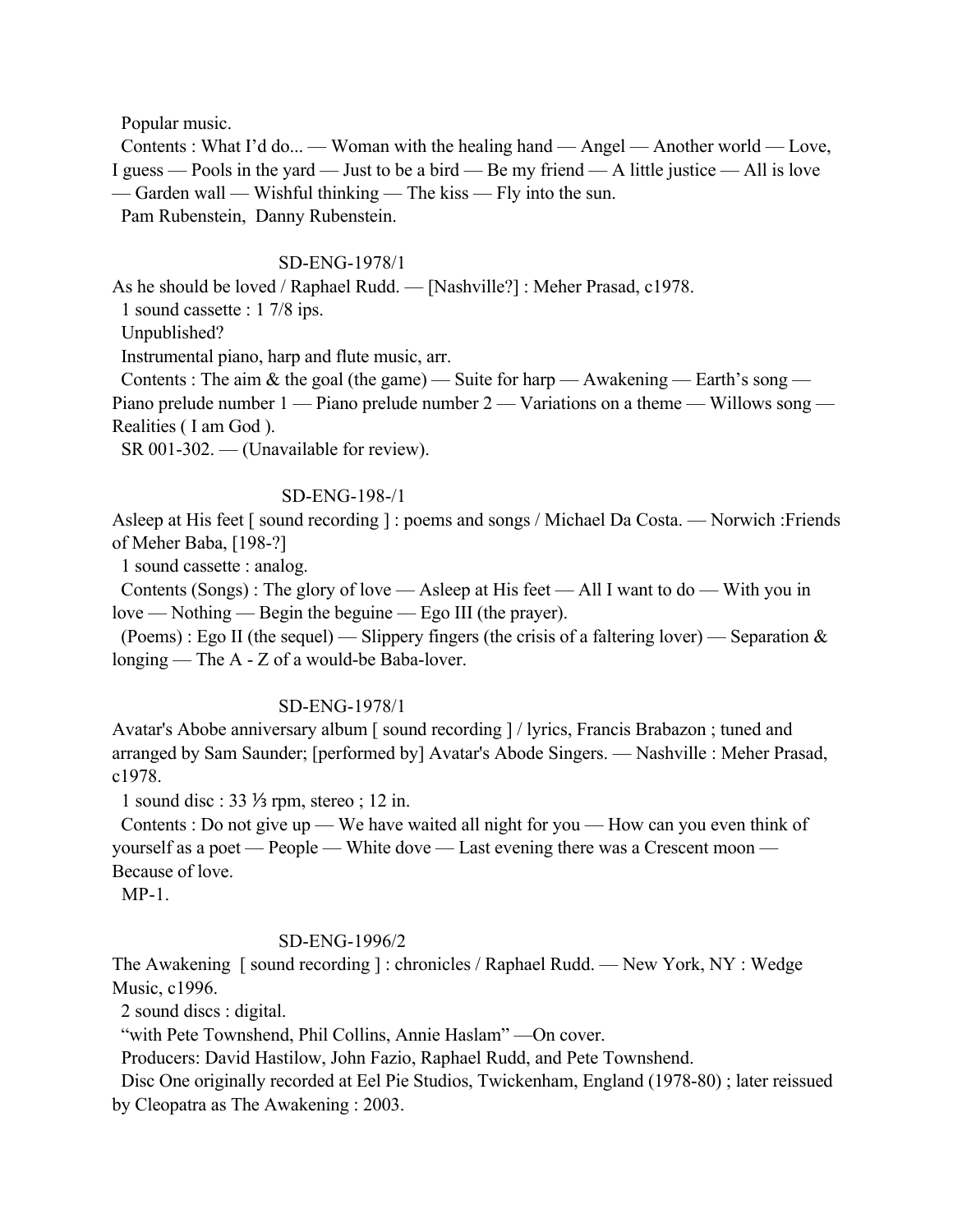Popular music.

Contents : What I’d do... — Woman with the healing hand — Angel — Another world — Love, I guess — Pools in the yard — Just to be a bird — Be my friend — A little justice — All is love — Garden wall — Wishful thinking — The kiss — Fly into the sun.

Pam Rubenstein, Danny Rubenstein.

SD-ENG-1978/1

As he should be loved / Raphael Rudd. — [Nashville?] : Meher Prasad, c1978.

1 sound cassette : 1 7/8 ips.

Unpublished?

Instrumental piano, harp and flute music, arr.

Contents : The aim & the goal (the game) — Suite for harp — Awakening — Earth’s song — Piano prelude number 1 — Piano prelude number 2 — Variations on a theme — Willows song — Realities ( I am God ).

SR 001-302. — (Unavailable for review).

SD-ENG-198-/1

Asleep at His feet [ sound recording ] : poems and songs / Michael Da Costa. — Norwich :Friends of Meher Baba, [198-?]

1 sound cassette : analog.

Contents (Songs) : The glory of love — Asleep at His feet — All I want to do — With you in love — Nothing — Begin the beguine — Ego III (the prayer).

(Poems) : Ego II (the sequel) — Slippery fingers (the crisis of a faltering lover) — Separation & longing — The A - Z of a would-be Baba-lover.

SD-ENG-1978/1

Avatar's Abobe anniversary album [ sound recording ] / lyrics, Francis Brabazon ; tuned and arranged by Sam Saunder; [performed by] Avatar's Abode Singers. — Nashville : Meher Prasad, c1978.

1 sound disc : 33 ⅓ rpm, stereo ; 12 in.

Contents : Do not give up — We have waited all night for you — How can you even think of yourself as a poet — People — White dove — Last evening there was a Crescent moon — Because of love.

MP-1.

SD-ENG-1996/2

The Awakening [ sound recording ] : chronicles / Raphael Rudd. — New York, NY : Wedge Music, c1996.

2 sound discs : digital.

“with Pete Townshend, Phil Collins, Annie Haslam” —On cover.

Producers: David Hastilow, John Fazio, Raphael Rudd, and Pete Townshend.

Disc One originally recorded at Eel Pie Studios, Twickenham, England (1978-80) ; later reissued by Cleopatra as The Awakening : 2003.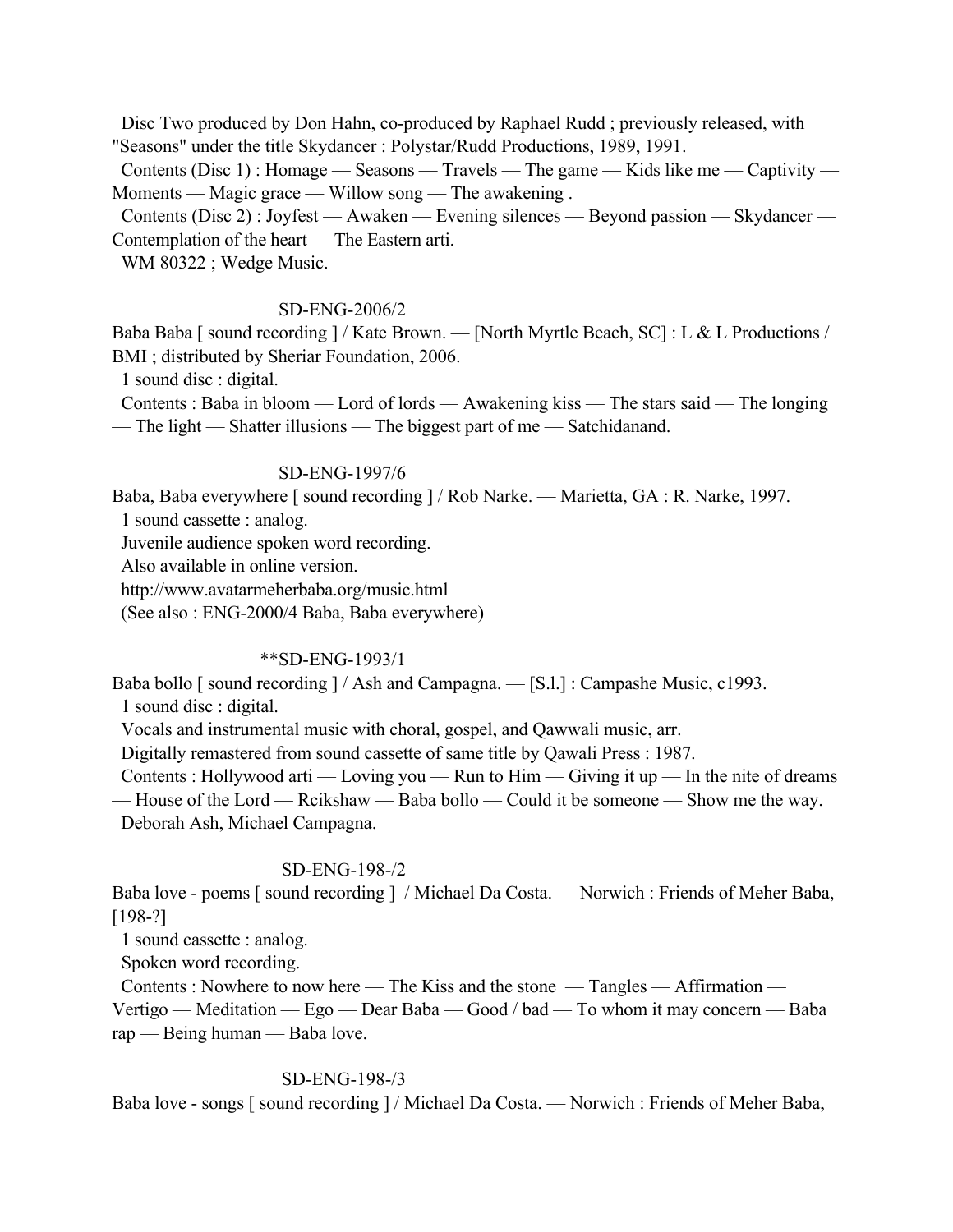Disc Two produced by Don Hahn, co-produced by Raphael Rudd ; previously released, with "Seasons" under the title Skydancer : Polystar/Rudd Productions, 1989, 1991.
Contents (Disc 1) : Homage — Seasons — Travels — The game — Kids like me — Captivity — Moments — Magic grace — Willow song — The awakening .
Contents (Disc 2) : Joyfest — Awaken — Evening silences — Beyond passion — Skydancer — Contemplation of the heart — The Eastern arti.
WM 80322 ; Wedge Music.

SD-ENG-2006/2

Baba Baba [ sound recording ] / Kate Brown. — [North Myrtle Beach, SC] : L & L Productions / BMI ; distributed by Sheriar Foundation, 2006.
1 sound disc : digital.
Contents : Baba in bloom — Lord of lords — Awakening kiss — The stars said — The longing — The light — Shatter illusions — The biggest part of me — Satchidanand.

SD-ENG-1997/6

Baba, Baba everywhere [ sound recording ] / Rob Narke. — Marietta, GA : R. Narke, 1997.
1 sound cassette : analog.
Juvenile audience spoken word recording.
Also available in online version.
http://www.avatarmeherbaba.org/music.html
(See also : ENG-2000/4 Baba, Baba everywhere)

**SD-ENG-1993/1

Baba bollo [ sound recording ] / Ash and Campagna. — [S.l.] : Campashe Music, c1993.
1 sound disc : digital.
Vocals and instrumental music with choral, gospel, and Qawwali music, arr.
Digitally remastered from sound cassette of same title by Qawali Press : 1987.
Contents : Hollywood arti — Loving you — Run to Him — Giving it up — In the nite of dreams — House of the Lord — Rcikshaw — Baba bollo — Could it be someone — Show me the way.
Deborah Ash, Michael Campagna.

SD-ENG-198-/2

Baba love - poems [ sound recording ] / Michael Da Costa. — Norwich : Friends of Meher Baba, [198-?]
1 sound cassette : analog.
Spoken word recording.
Contents : Nowhere to now here — The Kiss and the stone — Tangles — Affirmation — Vertigo — Meditation — Ego — Dear Baba — Good / bad — To whom it may concern — Baba rap — Being human — Baba love.

SD-ENG-198-/3

Baba love - songs [ sound recording ] / Michael Da Costa. — Norwich : Friends of Meher Baba,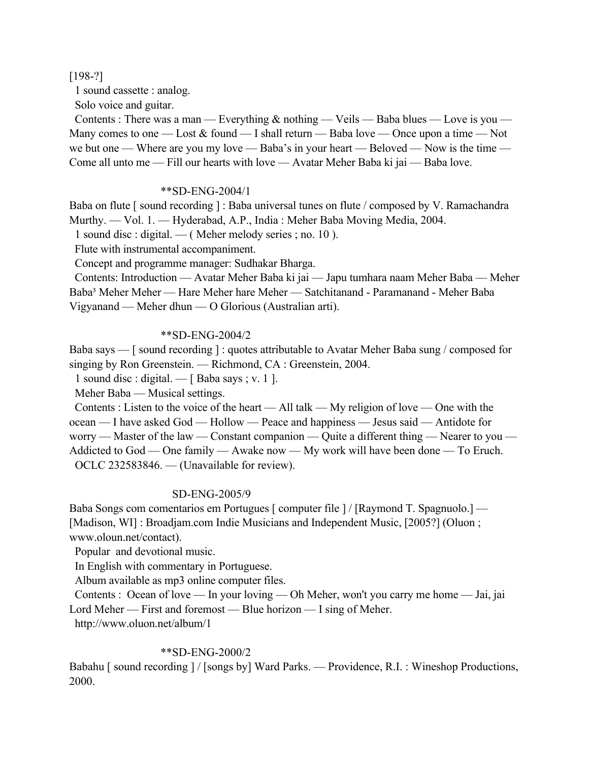[198-?]

1 sound cassette : analog.

Solo voice and guitar.

Contents : There was a man — Everything & nothing — Veils — Baba blues — Love is you — Many comes to one — Lost & found — I shall return — Baba love — Once upon a time — Not we but one — Where are you my love — Baba's in your heart — Beloved — Now is the time — Come all unto me — Fill our hearts with love — Avatar Meher Baba ki jai — Baba love.

**SD-ENG-2004/1

Baba on flute [ sound recording ] : Baba universal tunes on flute / composed by V. Ramachandra Murthy. — Vol. 1. — Hyderabad, A.P., India : Meher Baba Moving Media, 2004.

1 sound disc : digital. — ( Meher melody series ; no. 10 ).

Flute with instrumental accompaniment.

Concept and programme manager: Sudhakar Bharga.

Contents: Introduction — Avatar Meher Baba ki jai — Japu tumhara naam Meher Baba — Meher Baba³ Meher Meher — Hare Meher hare Meher — Satchitanand - Paramanand - Meher Baba Vigyanand — Meher dhun — O Glorious (Australian arti).

**SD-ENG-2004/2

Baba says — [ sound recording ] : quotes attributable to Avatar Meher Baba sung / composed for singing by Ron Greenstein. — Richmond, CA : Greenstein, 2004.

1 sound disc : digital. — [ Baba says ; v. 1 ].

Meher Baba — Musical settings.

Contents : Listen to the voice of the heart — All talk — My religion of love — One with the ocean — I have asked God — Hollow — Peace and happiness — Jesus said — Antidote for worry — Master of the law — Constant companion — Quite a different thing — Nearer to you — Addicted to God — One family — Awake now — My work will have been done — To Eruch.

OCLC 232583846. — (Unavailable for review).

SD-ENG-2005/9

Baba Songs com comentarios em Portugues [ computer file ] / [Raymond T. Spagnuolo.] — [Madison, WI] : Broadjam.com Indie Musicians and Independent Music, [2005?] (Oluon ; www.oloun.net/contact).

Popular and devotional music.

In English with commentary in Portuguese.

Album available as mp3 online computer files.

Contents : Ocean of love — In your loving — Oh Meher, won't you carry me home — Jai, jai Lord Meher — First and foremost — Blue horizon — I sing of Meher.

http://www.oluon.net/album/1

**SD-ENG-2000/2

Babahu [ sound recording ] / [songs by] Ward Parks. — Providence, R.I. : Wineshop Productions, 2000.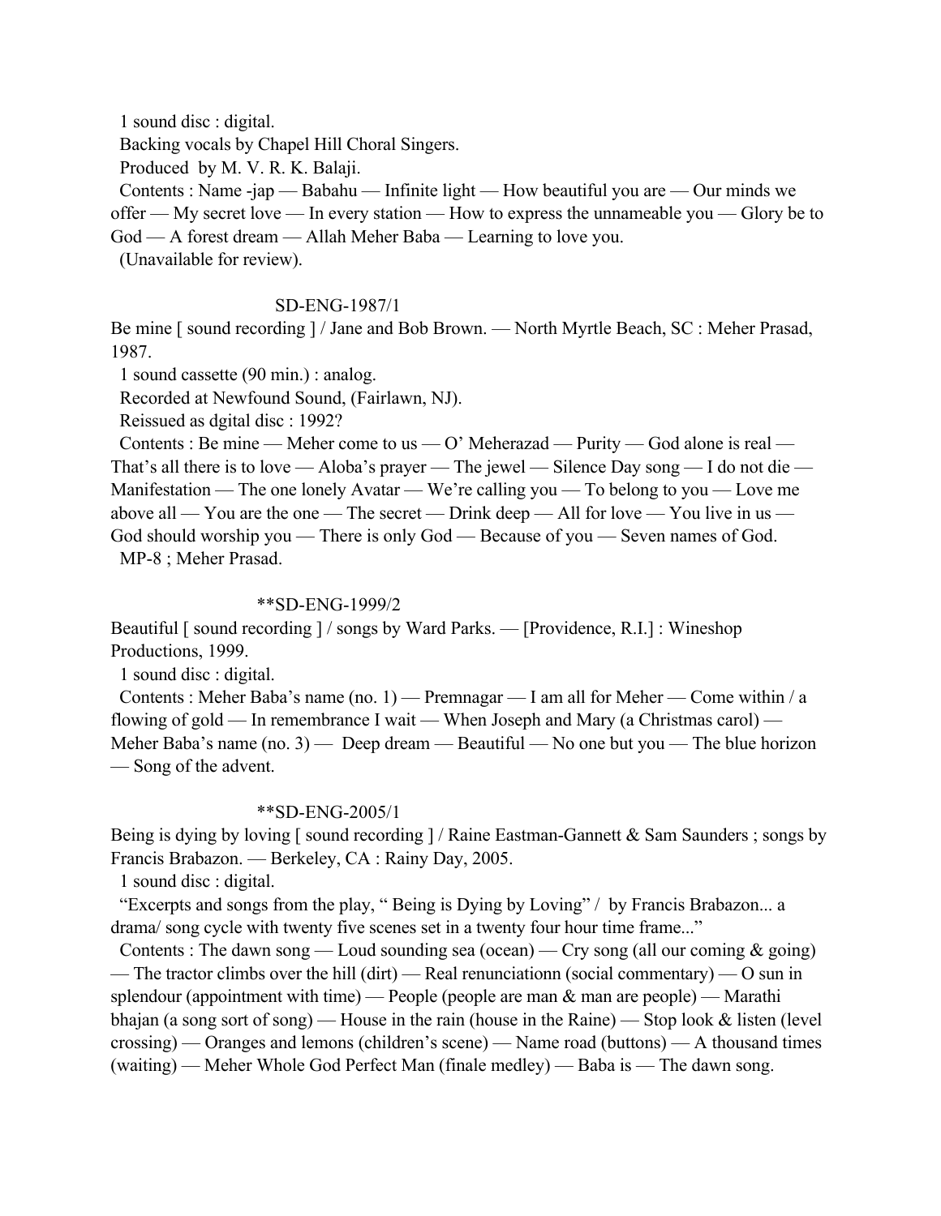1 sound disc : digital.

Backing vocals by Chapel Hill Choral Singers.

Produced by M. V. R. K. Balaji.

Contents : Name -jap — Babahu — Infinite light — How beautiful you are — Our minds we offer — My secret love — In every station — How to express the unnameable you — Glory be to God — A forest dream — Allah Meher Baba — Learning to love you.

(Unavailable for review).

SD-ENG-1987/1

Be mine [ sound recording ] / Jane and Bob Brown. — North Myrtle Beach, SC : Meher Prasad, 1987.

1 sound cassette (90 min.) : analog.

Recorded at Newfound Sound, (Fairlawn, NJ).

Reissued as dgital disc : 1992?

Contents : Be mine — Meher come to us — O' Meherazad — Purity — God alone is real — That's all there is to love — Aloba's prayer — The jewel — Silence Day song — I do not die — Manifestation — The one lonely Avatar — We're calling you — To belong to you — Love me above all — You are the one — The secret — Drink deep — All for love — You live in us — God should worship you — There is only God — Because of you — Seven names of God.

MP-8 ; Meher Prasad.

**SD-ENG-1999/2

Beautiful [ sound recording ] / songs by Ward Parks. — [Providence, R.I.] : Wineshop Productions, 1999.

1 sound disc : digital.

Contents : Meher Baba's name (no. 1) — Premnagar — I am all for Meher — Come within / a flowing of gold — In remembrance I wait — When Joseph and Mary (a Christmas carol) — Meher Baba's name (no. 3) — Deep dream — Beautiful — No one but you — The blue horizon — Song of the advent.

**SD-ENG-2005/1

Being is dying by loving [ sound recording ] / Raine Eastman-Gannett & Sam Saunders ; songs by Francis Brabazon. — Berkeley, CA : Rainy Day, 2005.

1 sound disc : digital.

"Excerpts and songs from the play, " Being is Dying by Loving" / by Francis Brabazon... a drama/ song cycle with twenty five scenes set in a twenty four hour time frame..."

Contents : The dawn song — Loud sounding sea (ocean) — Cry song (all our coming & going) — The tractor climbs over the hill (dirt) — Real renunciationn (social commentary) — O sun in splendour (appointment with time) — People (people are man & man are people) — Marathi bhajan (a song sort of song) — House in the rain (house in the Raine) — Stop look & listen (level crossing) — Oranges and lemons (children's scene) — Name road (buttons) — A thousand times (waiting) — Meher Whole God Perfect Man (finale medley) — Baba is — The dawn song.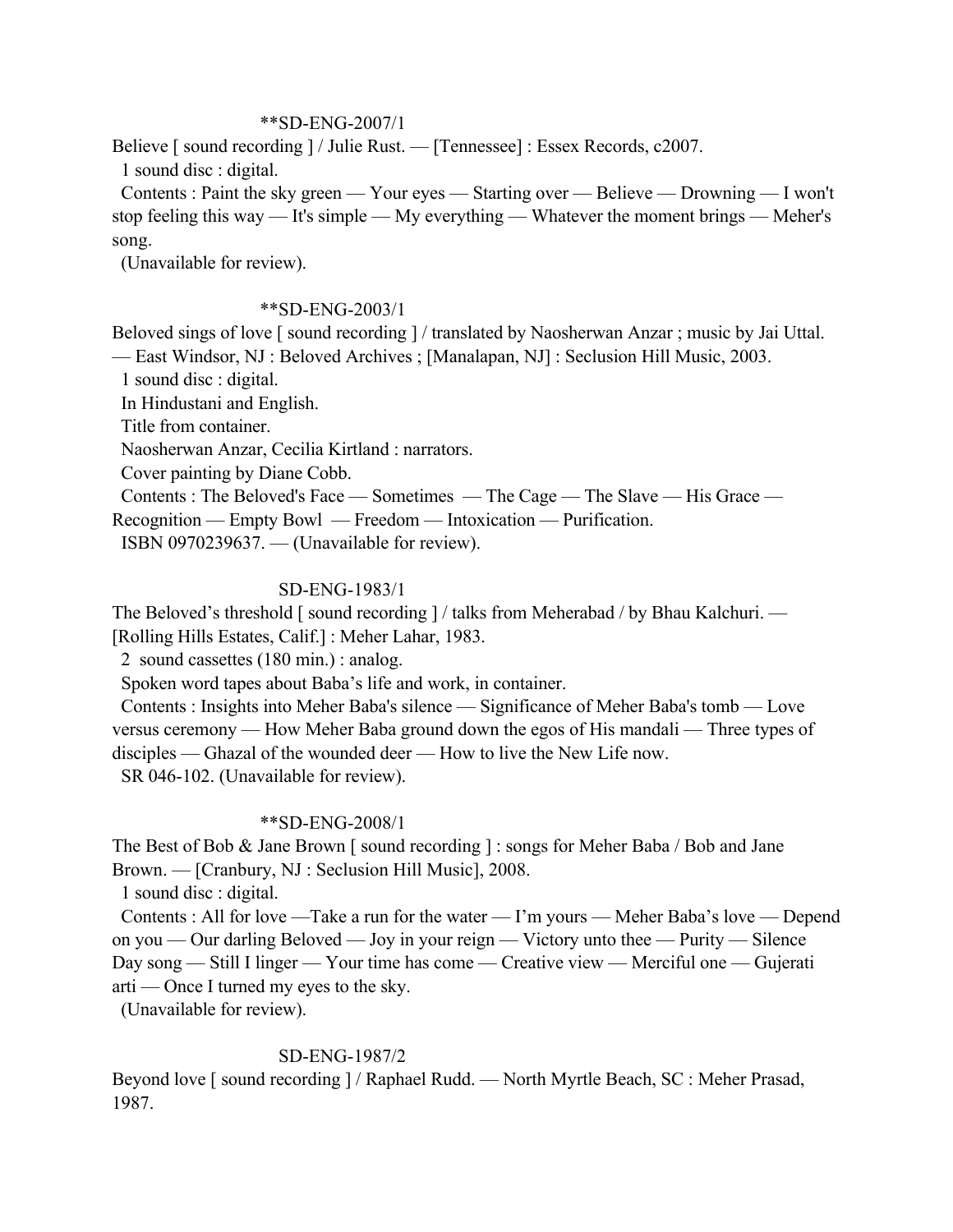**SD-ENG-2007/1

Believe [ sound recording ] / Julie Rust. — [Tennessee] : Essex Records, c2007.

1 sound disc : digital.

Contents : Paint the sky green — Your eyes — Starting over — Believe — Drowning — I won't stop feeling this way — It's simple — My everything — Whatever the moment brings — Meher's song.

(Unavailable for review).

**SD-ENG-2003/1

Beloved sings of love [ sound recording ] / translated by Naosherwan Anzar ; music by Jai Uttal. — East Windsor, NJ : Beloved Archives ; [Manalapan, NJ] : Seclusion Hill Music, 2003.

1 sound disc : digital.

In Hindustani and English.

Title from container.

Naosherwan Anzar, Cecilia Kirtland : narrators.

Cover painting by Diane Cobb.

Contents : The Beloved's Face — Sometimes — The Cage — The Slave — His Grace — Recognition — Empty Bowl — Freedom — Intoxication — Purification.

ISBN 0970239637. — (Unavailable for review).

SD-ENG-1983/1

The Beloved's threshold [ sound recording ] / talks from Meherabad / by Bhau Kalchuri. — [Rolling Hills Estates, Calif.] : Meher Lahar, 1983.

2 sound cassettes (180 min.) : analog.

Spoken word tapes about Baba's life and work, in container.

Contents : Insights into Meher Baba's silence — Significance of Meher Baba's tomb — Love versus ceremony — How Meher Baba ground down the egos of His mandali — Three types of disciples — Ghazal of the wounded deer — How to live the New Life now.

SR 046-102. (Unavailable for review).

**SD-ENG-2008/1

The Best of Bob & Jane Brown [ sound recording ] : songs for Meher Baba / Bob and Jane Brown. — [Cranbury, NJ : Seclusion Hill Music], 2008.

1 sound disc : digital.

Contents : All for love —Take a run for the water — I'm yours — Meher Baba's love — Depend on you — Our darling Beloved — Joy in your reign — Victory unto thee — Purity — Silence Day song — Still I linger — Your time has come — Creative view — Merciful one — Gujerati arti — Once I turned my eyes to the sky.

(Unavailable for review).

SD-ENG-1987/2

Beyond love [ sound recording ] / Raphael Rudd. — North Myrtle Beach, SC : Meher Prasad, 1987.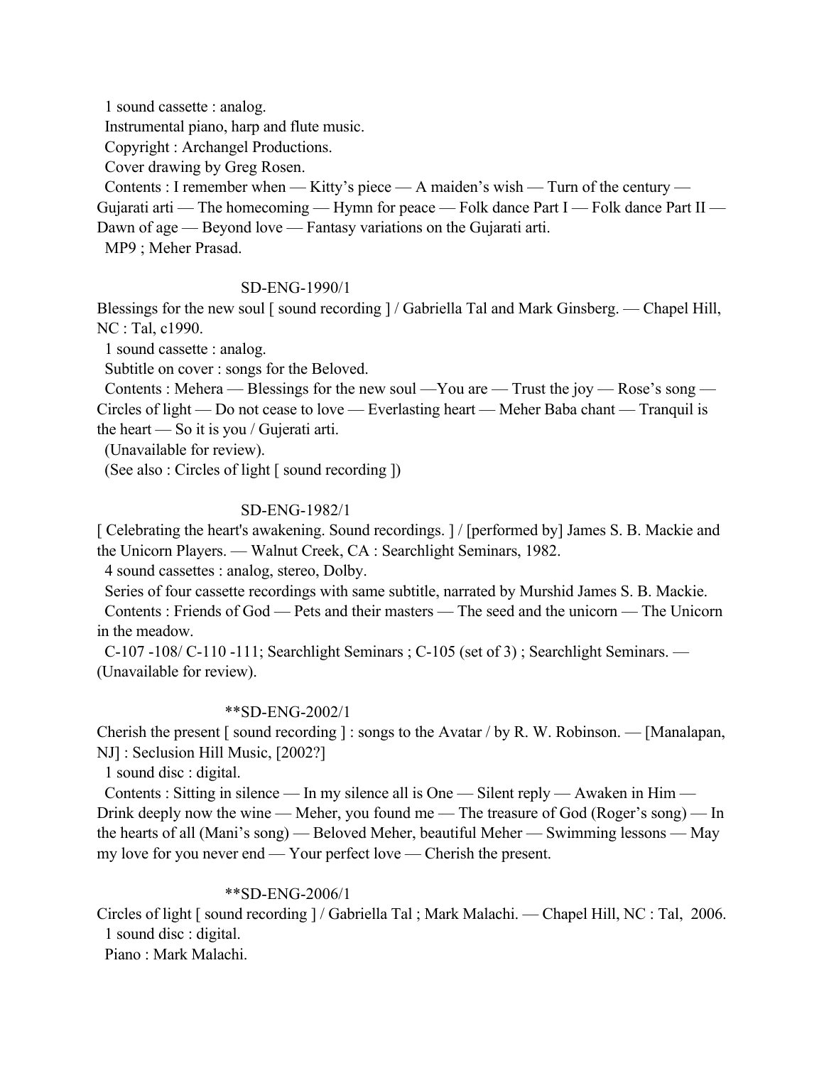1 sound cassette : analog.
Instrumental piano, harp and flute music.
Copyright : Archangel Productions.
Cover drawing by Greg Rosen.
Contents : I remember when — Kitty's piece — A maiden's wish — Turn of the century — Gujarati arti — The homecoming — Hymn for peace — Folk dance Part I — Folk dance Part II — Dawn of age — Beyond love — Fantasy variations on the Gujarati arti.
MP9 ; Meher Prasad.

SD-ENG-1990/1

Blessings for the new soul [ sound recording ] / Gabriella Tal and Mark Ginsberg. — Chapel Hill, NC : Tal, c1990.
1 sound cassette : analog.
Subtitle on cover : songs for the Beloved.
Contents : Mehera — Blessings for the new soul —You are — Trust the joy — Rose's song — Circles of light — Do not cease to love — Everlasting heart — Meher Baba chant — Tranquil is the heart — So it is you / Gujerati arti.
(Unavailable for review).
(See also : Circles of light [ sound recording ])

SD-ENG-1982/1

[ Celebrating the heart's awakening. Sound recordings. ] / [performed by] James S. B. Mackie and the Unicorn Players. — Walnut Creek, CA : Searchlight Seminars, 1982.
4 sound cassettes : analog, stereo, Dolby.
Series of four cassette recordings with same subtitle, narrated by Murshid James S. B. Mackie.
Contents : Friends of God — Pets and their masters — The seed and the unicorn — The Unicorn in the meadow.
C-107 -108/ C-110 -111; Searchlight Seminars ; C-105 (set of 3) ; Searchlight Seminars. — (Unavailable for review).

**SD-ENG-2002/1

Cherish the present [ sound recording ] : songs to the Avatar / by R. W. Robinson. — [Manalapan, NJ] : Seclusion Hill Music, [2002?]
1 sound disc : digital.
Contents : Sitting in silence — In my silence all is One — Silent reply — Awaken in Him — Drink deeply now the wine — Meher, you found me — The treasure of God (Roger's song) — In the hearts of all (Mani's song) — Beloved Meher, beautiful Meher — Swimming lessons — May my love for you never end — Your perfect love — Cherish the present.

**SD-ENG-2006/1

Circles of light [ sound recording ] / Gabriella Tal ; Mark Malachi. — Chapel Hill, NC : Tal, 2006.
1 sound disc : digital.
Piano : Mark Malachi.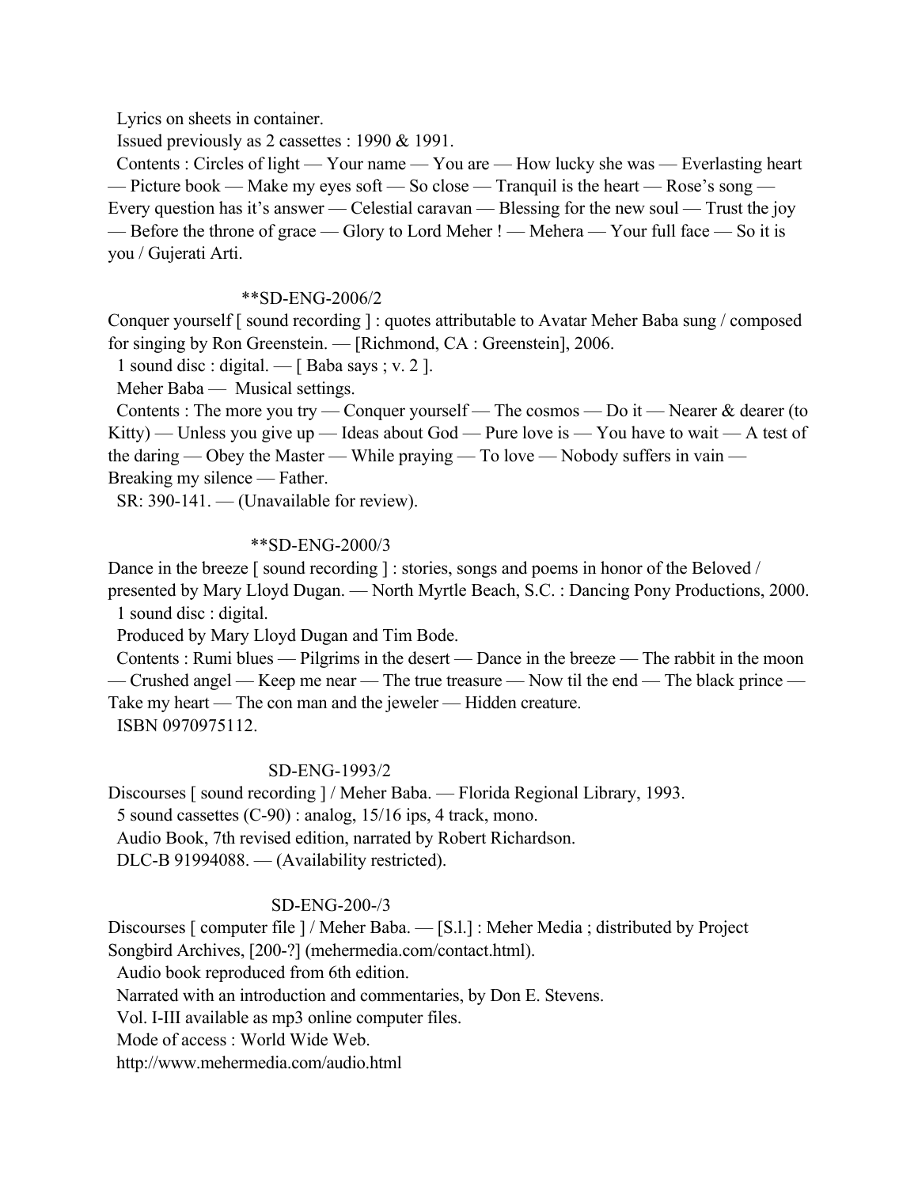Lyrics on sheets in container.
Issued previously as 2 cassettes : 1990 & 1991.
Contents : Circles of light — Your name — You are — How lucky she was — Everlasting heart — Picture book — Make my eyes soft — So close — Tranquil is the heart — Rose's song — Every question has it's answer — Celestial caravan — Blessing for the new soul — Trust the joy — Before the throne of grace — Glory to Lord Meher ! — Mehera — Your full face — So it is you / Gujerati Arti.

**SD-ENG-2006/2

Conquer yourself [ sound recording ] : quotes attributable to Avatar Meher Baba sung / composed for singing by Ron Greenstein. — [Richmond, CA : Greenstein], 2006.
1 sound disc : digital. — [ Baba says ; v. 2 ].
Meher Baba — Musical settings.
Contents : The more you try — Conquer yourself — The cosmos — Do it — Nearer & dearer (to Kitty) — Unless you give up — Ideas about God — Pure love is — You have to wait — A test of the daring — Obey the Master — While praying — To love — Nobody suffers in vain — Breaking my silence — Father.
SR: 390-141. — (Unavailable for review).

**SD-ENG-2000/3

Dance in the breeze [ sound recording ] : stories, songs and poems in honor of the Beloved / presented by Mary Lloyd Dugan. — North Myrtle Beach, S.C. : Dancing Pony Productions, 2000.
1 sound disc : digital.
Produced by Mary Lloyd Dugan and Tim Bode.
Contents : Rumi blues — Pilgrims in the desert — Dance in the breeze — The rabbit in the moon — Crushed angel — Keep me near — The true treasure — Now til the end — The black prince — Take my heart — The con man and the jeweler — Hidden creature.
ISBN 0970975112.

SD-ENG-1993/2

Discourses [ sound recording ] / Meher Baba. — Florida Regional Library, 1993.
5 sound cassettes (C-90) : analog, 15/16 ips, 4 track, mono.
Audio Book, 7th revised edition, narrated by Robert Richardson.
DLC-B 91994088. — (Availability restricted).

SD-ENG-200-/3

Discourses [ computer file ] / Meher Baba. — [S.l.] : Meher Media ; distributed by Project Songbird Archives, [200-?] (mehermedia.com/contact.html).
Audio book reproduced from 6th edition.
Narrated with an introduction and commentaries, by Don E. Stevens.
Vol. I-III available as mp3 online computer files.
Mode of access : World Wide Web.
http://www.mehermedia.com/audio.html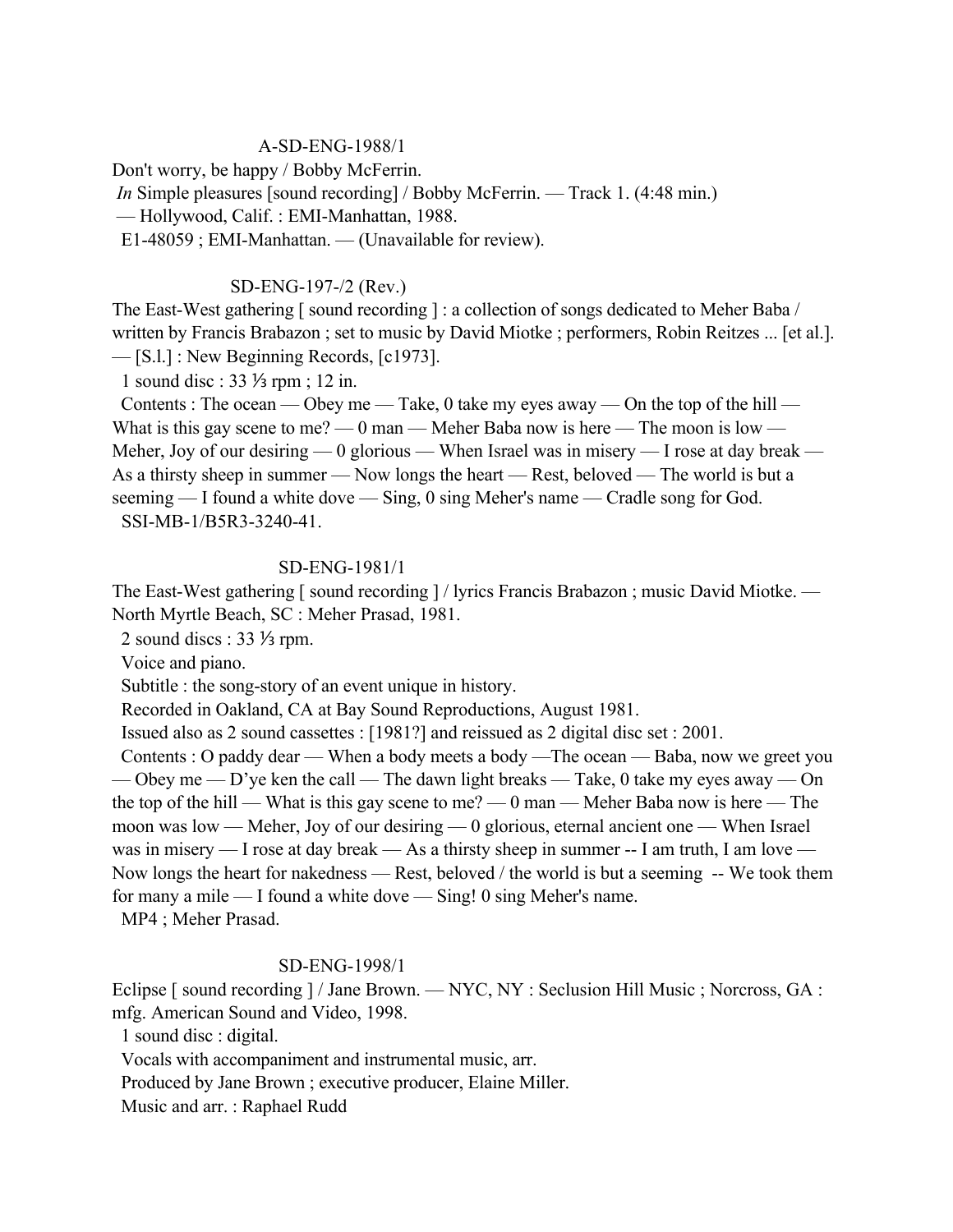A-SD-ENG-1988/1

Don't worry, be happy / Bobby McFerrin.
*In* Simple pleasures [sound recording] / Bobby McFerrin. — Track 1. (4:48 min.)
— Hollywood, Calif. : EMI-Manhattan, 1988.
E1-48059 ; EMI-Manhattan. — (Unavailable for review).

SD-ENG-197-/2 (Rev.)

The East-West gathering [ sound recording ] : a collection of songs dedicated to Meher Baba / written by Francis Brabazon ; set to music by David Miotke ; performers, Robin Reitzes ... [et al.]. — [S.l.] : New Beginning Records, [c1973].
1 sound disc : 33 ⅓ rpm ; 12 in.
Contents : The ocean — Obey me — Take, 0 take my eyes away — On the top of the hill — What is this gay scene to me? — 0 man — Meher Baba now is here — The moon is low — Meher, Joy of our desiring — 0 glorious — When Israel was in misery — I rose at day break — As a thirsty sheep in summer — Now longs the heart — Rest, beloved — The world is but a seeming — I found a white dove — Sing, 0 sing Meher's name — Cradle song for God.
SSI-MB-1/B5R3-3240-41.

SD-ENG-1981/1

The East-West gathering [ sound recording ] / lyrics Francis Brabazon ; music David Miotke. — North Myrtle Beach, SC : Meher Prasad, 1981.
2 sound discs : 33 ⅓ rpm.
Voice and piano.
Subtitle : the song-story of an event unique in history.
Recorded in Oakland, CA at Bay Sound Reproductions, August 1981.
Issued also as 2 sound cassettes : [1981?] and reissued as 2 digital disc set : 2001.
Contents : O paddy dear — When a body meets a body —The ocean — Baba, now we greet you — Obey me — D'ye ken the call — The dawn light breaks — Take, 0 take my eyes away — On the top of the hill — What is this gay scene to me? — 0 man — Meher Baba now is here — The moon was low — Meher, Joy of our desiring — 0 glorious, eternal ancient one — When Israel was in misery — I rose at day break — As a thirsty sheep in summer -- I am truth, I am love — Now longs the heart for nakedness — Rest, beloved / the world is but a seeming -- We took them for many a mile — I found a white dove — Sing! 0 sing Meher's name.
MP4 ; Meher Prasad.

SD-ENG-1998/1

Eclipse [ sound recording ] / Jane Brown. — NYC, NY : Seclusion Hill Music ; Norcross, GA : mfg. American Sound and Video, 1998.
1 sound disc : digital.
Vocals with accompaniment and instrumental music, arr.
Produced by Jane Brown ; executive producer, Elaine Miller.
Music and arr. : Raphael Rudd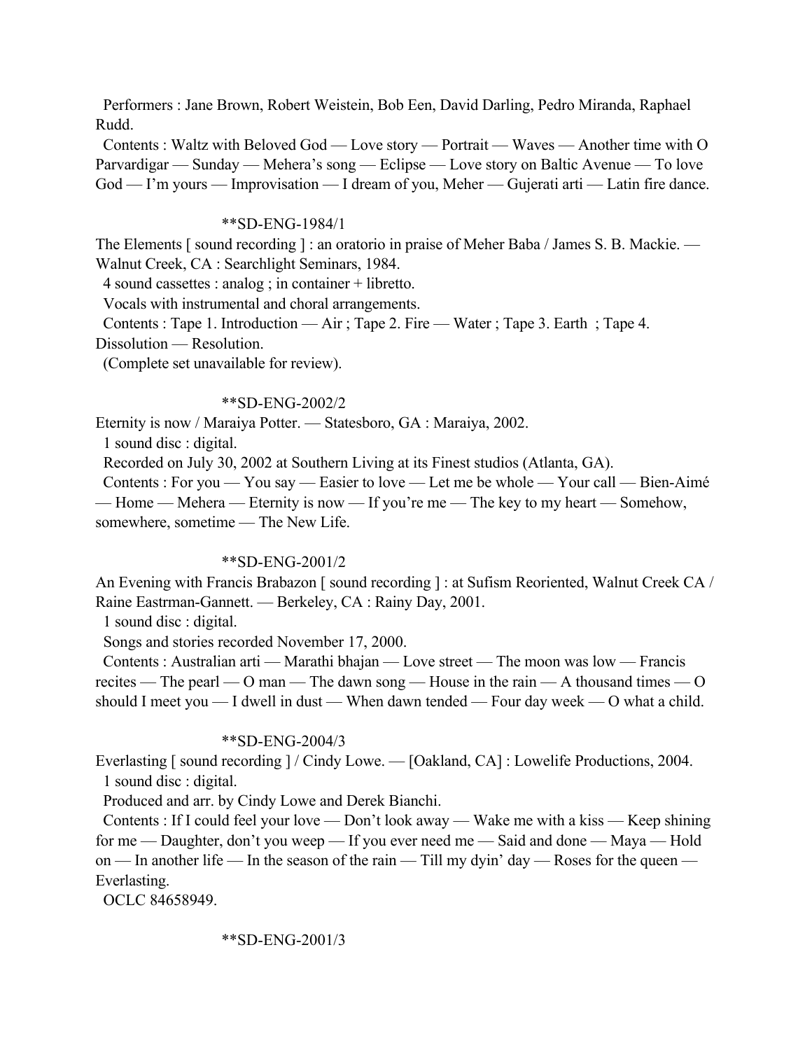Performers : Jane Brown, Robert Weistein, Bob Een, David Darling, Pedro Miranda, Raphael Rudd.

Contents : Waltz with Beloved God — Love story — Portrait — Waves — Another time with O Parvardigar — Sunday — Mehera's song — Eclipse — Love story on Baltic Avenue — To love God — I'm yours — Improvisation — I dream of you, Meher — Gujerati arti — Latin fire dance.

**SD-ENG-1984/1

The Elements [ sound recording ] : an oratorio in praise of Meher Baba / James S. B. Mackie. — Walnut Creek, CA : Searchlight Seminars, 1984.

4 sound cassettes : analog ; in container + libretto.

Vocals with instrumental and choral arrangements.

Contents : Tape 1. Introduction — Air ; Tape 2. Fire — Water ; Tape 3. Earth ; Tape 4. Dissolution — Resolution.

(Complete set unavailable for review).

**SD-ENG-2002/2

Eternity is now / Maraiya Potter. — Statesboro, GA : Maraiya, 2002.

1 sound disc : digital.

Recorded on July 30, 2002 at Southern Living at its Finest studios (Atlanta, GA).

Contents : For you — You say — Easier to love — Let me be whole — Your call — Bien-Aimé — Home — Mehera — Eternity is now — If you're me — The key to my heart — Somehow, somewhere, sometime — The New Life.

**SD-ENG-2001/2

An Evening with Francis Brabazon [ sound recording ] : at Sufism Reoriented, Walnut Creek CA / Raine Eastrman-Gannett. — Berkeley, CA : Rainy Day, 2001.

1 sound disc : digital.

Songs and stories recorded November 17, 2000.

Contents : Australian arti — Marathi bhajan — Love street — The moon was low — Francis recites — The pearl — O man — The dawn song — House in the rain — A thousand times — O should I meet you — I dwell in dust — When dawn tended — Four day week — O what a child.

**SD-ENG-2004/3

Everlasting [ sound recording ] / Cindy Lowe. — [Oakland, CA] : Lowelife Productions, 2004.

1 sound disc : digital.

Produced and arr. by Cindy Lowe and Derek Bianchi.

Contents : If I could feel your love — Don't look away — Wake me with a kiss — Keep shining for me — Daughter, don't you weep — If you ever need me — Said and done — Maya — Hold on — In another life — In the season of the rain — Till my dyin' day — Roses for the queen — Everlasting.

OCLC 84658949.

**SD-ENG-2001/3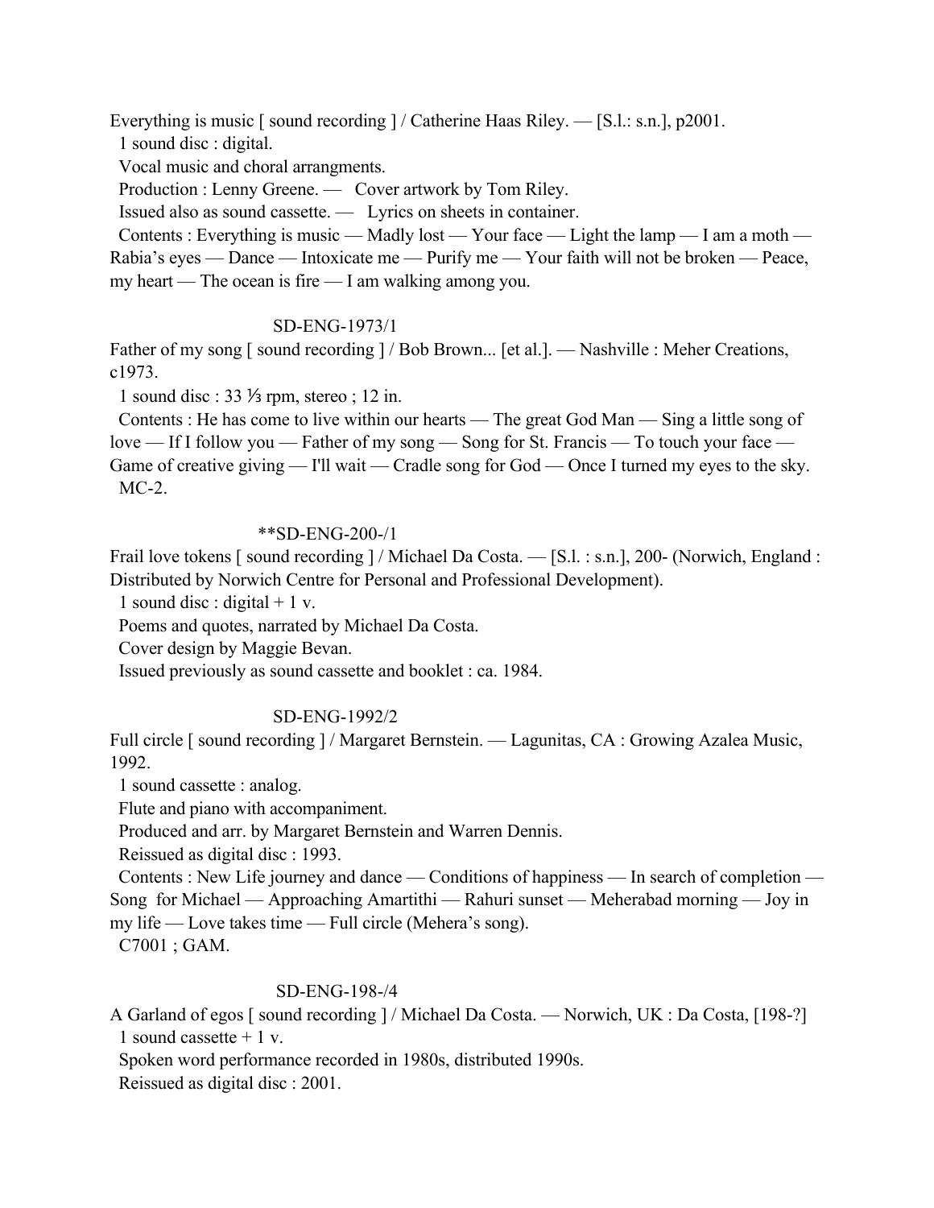Everything is music [ sound recording ] / Catherine Haas Riley. — [S.l.: s.n.], p2001.
1 sound disc : digital.
Vocal music and choral arrangments.
Production : Lenny Greene. — Cover artwork by Tom Riley.
Issued also as sound cassette. — Lyrics on sheets in container.
Contents : Everything is music — Madly lost — Your face — Light the lamp — I am a moth — Rabia's eyes — Dance — Intoxicate me — Purify me — Your faith will not be broken — Peace, my heart — The ocean is fire — I am walking among you.

SD-ENG-1973/1

Father of my song [ sound recording ] / Bob Brown... [et al.]. — Nashville : Meher Creations, c1973.
1 sound disc : 33 ⅓ rpm, stereo ; 12 in.
Contents : He has come to live within our hearts — The great God Man — Sing a little song of love — If I follow you — Father of my song — Song for St. Francis — To touch your face — Game of creative giving — I'll wait — Cradle song for God — Once I turned my eyes to the sky.
MC-2.

**SD-ENG-200-/1

Frail love tokens [ sound recording ] / Michael Da Costa. — [S.l. : s.n.], 200- (Norwich, England : Distributed by Norwich Centre for Personal and Professional Development).
1 sound disc : digital + 1 v.
Poems and quotes, narrated by Michael Da Costa.
Cover design by Maggie Bevan.
Issued previously as sound cassette and booklet : ca. 1984.

SD-ENG-1992/2

Full circle [ sound recording ] / Margaret Bernstein. — Lagunitas, CA : Growing Azalea Music, 1992.
1 sound cassette : analog.
Flute and piano with accompaniment.
Produced and arr. by Margaret Bernstein and Warren Dennis.
Reissued as digital disc : 1993.
Contents : New Life journey and dance — Conditions of happiness — In search of completion — Song for Michael — Approaching Amartithi — Rahuri sunset — Meherabad morning — Joy in my life — Love takes time — Full circle (Mehera's song).
C7001 ; GAM.

SD-ENG-198-/4

A Garland of egos [ sound recording ] / Michael Da Costa. — Norwich, UK : Da Costa, [198-?]
1 sound cassette + 1 v.
Spoken word performance recorded in 1980s, distributed 1990s.
Reissued as digital disc : 2001.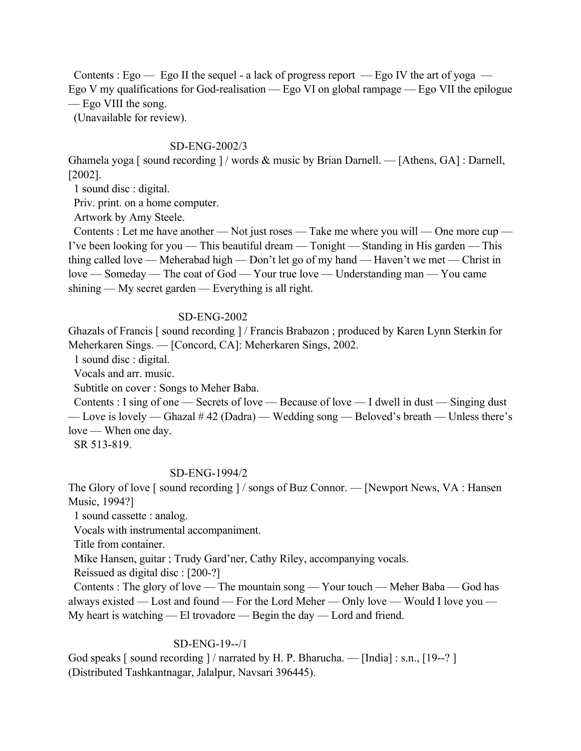Contents : Ego — Ego II the sequel - a lack of progress report — Ego IV the art of yoga — Ego V my qualifications for God-realisation — Ego VI on global rampage — Ego VII the epilogue — Ego VIII the song.

(Unavailable for review).

SD-ENG-2002/3

Ghamela yoga [ sound recording ] / words & music by Brian Darnell. — [Athens, GA] : Darnell, [2002].

1 sound disc : digital.

Priv. print. on a home computer.

Artwork by Amy Steele.

Contents : Let me have another — Not just roses — Take me where you will — One more cup — I've been looking for you — This beautiful dream — Tonight — Standing in His garden — This thing called love — Meherabad high — Don't let go of my hand — Haven't we met — Christ in love — Someday — The coat of God — Your true love — Understanding man — You came shining — My secret garden — Everything is all right.

SD-ENG-2002

Ghazals of Francis [ sound recording ] / Francis Brabazon ; produced by Karen Lynn Sterkin for Meherkaren Sings. — [Concord, CA]: Meherkaren Sings, 2002.

1 sound disc : digital.

Vocals and arr. music.

Subtitle on cover : Songs to Meher Baba.

Contents : I sing of one — Secrets of love — Because of love — I dwell in dust — Singing dust — Love is lovely — Ghazal # 42 (Dadra) — Wedding song — Beloved's breath — Unless there's love — When one day.

SR 513-819.

SD-ENG-1994/2

The Glory of love [ sound recording ] / songs of Buz Connor. — [Newport News, VA : Hansen Music, 1994?]

1 sound cassette : analog.

Vocals with instrumental accompaniment.

Title from container.

Mike Hansen, guitar ; Trudy Gard'ner, Cathy Riley, accompanying vocals.

Reissued as digital disc : [200-?]

Contents : The glory of love — The mountain song — Your touch — Meher Baba — God has always existed — Lost and found — For the Lord Meher — Only love — Would I love you — My heart is watching — El trovadore — Begin the day — Lord and friend.

SD-ENG-19--/1

God speaks [ sound recording ] / narrated by H. P. Bharucha. — [India] : s.n., [19--? ] (Distributed Tashkantnagar, Jalalpur, Navsari 396445).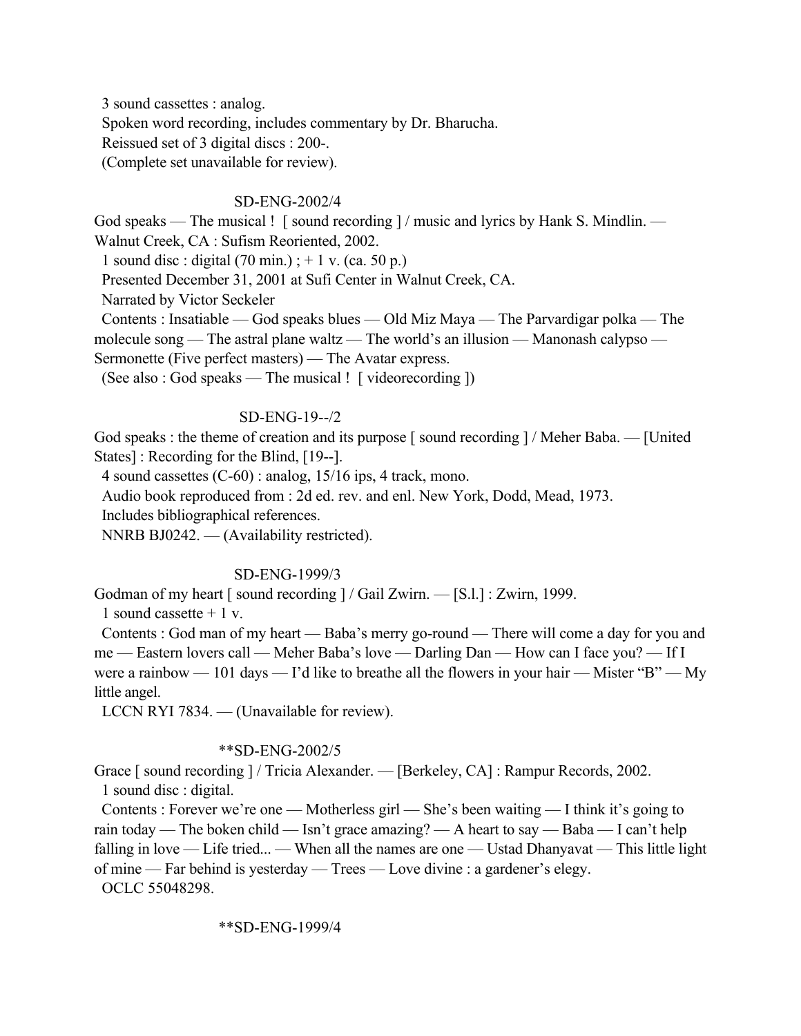3 sound cassettes : analog.
Spoken word recording, includes commentary by Dr. Bharucha.
Reissued set of 3 digital discs : 200-.
(Complete set unavailable for review).

SD-ENG-2002/4

God speaks — The musical ! [ sound recording ] / music and lyrics by Hank S. Mindlin. — Walnut Creek, CA : Sufism Reoriented, 2002.
1 sound disc : digital (70 min.) ; + 1 v. (ca. 50 p.)
Presented December 31, 2001 at Sufi Center in Walnut Creek, CA.
Narrated by Victor Seckeler
Contents : Insatiable — God speaks blues — Old Miz Maya — The Parvardigar polka — The molecule song — The astral plane waltz — The world's an illusion — Manonash calypso — Sermonette (Five perfect masters) — The Avatar express.
(See also : God speaks — The musical ! [ videorecording ])

SD-ENG-19--/2

God speaks : the theme of creation and its purpose [ sound recording ] / Meher Baba. — [United States] : Recording for the Blind, [19--].
4 sound cassettes (C-60) : analog, 15/16 ips, 4 track, mono.
Audio book reproduced from : 2d ed. rev. and enl. New York, Dodd, Mead, 1973.
Includes bibliographical references.
NNRB BJ0242. — (Availability restricted).

SD-ENG-1999/3

Godman of my heart [ sound recording ] / Gail Zwirn. — [S.l.] : Zwirn, 1999.
1 sound cassette + 1 v.
Contents : God man of my heart — Baba's merry go-round — There will come a day for you and me — Eastern lovers call — Meher Baba's love — Darling Dan — How can I face you? — If I were a rainbow — 101 days — I'd like to breathe all the flowers in your hair — Mister "B" — My little angel.
LCCN RYI 7834. — (Unavailable for review).

**SD-ENG-2002/5

Grace [ sound recording ] / Tricia Alexander. — [Berkeley, CA] : Rampur Records, 2002.
1 sound disc : digital.
Contents : Forever we're one — Motherless girl — She's been waiting — I think it's going to rain today — The boken child — Isn't grace amazing? — A heart to say — Baba — I can't help falling in love — Life tried... — When all the names are one — Ustad Dhanyavat — This little light of mine — Far behind is yesterday — Trees — Love divine : a gardener's elegy.
OCLC 55048298.

**SD-ENG-1999/4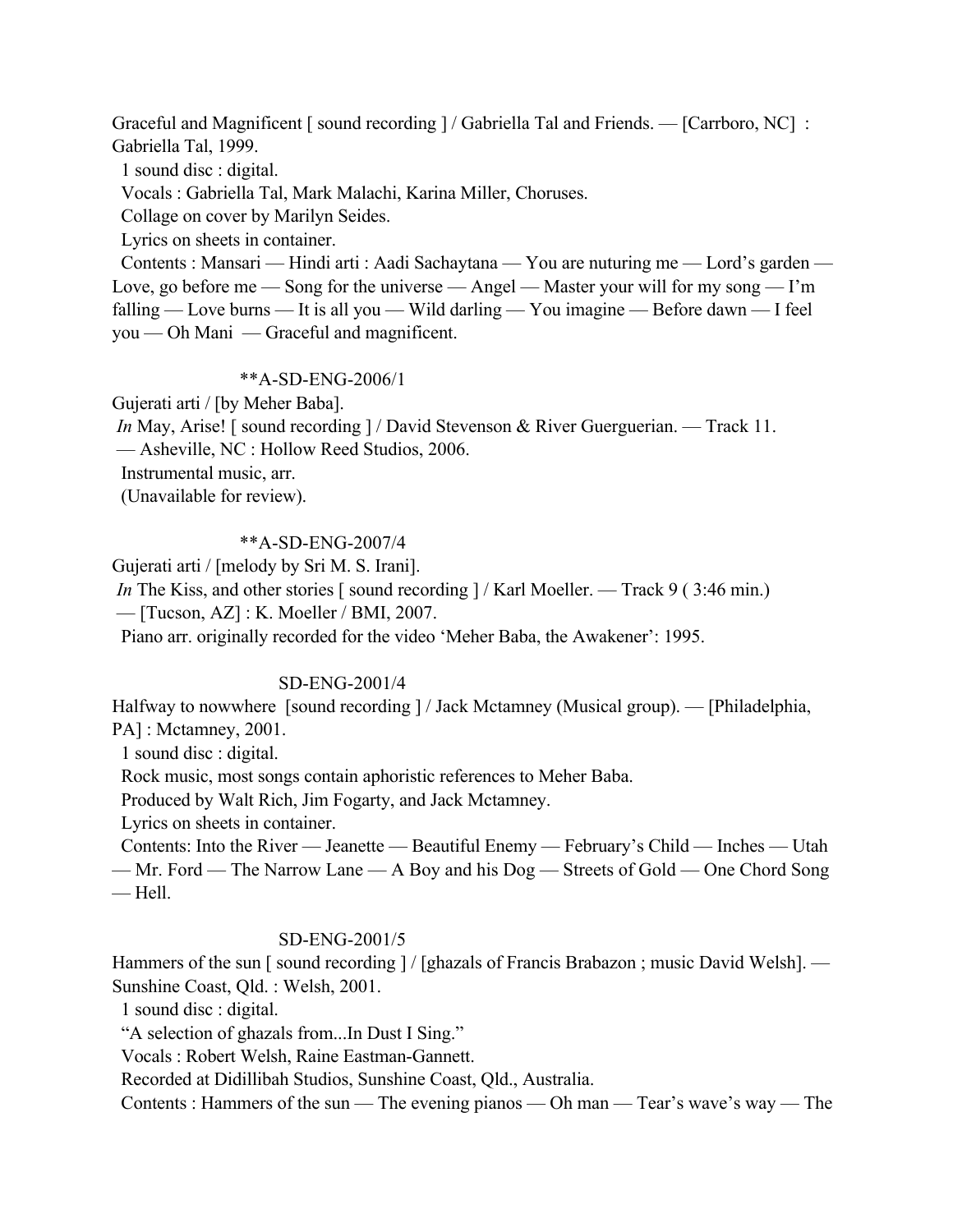Graceful and Magnificent [ sound recording ] / Gabriella Tal and Friends. — [Carrboro, NC] : Gabriella Tal, 1999.

1 sound disc : digital.

Vocals : Gabriella Tal, Mark Malachi, Karina Miller, Choruses.

Collage on cover by Marilyn Seides.

Lyrics on sheets in container.

Contents : Mansari — Hindi arti : Aadi Sachaytana — You are nuturing me — Lord's garden — Love, go before me — Song for the universe — Angel — Master your will for my song — I'm falling — Love burns — It is all you — Wild darling — You imagine — Before dawn — I feel you — Oh Mani — Graceful and magnificent.

**A-SD-ENG-2006/1

Gujerati arti / [by Meher Baba].

*In* May, Arise! [ sound recording ] / David Stevenson & River Guerguerian. — Track 11. — Asheville, NC : Hollow Reed Studios, 2006.

Instrumental music, arr.

(Unavailable for review).

**A-SD-ENG-2007/4

Gujerati arti / [melody by Sri M. S. Irani].

*In* The Kiss, and other stories [ sound recording ] / Karl Moeller. — Track 9 ( 3:46 min.) — [Tucson, AZ] : K. Moeller / BMI, 2007.

Piano arr. originally recorded for the video 'Meher Baba, the Awakener': 1995.

SD-ENG-2001/4

Halfway to nowwhere [sound recording ] / Jack Mctamney (Musical group). — [Philadelphia, PA] : Mctamney, 2001.

1 sound disc : digital.

Rock music, most songs contain aphoristic references to Meher Baba.

Produced by Walt Rich, Jim Fogarty, and Jack Mctamney.

Lyrics on sheets in container.

Contents: Into the River — Jeanette — Beautiful Enemy — February's Child — Inches — Utah — Mr. Ford — The Narrow Lane — A Boy and his Dog — Streets of Gold — One Chord Song — Hell.

SD-ENG-2001/5

Hammers of the sun [ sound recording ] / [ghazals of Francis Brabazon ; music David Welsh]. — Sunshine Coast, Qld. : Welsh, 2001.

1 sound disc : digital.

"A selection of ghazals from...In Dust I Sing."

Vocals : Robert Welsh, Raine Eastman-Gannett.

Recorded at Didillibah Studios, Sunshine Coast, Qld., Australia.

Contents : Hammers of the sun — The evening pianos — Oh man — Tear's wave's way — The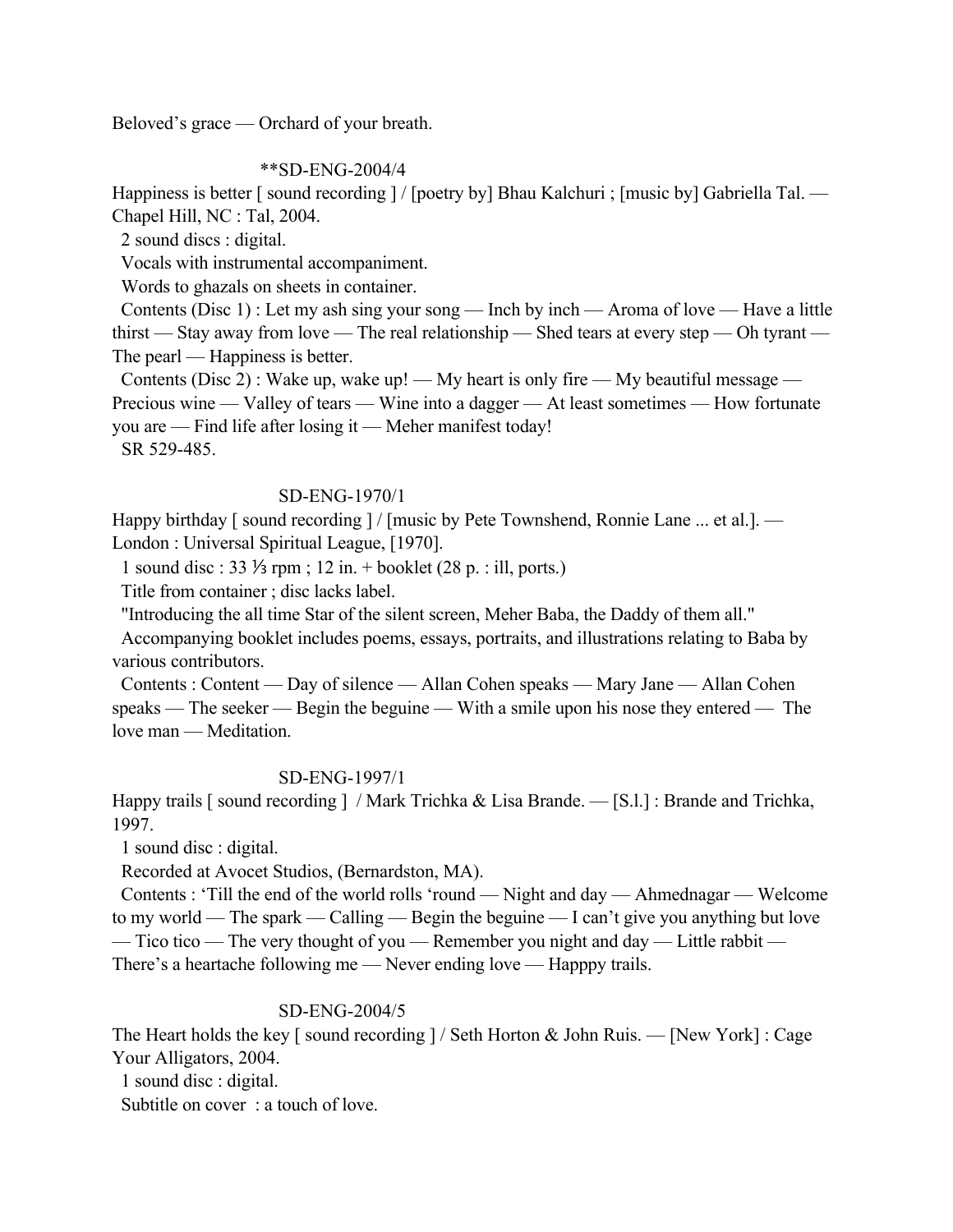Beloved's grace — Orchard of your breath.

**SD-ENG-2004/4

Happiness is better [ sound recording ] / [poetry by] Bhau Kalchuri ; [music by] Gabriella Tal. — Chapel Hill, NC : Tal, 2004.

2 sound discs : digital.

Vocals with instrumental accompaniment.

Words to ghazals on sheets in container.

Contents (Disc 1) : Let my ash sing your song — Inch by inch — Aroma of love — Have a little thirst — Stay away from love — The real relationship — Shed tears at every step — Oh tyrant — The pearl — Happiness is better.

Contents (Disc 2) : Wake up, wake up! — My heart is only fire — My beautiful message — Precious wine — Valley of tears — Wine into a dagger — At least sometimes — How fortunate you are — Find life after losing it — Meher manifest today!

SR 529-485.

SD-ENG-1970/1

Happy birthday [ sound recording ] / [music by Pete Townshend, Ronnie Lane ... et al.]. — London : Universal Spiritual League, [1970].

1 sound disc : 33 ⅓ rpm ; 12 in. + booklet (28 p. : ill, ports.)

Title from container ; disc lacks label.

"Introducing the all time Star of the silent screen, Meher Baba, the Daddy of them all."

Accompanying booklet includes poems, essays, portraits, and illustrations relating to Baba by various contributors.

Contents : Content — Day of silence — Allan Cohen speaks — Mary Jane — Allan Cohen speaks — The seeker — Begin the beguine — With a smile upon his nose they entered — The love man — Meditation.

SD-ENG-1997/1

Happy trails [ sound recording ] / Mark Trichka & Lisa Brande. — [S.l.] : Brande and Trichka, 1997.

1 sound disc : digital.

Recorded at Avocet Studios, (Bernardston, MA).

Contents : 'Till the end of the world rolls 'round — Night and day — Ahmednagar — Welcome to my world — The spark — Calling — Begin the beguine — I can't give you anything but love — Tico tico — The very thought of you — Remember you night and day — Little rabbit — There's a heartache following me — Never ending love — Happpy trails.

SD-ENG-2004/5

The Heart holds the key [ sound recording ] / Seth Horton & John Ruis. — [New York] : Cage Your Alligators, 2004.

1 sound disc : digital.

Subtitle on cover : a touch of love.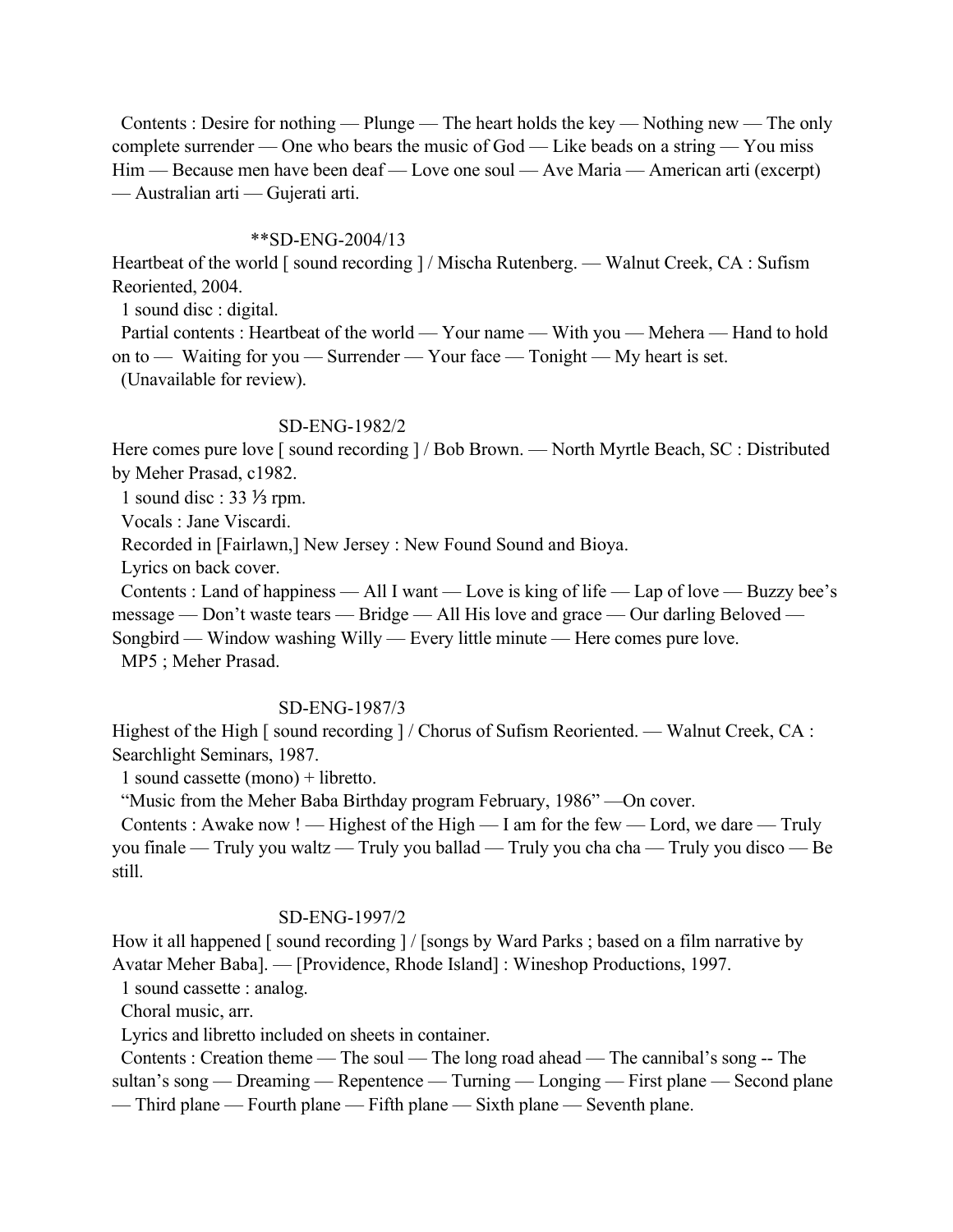Contents : Desire for nothing — Plunge — The heart holds the key — Nothing new — The only complete surrender — One who bears the music of God — Like beads on a string — You miss Him — Because men have been deaf — Love one soul — Ave Maria — American arti (excerpt) — Australian arti — Gujerati arti.

**SD-ENG-2004/13

Heartbeat of the world [ sound recording ] / Mischa Rutenberg. — Walnut Creek, CA : Sufism Reoriented, 2004.

1 sound disc : digital.

Partial contents : Heartbeat of the world — Your name — With you — Mehera — Hand to hold on to — Waiting for you — Surrender — Your face — Tonight — My heart is set.

(Unavailable for review).

SD-ENG-1982/2

Here comes pure love [ sound recording ] / Bob Brown. — North Myrtle Beach, SC : Distributed by Meher Prasad, c1982.

1 sound disc : 33 ⅓ rpm.

Vocals : Jane Viscardi.

Recorded in [Fairlawn,] New Jersey : New Found Sound and Bioya.

Lyrics on back cover.

Contents : Land of happiness — All I want — Love is king of life — Lap of love — Buzzy bee's message — Don't waste tears — Bridge — All His love and grace — Our darling Beloved — Songbird — Window washing Willy — Every little minute — Here comes pure love.

MP5 ; Meher Prasad.

SD-ENG-1987/3

Highest of the High [ sound recording ] / Chorus of Sufism Reoriented. — Walnut Creek, CA : Searchlight Seminars, 1987.

1 sound cassette (mono) + libretto.

"Music from the Meher Baba Birthday program February, 1986" —On cover.

Contents : Awake now ! — Highest of the High — I am for the few — Lord, we dare — Truly you finale — Truly you waltz — Truly you ballad — Truly you cha cha — Truly you disco — Be still.

SD-ENG-1997/2

How it all happened [ sound recording ] / [songs by Ward Parks ; based on a film narrative by Avatar Meher Baba]. — [Providence, Rhode Island] : Wineshop Productions, 1997.

1 sound cassette : analog.

Choral music, arr.

Lyrics and libretto included on sheets in container.

Contents : Creation theme — The soul — The long road ahead — The cannibal's song -- The sultan's song — Dreaming — Repentence — Turning — Longing — First plane — Second plane — Third plane — Fourth plane — Fifth plane — Sixth plane — Seventh plane.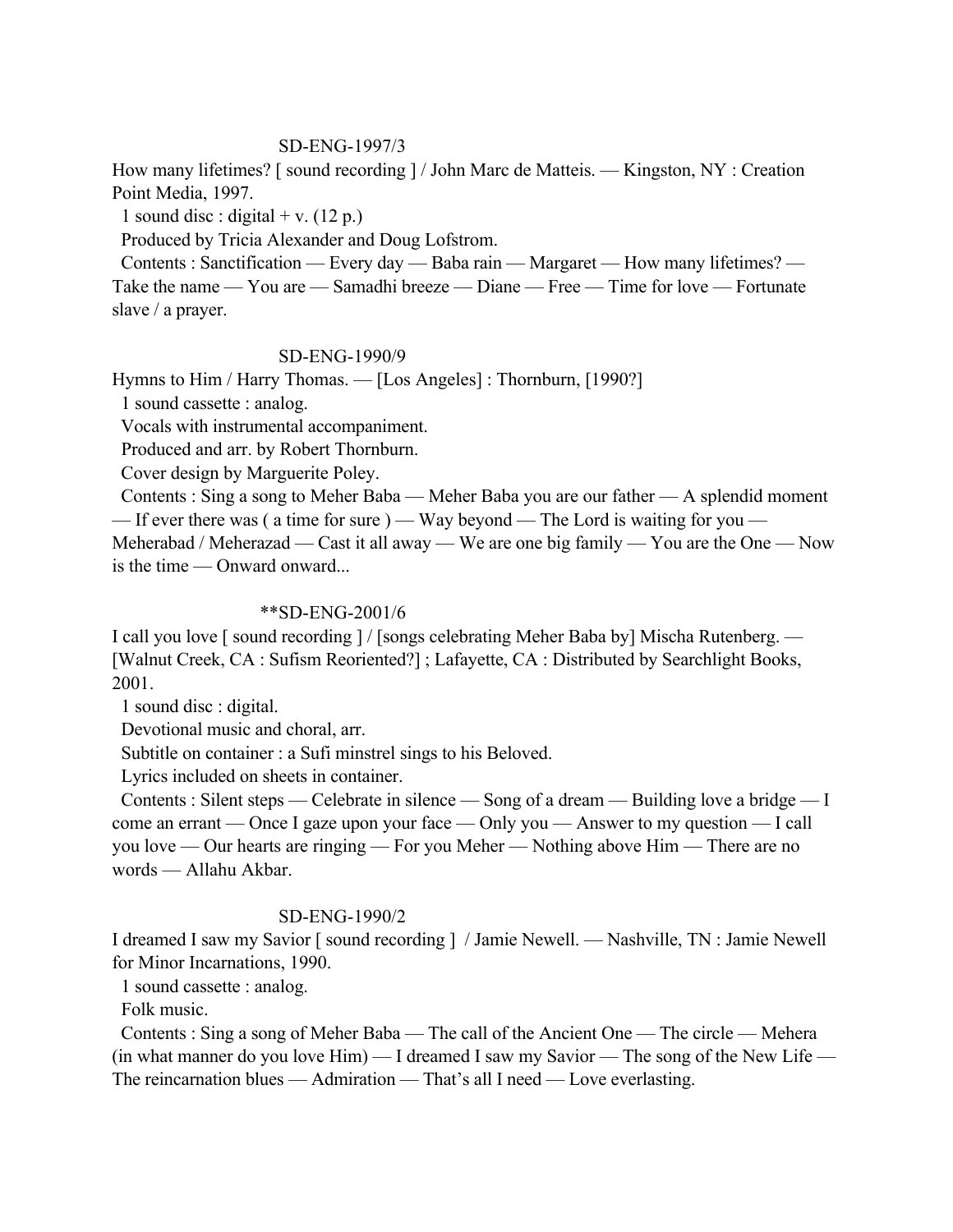SD-ENG-1997/3

How many lifetimes? [ sound recording ] / John Marc de Matteis. — Kingston, NY : Creation Point Media, 1997.

1 sound disc : digital + v. (12 p.)

Produced by Tricia Alexander and Doug Lofstrom.

Contents : Sanctification — Every day — Baba rain — Margaret — How many lifetimes? — Take the name — You are — Samadhi breeze — Diane — Free — Time for love — Fortunate slave / a prayer.

SD-ENG-1990/9

Hymns to Him / Harry Thomas. — [Los Angeles] : Thornburn, [1990?]

1 sound cassette : analog.

Vocals with instrumental accompaniment.

Produced and arr. by Robert Thornburn.

Cover design by Marguerite Poley.

Contents : Sing a song to Meher Baba — Meher Baba you are our father — A splendid moment — If ever there was ( a time for sure ) — Way beyond — The Lord is waiting for you — Meherabad / Meherazad — Cast it all away — We are one big family — You are the One — Now is the time — Onward onward...

**SD-ENG-2001/6

I call you love [ sound recording ] / [songs celebrating Meher Baba by] Mischa Rutenberg. — [Walnut Creek, CA : Sufism Reoriented?] ; Lafayette, CA : Distributed by Searchlight Books, 2001.

1 sound disc : digital.

Devotional music and choral, arr.

Subtitle on container : a Sufi minstrel sings to his Beloved.

Lyrics included on sheets in container.

Contents : Silent steps — Celebrate in silence — Song of a dream — Building love a bridge — I come an errant — Once I gaze upon your face — Only you — Answer to my question — I call you love — Our hearts are ringing — For you Meher — Nothing above Him — There are no words — Allahu Akbar.

SD-ENG-1990/2

I dreamed I saw my Savior [ sound recording ] / Jamie Newell. — Nashville, TN : Jamie Newell for Minor Incarnations, 1990.

1 sound cassette : analog.

Folk music.

Contents : Sing a song of Meher Baba — The call of the Ancient One — The circle — Mehera (in what manner do you love Him) — I dreamed I saw my Savior — The song of the New Life — The reincarnation blues — Admiration — That's all I need — Love everlasting.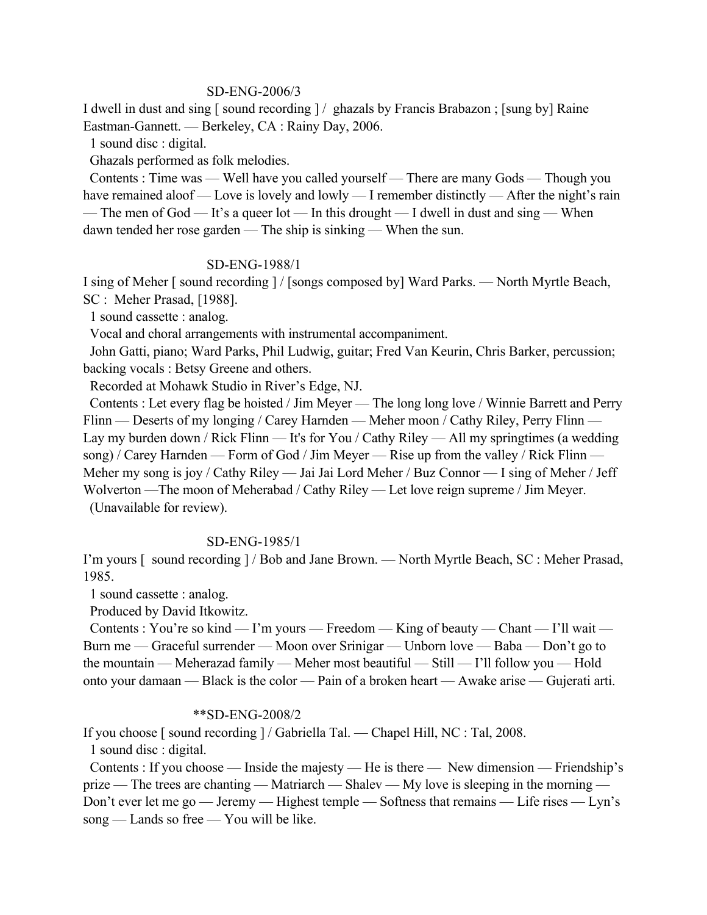SD-ENG-2006/3

I dwell in dust and sing [ sound recording ] / ghazals by Francis Brabazon ; [sung by] Raine Eastman-Gannett. — Berkeley, CA : Rainy Day, 2006.

1 sound disc : digital.

Ghazals performed as folk melodies.

Contents : Time was — Well have you called yourself — There are many Gods — Though you have remained aloof — Love is lovely and lowly — I remember distinctly — After the night's rain — The men of God — It's a queer lot — In this drought — I dwell in dust and sing — When dawn tended her rose garden — The ship is sinking — When the sun.

SD-ENG-1988/1

I sing of Meher [ sound recording ] / [songs composed by] Ward Parks. — North Myrtle Beach, SC : Meher Prasad, [1988].

1 sound cassette : analog.

Vocal and choral arrangements with instrumental accompaniment.

John Gatti, piano; Ward Parks, Phil Ludwig, guitar; Fred Van Keurin, Chris Barker, percussion; backing vocals : Betsy Greene and others.

Recorded at Mohawk Studio in River's Edge, NJ.

Contents : Let every flag be hoisted / Jim Meyer — The long long love / Winnie Barrett and Perry Flinn — Deserts of my longing / Carey Harnden — Meher moon / Cathy Riley, Perry Flinn — Lay my burden down / Rick Flinn — It's for You / Cathy Riley — All my springtimes (a wedding song) / Carey Harnden — Form of God / Jim Meyer — Rise up from the valley / Rick Flinn — Meher my song is joy / Cathy Riley — Jai Jai Lord Meher / Buz Connor — I sing of Meher / Jeff Wolverton —The moon of Meherabad / Cathy Riley — Let love reign supreme / Jim Meyer.

(Unavailable for review).

SD-ENG-1985/1

I'm yours [ sound recording ] / Bob and Jane Brown. — North Myrtle Beach, SC : Meher Prasad, 1985.

1 sound cassette : analog.

Produced by David Itkowitz.

Contents : You're so kind — I'm yours — Freedom — King of beauty — Chant — I'll wait — Burn me — Graceful surrender — Moon over Srinigar — Unborn love — Baba — Don't go to the mountain — Meherazad family — Meher most beautiful — Still — I'll follow you — Hold onto your damaan — Black is the color — Pain of a broken heart — Awake arise — Gujerati arti.

**SD-ENG-2008/2

If you choose [ sound recording ] / Gabriella Tal. — Chapel Hill, NC : Tal, 2008.

1 sound disc : digital.

Contents : If you choose — Inside the majesty — He is there — New dimension — Friendship's prize — The trees are chanting — Matriarch — Shalev — My love is sleeping in the morning — Don't ever let me go — Jeremy — Highest temple — Softness that remains — Life rises — Lyn's song — Lands so free — You will be like.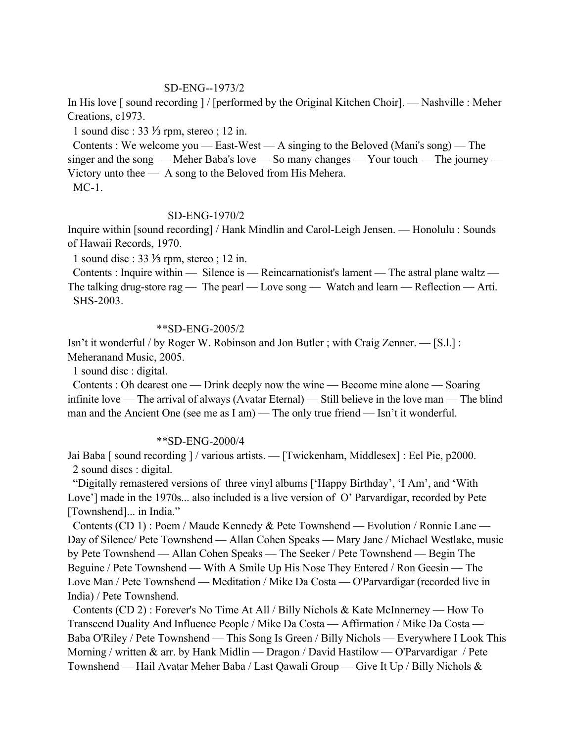SD-ENG--1973/2

In His love [ sound recording ] / [performed by the Original Kitchen Choir]. — Nashville : Meher Creations, c1973.

1 sound disc : 33 ⅓ rpm, stereo ; 12 in.

Contents : We welcome you — East-West — A singing to the Beloved (Mani's song) — The singer and the song — Meher Baba's love — So many changes — Your touch — The journey — Victory unto thee — A song to the Beloved from His Mehera.

MC-1.

SD-ENG-1970/2

Inquire within [sound recording] / Hank Mindlin and Carol-Leigh Jensen. — Honolulu : Sounds of Hawaii Records, 1970.

1 sound disc : 33 ⅓ rpm, stereo ; 12 in.

Contents : Inquire within — Silence is — Reincarnationist's lament — The astral plane waltz — The talking drug-store rag — The pearl — Love song — Watch and learn — Reflection — Arti.

SHS-2003.

**SD-ENG-2005/2

Isn't it wonderful / by Roger W. Robinson and Jon Butler ; with Craig Zenner. — [S.l.] : Meheranand Music, 2005.

1 sound disc : digital.

Contents : Oh dearest one — Drink deeply now the wine — Become mine alone — Soaring infinite love — The arrival of always (Avatar Eternal) — Still believe in the love man — The blind man and the Ancient One (see me as I am) — The only true friend — Isn't it wonderful.

**SD-ENG-2000/4

Jai Baba [ sound recording ] / various artists. — [Twickenham, Middlesex] : Eel Pie, p2000.

2 sound discs : digital.

"Digitally remastered versions of three vinyl albums ['Happy Birthday', 'I Am', and 'With Love'] made in the 1970s... also included is a live version of O' Parvardigar, recorded by Pete [Townshend]... in India."

Contents (CD 1) : Poem / Maude Kennedy & Pete Townshend — Evolution / Ronnie Lane — Day of Silence/ Pete Townshend — Allan Cohen Speaks — Mary Jane / Michael Westlake, music by Pete Townshend — Allan Cohen Speaks — The Seeker / Pete Townshend — Begin The Beguine / Pete Townshend — With A Smile Up His Nose They Entered / Ron Geesin — The Love Man / Pete Townshend — Meditation / Mike Da Costa — O'Parvardigar (recorded live in India) / Pete Townshend.

Contents (CD 2) : Forever's No Time At All / Billy Nichols & Kate McInnerney — How To Transcend Duality And Influence People / Mike Da Costa — Affirmation / Mike Da Costa — Baba O'Riley / Pete Townshend — This Song Is Green / Billy Nichols — Everywhere I Look This Morning / written & arr. by Hank Midlin — Dragon / David Hastilow — O'Parvardigar / Pete Townshend — Hail Avatar Meher Baba / Last Qawali Group — Give It Up / Billy Nichols &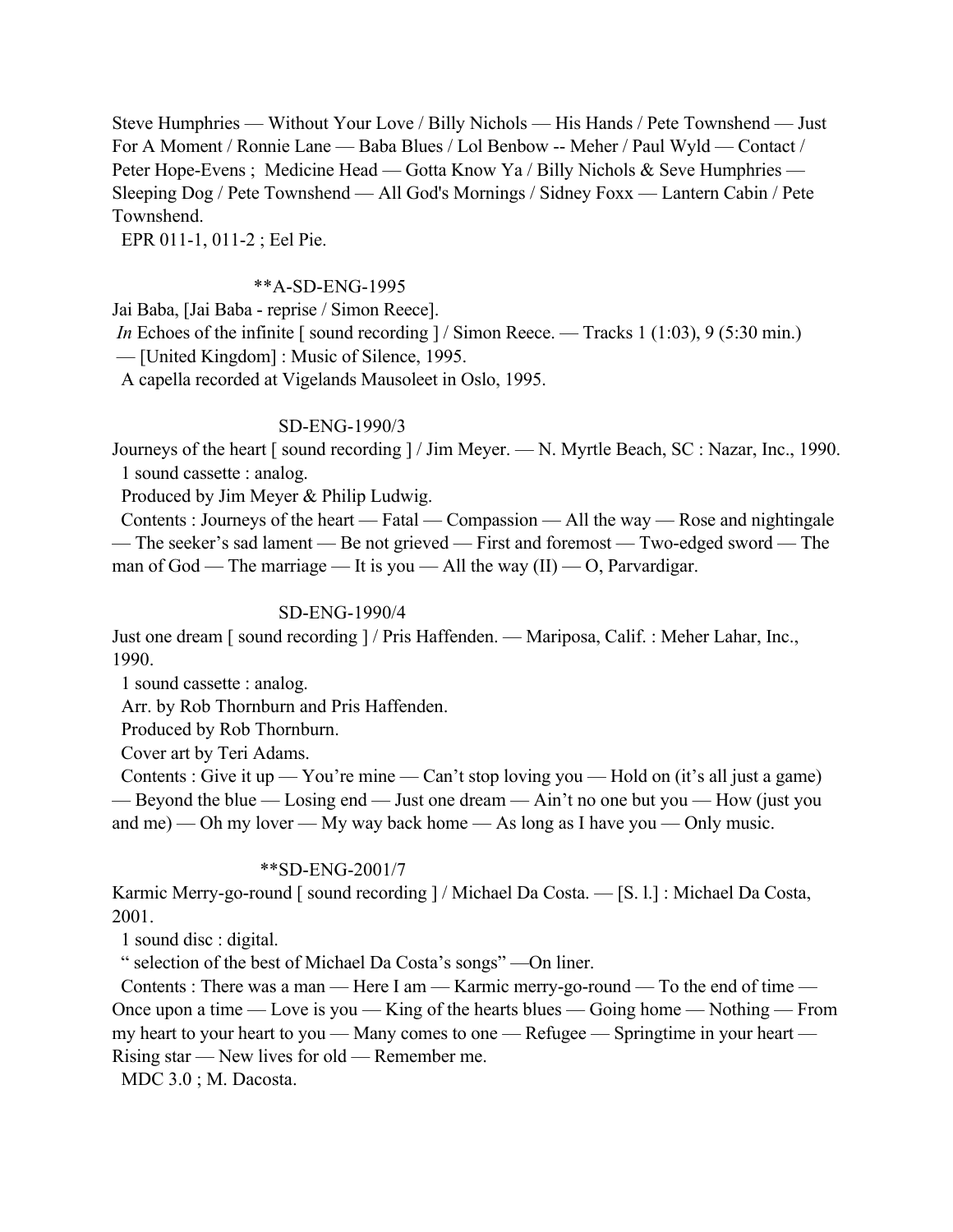Steve Humphries — Without Your Love / Billy Nichols — His Hands / Pete Townshend — Just For A Moment / Ronnie Lane — Baba Blues / Lol Benbow -- Meher / Paul Wyld — Contact / Peter Hope-Evens ; Medicine Head — Gotta Know Ya / Billy Nichols & Seve Humphries — Sleeping Dog / Pete Townshend — All God's Mornings / Sidney Foxx — Lantern Cabin / Pete Townshend.

EPR 011-1, 011-2 ; Eel Pie.

**A-SD-ENG-1995

Jai Baba, [Jai Baba - reprise / Simon Reece].

*In* Echoes of the infinite [ sound recording ] / Simon Reece. — Tracks 1 (1:03), 9 (5:30 min.) — [United Kingdom] : Music of Silence, 1995.

A capella recorded at Vigelands Mausoleet in Oslo, 1995.

SD-ENG-1990/3

Journeys of the heart [ sound recording ] / Jim Meyer. — N. Myrtle Beach, SC : Nazar, Inc., 1990.

1 sound cassette : analog.

Produced by Jim Meyer & Philip Ludwig.

Contents : Journeys of the heart — Fatal — Compassion — All the way — Rose and nightingale — The seeker's sad lament — Be not grieved — First and foremost — Two-edged sword — The man of God — The marriage — It is you — All the way (II) — O, Parvardigar.

SD-ENG-1990/4

Just one dream [ sound recording ] / Pris Haffenden. — Mariposa, Calif. : Meher Lahar, Inc., 1990.

1 sound cassette : analog.

Arr. by Rob Thornburn and Pris Haffenden.

Produced by Rob Thornburn.

Cover art by Teri Adams.

Contents : Give it up — You're mine — Can't stop loving you — Hold on (it's all just a game) — Beyond the blue — Losing end — Just one dream — Ain't no one but you — How (just you and me) — Oh my lover — My way back home — As long as I have you — Only music.

**SD-ENG-2001/7

Karmic Merry-go-round [ sound recording ] / Michael Da Costa. — [S. l.] : Michael Da Costa, 2001.

1 sound disc : digital.

" selection of the best of Michael Da Costa's songs" —On liner.

Contents : There was a man — Here I am — Karmic merry-go-round — To the end of time — Once upon a time — Love is you — King of the hearts blues — Going home — Nothing — From my heart to your heart to you — Many comes to one — Refugee — Springtime in your heart — Rising star — New lives for old — Remember me.

MDC 3.0 ; M. Dacosta.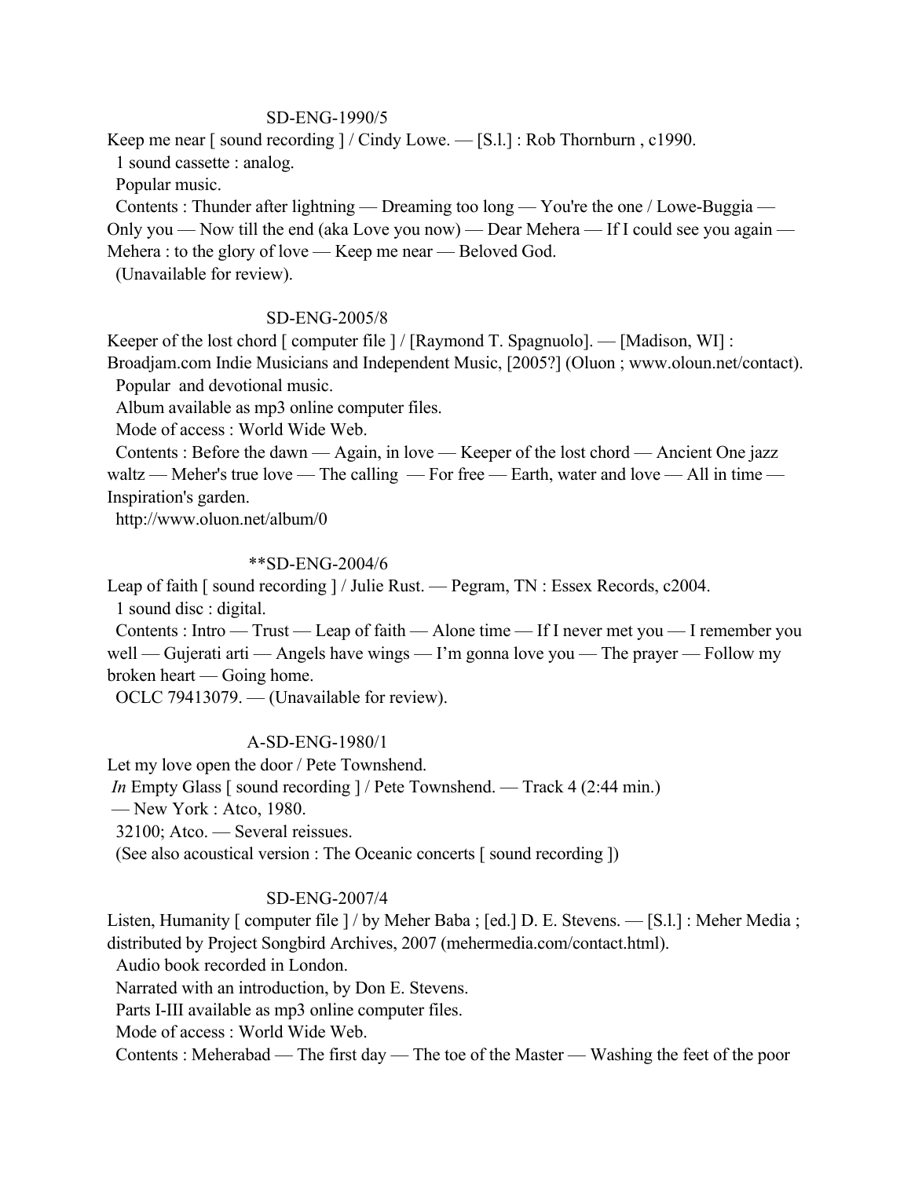SD-ENG-1990/5

Keep me near [ sound recording ] / Cindy Lowe. — [S.l.] : Rob Thornburn , c1990.
1 sound cassette : analog.
Popular music.
Contents : Thunder after lightning — Dreaming too long — You're the one / Lowe-Buggia — Only you — Now till the end (aka Love you now) — Dear Mehera — If I could see you again — Mehera : to the glory of love — Keep me near — Beloved God.
(Unavailable for review).

SD-ENG-2005/8

Keeper of the lost chord [ computer file ] / [Raymond T. Spagnuolo]. — [Madison, WI] : Broadjam.com Indie Musicians and Independent Music, [2005?] (Oluon ; www.oloun.net/contact).
Popular and devotional music.
Album available as mp3 online computer files.
Mode of access : World Wide Web.
Contents : Before the dawn — Again, in love — Keeper of the lost chord — Ancient One jazz waltz — Meher's true love — The calling — For free — Earth, water and love — All in time — Inspiration's garden.
http://www.oluon.net/album/0

**SD-ENG-2004/6

Leap of faith [ sound recording ] / Julie Rust. — Pegram, TN : Essex Records, c2004.
1 sound disc : digital.
Contents : Intro — Trust — Leap of faith — Alone time — If I never met you — I remember you well — Gujerati arti — Angels have wings — I'm gonna love you — The prayer — Follow my broken heart — Going home.
OCLC 79413079. — (Unavailable for review).

A-SD-ENG-1980/1

Let my love open the door / Pete Townshend.
*In* Empty Glass [ sound recording ] / Pete Townshend. — Track 4 (2:44 min.)
— New York : Atco, 1980.
32100; Atco. — Several reissues.
(See also acoustical version : The Oceanic concerts [ sound recording ])

SD-ENG-2007/4

Listen, Humanity [ computer file ] / by Meher Baba ; [ed.] D. E. Stevens. — [S.l.] : Meher Media ; distributed by Project Songbird Archives, 2007 (mehermedia.com/contact.html).
Audio book recorded in London.
Narrated with an introduction, by Don E. Stevens.
Parts I-III available as mp3 online computer files.
Mode of access : World Wide Web.
Contents : Meherabad — The first day — The toe of the Master — Washing the feet of the poor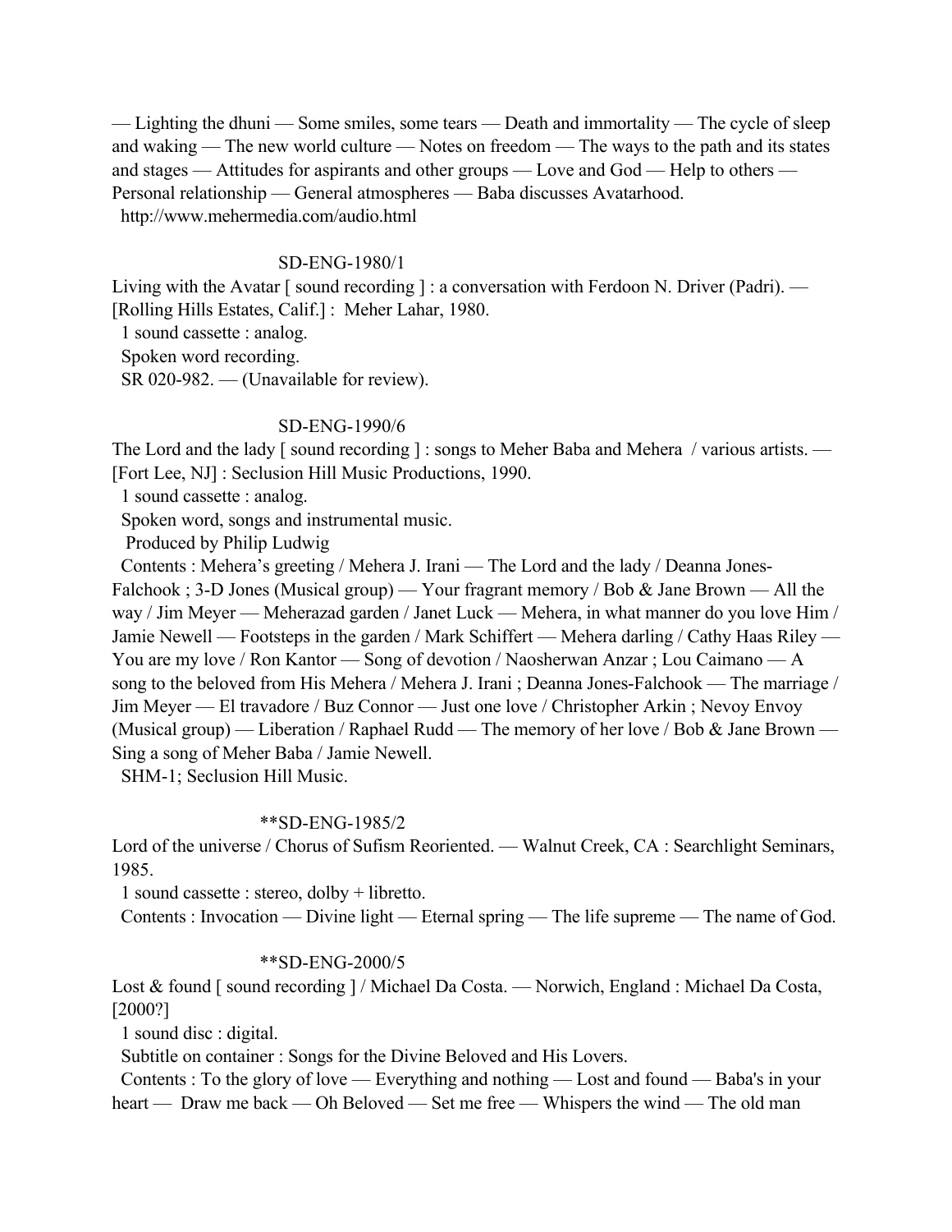— Lighting the dhuni — Some smiles, some tears — Death and immortality — The cycle of sleep and waking — The new world culture — Notes on freedom — The ways to the path and its states and stages — Attitudes for aspirants and other groups — Love and God — Help to others — Personal relationship — General atmospheres — Baba discusses Avatarhood.
http://www.mehermedia.com/audio.html

SD-ENG-1980/1

Living with the Avatar [ sound recording ] : a conversation with Ferdoon N. Driver (Padri). — [Rolling Hills Estates, Calif.] : Meher Lahar, 1980.
1 sound cassette : analog.
Spoken word recording.
SR 020-982. — (Unavailable for review).

SD-ENG-1990/6

The Lord and the lady [ sound recording ] : songs to Meher Baba and Mehera / various artists. — [Fort Lee, NJ] : Seclusion Hill Music Productions, 1990.
1 sound cassette : analog.
Spoken word, songs and instrumental music.
Produced by Philip Ludwig
Contents : Mehera's greeting / Mehera J. Irani — The Lord and the lady / Deanna Jones-Falchook ; 3-D Jones (Musical group) — Your fragrant memory / Bob & Jane Brown — All the way / Jim Meyer — Meherazad garden / Janet Luck — Mehera, in what manner do you love Him / Jamie Newell — Footsteps in the garden / Mark Schiffert — Mehera darling / Cathy Haas Riley — You are my love / Ron Kantor — Song of devotion / Naosherwan Anzar ; Lou Caimano — A song to the beloved from His Mehera / Mehera J. Irani ; Deanna Jones-Falchook — The marriage / Jim Meyer — El travadore / Buz Connor — Just one love / Christopher Arkin ; Nevoy Envoy (Musical group) — Liberation / Raphael Rudd — The memory of her love / Bob & Jane Brown — Sing a song of Meher Baba / Jamie Newell.
SHM-1; Seclusion Hill Music.

**SD-ENG-1985/2

Lord of the universe / Chorus of Sufism Reoriented. — Walnut Creek, CA : Searchlight Seminars, 1985.
1 sound cassette : stereo, dolby + libretto.
Contents : Invocation — Divine light — Eternal spring — The life supreme — The name of God.

**SD-ENG-2000/5

Lost & found [ sound recording ] / Michael Da Costa. — Norwich, England : Michael Da Costa, [2000?]
1 sound disc : digital.
Subtitle on container : Songs for the Divine Beloved and His Lovers.
Contents : To the glory of love — Everything and nothing — Lost and found — Baba's in your heart — Draw me back — Oh Beloved — Set me free — Whispers the wind — The old man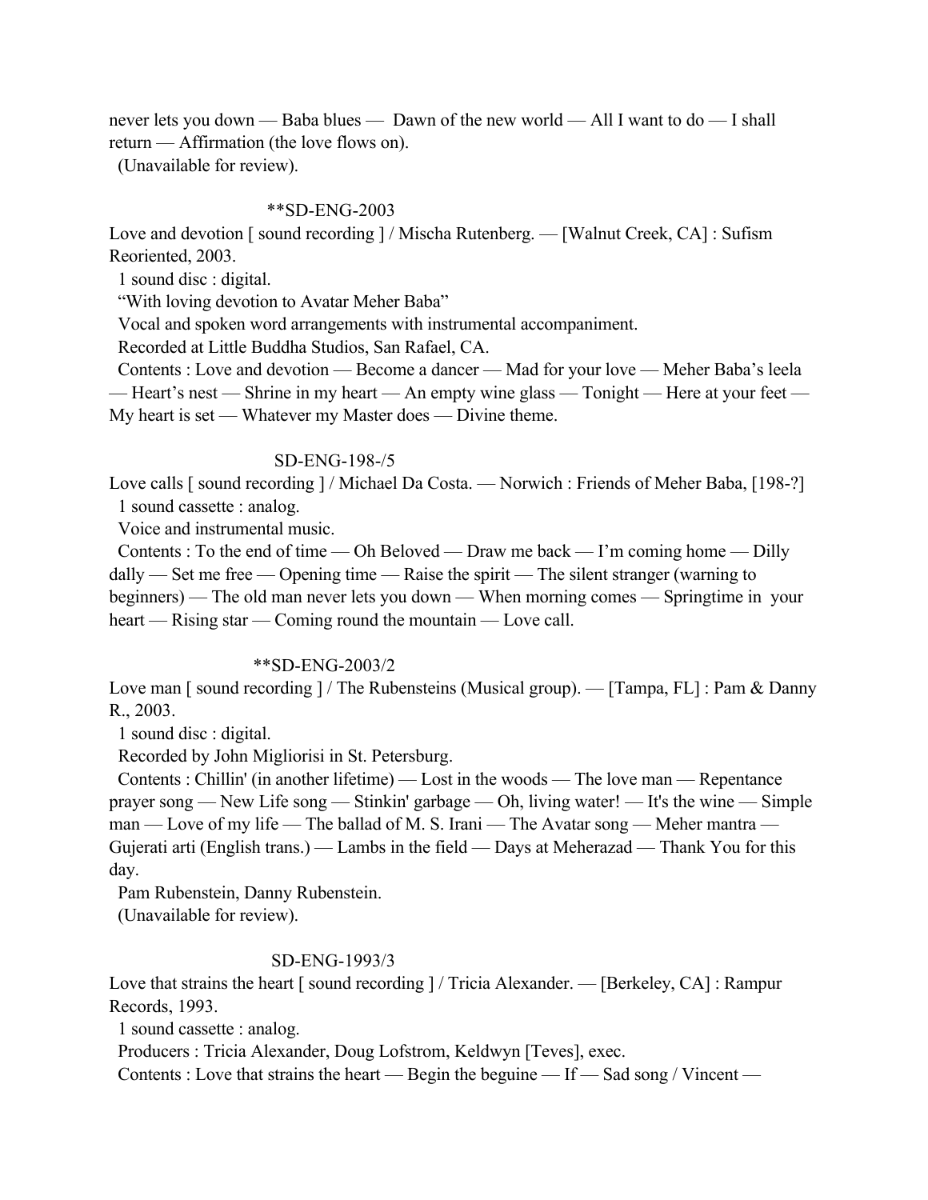never lets you down — Baba blues — Dawn of the new world — All I want to do — I shall return — Affirmation (the love flows on).
(Unavailable for review).

**SD-ENG-2003

Love and devotion [ sound recording ] / Mischa Rutenberg. — [Walnut Creek, CA] : Sufism Reoriented, 2003.
1 sound disc : digital.
"With loving devotion to Avatar Meher Baba"
Vocal and spoken word arrangements with instrumental accompaniment.
Recorded at Little Buddha Studios, San Rafael, CA.
Contents : Love and devotion — Become a dancer — Mad for your love — Meher Baba's leela — Heart's nest — Shrine in my heart — An empty wine glass — Tonight — Here at your feet — My heart is set — Whatever my Master does — Divine theme.

SD-ENG-198-/5

Love calls [ sound recording ] / Michael Da Costa. — Norwich : Friends of Meher Baba, [198-?]
1 sound cassette : analog.
Voice and instrumental music.
Contents : To the end of time — Oh Beloved — Draw me back — I'm coming home — Dilly dally — Set me free — Opening time — Raise the spirit — The silent stranger (warning to beginners) — The old man never lets you down — When morning comes — Springtime in your heart — Rising star — Coming round the mountain — Love call.

**SD-ENG-2003/2

Love man [ sound recording ] / The Rubensteins (Musical group). — [Tampa, FL] : Pam & Danny R., 2003.
1 sound disc : digital.
Recorded by John Migliorisi in St. Petersburg.
Contents : Chillin' (in another lifetime) — Lost in the woods — The love man — Repentance prayer song — New Life song — Stinkin' garbage — Oh, living water! — It's the wine — Simple man — Love of my life — The ballad of M. S. Irani — The Avatar song — Meher mantra — Gujerati arti (English trans.) — Lambs in the field — Days at Meherazad — Thank You for this day.
Pam Rubenstein, Danny Rubenstein.
(Unavailable for review).

SD-ENG-1993/3

Love that strains the heart [ sound recording ] / Tricia Alexander. — [Berkeley, CA] : Rampur Records, 1993.
1 sound cassette : analog.
Producers : Tricia Alexander, Doug Lofstrom, Keldwyn [Teves], exec.
Contents : Love that strains the heart — Begin the beguine — If — Sad song / Vincent —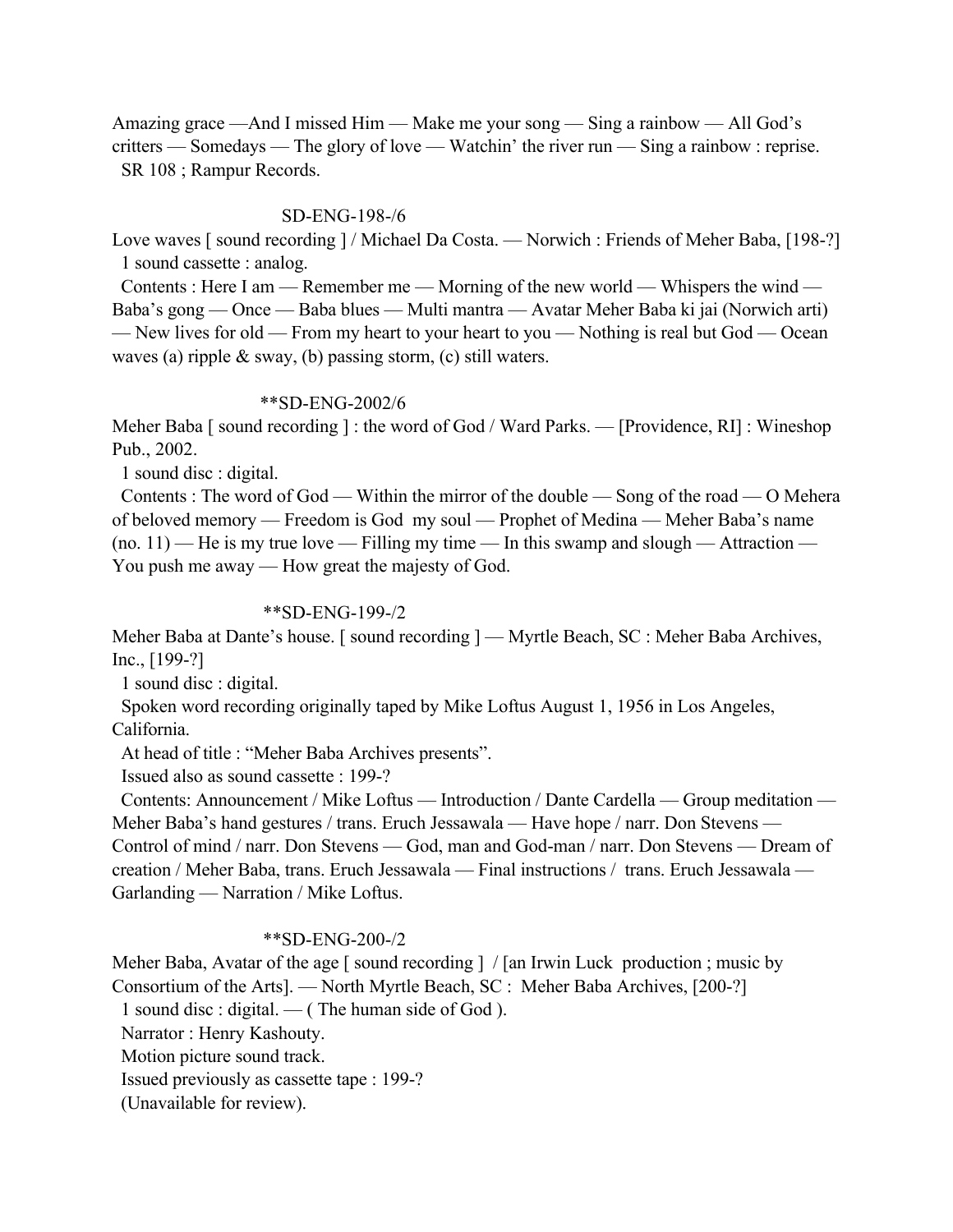Amazing grace —And I missed Him — Make me your song — Sing a rainbow — All God's critters — Somedays — The glory of love — Watchin' the river run — Sing a rainbow : reprise.
SR 108 ; Rampur Records.

SD-ENG-198-/6

Love waves [ sound recording ] / Michael Da Costa. — Norwich : Friends of Meher Baba, [198-?]
1 sound cassette : analog.
Contents : Here I am — Remember me — Morning of the new world — Whispers the wind — Baba's gong — Once — Baba blues — Multi mantra — Avatar Meher Baba ki jai (Norwich arti) — New lives for old — From my heart to your heart to you — Nothing is real but God — Ocean waves (a) ripple & sway, (b) passing storm, (c) still waters.

**SD-ENG-2002/6

Meher Baba [ sound recording ] : the word of God / Ward Parks. — [Providence, RI] : Wineshop Pub., 2002.
1 sound disc : digital.
Contents : The word of God — Within the mirror of the double — Song of the road — O Mehera of beloved memory — Freedom is God my soul — Prophet of Medina — Meher Baba's name (no. 11) — He is my true love — Filling my time — In this swamp and slough — Attraction — You push me away — How great the majesty of God.

**SD-ENG-199-/2

Meher Baba at Dante's house. [ sound recording ] — Myrtle Beach, SC : Meher Baba Archives, Inc., [199-?]
1 sound disc : digital.
Spoken word recording originally taped by Mike Loftus August 1, 1956 in Los Angeles, California.
At head of title : "Meher Baba Archives presents".
Issued also as sound cassette : 199-?
Contents: Announcement / Mike Loftus — Introduction / Dante Cardella — Group meditation — Meher Baba's hand gestures / trans. Eruch Jessawala — Have hope / narr. Don Stevens — Control of mind / narr. Don Stevens — God, man and God-man / narr. Don Stevens — Dream of creation / Meher Baba, trans. Eruch Jessawala — Final instructions / trans. Eruch Jessawala — Garlanding — Narration / Mike Loftus.

**SD-ENG-200-/2

Meher Baba, Avatar of the age [ sound recording ] / [an Irwin Luck production ; music by Consortium of the Arts]. — North Myrtle Beach, SC : Meher Baba Archives, [200-?]
1 sound disc : digital. — ( The human side of God ).
Narrator : Henry Kashouty.
Motion picture sound track.
Issued previously as cassette tape : 199-?
(Unavailable for review).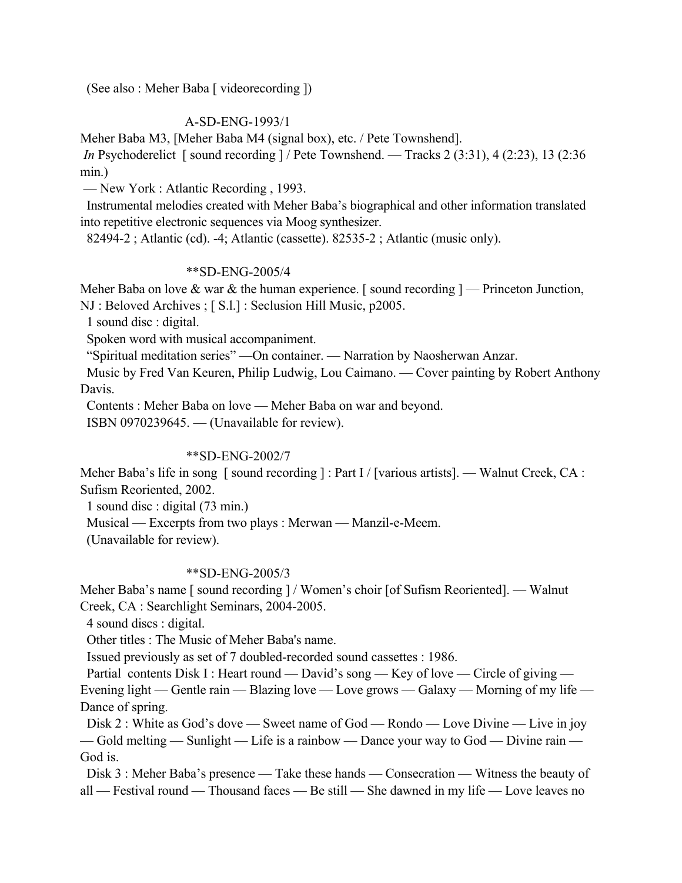(See also : Meher Baba [ videorecording ])

A-SD-ENG-1993/1

Meher Baba M3, [Meher Baba M4 (signal box), etc. / Pete Townshend].
*In* Psychoderelict [ sound recording ] / Pete Townshend. — Tracks 2 (3:31), 4 (2:23), 13 (2:36 min.)
— New York : Atlantic Recording , 1993.
Instrumental melodies created with Meher Baba's biographical and other information translated into repetitive electronic sequences via Moog synthesizer.
82494-2 ; Atlantic (cd). -4; Atlantic (cassette). 82535-2 ; Atlantic (music only).

**SD-ENG-2005/4

Meher Baba on love & war & the human experience. [ sound recording ] — Princeton Junction, NJ : Beloved Archives ; [ S.l.] : Seclusion Hill Music, p2005.
1 sound disc : digital.
Spoken word with musical accompaniment.
"Spiritual meditation series" —On container. — Narration by Naosherwan Anzar.
Music by Fred Van Keuren, Philip Ludwig, Lou Caimano. — Cover painting by Robert Anthony Davis.
Contents : Meher Baba on love — Meher Baba on war and beyond.
ISBN 0970239645. — (Unavailable for review).

**SD-ENG-2002/7

Meher Baba's life in song [ sound recording ] : Part I / [various artists]. — Walnut Creek, CA : Sufism Reoriented, 2002.
1 sound disc : digital (73 min.)
Musical — Excerpts from two plays : Merwan — Manzil-e-Meem.
(Unavailable for review).

**SD-ENG-2005/3

Meher Baba's name [ sound recording ] / Women's choir [of Sufism Reoriented]. — Walnut Creek, CA : Searchlight Seminars, 2004-2005.
4 sound discs : digital.
Other titles : The Music of Meher Baba's name.
Issued previously as set of 7 doubled-recorded sound cassettes : 1986.
Partial contents Disk I : Heart round — David's song — Key of love — Circle of giving — Evening light — Gentle rain — Blazing love — Love grows — Galaxy — Morning of my life — Dance of spring.
Disk 2 : White as God's dove — Sweet name of God — Rondo — Love Divine — Live in joy — Gold melting — Sunlight — Life is a rainbow — Dance your way to God — Divine rain — God is.
Disk 3 : Meher Baba's presence — Take these hands — Consecration — Witness the beauty of all — Festival round — Thousand faces — Be still — She dawned in my life — Love leaves no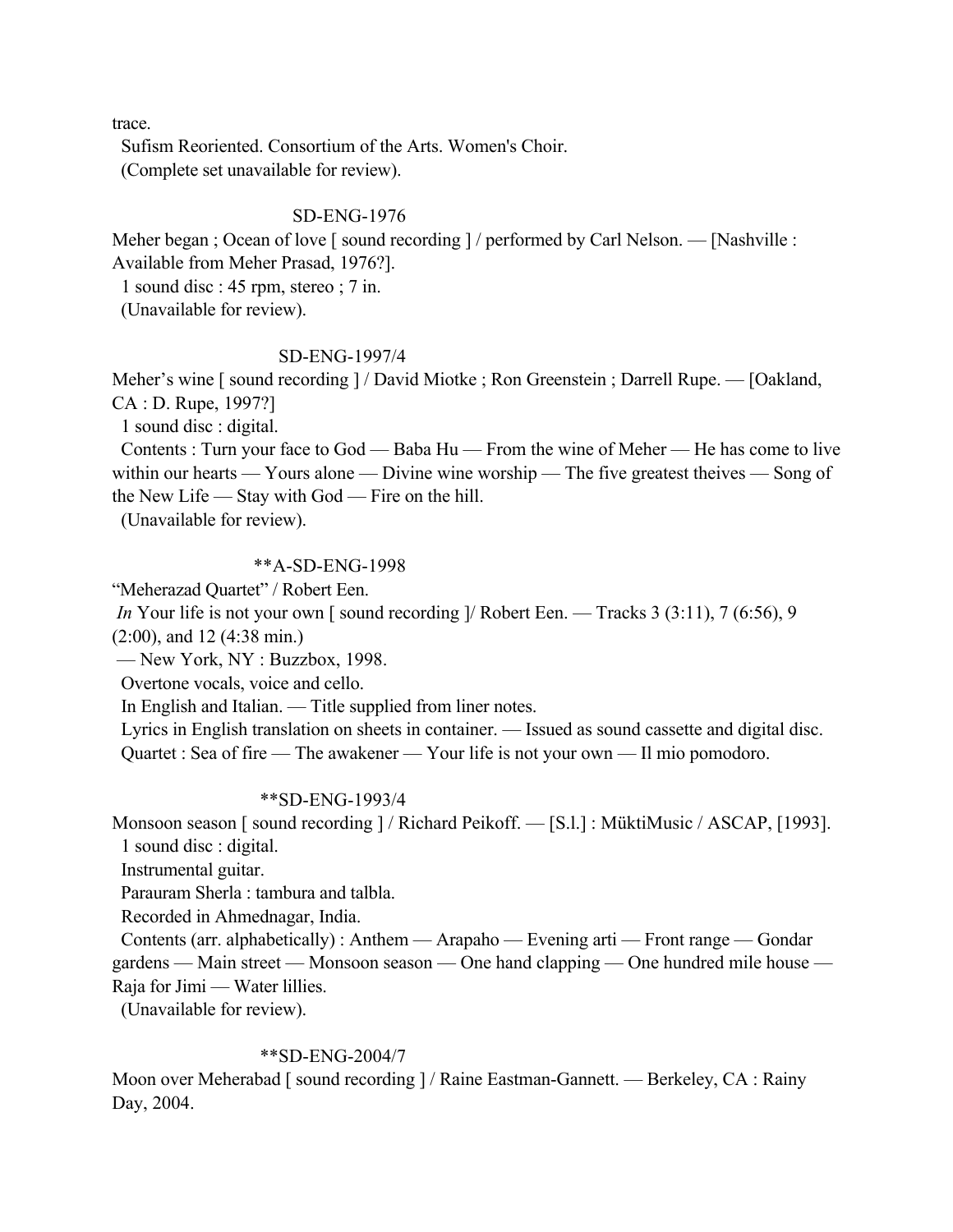trace.

Sufism Reoriented. Consortium of the Arts. Women's Choir.
(Complete set unavailable for review).

SD-ENG-1976

Meher began ; Ocean of love [ sound recording ] / performed by Carl Nelson. — [Nashville : Available from Meher Prasad, 1976?].
1 sound disc : 45 rpm, stereo ; 7 in.
(Unavailable for review).

SD-ENG-1997/4

Meher’s wine [ sound recording ] / David Miotke ; Ron Greenstein ; Darrell Rupe. — [Oakland, CA : D. Rupe, 1997?]
1 sound disc : digital.
Contents : Turn your face to God — Baba Hu — From the wine of Meher — He has come to live within our hearts — Yours alone — Divine wine worship — The five greatest theives — Song of the New Life — Stay with God — Fire on the hill.
(Unavailable for review).

**A-SD-ENG-1998

“Meherazad Quartet” / Robert Een.
*In* Your life is not your own [ sound recording ]/ Robert Een. — Tracks 3 (3:11), 7 (6:56), 9 (2:00), and 12 (4:38 min.)
— New York, NY : Buzzbox, 1998.
Overtone vocals, voice and cello.
In English and Italian. — Title supplied from liner notes.
Lyrics in English translation on sheets in container. — Issued as sound cassette and digital disc.
Quartet : Sea of fire — The awakener — Your life is not your own — Il mio pomodoro.

**SD-ENG-1993/4

Monsoon season [ sound recording ] / Richard Peikoff. — [S.l.] : MüktiMusic / ASCAP, [1993].
1 sound disc : digital.
Instrumental guitar.
Parauram Sherla : tambura and talbla.
Recorded in Ahmednagar, India.
Contents (arr. alphabetically) : Anthem — Arapaho — Evening arti — Front range — Gondar gardens — Main street — Monsoon season — One hand clapping — One hundred mile house — Raja for Jimi — Water lillies.
(Unavailable for review).

**SD-ENG-2004/7

Moon over Meherabad [ sound recording ] / Raine Eastman-Gannett. — Berkeley, CA : Rainy Day, 2004.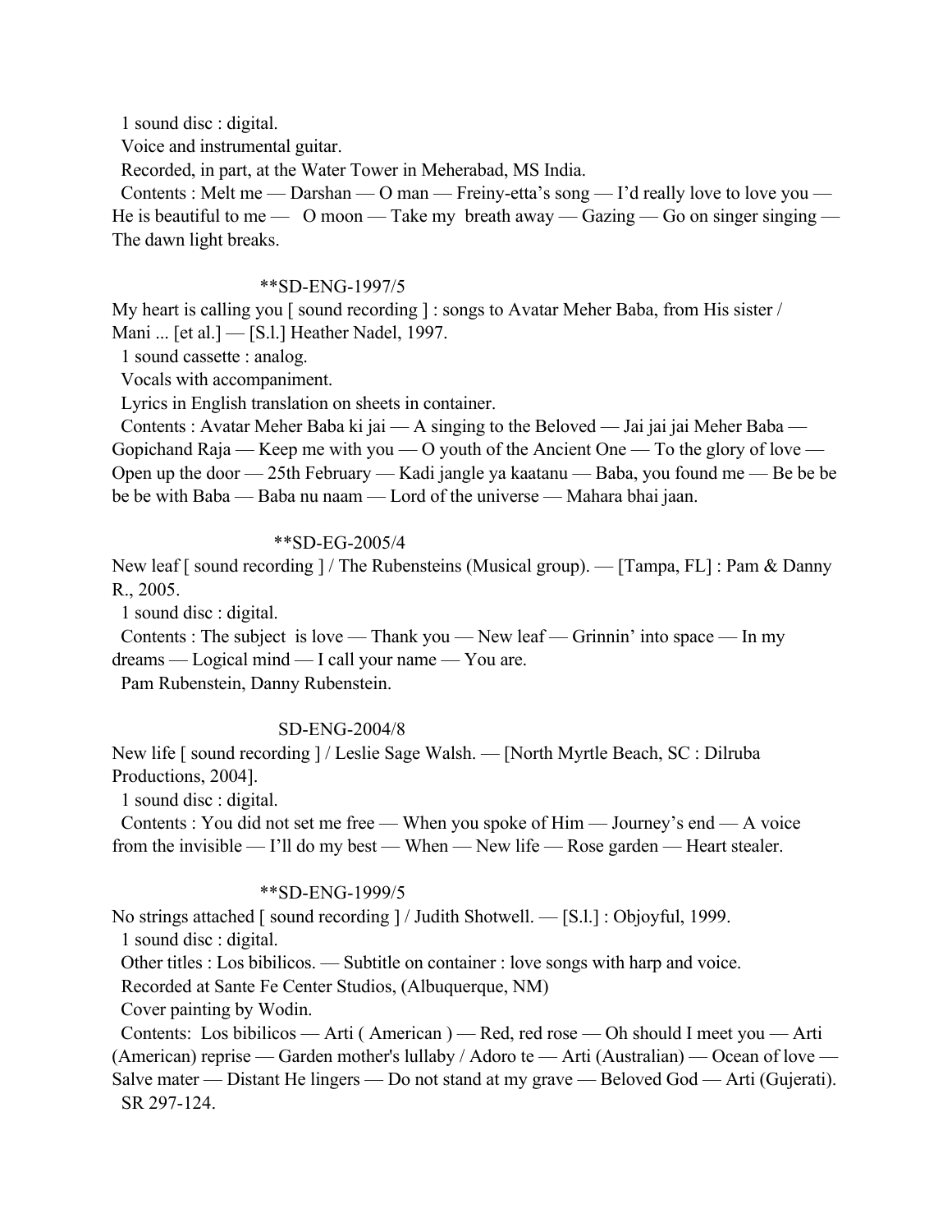1 sound disc : digital.

Voice and instrumental guitar.

Recorded, in part, at the Water Tower in Meherabad, MS India.

Contents : Melt me — Darshan — O man — Freiny-etta's song — I'd really love to love you — He is beautiful to me — O moon — Take my breath away — Gazing — Go on singer singing — The dawn light breaks.

**SD-ENG-1997/5

My heart is calling you [ sound recording ] : songs to Avatar Meher Baba, from His sister / Mani ... [et al.] — [S.l.] Heather Nadel, 1997.

1 sound cassette : analog.

Vocals with accompaniment.

Lyrics in English translation on sheets in container.

Contents : Avatar Meher Baba ki jai — A singing to the Beloved — Jai jai jai Meher Baba — Gopichand Raja — Keep me with you — O youth of the Ancient One — To the glory of love — Open up the door — 25th February — Kadi jangle ya kaatanu — Baba, you found me — Be be be be be with Baba — Baba nu naam — Lord of the universe — Mahara bhai jaan.

**SD-EG-2005/4

New leaf [ sound recording ] / The Rubensteins (Musical group). — [Tampa, FL] : Pam & Danny R., 2005.

1 sound disc : digital.

Contents : The subject is love — Thank you — New leaf — Grinnin' into space — In my dreams — Logical mind — I call your name — You are.

Pam Rubenstein, Danny Rubenstein.

SD-ENG-2004/8

New life [ sound recording ] / Leslie Sage Walsh. — [North Myrtle Beach, SC : Dilruba Productions, 2004].

1 sound disc : digital.

Contents : You did not set me free — When you spoke of Him — Journey's end — A voice from the invisible — I'll do my best — When — New life — Rose garden — Heart stealer.

**SD-ENG-1999/5

No strings attached [ sound recording ] / Judith Shotwell. — [S.l.] : Objoyful, 1999.

1 sound disc : digital.

Other titles : Los bibilicos. — Subtitle on container : love songs with harp and voice.

Recorded at Sante Fe Center Studios, (Albuquerque, NM)

Cover painting by Wodin.

Contents: Los bibilicos — Arti ( American ) — Red, red rose — Oh should I meet you — Arti (American) reprise — Garden mother's lullaby / Adoro te — Arti (Australian) — Ocean of love — Salve mater — Distant He lingers — Do not stand at my grave — Beloved God — Arti (Gujerati).

SR 297-124.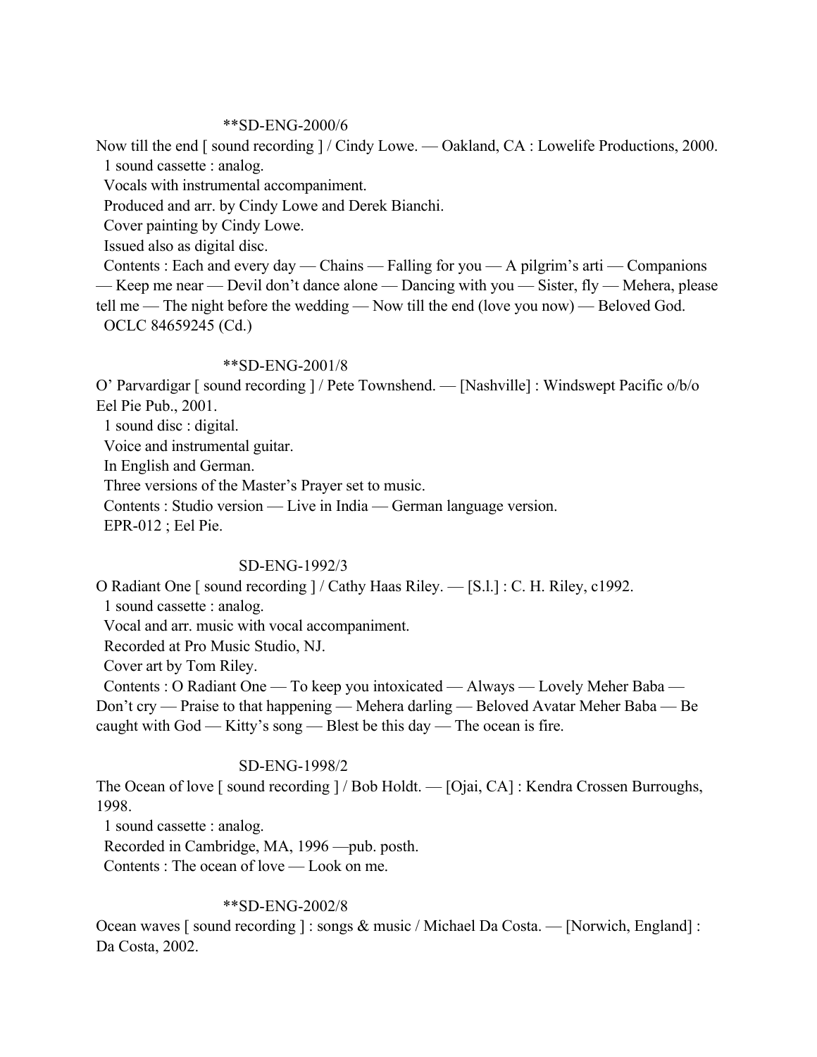**SD-ENG-2000/6

Now till the end [ sound recording ] / Cindy Lowe. — Oakland, CA : Lowelife Productions, 2000.
  1 sound cassette : analog.
  Vocals with instrumental accompaniment.
  Produced and arr. by Cindy Lowe and Derek Bianchi.
  Cover painting by Cindy Lowe.
  Issued also as digital disc.
  Contents : Each and every day — Chains — Falling for you — A pilgrim's arti — Companions — Keep me near — Devil don't dance alone — Dancing with you — Sister, fly — Mehera, please tell me — The night before the wedding — Now till the end (love you now) — Beloved God.
  OCLC 84659245 (Cd.)

**SD-ENG-2001/8

O' Parvardigar [ sound recording ] / Pete Townshend. — [Nashville] : Windswept Pacific o/b/o Eel Pie Pub., 2001.
  1 sound disc : digital.
  Voice and instrumental guitar.
  In English and German.
  Three versions of the Master's Prayer set to music.
  Contents : Studio version — Live in India — German language version.
  EPR-012 ; Eel Pie.

SD-ENG-1992/3

O Radiant One [ sound recording ] / Cathy Haas Riley. — [S.l.] : C. H. Riley, c1992.
  1 sound cassette : analog.
  Vocal and arr. music with vocal accompaniment.
  Recorded at Pro Music Studio, NJ.
  Cover art by Tom Riley.
  Contents : O Radiant One — To keep you intoxicated — Always — Lovely Meher Baba — Don't cry — Praise to that happening — Mehera darling — Beloved Avatar Meher Baba — Be caught with God — Kitty's song — Blest be this day — The ocean is fire.

SD-ENG-1998/2

The Ocean of love [ sound recording ] / Bob Holdt. — [Ojai, CA] : Kendra Crossen Burroughs, 1998.
  1 sound cassette : analog.
  Recorded in Cambridge, MA, 1996 —pub. posth.
  Contents : The ocean of love — Look on me.

**SD-ENG-2002/8

Ocean waves [ sound recording ] : songs & music / Michael Da Costa. — [Norwich, England] : Da Costa, 2002.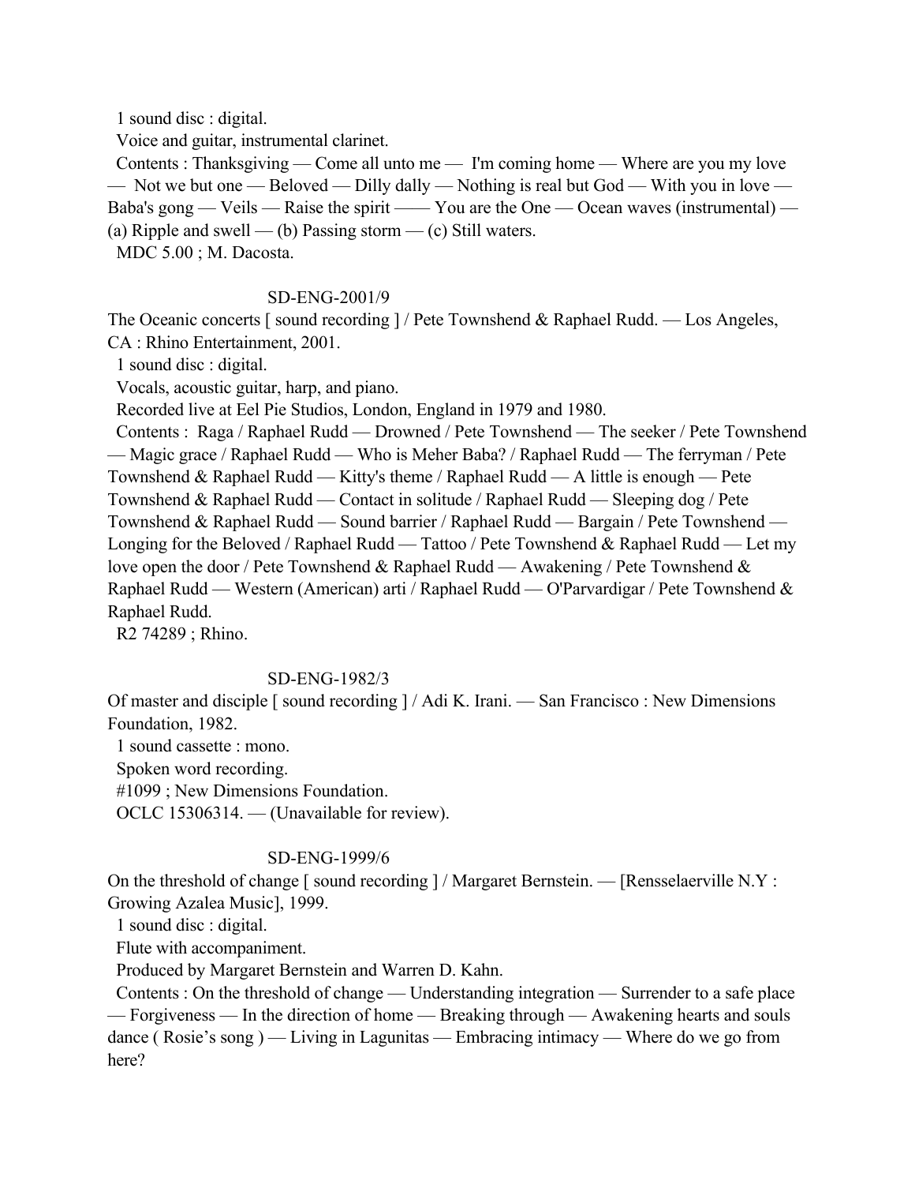1 sound disc : digital.

Voice and guitar, instrumental clarinet.

Contents : Thanksgiving — Come all unto me — I'm coming home — Where are you my love — Not we but one — Beloved — Dilly dally — Nothing is real but God — With you in love — Baba's gong — Veils — Raise the spirit —— You are the One — Ocean waves (instrumental) — (a) Ripple and swell — (b) Passing storm — (c) Still waters.

MDC 5.00 ; M. Dacosta.

SD-ENG-2001/9

The Oceanic concerts [ sound recording ] / Pete Townshend & Raphael Rudd. — Los Angeles, CA : Rhino Entertainment, 2001.

1 sound disc : digital.

Vocals, acoustic guitar, harp, and piano.

Recorded live at Eel Pie Studios, London, England in 1979 and 1980.

Contents : Raga / Raphael Rudd — Drowned / Pete Townshend — The seeker / Pete Townshend — Magic grace / Raphael Rudd — Who is Meher Baba? / Raphael Rudd — The ferryman / Pete Townshend & Raphael Rudd — Kitty's theme / Raphael Rudd — A little is enough — Pete Townshend & Raphael Rudd — Contact in solitude / Raphael Rudd — Sleeping dog / Pete Townshend & Raphael Rudd — Sound barrier / Raphael Rudd — Bargain / Pete Townshend — Longing for the Beloved / Raphael Rudd — Tattoo / Pete Townshend & Raphael Rudd — Let my love open the door / Pete Townshend & Raphael Rudd — Awakening / Pete Townshend & Raphael Rudd — Western (American) arti / Raphael Rudd — O'Parvardigar / Pete Townshend & Raphael Rudd.

R2 74289 ; Rhino.

SD-ENG-1982/3

Of master and disciple [ sound recording ] / Adi K. Irani. — San Francisco : New Dimensions Foundation, 1982.

1 sound cassette : mono.

Spoken word recording.

#1099 ; New Dimensions Foundation.

OCLC 15306314. — (Unavailable for review).

SD-ENG-1999/6

On the threshold of change [ sound recording ] / Margaret Bernstein. — [Rensselaerville N.Y : Growing Azalea Music], 1999.

1 sound disc : digital.

Flute with accompaniment.

Produced by Margaret Bernstein and Warren D. Kahn.

Contents : On the threshold of change — Understanding integration — Surrender to a safe place — Forgiveness — In the direction of home — Breaking through — Awakening hearts and souls dance ( Rosie's song ) — Living in Lagunitas — Embracing intimacy — Where do we go from here?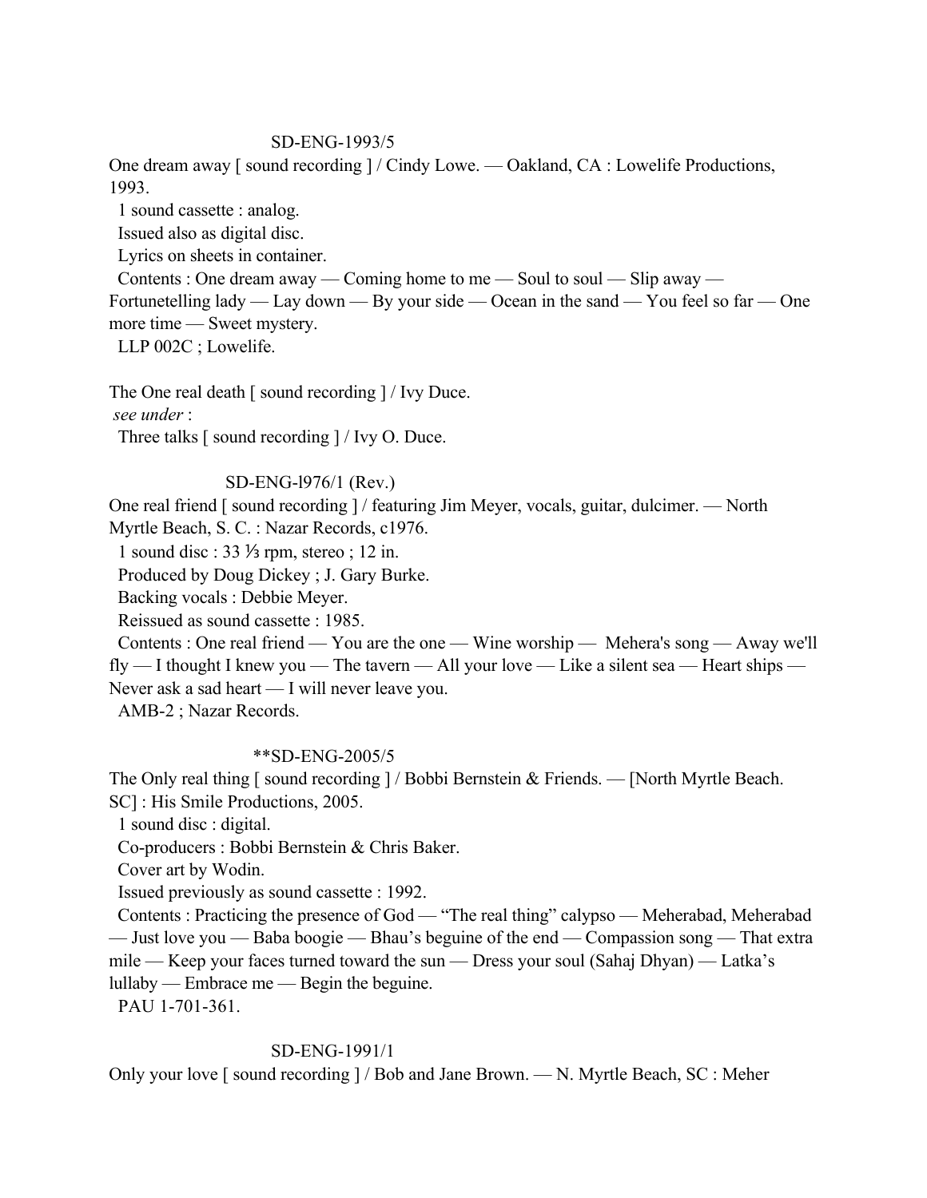SD-ENG-1993/5

One dream away [ sound recording ] / Cindy Lowe. — Oakland, CA : Lowelife Productions, 1993.

1 sound cassette : analog.

Issued also as digital disc.

Lyrics on sheets in container.

Contents : One dream away — Coming home to me — Soul to soul — Slip away — Fortunetelling lady — Lay down — By your side — Ocean in the sand — You feel so far — One more time — Sweet mystery.

LLP 002C ; Lowelife.

The One real death [ sound recording ] / Ivy Duce.

*see under* :

Three talks [ sound recording ] / Ivy O. Duce.

SD-ENG-l976/1 (Rev.)

One real friend [ sound recording ] / featuring Jim Meyer, vocals, guitar, dulcimer. — North Myrtle Beach, S. C. : Nazar Records, c1976.

1 sound disc : 33 ⅓ rpm, stereo ; 12 in.

Produced by Doug Dickey ; J. Gary Burke.

Backing vocals : Debbie Meyer.

Reissued as sound cassette : 1985.

Contents : One real friend — You are the one — Wine worship — Mehera's song — Away we'll fly — I thought I knew you — The tavern — All your love — Like a silent sea — Heart ships — Never ask a sad heart — I will never leave you.

AMB-2 ; Nazar Records.

**SD-ENG-2005/5

The Only real thing [ sound recording ] / Bobbi Bernstein & Friends. — [North Myrtle Beach. SC] : His Smile Productions, 2005.

1 sound disc : digital.

Co-producers : Bobbi Bernstein & Chris Baker.

Cover art by Wodin.

Issued previously as sound cassette : 1992.

Contents : Practicing the presence of God — "The real thing" calypso — Meherabad, Meherabad — Just love you — Baba boogie — Bhau's beguine of the end — Compassion song — That extra mile — Keep your faces turned toward the sun — Dress your soul (Sahaj Dhyan) — Latka's lullaby — Embrace me — Begin the beguine.

PAU 1-701-361.

SD-ENG-1991/1

Only your love [ sound recording ] / Bob and Jane Brown. — N. Myrtle Beach, SC : Meher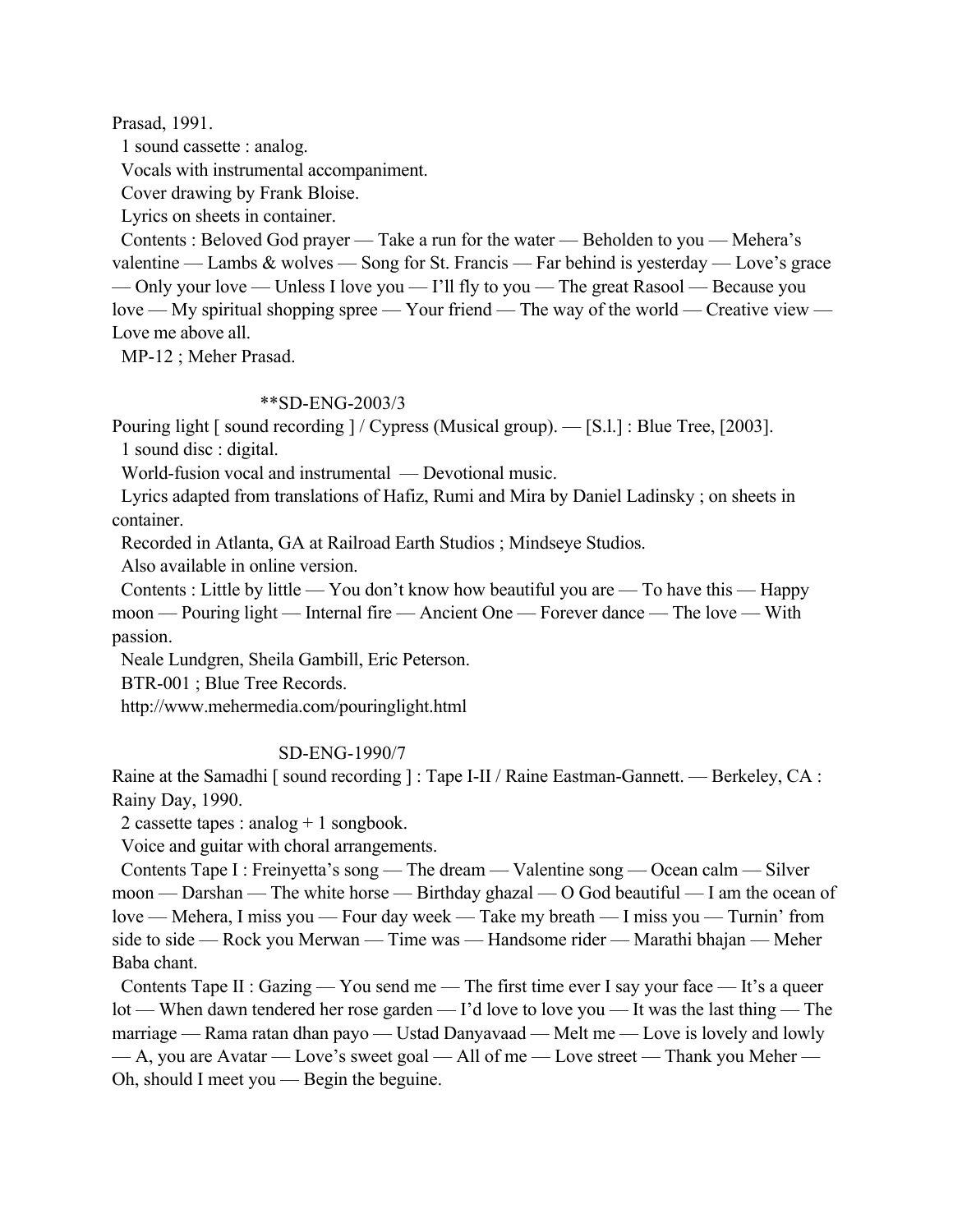Prasad, 1991.

1 sound cassette : analog.

Vocals with instrumental accompaniment.

Cover drawing by Frank Bloise.

Lyrics on sheets in container.

Contents : Beloved God prayer — Take a run for the water — Beholden to you — Mehera's valentine — Lambs & wolves — Song for St. Francis — Far behind is yesterday — Love's grace — Only your love — Unless I love you — I'll fly to you — The great Rasool — Because you love — My spiritual shopping spree — Your friend — The way of the world — Creative view — Love me above all.

MP-12 ; Meher Prasad.

**SD-ENG-2003/3

Pouring light [ sound recording ] / Cypress (Musical group). — [S.l.] : Blue Tree, [2003].

1 sound disc : digital.

World-fusion vocal and instrumental — Devotional music.

Lyrics adapted from translations of Hafiz, Rumi and Mira by Daniel Ladinsky ; on sheets in container.

Recorded in Atlanta, GA at Railroad Earth Studios ; Mindseye Studios.

Also available in online version.

Contents : Little by little — You don't know how beautiful you are — To have this — Happy moon — Pouring light — Internal fire — Ancient One — Forever dance — The love — With passion.

Neale Lundgren, Sheila Gambill, Eric Peterson.

BTR-001 ; Blue Tree Records.

http://www.mehermedia.com/pouringlight.html

SD-ENG-1990/7

Raine at the Samadhi [ sound recording ] : Tape I-II / Raine Eastman-Gannett. — Berkeley, CA : Rainy Day, 1990.

2 cassette tapes : analog + 1 songbook.

Voice and guitar with choral arrangements.

Contents Tape I : Freinyetta's song — The dream — Valentine song — Ocean calm — Silver moon — Darshan — The white horse — Birthday ghazal — O God beautiful — I am the ocean of love — Mehera, I miss you — Four day week — Take my breath — I miss you — Turnin' from side to side — Rock you Merwan — Time was — Handsome rider — Marathi bhajan — Meher Baba chant.

Contents Tape II : Gazing — You send me — The first time ever I say your face — It's a queer lot — When dawn tendered her rose garden — I'd love to love you — It was the last thing — The marriage — Rama ratan dhan payo — Ustad Danyavaad — Melt me — Love is lovely and lowly — A, you are Avatar — Love's sweet goal — All of me — Love street — Thank you Meher — Oh, should I meet you — Begin the beguine.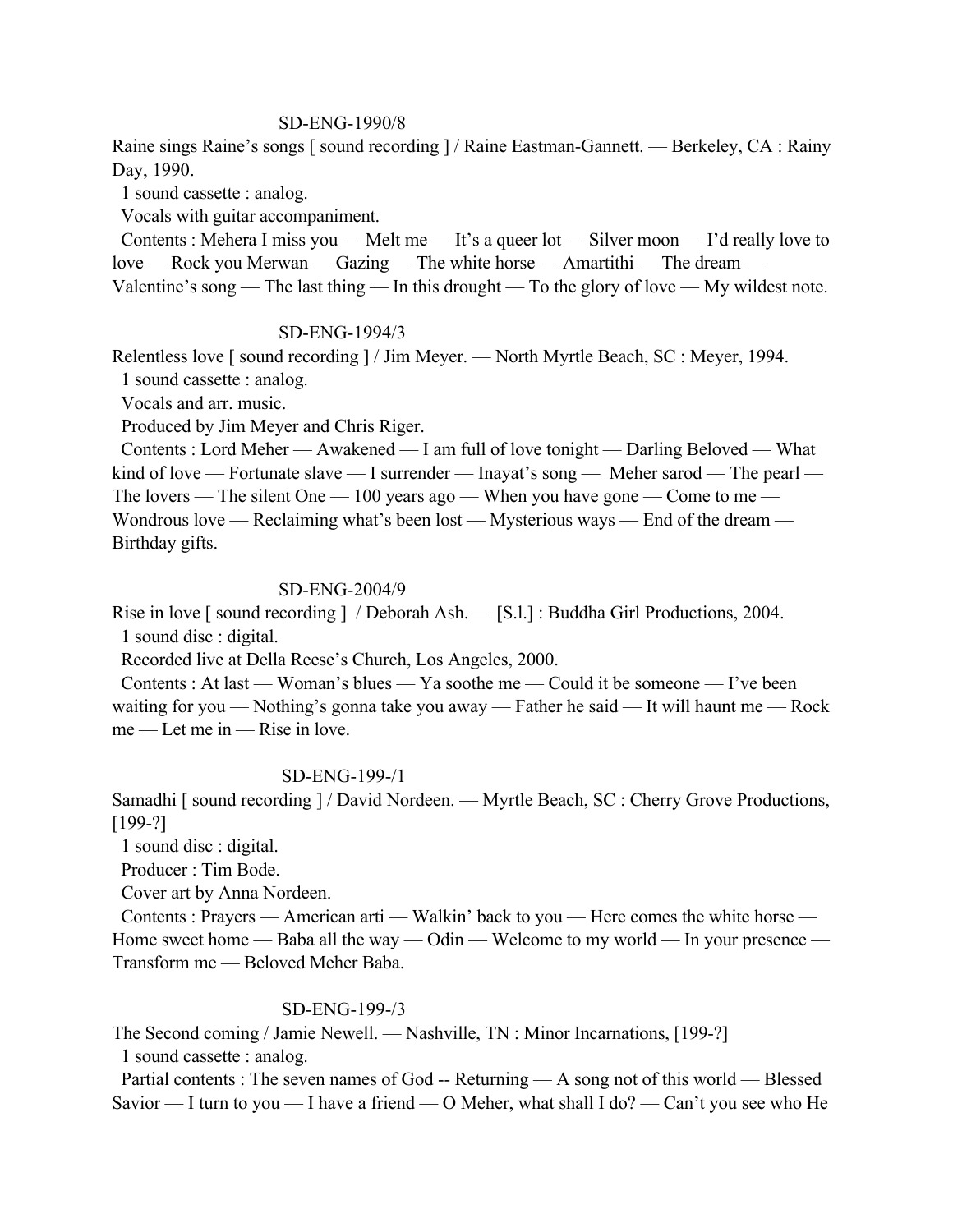SD-ENG-1990/8

Raine sings Raine's songs [ sound recording ] / Raine Eastman-Gannett. — Berkeley, CA : Rainy Day, 1990.

1 sound cassette : analog.

Vocals with guitar accompaniment.

Contents : Mehera I miss you — Melt me — It's a queer lot — Silver moon — I'd really love to love — Rock you Merwan — Gazing — The white horse — Amartithi — The dream — Valentine's song — The last thing — In this drought — To the glory of love — My wildest note.

SD-ENG-1994/3

Relentless love [ sound recording ] / Jim Meyer. — North Myrtle Beach, SC : Meyer, 1994.

1 sound cassette : analog.

Vocals and arr. music.

Produced by Jim Meyer and Chris Riger.

Contents : Lord Meher — Awakened — I am full of love tonight — Darling Beloved — What kind of love — Fortunate slave — I surrender — Inayat's song — Meher sarod — The pearl — The lovers — The silent One — 100 years ago — When you have gone — Come to me — Wondrous love — Reclaiming what's been lost — Mysterious ways — End of the dream — Birthday gifts.

SD-ENG-2004/9

Rise in love [ sound recording ] / Deborah Ash. — [S.l.] : Buddha Girl Productions, 2004.

1 sound disc : digital.

Recorded live at Della Reese's Church, Los Angeles, 2000.

Contents : At last — Woman's blues — Ya soothe me — Could it be someone — I've been waiting for you — Nothing's gonna take you away — Father he said — It will haunt me — Rock me — Let me in — Rise in love.

SD-ENG-199-/1

Samadhi [ sound recording ] / David Nordeen. — Myrtle Beach, SC : Cherry Grove Productions, [199-?]

1 sound disc : digital.

Producer : Tim Bode.

Cover art by Anna Nordeen.

Contents : Prayers — American arti — Walkin' back to you — Here comes the white horse — Home sweet home — Baba all the way — Odin — Welcome to my world — In your presence — Transform me — Beloved Meher Baba.

SD-ENG-199-/3

The Second coming / Jamie Newell. — Nashville, TN : Minor Incarnations, [199-?]

1 sound cassette : analog.

Partial contents : The seven names of God -- Returning — A song not of this world — Blessed Savior — I turn to you — I have a friend — O Meher, what shall I do? — Can't you see who He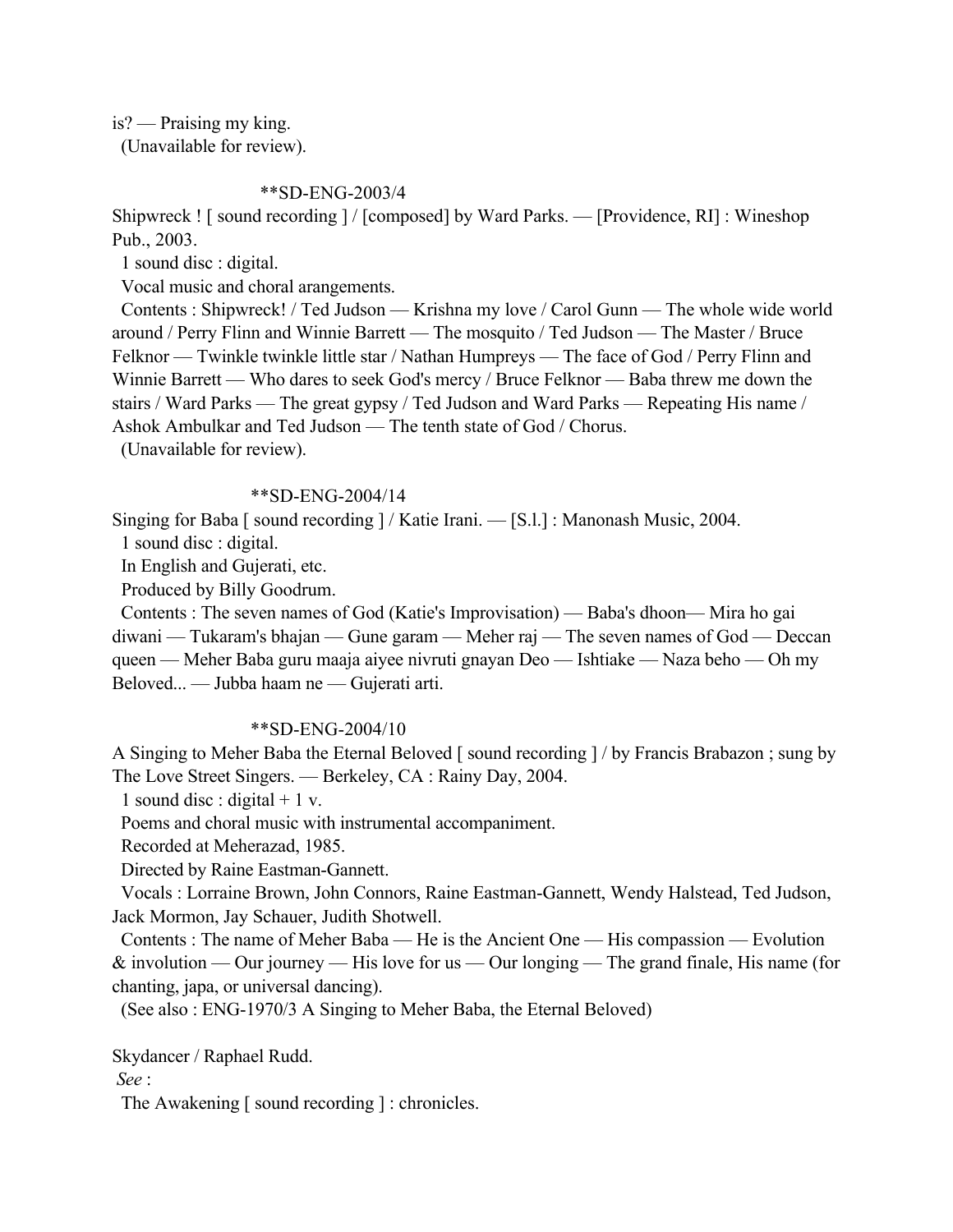is? — Praising my king.
(Unavailable for review).

**SD-ENG-2003/4

Shipwreck ! [ sound recording ] / [composed] by Ward Parks. — [Providence, RI] : Wineshop Pub., 2003.

1 sound disc : digital.

Vocal music and choral arangements.

Contents : Shipwreck! / Ted Judson — Krishna my love / Carol Gunn — The whole wide world around / Perry Flinn and Winnie Barrett — The mosquito / Ted Judson — The Master / Bruce Felknor — Twinkle twinkle little star / Nathan Humpreys — The face of God / Perry Flinn and Winnie Barrett — Who dares to seek God's mercy / Bruce Felknor — Baba threw me down the stairs / Ward Parks — The great gypsy / Ted Judson and Ward Parks — Repeating His name / Ashok Ambulkar and Ted Judson — The tenth state of God / Chorus.

(Unavailable for review).

**SD-ENG-2004/14

Singing for Baba [ sound recording ] / Katie Irani. — [S.l.] : Manonash Music, 2004.

1 sound disc : digital.

In English and Gujerati, etc.

Produced by Billy Goodrum.

Contents : The seven names of God (Katie's Improvisation) — Baba's dhoon— Mira ho gai diwani — Tukaram's bhajan — Gune garam — Meher raj — The seven names of God — Deccan queen — Meher Baba guru maaja aiyee nivruti gnayan Deo — Ishtiake — Naza beho — Oh my Beloved... — Jubba haam ne — Gujerati arti.

**SD-ENG-2004/10

A Singing to Meher Baba the Eternal Beloved [ sound recording ] / by Francis Brabazon ; sung by The Love Street Singers. — Berkeley, CA : Rainy Day, 2004.

1 sound disc : digital + 1 v.

Poems and choral music with instrumental accompaniment.

Recorded at Meherazad, 1985.

Directed by Raine Eastman-Gannett.

Vocals : Lorraine Brown, John Connors, Raine Eastman-Gannett, Wendy Halstead, Ted Judson, Jack Mormon, Jay Schauer, Judith Shotwell.

Contents : The name of Meher Baba — He is the Ancient One — His compassion — Evolution & involution — Our journey — His love for us — Our longing — The grand finale, His name (for chanting, japa, or universal dancing).

(See also : ENG-1970/3 A Singing to Meher Baba, the Eternal Beloved)

Skydancer / Raphael Rudd.

*See* :

The Awakening [ sound recording ] : chronicles.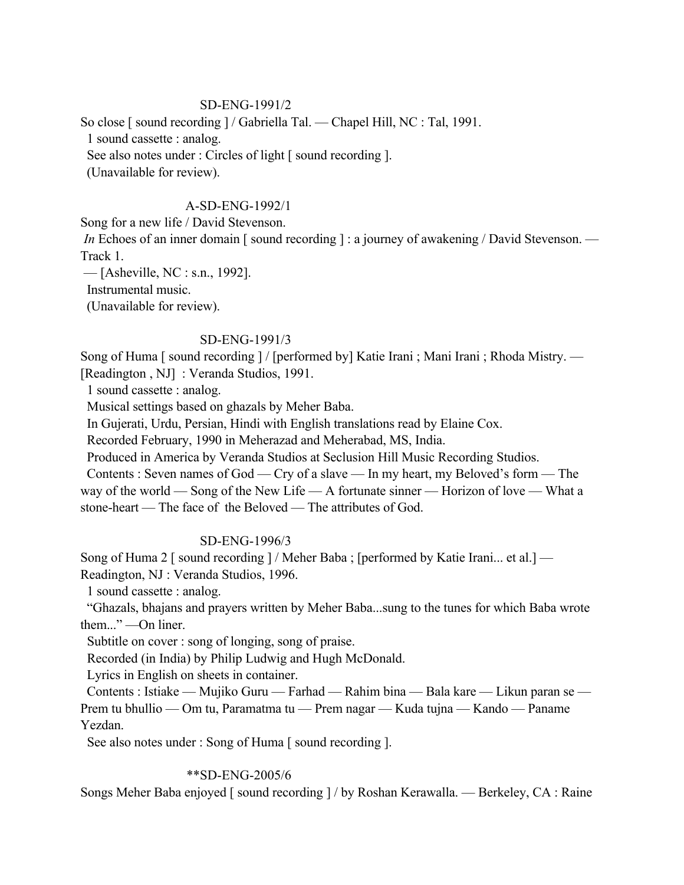SD-ENG-1991/2

So close [ sound recording ] / Gabriella Tal. — Chapel Hill, NC : Tal, 1991.
 1 sound cassette : analog.
 See also notes under : Circles of light [ sound recording ].
 (Unavailable for review).

A-SD-ENG-1992/1

Song for a new life / David Stevenson.
 *In* Echoes of an inner domain [ sound recording ] : a journey of awakening / David Stevenson. — Track 1.
 — [Asheville, NC : s.n., 1992].
 Instrumental music.
 (Unavailable for review).

SD-ENG-1991/3

Song of Huma [ sound recording ] / [performed by] Katie Irani ; Mani Irani ; Rhoda Mistry. — [Readington , NJ] : Veranda Studios, 1991.
 1 sound cassette : analog.
 Musical settings based on ghazals by Meher Baba.
 In Gujerati, Urdu, Persian, Hindi with English translations read by Elaine Cox.
 Recorded February, 1990 in Meherazad and Meherabad, MS, India.
 Produced in America by Veranda Studios at Seclusion Hill Music Recording Studios.
 Contents : Seven names of God — Cry of a slave — In my heart, my Beloved's form — The way of the world — Song of the New Life — A fortunate sinner — Horizon of love — What a stone-heart — The face of the Beloved — The attributes of God.

SD-ENG-1996/3

Song of Huma 2 [ sound recording ] / Meher Baba ; [performed by Katie Irani... et al.] — Readington, NJ : Veranda Studios, 1996.
 1 sound cassette : analog.
 "Ghazals, bhajans and prayers written by Meher Baba...sung to the tunes for which Baba wrote them..." —On liner.
 Subtitle on cover : song of longing, song of praise.
 Recorded (in India) by Philip Ludwig and Hugh McDonald.
 Lyrics in English on sheets in container.
 Contents : Istiake — Mujiko Guru — Farhad — Rahim bina — Bala kare — Likun paran se — Prem tu bhullio — Om tu, Paramatma tu — Prem nagar — Kuda tujna — Kando — Paname Yezdan.
 See also notes under : Song of Huma [ sound recording ].

**SD-ENG-2005/6

Songs Meher Baba enjoyed [ sound recording ] / by Roshan Kerawalla. — Berkeley, CA : Raine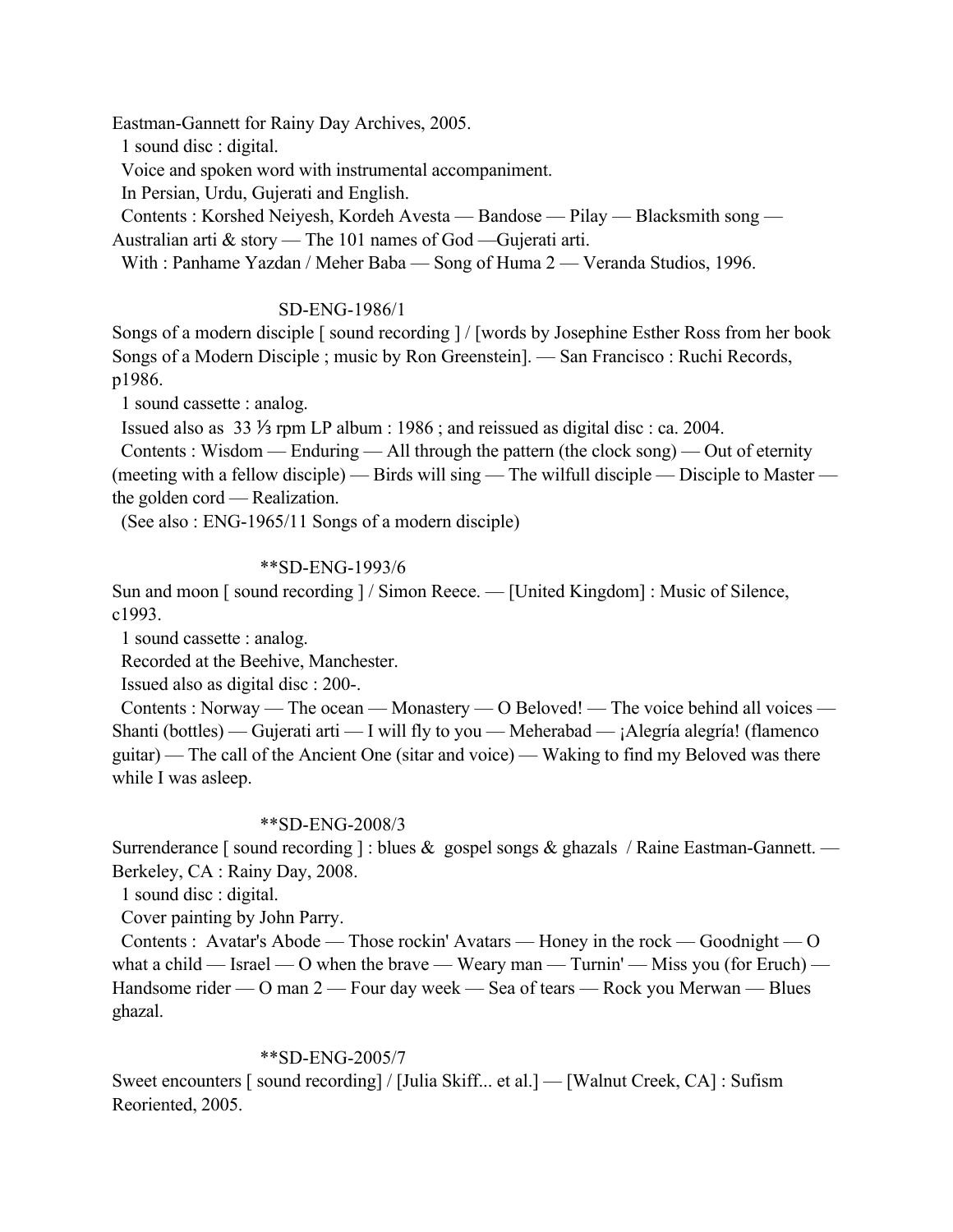Eastman-Gannett for Rainy Day Archives, 2005.

1 sound disc : digital.

Voice and spoken word with instrumental accompaniment.

In Persian, Urdu, Gujerati and English.

Contents : Korshed Neiyesh, Kordeh Avesta — Bandose — Pilay — Blacksmith song — Australian arti & story — The 101 names of God —Gujerati arti.

With : Panhame Yazdan / Meher Baba — Song of Huma 2 — Veranda Studios, 1996.

SD-ENG-1986/1

Songs of a modern disciple [ sound recording ] / [words by Josephine Esther Ross from her book Songs of a Modern Disciple ; music by Ron Greenstein]. — San Francisco : Ruchi Records, p1986.

1 sound cassette : analog.

Issued also as 33 ⅓ rpm LP album : 1986 ; and reissued as digital disc : ca. 2004.

Contents : Wisdom — Enduring — All through the pattern (the clock song) — Out of eternity (meeting with a fellow disciple) — Birds will sing — The wilfull disciple — Disciple to Master — the golden cord — Realization.

(See also : ENG-1965/11 Songs of a modern disciple)

**SD-ENG-1993/6

Sun and moon [ sound recording ] / Simon Reece. — [United Kingdom] : Music of Silence, c1993.

1 sound cassette : analog.

Recorded at the Beehive, Manchester.

Issued also as digital disc : 200-.

Contents : Norway — The ocean — Monastery — O Beloved! — The voice behind all voices — Shanti (bottles) — Gujerati arti — I will fly to you — Meherabad — ¡Alegría alegría! (flamenco guitar) — The call of the Ancient One (sitar and voice) — Waking to find my Beloved was there while I was asleep.

**SD-ENG-2008/3

Surrenderance [ sound recording ] : blues & gospel songs & ghazals / Raine Eastman-Gannett. — Berkeley, CA : Rainy Day, 2008.

1 sound disc : digital.

Cover painting by John Parry.

Contents : Avatar's Abode — Those rockin' Avatars — Honey in the rock — Goodnight — O what a child — Israel — O when the brave — Weary man — Turnin' — Miss you (for Eruch) — Handsome rider — O man 2 — Four day week — Sea of tears — Rock you Merwan — Blues ghazal.

**SD-ENG-2005/7

Sweet encounters [ sound recording] / [Julia Skiff... et al.] — [Walnut Creek, CA] : Sufism Reoriented, 2005.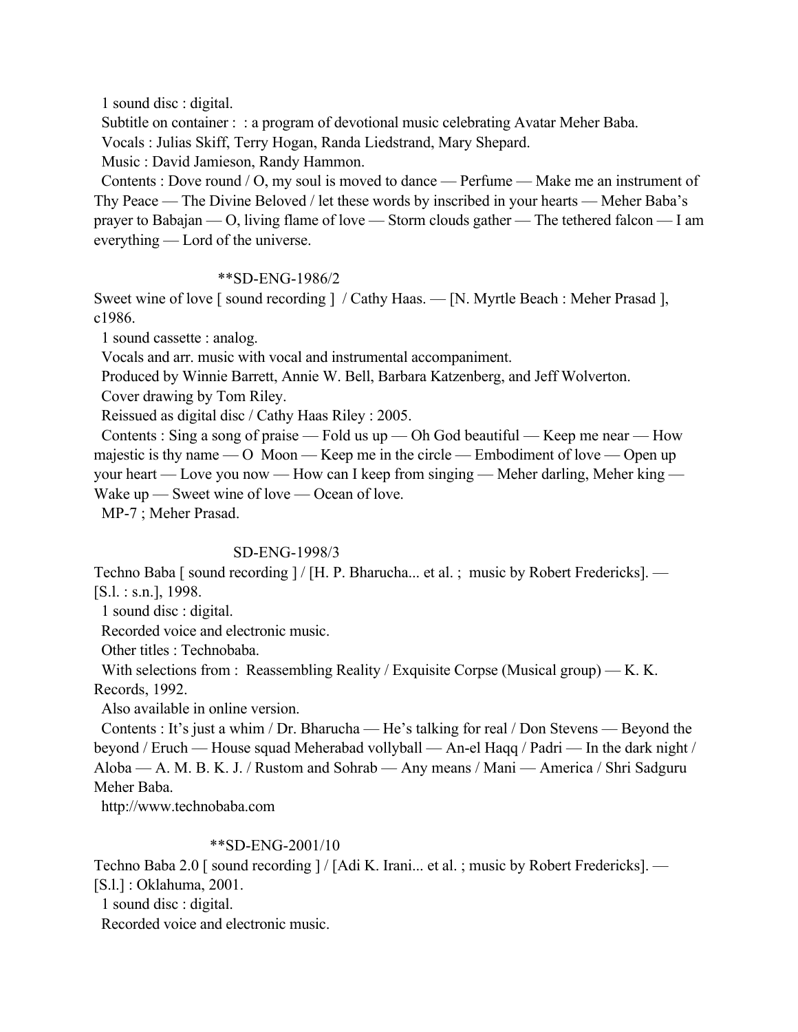1 sound disc : digital.

Subtitle on container : : a program of devotional music celebrating Avatar Meher Baba.

Vocals : Julias Skiff, Terry Hogan, Randa Liedstrand, Mary Shepard.

Music : David Jamieson, Randy Hammon.

Contents : Dove round / O, my soul is moved to dance — Perfume — Make me an instrument of Thy Peace — The Divine Beloved / let these words by inscribed in your hearts — Meher Baba's prayer to Babajan — O, living flame of love — Storm clouds gather — The tethered falcon — I am everything — Lord of the universe.

**SD-ENG-1986/2

Sweet wine of love [ sound recording ] / Cathy Haas. — [N. Myrtle Beach : Meher Prasad ], c1986.

1 sound cassette : analog.

Vocals and arr. music with vocal and instrumental accompaniment.

Produced by Winnie Barrett, Annie W. Bell, Barbara Katzenberg, and Jeff Wolverton.

Cover drawing by Tom Riley.

Reissued as digital disc / Cathy Haas Riley : 2005.

Contents : Sing a song of praise — Fold us up — Oh God beautiful — Keep me near — How majestic is thy name — O Moon — Keep me in the circle — Embodiment of love — Open up your heart — Love you now — How can I keep from singing — Meher darling, Meher king — Wake up — Sweet wine of love — Ocean of love.

MP-7 ; Meher Prasad.

SD-ENG-1998/3

Techno Baba [ sound recording ] / [H. P. Bharucha... et al. ; music by Robert Fredericks]. — [S.l. : s.n.], 1998.

1 sound disc : digital.

Recorded voice and electronic music.

Other titles : Technobaba.

With selections from : Reassembling Reality / Exquisite Corpse (Musical group) — K. K. Records, 1992.

Also available in online version.

Contents : It's just a whim / Dr. Bharucha — He's talking for real / Don Stevens — Beyond the beyond / Eruch — House squad Meherabad vollyball — An-el Haqq / Padri — In the dark night / Aloba — A. M. B. K. J. / Rustom and Sohrab — Any means / Mani — America / Shri Sadguru Meher Baba.

http://www.technobaba.com

**SD-ENG-2001/10

Techno Baba 2.0 [ sound recording ] / [Adi K. Irani... et al. ; music by Robert Fredericks]. — [S.l.] : Oklahuma, 2001.

1 sound disc : digital.

Recorded voice and electronic music.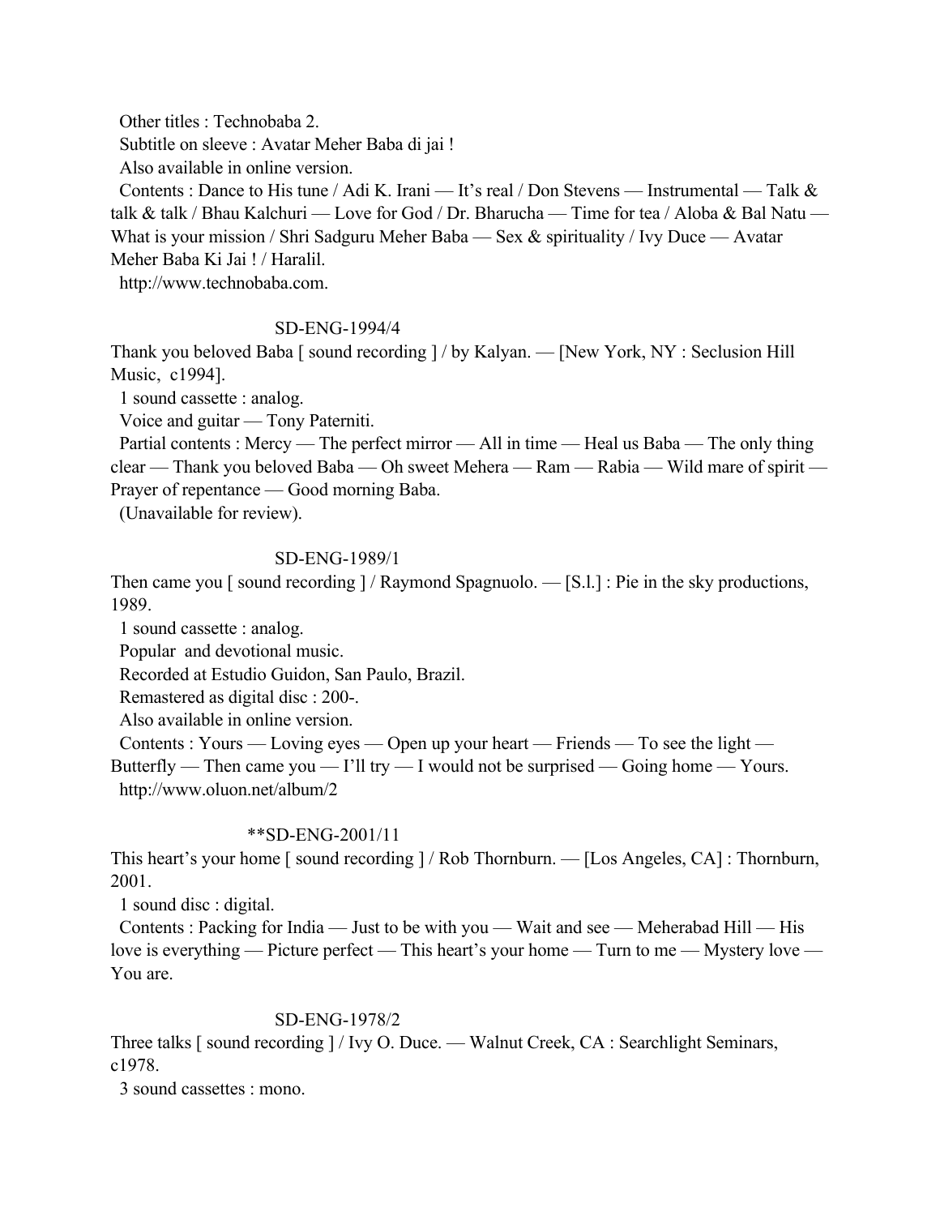Other titles : Technobaba 2.
Subtitle on sleeve : Avatar Meher Baba di jai !
Also available in online version.
Contents : Dance to His tune / Adi K. Irani — It's real / Don Stevens — Instrumental — Talk & talk & talk / Bhau Kalchuri — Love for God / Dr. Bharucha — Time for tea / Aloba & Bal Natu — What is your mission / Shri Sadguru Meher Baba — Sex & spirituality / Ivy Duce — Avatar Meher Baba Ki Jai ! / Haralil.
http://www.technobaba.com.

SD-ENG-1994/4

Thank you beloved Baba [ sound recording ] / by Kalyan. — [New York, NY : Seclusion Hill Music, c1994].
1 sound cassette : analog.
Voice and guitar — Tony Paterniti.
Partial contents : Mercy — The perfect mirror — All in time — Heal us Baba — The only thing clear — Thank you beloved Baba — Oh sweet Mehera — Ram — Rabia — Wild mare of spirit — Prayer of repentance — Good morning Baba.
(Unavailable for review).

SD-ENG-1989/1

Then came you [ sound recording ] / Raymond Spagnuolo. — [S.l.] : Pie in the sky productions, 1989.
1 sound cassette : analog.
Popular and devotional music.
Recorded at Estudio Guidon, San Paulo, Brazil.
Remastered as digital disc : 200-.
Also available in online version.
Contents : Yours — Loving eyes — Open up your heart — Friends — To see the light — Butterfly — Then came you — I'll try — I would not be surprised — Going home — Yours.
http://www.oluon.net/album/2

**SD-ENG-2001/11

This heart's your home [ sound recording ] / Rob Thornburn. — [Los Angeles, CA] : Thornburn, 2001.
1 sound disc : digital.
Contents : Packing for India — Just to be with you — Wait and see — Meherabad Hill — His love is everything — Picture perfect — This heart's your home — Turn to me — Mystery love — You are.

SD-ENG-1978/2

Three talks [ sound recording ] / Ivy O. Duce. — Walnut Creek, CA : Searchlight Seminars, c1978.
3 sound cassettes : mono.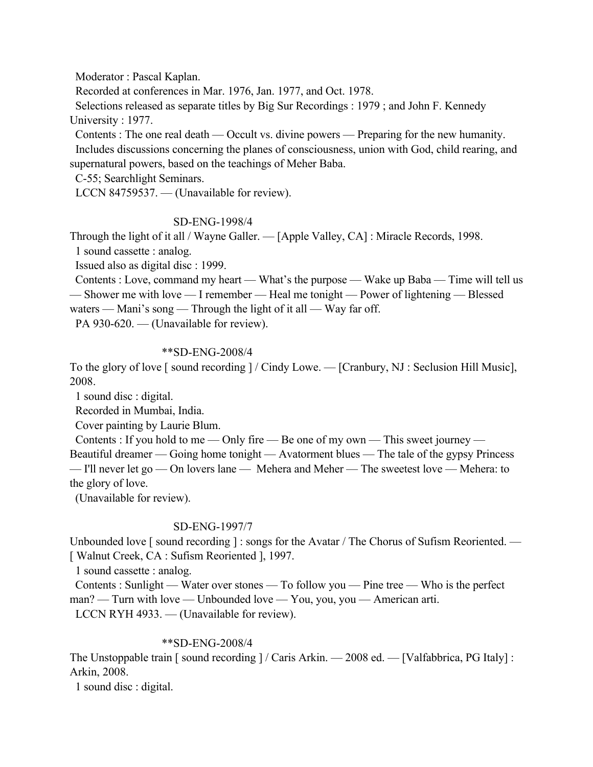Moderator : Pascal Kaplan.

Recorded at conferences in Mar. 1976, Jan. 1977, and Oct. 1978.

Selections released as separate titles by Big Sur Recordings : 1979 ; and John F. Kennedy University : 1977.

Contents : The one real death — Occult vs. divine powers — Preparing for the new humanity.

Includes discussions concerning the planes of consciousness, union with God, child rearing, and supernatural powers, based on the teachings of Meher Baba.

C-55; Searchlight Seminars.

LCCN 84759537. — (Unavailable for review).

SD-ENG-1998/4

Through the light of it all / Wayne Galler. — [Apple Valley, CA] : Miracle Records, 1998.

1 sound cassette : analog.

Issued also as digital disc : 1999.

Contents : Love, command my heart — What's the purpose — Wake up Baba — Time will tell us — Shower me with love — I remember — Heal me tonight — Power of lightening — Blessed waters — Mani's song — Through the light of it all — Way far off.

PA 930-620. — (Unavailable for review).

**SD-ENG-2008/4

To the glory of love [ sound recording ] / Cindy Lowe. — [Cranbury, NJ : Seclusion Hill Music], 2008.

1 sound disc : digital.

Recorded in Mumbai, India.

Cover painting by Laurie Blum.

Contents : If you hold to me — Only fire — Be one of my own — This sweet journey — Beautiful dreamer — Going home tonight — Avatorment blues — The tale of the gypsy Princess — I'll never let go — On lovers lane — Mehera and Meher — The sweetest love — Mehera: to the glory of love.

(Unavailable for review).

SD-ENG-1997/7

Unbounded love [ sound recording ] : songs for the Avatar / The Chorus of Sufism Reoriented. — [ Walnut Creek, CA : Sufism Reoriented ], 1997.

1 sound cassette : analog.

Contents : Sunlight — Water over stones — To follow you — Pine tree — Who is the perfect man? — Turn with love — Unbounded love — You, you, you — American arti.

LCCN RYH 4933. — (Unavailable for review).

**SD-ENG-2008/4

The Unstoppable train [ sound recording ] / Caris Arkin. — 2008 ed. — [Valfabbrica, PG Italy] : Arkin, 2008.

1 sound disc : digital.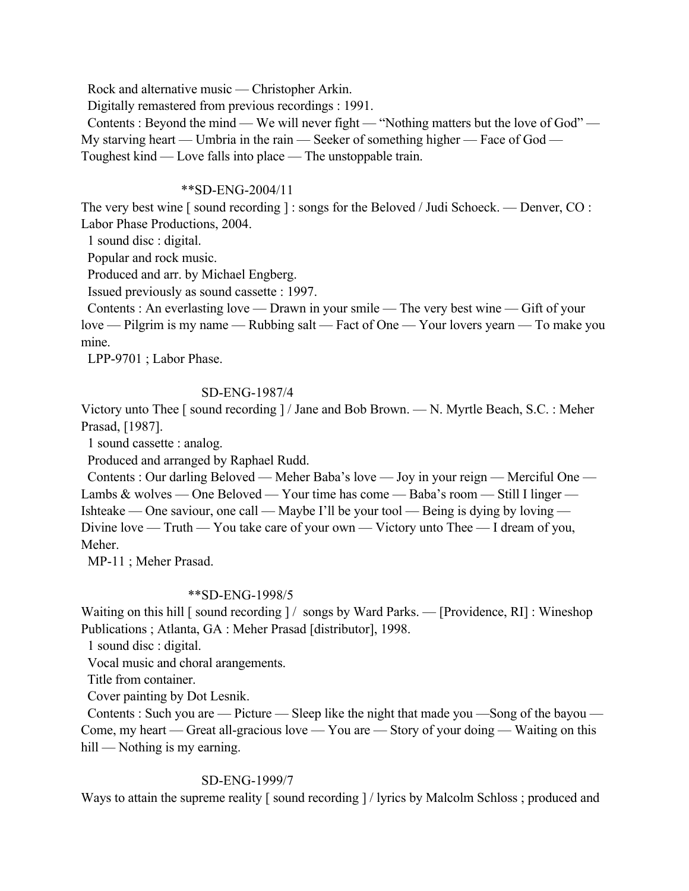Rock and alternative music — Christopher Arkin.

Digitally remastered from previous recordings : 1991.

Contents : Beyond the mind — We will never fight — "Nothing matters but the love of God" — My starving heart — Umbria in the rain — Seeker of something higher — Face of God — Toughest kind — Love falls into place — The unstoppable train.

**SD-ENG-2004/11

The very best wine [ sound recording ] : songs for the Beloved / Judi Schoeck. — Denver, CO : Labor Phase Productions, 2004.

1 sound disc : digital.

Popular and rock music.

Produced and arr. by Michael Engberg.

Issued previously as sound cassette : 1997.

Contents : An everlasting love — Drawn in your smile — The very best wine — Gift of your love — Pilgrim is my name — Rubbing salt — Fact of One — Your lovers yearn — To make you mine.

LPP-9701 ; Labor Phase.

SD-ENG-1987/4

Victory unto Thee [ sound recording ] / Jane and Bob Brown. — N. Myrtle Beach, S.C. : Meher Prasad, [1987].

1 sound cassette : analog.

Produced and arranged by Raphael Rudd.

Contents : Our darling Beloved — Meher Baba's love — Joy in your reign — Merciful One — Lambs & wolves — One Beloved — Your time has come — Baba's room — Still I linger — Ishteake — One saviour, one call — Maybe I'll be your tool — Being is dying by loving — Divine love — Truth — You take care of your own — Victory unto Thee — I dream of you, Meher.

MP-11 ; Meher Prasad.

**SD-ENG-1998/5

Waiting on this hill [ sound recording ] / songs by Ward Parks. — [Providence, RI] : Wineshop Publications ; Atlanta, GA : Meher Prasad [distributor], 1998.

1 sound disc : digital.

Vocal music and choral arangements.

Title from container.

Cover painting by Dot Lesnik.

Contents : Such you are — Picture — Sleep like the night that made you —Song of the bayou — Come, my heart — Great all-gracious love — You are — Story of your doing — Waiting on this hill — Nothing is my earning.

SD-ENG-1999/7

Ways to attain the supreme reality [ sound recording ] / lyrics by Malcolm Schloss ; produced and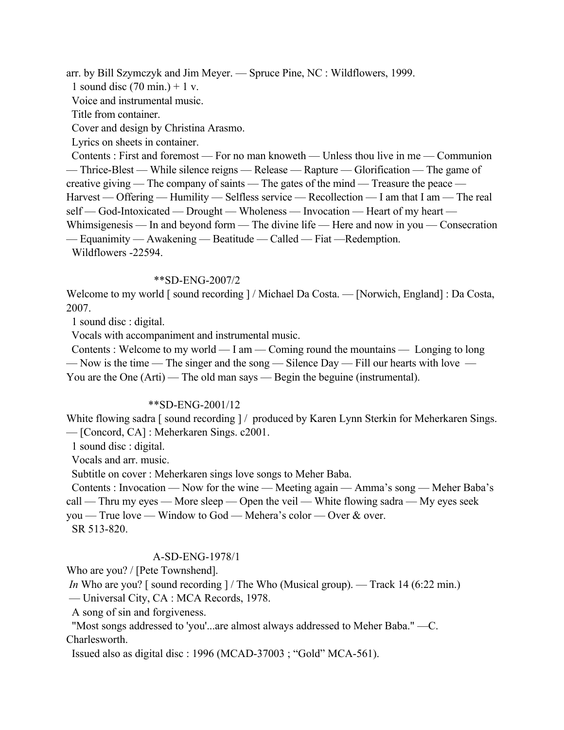arr. by Bill Szymczyk and Jim Meyer. — Spruce Pine, NC : Wildflowers, 1999.

1 sound disc (70 min.) + 1 v.

Voice and instrumental music.

Title from container.

Cover and design by Christina Arasmo.

Lyrics on sheets in container.

Contents : First and foremost — For no man knoweth — Unless thou live in me — Communion — Thrice-Blest — While silence reigns — Release — Rapture — Glorification — The game of creative giving — The company of saints — The gates of the mind — Treasure the peace — Harvest — Offering — Humility — Selfless service — Recollection — I am that I am — The real self — God-Intoxicated — Drought — Wholeness — Invocation — Heart of my heart — Whimsigenesis — In and beyond form — The divine life — Here and now in you — Consecration — Equanimity — Awakening — Beatitude — Called — Fiat —Redemption.

Wildflowers -22594.

**SD-ENG-2007/2

Welcome to my world [ sound recording ] / Michael Da Costa. — [Norwich, England] : Da Costa, 2007.

1 sound disc : digital.

Vocals with accompaniment and instrumental music.

Contents : Welcome to my world — I am — Coming round the mountains — Longing to long — Now is the time — The singer and the song — Silence Day — Fill our hearts with love — You are the One (Arti) — The old man says — Begin the beguine (instrumental).

**SD-ENG-2001/12

White flowing sadra [ sound recording ] / produced by Karen Lynn Sterkin for Meherkaren Sings. — [Concord, CA] : Meherkaren Sings. c2001.

1 sound disc : digital.

Vocals and arr. music.

Subtitle on cover : Meherkaren sings love songs to Meher Baba.

Contents : Invocation — Now for the wine — Meeting again — Amma's song — Meher Baba's call — Thru my eyes — More sleep — Open the veil — White flowing sadra — My eyes seek you — True love — Window to God — Mehera's color — Over & over.

SR 513-820.

A-SD-ENG-1978/1

Who are you? / [Pete Townshend].

*In* Who are you? [ sound recording ] / The Who (Musical group). — Track 14 (6:22 min.) — Universal City, CA : MCA Records, 1978.

A song of sin and forgiveness.

"Most songs addressed to 'you'...are almost always addressed to Meher Baba." —C. Charlesworth.

Issued also as digital disc : 1996 (MCAD-37003 ; "Gold" MCA-561).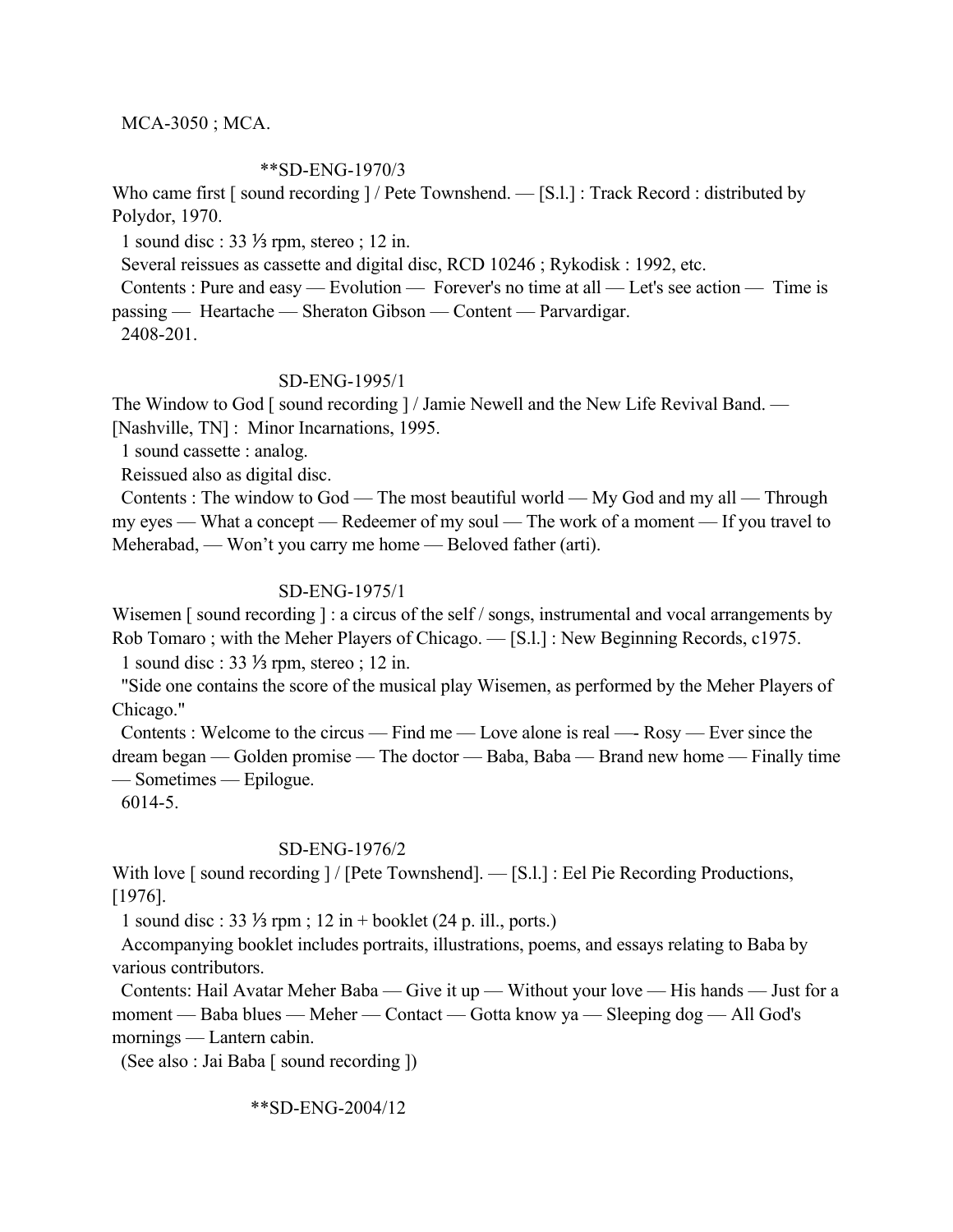MCA-3050 ; MCA.

**SD-ENG-1970/3

Who came first [ sound recording ] / Pete Townshend. — [S.l.] : Track Record : distributed by Polydor, 1970.

1 sound disc : 33 ⅓ rpm, stereo ; 12 in.

Several reissues as cassette and digital disc, RCD 10246 ; Rykodisk : 1992, etc.

Contents : Pure and easy — Evolution — Forever's no time at all — Let's see action — Time is passing — Heartache — Sheraton Gibson — Content — Parvardigar.

2408-201.

SD-ENG-1995/1

The Window to God [ sound recording ] / Jamie Newell and the New Life Revival Band. — [Nashville, TN] : Minor Incarnations, 1995.

1 sound cassette : analog.

Reissued also as digital disc.

Contents : The window to God — The most beautiful world — My God and my all — Through my eyes — What a concept — Redeemer of my soul — The work of a moment — If you travel to Meherabad, — Won't you carry me home — Beloved father (arti).

SD-ENG-1975/1

Wisemen [ sound recording ] : a circus of the self / songs, instrumental and vocal arrangements by Rob Tomaro ; with the Meher Players of Chicago. — [S.l.] : New Beginning Records, c1975.

1 sound disc : 33 ⅓ rpm, stereo ; 12 in.

"Side one contains the score of the musical play Wisemen, as performed by the Meher Players of Chicago."

Contents : Welcome to the circus — Find me — Love alone is real —- Rosy — Ever since the dream began — Golden promise — The doctor — Baba, Baba — Brand new home — Finally time — Sometimes — Epilogue.

6014-5.

SD-ENG-1976/2

With love [ sound recording ] / [Pete Townshend]. — [S.l.] : Eel Pie Recording Productions, [1976].

1 sound disc : 33 ⅓ rpm ; 12 in + booklet (24 p. ill., ports.)

Accompanying booklet includes portraits, illustrations, poems, and essays relating to Baba by various contributors.

Contents: Hail Avatar Meher Baba — Give it up — Without your love — His hands — Just for a moment — Baba blues — Meher — Contact — Gotta know ya — Sleeping dog — All God's mornings — Lantern cabin.

(See also : Jai Baba [ sound recording ])

**SD-ENG-2004/12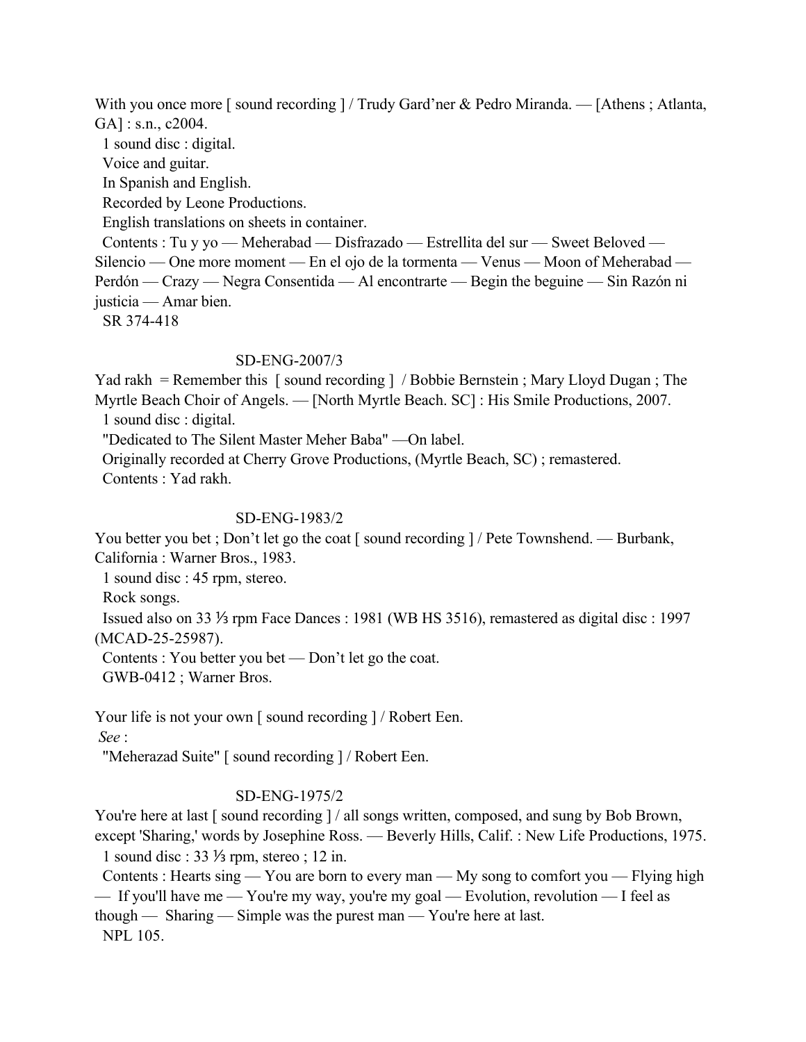With you once more [ sound recording ] / Trudy Gard'ner & Pedro Miranda. — [Athens ; Atlanta, GA] : s.n., c2004.

1 sound disc : digital.

Voice and guitar.

In Spanish and English.

Recorded by Leone Productions.

English translations on sheets in container.

Contents : Tu y yo — Meherabad — Disfrazado — Estrellita del sur — Sweet Beloved — Silencio — One more moment — En el ojo de la tormenta — Venus — Moon of Meherabad — Perdón — Crazy — Negra Consentida — Al encontrarte — Begin the beguine — Sin Razón ni justicia — Amar bien.

SR 374-418

SD-ENG-2007/3

Yad rakh = Remember this [ sound recording ] / Bobbie Bernstein ; Mary Lloyd Dugan ; The Myrtle Beach Choir of Angels. — [North Myrtle Beach. SC] : His Smile Productions, 2007.

1 sound disc : digital.

"Dedicated to The Silent Master Meher Baba" —On label.

Originally recorded at Cherry Grove Productions, (Myrtle Beach, SC) ; remastered.

Contents : Yad rakh.

SD-ENG-1983/2

You better you bet ; Don't let go the coat [ sound recording ] / Pete Townshend. — Burbank, California : Warner Bros., 1983.

1 sound disc : 45 rpm, stereo.

Rock songs.

Issued also on 33 ⅓ rpm Face Dances : 1981 (WB HS 3516), remastered as digital disc : 1997 (MCAD-25-25987).

Contents : You better you bet — Don't let go the coat.

GWB-0412 ; Warner Bros.

Your life is not your own [ sound recording ] / Robert Een.

*See* :

"Meherazad Suite" [ sound recording ] / Robert Een.

SD-ENG-1975/2

You're here at last [ sound recording ] / all songs written, composed, and sung by Bob Brown, except 'Sharing,' words by Josephine Ross. — Beverly Hills, Calif. : New Life Productions, 1975.

1 sound disc : 33 ⅓ rpm, stereo ; 12 in.

Contents : Hearts sing — You are born to every man — My song to comfort you — Flying high — If you'll have me — You're my way, you're my goal — Evolution, revolution — I feel as though — Sharing — Simple was the purest man — You're here at last.

NPL 105.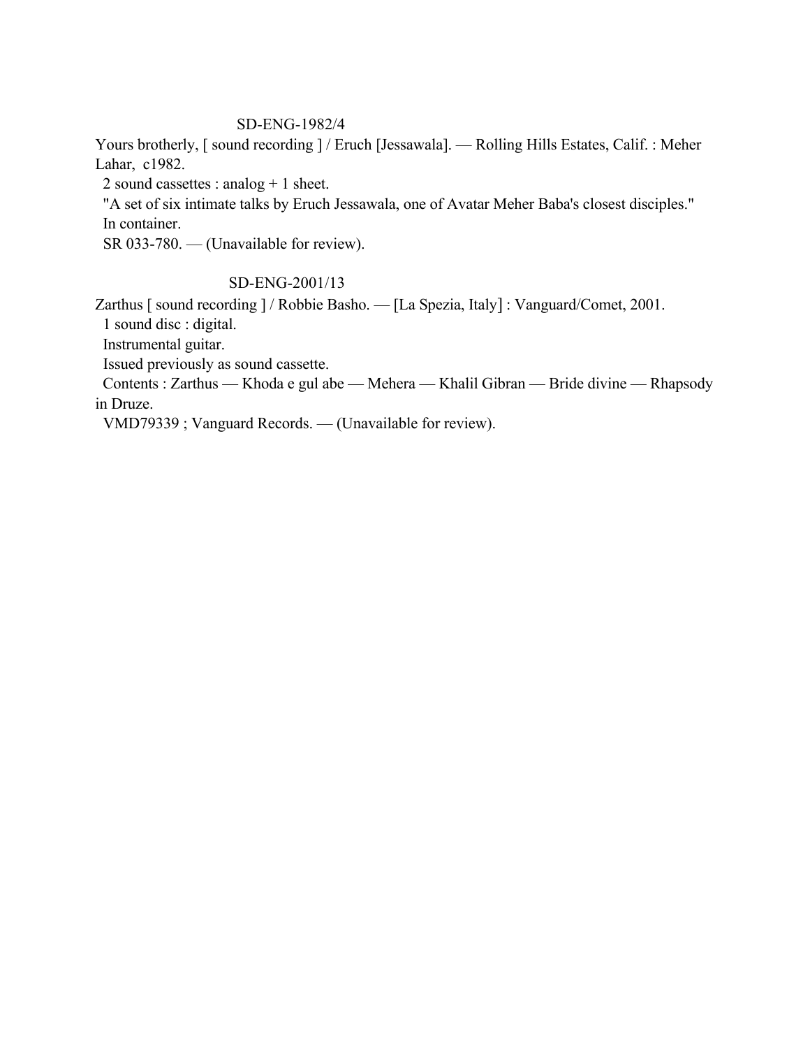SD-ENG-1982/4

Yours brotherly, [ sound recording ] / Eruch [Jessawala]. — Rolling Hills Estates, Calif. : Meher Lahar, c1982.

2 sound cassettes : analog + 1 sheet.

"A set of six intimate talks by Eruch Jessawala, one of Avatar Meher Baba's closest disciples."

In container.

SR 033-780. — (Unavailable for review).

SD-ENG-2001/13

Zarthus [ sound recording ] / Robbie Basho. — [La Spezia, Italy] : Vanguard/Comet, 2001.

1 sound disc : digital.

Instrumental guitar.

Issued previously as sound cassette.

Contents : Zarthus — Khoda e gul abe — Mehera — Khalil Gibran — Bride divine — Rhapsody in Druze.

VMD79339 ; Vanguard Records. — (Unavailable for review).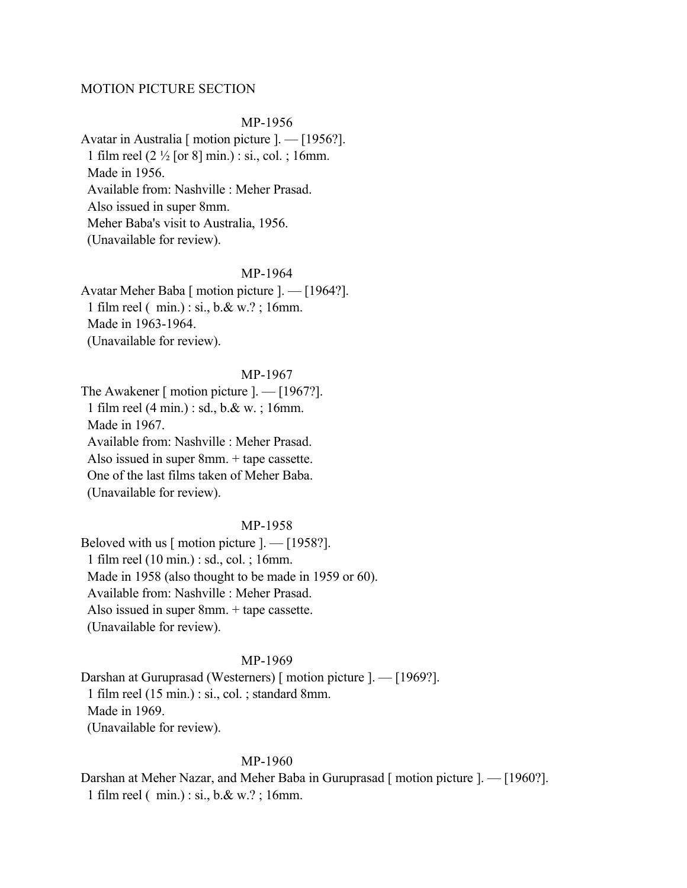MOTION PICTURE SECTION

MP-1956

Avatar in Australia [ motion picture ]. — [1956?].
1 film reel (2 ½ [or 8] min.) : si., col. ; 16mm.
Made in 1956.
Available from: Nashville : Meher Prasad.
Also issued in super 8mm.
Meher Baba's visit to Australia, 1956.
(Unavailable for review).

MP-1964

Avatar Meher Baba [ motion picture ]. — [1964?].
1 film reel ( min.) : si., b.& w.? ; 16mm.
Made in 1963-1964.
(Unavailable for review).

MP-1967

The Awakener [ motion picture ]. — [1967?].
1 film reel (4 min.) : sd., b.& w. ; 16mm.
Made in 1967.
Available from: Nashville : Meher Prasad.
Also issued in super 8mm. + tape cassette.
One of the last films taken of Meher Baba.
(Unavailable for review).

MP-1958

Beloved with us [ motion picture ]. — [1958?].
1 film reel (10 min.) : sd., col. ; 16mm.
Made in 1958 (also thought to be made in 1959 or 60).
Available from: Nashville : Meher Prasad.
Also issued in super 8mm. + tape cassette.
(Unavailable for review).

MP-1969

Darshan at Guruprasad (Westerners) [ motion picture ]. — [1969?].
1 film reel (15 min.) : si., col. ; standard 8mm.
Made in 1969.
(Unavailable for review).

MP-1960

Darshan at Meher Nazar, and Meher Baba in Guruprasad [ motion picture ]. — [1960?].
1 film reel ( min.) : si., b.& w.? ; 16mm.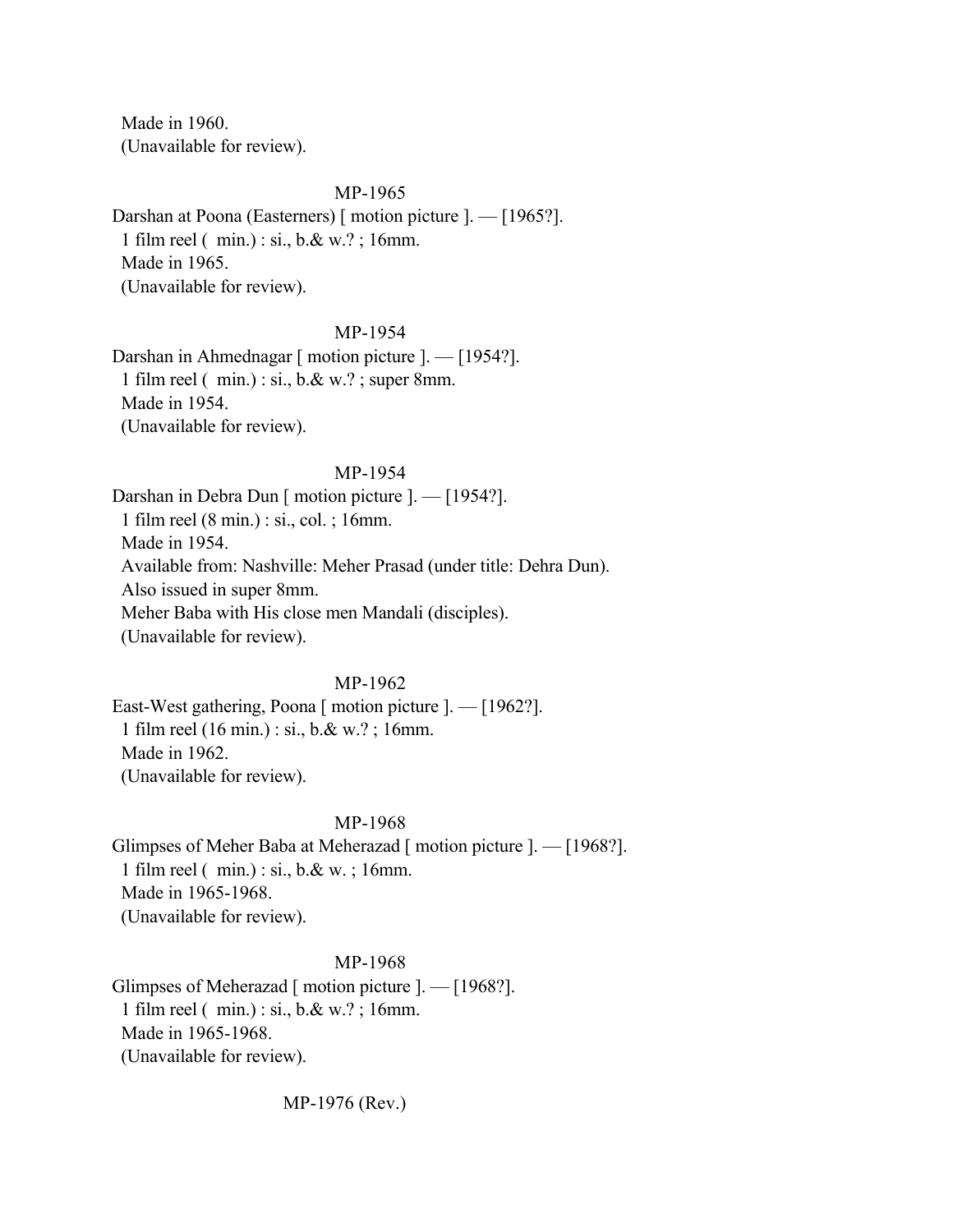Made in 1960.
(Unavailable for review).

MP-1965

Darshan at Poona (Easterners) [ motion picture ]. — [1965?].
1 film reel (  min.) : si., b.& w.? ; 16mm.
Made in 1965.
(Unavailable for review).

MP-1954

Darshan in Ahmednagar [ motion picture ]. — [1954?].
1 film reel (  min.) : si., b.& w.? ; super 8mm.
Made in 1954.
(Unavailable for review).

MP-1954

Darshan in Debra Dun [ motion picture ]. — [1954?].
1 film reel (8 min.) : si., col. ; 16mm.
Made in 1954.
Available from: Nashville: Meher Prasad (under title: Dehra Dun).
Also issued in super 8mm.
Meher Baba with His close men Mandali (disciples).
(Unavailable for review).

MP-1962

East-West gathering, Poona [ motion picture ]. — [1962?].
1 film reel (16 min.) : si., b.& w.? ; 16mm.
Made in 1962.
(Unavailable for review).

MP-1968

Glimpses of Meher Baba at Meherazad [ motion picture ]. — [1968?].
1 film reel (  min.) : si., b.& w. ; 16mm.
Made in 1965-1968.
(Unavailable for review).

MP-1968

Glimpses of Meherazad [ motion picture ]. — [1968?].
1 film reel (  min.) : si., b.& w.? ; 16mm.
Made in 1965-1968.
(Unavailable for review).

MP-1976 (Rev.)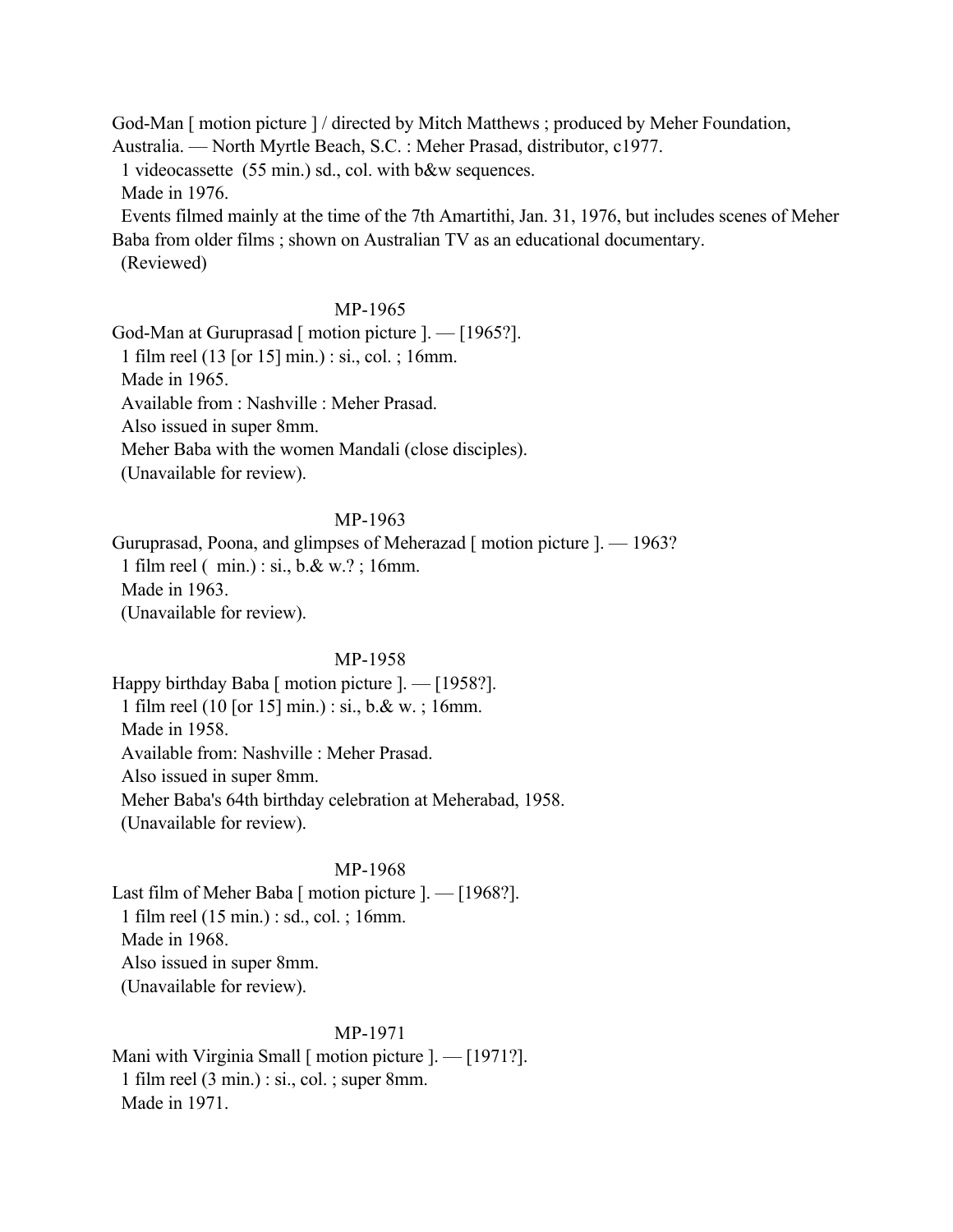God-Man [ motion picture ] / directed by Mitch Matthews ; produced by Meher Foundation, Australia. — North Myrtle Beach, S.C. : Meher Prasad, distributor, c1977.
 1 videocassette (55 min.) sd., col. with b&w sequences.
 Made in 1976.
 Events filmed mainly at the time of the 7th Amartithi, Jan. 31, 1976, but includes scenes of Meher Baba from older films ; shown on Australian TV as an educational documentary.
 (Reviewed)

MP-1965

God-Man at Guruprasad [ motion picture ]. — [1965?].
 1 film reel (13 [or 15] min.) : si., col. ; 16mm.
 Made in 1965.
 Available from : Nashville : Meher Prasad.
 Also issued in super 8mm.
 Meher Baba with the women Mandali (close disciples).
 (Unavailable for review).

MP-1963

Guruprasad, Poona, and glimpses of Meherazad [ motion picture ]. — 1963?
 1 film reel ( min.) : si., b.& w.? ; 16mm.
 Made in 1963.
 (Unavailable for review).

MP-1958

Happy birthday Baba [ motion picture ]. — [1958?].
 1 film reel (10 [or 15] min.) : si., b.& w. ; 16mm.
 Made in 1958.
 Available from: Nashville : Meher Prasad.
 Also issued in super 8mm.
 Meher Baba's 64th birthday celebration at Meherabad, 1958.
 (Unavailable for review).

MP-1968

Last film of Meher Baba [ motion picture ]. — [1968?].
 1 film reel (15 min.) : sd., col. ; 16mm.
 Made in 1968.
 Also issued in super 8mm.
 (Unavailable for review).

MP-1971

Mani with Virginia Small [ motion picture ]. — [1971?].
 1 film reel (3 min.) : si., col. ; super 8mm.
 Made in 1971.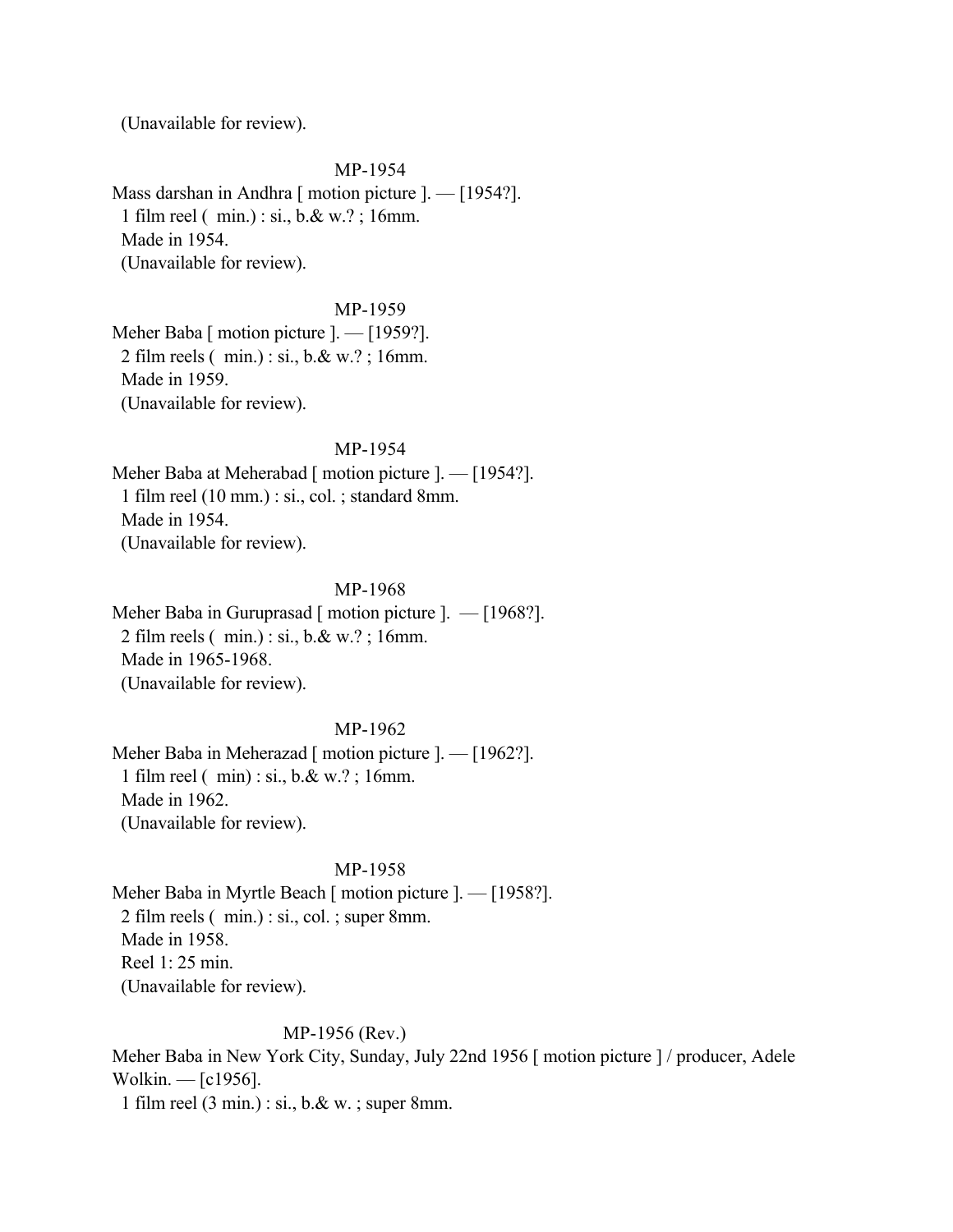(Unavailable for review).

MP-1954

Mass darshan in Andhra [ motion picture ]. — [1954?].
 1 film reel (  min.) : si., b.& w.? ; 16mm.
 Made in 1954.
 (Unavailable for review).

MP-1959

Meher Baba [ motion picture ]. — [1959?].
 2 film reels (  min.) : si., b.& w.? ; 16mm.
 Made in 1959.
 (Unavailable for review).

MP-1954

Meher Baba at Meherabad [ motion picture ]. — [1954?].
 1 film reel (10 mm.) : si., col. ; standard 8mm.
 Made in 1954.
 (Unavailable for review).

MP-1968

Meher Baba in Guruprasad [ motion picture ]. — [1968?].
 2 film reels (  min.) : si., b.& w.? ; 16mm.
 Made in 1965-1968.
 (Unavailable for review).

MP-1962

Meher Baba in Meherazad [ motion picture ]. — [1962?].
 1 film reel (  min) : si., b.& w.? ; 16mm.
 Made in 1962.
 (Unavailable for review).

MP-1958

Meher Baba in Myrtle Beach [ motion picture ]. — [1958?].
 2 film reels (  min.) : si., col. ; super 8mm.
 Made in 1958.
 Reel 1: 25 min.
 (Unavailable for review).

MP-1956 (Rev.)

Meher Baba in New York City, Sunday, July 22nd 1956 [ motion picture ] / producer, Adele Wolkin. — [c1956].
 1 film reel (3 min.) : si., b.& w. ; super 8mm.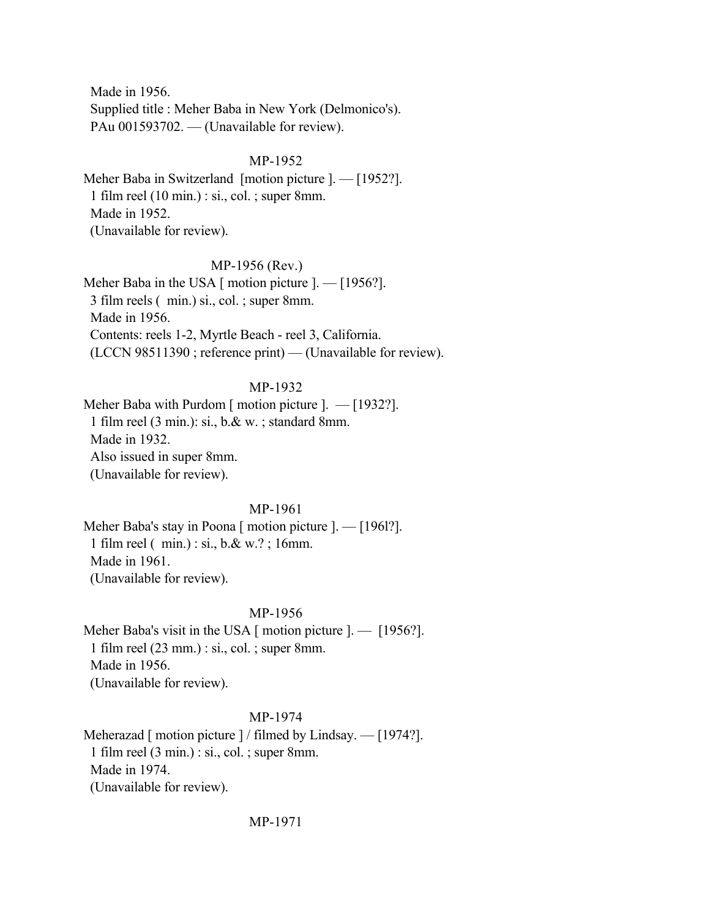Made in 1956.
Supplied title : Meher Baba in New York (Delmonico's).
PAu 001593702. — (Unavailable for review).

MP-1952

Meher Baba in Switzerland [motion picture ]. — [1952?].
1 film reel (10 min.) : si., col. ; super 8mm.
Made in 1952.
(Unavailable for review).

MP-1956 (Rev.)

Meher Baba in the USA [ motion picture ]. — [1956?].
3 film reels ( min.) si., col. ; super 8mm.
Made in 1956.
Contents: reels 1-2, Myrtle Beach - reel 3, California.
(LCCN 98511390 ; reference print) — (Unavailable for review).

MP-1932

Meher Baba with Purdom [ motion picture ]. — [1932?].
1 film reel (3 min.): si., b.& w. ; standard 8mm.
Made in 1932.
Also issued in super 8mm.
(Unavailable for review).

MP-1961

Meher Baba's stay in Poona [ motion picture ]. — [196l?].
1 film reel ( min.) : si., b.& w.? ; 16mm.
Made in 1961.
(Unavailable for review).

MP-1956

Meher Baba's visit in the USA [ motion picture ]. — [1956?].
1 film reel (23 mm.) : si., col. ; super 8mm.
Made in 1956.
(Unavailable for review).

MP-1974

Meherazad [ motion picture ] / filmed by Lindsay. — [1974?].
1 film reel (3 min.) : si., col. ; super 8mm.
Made in 1974.
(Unavailable for review).

MP-1971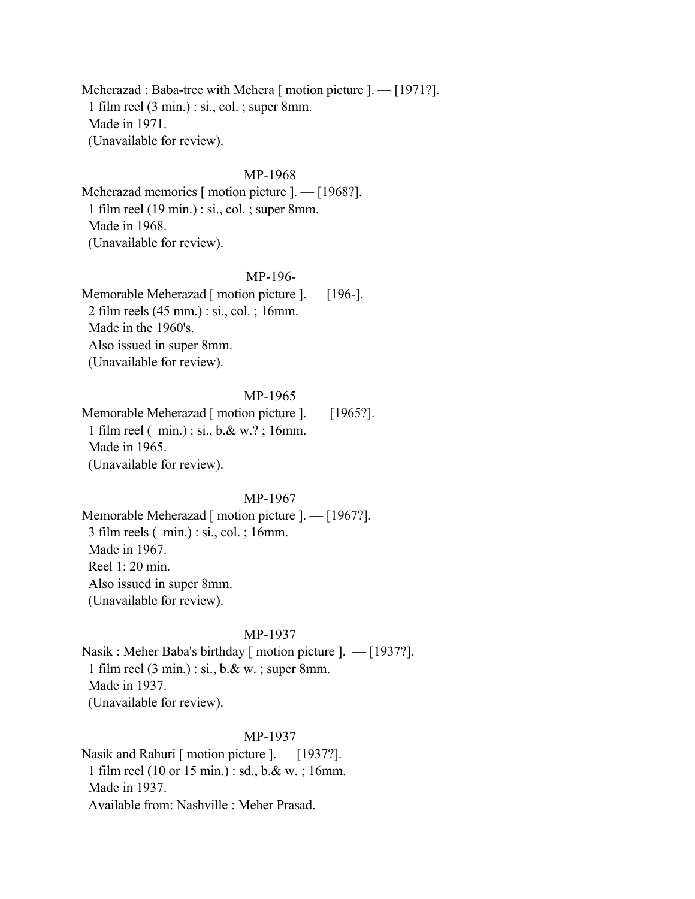Meherazad : Baba-tree with Mehera [ motion picture ]. — [1971?].
1 film reel (3 min.) : si., col. ; super 8mm.
Made in 1971.
(Unavailable for review).

MP-1968

Meherazad memories [ motion picture ]. — [1968?].
1 film reel (19 min.) : si., col. ; super 8mm.
Made in 1968.
(Unavailable for review).

MP-196-

Memorable Meherazad [ motion picture ]. — [196-].
2 film reels (45 mm.) : si., col. ; 16mm.
Made in the 1960's.
Also issued in super 8mm.
(Unavailable for review).

MP-1965

Memorable Meherazad [ motion picture ]. — [1965?].
1 film reel (  min.) : si., b.& w.? ; 16mm.
Made in 1965.
(Unavailable for review).

MP-1967

Memorable Meherazad [ motion picture ]. — [1967?].
3 film reels (  min.) : si., col. ; 16mm.
Made in 1967.
Reel 1: 20 min.
Also issued in super 8mm.
(Unavailable for review).

MP-1937

Nasik : Meher Baba's birthday [ motion picture ]. — [1937?].
1 film reel (3 min.) : si., b.& w. ; super 8mm.
Made in 1937.
(Unavailable for review).

MP-1937

Nasik and Rahuri [ motion picture ]. — [1937?].
1 film reel (10 or 15 min.) : sd., b.& w. ; 16mm.
Made in 1937.
Available from: Nashville : Meher Prasad.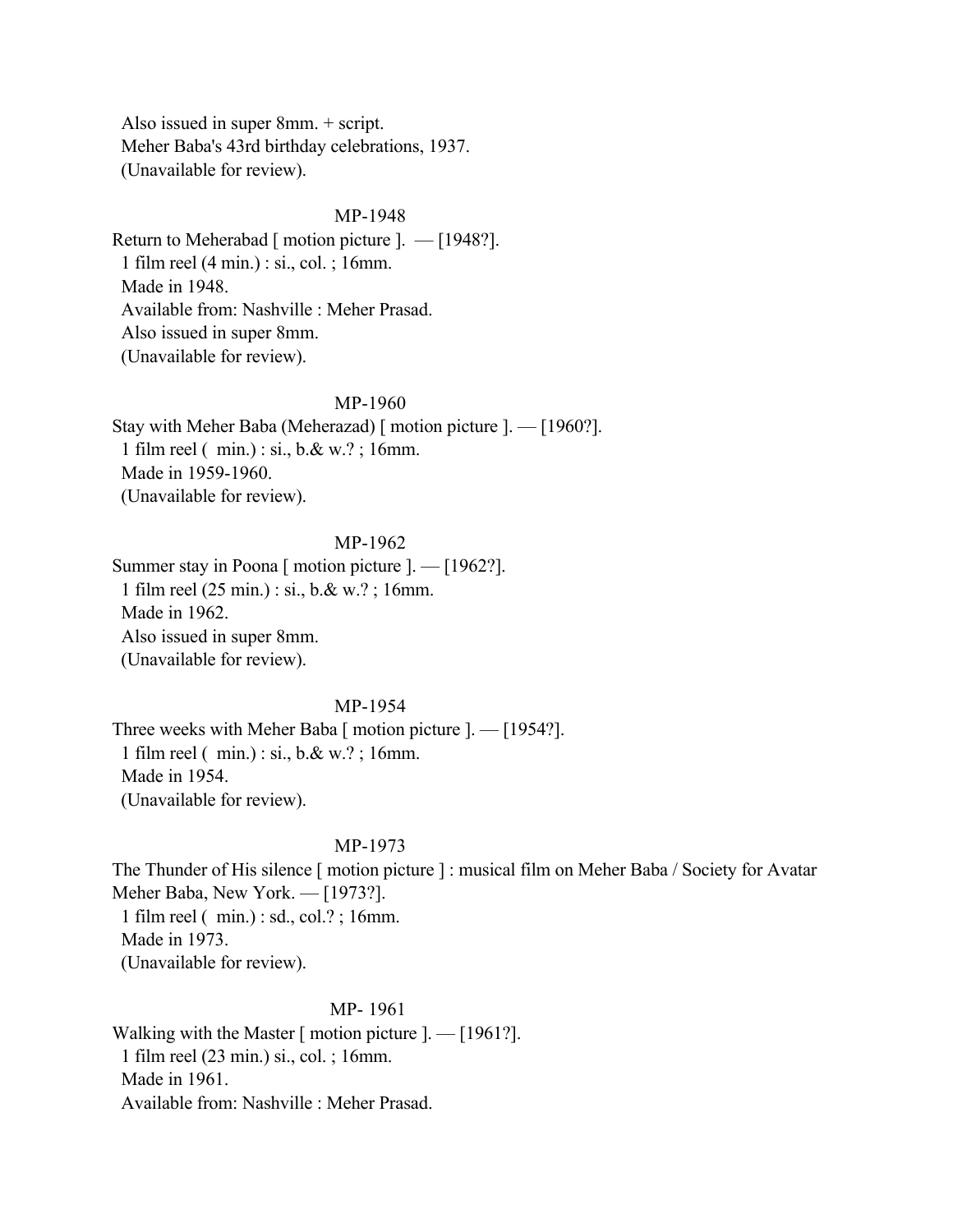Also issued in super 8mm. + script.
Meher Baba's 43rd birthday celebrations, 1937.
(Unavailable for review).

MP-1948

Return to Meherabad [ motion picture ]. — [1948?].
1 film reel (4 min.) : si., col. ; 16mm.
Made in 1948.
Available from: Nashville : Meher Prasad.
Also issued in super 8mm.
(Unavailable for review).

MP-1960

Stay with Meher Baba (Meherazad) [ motion picture ]. — [1960?].
1 film reel (  min.) : si., b.& w.? ; 16mm.
Made in 1959-1960.
(Unavailable for review).

MP-1962

Summer stay in Poona [ motion picture ]. — [1962?].
1 film reel (25 min.) : si., b.& w.? ; 16mm.
Made in 1962.
Also issued in super 8mm.
(Unavailable for review).

MP-1954

Three weeks with Meher Baba [ motion picture ]. — [1954?].
1 film reel (  min.) : si., b.& w.? ; 16mm.
Made in 1954.
(Unavailable for review).

MP-1973

The Thunder of His silence [ motion picture ] : musical film on Meher Baba / Society for Avatar Meher Baba, New York. — [1973?].
1 film reel (  min.) : sd., col.? ; 16mm.
Made in 1973.
(Unavailable for review).

MP- 1961

Walking with the Master [ motion picture ]. — [1961?].
1 film reel (23 min.) si., col. ; 16mm.
Made in 1961.
Available from: Nashville : Meher Prasad.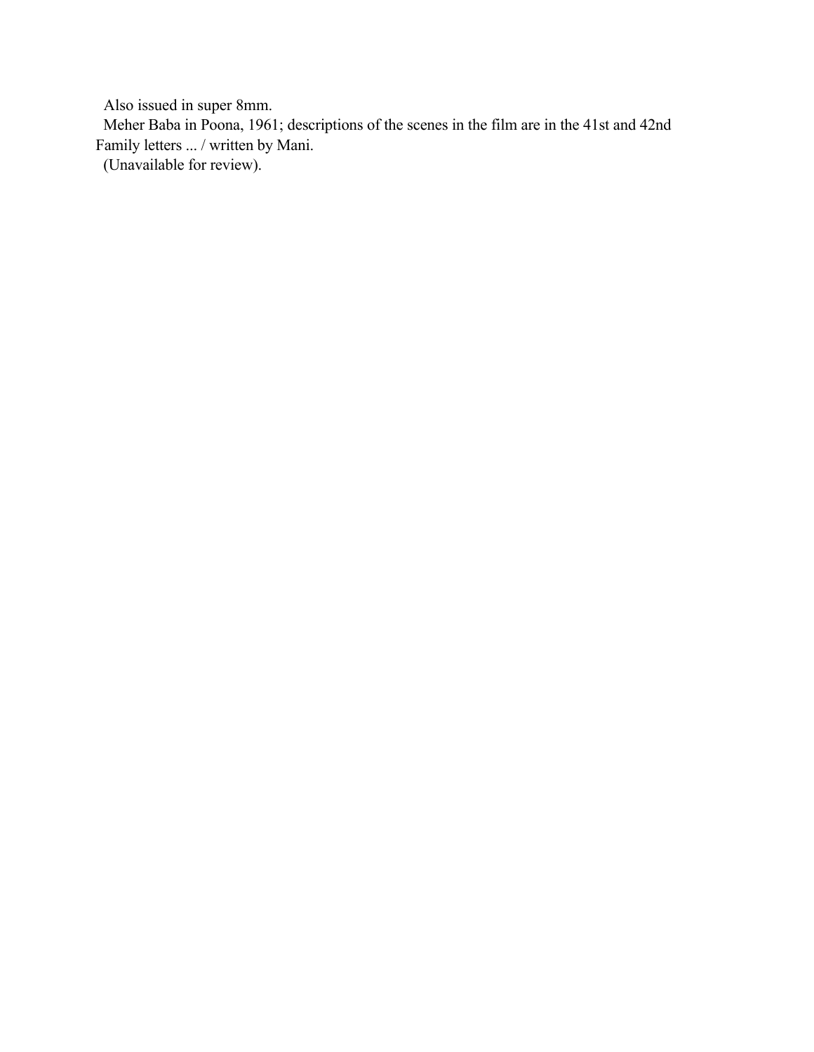Also issued in super 8mm.

Meher Baba in Poona, 1961; descriptions of the scenes in the film are in the 41st and 42nd Family letters ... / written by Mani.

(Unavailable for review).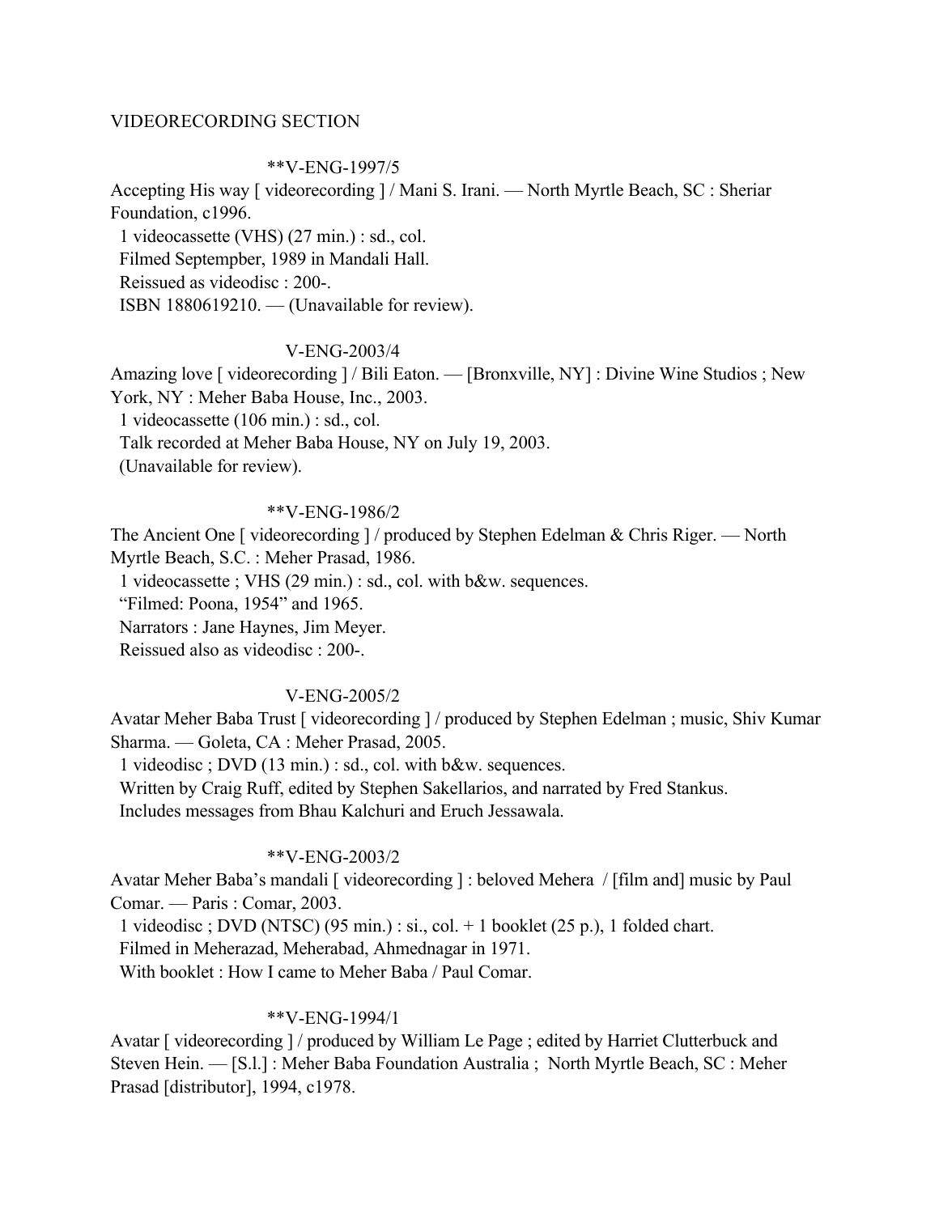VIDEORECORDING SECTION

**V-ENG-1997/5

Accepting His way [ videorecording ] / Mani S. Irani. — North Myrtle Beach, SC : Sheriar Foundation, c1996.

1 videocassette (VHS) (27 min.) : sd., col.

Filmed Septempber, 1989 in Mandali Hall.

Reissued as videodisc : 200-.

ISBN 1880619210. — (Unavailable for review).

V-ENG-2003/4

Amazing love [ videorecording ] / Bili Eaton. — [Bronxville, NY] : Divine Wine Studios ; New York, NY : Meher Baba House, Inc., 2003.

1 videocassette (106 min.) : sd., col.

Talk recorded at Meher Baba House, NY on July 19, 2003.

(Unavailable for review).

**V-ENG-1986/2

The Ancient One [ videorecording ] / produced by Stephen Edelman & Chris Riger. — North Myrtle Beach, S.C. : Meher Prasad, 1986.

1 videocassette ; VHS (29 min.) : sd., col. with b&w. sequences.

"Filmed: Poona, 1954" and 1965.

Narrators : Jane Haynes, Jim Meyer.

Reissued also as videodisc : 200-.

V-ENG-2005/2

Avatar Meher Baba Trust [ videorecording ] / produced by Stephen Edelman ; music, Shiv Kumar Sharma. — Goleta, CA : Meher Prasad, 2005.

1 videodisc ; DVD (13 min.) : sd., col. with b&w. sequences.

Written by Craig Ruff, edited by Stephen Sakellarios, and narrated by Fred Stankus.

Includes messages from Bhau Kalchuri and Eruch Jessawala.

**V-ENG-2003/2

Avatar Meher Baba's mandali [ videorecording ] : beloved Mehera / [film and] music by Paul Comar. — Paris : Comar, 2003.

1 videodisc ; DVD (NTSC) (95 min.) : si., col. + 1 booklet (25 p.), 1 folded chart.

Filmed in Meherazad, Meherabad, Ahmednagar in 1971.

With booklet : How I came to Meher Baba / Paul Comar.

**V-ENG-1994/1

Avatar [ videorecording ] / produced by William Le Page ; edited by Harriet Clutterbuck and Steven Hein. — [S.l.] : Meher Baba Foundation Australia ; North Myrtle Beach, SC : Meher Prasad [distributor], 1994, c1978.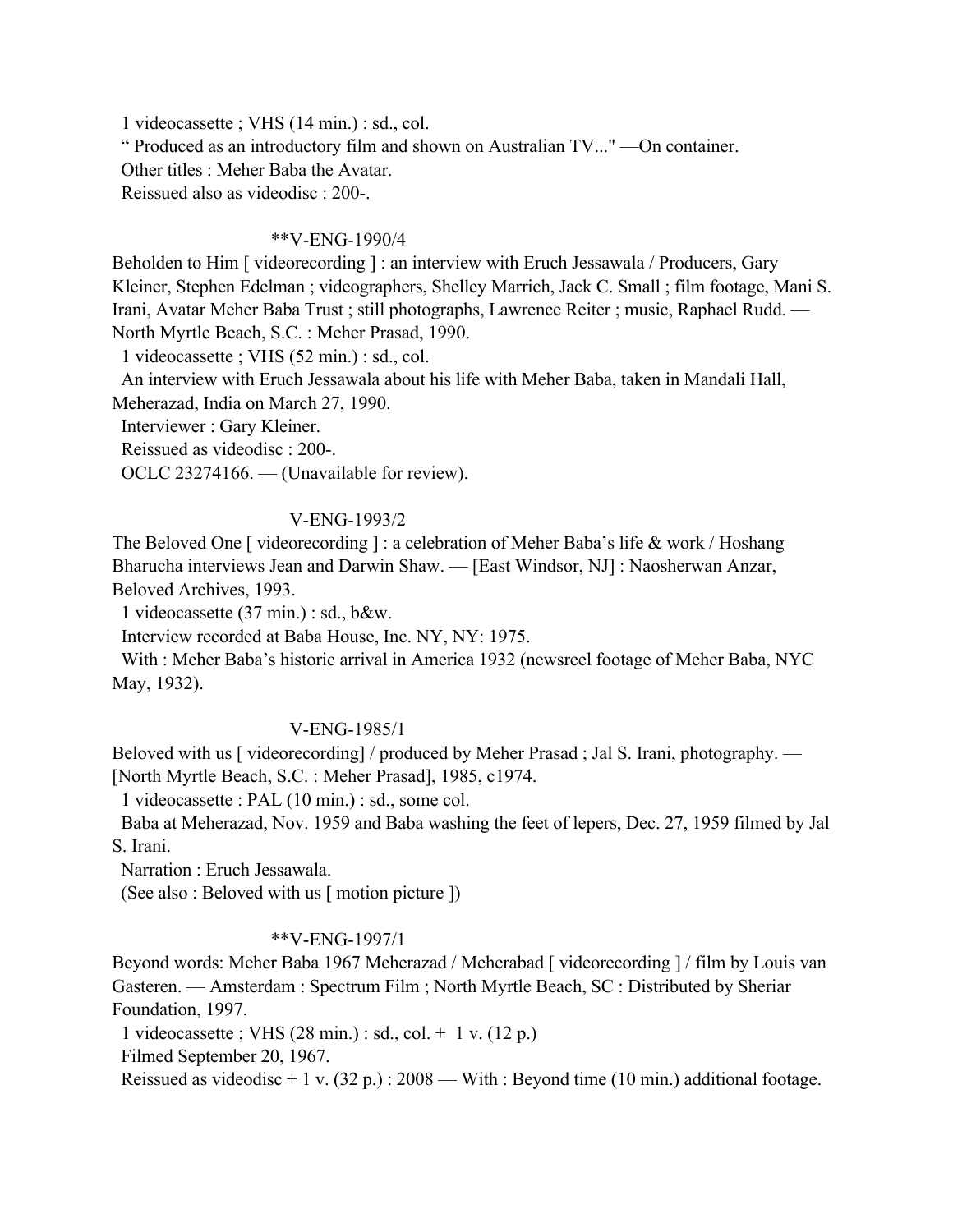1 videocassette ; VHS (14 min.) : sd., col.
" Produced as an introductory film and shown on Australian TV..." —On container.
Other titles : Meher Baba the Avatar.
Reissued also as videodisc : 200-.

**V-ENG-1990/4

Beholden to Him [ videorecording ] : an interview with Eruch Jessawala / Producers, Gary Kleiner, Stephen Edelman ; videographers, Shelley Marrich, Jack C. Small ; film footage, Mani S. Irani, Avatar Meher Baba Trust ; still photographs, Lawrence Reiter ; music, Raphael Rudd. — North Myrtle Beach, S.C. : Meher Prasad, 1990.
1 videocassette ; VHS (52 min.) : sd., col.
An interview with Eruch Jessawala about his life with Meher Baba, taken in Mandali Hall, Meherazad, India on March 27, 1990.
Interviewer : Gary Kleiner.
Reissued as videodisc : 200-.
OCLC 23274166. — (Unavailable for review).

V-ENG-1993/2

The Beloved One [ videorecording ] : a celebration of Meher Baba's life & work / Hoshang Bharucha interviews Jean and Darwin Shaw. — [East Windsor, NJ] : Naosherwan Anzar, Beloved Archives, 1993.
1 videocassette (37 min.) : sd., b&w.
Interview recorded at Baba House, Inc. NY, NY: 1975.
With : Meher Baba's historic arrival in America 1932 (newsreel footage of Meher Baba, NYC May, 1932).

V-ENG-1985/1

Beloved with us [ videorecording] / produced by Meher Prasad ; Jal S. Irani, photography. — [North Myrtle Beach, S.C. : Meher Prasad], 1985, c1974.
1 videocassette : PAL (10 min.) : sd., some col.
Baba at Meherazad, Nov. 1959 and Baba washing the feet of lepers, Dec. 27, 1959 filmed by Jal S. Irani.
Narration : Eruch Jessawala.
(See also : Beloved with us [ motion picture ])

**V-ENG-1997/1

Beyond words: Meher Baba 1967 Meherazad / Meherabad [ videorecording ] / film by Louis van Gasteren. — Amsterdam : Spectrum Film ; North Myrtle Beach, SC : Distributed by Sheriar Foundation, 1997.
1 videocassette ; VHS (28 min.) : sd., col. + 1 v. (12 p.)
Filmed September 20, 1967.
Reissued as videodisc + 1 v. (32 p.) : 2008 — With : Beyond time (10 min.) additional footage.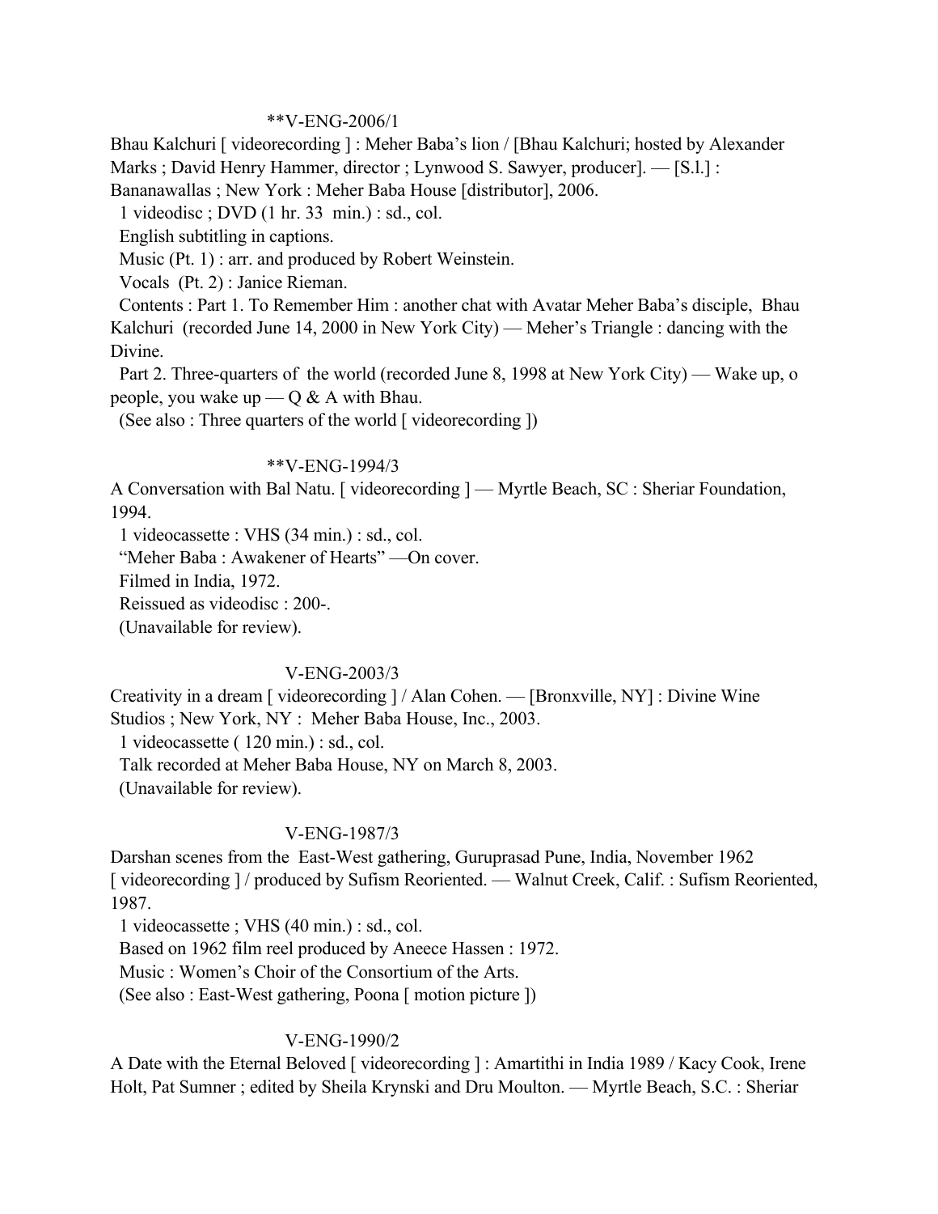**V-ENG-2006/1

Bhau Kalchuri [ videorecording ] : Meher Baba's lion / [Bhau Kalchuri; hosted by Alexander Marks ; David Henry Hammer, director ; Lynwood S. Sawyer, producer]. — [S.l.] : Bananawallas ; New York : Meher Baba House [distributor], 2006.

1 videodisc ; DVD (1 hr. 33 min.) : sd., col.

English subtitling in captions.

Music (Pt. 1) : arr. and produced by Robert Weinstein.

Vocals (Pt. 2) : Janice Rieman.

Contents : Part 1. To Remember Him : another chat with Avatar Meher Baba's disciple, Bhau Kalchuri (recorded June 14, 2000 in New York City) — Meher's Triangle : dancing with the Divine.

Part 2. Three-quarters of the world (recorded June 8, 1998 at New York City) — Wake up, o people, you wake up — Q & A with Bhau.

(See also : Three quarters of the world [ videorecording ])

**V-ENG-1994/3

A Conversation with Bal Natu. [ videorecording ] — Myrtle Beach, SC : Sheriar Foundation, 1994.

1 videocassette : VHS (34 min.) : sd., col.

"Meher Baba : Awakener of Hearts" —On cover.

Filmed in India, 1972.

Reissued as videodisc : 200-.

(Unavailable for review).

V-ENG-2003/3

Creativity in a dream [ videorecording ] / Alan Cohen. — [Bronxville, NY] : Divine Wine Studios ; New York, NY : Meher Baba House, Inc., 2003.

1 videocassette ( 120 min.) : sd., col.

Talk recorded at Meher Baba House, NY on March 8, 2003.

(Unavailable for review).

V-ENG-1987/3

Darshan scenes from the East-West gathering, Guruprasad Pune, India, November 1962 [ videorecording ] / produced by Sufism Reoriented. — Walnut Creek, Calif. : Sufism Reoriented, 1987.

1 videocassette ; VHS (40 min.) : sd., col.

Based on 1962 film reel produced by Aneece Hassen : 1972.

Music : Women's Choir of the Consortium of the Arts.

(See also : East-West gathering, Poona [ motion picture ])

V-ENG-1990/2

A Date with the Eternal Beloved [ videorecording ] : Amartithi in India 1989 / Kacy Cook, Irene Holt, Pat Sumner ; edited by Sheila Krynski and Dru Moulton. — Myrtle Beach, S.C. : Sheriar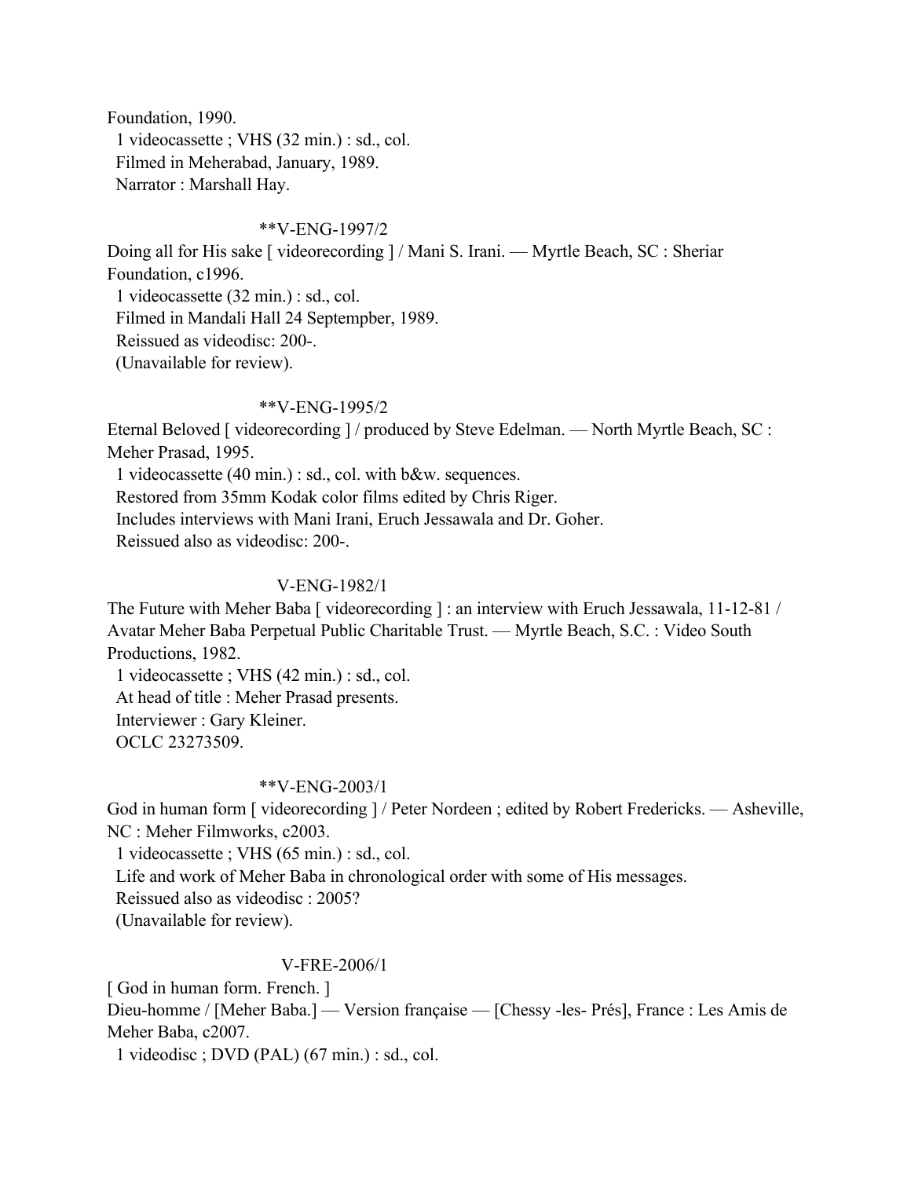Foundation, 1990.
1 videocassette ; VHS (32 min.) : sd., col.
Filmed in Meherabad, January, 1989.
Narrator : Marshall Hay.

**V-ENG-1997/2

Doing all for His sake [ videorecording ] / Mani S. Irani. — Myrtle Beach, SC : Sheriar Foundation, c1996.
1 videocassette (32 min.) : sd., col.
Filmed in Mandali Hall 24 Septempber, 1989.
Reissued as videodisc: 200-.
(Unavailable for review).

**V-ENG-1995/2

Eternal Beloved [ videorecording ] / produced by Steve Edelman. — North Myrtle Beach, SC : Meher Prasad, 1995.
1 videocassette (40 min.) : sd., col. with b&w. sequences.
Restored from 35mm Kodak color films edited by Chris Riger.
Includes interviews with Mani Irani, Eruch Jessawala and Dr. Goher.
Reissued also as videodisc: 200-.

V-ENG-1982/1

The Future with Meher Baba [ videorecording ] : an interview with Eruch Jessawala, 11-12-81 / Avatar Meher Baba Perpetual Public Charitable Trust. — Myrtle Beach, S.C. : Video South Productions, 1982.
1 videocassette ; VHS (42 min.) : sd., col.
At head of title : Meher Prasad presents.
Interviewer : Gary Kleiner.
OCLC 23273509.

**V-ENG-2003/1

God in human form [ videorecording ] / Peter Nordeen ; edited by Robert Fredericks. — Asheville, NC : Meher Filmworks, c2003.
1 videocassette ; VHS (65 min.) : sd., col.
Life and work of Meher Baba in chronological order with some of His messages.
Reissued also as videodisc : 2005?
(Unavailable for review).

V-FRE-2006/1

[ God in human form. French. ]
Dieu-homme / [Meher Baba.] — Version française — [Chessy -les- Prés], France : Les Amis de Meher Baba, c2007.
1 videodisc ; DVD (PAL) (67 min.) : sd., col.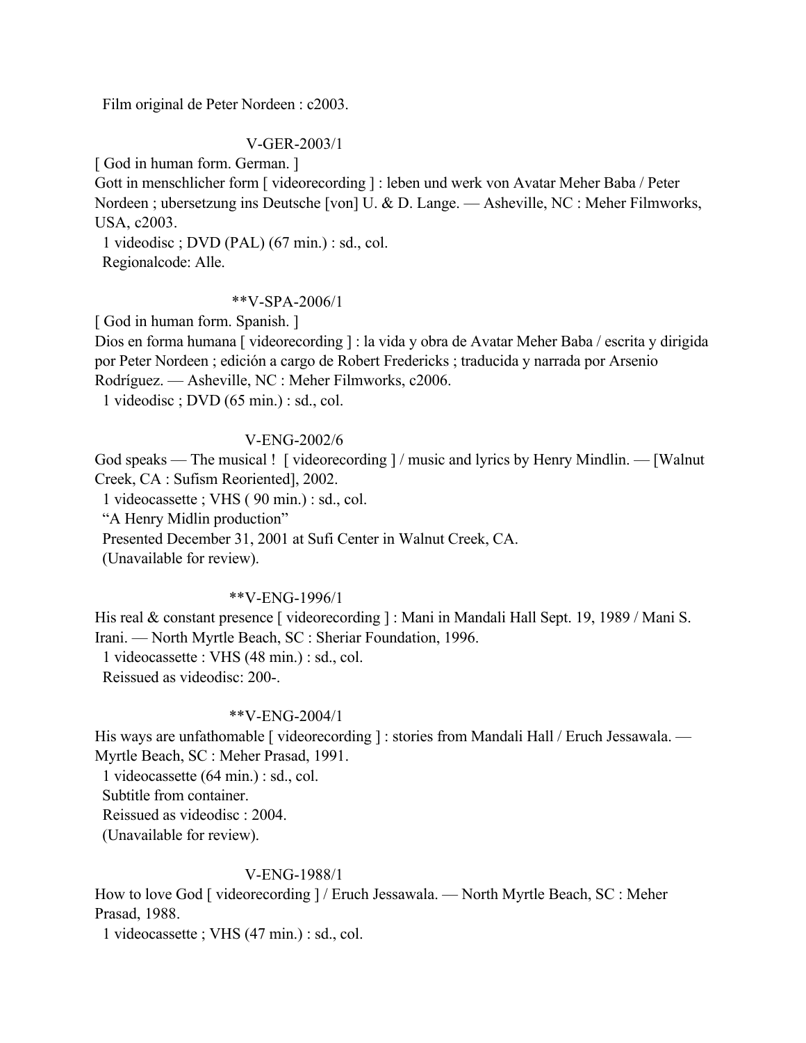Film original de Peter Nordeen : c2003.

V-GER-2003/1

[ God in human form. German. ]
Gott in menschlicher form [ videorecording ] : leben und werk von Avatar Meher Baba / Peter Nordeen ; ubersetzung ins Deutsche [von] U. & D. Lange. — Asheville, NC : Meher Filmworks, USA, c2003.
1 videodisc ; DVD (PAL) (67 min.) : sd., col.
Regionalcode: Alle.

**V-SPA-2006/1

[ God in human form. Spanish. ]
Dios en forma humana [ videorecording ] : la vida y obra de Avatar Meher Baba / escrita y dirigida por Peter Nordeen ; edición a cargo de Robert Fredericks ; traducida y narrada por Arsenio Rodríguez. — Asheville, NC : Meher Filmworks, c2006.
1 videodisc ; DVD (65 min.) : sd., col.

V-ENG-2002/6

God speaks — The musical ! [ videorecording ] / music and lyrics by Henry Mindlin. — [Walnut Creek, CA : Sufism Reoriented], 2002.
1 videocassette ; VHS ( 90 min.) : sd., col.
"A Henry Midlin production"
Presented December 31, 2001 at Sufi Center in Walnut Creek, CA.
(Unavailable for review).

**V-ENG-1996/1

His real & constant presence [ videorecording ] : Mani in Mandali Hall Sept. 19, 1989 / Mani S. Irani. — North Myrtle Beach, SC : Sheriar Foundation, 1996.
1 videocassette : VHS (48 min.) : sd., col.
Reissued as videodisc: 200-.

**V-ENG-2004/1

His ways are unfathomable [ videorecording ] : stories from Mandali Hall / Eruch Jessawala. — Myrtle Beach, SC : Meher Prasad, 1991.
1 videocassette (64 min.) : sd., col.
Subtitle from container.
Reissued as videodisc : 2004.
(Unavailable for review).

V-ENG-1988/1

How to love God [ videorecording ] / Eruch Jessawala. — North Myrtle Beach, SC : Meher Prasad, 1988.
1 videocassette ; VHS (47 min.) : sd., col.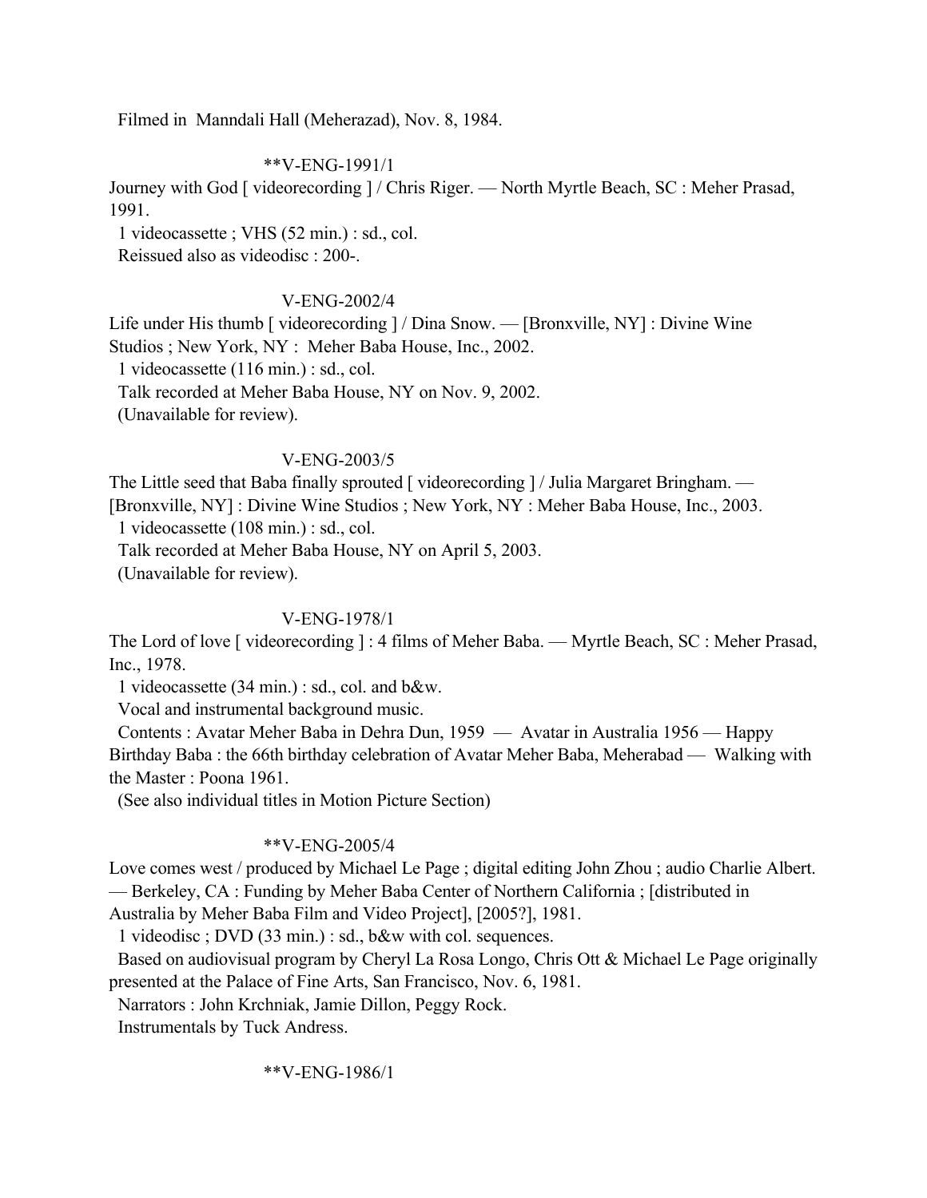Filmed in  Manndali Hall (Meherazad), Nov. 8, 1984.

**V-ENG-1991/1

Journey with God [ videorecording ] / Chris Riger. — North Myrtle Beach, SC : Meher Prasad, 1991.

1 videocassette ; VHS (52 min.) : sd., col.

Reissued also as videodisc : 200-.

V-ENG-2002/4

Life under His thumb [ videorecording ] / Dina Snow. — [Bronxville, NY] : Divine Wine Studios ; New York, NY :  Meher Baba House, Inc., 2002.

1 videocassette (116 min.) : sd., col.

Talk recorded at Meher Baba House, NY on Nov. 9, 2002.

(Unavailable for review).

V-ENG-2003/5

The Little seed that Baba finally sprouted [ videorecording ] / Julia Margaret Bringham. — [Bronxville, NY] : Divine Wine Studios ; New York, NY : Meher Baba House, Inc., 2003.

1 videocassette (108 min.) : sd., col.

Talk recorded at Meher Baba House, NY on April 5, 2003.

(Unavailable for review).

V-ENG-1978/1

The Lord of love [ videorecording ] : 4 films of Meher Baba. — Myrtle Beach, SC : Meher Prasad, Inc., 1978.

1 videocassette (34 min.) : sd., col. and b&w.

Vocal and instrumental background music.

Contents : Avatar Meher Baba in Dehra Dun, 1959  —  Avatar in Australia 1956 — Happy Birthday Baba : the 66th birthday celebration of Avatar Meher Baba, Meherabad —  Walking with the Master : Poona 1961.

(See also individual titles in Motion Picture Section)

**V-ENG-2005/4

Love comes west / produced by Michael Le Page ; digital editing John Zhou ; audio Charlie Albert. — Berkeley, CA : Funding by Meher Baba Center of Northern California ; [distributed in Australia by Meher Baba Film and Video Project], [2005?], 1981.

1 videodisc ; DVD (33 min.) : sd., b&w with col. sequences.

Based on audiovisual program by Cheryl La Rosa Longo, Chris Ott & Michael Le Page originally presented at the Palace of Fine Arts, San Francisco, Nov. 6, 1981.

Narrators : John Krchniak, Jamie Dillon, Peggy Rock.

Instrumentals by Tuck Andress.

**V-ENG-1986/1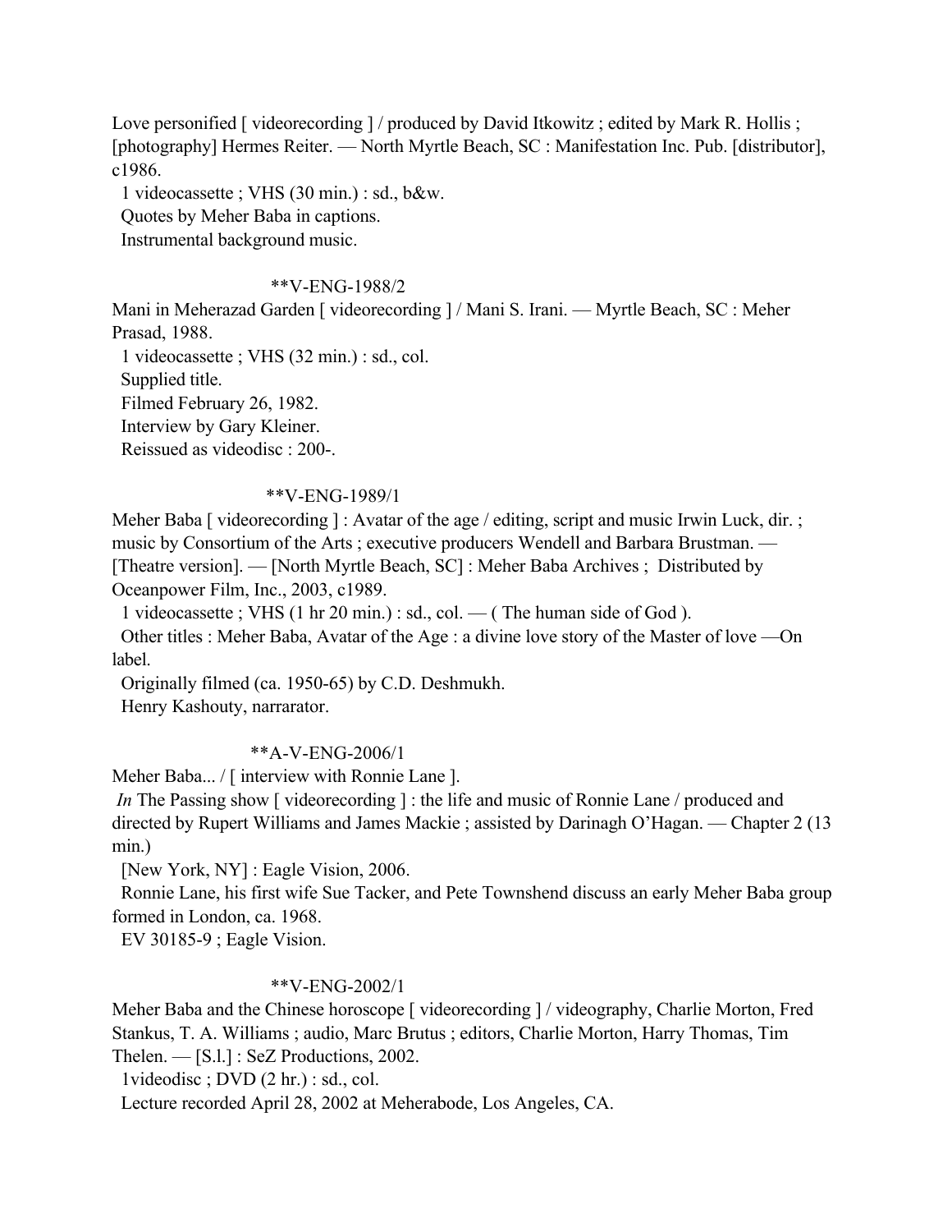Love personified [ videorecording ] / produced by David Itkowitz ; edited by Mark R. Hollis ; [photography] Hermes Reiter. — North Myrtle Beach, SC : Manifestation Inc. Pub. [distributor], c1986.

1 videocassette ; VHS (30 min.) : sd., b&w.

Quotes by Meher Baba in captions.

Instrumental background music.

**V-ENG-1988/2

Mani in Meherazad Garden [ videorecording ] / Mani S. Irani. — Myrtle Beach, SC : Meher Prasad, 1988.

1 videocassette ; VHS (32 min.) : sd., col.

Supplied title.

Filmed February 26, 1982.

Interview by Gary Kleiner.

Reissued as videodisc : 200-.

**V-ENG-1989/1

Meher Baba [ videorecording ] : Avatar of the age / editing, script and music Irwin Luck, dir. ; music by Consortium of the Arts ; executive producers Wendell and Barbara Brustman. — [Theatre version]. — [North Myrtle Beach, SC] : Meher Baba Archives ; Distributed by Oceanpower Film, Inc., 2003, c1989.

1 videocassette ; VHS (1 hr 20 min.) : sd., col. — ( The human side of God ).

Other titles : Meher Baba, Avatar of the Age : a divine love story of the Master of love —On label.

Originally filmed (ca. 1950-65) by C.D. Deshmukh.

Henry Kashouty, narrarator.

**A-V-ENG-2006/1

Meher Baba... / [ interview with Ronnie Lane ].

*In* The Passing show [ videorecording ] : the life and music of Ronnie Lane / produced and directed by Rupert Williams and James Mackie ; assisted by Darinagh O'Hagan. — Chapter 2 (13 min.)

[New York, NY] : Eagle Vision, 2006.

Ronnie Lane, his first wife Sue Tacker, and Pete Townshend discuss an early Meher Baba group formed in London, ca. 1968.

EV 30185-9 ; Eagle Vision.

**V-ENG-2002/1

Meher Baba and the Chinese horoscope [ videorecording ] / videography, Charlie Morton, Fred Stankus, T. A. Williams ; audio, Marc Brutus ; editors, Charlie Morton, Harry Thomas, Tim Thelen. — [S.l.] : SeZ Productions, 2002.

1videodisc ; DVD (2 hr.) : sd., col.

Lecture recorded April 28, 2002 at Meherabode, Los Angeles, CA.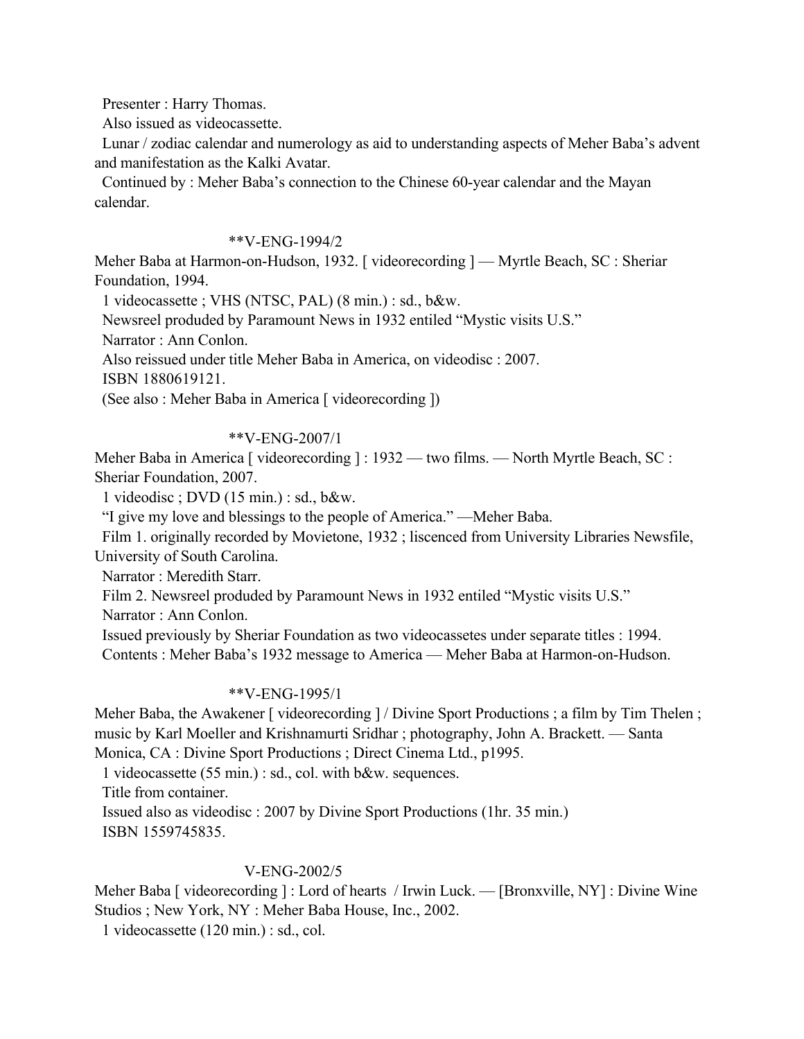Presenter : Harry Thomas.

Also issued as videocassette.

Lunar / zodiac calendar and numerology as aid to understanding aspects of Meher Baba's advent and manifestation as the Kalki Avatar.

Continued by : Meher Baba's connection to the Chinese 60-year calendar and the Mayan calendar.

**V-ENG-1994/2

Meher Baba at Harmon-on-Hudson, 1932. [ videorecording ] — Myrtle Beach, SC : Sheriar Foundation, 1994.

1 videocassette ; VHS (NTSC, PAL) (8 min.) : sd., b&w.

Newsreel produded by Paramount News in 1932 entiled "Mystic visits U.S."

Narrator : Ann Conlon.

Also reissued under title Meher Baba in America, on videodisc : 2007.

ISBN 1880619121.

(See also : Meher Baba in America [ videorecording ])

**V-ENG-2007/1

Meher Baba in America [ videorecording ] : 1932 — two films. — North Myrtle Beach, SC : Sheriar Foundation, 2007.

1 videodisc ; DVD (15 min.) : sd., b&w.

"I give my love and blessings to the people of America." —Meher Baba.

Film 1. originally recorded by Movietone, 1932 ; liscenced from University Libraries Newsfile, University of South Carolina.

Narrator : Meredith Starr.

Film 2. Newsreel produded by Paramount News in 1932 entiled "Mystic visits U.S."

Narrator : Ann Conlon.

Issued previously by Sheriar Foundation as two videocassetes under separate titles : 1994.

Contents : Meher Baba's 1932 message to America — Meher Baba at Harmon-on-Hudson.

**V-ENG-1995/1

Meher Baba, the Awakener [ videorecording ] / Divine Sport Productions ; a film by Tim Thelen ; music by Karl Moeller and Krishnamurti Sridhar ; photography, John A. Brackett. — Santa Monica, CA : Divine Sport Productions ; Direct Cinema Ltd., p1995.

1 videocassette (55 min.) : sd., col. with b&w. sequences.

Title from container.

Issued also as videodisc : 2007 by Divine Sport Productions (1hr. 35 min.)

ISBN 1559745835.

V-ENG-2002/5

Meher Baba [ videorecording ] : Lord of hearts / Irwin Luck. — [Bronxville, NY] : Divine Wine Studios ; New York, NY : Meher Baba House, Inc., 2002.

1 videocassette (120 min.) : sd., col.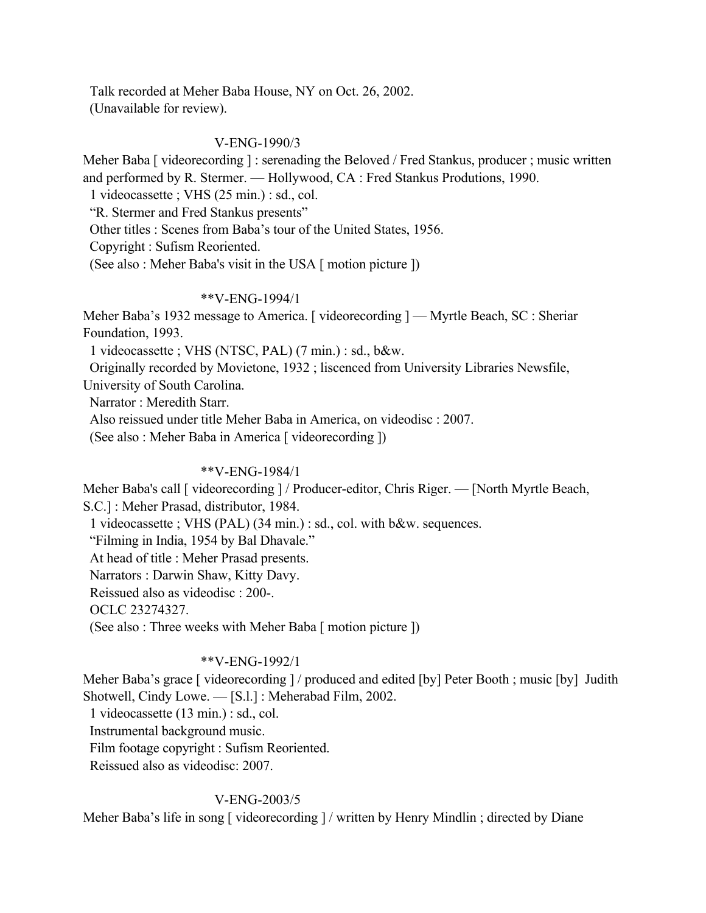Talk recorded at Meher Baba House, NY on Oct. 26, 2002.
(Unavailable for review).

V-ENG-1990/3

Meher Baba [ videorecording ] : serenading the Beloved / Fred Stankus, producer ; music written and performed by R. Stermer. — Hollywood, CA : Fred Stankus Produtions, 1990.
1 videocassette ; VHS (25 min.) : sd., col.
"R. Stermer and Fred Stankus presents"
Other titles : Scenes from Baba's tour of the United States, 1956.
Copyright : Sufism Reoriented.
(See also : Meher Baba's visit in the USA [ motion picture ])

**V-ENG-1994/1

Meher Baba's 1932 message to America. [ videorecording ] — Myrtle Beach, SC : Sheriar Foundation, 1993.
1 videocassette ; VHS (NTSC, PAL) (7 min.) : sd., b&w.
Originally recorded by Movietone, 1932 ; liscenced from University Libraries Newsfile, University of South Carolina.
Narrator : Meredith Starr.
Also reissued under title Meher Baba in America, on videodisc : 2007.
(See also : Meher Baba in America [ videorecording ])

**V-ENG-1984/1

Meher Baba's call [ videorecording ] / Producer-editor, Chris Riger. — [North Myrtle Beach, S.C.] : Meher Prasad, distributor, 1984.
1 videocassette ; VHS (PAL) (34 min.) : sd., col. with b&w. sequences.
"Filming in India, 1954 by Bal Dhavale."
At head of title : Meher Prasad presents.
Narrators : Darwin Shaw, Kitty Davy.
Reissued also as videodisc : 200-.
OCLC 23274327.
(See also : Three weeks with Meher Baba [ motion picture ])

**V-ENG-1992/1

Meher Baba's grace [ videorecording ] / produced and edited [by] Peter Booth ; music [by] Judith Shotwell, Cindy Lowe. — [S.l.] : Meherabad Film, 2002.
1 videocassette (13 min.) : sd., col.
Instrumental background music.
Film footage copyright : Sufism Reoriented.
Reissued also as videodisc: 2007.

V-ENG-2003/5

Meher Baba's life in song [ videorecording ] / written by Henry Mindlin ; directed by Diane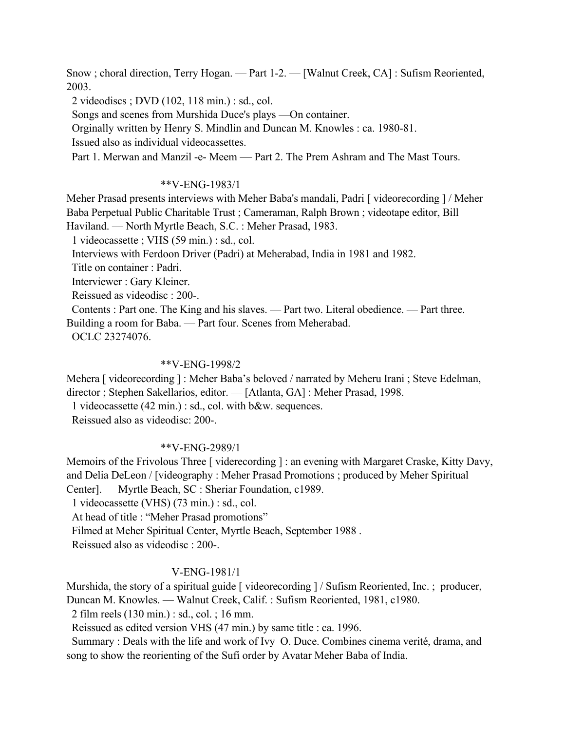Snow ; choral direction, Terry Hogan. — Part 1-2. — [Walnut Creek, CA] : Sufism Reoriented, 2003.

2 videodiscs ; DVD (102, 118 min.) : sd., col.

Songs and scenes from Murshida Duce's plays —On container.

Orginally written by Henry S. Mindlin and Duncan M. Knowles : ca. 1980-81.

Issued also as individual videocassettes.

Part 1. Merwan and Manzil -e- Meem — Part 2. The Prem Ashram and The Mast Tours.

**V-ENG-1983/1

Meher Prasad presents interviews with Meher Baba's mandali, Padri [ videorecording ] / Meher Baba Perpetual Public Charitable Trust ; Cameraman, Ralph Brown ; videotape editor, Bill Haviland. — North Myrtle Beach, S.C. : Meher Prasad, 1983.

1 videocassette ; VHS (59 min.) : sd., col.

Interviews with Ferdoon Driver (Padri) at Meherabad, India in 1981 and 1982.

Title on container : Padri.

Interviewer : Gary Kleiner.

Reissued as videodisc : 200-.

Contents : Part one. The King and his slaves. — Part two. Literal obedience. — Part three. Building a room for Baba. — Part four. Scenes from Meherabad.

OCLC 23274076.

**V-ENG-1998/2

Mehera [ videorecording ] : Meher Baba's beloved / narrated by Meheru Irani ; Steve Edelman, director ; Stephen Sakellarios, editor. — [Atlanta, GA] : Meher Prasad, 1998.

1 videocassette (42 min.) : sd., col. with b&w. sequences.

Reissued also as videodisc: 200-.

**V-ENG-2989/1

Memoirs of the Frivolous Three [ viderecording ] : an evening with Margaret Craske, Kitty Davy, and Delia DeLeon / [videography : Meher Prasad Promotions ; produced by Meher Spiritual Center]. — Myrtle Beach, SC : Sheriar Foundation, c1989.

1 videocassette (VHS) (73 min.) : sd., col.

At head of title : "Meher Prasad promotions"

Filmed at Meher Spiritual Center, Myrtle Beach, September 1988 .

Reissued also as videodisc : 200-.

V-ENG-1981/1

Murshida, the story of a spiritual guide [ videorecording ] / Sufism Reoriented, Inc. ; producer, Duncan M. Knowles. — Walnut Creek, Calif. : Sufism Reoriented, 1981, c1980.

2 film reels (130 min.) : sd., col. ; 16 mm.

Reissued as edited version VHS (47 min.) by same title : ca. 1996.

Summary : Deals with the life and work of Ivy O. Duce. Combines cinema verité, drama, and song to show the reorienting of the Sufi order by Avatar Meher Baba of India.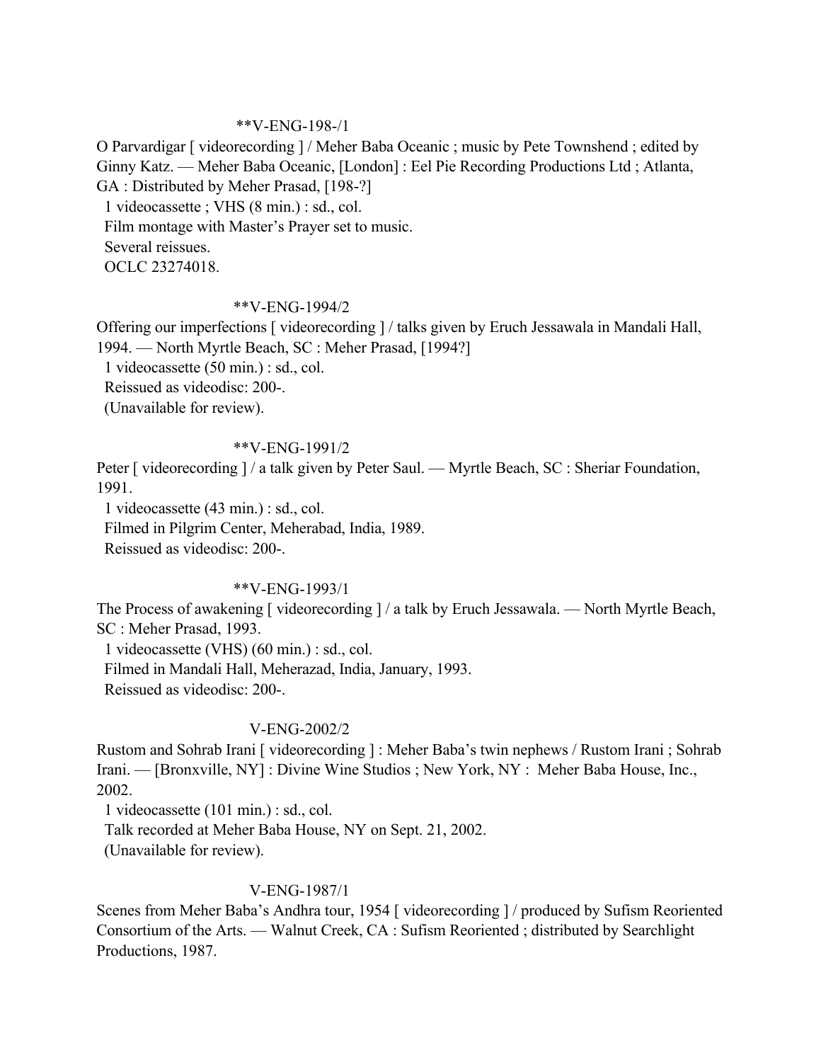**V-ENG-198-/1

O Parvardigar [ videorecording ] / Meher Baba Oceanic ; music by Pete Townshend ; edited by Ginny Katz. — Meher Baba Oceanic, [London] : Eel Pie Recording Productions Ltd ; Atlanta, GA : Distributed by Meher Prasad, [198-?]

1 videocassette ; VHS (8 min.) : sd., col.

Film montage with Master's Prayer set to music.

Several reissues.

OCLC 23274018.

**V-ENG-1994/2

Offering our imperfections [ videorecording ] / talks given by Eruch Jessawala in Mandali Hall, 1994. — North Myrtle Beach, SC : Meher Prasad, [1994?]

1 videocassette (50 min.) : sd., col.

Reissued as videodisc: 200-.

(Unavailable for review).

**V-ENG-1991/2

Peter [ videorecording ] / a talk given by Peter Saul. — Myrtle Beach, SC : Sheriar Foundation, 1991.

1 videocassette (43 min.) : sd., col.

Filmed in Pilgrim Center, Meherabad, India, 1989.

Reissued as videodisc: 200-.

**V-ENG-1993/1

The Process of awakening [ videorecording ] / a talk by Eruch Jessawala. — North Myrtle Beach, SC : Meher Prasad, 1993.

1 videocassette (VHS) (60 min.) : sd., col.

Filmed in Mandali Hall, Meherazad, India, January, 1993.

Reissued as videodisc: 200-.

V-ENG-2002/2

Rustom and Sohrab Irani [ videorecording ] : Meher Baba's twin nephews / Rustom Irani ; Sohrab Irani. — [Bronxville, NY] : Divine Wine Studios ; New York, NY : Meher Baba House, Inc., 2002.

1 videocassette (101 min.) : sd., col.

Talk recorded at Meher Baba House, NY on Sept. 21, 2002.

(Unavailable for review).

V-ENG-1987/1

Scenes from Meher Baba's Andhra tour, 1954 [ videorecording ] / produced by Sufism Reoriented Consortium of the Arts. — Walnut Creek, CA : Sufism Reoriented ; distributed by Searchlight Productions, 1987.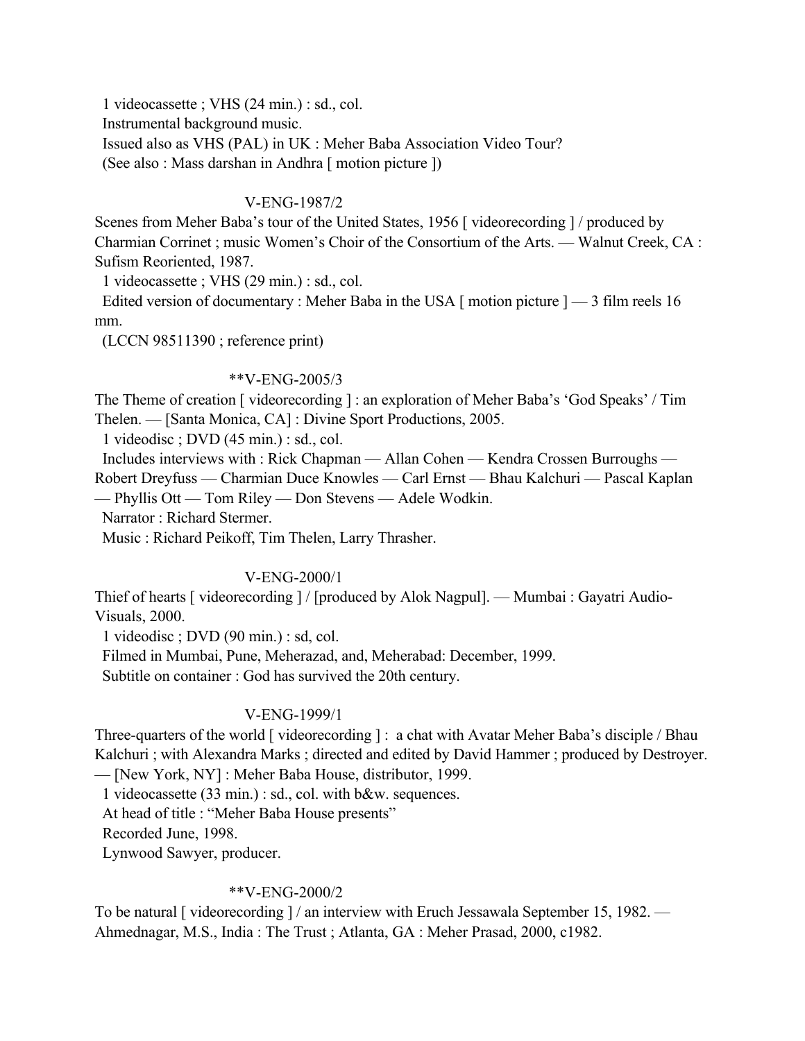1 videocassette ; VHS (24 min.) : sd., col.
Instrumental background music.
Issued also as VHS (PAL) in UK : Meher Baba Association Video Tour?
(See also : Mass darshan in Andhra [ motion picture ])

V-ENG-1987/2

Scenes from Meher Baba's tour of the United States, 1956 [ videorecording ] / produced by Charmian Corrinet ; music Women's Choir of the Consortium of the Arts. — Walnut Creek, CA : Sufism Reoriented, 1987.
1 videocassette ; VHS (29 min.) : sd., col.
Edited version of documentary : Meher Baba in the USA [ motion picture ] — 3 film reels 16 mm.
(LCCN 98511390 ; reference print)

**V-ENG-2005/3

The Theme of creation [ videorecording ] : an exploration of Meher Baba's 'God Speaks' / Tim Thelen. — [Santa Monica, CA] : Divine Sport Productions, 2005.
1 videodisc ; DVD (45 min.) : sd., col.
Includes interviews with : Rick Chapman — Allan Cohen — Kendra Crossen Burroughs — Robert Dreyfuss — Charmian Duce Knowles — Carl Ernst — Bhau Kalchuri — Pascal Kaplan — Phyllis Ott — Tom Riley — Don Stevens — Adele Wodkin.
Narrator : Richard Stermer.
Music : Richard Peikoff, Tim Thelen, Larry Thrasher.

V-ENG-2000/1

Thief of hearts [ videorecording ] / [produced by Alok Nagpul]. — Mumbai : Gayatri Audio-Visuals, 2000.
1 videodisc ; DVD (90 min.) : sd, col.
Filmed in Mumbai, Pune, Meherazad, and, Meherabad: December, 1999.
Subtitle on container : God has survived the 20th century.

V-ENG-1999/1

Three-quarters of the world [ videorecording ] : a chat with Avatar Meher Baba's disciple / Bhau Kalchuri ; with Alexandra Marks ; directed and edited by David Hammer ; produced by Destroyer. — [New York, NY] : Meher Baba House, distributor, 1999.
1 videocassette (33 min.) : sd., col. with b&w. sequences.
At head of title : "Meher Baba House presents"
Recorded June, 1998.
Lynwood Sawyer, producer.

**V-ENG-2000/2

To be natural [ videorecording ] / an interview with Eruch Jessawala September 15, 1982. — Ahmednagar, M.S., India : The Trust ; Atlanta, GA : Meher Prasad, 2000, c1982.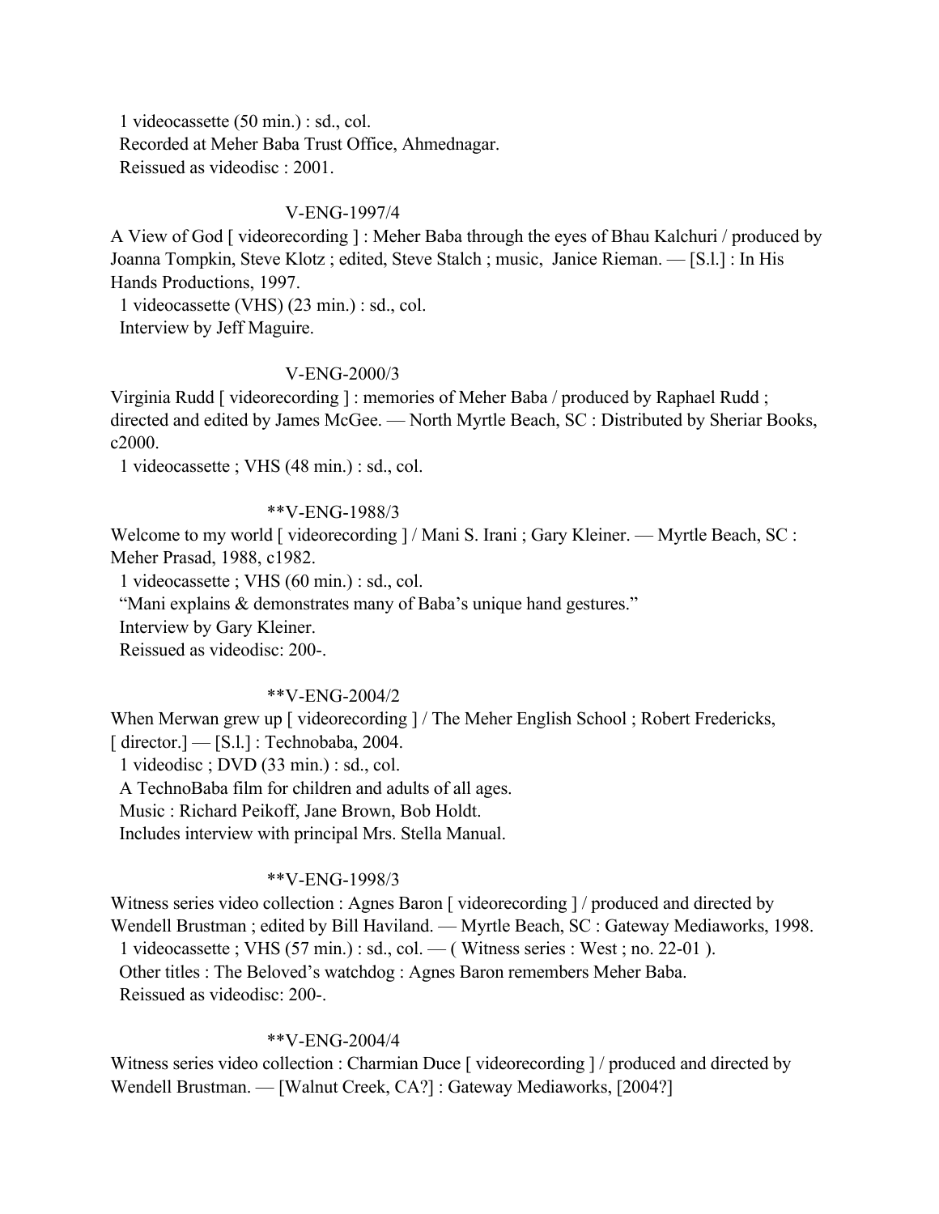1 videocassette (50 min.) : sd., col.
Recorded at Meher Baba Trust Office, Ahmednagar.
Reissued as videodisc : 2001.

V-ENG-1997/4

A View of God [ videorecording ] : Meher Baba through the eyes of Bhau Kalchuri / produced by Joanna Tompkin, Steve Klotz ; edited, Steve Stalch ; music, Janice Rieman. — [S.l.] : In His Hands Productions, 1997.
1 videocassette (VHS) (23 min.) : sd., col.
Interview by Jeff Maguire.

V-ENG-2000/3

Virginia Rudd [ videorecording ] : memories of Meher Baba / produced by Raphael Rudd ; directed and edited by James McGee. — North Myrtle Beach, SC : Distributed by Sheriar Books, c2000.
1 videocassette ; VHS (48 min.) : sd., col.

**V-ENG-1988/3

Welcome to my world [ videorecording ] / Mani S. Irani ; Gary Kleiner. — Myrtle Beach, SC : Meher Prasad, 1988, c1982.
1 videocassette ; VHS (60 min.) : sd., col.
"Mani explains & demonstrates many of Baba's unique hand gestures."
Interview by Gary Kleiner.
Reissued as videodisc: 200-.

**V-ENG-2004/2

When Merwan grew up [ videorecording ] / The Meher English School ; Robert Fredericks, [ director.] — [S.l.] : Technobaba, 2004.
1 videodisc ; DVD (33 min.) : sd., col.
A TechnoBaba film for children and adults of all ages.
Music : Richard Peikoff, Jane Brown, Bob Holdt.
Includes interview with principal Mrs. Stella Manual.

**V-ENG-1998/3

Witness series video collection : Agnes Baron [ videorecording ] / produced and directed by Wendell Brustman ; edited by Bill Haviland. — Myrtle Beach, SC : Gateway Mediaworks, 1998.
1 videocassette ; VHS (57 min.) : sd., col. — ( Witness series : West ; no. 22-01 ).
Other titles : The Beloved's watchdog : Agnes Baron remembers Meher Baba.
Reissued as videodisc: 200-.

**V-ENG-2004/4

Witness series video collection : Charmian Duce [ videorecording ] / produced and directed by Wendell Brustman. — [Walnut Creek, CA?] : Gateway Mediaworks, [2004?]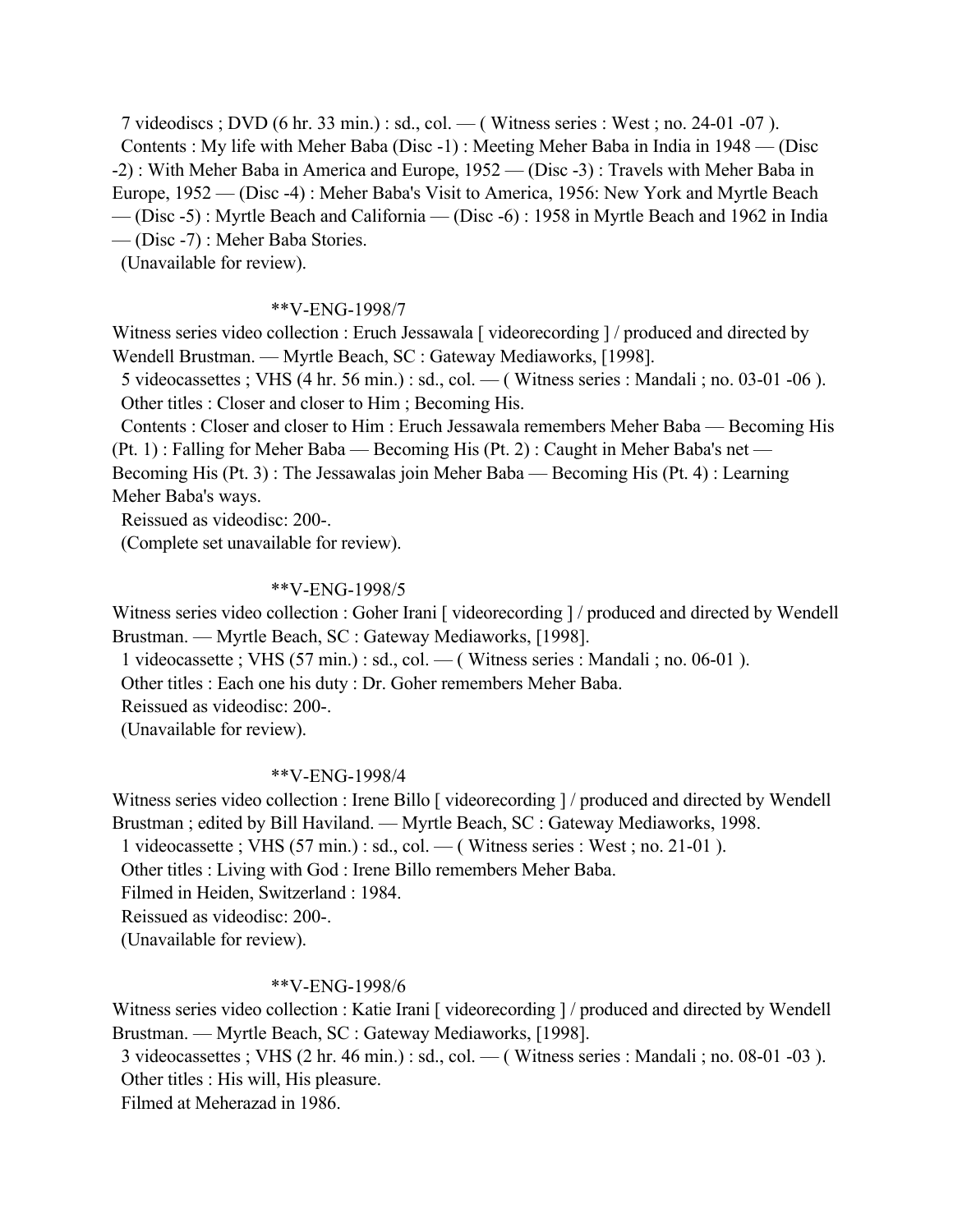7 videodiscs ; DVD (6 hr. 33 min.) : sd., col. — ( Witness series : West ; no. 24-01 -07 ).
Contents : My life with Meher Baba (Disc -1) : Meeting Meher Baba in India in 1948 — (Disc -2) : With Meher Baba in America and Europe, 1952 — (Disc -3) : Travels with Meher Baba in Europe, 1952 — (Disc -4) : Meher Baba's Visit to America, 1956: New York and Myrtle Beach — (Disc -5) : Myrtle Beach and California — (Disc -6) : 1958 in Myrtle Beach and 1962 in India — (Disc -7) : Meher Baba Stories.
(Unavailable for review).

**V-ENG-1998/7

Witness series video collection : Eruch Jessawala [ videorecording ] / produced and directed by Wendell Brustman. — Myrtle Beach, SC : Gateway Mediaworks, [1998].
5 videocassettes ; VHS (4 hr. 56 min.) : sd., col. — ( Witness series : Mandali ; no. 03-01 -06 ).
Other titles : Closer and closer to Him ; Becoming His.
Contents : Closer and closer to Him : Eruch Jessawala remembers Meher Baba — Becoming His (Pt. 1) : Falling for Meher Baba — Becoming His (Pt. 2) : Caught in Meher Baba's net — Becoming His (Pt. 3) : The Jessawalas join Meher Baba — Becoming His (Pt. 4) : Learning Meher Baba's ways.
Reissued as videodisc: 200-.
(Complete set unavailable for review).

**V-ENG-1998/5

Witness series video collection : Goher Irani [ videorecording ] / produced and directed by Wendell Brustman. — Myrtle Beach, SC : Gateway Mediaworks, [1998].
1 videocassette ; VHS (57 min.) : sd., col. — ( Witness series : Mandali ; no. 06-01 ).
Other titles : Each one his duty : Dr. Goher remembers Meher Baba.
Reissued as videodisc: 200-.
(Unavailable for review).

**V-ENG-1998/4

Witness series video collection : Irene Billo [ videorecording ] / produced and directed by Wendell Brustman ; edited by Bill Haviland. — Myrtle Beach, SC : Gateway Mediaworks, 1998.
1 videocassette ; VHS (57 min.) : sd., col. — ( Witness series : West ; no. 21-01 ).
Other titles : Living with God : Irene Billo remembers Meher Baba.
Filmed in Heiden, Switzerland : 1984.
Reissued as videodisc: 200-.
(Unavailable for review).

**V-ENG-1998/6

Witness series video collection : Katie Irani [ videorecording ] / produced and directed by Wendell Brustman. — Myrtle Beach, SC : Gateway Mediaworks, [1998].
3 videocassettes ; VHS (2 hr. 46 min.) : sd., col. — ( Witness series : Mandali ; no. 08-01 -03 ).
Other titles : His will, His pleasure.
Filmed at Meherazad in 1986.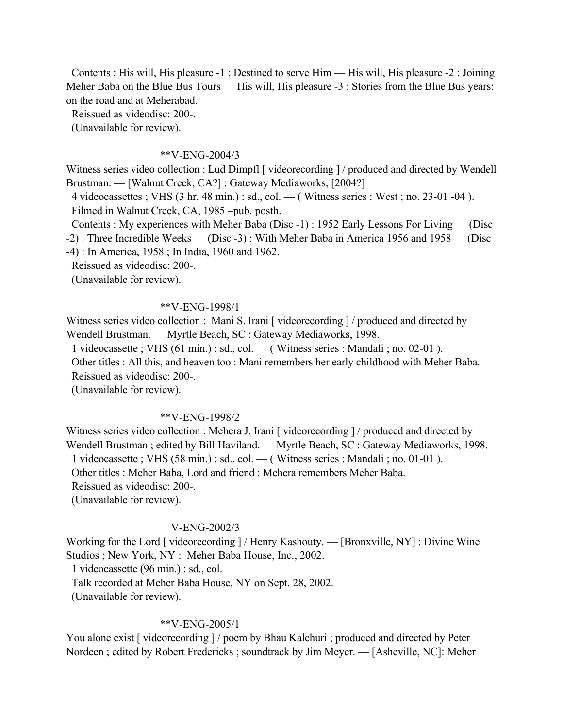Contents : His will, His pleasure -1 : Destined to serve Him — His will, His pleasure -2 : Joining Meher Baba on the Blue Bus Tours — His will, His pleasure -3 : Stories from the Blue Bus years: on the road and at Meherabad.
Reissued as videodisc: 200-.
(Unavailable for review).

**V-ENG-2004/3

Witness series video collection : Lud Dimpfl [ videorecording ] / produced and directed by Wendell Brustman. — [Walnut Creek, CA?] : Gateway Mediaworks, [2004?]
4 videocassettes ; VHS (3 hr. 48 min.) : sd., col. — ( Witness series : West ; no. 23-01 -04 ).
Filmed in Walnut Creek, CA, 1985 –pub. posth.
Contents : My experiences with Meher Baba (Disc -1) : 1952 Early Lessons For Living — (Disc -2) : Three Incredible Weeks — (Disc -3) : With Meher Baba in America 1956 and 1958 — (Disc -4) : In America, 1958 ; In India, 1960 and 1962.
Reissued as videodisc: 200-.
(Unavailable for review).

**V-ENG-1998/1

Witness series video collection : Mani S. Irani [ videorecording ] / produced and directed by Wendell Brustman. — Myrtle Beach, SC : Gateway Mediaworks, 1998.
1 videocassette ; VHS (61 min.) : sd., col. — ( Witness series : Mandali ; no. 02-01 ).
Other titles : All this, and heaven too : Mani remembers her early childhood with Meher Baba.
Reissued as videodisc: 200-.
(Unavailable for review).

**V-ENG-1998/2

Witness series video collection : Mehera J. Irani [ videorecording ] / produced and directed by Wendell Brustman ; edited by Bill Haviland. — Myrtle Beach, SC : Gateway Mediaworks, 1998.
1 videocassette ; VHS (58 min.) : sd., col. — ( Witness series : Mandali ; no. 01-01 ).
Other titles : Meher Baba, Lord and friend : Mehera remembers Meher Baba.
Reissued as videodisc: 200-.
(Unavailable for review).

V-ENG-2002/3

Working for the Lord [ videorecording ] / Henry Kashouty. — [Bronxville, NY] : Divine Wine Studios ; New York, NY : Meher Baba House, Inc., 2002.
1 videocassette (96 min.) : sd., col.
Talk recorded at Meher Baba House, NY on Sept. 28, 2002.
(Unavailable for review).

**V-ENG-2005/1

You alone exist [ videorecording ] / poem by Bhau Kalchuri ; produced and directed by Peter Nordeen ; edited by Robert Fredericks ; soundtrack by Jim Meyer. — [Asheville, NC]: Meher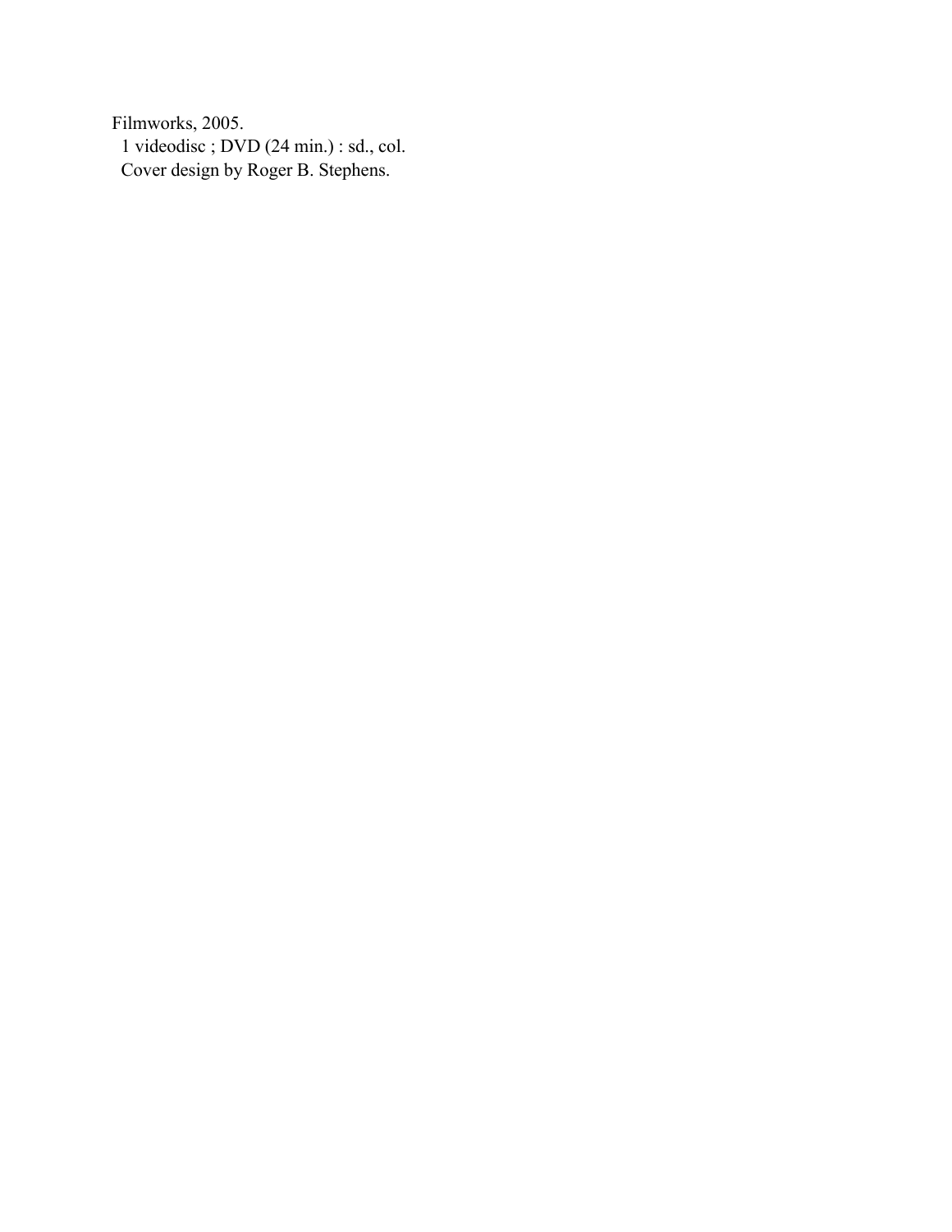Filmworks, 2005.
1 videodisc ; DVD (24 min.) : sd., col.
Cover design by Roger B. Stephens.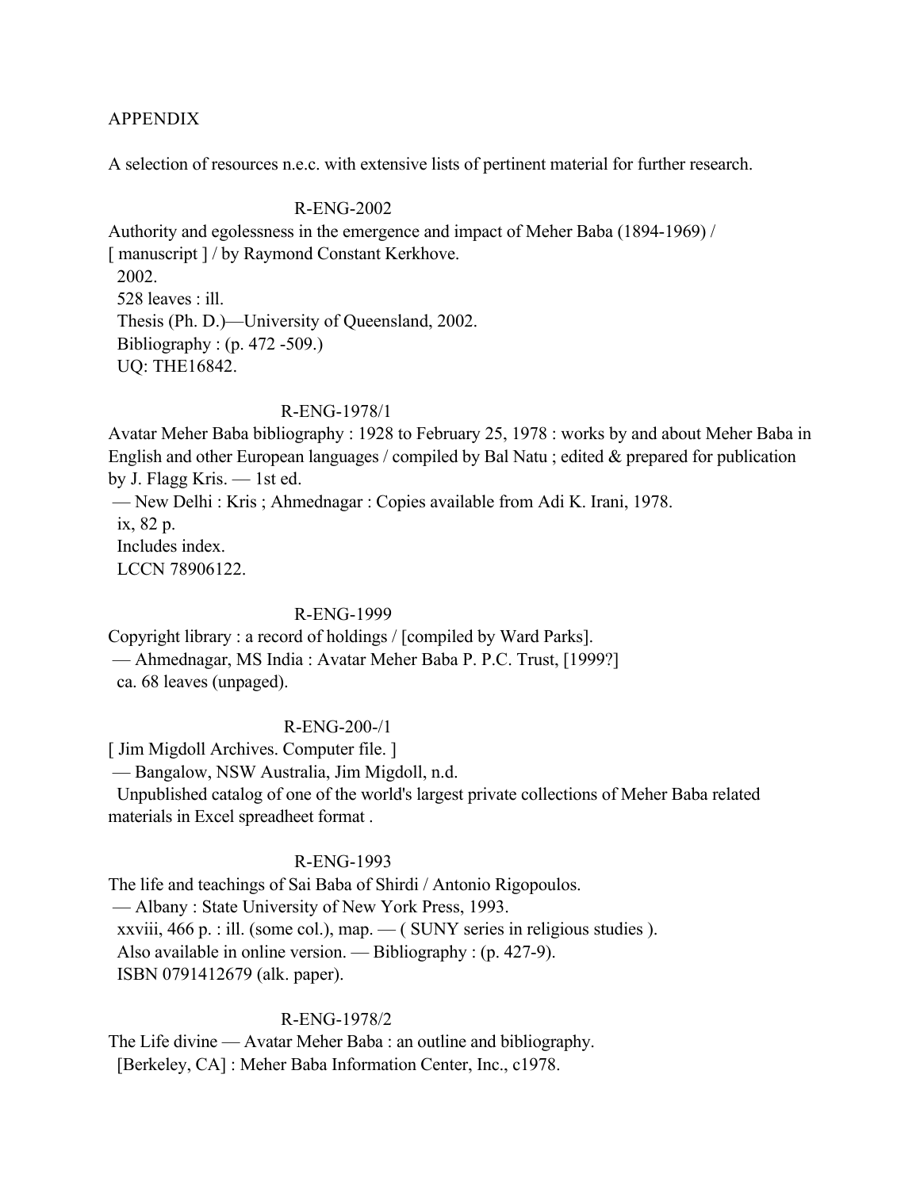## APPENDIX

A selection of resources n.e.c. with extensive lists of pertinent material for further research.

R-ENG-2002

Authority and egolessness in the emergence and impact of Meher Baba (1894-1969) / [ manuscript ] / by Raymond Constant Kerkhove.
2002.
528 leaves : ill.
Thesis (Ph. D.)—University of Queensland, 2002.
Bibliography : (p. 472 -509.)
UQ: THE16842.

R-ENG-1978/1

Avatar Meher Baba bibliography : 1928 to February 25, 1978 : works by and about Meher Baba in English and other European languages / compiled by Bal Natu ; edited & prepared for publication by J. Flagg Kris. — 1st ed.
— New Delhi : Kris ; Ahmednagar : Copies available from Adi K. Irani, 1978.
ix, 82 p.
Includes index.
LCCN 78906122.

R-ENG-1999

Copyright library : a record of holdings / [compiled by Ward Parks].
— Ahmednagar, MS India : Avatar Meher Baba P. P.C. Trust, [1999?]
ca. 68 leaves (unpaged).

R-ENG-200-/1

[ Jim Migdoll Archives. Computer file. ]
— Bangalow, NSW Australia, Jim Migdoll, n.d.
Unpublished catalog of one of the world's largest private collections of Meher Baba related materials in Excel spreadheet format .

R-ENG-1993

The life and teachings of Sai Baba of Shirdi / Antonio Rigopoulos.
— Albany : State University of New York Press, 1993.
xxviii, 466 p. : ill. (some col.), map. — ( SUNY series in religious studies ).
Also available in online version. — Bibliography : (p. 427-9).
ISBN 0791412679 (alk. paper).

R-ENG-1978/2

The Life divine — Avatar Meher Baba : an outline and bibliography.
[Berkeley, CA] : Meher Baba Information Center, Inc., c1978.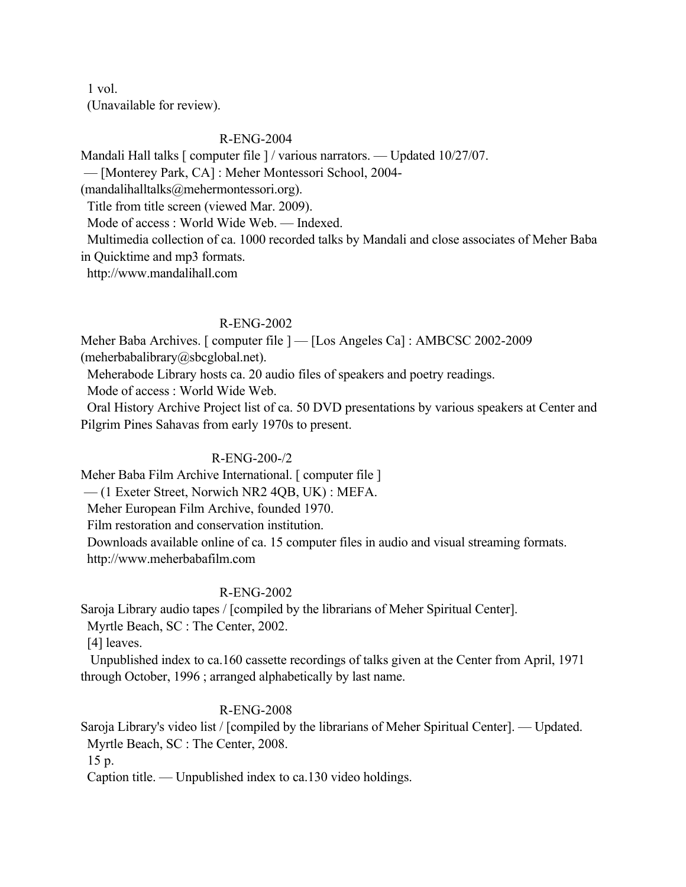1 vol.
(Unavailable for review).

R-ENG-2004

Mandali Hall talks [ computer file ] / various narrators. — Updated 10/27/07.
— [Monterey Park, CA] : Meher Montessori School, 2004-
(mandalihalltalks@mehermontessori.org).
Title from title screen (viewed Mar. 2009).
Mode of access : World Wide Web. — Indexed.
Multimedia collection of ca. 1000 recorded talks by Mandali and close associates of Meher Baba in Quicktime and mp3 formats.
http://www.mandalihall.com

R-ENG-2002

Meher Baba Archives. [ computer file ] — [Los Angeles Ca] : AMBCSC 2002-2009
(meherbabalibrary@sbcglobal.net).
Meherabode Library hosts ca. 20 audio files of speakers and poetry readings.
Mode of access : World Wide Web.
Oral History Archive Project list of ca. 50 DVD presentations by various speakers at Center and Pilgrim Pines Sahavas from early 1970s to present.

R-ENG-200-/2

Meher Baba Film Archive International. [ computer file ]
— (1 Exeter Street, Norwich NR2 4QB, UK) : MEFA.
Meher European Film Archive, founded 1970.
Film restoration and conservation institution.
Downloads available online of ca. 15 computer files in audio and visual streaming formats.
http://www.meherbabafilm.com

R-ENG-2002

Saroja Library audio tapes / [compiled by the librarians of Meher Spiritual Center].
Myrtle Beach, SC : The Center, 2002.
[4] leaves.
Unpublished index to ca.160 cassette recordings of talks given at the Center from April, 1971 through October, 1996 ; arranged alphabetically by last name.

R-ENG-2008

Saroja Library's video list / [compiled by the librarians of Meher Spiritual Center]. — Updated.
Myrtle Beach, SC : The Center, 2008.
15 p.
Caption title. — Unpublished index to ca.130 video holdings.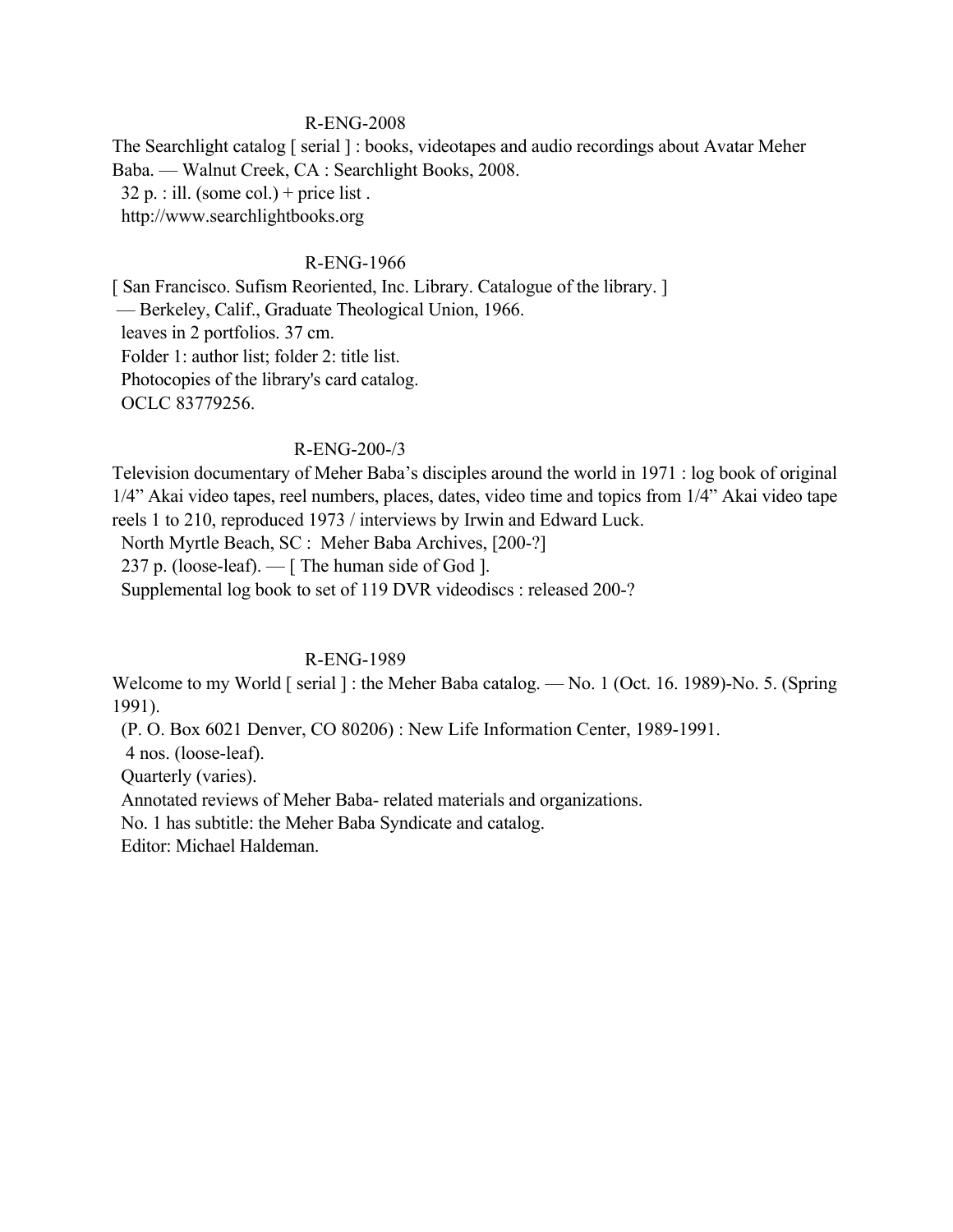R-ENG-2008

The Searchlight catalog [ serial ] : books, videotapes and audio recordings about Avatar Meher Baba. — Walnut Creek, CA : Searchlight Books, 2008.
 32 p. : ill. (some col.) + price list .
 http://www.searchlightbooks.org

R-ENG-1966

[ San Francisco. Sufism Reoriented, Inc. Library. Catalogue of the library. ]
 — Berkeley, Calif., Graduate Theological Union, 1966.
 leaves in 2 portfolios. 37 cm.
 Folder 1: author list; folder 2: title list.
 Photocopies of the library's card catalog.
 OCLC 83779256.

R-ENG-200-/3

Television documentary of Meher Baba's disciples around the world in 1971 : log book of original 1/4" Akai video tapes, reel numbers, places, dates, video time and topics from 1/4" Akai video tape reels 1 to 210, reproduced 1973 / interviews by Irwin and Edward Luck.
 North Myrtle Beach, SC : Meher Baba Archives, [200-?]
 237 p. (loose-leaf). — [ The human side of God ].
 Supplemental log book to set of 119 DVR videodiscs : released 200-?

R-ENG-1989

Welcome to my World [ serial ] : the Meher Baba catalog. — No. 1 (Oct. 16. 1989)-No. 5. (Spring 1991).
 (P. O. Box 6021 Denver, CO 80206) : New Life Information Center, 1989-1991.
 4 nos. (loose-leaf).
 Quarterly (varies).
 Annotated reviews of Meher Baba- related materials and organizations.
 No. 1 has subtitle: the Meher Baba Syndicate and catalog.
 Editor: Michael Haldeman.